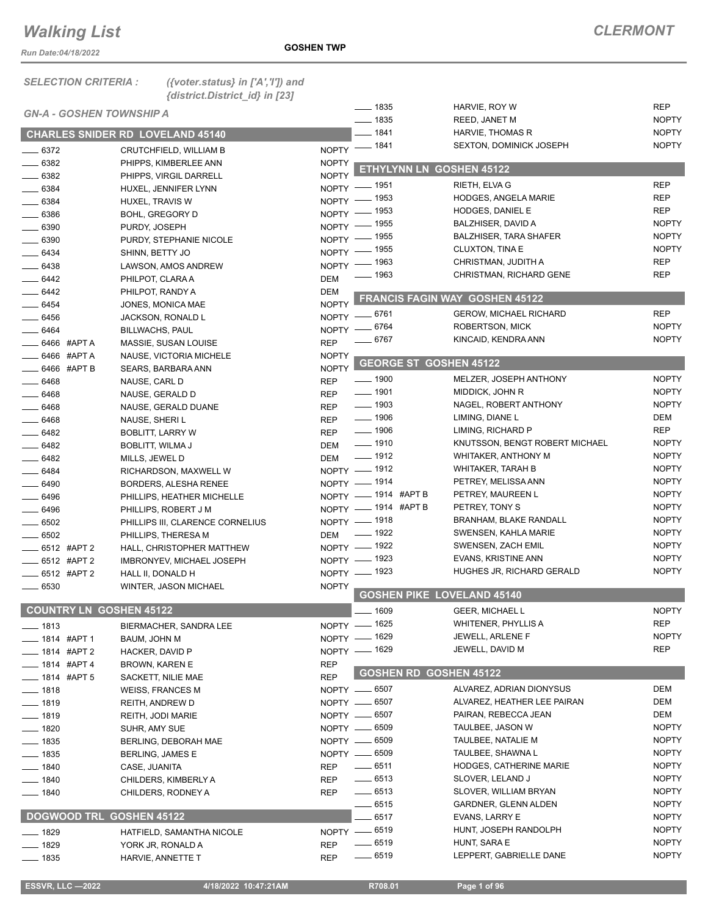# Walking List

## CLERMONT

Run Date:04/18/2022

GOSHEN TWP

*SELECTION CRITERIA : ({voter.status} in ['A','I']) and {district.District_id} in [23]*

*GN-A - GOSHEN TOWNSHIP A*

### CHARLES SNIDER RD LOVELAND 45140

| No. | Name | Party |
|---|---|---|
| 6372 | CRUTCHFIELD, WILLIAM B | NOPTY |
| 6382 | PHIPPS, KIMBERLEE ANN | NOPTY |
| 6382 | PHIPPS, VIRGIL DARRELL | NOPTY |
| 6384 | HUXEL, JENNIFER LYNN | NOPTY |
| 6384 | HUXEL, TRAVIS W | NOPTY |
| 6386 | BOHL, GREGORY D | NOPTY |
| 6390 | PURDY, JOSEPH | NOPTY |
| 6390 | PURDY, STEPHANIE NICOLE | NOPTY |
| 6434 | SHINN, BETTY JO | NOPTY |
| 6438 | LAWSON, AMOS ANDREW | NOPTY |
| 6442 | PHILPOT, CLARA A | DEM |
| 6442 | PHILPOT, RANDY A | DEM |
| 6454 | JONES, MONICA MAE | NOPTY |
| 6456 | JACKSON, RONALD L | NOPTY |
| 6464 | BILLWACHS, PAUL | NOPTY |
| 6466 #APT A | MASSIE, SUSAN LOUISE | REP |
| 6466 #APT A | NAUSE, VICTORIA MICHELE | NOPTY |
| 6466 #APT B | SEARS, BARBARA ANN | NOPTY |
| 6468 | NAUSE, CARL D | REP |
| 6468 | NAUSE, GERALD D | REP |
| 6468 | NAUSE, GERALD DUANE | REP |
| 6468 | NAUSE, SHERI L | REP |
| 6482 | BOBLITT, LARRY W | REP |
| 6482 | BOBLITT, WILMA J | DEM |
| 6482 | MILLS, JEWEL D | DEM |
| 6484 | RICHARDSON, MAXWELL W | NOPTY |
| 6490 | BORDERS, ALESHA RENEE | NOPTY |
| 6496 | PHILLIPS, HEATHER MICHELLE | NOPTY |
| 6496 | PHILLIPS, ROBERT J M | NOPTY |
| 6502 | PHILLIPS III, CLARENCE CORNELIUS | NOPTY |
| 6502 | PHILLIPS, THERESA M | DEM |
| 6512 #APT 2 | HALL, CHRISTOPHER MATTHEW | NOPTY |
| 6512 #APT 2 | IMBRONYEV, MICHAEL JOSEPH | NOPTY |
| 6512 #APT 2 | HALL II, DONALD H | NOPTY |
| 6530 | WINTER, JASON MICHAEL | NOPTY |

### COUNTRY LN GOSHEN 45122

| No. | Name | Party |
|---|---|---|
| 1813 | BIERMACHER, SANDRA LEE | NOPTY |
| 1814 #APT 1 | BAUM, JOHN M | NOPTY |
| 1814 #APT 2 | HACKER, DAVID P | NOPTY |
| 1814 #APT 4 | BROWN, KAREN E | REP |
| 1814 #APT 5 | SACKETT, NILIE MAE | REP |
| 1818 | WEISS, FRANCES M | NOPTY |
| 1819 | REITH, ANDREW D | NOPTY |
| 1819 | REITH, JODI MARIE | NOPTY |
| 1820 | SUHR, AMY SUE | NOPTY |
| 1835 | BERLING, DEBORAH MAE | NOPTY |
| 1835 | BERLING, JAMES E | NOPTY |
| 1840 | CASE, JUANITA | REP |
| 1840 | CHILDERS, KIMBERLY A | REP |
| 1840 | CHILDERS, RODNEY A | REP |

### DOGWOOD TRL GOSHEN 45122

| No. | Name | Party |
|---|---|---|
| 1829 | HATFIELD, SAMANTHA NICOLE | NOPTY |
| 1829 | YORK JR, RONALD A | REP |
| 1835 | HARVIE, ANNETTE T | REP |
| 1835 | HARVIE, ROY W | REP |
| 1835 | REED, JANET M | NOPTY |
| 1841 | HARVIE, THOMAS R | NOPTY |
| 1841 | SEXTON, DOMINICK JOSEPH | NOPTY |

### ETHYLYNN LN GOSHEN 45122

| No. | Name | Party |
|---|---|---|
| 1951 | RIETH, ELVA G | REP |
| 1953 | HODGES, ANGELA MARIE | REP |
| 1953 | HODGES, DANIEL E | REP |
| 1955 | BALZHISER, DAVID A | NOPTY |
| 1955 | BALZHISER, TARA SHAFER | NOPTY |
| 1955 | CLUXTON, TINA E | NOPTY |
| 1963 | CHRISTMAN, JUDITH A | REP |
| 1963 | CHRISTMAN, RICHARD GENE | REP |

### FRANCIS FAGIN WAY GOSHEN 45122

| No. | Name | Party |
|---|---|---|
| 6761 | GEROW, MICHAEL RICHARD | REP |
| 6764 | ROBERTSON, MICK | NOPTY |
| 6767 | KINCAID, KENDRA ANN | NOPTY |

### GEORGE ST GOSHEN 45122

| No. | Name | Party |
|---|---|---|
| 1900 | MELZER, JOSEPH ANTHONY | NOPTY |
| 1901 | MIDDICK, JOHN R | NOPTY |
| 1903 | NAGEL, ROBERT ANTHONY | NOPTY |
| 1906 | LIMING, DIANE L | DEM |
| 1906 | LIMING, RICHARD P | REP |
| 1910 | KNUTSSON, BENGT ROBERT MICHAEL | NOPTY |
| 1912 | WHITAKER, ANTHONY M | NOPTY |
| 1912 | WHITAKER, TARAH B | NOPTY |
| 1914 | PETREY, MELISSA ANN | NOPTY |
| 1914 #APT B | PETREY, MAUREEN L | NOPTY |
| 1914 #APT B | PETREY, TONY S | NOPTY |
| 1918 | BRANHAM, BLAKE RANDALL | NOPTY |
| 1922 | SWENSEN, KAHLA MARIE | NOPTY |
| 1922 | SWENSEN, ZACH EMIL | NOPTY |
| 1923 | EVANS, KRISTINE ANN | NOPTY |
| 1923 | HUGHES JR, RICHARD GERALD | NOPTY |

### GOSHEN PIKE LOVELAND 45140

| No. | Name | Party |
|---|---|---|
| 1609 | GEER, MICHAEL L | NOPTY |
| 1625 | WHITENER, PHYLLIS A | REP |
| 1629 | JEWELL, ARLENE F | NOPTY |
| 1629 | JEWELL, DAVID M | REP |

### GOSHEN RD GOSHEN 45122

| No. | Name | Party |
|---|---|---|
| 6507 | ALVAREZ, ADRIAN DIONYSUS | DEM |
| 6507 | ALVAREZ, HEATHER LEE PAIRAN | DEM |
| 6507 | PAIRAN, REBECCA JEAN | DEM |
| 6509 | TAULBEE, JASON W | NOPTY |
| 6509 | TAULBEE, NATALIE M | NOPTY |
| 6509 | TAULBEE, SHAWNA L | NOPTY |
| 6511 | HODGES, CATHERINE MARIE | NOPTY |
| 6513 | SLOVER, LELAND J | NOPTY |
| 6513 | SLOVER, WILLIAM BRYAN | NOPTY |
| 6515 | GARDNER, GLENN ALDEN | NOPTY |
| 6517 | EVANS, LARRY E | NOPTY |
| 6519 | HUNT, JOSEPH RANDOLPH | NOPTY |
| 6519 | HUNT, SARA E | NOPTY |
| 6519 | LEPPERT, GABRIELLE DANE | NOPTY |

ESSVR, LLC —2022 | 4/18/2022 10:47:21AM | R708.01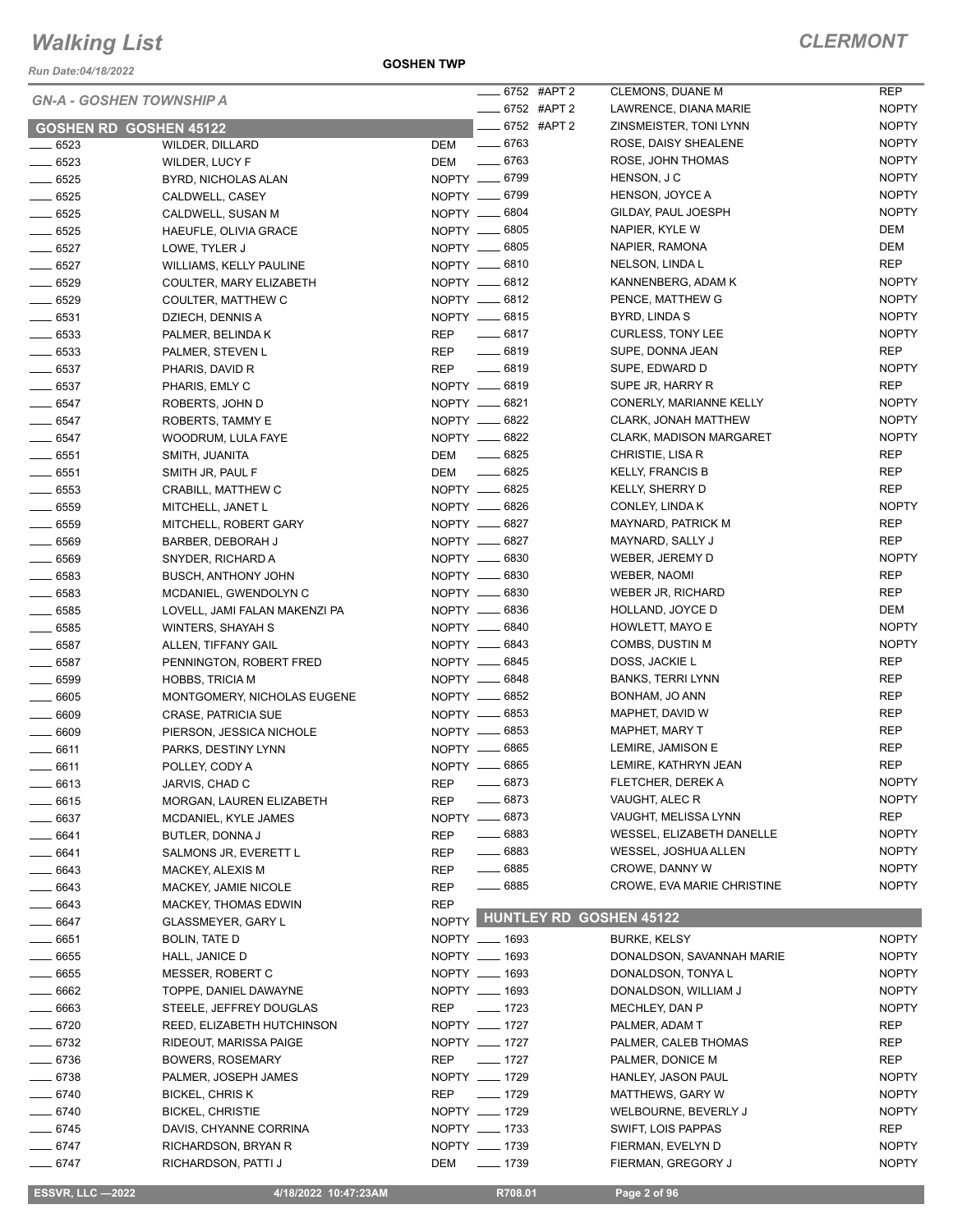# Walking List

**CLERMONT**

Run Date:04/18/2022

**GOSHEN TWP**

*GN-A - GOSHEN TOWNSHIP A*

## GOSHEN RD GOSHEN 45122

| No. | Name | Party |
|---|---|---|
| 6523 | WILDER, DILLARD | DEM |
| 6523 | WILDER, LUCY F | DEM |
| 6525 | BYRD, NICHOLAS ALAN | NOPTY |
| 6525 | CALDWELL, CASEY | NOPTY |
| 6525 | CALDWELL, SUSAN M | NOPTY |
| 6525 | HAEUFLE, OLIVIA GRACE | NOPTY |
| 6527 | LOWE, TYLER J | NOPTY |
| 6527 | WILLIAMS, KELLY PAULINE | NOPTY |
| 6529 | COULTER, MARY ELIZABETH | NOPTY |
| 6529 | COULTER, MATTHEW C | NOPTY |
| 6531 | DZIECH, DENNIS A | NOPTY |
| 6533 | PALMER, BELINDA K | REP |
| 6533 | PALMER, STEVEN L | REP |
| 6537 | PHARIS, DAVID R | REP |
| 6537 | PHARIS, EMLY C | NOPTY |
| 6547 | ROBERTS, JOHN D | NOPTY |
| 6547 | ROBERTS, TAMMY E | NOPTY |
| 6547 | WOODRUM, LULA FAYE | NOPTY |
| 6551 | SMITH, JUANITA | DEM |
| 6551 | SMITH JR, PAUL F | DEM |
| 6553 | CRABILL, MATTHEW C | NOPTY |
| 6559 | MITCHELL, JANET L | NOPTY |
| 6559 | MITCHELL, ROBERT GARY | NOPTY |
| 6569 | BARBER, DEBORAH J | NOPTY |
| 6569 | SNYDER, RICHARD A | NOPTY |
| 6583 | BUSCH, ANTHONY JOHN | NOPTY |
| 6583 | MCDANIEL, GWENDOLYN C | NOPTY |
| 6585 | LOVELL, JAMI FALAN MAKENZI PA | NOPTY |
| 6585 | WINTERS, SHAYAH S | NOPTY |
| 6587 | ALLEN, TIFFANY GAIL | NOPTY |
| 6587 | PENNINGTON, ROBERT FRED | NOPTY |
| 6599 | HOBBS, TRICIA M | NOPTY |
| 6605 | MONTGOMERY, NICHOLAS EUGENE | NOPTY |
| 6609 | CRASE, PATRICIA SUE | NOPTY |
| 6609 | PIERSON, JESSICA NICHOLE | NOPTY |
| 6611 | PARKS, DESTINY LYNN | NOPTY |
| 6611 | POLLEY, CODY A | NOPTY |
| 6613 | JARVIS, CHAD C | REP |
| 6615 | MORGAN, LAUREN ELIZABETH | REP |
| 6637 | MCDANIEL, KYLE JAMES | NOPTY |
| 6641 | BUTLER, DONNA J | REP |
| 6641 | SALMONS JR, EVERETT L | REP |
| 6643 | MACKEY, ALEXIS M | REP |
| 6643 | MACKEY, JAMIE NICOLE | REP |
| 6643 | MACKEY, THOMAS EDWIN | REP |
| 6647 | GLASSMEYER, GARY L | NOPTY |
| 6651 | BOLIN, TATE D | NOPTY |
| 6655 | HALL, JANICE D | NOPTY |
| 6655 | MESSER, ROBERT C | NOPTY |
| 6662 | TOPPE, DANIEL DAWAYNE | NOPTY |
| 6663 | STEELE, JEFFREY DOUGLAS | REP |
| 6720 | REED, ELIZABETH HUTCHINSON | NOPTY |
| 6732 | RIDEOUT, MARISSA PAIGE | NOPTY |
| 6736 | BOWERS, ROSEMARY | REP |
| 6738 | PALMER, JOSEPH JAMES | NOPTY |
| 6740 | BICKEL, CHRIS K | REP |
| 6740 | BICKEL, CHRISTIE | NOPTY |
| 6745 | DAVIS, CHYANNE CORRINA | NOPTY |
| 6747 | RICHARDSON, BRYAN R | NOPTY |
| 6747 | RICHARDSON, PATTI J | DEM |
| 6752 #APT 2 | CLEMONS, DUANE M | REP |
| 6752 #APT 2 | LAWRENCE, DIANA MARIE | NOPTY |
| 6752 #APT 2 | ZINSMEISTER, TONI LYNN | NOPTY |
| 6763 | ROSE, DAISY SHEALENE | NOPTY |
| 6763 | ROSE, JOHN THOMAS | NOPTY |
| 6799 | HENSON, J C | NOPTY |
| 6799 | HENSON, JOYCE A | NOPTY |
| 6804 | GILDAY, PAUL JOESPH | NOPTY |
| 6805 | NAPIER, KYLE W | DEM |
| 6805 | NAPIER, RAMONA | DEM |
| 6810 | NELSON, LINDA L | REP |
| 6812 | KANNENBERG, ADAM K | NOPTY |
| 6812 | PENCE, MATTHEW G | NOPTY |
| 6815 | BYRD, LINDA S | NOPTY |
| 6817 | CURLESS, TONY LEE | NOPTY |
| 6819 | SUPE, DONNA JEAN | REP |
| 6819 | SUPE, EDWARD D | NOPTY |
| 6819 | SUPE JR, HARRY R | REP |
| 6821 | CONERLY, MARIANNE KELLY | NOPTY |
| 6822 | CLARK, JONAH MATTHEW | NOPTY |
| 6822 | CLARK, MADISON MARGARET | NOPTY |
| 6825 | CHRISTIE, LISA R | REP |
| 6825 | KELLY, FRANCIS B | REP |
| 6825 | KELLY, SHERRY D | REP |
| 6826 | CONLEY, LINDA K | NOPTY |
| 6827 | MAYNARD, PATRICK M | REP |
| 6827 | MAYNARD, SALLY J | REP |
| 6830 | WEBER, JEREMY D | NOPTY |
| 6830 | WEBER, NAOMI | REP |
| 6830 | WEBER JR, RICHARD | REP |
| 6836 | HOLLAND, JOYCE D | DEM |
| 6840 | HOWLETT, MAYO E | NOPTY |
| 6843 | COMBS, DUSTIN M | NOPTY |
| 6845 | DOSS, JACKIE L | REP |
| 6848 | BANKS, TERRI LYNN | REP |
| 6852 | BONHAM, JO ANN | REP |
| 6853 | MAPHET, DAVID W | REP |
| 6853 | MAPHET, MARY T | REP |
| 6865 | LEMIRE, JAMISON E | REP |
| 6865 | LEMIRE, KATHRYN JEAN | REP |
| 6873 | FLETCHER, DEREK A | NOPTY |
| 6873 | VAUGHT, ALEC R | NOPTY |
| 6873 | VAUGHT, MELISSA LYNN | REP |
| 6883 | WESSEL, ELIZABETH DANELLE | NOPTY |
| 6883 | WESSEL, JOSHUA ALLEN | NOPTY |
| 6885 | CROWE, DANNY W | NOPTY |
| 6885 | CROWE, EVA MARIE CHRISTINE | NOPTY |

## HUNTLEY RD GOSHEN 45122

| No. | Name | Party |
|---|---|---|
| 1693 | BURKE, KELSY | NOPTY |
| 1693 | DONALDSON, SAVANNAH MARIE | NOPTY |
| 1693 | DONALDSON, TONYA L | NOPTY |
| 1693 | DONALDSON, WILLIAM J | NOPTY |
| 1723 | MECHLEY, DAN P | NOPTY |
| 1727 | PALMER, ADAM T | REP |
| 1727 | PALMER, CALEB THOMAS | REP |
| 1727 | PALMER, DONICE M | REP |
| 1729 | HANLEY, JASON PAUL | NOPTY |
| 1729 | MATTHEWS, GARY W | NOPTY |
| 1729 | WELBOURNE, BEVERLY J | NOPTY |
| 1733 | SWIFT, LOIS PAPPAS | REP |
| 1739 | FIERMAN, EVELYN D | NOPTY |
| 1739 | FIERMAN, GREGORY J | NOPTY |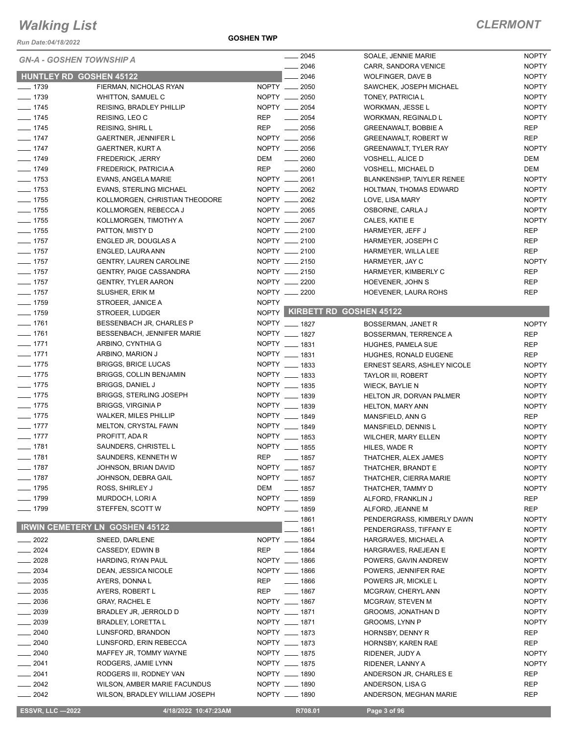# Walking List

**CLERMONT**

Run Date:04/18/2022

**GOSHEN TWP**

## GN-A - GOSHEN TOWNSHIP A

### HUNTLEY RD GOSHEN 45122

| Number | Name | Party |
|---|---|---|
| ____ 1739 | FIERMAN, NICHOLAS RYAN | NOPTY |
| ____ 1739 | WHITTON, SAMUEL C | NOPTY |
| ____ 1745 | REISING, BRADLEY PHILLIP | NOPTY |
| ____ 1745 | REISING, LEO C | REP |
| ____ 1745 | REISING, SHIRL L | REP |
| ____ 1747 | GAERTNER, JENNIFER L | NOPTY |
| ____ 1747 | GAERTNER, KURT A | NOPTY |
| ____ 1749 | FREDERICK, JERRY | DEM |
| ____ 1749 | FREDERICK, PATRICIA A | REP |
| ____ 1753 | EVANS, ANGELA MARIE | NOPTY |
| ____ 1753 | EVANS, STERLING MICHAEL | NOPTY |
| ____ 1755 | KOLLMORGEN, CHRISTIAN THEODORE | NOPTY |
| ____ 1755 | KOLLMORGEN, REBECCA J | NOPTY |
| ____ 1755 | KOLLMORGEN, TIMOTHY A | NOPTY |
| ____ 1755 | PATTON, MISTY D | NOPTY |
| ____ 1757 | ENGLED JR, DOUGLAS A | NOPTY |
| ____ 1757 | ENGLED, LAURA ANN | NOPTY |
| ____ 1757 | GENTRY, LAUREN CAROLINE | NOPTY |
| ____ 1757 | GENTRY, PAIGE CASSANDRA | NOPTY |
| ____ 1757 | GENTRY, TYLER AARON | NOPTY |
| ____ 1757 | SLUSHER, ERIK M | NOPTY |
| ____ 1759 | STROEER, JANICE A | NOPTY |
| ____ 1759 | STROEER, LUDGER | NOPTY |
| ____ 1761 | BESSENBACH JR, CHARLES P | NOPTY |
| ____ 1761 | BESSENBACH, JENNIFER MARIE | NOPTY |
| ____ 1771 | ARBINO, CYNTHIA G | NOPTY |
| ____ 1771 | ARBINO, MARION J | NOPTY |
| ____ 1775 | BRIGGS, BRICE LUCAS | NOPTY |
| ____ 1775 | BRIGGS, COLLIN BENJAMIN | NOPTY |
| ____ 1775 | BRIGGS, DANIEL J | NOPTY |
| ____ 1775 | BRIGGS, STERLING JOSEPH | NOPTY |
| ____ 1775 | BRIGGS, VIRGINIA P | NOPTY |
| ____ 1775 | WALKER, MILES PHILLIP | NOPTY |
| ____ 1777 | MELTON, CRYSTAL FAWN | NOPTY |
| ____ 1777 | PROFITT, ADA R | NOPTY |
| ____ 1781 | SAUNDERS, CHRISTEL L | NOPTY |
| ____ 1781 | SAUNDERS, KENNETH W | REP |
| ____ 1787 | JOHNSON, BRIAN DAVID | NOPTY |
| ____ 1787 | JOHNSON, DEBRA GAIL | NOPTY |
| ____ 1795 | ROSS, SHIRLEY J | DEM |
| ____ 1799 | MURDOCH, LORI A | NOPTY |
| ____ 1799 | STEFFEN, SCOTT W | NOPTY |

### IRWIN CEMETERY LN GOSHEN 45122

| Number | Name | Party |
|---|---|---|
| ____ 2022 | SNEED, DARLENE | NOPTY |
| ____ 2024 | CASSEDY, EDWIN B | REP |
| ____ 2028 | HARDING, RYAN PAUL | NOPTY |
| ____ 2034 | DEAN, JESSICA NICOLE | NOPTY |
| ____ 2035 | AYERS, DONNA L | REP |
| ____ 2035 | AYERS, ROBERT L | REP |
| ____ 2036 | GRAY, RACHEL E | NOPTY |
| ____ 2039 | BRADLEY JR, JERROLD D | NOPTY |
| ____ 2039 | BRADLEY, LORETTA L | NOPTY |
| ____ 2040 | LUNSFORD, BRANDON | NOPTY |
| ____ 2040 | LUNSFORD, ERIN REBECCA | NOPTY |
| ____ 2040 | MAFFEY JR, TOMMY WAYNE | NOPTY |
| ____ 2041 | RODGERS, JAMIE LYNN | NOPTY |
| ____ 2041 | RODGERS III, RODNEY VAN | NOPTY |
| ____ 2042 | WILSON, AMBER MARIE FACUNDUS | NOPTY |
| ____ 2042 | WILSON, BRADLEY WILLIAM JOSEPH | NOPTY |
| ____ 2045 | SOALE, JENNIE MARIE | NOPTY |
| ____ 2046 | CARR, SANDORA VENICE | NOPTY |
| ____ 2046 | WOLFINGER, DAVE B | NOPTY |
| ____ 2050 | SAWCHEK, JOSEPH MICHAEL | NOPTY |
| ____ 2050 | TONEY, PATRICIA L | NOPTY |
| ____ 2054 | WORKMAN, JESSE L | NOPTY |
| ____ 2054 | WORKMAN, REGINALD L | NOPTY |
| ____ 2056 | GREENAWALT, BOBBIE A | REP |
| ____ 2056 | GREENAWALT, ROBERT W | REP |
| ____ 2056 | GREENAWALT, TYLER RAY | NOPTY |
| ____ 2060 | VOSHELL, ALICE D | DEM |
| ____ 2060 | VOSHELL, MICHAEL D | DEM |
| ____ 2061 | BLANKENSHIP, TAIYLER RENEE | NOPTY |
| ____ 2062 | HOLTMAN, THOMAS EDWARD | NOPTY |
| ____ 2062 | LOVE, LISA MARY | NOPTY |
| ____ 2065 | OSBORNE, CARLA J | NOPTY |
| ____ 2067 | CALES, KATIE E | NOPTY |
| ____ 2100 | HARMEYER, JEFF J | REP |
| ____ 2100 | HARMEYER, JOSEPH C | REP |
| ____ 2100 | HARMEYER, WILLA LEE | REP |
| ____ 2150 | HARMEYER, JAY C | NOPTY |
| ____ 2150 | HARMEYER, KIMBERLY C | REP |
| ____ 2200 | HOEVENER, JOHN S | REP |
| ____ 2200 | HOEVENER, LAURA ROHS | REP |

### KIRBETT RD GOSHEN 45122

| Number | Name | Party |
|---|---|---|
| ____ 1827 | BOSSERMAN, JANET R | NOPTY |
| ____ 1827 | BOSSERMAN, TERRENCE A | REP |
| ____ 1831 | HUGHES, PAMELA SUE | REP |
| ____ 1831 | HUGHES, RONALD EUGENE | REP |
| ____ 1833 | ERNEST SEARS, ASHLEY NICOLE | NOPTY |
| ____ 1833 | TAYLOR III, ROBERT | NOPTY |
| ____ 1835 | WIECK, BAYLIE N | NOPTY |
| ____ 1839 | HELTON JR, DORVAN PALMER | NOPTY |
| ____ 1839 | HELTON, MARY ANN | NOPTY |
| ____ 1849 | MANSFIELD, ANN G | REP |
| ____ 1849 | MANSFIELD, DENNIS L | NOPTY |
| ____ 1853 | WILCHER, MARY ELLEN | NOPTY |
| ____ 1855 | HILES, WADE R | NOPTY |
| ____ 1857 | THATCHER, ALEX JAMES | NOPTY |
| ____ 1857 | THATCHER, BRANDT E | NOPTY |
| ____ 1857 | THATCHER, CIERRA MARIE | NOPTY |
| ____ 1857 | THATCHER, TAMMY D | NOPTY |
| ____ 1859 | ALFORD, FRANKLIN J | REP |
| ____ 1859 | ALFORD, JEANNE M | REP |
| ____ 1861 | PENDERGRASS, KIMBERLY DAWN | NOPTY |
| ____ 1861 | PENDERGRASS, TIFFANY E | NOPTY |
| ____ 1864 | HARGRAVES, MICHAEL A | NOPTY |
| ____ 1864 | HARGRAVES, RAEJEAN E | NOPTY |
| ____ 1866 | POWERS, GAVIN ANDREW | NOPTY |
| ____ 1866 | POWERS, JENNIFER RAE | NOPTY |
| ____ 1866 | POWERS JR, MICKLE L | NOPTY |
| ____ 1867 | MCGRAW, CHERYL ANN | NOPTY |
| ____ 1867 | MCGRAW, STEVEN M | NOPTY |
| ____ 1871 | GROOMS, JONATHAN D | NOPTY |
| ____ 1871 | GROOMS, LYNN P | NOPTY |
| ____ 1873 | HORNSBY, DENNY R | REP |
| ____ 1873 | HORNSBY, KAREN RAE | REP |
| ____ 1875 | RIDENER, JUDY A | NOPTY |
| ____ 1875 | RIDENER, LANNY A | NOPTY |
| ____ 1890 | ANDERSON JR, CHARLES E | REP |
| ____ 1890 | ANDERSON, LISA G | REP |
| ____ 1890 | ANDERSON, MEGHAN MARIE | REP |

ESSVR, LLC —2022 | 4/18/2022 10:47:23AM | R708.01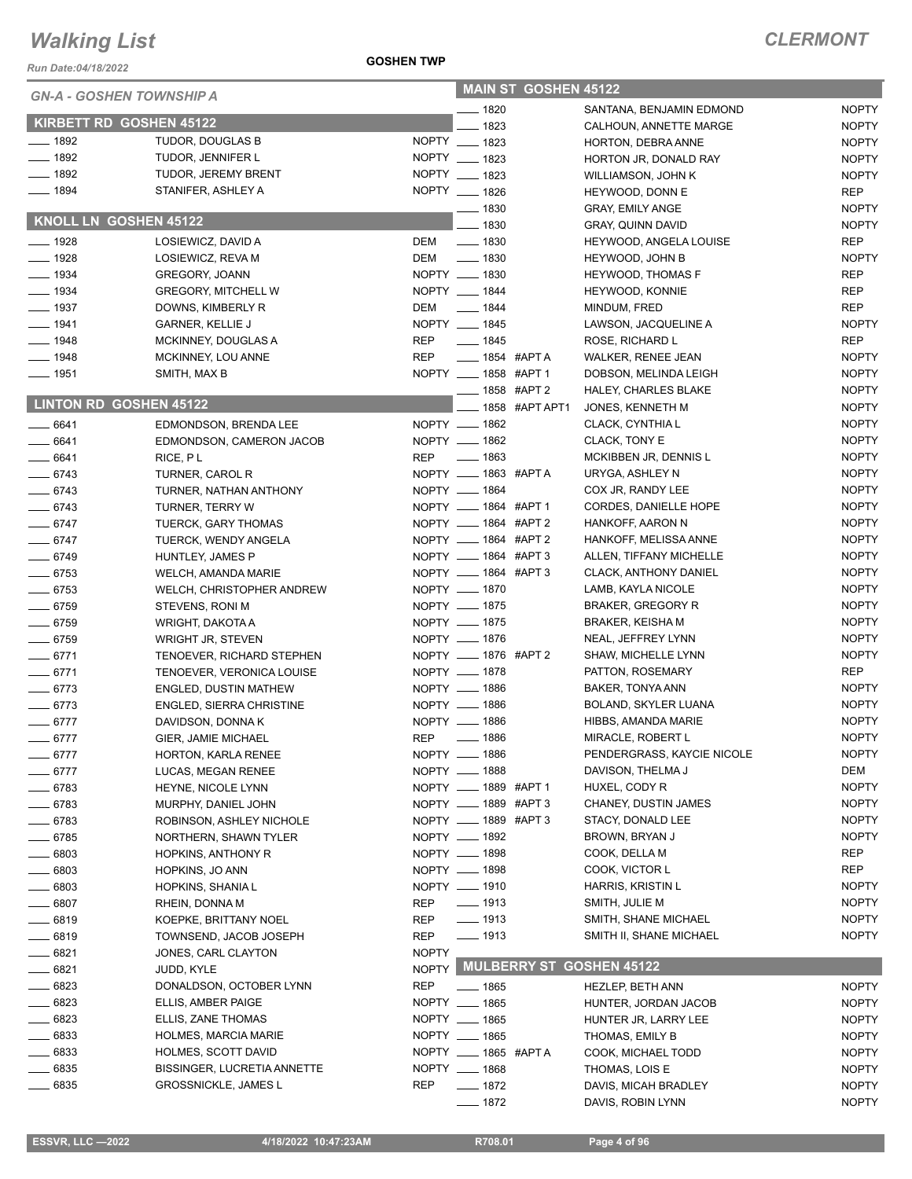# Walking List

## CLERMONT

Run Date:04/18/2022

GOSHEN TWP

*GN-A - GOSHEN TOWNSHIP A*

### KIRBETT RD GOSHEN 45122

| No. | Name | Party |
|---|---|---|
| ____ 1892 | TUDOR, DOUGLAS B | NOPTY |
| ____ 1892 | TUDOR, JENNIFER L | NOPTY |
| ____ 1892 | TUDOR, JEREMY BRENT | NOPTY |
| ____ 1894 | STANIFER, ASHLEY A | NOPTY |

### KNOLL LN GOSHEN 45122

| No. | Name | Party |
|---|---|---|
| ____ 1928 | LOSIEWICZ, DAVID A | DEM |
| ____ 1928 | LOSIEWICZ, REVA M | DEM |
| ____ 1934 | GREGORY, JOANN | NOPTY |
| ____ 1934 | GREGORY, MITCHELL W | NOPTY |
| ____ 1937 | DOWNS, KIMBERLY R | DEM |
| ____ 1941 | GARNER, KELLIE J | NOPTY |
| ____ 1948 | MCKINNEY, DOUGLAS A | REP |
| ____ 1948 | MCKINNEY, LOU ANNE | REP |
| ____ 1951 | SMITH, MAX B | NOPTY |

### LINTON RD GOSHEN 45122

| No. | Name | Party |
|---|---|---|
| ____ 6641 | EDMONDSON, BRENDA LEE | NOPTY |
| ____ 6641 | EDMONDSON, CAMERON JACOB | NOPTY |
| ____ 6641 | RICE, P L | REP |
| ____ 6743 | TURNER, CAROL R | NOPTY |
| ____ 6743 | TURNER, NATHAN ANTHONY | NOPTY |
| ____ 6743 | TURNER, TERRY W | NOPTY |
| ____ 6747 | TUERCK, GARY THOMAS | NOPTY |
| ____ 6747 | TUERCK, WENDY ANGELA | NOPTY |
| ____ 6749 | HUNTLEY, JAMES P | NOPTY |
| ____ 6753 | WELCH, AMANDA MARIE | NOPTY |
| ____ 6753 | WELCH, CHRISTOPHER ANDREW | NOPTY |
| ____ 6759 | STEVENS, RONI M | NOPTY |
| ____ 6759 | WRIGHT, DAKOTA A | NOPTY |
| ____ 6759 | WRIGHT JR, STEVEN | NOPTY |
| ____ 6771 | TENOEVER, RICHARD STEPHEN | NOPTY |
| ____ 6771 | TENOEVER, VERONICA LOUISE | NOPTY |
| ____ 6773 | ENGLED, DUSTIN MATHEW | NOPTY |
| ____ 6773 | ENGLED, SIERRA CHRISTINE | NOPTY |
| ____ 6777 | DAVIDSON, DONNA K | NOPTY |
| ____ 6777 | GIER, JAMIE MICHAEL | REP |
| ____ 6777 | HORTON, KARLA RENEE | NOPTY |
| ____ 6777 | LUCAS, MEGAN RENEE | NOPTY |
| ____ 6783 | HEYNE, NICOLE LYNN | NOPTY |
| ____ 6783 | MURPHY, DANIEL JOHN | NOPTY |
| ____ 6783 | ROBINSON, ASHLEY NICHOLE | NOPTY |
| ____ 6785 | NORTHERN, SHAWN TYLER | NOPTY |
| ____ 6803 | HOPKINS, ANTHONY R | NOPTY |
| ____ 6803 | HOPKINS, JO ANN | NOPTY |
| ____ 6803 | HOPKINS, SHANIA L | NOPTY |
| ____ 6807 | RHEIN, DONNA M | REP |
| ____ 6819 | KOEPKE, BRITTANY NOEL | REP |
| ____ 6819 | TOWNSEND, JACOB JOSEPH | REP |
| ____ 6821 | JONES, CARL CLAYTON | NOPTY |
| ____ 6821 | JUDD, KYLE | NOPTY |
| ____ 6823 | DONALDSON, OCTOBER LYNN | REP |
| ____ 6823 | ELLIS, AMBER PAIGE | NOPTY |
| ____ 6823 | ELLIS, ZANE THOMAS | NOPTY |
| ____ 6833 | HOLMES, MARCIA MARIE | NOPTY |
| ____ 6833 | HOLMES, SCOTT DAVID | NOPTY |
| ____ 6835 | BISSINGER, LUCRETIA ANNETTE | NOPTY |
| ____ 6835 | GROSSNICKLE, JAMES L | REP |

### MAIN ST GOSHEN 45122

| No. | Name | Party |
|---|---|---|
| ____ 1820 | SANTANA, BENJAMIN EDMOND | NOPTY |
| ____ 1823 | CALHOUN, ANNETTE MARGE | NOPTY |
| ____ 1823 | HORTON, DEBRA ANNE | NOPTY |
| ____ 1823 | HORTON JR, DONALD RAY | NOPTY |
| ____ 1823 | WILLIAMSON, JOHN K | NOPTY |
| ____ 1826 | HEYWOOD, DONN E | REP |
| ____ 1830 | GRAY, EMILY ANGE | NOPTY |
| ____ 1830 | GRAY, QUINN DAVID | NOPTY |
| ____ 1830 | HEYWOOD, ANGELA LOUISE | REP |
| ____ 1830 | HEYWOOD, JOHN B | NOPTY |
| ____ 1830 | HEYWOOD, THOMAS F | REP |
| ____ 1844 | HEYWOOD, KONNIE | REP |
| ____ 1844 | MINDUM, FRED | REP |
| ____ 1845 | LAWSON, JACQUELINE A | NOPTY |
| ____ 1845 | ROSE, RICHARD L | REP |
| ____ 1854 #APT A | WALKER, RENEE JEAN | NOPTY |
| ____ 1858 #APT 1 | DOBSON, MELINDA LEIGH | NOPTY |
| ____ 1858 #APT 2 | HALEY, CHARLES BLAKE | NOPTY |
| ____ 1858 #APT APT1 | JONES, KENNETH M | NOPTY |
| ____ 1862 | CLACK, CYNTHIA L | NOPTY |
| ____ 1862 | CLACK, TONY E | NOPTY |
| ____ 1863 | MCKIBBEN JR, DENNIS L | NOPTY |
| ____ 1863 #APT A | URYGA, ASHLEY N | NOPTY |
| ____ 1864 | COX JR, RANDY LEE | NOPTY |
| ____ 1864 #APT 1 | CORDES, DANIELLE HOPE | NOPTY |
| ____ 1864 #APT 2 | HANKOFF, AARON N | NOPTY |
| ____ 1864 #APT 2 | HANKOFF, MELISSA ANNE | NOPTY |
| ____ 1864 #APT 3 | ALLEN, TIFFANY MICHELLE | NOPTY |
| ____ 1864 #APT 3 | CLACK, ANTHONY DANIEL | NOPTY |
| ____ 1870 | LAMB, KAYLA NICOLE | NOPTY |
| ____ 1875 | BRAKER, GREGORY R | NOPTY |
| ____ 1875 | BRAKER, KEISHA M | NOPTY |
| ____ 1876 | NEAL, JEFFREY LYNN | NOPTY |
| ____ 1876 #APT 2 | SHAW, MICHELLE LYNN | NOPTY |
| ____ 1878 | PATTON, ROSEMARY | REP |
| ____ 1886 | BAKER, TONYA ANN | NOPTY |
| ____ 1886 | BOLAND, SKYLER LUANA | NOPTY |
| ____ 1886 | HIBBS, AMANDA MARIE | NOPTY |
| ____ 1886 | MIRACLE, ROBERT L | NOPTY |
| ____ 1886 | PENDERGRASS, KAYCIE NICOLE | NOPTY |
| ____ 1888 | DAVISON, THELMA J | DEM |
| ____ 1889 #APT 1 | HUXEL, CODY R | NOPTY |
| ____ 1889 #APT 3 | CHANEY, DUSTIN JAMES | NOPTY |
| ____ 1889 #APT 3 | STACY, DONALD LEE | NOPTY |
| ____ 1892 | BROWN, BRYAN J | NOPTY |
| ____ 1898 | COOK, DELLA M | REP |
| ____ 1898 | COOK, VICTOR L | REP |
| ____ 1910 | HARRIS, KRISTIN L | NOPTY |
| ____ 1913 | SMITH, JULIE M | NOPTY |
| ____ 1913 | SMITH, SHANE MICHAEL | NOPTY |
| ____ 1913 | SMITH II, SHANE MICHAEL | NOPTY |

### MULBERRY ST GOSHEN 45122

| No. | Name | Party |
|---|---|---|
| ____ 1865 | HEZLEP, BETH ANN | NOPTY |
| ____ 1865 | HUNTER, JORDAN JACOB | NOPTY |
| ____ 1865 | HUNTER JR, LARRY LEE | NOPTY |
| ____ 1865 | THOMAS, EMILY B | NOPTY |
| ____ 1865 #APT A | COOK, MICHAEL TODD | NOPTY |
| ____ 1868 | THOMAS, LOIS E | NOPTY |
| ____ 1872 | DAVIS, MICAH BRADLEY | NOPTY |
| ____ 1872 | DAVIS, ROBIN LYNN | NOPTY |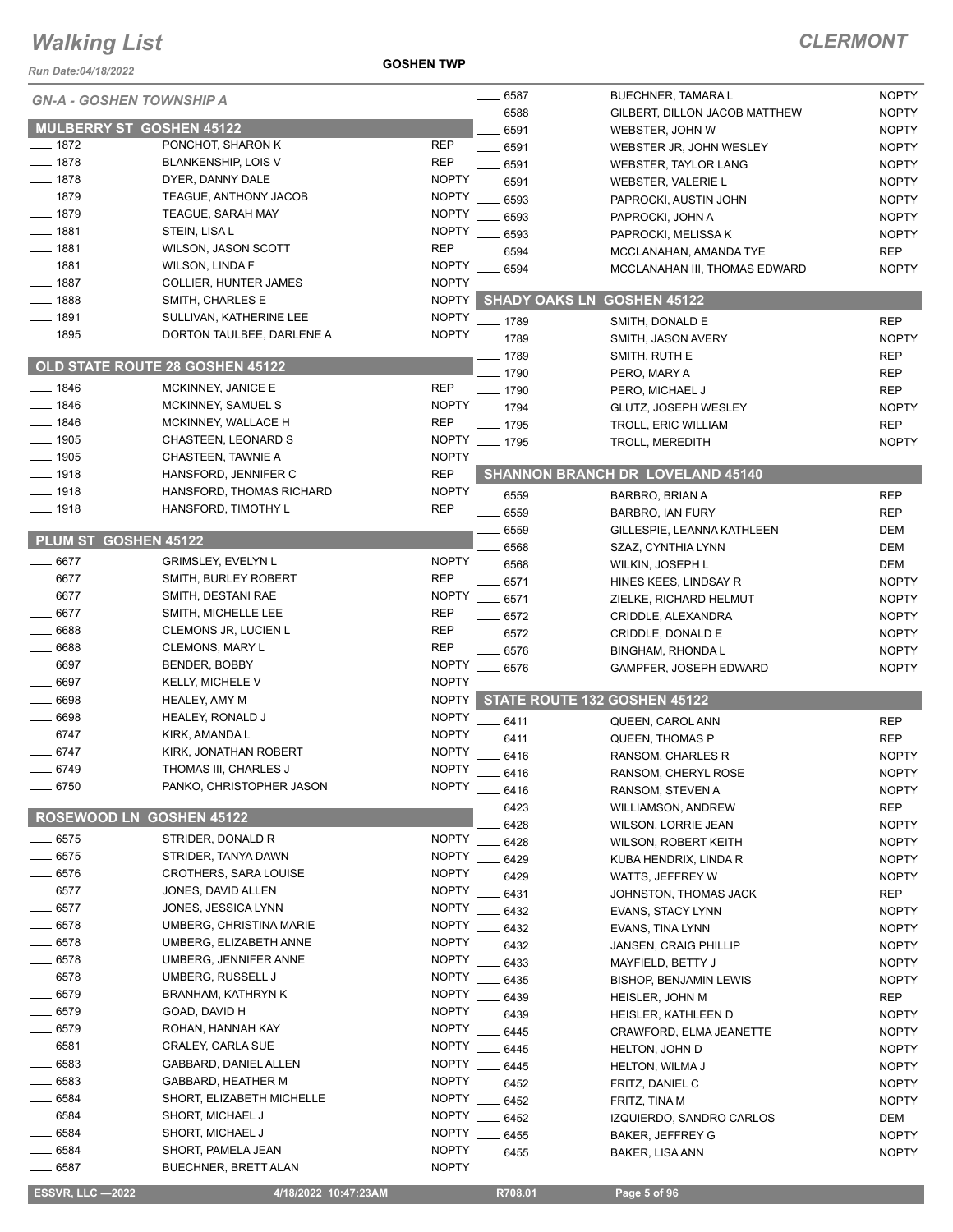# Walking List

**CLERMONT**

Run Date:04/18/2022

GOSHEN TWP

## GN-A - GOSHEN TOWNSHIP A

### MULBERRY ST GOSHEN 45122

| | | |
|---|---|---|
| 1872 | PONCHOT, SHARON K | REP |
| 1878 | BLANKENSHIP, LOIS V | REP |
| 1878 | DYER, DANNY DALE | NOPTY |
| 1879 | TEAGUE, ANTHONY JACOB | NOPTY |
| 1879 | TEAGUE, SARAH MAY | NOPTY |
| 1881 | STEIN, LISA L | NOPTY |
| 1881 | WILSON, JASON SCOTT | REP |
| 1881 | WILSON, LINDA F | NOPTY |
| 1887 | COLLIER, HUNTER JAMES | NOPTY |
| 1888 | SMITH, CHARLES E | NOPTY |
| 1891 | SULLIVAN, KATHERINE LEE | NOPTY |
| 1895 | DORTON TAULBEE, DARLENE A | NOPTY |

### OLD STATE ROUTE 28 GOSHEN 45122

| | | |
|---|---|---|
| 1846 | MCKINNEY, JANICE E | REP |
| 1846 | MCKINNEY, SAMUEL S | NOPTY |
| 1846 | MCKINNEY, WALLACE H | REP |
| 1905 | CHASTEEN, LEONARD S | NOPTY |
| 1905 | CHASTEEN, TAWNIE A | NOPTY |
| 1918 | HANSFORD, JENNIFER C | REP |
| 1918 | HANSFORD, THOMAS RICHARD | NOPTY |
| 1918 | HANSFORD, TIMOTHY L | REP |

### PLUM ST GOSHEN 45122

| | | |
|---|---|---|
| 6677 | GRIMSLEY, EVELYN L | NOPTY |
| 6677 | SMITH, BURLEY ROBERT | REP |
| 6677 | SMITH, DESTANI RAE | NOPTY |
| 6677 | SMITH, MICHELLE LEE | REP |
| 6688 | CLEMONS JR, LUCIEN L | REP |
| 6688 | CLEMONS, MARY L | REP |
| 6697 | BENDER, BOBBY | NOPTY |
| 6697 | KELLY, MICHELE V | NOPTY |
| 6698 | HEALEY, AMY M | NOPTY |
| 6698 | HEALEY, RONALD J | NOPTY |
| 6747 | KIRK, AMANDA L | NOPTY |
| 6747 | KIRK, JONATHAN ROBERT | NOPTY |
| 6749 | THOMAS III, CHARLES J | NOPTY |
| 6750 | PANKO, CHRISTOPHER JASON | NOPTY |

### ROSEWOOD LN GOSHEN 45122

| | | |
|---|---|---|
| 6575 | STRIDER, DONALD R | NOPTY |
| 6575 | STRIDER, TANYA DAWN | NOPTY |
| 6576 | CROTHERS, SARA LOUISE | NOPTY |
| 6577 | JONES, DAVID ALLEN | NOPTY |
| 6577 | JONES, JESSICA LYNN | NOPTY |
| 6578 | UMBERG, CHRISTINA MARIE | NOPTY |
| 6578 | UMBERG, ELIZABETH ANNE | NOPTY |
| 6578 | UMBERG, JENNIFER ANNE | NOPTY |
| 6578 | UMBERG, RUSSELL J | NOPTY |
| 6579 | BRANHAM, KATHRYN K | NOPTY |
| 6579 | GOAD, DAVID H | NOPTY |
| 6579 | ROHAN, HANNAH KAY | NOPTY |
| 6581 | CRALEY, CARLA SUE | NOPTY |
| 6583 | GABBARD, DANIEL ALLEN | NOPTY |
| 6583 | GABBARD, HEATHER M | NOPTY |
| 6584 | SHORT, ELIZABETH MICHELLE | NOPTY |
| 6584 | SHORT, MICHAEL J | NOPTY |
| 6584 | SHORT, MICHAEL J | NOPTY |
| 6584 | SHORT, PAMELA JEAN | NOPTY |
| 6587 | BUECHNER, BRETT ALAN | NOPTY |
| 6587 | BUECHNER, TAMARA L | NOPTY |
| 6588 | GILBERT, DILLON JACOB MATTHEW | NOPTY |
| 6591 | WEBSTER, JOHN W | NOPTY |
| 6591 | WEBSTER JR, JOHN WESLEY | NOPTY |
| 6591 | WEBSTER, TAYLOR LANG | NOPTY |
| 6591 | WEBSTER, VALERIE L | NOPTY |
| 6593 | PAPROCKI, AUSTIN JOHN | NOPTY |
| 6593 | PAPROCKI, JOHN A | NOPTY |
| 6593 | PAPROCKI, MELISSA K | NOPTY |
| 6594 | MCCLANAHAN, AMANDA TYE | REP |
| 6594 | MCCLANAHAN III, THOMAS EDWARD | NOPTY |

### SHADY OAKS LN GOSHEN 45122

| | | |
|---|---|---|
| 1789 | SMITH, DONALD E | REP |
| 1789 | SMITH, JASON AVERY | NOPTY |
| 1789 | SMITH, RUTH E | REP |
| 1790 | PERO, MARY A | REP |
| 1790 | PERO, MICHAEL J | REP |
| 1794 | GLUTZ, JOSEPH WESLEY | NOPTY |
| 1795 | TROLL, ERIC WILLIAM | REP |
| 1795 | TROLL, MEREDITH | NOPTY |

### SHANNON BRANCH DR LOVELAND 45140

| | | |
|---|---|---|
| 6559 | BARBRO, BRIAN A | REP |
| 6559 | BARBRO, IAN FURY | REP |
| 6559 | GILLESPIE, LEANNA KATHLEEN | DEM |
| 6568 | SZAZ, CYNTHIA LYNN | DEM |
| 6568 | WILKIN, JOSEPH L | DEM |
| 6571 | HINES KEES, LINDSAY R | NOPTY |
| 6571 | ZIELKE, RICHARD HELMUT | NOPTY |
| 6572 | CRIDDLE, ALEXANDRA | NOPTY |
| 6572 | CRIDDLE, DONALD E | NOPTY |
| 6576 | BINGHAM, RHONDA L | NOPTY |
| 6576 | GAMPFER, JOSEPH EDWARD | NOPTY |

### STATE ROUTE 132 GOSHEN 45122

| | | |
|---|---|---|
| 6411 | QUEEN, CAROL ANN | REP |
| 6411 | QUEEN, THOMAS P | REP |
| 6416 | RANSOM, CHARLES R | NOPTY |
| 6416 | RANSOM, CHERYL ROSE | NOPTY |
| 6416 | RANSOM, STEVEN A | NOPTY |
| 6423 | WILLIAMSON, ANDREW | REP |
| 6428 | WILSON, LORRIE JEAN | NOPTY |
| 6428 | WILSON, ROBERT KEITH | NOPTY |
| 6429 | KUBA HENDRIX, LINDA R | NOPTY |
| 6429 | WATTS, JEFFREY W | NOPTY |
| 6431 | JOHNSTON, THOMAS JACK | REP |
| 6432 | EVANS, STACY LYNN | NOPTY |
| 6432 | EVANS, TINA LYNN | NOPTY |
| 6432 | JANSEN, CRAIG PHILLIP | NOPTY |
| 6433 | MAYFIELD, BETTY J | NOPTY |
| 6435 | BISHOP, BENJAMIN LEWIS | NOPTY |
| 6439 | HEISLER, JOHN M | REP |
| 6439 | HEISLER, KATHLEEN D | NOPTY |
| 6445 | CRAWFORD, ELMA JEANETTE | NOPTY |
| 6445 | HELTON, JOHN D | NOPTY |
| 6445 | HELTON, WILMA J | NOPTY |
| 6452 | FRITZ, DANIEL C | NOPTY |
| 6452 | FRITZ, TINA M | NOPTY |
| 6452 | IZQUIERDO, SANDRO CARLOS | DEM |
| 6455 | BAKER, JEFFREY G | NOPTY |
| 6455 | BAKER, LISA ANN | NOPTY |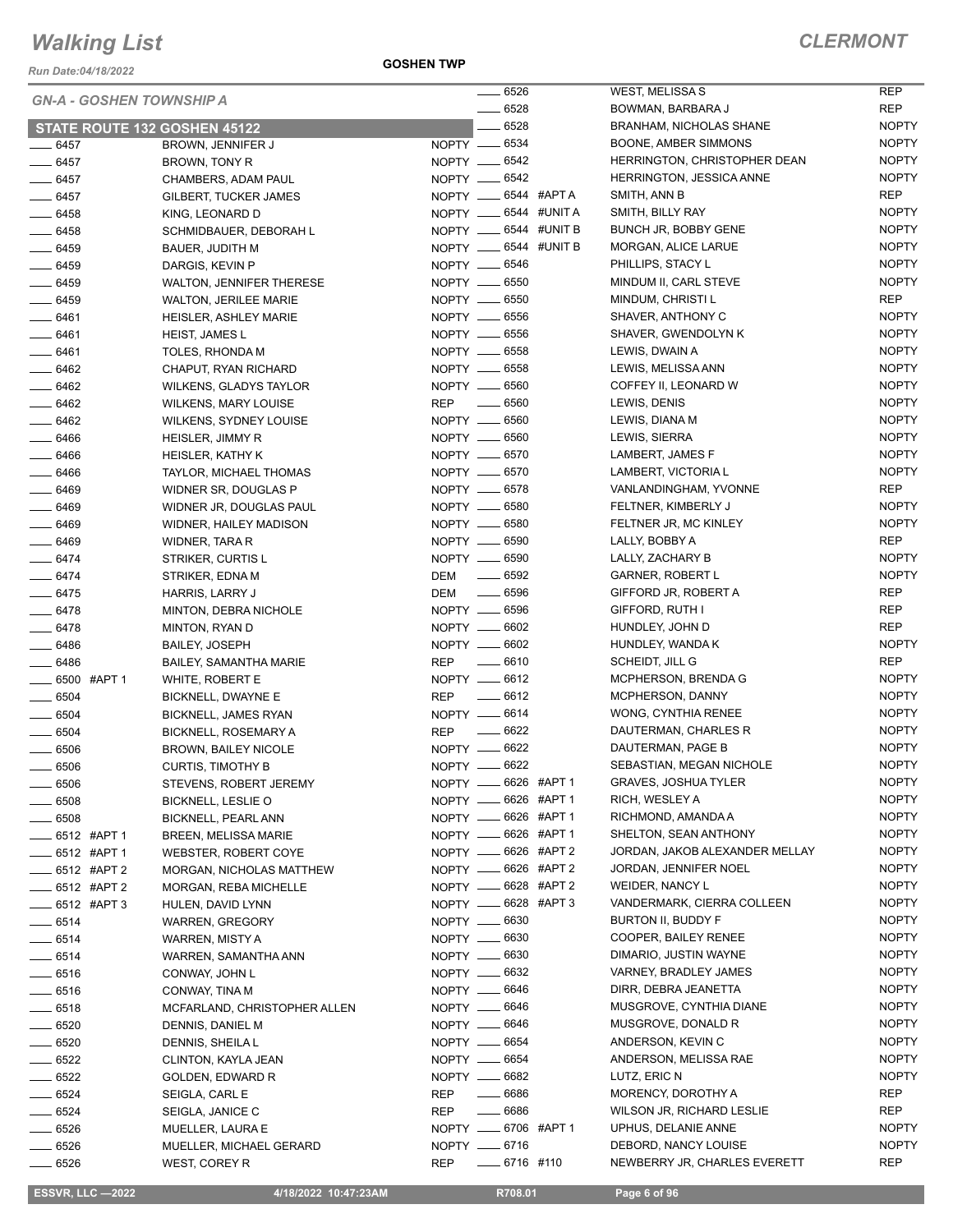# Walking List

**CLERMONT**

Run Date:04/18/2022

**GOSHEN TWP**

## GN-A - GOSHEN TOWNSHIP A

### STATE ROUTE 132 GOSHEN 45122

| Number | Unit | Name | Party |
|---|---|---|---|
| 6457 | | BROWN, JENNIFER J | NOPTY |
| 6457 | | BROWN, TONY R | NOPTY |
| 6457 | | CHAMBERS, ADAM PAUL | NOPTY |
| 6457 | | GILBERT, TUCKER JAMES | NOPTY |
| 6458 | | KING, LEONARD D | NOPTY |
| 6458 | | SCHMIDBAUER, DEBORAH L | NOPTY |
| 6459 | | BAUER, JUDITH M | NOPTY |
| 6459 | | DARGIS, KEVIN P | NOPTY |
| 6459 | | WALTON, JENNIFER THERESE | NOPTY |
| 6459 | | WALTON, JERILEE MARIE | NOPTY |
| 6461 | | HEISLER, ASHLEY MARIE | NOPTY |
| 6461 | | HEIST, JAMES L | NOPTY |
| 6461 | | TOLES, RHONDA M | NOPTY |
| 6462 | | CHAPUT, RYAN RICHARD | NOPTY |
| 6462 | | WILKENS, GLADYS TAYLOR | NOPTY |
| 6462 | | WILKENS, MARY LOUISE | REP |
| 6462 | | WILKENS, SYDNEY LOUISE | NOPTY |
| 6466 | | HEISLER, JIMMY R | NOPTY |
| 6466 | | HEISLER, KATHY K | NOPTY |
| 6466 | | TAYLOR, MICHAEL THOMAS | NOPTY |
| 6469 | | WIDNER SR, DOUGLAS P | NOPTY |
| 6469 | | WIDNER JR, DOUGLAS PAUL | NOPTY |
| 6469 | | WIDNER, HAILEY MADISON | NOPTY |
| 6469 | | WIDNER, TARA R | NOPTY |
| 6474 | | STRIKER, CURTIS L | NOPTY |
| 6474 | | STRIKER, EDNA M | DEM |
| 6475 | | HARRIS, LARRY J | DEM |
| 6478 | | MINTON, DEBRA NICHOLE | NOPTY |
| 6478 | | MINTON, RYAN D | NOPTY |
| 6486 | | BAILEY, JOSEPH | NOPTY |
| 6486 | | BAILEY, SAMANTHA MARIE | REP |
| 6500 | #APT 1 | WHITE, ROBERT E | NOPTY |
| 6504 | | BICKNELL, DWAYNE E | REP |
| 6504 | | BICKNELL, JAMES RYAN | NOPTY |
| 6504 | | BICKNELL, ROSEMARY A | REP |
| 6506 | | BROWN, BAILEY NICOLE | NOPTY |
| 6506 | | CURTIS, TIMOTHY B | NOPTY |
| 6506 | | STEVENS, ROBERT JEREMY | NOPTY |
| 6508 | | BICKNELL, LESLIE O | NOPTY |
| 6508 | | BICKNELL, PEARL ANN | NOPTY |
| 6512 | #APT 1 | BREEN, MELISSA MARIE | NOPTY |
| 6512 | #APT 1 | WEBSTER, ROBERT COYE | NOPTY |
| 6512 | #APT 2 | MORGAN, NICHOLAS MATTHEW | NOPTY |
| 6512 | #APT 2 | MORGAN, REBA MICHELLE | NOPTY |
| 6512 | #APT 3 | HULEN, DAVID LYNN | NOPTY |
| 6514 | | WARREN, GREGORY | NOPTY |
| 6514 | | WARREN, MISTY A | NOPTY |
| 6514 | | WARREN, SAMANTHA ANN | NOPTY |
| 6516 | | CONWAY, JOHN L | NOPTY |
| 6516 | | CONWAY, TINA M | NOPTY |
| 6518 | | MCFARLAND, CHRISTOPHER ALLEN | NOPTY |
| 6520 | | DENNIS, DANIEL M | NOPTY |
| 6520 | | DENNIS, SHEILA L | NOPTY |
| 6522 | | CLINTON, KAYLA JEAN | NOPTY |
| 6522 | | GOLDEN, EDWARD R | NOPTY |
| 6524 | | SEIGLA, CARL E | REP |
| 6524 | | SEIGLA, JANICE C | REP |
| 6526 | | MUELLER, LAURA E | NOPTY |
| 6526 | | MUELLER, MICHAEL GERARD | NOPTY |
| 6526 | | WEST, COREY R | REP |
| 6526 | | WEST, MELISSA S | REP |
| 6528 | | BOWMAN, BARBARA J | REP |
| 6528 | | BRANHAM, NICHOLAS SHANE | NOPTY |
| 6534 | | BOONE, AMBER SIMMONS | NOPTY |
| 6542 | | HERRINGTON, CHRISTOPHER DEAN | NOPTY |
| 6542 | | HERRINGTON, JESSICA ANNE | NOPTY |
| 6544 | #APT A | SMITH, ANN B | REP |
| 6544 | #UNIT A | SMITH, BILLY RAY | NOPTY |
| 6544 | #UNIT B | BUNCH JR, BOBBY GENE | NOPTY |
| 6544 | #UNIT B | MORGAN, ALICE LARUE | NOPTY |
| 6546 | | PHILLIPS, STACY L | NOPTY |
| 6550 | | MINDUM II, CARL STEVE | NOPTY |
| 6550 | | MINDUM, CHRISTI L | REP |
| 6556 | | SHAVER, ANTHONY C | NOPTY |
| 6556 | | SHAVER, GWENDOLYN K | NOPTY |
| 6558 | | LEWIS, DWAIN A | NOPTY |
| 6558 | | LEWIS, MELISSA ANN | NOPTY |
| 6560 | | COFFEY II, LEONARD W | NOPTY |
| 6560 | | LEWIS, DENIS | NOPTY |
| 6560 | | LEWIS, DIANA M | NOPTY |
| 6560 | | LEWIS, SIERRA | NOPTY |
| 6570 | | LAMBERT, JAMES F | NOPTY |
| 6570 | | LAMBERT, VICTORIA L | NOPTY |
| 6578 | | VANLANDINGHAM, YVONNE | REP |
| 6580 | | FELTNER, KIMBERLY J | NOPTY |
| 6580 | | FELTNER JR, MC KINLEY | NOPTY |
| 6590 | | LALLY, BOBBY A | REP |
| 6590 | | LALLY, ZACHARY B | NOPTY |
| 6592 | | GARNER, ROBERT L | NOPTY |
| 6596 | | GIFFORD JR, ROBERT A | REP |
| 6596 | | GIFFORD, RUTH I | REP |
| 6602 | | HUNDLEY, JOHN D | REP |
| 6602 | | HUNDLEY, WANDA K | NOPTY |
| 6610 | | SCHEIDT, JILL G | REP |
| 6612 | | MCPHERSON, BRENDA G | NOPTY |
| 6612 | | MCPHERSON, DANNY | NOPTY |
| 6614 | | WONG, CYNTHIA RENEE | NOPTY |
| 6622 | | DAUTERMAN, CHARLES R | NOPTY |
| 6622 | | DAUTERMAN, PAGE B | NOPTY |
| 6622 | | SEBASTIAN, MEGAN NICHOLE | NOPTY |
| 6626 | #APT 1 | GRAVES, JOSHUA TYLER | NOPTY |
| 6626 | #APT 1 | RICH, WESLEY A | NOPTY |
| 6626 | #APT 1 | RICHMOND, AMANDA A | NOPTY |
| 6626 | #APT 1 | SHELTON, SEAN ANTHONY | NOPTY |
| 6626 | #APT 2 | JORDAN, JAKOB ALEXANDER MELLAY | NOPTY |
| 6626 | #APT 2 | JORDAN, JENNIFER NOEL | NOPTY |
| 6628 | #APT 2 | WEIDER, NANCY L | NOPTY |
| 6628 | #APT 3 | VANDERMARK, CIERRA COLLEEN | NOPTY |
| 6630 | | BURTON II, BUDDY F | NOPTY |
| 6630 | | COOPER, BAILEY RENEE | NOPTY |
| 6630 | | DIMARIO, JUSTIN WAYNE | NOPTY |
| 6632 | | VARNEY, BRADLEY JAMES | NOPTY |
| 6646 | | DIRR, DEBRA JEANETTA | NOPTY |
| 6646 | | MUSGROVE, CYNTHIA DIANE | NOPTY |
| 6646 | | MUSGROVE, DONALD R | NOPTY |
| 6654 | | ANDERSON, KEVIN C | NOPTY |
| 6654 | | ANDERSON, MELISSA RAE | NOPTY |
| 6682 | | LUTZ, ERIC N | NOPTY |
| 6686 | | MORENCY, DOROTHY A | REP |
| 6686 | | WILSON JR, RICHARD LESLIE | REP |
| 6706 | #APT 1 | UPHUS, DELANIE ANNE | NOPTY |
| 6716 | | DEBORD, NANCY LOUISE | NOPTY |
| 6716 | #110 | NEWBERRY JR, CHARLES EVERETT | REP |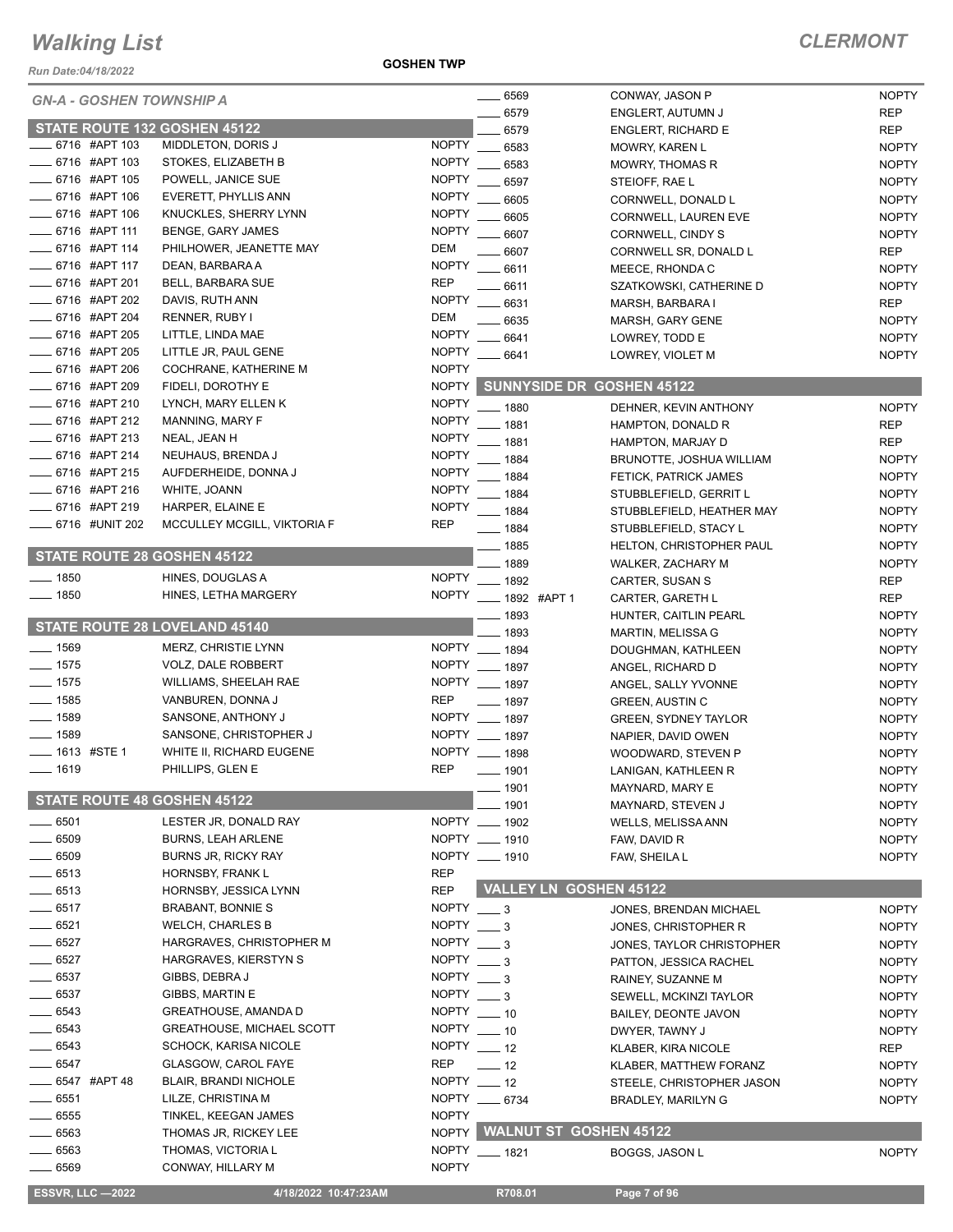# Walking List

**CLERMONT**

Run Date:04/18/2022

**GOSHEN TWP**

## GN-A - GOSHEN TOWNSHIP A

### STATE ROUTE 132 GOSHEN 45122

| Address | Name | Party |
|---|---|---|
| ___ 6716 #APT 103 | MIDDLETON, DORIS J | NOPTY |
| ___ 6716 #APT 103 | STOKES, ELIZABETH B | NOPTY |
| ___ 6716 #APT 105 | POWELL, JANICE SUE | NOPTY |
| ___ 6716 #APT 106 | EVERETT, PHYLLIS ANN | NOPTY |
| ___ 6716 #APT 106 | KNUCKLES, SHERRY LYNN | NOPTY |
| ___ 6716 #APT 111 | BENGE, GARY JAMES | NOPTY |
| ___ 6716 #APT 114 | PHILHOWER, JEANETTE MAY | DEM |
| ___ 6716 #APT 117 | DEAN, BARBARA A | NOPTY |
| ___ 6716 #APT 201 | BELL, BARBARA SUE | REP |
| ___ 6716 #APT 202 | DAVIS, RUTH ANN | NOPTY |
| ___ 6716 #APT 204 | RENNER, RUBY I | DEM |
| ___ 6716 #APT 205 | LITTLE, LINDA MAE | NOPTY |
| ___ 6716 #APT 205 | LITTLE JR, PAUL GENE | NOPTY |
| ___ 6716 #APT 206 | COCHRANE, KATHERINE M | NOPTY |
| ___ 6716 #APT 209 | FIDELI, DOROTHY E | NOPTY |
| ___ 6716 #APT 210 | LYNCH, MARY ELLEN K | NOPTY |
| ___ 6716 #APT 212 | MANNING, MARY F | NOPTY |
| ___ 6716 #APT 213 | NEAL, JEAN H | NOPTY |
| ___ 6716 #APT 214 | NEUHAUS, BRENDA J | NOPTY |
| ___ 6716 #APT 215 | AUFDERHEIDE, DONNA J | NOPTY |
| ___ 6716 #APT 216 | WHITE, JOANN | NOPTY |
| ___ 6716 #APT 219 | HARPER, ELAINE E | NOPTY |
| ___ 6716 #UNIT 202 | MCCULLEY MCGILL, VIKTORIA F | REP |

### STATE ROUTE 28 GOSHEN 45122

| Address | Name | Party |
|---|---|---|
| ___ 1850 | HINES, DOUGLAS A | NOPTY |
| ___ 1850 | HINES, LETHA MARGERY | NOPTY |

### STATE ROUTE 28 LOVELAND 45140

| Address | Name | Party |
|---|---|---|
| ___ 1569 | MERZ, CHRISTIE LYNN | NOPTY |
| ___ 1575 | VOLZ, DALE ROBBERT | NOPTY |
| ___ 1575 | WILLIAMS, SHEELAH RAE | NOPTY |
| ___ 1585 | VANBUREN, DONNA J | REP |
| ___ 1589 | SANSONE, ANTHONY J | NOPTY |
| ___ 1589 | SANSONE, CHRISTOPHER J | NOPTY |
| ___ 1613 #STE 1 | WHITE II, RICHARD EUGENE | NOPTY |
| ___ 1619 | PHILLIPS, GLEN E | REP |

### STATE ROUTE 48 GOSHEN 45122

| Address | Name | Party |
|---|---|---|
| ___ 6501 | LESTER JR, DONALD RAY | NOPTY |
| ___ 6509 | BURNS, LEAH ARLENE | NOPTY |
| ___ 6509 | BURNS JR, RICKY RAY | NOPTY |
| ___ 6513 | HORNSBY, FRANK L | REP |
| ___ 6513 | HORNSBY, JESSICA LYNN | REP |
| ___ 6517 | BRABANT, BONNIE S | NOPTY |
| ___ 6521 | WELCH, CHARLES B | NOPTY |
| ___ 6527 | HARGRAVES, CHRISTOPHER M | NOPTY |
| ___ 6527 | HARGRAVES, KIERSTYN S | NOPTY |
| ___ 6537 | GIBBS, DEBRA J | NOPTY |
| ___ 6537 | GIBBS, MARTIN E | NOPTY |
| ___ 6543 | GREATHOUSE, AMANDA D | NOPTY |
| ___ 6543 | GREATHOUSE, MICHAEL SCOTT | NOPTY |
| ___ 6543 | SCHOCK, KARISA NICOLE | NOPTY |
| ___ 6547 | GLASGOW, CAROL FAYE | REP |
| ___ 6547 #APT 48 | BLAIR, BRANDI NICHOLE | NOPTY |
| ___ 6551 | LILZE, CHRISTINA M | NOPTY |
| ___ 6555 | TINKEL, KEEGAN JAMES | NOPTY |
| ___ 6563 | THOMAS JR, RICKEY LEE | NOPTY |
| ___ 6563 | THOMAS, VICTORIA L | NOPTY |
| ___ 6569 | CONWAY, HILLARY M | NOPTY |
| ___ 6569 | CONWAY, JASON P | NOPTY |
| ___ 6579 | ENGLERT, AUTUMN J | REP |
| ___ 6579 | ENGLERT, RICHARD E | REP |
| ___ 6583 | MOWRY, KAREN L | NOPTY |
| ___ 6583 | MOWRY, THOMAS R | NOPTY |
| ___ 6597 | STEIOFF, RAE L | NOPTY |
| ___ 6605 | CORNWELL, DONALD L | NOPTY |
| ___ 6605 | CORNWELL, LAUREN EVE | NOPTY |
| ___ 6607 | CORNWELL, CINDY S | NOPTY |
| ___ 6607 | CORNWELL SR, DONALD L | REP |
| ___ 6611 | MEECE, RHONDA C | NOPTY |
| ___ 6611 | SZATKOWSKI, CATHERINE D | NOPTY |
| ___ 6631 | MARSH, BARBARA I | REP |
| ___ 6635 | MARSH, GARY GENE | NOPTY |
| ___ 6641 | LOWREY, TODD E | NOPTY |
| ___ 6641 | LOWREY, VIOLET M | NOPTY |

### SUNNYSIDE DR GOSHEN 45122

| Address | Name | Party |
|---|---|---|
| ___ 1880 | DEHNER, KEVIN ANTHONY | NOPTY |
| ___ 1881 | HAMPTON, DONALD R | REP |
| ___ 1881 | HAMPTON, MARJAY D | REP |
| ___ 1884 | BRUNOTTE, JOSHUA WILLIAM | NOPTY |
| ___ 1884 | FETICK, PATRICK JAMES | NOPTY |
| ___ 1884 | STUBBLEFIELD, GERRIT L | NOPTY |
| ___ 1884 | STUBBLEFIELD, HEATHER MAY | NOPTY |
| ___ 1884 | STUBBLEFIELD, STACY L | NOPTY |
| ___ 1885 | HELTON, CHRISTOPHER PAUL | NOPTY |
| ___ 1889 | WALKER, ZACHARY M | NOPTY |
| ___ 1892 | CARTER, SUSAN S | REP |
| ___ 1892 #APT 1 | CARTER, GARETH L | REP |
| ___ 1893 | HUNTER, CAITLIN PEARL | NOPTY |
| ___ 1893 | MARTIN, MELISSA G | NOPTY |
| ___ 1894 | DOUGHMAN, KATHLEEN | NOPTY |
| ___ 1897 | ANGEL, RICHARD D | NOPTY |
| ___ 1897 | ANGEL, SALLY YVONNE | NOPTY |
| ___ 1897 | GREEN, AUSTIN C | NOPTY |
| ___ 1897 | GREEN, SYDNEY TAYLOR | NOPTY |
| ___ 1897 | NAPIER, DAVID OWEN | NOPTY |
| ___ 1898 | WOODWARD, STEVEN P | NOPTY |
| ___ 1901 | LANIGAN, KATHLEEN R | NOPTY |
| ___ 1901 | MAYNARD, MARY E | NOPTY |
| ___ 1901 | MAYNARD, STEVEN J | NOPTY |
| ___ 1902 | WELLS, MELISSA ANN | NOPTY |
| ___ 1910 | FAW, DAVID R | NOPTY |
| ___ 1910 | FAW, SHEILA L | NOPTY |

### VALLEY LN GOSHEN 45122

| Address | Name | Party |
|---|---|---|
| ___ 3 | JONES, BRENDAN MICHAEL | NOPTY |
| ___ 3 | JONES, CHRISTOPHER R | NOPTY |
| ___ 3 | JONES, TAYLOR CHRISTOPHER | NOPTY |
| ___ 3 | PATTON, JESSICA RACHEL | NOPTY |
| ___ 3 | RAINEY, SUZANNE M | NOPTY |
| ___ 3 | SEWELL, MCKINZI TAYLOR | NOPTY |
| ___ 10 | BAILEY, DEONTE JAVON | NOPTY |
| ___ 10 | DWYER, TAWNY J | NOPTY |
| ___ 12 | KLABER, KIRA NICOLE | REP |
| ___ 12 | KLABER, MATTHEW FORANZ | NOPTY |
| ___ 12 | STEELE, CHRISTOPHER JASON | NOPTY |
| ___ 6734 | BRADLEY, MARILYN G | NOPTY |

### WALNUT ST GOSHEN 45122

| Address | Name | Party |
|---|---|---|
| ___ 1821 | BOGGS, JASON L | NOPTY |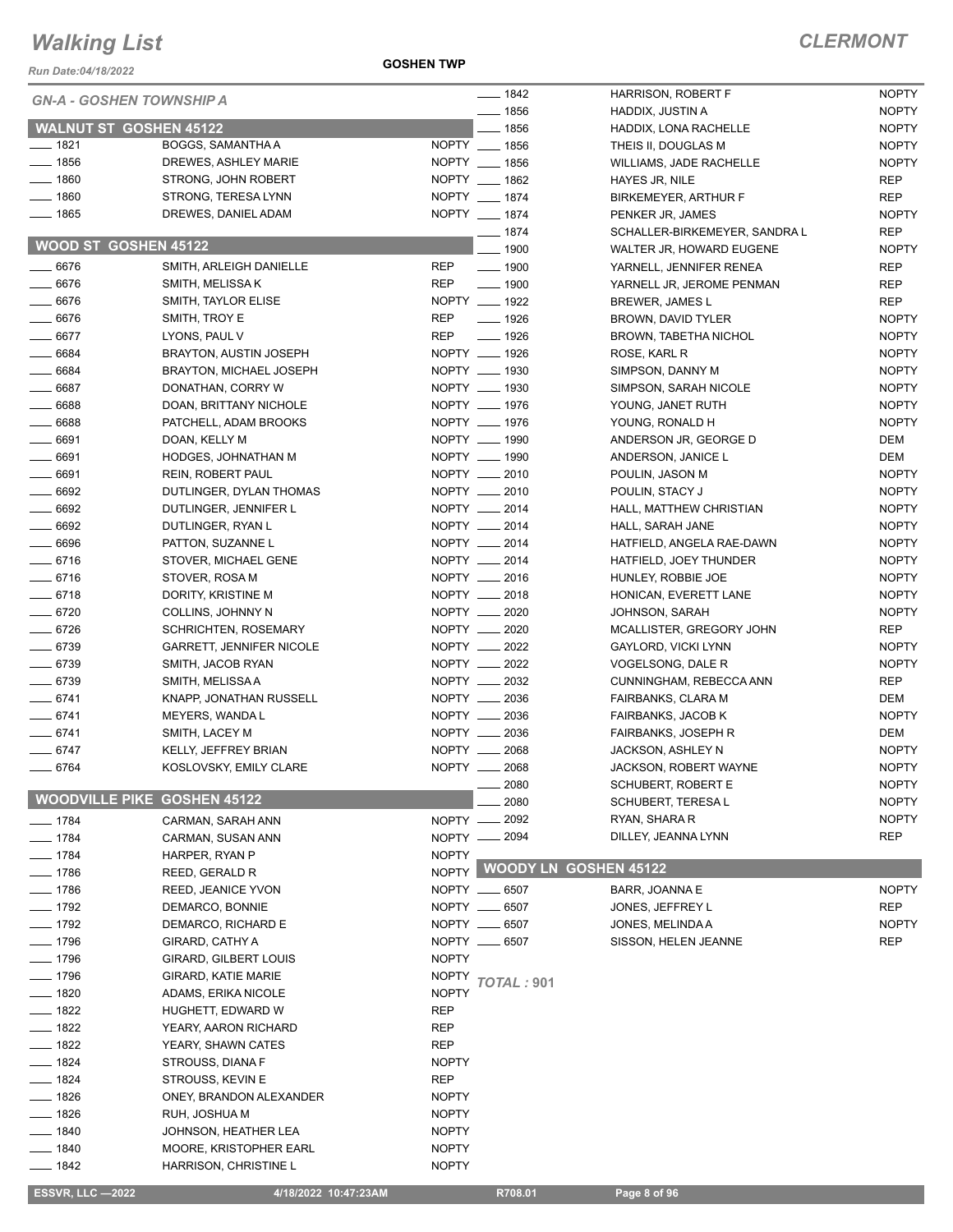# Walking List

## CLERMONT

Run Date:04/18/2022

GOSHEN TWP

### GN-A - GOSHEN TOWNSHIP A

#### WALNUT ST GOSHEN 45122

| No. | Name | Party |
|---|---|---|
| 1821 | BOGGS, SAMANTHA A | NOPTY |
| 1856 | DREWES, ASHLEY MARIE | NOPTY |
| 1860 | STRONG, JOHN ROBERT | NOPTY |
| 1860 | STRONG, TERESA LYNN | NOPTY |
| 1865 | DREWES, DANIEL ADAM | NOPTY |

#### WOOD ST GOSHEN 45122

| No. | Name | Party |
|---|---|---|
| 6676 | SMITH, ARLEIGH DANIELLE | REP |
| 6676 | SMITH, MELISSA K | REP |
| 6676 | SMITH, TAYLOR ELISE | NOPTY |
| 6676 | SMITH, TROY E | REP |
| 6677 | LYONS, PAUL V | REP |
| 6684 | BRAYTON, AUSTIN JOSEPH | NOPTY |
| 6684 | BRAYTON, MICHAEL JOSEPH | NOPTY |
| 6687 | DONATHAN, CORRY W | NOPTY |
| 6688 | DOAN, BRITTANY NICHOLE | NOPTY |
| 6688 | PATCHELL, ADAM BROOKS | NOPTY |
| 6691 | DOAN, KELLY M | NOPTY |
| 6691 | HODGES, JOHNATHAN M | NOPTY |
| 6691 | REIN, ROBERT PAUL | NOPTY |
| 6692 | DUTLINGER, DYLAN THOMAS | NOPTY |
| 6692 | DUTLINGER, JENNIFER L | NOPTY |
| 6692 | DUTLINGER, RYAN L | NOPTY |
| 6696 | PATTON, SUZANNE L | NOPTY |
| 6716 | STOVER, MICHAEL GENE | NOPTY |
| 6716 | STOVER, ROSA M | NOPTY |
| 6718 | DORITY, KRISTINE M | NOPTY |
| 6720 | COLLINS, JOHNNY N | NOPTY |
| 6726 | SCHRICHTEN, ROSEMARY | NOPTY |
| 6739 | GARRETT, JENNIFER NICOLE | NOPTY |
| 6739 | SMITH, JACOB RYAN | NOPTY |
| 6739 | SMITH, MELISSA A | NOPTY |
| 6741 | KNAPP, JONATHAN RUSSELL | NOPTY |
| 6741 | MEYERS, WANDA L | NOPTY |
| 6741 | SMITH, LACEY M | NOPTY |
| 6747 | KELLY, JEFFREY BRIAN | NOPTY |
| 6764 | KOSLOVSKY, EMILY CLARE | NOPTY |

#### WOODVILLE PIKE GOSHEN 45122

| No. | Name | Party |
|---|---|---|
| 1784 | CARMAN, SARAH ANN | NOPTY |
| 1784 | CARMAN, SUSAN ANN | NOPTY |
| 1784 | HARPER, RYAN P | NOPTY |
| 1786 | REED, GERALD R | NOPTY |
| 1786 | REED, JEANICE YVON | NOPTY |
| 1792 | DEMARCO, BONNIE | NOPTY |
| 1792 | DEMARCO, RICHARD E | NOPTY |
| 1796 | GIRARD, CATHY A | NOPTY |
| 1796 | GIRARD, GILBERT LOUIS | NOPTY |
| 1796 | GIRARD, KATIE MARIE | NOPTY |
| 1820 | ADAMS, ERIKA NICOLE | NOPTY |
| 1822 | HUGHETT, EDWARD W | REP |
| 1822 | YEARY, AARON RICHARD | REP |
| 1822 | YEARY, SHAWN CATES | REP |
| 1824 | STROUSS, DIANA F | NOPTY |
| 1824 | STROUSS, KEVIN E | REP |
| 1826 | ONEY, BRANDON ALEXANDER | NOPTY |
| 1826 | RUH, JOSHUA M | NOPTY |
| 1840 | JOHNSON, HEATHER LEA | NOPTY |
| 1840 | MOORE, KRISTOPHER EARL | NOPTY |
| 1842 | HARRISON, CHRISTINE L | NOPTY |
| 1842 | HARRISON, ROBERT F | NOPTY |
| 1856 | HADDIX, JUSTIN A | NOPTY |
| 1856 | HADDIX, LONA RACHELLE | NOPTY |
| 1856 | THEIS II, DOUGLAS M | NOPTY |
| 1856 | WILLIAMS, JADE RACHELLE | NOPTY |
| 1862 | HAYES JR, NILE | REP |
| 1874 | BIRKEMEYER, ARTHUR F | REP |
| 1874 | PENKER JR, JAMES | NOPTY |
| 1874 | SCHALLER-BIRKEMEYER, SANDRA L | REP |
| 1900 | WALTER JR, HOWARD EUGENE | NOPTY |
| 1900 | YARNELL, JENNIFER RENEA | REP |
| 1900 | YARNELL JR, JEROME PENMAN | REP |
| 1922 | BREWER, JAMES L | REP |
| 1926 | BROWN, DAVID TYLER | NOPTY |
| 1926 | BROWN, TABETHA NICHOL | NOPTY |
| 1926 | ROSE, KARL R | NOPTY |
| 1930 | SIMPSON, DANNY M | NOPTY |
| 1930 | SIMPSON, SARAH NICOLE | NOPTY |
| 1976 | YOUNG, JANET RUTH | NOPTY |
| 1976 | YOUNG, RONALD H | NOPTY |
| 1990 | ANDERSON JR, GEORGE D | DEM |
| 1990 | ANDERSON, JANICE L | DEM |
| 2010 | POULIN, JASON M | NOPTY |
| 2010 | POULIN, STACY J | NOPTY |
| 2014 | HALL, MATTHEW CHRISTIAN | NOPTY |
| 2014 | HALL, SARAH JANE | NOPTY |
| 2014 | HATFIELD, ANGELA RAE-DAWN | NOPTY |
| 2014 | HATFIELD, JOEY THUNDER | NOPTY |
| 2016 | HUNLEY, ROBBIE JOE | NOPTY |
| 2018 | HONICAN, EVERETT LANE | NOPTY |
| 2020 | JOHNSON, SARAH | NOPTY |
| 2020 | MCALLISTER, GREGORY JOHN | REP |
| 2022 | GAYLORD, VICKI LYNN | NOPTY |
| 2022 | VOGELSONG, DALE R | NOPTY |
| 2032 | CUNNINGHAM, REBECCA ANN | REP |
| 2036 | FAIRBANKS, CLARA M | DEM |
| 2036 | FAIRBANKS, JACOB K | NOPTY |
| 2036 | FAIRBANKS, JOSEPH R | DEM |
| 2068 | JACKSON, ASHLEY N | NOPTY |
| 2068 | JACKSON, ROBERT WAYNE | NOPTY |
| 2080 | SCHUBERT, ROBERT E | NOPTY |
| 2080 | SCHUBERT, TERESA L | NOPTY |
| 2092 | RYAN, SHARA R | NOPTY |
| 2094 | DILLEY, JEANNA LYNN | REP |

#### WOODY LN GOSHEN 45122

| No. | Name | Party |
|---|---|---|
| 6507 | BARR, JOANNA E | NOPTY |
| 6507 | JONES, JEFFREY L | REP |
| 6507 | JONES, MELINDA A | NOPTY |
| 6507 | SISSON, HELEN JEANNE | REP |

*TOTAL : 901*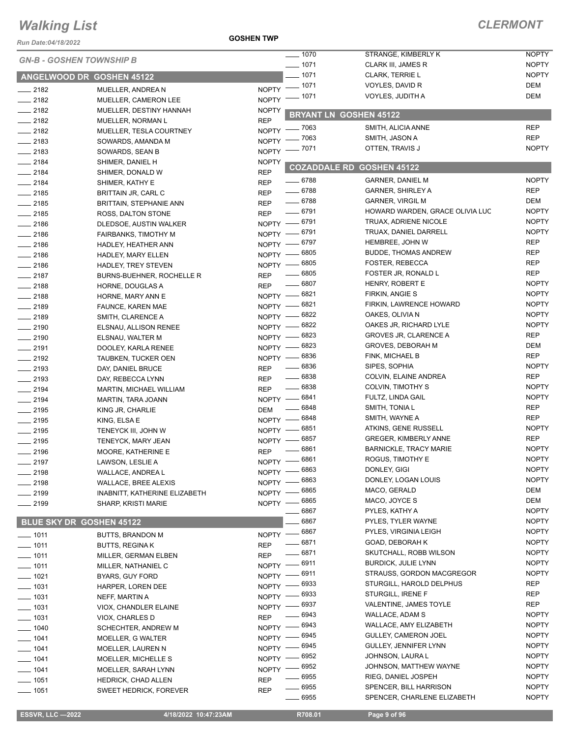# Walking List

## CLERMONT

Run Date:04/18/2022

GOSHEN TWP

### GN-B - GOSHEN TOWNSHIP B

### ANGELWOOD DR GOSHEN 45122

| No. | Name | Party |
|---|---|---|
| 2182 | MUELLER, ANDREA N | NOPTY |
| 2182 | MUELLER, CAMERON LEE | NOPTY |
| 2182 | MUELLER, DESTINY HANNAH | NOPTY |
| 2182 | MUELLER, NORMAN L | REP |
| 2182 | MUELLER, TESLA COURTNEY | NOPTY |
| 2183 | SOWARDS, AMANDA M | NOPTY |
| 2183 | SOWARDS, SEAN B | NOPTY |
| 2184 | SHIMER, DANIEL H | NOPTY |
| 2184 | SHIMER, DONALD W | REP |
| 2184 | SHIMER, KATHY E | REP |
| 2185 | BRITTAIN JR, CARL C | REP |
| 2185 | BRITTAIN, STEPHANIE ANN | REP |
| 2185 | ROSS, DALTON STONE | REP |
| 2186 | DLEDSOE, AUSTIN WALKER | NOPTY |
| 2186 | FAIRBANKS, TIMOTHY M | NOPTY |
| 2186 | HADLEY, HEATHER ANN | NOPTY |
| 2186 | HADLEY, MARY ELLEN | NOPTY |
| 2186 | HADLEY, TREY STEVEN | NOPTY |
| 2187 | BURNS-BUEHNER, ROCHELLE R | REP |
| 2188 | HORNE, DOUGLAS A | REP |
| 2188 | HORNE, MARY ANN E | NOPTY |
| 2189 | FAUNCE, KAREN MAE | NOPTY |
| 2189 | SMITH, CLARENCE A | NOPTY |
| 2190 | ELSNAU, ALLISON RENEE | NOPTY |
| 2190 | ELSNAU, WALTER M | NOPTY |
| 2191 | DOOLEY, KARLA RENEE | NOPTY |
| 2192 | TAUBKEN, TUCKER OEN | NOPTY |
| 2193 | DAY, DANIEL BRUCE | REP |
| 2193 | DAY, REBECCA LYNN | REP |
| 2194 | MARTIN, MICHAEL WILLIAM | REP |
| 2194 | MARTIN, TARA JOANN | NOPTY |
| 2195 | KING JR, CHARLIE | DEM |
| 2195 | KING, ELSA E | NOPTY |
| 2195 | TENEYCK III, JOHN W | NOPTY |
| 2195 | TENEYCK, MARY JEAN | NOPTY |
| 2196 | MOORE, KATHERINE E | REP |
| 2197 | LAWSON, LESLIE A | NOPTY |
| 2198 | WALLACE, ANDREA L | NOPTY |
| 2198 | WALLACE, BREE ALEXIS | NOPTY |
| 2199 | INABNITT, KATHERINE ELIZABETH | NOPTY |
| 2199 | SHARP, KRISTI MARIE | NOPTY |

### BLUE SKY DR GOSHEN 45122

| No. | Name | Party |
|---|---|---|
| 1011 | BUTTS, BRANDON M | NOPTY |
| 1011 | BUTTS, REGINA K | REP |
| 1011 | MILLER, GERMAN ELBEN | REP |
| 1011 | MILLER, NATHANIEL C | NOPTY |
| 1021 | BYARS, GUY FORD | NOPTY |
| 1031 | HARPER, LOREN DEE | NOPTY |
| 1031 | NEFF, MARTIN A | NOPTY |
| 1031 | VIOX, CHANDLER ELAINE | NOPTY |
| 1031 | VIOX, CHARLES D | REP |
| 1040 | SCHECHTER, ANDREW M | NOPTY |
| 1041 | MOELLER, G WALTER | NOPTY |
| 1041 | MOELLER, LAUREN N | NOPTY |
| 1041 | MOELLER, MICHELLE S | NOPTY |
| 1041 | MOELLER, SARAH LYNN | NOPTY |
| 1051 | HEDRICK, CHAD ALLEN | REP |
| 1051 | SWEET HEDRICK, FOREVER | REP |
| 1070 | STRANGE, KIMBERLY K | NOPTY |
| 1071 | CLARK III, JAMES R | NOPTY |
| 1071 | CLARK, TERRIE L | NOPTY |
| 1071 | VOYLES, DAVID R | DEM |
| 1071 | VOYLES, JUDITH A | DEM |

### BRYANT LN GOSHEN 45122

| No. | Name | Party |
|---|---|---|
| 7063 | SMITH, ALICIA ANNE | REP |
| 7063 | SMITH, JASON A | REP |
| 7071 | OTTEN, TRAVIS J | NOPTY |

### COZADDALE RD GOSHEN 45122

| No. | Name | Party |
|---|---|---|
| 6788 | GARNER, DANIEL M | NOPTY |
| 6788 | GARNER, SHIRLEY A | REP |
| 6788 | GARNER, VIRGIL M | DEM |
| 6791 | HOWARD WARDEN, GRACE OLIVIA LUC | NOPTY |
| 6791 | TRUAX, ADRIENE NICOLE | NOPTY |
| 6791 | TRUAX, DANIEL DARRELL | NOPTY |
| 6797 | HEMBREE, JOHN W | REP |
| 6805 | BUDDE, THOMAS ANDREW | REP |
| 6805 | FOSTER, REBECCA | REP |
| 6805 | FOSTER JR, RONALD L | REP |
| 6807 | HENRY, ROBERT E | NOPTY |
| 6821 | FIRKIN, ANGIE S | NOPTY |
| 6821 | FIRKIN, LAWRENCE HOWARD | NOPTY |
| 6822 | OAKES, OLIVIA N | NOPTY |
| 6822 | OAKES JR, RICHARD LYLE | NOPTY |
| 6823 | GROVES JR, CLARENCE A | REP |
| 6823 | GROVES, DEBORAH M | DEM |
| 6836 | FINK, MICHAEL B | REP |
| 6836 | SIPES, SOPHIA | NOPTY |
| 6838 | COLVIN, ELAINE ANDREA | REP |
| 6838 | COLVIN, TIMOTHY S | NOPTY |
| 6841 | FULTZ, LINDA GAIL | NOPTY |
| 6848 | SMITH, TONIA L | REP |
| 6848 | SMITH, WAYNE A | REP |
| 6851 | ATKINS, GENE RUSSELL | NOPTY |
| 6857 | GREGER, KIMBERLY ANNE | REP |
| 6861 | BARNICKLE, TRACY MARIE | NOPTY |
| 6861 | ROGUS, TIMOTHY E | NOPTY |
| 6863 | DONLEY, GIGI | NOPTY |
| 6863 | DONLEY, LOGAN LOUIS | NOPTY |
| 6865 | MACO, GERALD | DEM |
| 6865 | MACO, JOYCE S | DEM |
| 6867 | PYLES, KATHY A | NOPTY |
| 6867 | PYLES, TYLER WAYNE | NOPTY |
| 6867 | PYLES, VIRGINIA LEIGH | NOPTY |
| 6871 | GOAD, DEBORAH K | NOPTY |
| 6871 | SKUTCHALL, ROBB WILSON | NOPTY |
| 6911 | BURDICK, JULIE LYNN | NOPTY |
| 6911 | STRAUSS, GORDON MACGREGOR | NOPTY |
| 6933 | STURGILL, HAROLD DELPHUS | REP |
| 6933 | STURGILL, IRENE F | REP |
| 6937 | VALENTINE, JAMES TOYLE | REP |
| 6943 | WALLACE, ADAM S | NOPTY |
| 6943 | WALLACE, AMY ELIZABETH | NOPTY |
| 6945 | GULLEY, CAMERON JOEL | NOPTY |
| 6945 | GULLEY, JENNIFER LYNN | NOPTY |
| 6952 | JOHNSON, LAURA L | NOPTY |
| 6952 | JOHNSON, MATTHEW WAYNE | NOPTY |
| 6955 | RIEG, DANIEL JOSPEH | NOPTY |
| 6955 | SPENCER, BILL HARRISON | NOPTY |
| 6955 | SPENCER, CHARLENE ELIZABETH | NOPTY |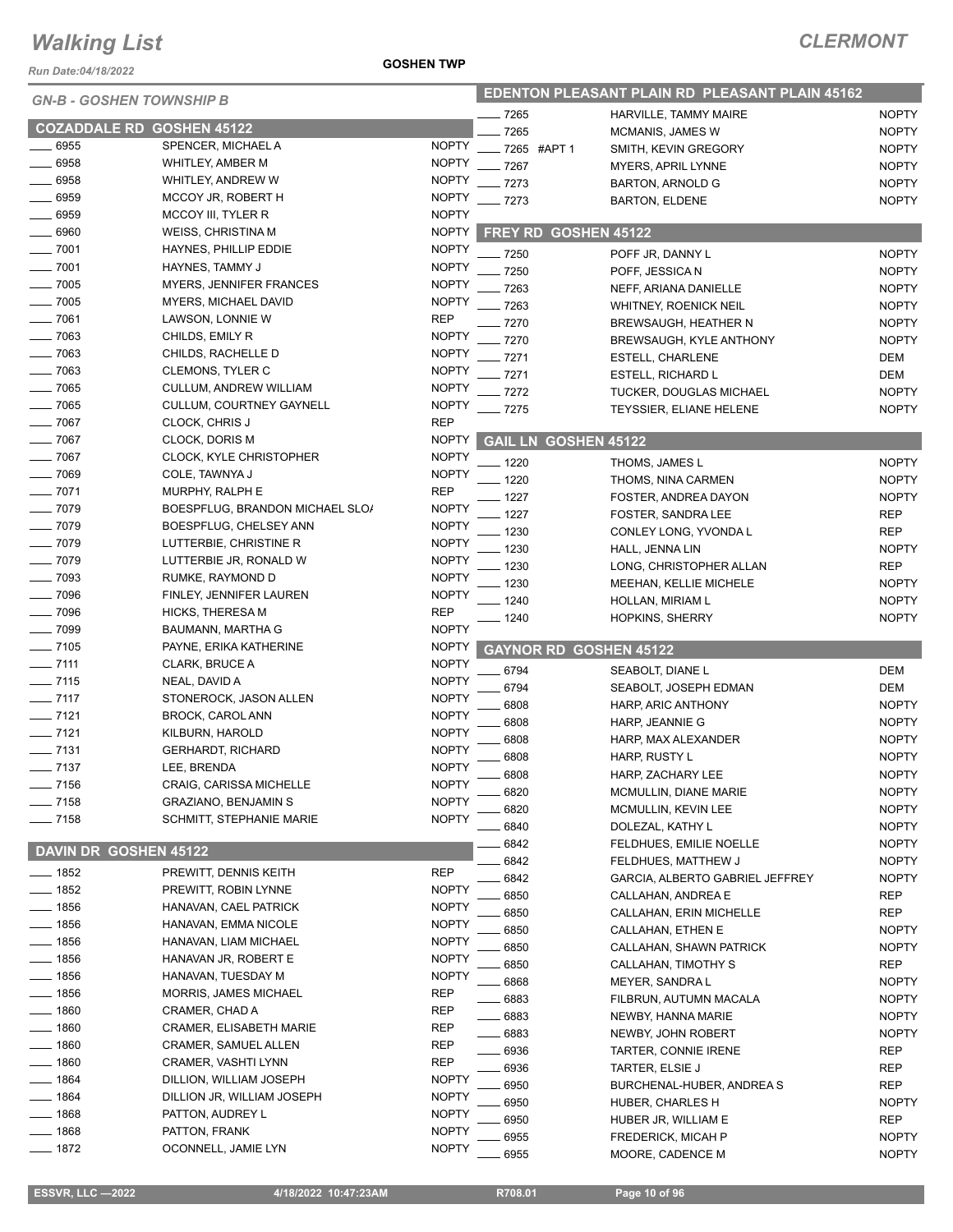# Walking List

**CLERMONT**

Run Date:04/18/2022

**GOSHEN TWP**

## GN-B - GOSHEN TOWNSHIP B

### COZADDALE RD GOSHEN 45122

| No. | Name | Party |
|---|---|---|
| 6955 | SPENCER, MICHAEL A | NOPTY |
| 6958 | WHITLEY, AMBER M | NOPTY |
| 6958 | WHITLEY, ANDREW W | NOPTY |
| 6959 | MCCOY JR, ROBERT H | NOPTY |
| 6959 | MCCOY III, TYLER R | NOPTY |
| 6960 | WEISS, CHRISTINA M | NOPTY |
| 7001 | HAYNES, PHILLIP EDDIE | NOPTY |
| 7001 | HAYNES, TAMMY J | NOPTY |
| 7005 | MYERS, JENNIFER FRANCES | NOPTY |
| 7005 | MYERS, MICHAEL DAVID | NOPTY |
| 7061 | LAWSON, LONNIE W | REP |
| 7063 | CHILDS, EMILY R | NOPTY |
| 7063 | CHILDS, RACHELLE D | NOPTY |
| 7063 | CLEMONS, TYLER C | NOPTY |
| 7065 | CULLUM, ANDREW WILLIAM | NOPTY |
| 7065 | CULLUM, COURTNEY GAYNELL | NOPTY |
| 7067 | CLOCK, CHRIS J | REP |
| 7067 | CLOCK, DORIS M | NOPTY |
| 7067 | CLOCK, KYLE CHRISTOPHER | NOPTY |
| 7069 | COLE, TAWNYA J | NOPTY |
| 7071 | MURPHY, RALPH E | REP |
| 7079 | BOESPFLUG, BRANDON MICHAEL SLO/ | NOPTY |
| 7079 | BOESPFLUG, CHELSEY ANN | NOPTY |
| 7079 | LUTTERBIE, CHRISTINE R | NOPTY |
| 7079 | LUTTERBIE JR, RONALD W | NOPTY |
| 7093 | RUMKE, RAYMOND D | NOPTY |
| 7096 | FINLEY, JENNIFER LAUREN | NOPTY |
| 7096 | HICKS, THERESA M | REP |
| 7099 | BAUMANN, MARTHA G | NOPTY |
| 7105 | PAYNE, ERIKA KATHERINE | NOPTY |
| 7111 | CLARK, BRUCE A | NOPTY |
| 7115 | NEAL, DAVID A | NOPTY |
| 7117 | STONEROCK, JASON ALLEN | NOPTY |
| 7121 | BROCK, CAROL ANN | NOPTY |
| 7121 | KILBURN, HAROLD | NOPTY |
| 7131 | GERHARDT, RICHARD | NOPTY |
| 7137 | LEE, BRENDA | NOPTY |
| 7156 | CRAIG, CARISSA MICHELLE | NOPTY |
| 7158 | GRAZIANO, BENJAMIN S | NOPTY |
| 7158 | SCHMITT, STEPHANIE MARIE | NOPTY |

### DAVIN DR GOSHEN 45122

| No. | Name | Party |
|---|---|---|
| 1852 | PREWITT, DENNIS KEITH | REP |
| 1852 | PREWITT, ROBIN LYNNE | NOPTY |
| 1856 | HANAVAN, CAEL PATRICK | NOPTY |
| 1856 | HANAVAN, EMMA NICOLE | NOPTY |
| 1856 | HANAVAN, LIAM MICHAEL | NOPTY |
| 1856 | HANAVAN JR, ROBERT E | NOPTY |
| 1856 | HANAVAN, TUESDAY M | NOPTY |
| 1856 | MORRIS, JAMES MICHAEL | REP |
| 1860 | CRAMER, CHAD A | REP |
| 1860 | CRAMER, ELISABETH MARIE | REP |
| 1860 | CRAMER, SAMUEL ALLEN | REP |
| 1860 | CRAMER, VASHTI LYNN | REP |
| 1864 | DILLION, WILLIAM JOSEPH | NOPTY |
| 1864 | DILLION JR, WILLIAM JOSEPH | NOPTY |
| 1868 | PATTON, AUDREY L | NOPTY |
| 1868 | PATTON, FRANK | NOPTY |
| 1872 | OCONNELL, JAMIE LYN | NOPTY |

### EDENTON PLEASANT PLAIN RD PLEASANT PLAIN 45162

| No. | Name | Party |
|---|---|---|
| 7265 | HARVILLE, TAMMY MAIRE | NOPTY |
| 7265 | MCMANIS, JAMES W | NOPTY |
| 7265 #APT 1 | SMITH, KEVIN GREGORY | NOPTY |
| 7267 | MYERS, APRIL LYNNE | NOPTY |
| 7273 | BARTON, ARNOLD G | NOPTY |
| 7273 | BARTON, ELDENE | NOPTY |

### FREY RD GOSHEN 45122

| No. | Name | Party |
|---|---|---|
| 7250 | POFF JR, DANNY L | NOPTY |
| 7250 | POFF, JESSICA N | NOPTY |
| 7263 | NEFF, ARIANA DANIELLE | NOPTY |
| 7263 | WHITNEY, ROENICK NEIL | NOPTY |
| 7270 | BREWSAUGH, HEATHER N | NOPTY |
| 7270 | BREWSAUGH, KYLE ANTHONY | NOPTY |
| 7271 | ESTELL, CHARLENE | DEM |
| 7271 | ESTELL, RICHARD L | DEM |
| 7272 | TUCKER, DOUGLAS MICHAEL | NOPTY |
| 7275 | TEYSSIER, ELIANE HELENE | NOPTY |

### GAIL LN GOSHEN 45122

| No. | Name | Party |
|---|---|---|
| 1220 | THOMS, JAMES L | NOPTY |
| 1220 | THOMS, NINA CARMEN | NOPTY |
| 1227 | FOSTER, ANDREA DAYON | NOPTY |
| 1227 | FOSTER, SANDRA LEE | REP |
| 1230 | CONLEY LONG, YVONDA L | REP |
| 1230 | HALL, JENNA LIN | NOPTY |
| 1230 | LONG, CHRISTOPHER ALLAN | REP |
| 1230 | MEEHAN, KELLIE MICHELE | NOPTY |
| 1240 | HOLLAN, MIRIAM L | NOPTY |
| 1240 | HOPKINS, SHERRY | NOPTY |

### GAYNOR RD GOSHEN 45122

| No. | Name | Party |
|---|---|---|
| 6794 | SEABOLT, DIANE L | DEM |
| 6794 | SEABOLT, JOSEPH EDMAN | DEM |
| 6808 | HARP, ARIC ANTHONY | NOPTY |
| 6808 | HARP, JEANNIE G | NOPTY |
| 6808 | HARP, MAX ALEXANDER | NOPTY |
| 6808 | HARP, RUSTY L | NOPTY |
| 6808 | HARP, ZACHARY LEE | NOPTY |
| 6820 | MCMULLIN, DIANE MARIE | NOPTY |
| 6820 | MCMULLIN, KEVIN LEE | NOPTY |
| 6840 | DOLEZAL, KATHY L | NOPTY |
| 6842 | FELDHUES, EMILIE NOELLE | NOPTY |
| 6842 | FELDHUES, MATTHEW J | NOPTY |
| 6842 | GARCIA, ALBERTO GABRIEL JEFFREY | NOPTY |
| 6850 | CALLAHAN, ANDREA E | REP |
| 6850 | CALLAHAN, ERIN MICHELLE | REP |
| 6850 | CALLAHAN, ETHEN E | NOPTY |
| 6850 | CALLAHAN, SHAWN PATRICK | NOPTY |
| 6850 | CALLAHAN, TIMOTHY S | REP |
| 6868 | MEYER, SANDRA L | NOPTY |
| 6883 | FILBRUN, AUTUMN MACALA | NOPTY |
| 6883 | NEWBY, HANNA MARIE | NOPTY |
| 6883 | NEWBY, JOHN ROBERT | NOPTY |
| 6936 | TARTER, CONNIE IRENE | REP |
| 6936 | TARTER, ELSIE J | REP |
| 6950 | BURCHENAL-HUBER, ANDREA S | REP |
| 6950 | HUBER, CHARLES H | NOPTY |
| 6950 | HUBER JR, WILLIAM E | REP |
| 6955 | FREDERICK, MICAH P | NOPTY |
| 6955 | MOORE, CADENCE M | NOPTY |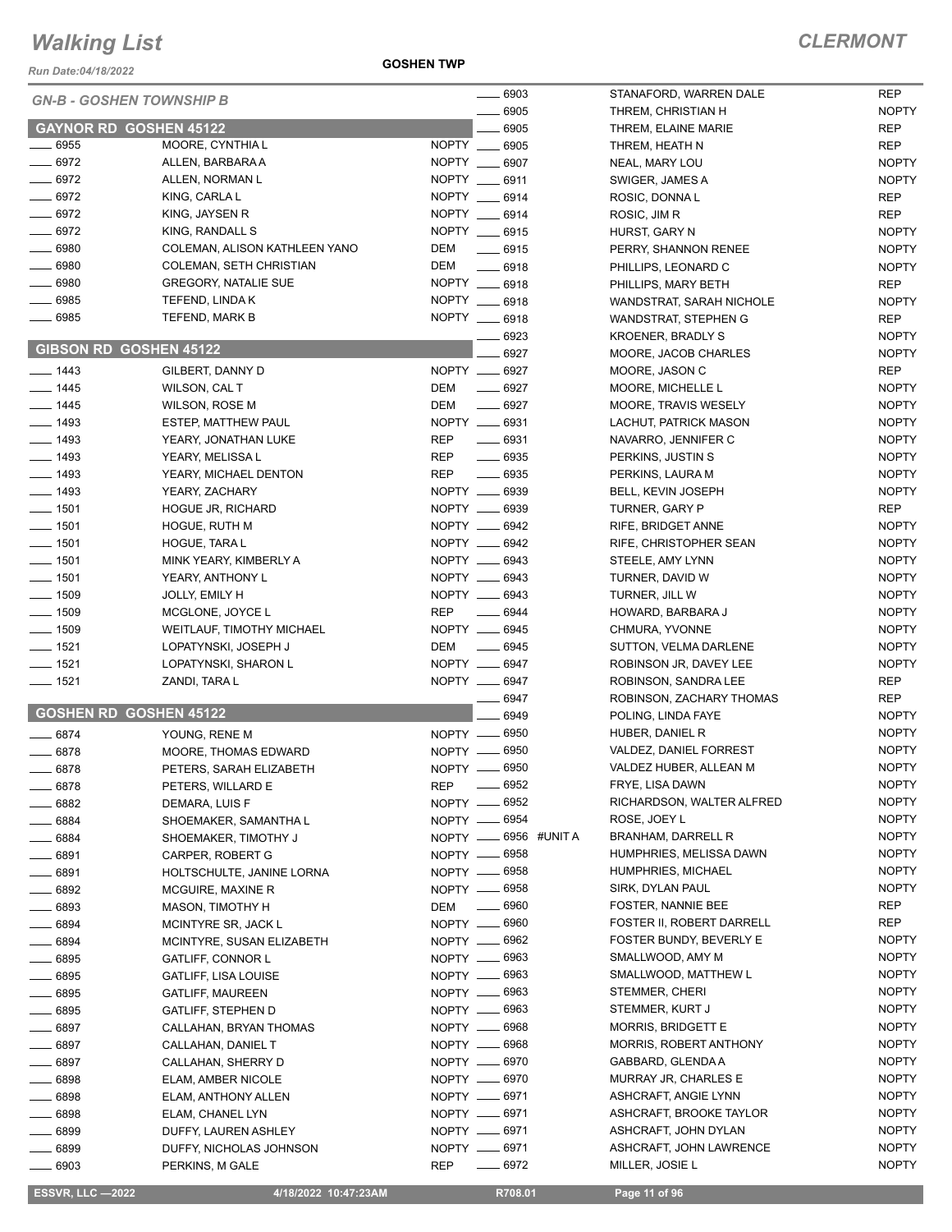# Walking List

**GOSHEN TWP**

## CLERMONT

*Run Date:04/18/2022*

### GN-B - GOSHEN TOWNSHIP B

#### GAYNOR RD GOSHEN 45122

| No. | Name | Party |
|---|---|---|
| ____ 6955 | MOORE, CYNTHIA L | NOPTY |
| ____ 6972 | ALLEN, BARBARA A | NOPTY |
| ____ 6972 | ALLEN, NORMAN L | NOPTY |
| ____ 6972 | KING, CARLA L | NOPTY |
| ____ 6972 | KING, JAYSEN R | NOPTY |
| ____ 6972 | KING, RANDALL S | NOPTY |
| ____ 6980 | COLEMAN, ALISON KATHLEEN YANO | DEM |
| ____ 6980 | COLEMAN, SETH CHRISTIAN | DEM |
| ____ 6980 | GREGORY, NATALIE SUE | NOPTY |
| ____ 6985 | TEFEND, LINDA K | NOPTY |
| ____ 6985 | TEFEND, MARK B | NOPTY |

#### GIBSON RD GOSHEN 45122

| No. | Name | Party |
|---|---|---|
| ____ 1443 | GILBERT, DANNY D | NOPTY |
| ____ 1445 | WILSON, CAL T | DEM |
| ____ 1445 | WILSON, ROSE M | DEM |
| ____ 1493 | ESTEP, MATTHEW PAUL | NOPTY |
| ____ 1493 | YEARY, JONATHAN LUKE | REP |
| ____ 1493 | YEARY, MELISSA L | REP |
| ____ 1493 | YEARY, MICHAEL DENTON | REP |
| ____ 1493 | YEARY, ZACHARY | NOPTY |
| ____ 1501 | HOGUE JR, RICHARD | NOPTY |
| ____ 1501 | HOGUE, RUTH M | NOPTY |
| ____ 1501 | HOGUE, TARA L | NOPTY |
| ____ 1501 | MINK YEARY, KIMBERLY A | NOPTY |
| ____ 1501 | YEARY, ANTHONY L | NOPTY |
| ____ 1509 | JOLLY, EMILY H | NOPTY |
| ____ 1509 | MCGLONE, JOYCE L | REP |
| ____ 1509 | WEITLAUF, TIMOTHY MICHAEL | NOPTY |
| ____ 1521 | LOPATYNSKI, JOSEPH J | DEM |
| ____ 1521 | LOPATYNSKI, SHARON L | NOPTY |
| ____ 1521 | ZANDI, TARA L | NOPTY |

#### GOSHEN RD GOSHEN 45122

| No. | Name | Party |
|---|---|---|
| ____ 6874 | YOUNG, RENE M | NOPTY |
| ____ 6878 | MOORE, THOMAS EDWARD | NOPTY |
| ____ 6878 | PETERS, SARAH ELIZABETH | NOPTY |
| ____ 6878 | PETERS, WILLARD E | REP |
| ____ 6882 | DEMARA, LUIS F | NOPTY |
| ____ 6884 | SHOEMAKER, SAMANTHA L | NOPTY |
| ____ 6884 | SHOEMAKER, TIMOTHY J | NOPTY |
| ____ 6891 | CARPER, ROBERT G | NOPTY |
| ____ 6891 | HOLTSCHULTE, JANINE LORNA | NOPTY |
| ____ 6892 | MCGUIRE, MAXINE R | NOPTY |
| ____ 6893 | MASON, TIMOTHY H | DEM |
| ____ 6894 | MCINTYRE SR, JACK L | NOPTY |
| ____ 6894 | MCINTYRE, SUSAN ELIZABETH | NOPTY |
| ____ 6895 | GATLIFF, CONNOR L | NOPTY |
| ____ 6895 | GATLIFF, LISA LOUISE | NOPTY |
| ____ 6895 | GATLIFF, MAUREEN | NOPTY |
| ____ 6895 | GATLIFF, STEPHEN D | NOPTY |
| ____ 6897 | CALLAHAN, BRYAN THOMAS | NOPTY |
| ____ 6897 | CALLAHAN, DANIEL T | NOPTY |
| ____ 6897 | CALLAHAN, SHERRY D | NOPTY |
| ____ 6898 | ELAM, AMBER NICOLE | NOPTY |
| ____ 6898 | ELAM, ANTHONY ALLEN | NOPTY |
| ____ 6898 | ELAM, CHANEL LYN | NOPTY |
| ____ 6899 | DUFFY, LAUREN ASHLEY | NOPTY |
| ____ 6899 | DUFFY, NICHOLAS JOHNSON | NOPTY |
| ____ 6903 | PERKINS, M GALE | REP |
| ____ 6903 | STANAFORD, WARREN DALE | REP |
| ____ 6905 | THREM, CHRISTIAN H | NOPTY |
| ____ 6905 | THREM, ELAINE MARIE | REP |
| ____ 6905 | THREM, HEATH N | REP |
| ____ 6907 | NEAL, MARY LOU | NOPTY |
| ____ 6911 | SWIGER, JAMES A | NOPTY |
| ____ 6914 | ROSIC, DONNA L | REP |
| ____ 6914 | ROSIC, JIM R | REP |
| ____ 6915 | HURST, GARY N | NOPTY |
| ____ 6915 | PERRY, SHANNON RENEE | NOPTY |
| ____ 6918 | PHILLIPS, LEONARD C | NOPTY |
| ____ 6918 | PHILLIPS, MARY BETH | REP |
| ____ 6918 | WANDSTRAT, SARAH NICHOLE | NOPTY |
| ____ 6918 | WANDSTRAT, STEPHEN G | REP |
| ____ 6923 | KROENER, BRADLY S | NOPTY |
| ____ 6927 | MOORE, JACOB CHARLES | NOPTY |
| ____ 6927 | MOORE, JASON C | REP |
| ____ 6927 | MOORE, MICHELLE L | NOPTY |
| ____ 6927 | MOORE, TRAVIS WESELY | NOPTY |
| ____ 6931 | LACHUT, PATRICK MASON | NOPTY |
| ____ 6931 | NAVARRO, JENNIFER C | NOPTY |
| ____ 6935 | PERKINS, JUSTIN S | NOPTY |
| ____ 6935 | PERKINS, LAURA M | NOPTY |
| ____ 6939 | BELL, KEVIN JOSEPH | NOPTY |
| ____ 6939 | TURNER, GARY P | REP |
| ____ 6942 | RIFE, BRIDGET ANNE | NOPTY |
| ____ 6942 | RIFE, CHRISTOPHER SEAN | NOPTY |
| ____ 6943 | STEELE, AMY LYNN | NOPTY |
| ____ 6943 | TURNER, DAVID W | NOPTY |
| ____ 6943 | TURNER, JILL W | NOPTY |
| ____ 6944 | HOWARD, BARBARA J | NOPTY |
| ____ 6945 | CHMURA, YVONNE | NOPTY |
| ____ 6945 | SUTTON, VELMA DARLENE | NOPTY |
| ____ 6947 | ROBINSON JR, DAVEY LEE | NOPTY |
| ____ 6947 | ROBINSON, SANDRA LEE | REP |
| ____ 6947 | ROBINSON, ZACHARY THOMAS | REP |
| ____ 6949 | POLING, LINDA FAYE | NOPTY |
| ____ 6950 | HUBER, DANIEL R | NOPTY |
| ____ 6950 | VALDEZ, DANIEL FORREST | NOPTY |
| ____ 6950 | VALDEZ HUBER, ALLEAN M | NOPTY |
| ____ 6952 | FRYE, LISA DAWN | NOPTY |
| ____ 6952 | RICHARDSON, WALTER ALFRED | NOPTY |
| ____ 6954 | ROSE, JOEY L | NOPTY |
| ____ 6956 #UNIT A | BRANHAM, DARRELL R | NOPTY |
| ____ 6958 | HUMPHRIES, MELISSA DAWN | NOPTY |
| ____ 6958 | HUMPHRIES, MICHAEL | NOPTY |
| ____ 6958 | SIRK, DYLAN PAUL | NOPTY |
| ____ 6960 | FOSTER, NANNIE BEE | REP |
| ____ 6960 | FOSTER II, ROBERT DARRELL | REP |
| ____ 6962 | FOSTER BUNDY, BEVERLY E | NOPTY |
| ____ 6963 | SMALLWOOD, AMY M | NOPTY |
| ____ 6963 | SMALLWOOD, MATTHEW L | NOPTY |
| ____ 6963 | STEMMER, CHERI | NOPTY |
| ____ 6963 | STEMMER, KURT J | NOPTY |
| ____ 6968 | MORRIS, BRIDGETT E | NOPTY |
| ____ 6968 | MORRIS, ROBERT ANTHONY | NOPTY |
| ____ 6970 | GABBARD, GLENDA A | NOPTY |
| ____ 6970 | MURRAY JR, CHARLES E | NOPTY |
| ____ 6971 | ASHCRAFT, ANGIE LYNN | NOPTY |
| ____ 6971 | ASHCRAFT, BROOKE TAYLOR | NOPTY |
| ____ 6971 | ASHCRAFT, JOHN DYLAN | NOPTY |
| ____ 6971 | ASHCRAFT, JOHN LAWRENCE | NOPTY |
| ____ 6972 | MILLER, JOSIE L | NOPTY |

ESSVR, LLC —2022 4/18/2022 10:47:23AM R708.01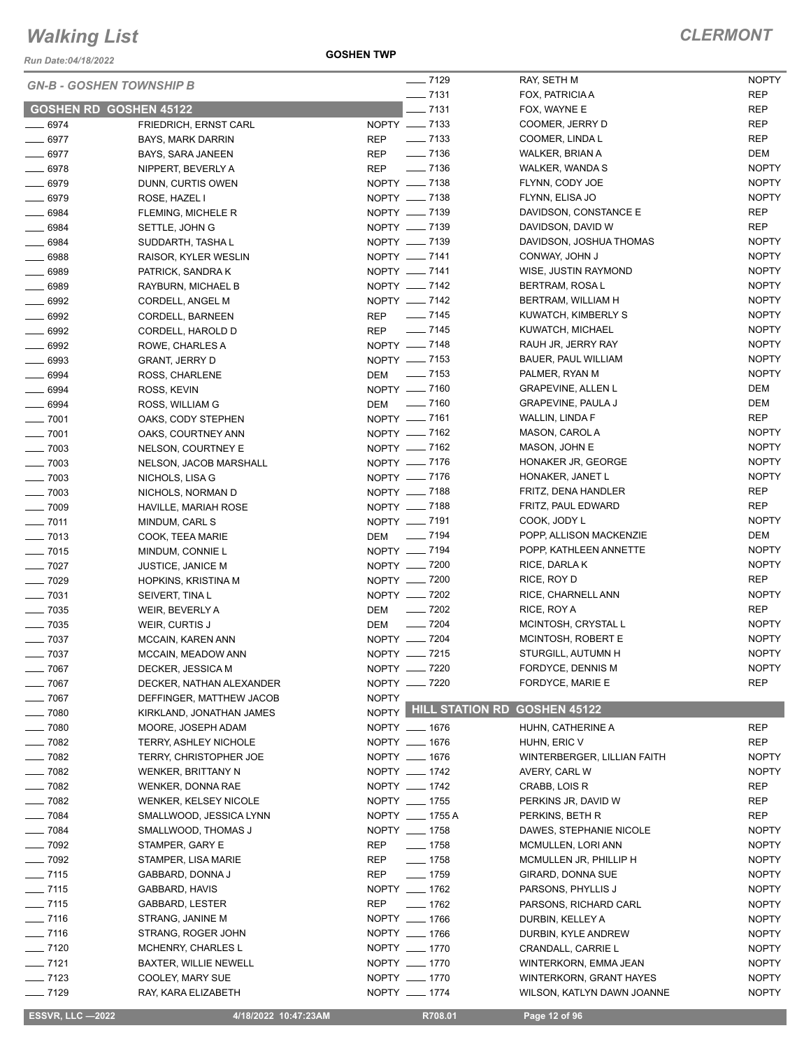# Walking List

**CLERMONT**

Run Date:04/18/2022

**GOSHEN TWP**

## GN-B - GOSHEN TOWNSHIP B

### GOSHEN RD GOSHEN 45122

| No. | Name | Party |
|---|---|---|
| ____ 6974 | FRIEDRICH, ERNST CARL | NOPTY |
| ____ 6977 | BAYS, MARK DARRIN | REP |
| ____ 6977 | BAYS, SARA JANEEN | REP |
| ____ 6978 | NIPPERT, BEVERLY A | REP |
| ____ 6979 | DUNN, CURTIS OWEN | NOPTY |
| ____ 6979 | ROSE, HAZEL I | NOPTY |
| ____ 6984 | FLEMING, MICHELE R | NOPTY |
| ____ 6984 | SETTLE, JOHN G | NOPTY |
| ____ 6984 | SUDDARTH, TASHA L | NOPTY |
| ____ 6988 | RAISOR, KYLER WESLIN | NOPTY |
| ____ 6989 | PATRICK, SANDRA K | NOPTY |
| ____ 6989 | RAYBURN, MICHAEL B | NOPTY |
| ____ 6992 | CORDELL, ANGEL M | NOPTY |
| ____ 6992 | CORDELL, BARNEEN | REP |
| ____ 6992 | CORDELL, HAROLD D | REP |
| ____ 6992 | ROWE, CHARLES A | NOPTY |
| ____ 6993 | GRANT, JERRY D | NOPTY |
| ____ 6994 | ROSS, CHARLENE | DEM |
| ____ 6994 | ROSS, KEVIN | NOPTY |
| ____ 6994 | ROSS, WILLIAM G | DEM |
| ____ 7001 | OAKS, CODY STEPHEN | NOPTY |
| ____ 7001 | OAKS, COURTNEY ANN | NOPTY |
| ____ 7003 | NELSON, COURTNEY E | NOPTY |
| ____ 7003 | NELSON, JACOB MARSHALL | NOPTY |
| ____ 7003 | NICHOLS, LISA G | NOPTY |
| ____ 7003 | NICHOLS, NORMAN D | NOPTY |
| ____ 7009 | HAVILLE, MARIAH ROSE | NOPTY |
| ____ 7011 | MINDUM, CARL S | NOPTY |
| ____ 7013 | COOK, TEEA MARIE | DEM |
| ____ 7015 | MINDUM, CONNIE L | NOPTY |
| ____ 7027 | JUSTICE, JANICE M | NOPTY |
| ____ 7029 | HOPKINS, KRISTINA M | NOPTY |
| ____ 7031 | SEIVERT, TINA L | NOPTY |
| ____ 7035 | WEIR, BEVERLY A | DEM |
| ____ 7035 | WEIR, CURTIS J | DEM |
| ____ 7037 | MCCAIN, KAREN ANN | NOPTY |
| ____ 7037 | MCCAIN, MEADOW ANN | NOPTY |
| ____ 7067 | DECKER, JESSICA M | NOPTY |
| ____ 7067 | DECKER, NATHAN ALEXANDER | NOPTY |
| ____ 7067 | DEFFINGER, MATTHEW JACOB | NOPTY |
| ____ 7080 | KIRKLAND, JONATHAN JAMES | NOPTY |
| ____ 7080 | MOORE, JOSEPH ADAM | NOPTY |
| ____ 7082 | TERRY, ASHLEY NICHOLE | NOPTY |
| ____ 7082 | TERRY, CHRISTOPHER JOE | NOPTY |
| ____ 7082 | WENKER, BRITTANY N | NOPTY |
| ____ 7082 | WENKER, DONNA RAE | NOPTY |
| ____ 7082 | WENKER, KELSEY NICOLE | NOPTY |
| ____ 7084 | SMALLWOOD, JESSICA LYNN | NOPTY |
| ____ 7084 | SMALLWOOD, THOMAS J | NOPTY |
| ____ 7092 | STAMPER, GARY E | REP |
| ____ 7092 | STAMPER, LISA MARIE | REP |
| ____ 7115 | GABBARD, DONNA J | REP |
| ____ 7115 | GABBARD, HAVIS | NOPTY |
| ____ 7115 | GABBARD, LESTER | REP |
| ____ 7116 | STRANG, JANINE M | NOPTY |
| ____ 7116 | STRANG, ROGER JOHN | NOPTY |
| ____ 7120 | MCHENRY, CHARLES L | NOPTY |
| ____ 7121 | BAXTER, WILLIE NEWELL | NOPTY |
| ____ 7123 | COOLEY, MARY SUE | NOPTY |
| ____ 7129 | RAY, KARA ELIZABETH | NOPTY |
| ____ 7129 | RAY, SETH M | NOPTY |
| ____ 7131 | FOX, PATRICIA A | REP |
| ____ 7131 | FOX, WAYNE E | REP |
| ____ 7133 | COOMER, JERRY D | REP |
| ____ 7133 | COOMER, LINDA L | REP |
| ____ 7136 | WALKER, BRIAN A | DEM |
| ____ 7136 | WALKER, WANDA S | NOPTY |
| ____ 7138 | FLYNN, CODY JOE | NOPTY |
| ____ 7138 | FLYNN, ELISA JO | NOPTY |
| ____ 7139 | DAVIDSON, CONSTANCE E | REP |
| ____ 7139 | DAVIDSON, DAVID W | REP |
| ____ 7139 | DAVIDSON, JOSHUA THOMAS | NOPTY |
| ____ 7141 | CONWAY, JOHN J | NOPTY |
| ____ 7141 | WISE, JUSTIN RAYMOND | NOPTY |
| ____ 7142 | BERTRAM, ROSA L | NOPTY |
| ____ 7142 | BERTRAM, WILLIAM H | NOPTY |
| ____ 7145 | KUWATCH, KIMBERLY S | NOPTY |
| ____ 7145 | KUWATCH, MICHAEL | NOPTY |
| ____ 7148 | RAUH JR, JERRY RAY | NOPTY |
| ____ 7153 | BAUER, PAUL WILLIAM | NOPTY |
| ____ 7153 | PALMER, RYAN M | NOPTY |
| ____ 7160 | GRAPEVINE, ALLEN L | DEM |
| ____ 7160 | GRAPEVINE, PAULA J | DEM |
| ____ 7161 | WALLIN, LINDA F | REP |
| ____ 7162 | MASON, CAROL A | NOPTY |
| ____ 7162 | MASON, JOHN E | NOPTY |
| ____ 7176 | HONAKER JR, GEORGE | NOPTY |
| ____ 7176 | HONAKER, JANET L | NOPTY |
| ____ 7188 | FRITZ, DENA HANDLER | REP |
| ____ 7188 | FRITZ, PAUL EDWARD | REP |
| ____ 7191 | COOK, JODY L | NOPTY |
| ____ 7194 | POPP, ALLISON MACKENZIE | DEM |
| ____ 7194 | POPP, KATHLEEN ANNETTE | NOPTY |
| ____ 7200 | RICE, DARLA K | NOPTY |
| ____ 7200 | RICE, ROY D | REP |
| ____ 7202 | RICE, CHARNELL ANN | NOPTY |
| ____ 7202 | RICE, ROY A | REP |
| ____ 7204 | MCINTOSH, CRYSTAL L | NOPTY |
| ____ 7204 | MCINTOSH, ROBERT E | NOPTY |
| ____ 7215 | STURGILL, AUTUMN H | NOPTY |
| ____ 7220 | FORDYCE, DENNIS M | NOPTY |
| ____ 7220 | FORDYCE, MARIE E | REP |

### HILL STATION RD GOSHEN 45122

| No. | Name | Party |
|---|---|---|
| ____ 1676 | HUHN, CATHERINE A | REP |
| ____ 1676 | HUHN, ERIC V | REP |
| ____ 1676 | WINTERBERGER, LILLIAN FAITH | NOPTY |
| ____ 1742 | AVERY, CARL W | NOPTY |
| ____ 1742 | CRABB, LOIS R | REP |
| ____ 1755 | PERKINS JR, DAVID W | REP |
| ____ 1755 A | PERKINS, BETH R | REP |
| ____ 1758 | DAWES, STEPHANIE NICOLE | NOPTY |
| ____ 1758 | MCMULLEN, LORI ANN | NOPTY |
| ____ 1758 | MCMULLEN JR, PHILLIP H | NOPTY |
| ____ 1759 | GIRARD, DONNA SUE | NOPTY |
| ____ 1762 | PARSONS, PHYLLIS J | NOPTY |
| ____ 1762 | PARSONS, RICHARD CARL | NOPTY |
| ____ 1766 | DURBIN, KELLEY A | NOPTY |
| ____ 1766 | DURBIN, KYLE ANDREW | NOPTY |
| ____ 1770 | CRANDALL, CARRIE L | NOPTY |
| ____ 1770 | WINTERKORN, EMMA JEAN | NOPTY |
| ____ 1770 | WINTERKORN, GRANT HAYES | NOPTY |
| ____ 1774 | WILSON, KATLYN DAWN JOANNE | NOPTY |

ESSVR, LLC —2022 4/18/2022 10:47:23AM R708.01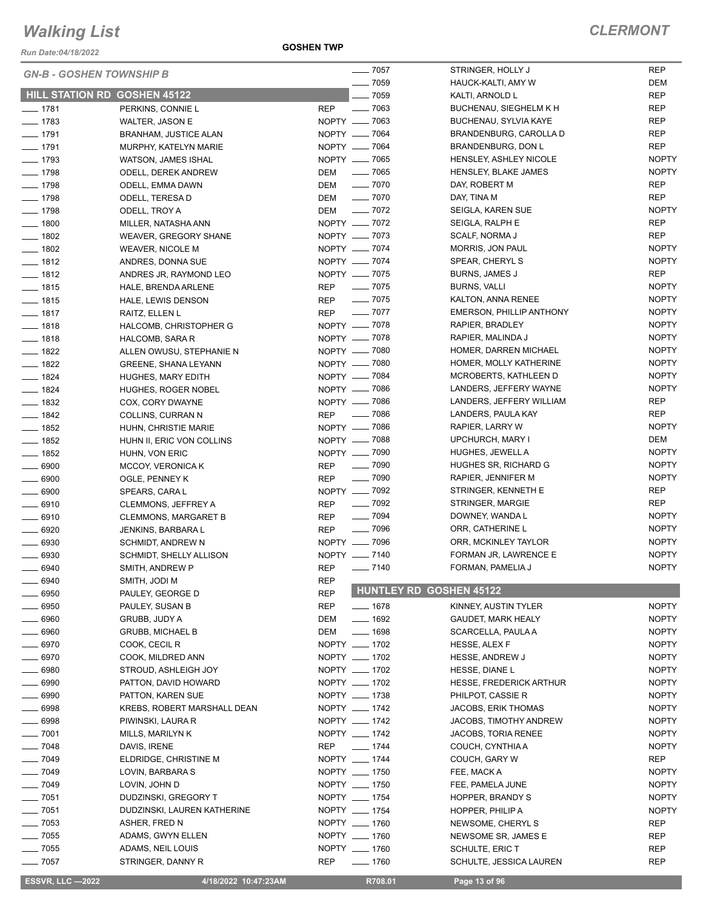# Walking List

## CLERMONT

Run Date:04/18/2022

**GOSHEN TWP**

### GN-B - GOSHEN TOWNSHIP B

### HILL STATION RD GOSHEN 45122

| No. | Name | Party |
|---|---|---|
| ___ 1781 | PERKINS, CONNIE L | REP |
| ___ 1783 | WALTER, JASON E | NOPTY |
| ___ 1791 | BRANHAM, JUSTICE ALAN | NOPTY |
| ___ 1791 | MURPHY, KATELYN MARIE | NOPTY |
| ___ 1793 | WATSON, JAMES ISHAL | NOPTY |
| ___ 1798 | ODELL, DEREK ANDREW | DEM |
| ___ 1798 | ODELL, EMMA DAWN | DEM |
| ___ 1798 | ODELL, TERESA D | DEM |
| ___ 1798 | ODELL, TROY A | DEM |
| ___ 1800 | MILLER, NATASHA ANN | NOPTY |
| ___ 1802 | WEAVER, GREGORY SHANE | NOPTY |
| ___ 1802 | WEAVER, NICOLE M | NOPTY |
| ___ 1812 | ANDRES, DONNA SUE | NOPTY |
| ___ 1812 | ANDRES JR, RAYMOND LEO | NOPTY |
| ___ 1815 | HALE, BRENDA ARLENE | REP |
| ___ 1815 | HALE, LEWIS DENSON | REP |
| ___ 1817 | RAITZ, ELLEN L | REP |
| ___ 1818 | HALCOMB, CHRISTOPHER G | NOPTY |
| ___ 1818 | HALCOMB, SARA R | NOPTY |
| ___ 1822 | ALLEN OWUSU, STEPHANIE N | NOPTY |
| ___ 1822 | GREENE, SHANA LEYANN | NOPTY |
| ___ 1824 | HUGHES, MARY EDITH | NOPTY |
| ___ 1824 | HUGHES, ROGER NOBEL | NOPTY |
| ___ 1832 | COX, CORY DWAYNE | NOPTY |
| ___ 1842 | COLLINS, CURRAN N | REP |
| ___ 1852 | HUHN, CHRISTIE MARIE | NOPTY |
| ___ 1852 | HUHN II, ERIC VON COLLINS | NOPTY |
| ___ 1852 | HUHN, VON ERIC | NOPTY |
| ___ 6900 | MCCOY, VERONICA K | REP |
| ___ 6900 | OGLE, PENNEY K | REP |
| ___ 6900 | SPEARS, CARA L | NOPTY |
| ___ 6910 | CLEMMONS, JEFFREY A | REP |
| ___ 6910 | CLEMMONS, MARGARET B | REP |
| ___ 6920 | JENKINS, BARBARA L | REP |
| ___ 6930 | SCHMIDT, ANDREW N | NOPTY |
| ___ 6930 | SCHMIDT, SHELLY ALLISON | NOPTY |
| ___ 6940 | SMITH, ANDREW P | REP |
| ___ 6940 | SMITH, JODI M | REP |
| ___ 6950 | PAULEY, GEORGE D | REP |
| ___ 6950 | PAULEY, SUSAN B | REP |
| ___ 6960 | GRUBB, JUDY A | DEM |
| ___ 6960 | GRUBB, MICHAEL B | DEM |
| ___ 6970 | COOK, CECIL R | NOPTY |
| ___ 6970 | COOK, MILDRED ANN | NOPTY |
| ___ 6980 | STROUD, ASHLEIGH JOY | NOPTY |
| ___ 6990 | PATTON, DAVID HOWARD | NOPTY |
| ___ 6990 | PATTON, KAREN SUE | NOPTY |
| ___ 6998 | KREBS, ROBERT MARSHALL DEAN | NOPTY |
| ___ 6998 | PIWINSKI, LAURA R | NOPTY |
| ___ 7001 | MILLS, MARILYN K | NOPTY |
| ___ 7048 | DAVIS, IRENE | REP |
| ___ 7049 | ELDRIDGE, CHRISTINE M | NOPTY |
| ___ 7049 | LOVIN, BARBARA S | NOPTY |
| ___ 7049 | LOVIN, JOHN D | NOPTY |
| ___ 7051 | DUDZINSKI, GREGORY T | NOPTY |
| ___ 7051 | DUDZINSKI, LAUREN KATHERINE | NOPTY |
| ___ 7053 | ASHER, FRED N | NOPTY |
| ___ 7055 | ADAMS, GWYN ELLEN | NOPTY |
| ___ 7055 | ADAMS, NEIL LOUIS | NOPTY |
| ___ 7057 | STRINGER, DANNY R | REP |
| ___ 7057 | STRINGER, HOLLY J | REP |
| ___ 7059 | HAUCK-KALTI, AMY W | DEM |
| ___ 7059 | KALTI, ARNOLD L | REP |
| ___ 7063 | BUCHENAU, SIEGHELM K H | REP |
| ___ 7063 | BUCHENAU, SYLVIA KAYE | REP |
| ___ 7064 | BRANDENBURG, CAROLLA D | REP |
| ___ 7064 | BRANDENBURG, DON L | REP |
| ___ 7065 | HENSLEY, ASHLEY NICOLE | NOPTY |
| ___ 7065 | HENSLEY, BLAKE JAMES | NOPTY |
| ___ 7070 | DAY, ROBERT M | REP |
| ___ 7070 | DAY, TINA M | REP |
| ___ 7072 | SEIGLA, KAREN SUE | NOPTY |
| ___ 7072 | SEIGLA, RALPH E | REP |
| ___ 7073 | SCALF, NORMA J | REP |
| ___ 7074 | MORRIS, JON PAUL | NOPTY |
| ___ 7074 | SPEAR, CHERYL S | NOPTY |
| ___ 7075 | BURNS, JAMES J | REP |
| ___ 7075 | BURNS, VALLI | NOPTY |
| ___ 7075 | KALTON, ANNA RENEE | NOPTY |
| ___ 7077 | EMERSON, PHILLIP ANTHONY | NOPTY |
| ___ 7078 | RAPIER, BRADLEY | NOPTY |
| ___ 7078 | RAPIER, MALINDA J | NOPTY |
| ___ 7080 | HOMER, DARREN MICHAEL | NOPTY |
| ___ 7080 | HOMER, MOLLY KATHERINE | NOPTY |
| ___ 7084 | MCROBERTS, KATHLEEN D | NOPTY |
| ___ 7086 | LANDERS, JEFFERY WAYNE | NOPTY |
| ___ 7086 | LANDERS, JEFFERY WILLIAM | REP |
| ___ 7086 | LANDERS, PAULA KAY | REP |
| ___ 7086 | RAPIER, LARRY W | NOPTY |
| ___ 7088 | UPCHURCH, MARY I | DEM |
| ___ 7090 | HUGHES, JEWELL A | NOPTY |
| ___ 7090 | HUGHES SR, RICHARD G | NOPTY |
| ___ 7090 | RAPIER, JENNIFER M | NOPTY |
| ___ 7092 | STRINGER, KENNETH E | REP |
| ___ 7092 | STRINGER, MARGIE | REP |
| ___ 7094 | DOWNEY, WANDA L | NOPTY |
| ___ 7096 | ORR, CATHERINE L | NOPTY |
| ___ 7096 | ORR, MCKINLEY TAYLOR | NOPTY |
| ___ 7140 | FORMAN JR, LAWRENCE E | NOPTY |
| ___ 7140 | FORMAN, PAMELIA J | NOPTY |

### HUNTLEY RD GOSHEN 45122

| No. | Name | Party |
|---|---|---|
| ___ 1678 | KINNEY, AUSTIN TYLER | NOPTY |
| ___ 1692 | GAUDET, MARK HEALY | NOPTY |
| ___ 1698 | SCARCELLA, PAULA A | NOPTY |
| ___ 1702 | HESSE, ALEX F | NOPTY |
| ___ 1702 | HESSE, ANDREW J | NOPTY |
| ___ 1702 | HESSE, DIANE L | NOPTY |
| ___ 1702 | HESSE, FREDERICK ARTHUR | NOPTY |
| ___ 1738 | PHILPOT, CASSIE R | NOPTY |
| ___ 1742 | JACOBS, ERIK THOMAS | NOPTY |
| ___ 1742 | JACOBS, TIMOTHY ANDREW | NOPTY |
| ___ 1742 | JACOBS, TORIA RENEE | NOPTY |
| ___ 1744 | COUCH, CYNTHIA A | NOPTY |
| ___ 1744 | COUCH, GARY W | REP |
| ___ 1750 | FEE, MACK A | NOPTY |
| ___ 1750 | FEE, PAMELA JUNE | NOPTY |
| ___ 1754 | HOPPER, BRANDY S | NOPTY |
| ___ 1754 | HOPPER, PHILIP A | NOPTY |
| ___ 1760 | NEWSOME, CHERYL S | REP |
| ___ 1760 | NEWSOME SR, JAMES E | REP |
| ___ 1760 | SCHULTE, ERIC T | REP |
| ___ 1760 | SCHULTE, JESSICA LAUREN | REP |

ESSVR, LLC —2022 4/18/2022 10:47:23AM R708.01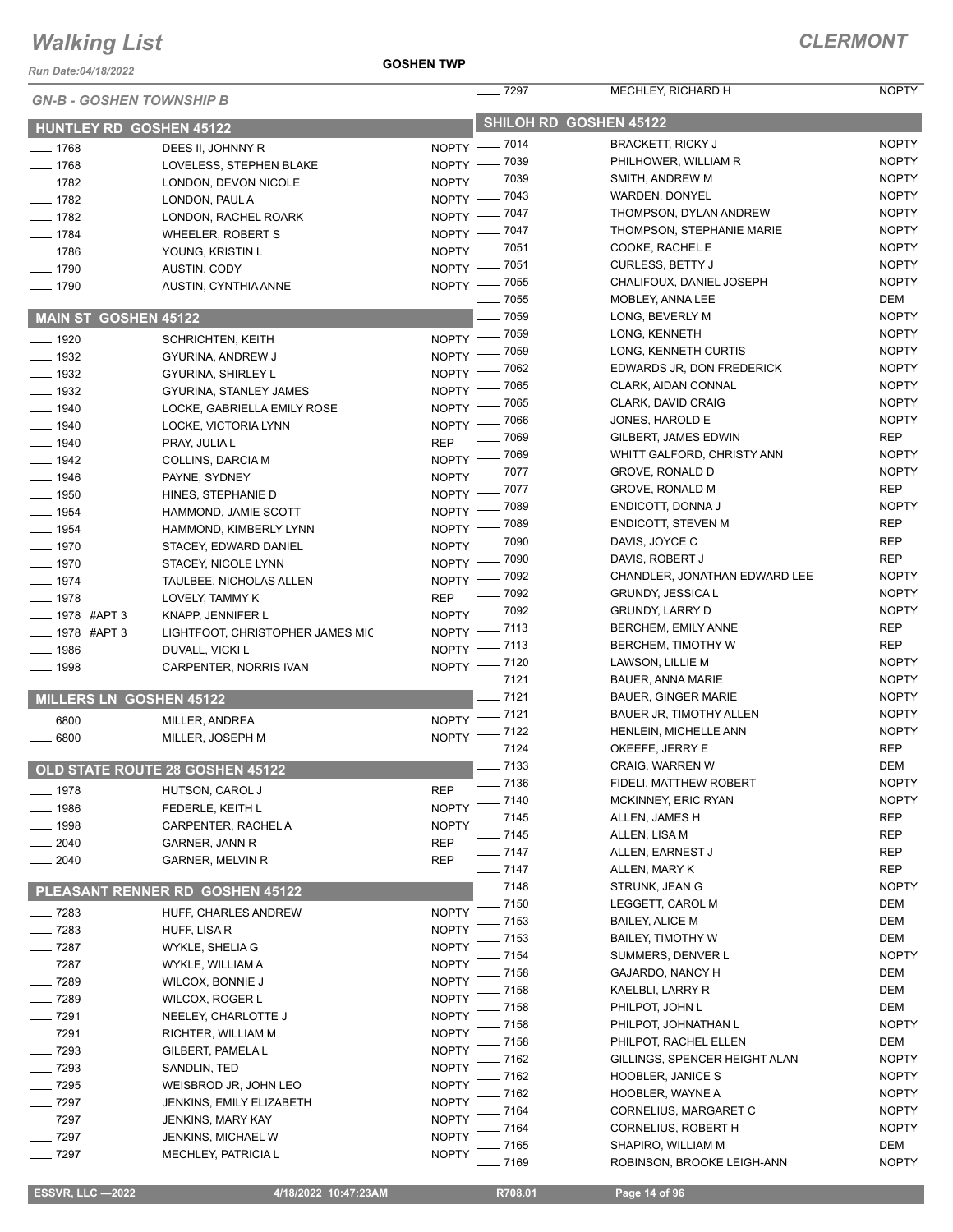# Walking List

**CLERMONT**

Run Date:04/18/2022

**GOSHEN TWP**

*GN-B - GOSHEN TOWNSHIP B*

## HUNTLEY RD GOSHEN 45122

| No. | Name | Party |
|---|---|---|
| 1768 | DEES II, JOHNNY R | NOPTY |
| 1768 | LOVELESS, STEPHEN BLAKE | NOPTY |
| 1782 | LONDON, DEVON NICOLE | NOPTY |
| 1782 | LONDON, PAUL A | NOPTY |
| 1782 | LONDON, RACHEL ROARK | NOPTY |
| 1784 | WHEELER, ROBERT S | NOPTY |
| 1786 | YOUNG, KRISTIN L | NOPTY |
| 1790 | AUSTIN, CODY | NOPTY |
| 1790 | AUSTIN, CYNTHIA ANNE | NOPTY |

## MAIN ST GOSHEN 45122

| No. | Name | Party |
|---|---|---|
| 1920 | SCHRICHTEN, KEITH | NOPTY |
| 1932 | GYURINA, ANDREW J | NOPTY |
| 1932 | GYURINA, SHIRLEY L | NOPTY |
| 1932 | GYURINA, STANLEY JAMES | NOPTY |
| 1940 | LOCKE, GABRIELLA EMILY ROSE | NOPTY |
| 1940 | LOCKE, VICTORIA LYNN | NOPTY |
| 1940 | PRAY, JULIA L | REP |
| 1942 | COLLINS, DARCIA M | NOPTY |
| 1946 | PAYNE, SYDNEY | NOPTY |
| 1950 | HINES, STEPHANIE D | NOPTY |
| 1954 | HAMMOND, JAMIE SCOTT | NOPTY |
| 1954 | HAMMOND, KIMBERLY LYNN | NOPTY |
| 1970 | STACEY, EDWARD DANIEL | NOPTY |
| 1970 | STACEY, NICOLE LYNN | NOPTY |
| 1974 | TAULBEE, NICHOLAS ALLEN | NOPTY |
| 1978 | LOVELY, TAMMY K | REP |
| 1978 #APT 3 | KNAPP, JENNIFER L | NOPTY |
| 1978 #APT 3 | LIGHTFOOT, CHRISTOPHER JAMES MIC | NOPTY |
| 1986 | DUVALL, VICKI L | NOPTY |
| 1998 | CARPENTER, NORRIS IVAN | NOPTY |

## MILLERS LN GOSHEN 45122

| No. | Name | Party |
|---|---|---|
| 6800 | MILLER, ANDREA | NOPTY |
| 6800 | MILLER, JOSEPH M | NOPTY |

## OLD STATE ROUTE 28 GOSHEN 45122

| No. | Name | Party |
|---|---|---|
| 1978 | HUTSON, CAROL J | REP |
| 1986 | FEDERLE, KEITH L | NOPTY |
| 1998 | CARPENTER, RACHEL A | NOPTY |
| 2040 | GARNER, JANN R | REP |
| 2040 | GARNER, MELVIN R | REP |

## PLEASANT RENNER RD GOSHEN 45122

| No. | Name | Party |
|---|---|---|
| 7283 | HUFF, CHARLES ANDREW | NOPTY |
| 7283 | HUFF, LISA R | NOPTY |
| 7287 | WYKLE, SHELIA G | NOPTY |
| 7287 | WYKLE, WILLIAM A | NOPTY |
| 7289 | WILCOX, BONNIE J | NOPTY |
| 7289 | WILCOX, ROGER L | NOPTY |
| 7291 | NEELEY, CHARLOTTE J | NOPTY |
| 7291 | RICHTER, WILLIAM M | NOPTY |
| 7293 | GILBERT, PAMELA L | NOPTY |
| 7293 | SANDLIN, TED | NOPTY |
| 7295 | WEISBROD JR, JOHN LEO | NOPTY |
| 7297 | JENKINS, EMILY ELIZABETH | NOPTY |
| 7297 | JENKINS, MARY KAY | NOPTY |
| 7297 | JENKINS, MICHAEL W | NOPTY |
| 7297 | MECHLEY, PATRICIA L | NOPTY |
| 7297 | MECHLEY, RICHARD H | NOPTY |

## SHILOH RD GOSHEN 45122

| No. | Name | Party |
|---|---|---|
| 7014 | BRACKETT, RICKY J | NOPTY |
| 7039 | PHILHOWER, WILLIAM R | NOPTY |
| 7039 | SMITH, ANDREW M | NOPTY |
| 7043 | WARDEN, DONYEL | NOPTY |
| 7047 | THOMPSON, DYLAN ANDREW | NOPTY |
| 7047 | THOMPSON, STEPHANIE MARIE | NOPTY |
| 7051 | COOKE, RACHEL E | NOPTY |
| 7051 | CURLESS, BETTY J | NOPTY |
| 7055 | CHALIFOUX, DANIEL JOSEPH | NOPTY |
| 7055 | MOBLEY, ANNA LEE | DEM |
| 7059 | LONG, BEVERLY M | NOPTY |
| 7059 | LONG, KENNETH | NOPTY |
| 7059 | LONG, KENNETH CURTIS | NOPTY |
| 7062 | EDWARDS JR, DON FREDERICK | NOPTY |
| 7065 | CLARK, AIDAN CONNAL | NOPTY |
| 7065 | CLARK, DAVID CRAIG | NOPTY |
| 7066 | JONES, HAROLD E | NOPTY |
| 7069 | GILBERT, JAMES EDWIN | REP |
| 7069 | WHITT GALFORD, CHRISTY ANN | NOPTY |
| 7077 | GROVE, RONALD D | NOPTY |
| 7077 | GROVE, RONALD M | REP |
| 7089 | ENDICOTT, DONNA J | NOPTY |
| 7089 | ENDICOTT, STEVEN M | REP |
| 7090 | DAVIS, JOYCE C | REP |
| 7090 | DAVIS, ROBERT J | REP |
| 7092 | CHANDLER, JONATHAN EDWARD LEE | NOPTY |
| 7092 | GRUNDY, JESSICA L | NOPTY |
| 7092 | GRUNDY, LARRY D | NOPTY |
| 7113 | BERCHEM, EMILY ANNE | REP |
| 7113 | BERCHEM, TIMOTHY W | REP |
| 7120 | LAWSON, LILLIE M | NOPTY |
| 7121 | BAUER, ANNA MARIE | NOPTY |
| 7121 | BAUER, GINGER MARIE | NOPTY |
| 7121 | BAUER JR, TIMOTHY ALLEN | NOPTY |
| 7122 | HENLEIN, MICHELLE ANN | NOPTY |
| 7124 | OKEEFE, JERRY E | REP |
| 7133 | CRAIG, WARREN W | DEM |
| 7136 | FIDELI, MATTHEW ROBERT | NOPTY |
| 7140 | MCKINNEY, ERIC RYAN | NOPTY |
| 7145 | ALLEN, JAMES H | REP |
| 7145 | ALLEN, LISA M | REP |
| 7147 | ALLEN, EARNEST J | REP |
| 7147 | ALLEN, MARY K | REP |
| 7148 | STRUNK, JEAN G | NOPTY |
| 7150 | LEGGETT, CAROL M | DEM |
| 7153 | BAILEY, ALICE M | DEM |
| 7153 | BAILEY, TIMOTHY W | DEM |
| 7154 | SUMMERS, DENVER L | NOPTY |
| 7158 | GAJARDO, NANCY H | DEM |
| 7158 | KAELBLI, LARRY R | DEM |
| 7158 | PHILPOT, JOHN L | DEM |
| 7158 | PHILPOT, JOHNATHAN L | NOPTY |
| 7158 | PHILPOT, RACHEL ELLEN | DEM |
| 7162 | GILLINGS, SPENCER HEIGHT ALAN | NOPTY |
| 7162 | HOOBLER, JANICE S | NOPTY |
| 7162 | HOOBLER, WAYNE A | NOPTY |
| 7164 | CORNELIUS, MARGARET C | NOPTY |
| 7164 | CORNELIUS, ROBERT H | NOPTY |
| 7165 | SHAPIRO, WILLIAM M | DEM |
| 7169 | ROBINSON, BROOKE LEIGH-ANN | NOPTY |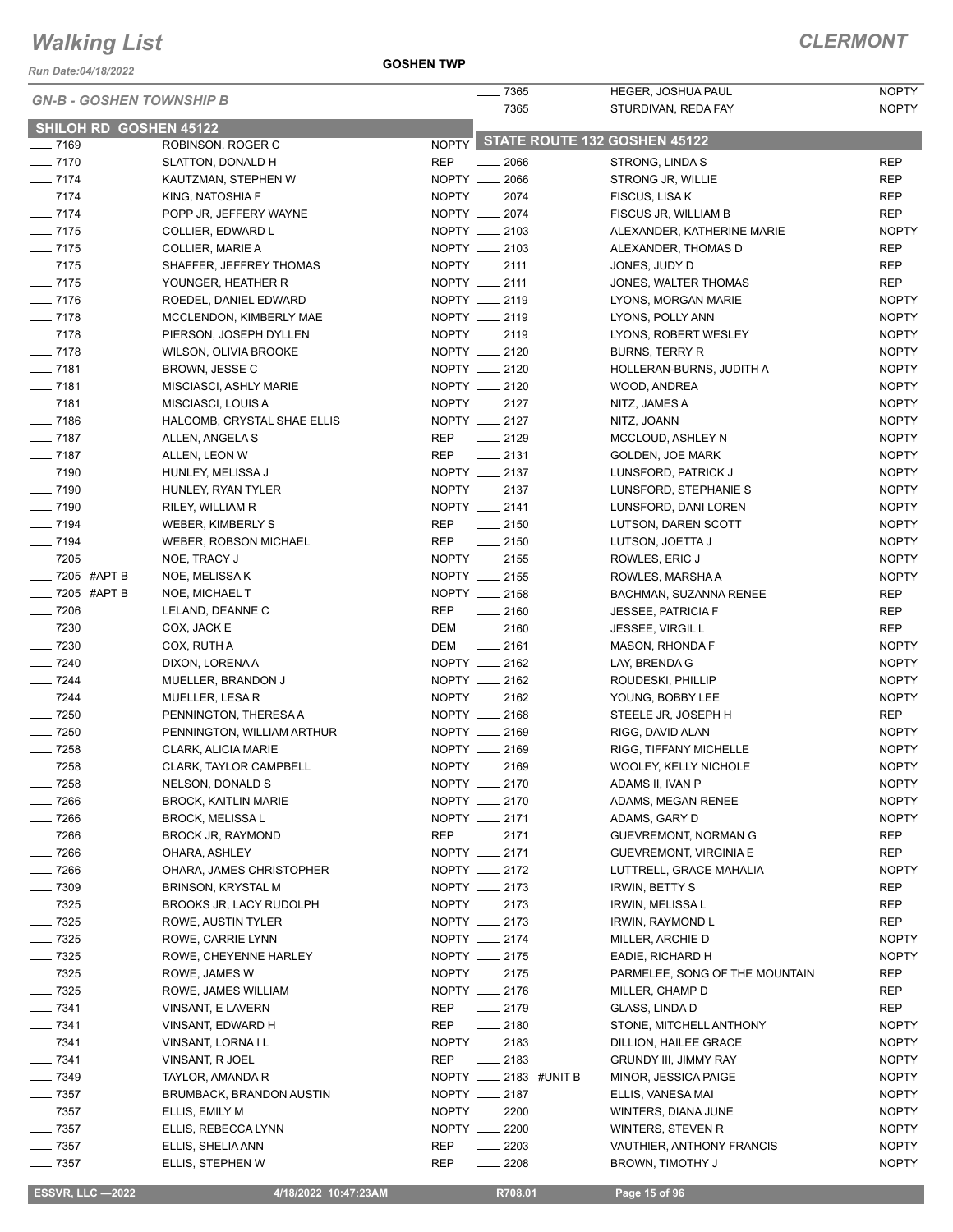# Walking List

## CLERMONT

Run Date:04/18/2022

GOSHEN TWP

### GN-B - GOSHEN TOWNSHIP B

#### SHILOH RD GOSHEN 45122

| No. | Name | Party |
|---|---|---|
| 7169 | ROBINSON, ROGER C | NOPTY |
| 7170 | SLATTON, DONALD H | REP |
| 7174 | KAUTZMAN, STEPHEN W | NOPTY |
| 7174 | KING, NATOSHIA F | NOPTY |
| 7174 | POPP JR, JEFFERY WAYNE | NOPTY |
| 7175 | COLLIER, EDWARD L | NOPTY |
| 7175 | COLLIER, MARIE A | NOPTY |
| 7175 | SHAFFER, JEFFREY THOMAS | NOPTY |
| 7175 | YOUNGER, HEATHER R | NOPTY |
| 7176 | ROEDEL, DANIEL EDWARD | NOPTY |
| 7178 | MCCLENDON, KIMBERLY MAE | NOPTY |
| 7178 | PIERSON, JOSEPH DYLLEN | NOPTY |
| 7178 | WILSON, OLIVIA BROOKE | NOPTY |
| 7181 | BROWN, JESSE C | NOPTY |
| 7181 | MISCIASCI, ASHLY MARIE | NOPTY |
| 7181 | MISCIASCI, LOUIS A | NOPTY |
| 7186 | HALCOMB, CRYSTAL SHAE ELLIS | NOPTY |
| 7187 | ALLEN, ANGELA S | REP |
| 7187 | ALLEN, LEON W | REP |
| 7190 | HUNLEY, MELISSA J | NOPTY |
| 7190 | HUNLEY, RYAN TYLER | NOPTY |
| 7190 | RILEY, WILLIAM R | NOPTY |
| 7194 | WEBER, KIMBERLY S | REP |
| 7194 | WEBER, ROBSON MICHAEL | REP |
| 7205 | NOE, TRACY J | NOPTY |
| 7205 #APT B | NOE, MELISSA K | NOPTY |
| 7205 #APT B | NOE, MICHAEL T | NOPTY |
| 7206 | LELAND, DEANNE C | REP |
| 7230 | COX, JACK E | DEM |
| 7230 | COX, RUTH A | DEM |
| 7240 | DIXON, LORENA A | NOPTY |
| 7244 | MUELLER, BRANDON J | NOPTY |
| 7244 | MUELLER, LESA R | NOPTY |
| 7250 | PENNINGTON, THERESA A | NOPTY |
| 7250 | PENNINGTON, WILLIAM ARTHUR | NOPTY |
| 7258 | CLARK, ALICIA MARIE | NOPTY |
| 7258 | CLARK, TAYLOR CAMPBELL | NOPTY |
| 7258 | NELSON, DONALD S | NOPTY |
| 7266 | BROCK, KAITLIN MARIE | NOPTY |
| 7266 | BROCK, MELISSA L | NOPTY |
| 7266 | BROCK JR, RAYMOND | REP |
| 7266 | OHARA, ASHLEY | NOPTY |
| 7266 | OHARA, JAMES CHRISTOPHER | NOPTY |
| 7309 | BRINSON, KRYSTAL M | NOPTY |
| 7325 | BROOKS JR, LACY RUDOLPH | NOPTY |
| 7325 | ROWE, AUSTIN TYLER | NOPTY |
| 7325 | ROWE, CARRIE LYNN | NOPTY |
| 7325 | ROWE, CHEYENNE HARLEY | NOPTY |
| 7325 | ROWE, JAMES W | NOPTY |
| 7325 | ROWE, JAMES WILLIAM | NOPTY |
| 7341 | VINSANT, E LAVERN | REP |
| 7341 | VINSANT, EDWARD H | REP |
| 7341 | VINSANT, LORNA I L | NOPTY |
| 7341 | VINSANT, R JOEL | REP |
| 7349 | TAYLOR, AMANDA R | NOPTY |
| 7357 | BRUMBACK, BRANDON AUSTIN | NOPTY |
| 7357 | ELLIS, EMILY M | NOPTY |
| 7357 | ELLIS, REBECCA LYNN | NOPTY |
| 7357 | ELLIS, SHELIA ANN | REP |
| 7357 | ELLIS, STEPHEN W | REP |
| 7365 | HEGER, JOSHUA PAUL | NOPTY |
| 7365 | STURDIVAN, REDA FAY | NOPTY |

#### STATE ROUTE 132 GOSHEN 45122

| No. | Name | Party |
|---|---|---|
| 2066 | STRONG, LINDA S | REP |
| 2066 | STRONG JR, WILLIE | REP |
| 2074 | FISCUS, LISA K | REP |
| 2074 | FISCUS JR, WILLIAM B | REP |
| 2103 | ALEXANDER, KATHERINE MARIE | NOPTY |
| 2103 | ALEXANDER, THOMAS D | REP |
| 2111 | JONES, JUDY D | REP |
| 2111 | JONES, WALTER THOMAS | REP |
| 2119 | LYONS, MORGAN MARIE | NOPTY |
| 2119 | LYONS, POLLY ANN | NOPTY |
| 2119 | LYONS, ROBERT WESLEY | NOPTY |
| 2120 | BURNS, TERRY R | NOPTY |
| 2120 | HOLLERAN-BURNS, JUDITH A | NOPTY |
| 2120 | WOOD, ANDREA | NOPTY |
| 2127 | NITZ, JAMES A | NOPTY |
| 2127 | NITZ, JOANN | NOPTY |
| 2129 | MCCLOUD, ASHLEY N | NOPTY |
| 2131 | GOLDEN, JOE MARK | NOPTY |
| 2137 | LUNSFORD, PATRICK J | NOPTY |
| 2137 | LUNSFORD, STEPHANIE S | NOPTY |
| 2141 | LUNSFORD, DANI LOREN | NOPTY |
| 2150 | LUTSON, DAREN SCOTT | NOPTY |
| 2150 | LUTSON, JOETTA J | NOPTY |
| 2155 | ROWLES, ERIC J | NOPTY |
| 2155 | ROWLES, MARSHA A | NOPTY |
| 2158 | BACHMAN, SUZANNA RENEE | REP |
| 2160 | JESSEE, PATRICIA F | REP |
| 2160 | JESSEE, VIRGIL L | REP |
| 2161 | MASON, RHONDA F | NOPTY |
| 2162 | LAY, BRENDA G | NOPTY |
| 2162 | ROUDESKI, PHILLIP | NOPTY |
| 2162 | YOUNG, BOBBY LEE | NOPTY |
| 2168 | STEELE JR, JOSEPH H | REP |
| 2169 | RIGG, DAVID ALAN | NOPTY |
| 2169 | RIGG, TIFFANY MICHELLE | NOPTY |
| 2169 | WOOLEY, KELLY NICHOLE | NOPTY |
| 2170 | ADAMS II, IVAN P | NOPTY |
| 2170 | ADAMS, MEGAN RENEE | NOPTY |
| 2171 | ADAMS, GARY D | NOPTY |
| 2171 | GUEVREMONT, NORMAN G | REP |
| 2171 | GUEVREMONT, VIRGINIA E | REP |
| 2172 | LUTTRELL, GRACE MAHALIA | NOPTY |
| 2173 | IRWIN, BETTY S | REP |
| 2173 | IRWIN, MELISSA L | REP |
| 2173 | IRWIN, RAYMOND L | REP |
| 2174 | MILLER, ARCHIE D | NOPTY |
| 2175 | EADIE, RICHARD H | NOPTY |
| 2175 | PARMELEE, SONG OF THE MOUNTAIN | REP |
| 2176 | MILLER, CHAMP D | REP |
| 2179 | GLASS, LINDA D | REP |
| 2180 | STONE, MITCHELL ANTHONY | NOPTY |
| 2183 | DILLION, HAILEE GRACE | NOPTY |
| 2183 | GRUNDY III, JIMMY RAY | NOPTY |
| 2183 #UNIT B | MINOR, JESSICA PAIGE | NOPTY |
| 2187 | ELLIS, VANESA MAI | NOPTY |
| 2200 | WINTERS, DIANA JUNE | NOPTY |
| 2200 | WINTERS, STEVEN R | NOPTY |
| 2203 | VAUTHIER, ANTHONY FRANCIS | NOPTY |
| 2208 | BROWN, TIMOTHY J | NOPTY |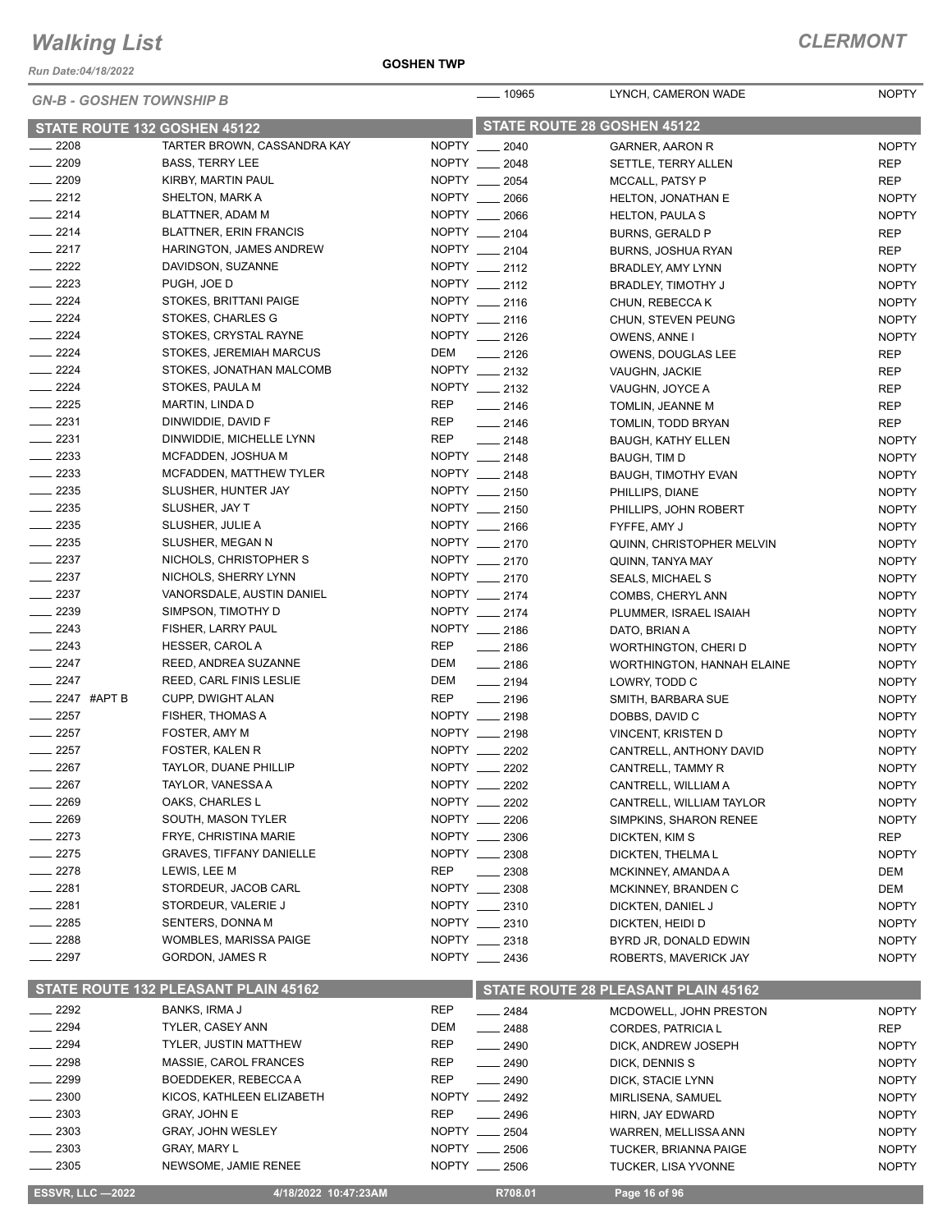# Walking List

**CLERMONT**

Run Date:04/18/2022

**GOSHEN TWP**

*GN-B - GOSHEN TOWNSHIP B*

## STATE ROUTE 132 GOSHEN 45122

| No. | Name | Party |
|---|---|---|
| 2208 | TARTER BROWN, CASSANDRA KAY | NOPTY |
| 2209 | BASS, TERRY LEE | NOPTY |
| 2209 | KIRBY, MARTIN PAUL | NOPTY |
| 2212 | SHELTON, MARK A | NOPTY |
| 2214 | BLATTNER, ADAM M | NOPTY |
| 2214 | BLATTNER, ERIN FRANCIS | NOPTY |
| 2217 | HARINGTON, JAMES ANDREW | NOPTY |
| 2222 | DAVIDSON, SUZANNE | NOPTY |
| 2223 | PUGH, JOE D | NOPTY |
| 2224 | STOKES, BRITTANI PAIGE | NOPTY |
| 2224 | STOKES, CHARLES G | NOPTY |
| 2224 | STOKES, CRYSTAL RAYNE | NOPTY |
| 2224 | STOKES, JEREMIAH MARCUS | DEM |
| 2224 | STOKES, JONATHAN MALCOMB | NOPTY |
| 2224 | STOKES, PAULA M | NOPTY |
| 2225 | MARTIN, LINDA D | REP |
| 2231 | DINWIDDIE, DAVID F | REP |
| 2231 | DINWIDDIE, MICHELLE LYNN | REP |
| 2233 | MCFADDEN, JOSHUA M | NOPTY |
| 2233 | MCFADDEN, MATTHEW TYLER | NOPTY |
| 2235 | SLUSHER, HUNTER JAY | NOPTY |
| 2235 | SLUSHER, JAY T | NOPTY |
| 2235 | SLUSHER, JULIE A | NOPTY |
| 2235 | SLUSHER, MEGAN N | NOPTY |
| 2237 | NICHOLS, CHRISTOPHER S | NOPTY |
| 2237 | NICHOLS, SHERRY LYNN | NOPTY |
| 2237 | VANORSDALE, AUSTIN DANIEL | NOPTY |
| 2239 | SIMPSON, TIMOTHY D | NOPTY |
| 2243 | FISHER, LARRY PAUL | NOPTY |
| 2243 | HESSER, CAROL A | REP |
| 2247 | REED, ANDREA SUZANNE | DEM |
| 2247 | REED, CARL FINIS LESLIE | DEM |
| 2247 #APT B | CUPP, DWIGHT ALAN | REP |
| 2257 | FISHER, THOMAS A | NOPTY |
| 2257 | FOSTER, AMY M | NOPTY |
| 2257 | FOSTER, KALEN R | NOPTY |
| 2267 | TAYLOR, DUANE PHILLIP | NOPTY |
| 2267 | TAYLOR, VANESSA A | NOPTY |
| 2269 | OAKS, CHARLES L | NOPTY |
| 2269 | SOUTH, MASON TYLER | NOPTY |
| 2273 | FRYE, CHRISTINA MARIE | NOPTY |
| 2275 | GRAVES, TIFFANY DANIELLE | NOPTY |
| 2278 | LEWIS, LEE M | REP |
| 2281 | STORDEUR, JACOB CARL | NOPTY |
| 2281 | STORDEUR, VALERIE J | NOPTY |
| 2285 | SENTERS, DONNA M | NOPTY |
| 2288 | WOMBLES, MARISSA PAIGE | NOPTY |
| 2297 | GORDON, JAMES R | NOPTY |

## STATE ROUTE 132 PLEASANT PLAIN 45162

| No. | Name | Party |
|---|---|---|
| 2292 | BANKS, IRMA J | REP |
| 2294 | TYLER, CASEY ANN | DEM |
| 2294 | TYLER, JUSTIN MATTHEW | REP |
| 2298 | MASSIE, CAROL FRANCES | REP |
| 2299 | BOEDDEKER, REBECCA A | REP |
| 2300 | KICOS, KATHLEEN ELIZABETH | NOPTY |
| 2303 | GRAY, JOHN E | REP |
| 2303 | GRAY, JOHN WESLEY | NOPTY |
| 2303 | GRAY, MARY L | NOPTY |
| 2305 | NEWSOME, JAMIE RENEE | NOPTY |

| No. | Name | Party |
|---|---|---|
| 10965 | LYNCH, CAMERON WADE | NOPTY |

## STATE ROUTE 28 GOSHEN 45122

| No. | Name | Party |
|---|---|---|
| 2040 | GARNER, AARON R | NOPTY |
| 2048 | SETTLE, TERRY ALLEN | REP |
| 2054 | MCCALL, PATSY P | REP |
| 2066 | HELTON, JONATHAN E | NOPTY |
| 2066 | HELTON, PAULA S | NOPTY |
| 2104 | BURNS, GERALD P | REP |
| 2104 | BURNS, JOSHUA RYAN | REP |
| 2112 | BRADLEY, AMY LYNN | NOPTY |
| 2112 | BRADLEY, TIMOTHY J | NOPTY |
| 2116 | CHUN, REBECCA K | NOPTY |
| 2116 | CHUN, STEVEN PEUNG | NOPTY |
| 2126 | OWENS, ANNE I | NOPTY |
| 2126 | OWENS, DOUGLAS LEE | REP |
| 2132 | VAUGHN, JACKIE | REP |
| 2132 | VAUGHN, JOYCE A | REP |
| 2146 | TOMLIN, JEANNE M | REP |
| 2146 | TOMLIN, TODD BRYAN | REP |
| 2148 | BAUGH, KATHY ELLEN | NOPTY |
| 2148 | BAUGH, TIM D | NOPTY |
| 2148 | BAUGH, TIMOTHY EVAN | NOPTY |
| 2150 | PHILLIPS, DIANE | NOPTY |
| 2150 | PHILLIPS, JOHN ROBERT | NOPTY |
| 2166 | FYFFE, AMY J | NOPTY |
| 2170 | QUINN, CHRISTOPHER MELVIN | NOPTY |
| 2170 | QUINN, TANYA MAY | NOPTY |
| 2170 | SEALS, MICHAEL S | NOPTY |
| 2174 | COMBS, CHERYL ANN | NOPTY |
| 2174 | PLUMMER, ISRAEL ISAIAH | NOPTY |
| 2186 | DATO, BRIAN A | NOPTY |
| 2186 | WORTHINGTON, CHERI D | NOPTY |
| 2186 | WORTHINGTON, HANNAH ELAINE | NOPTY |
| 2194 | LOWRY, TODD C | NOPTY |
| 2196 | SMITH, BARBARA SUE | NOPTY |
| 2198 | DOBBS, DAVID C | NOPTY |
| 2198 | VINCENT, KRISTEN D | NOPTY |
| 2202 | CANTRELL, ANTHONY DAVID | NOPTY |
| 2202 | CANTRELL, TAMMY R | NOPTY |
| 2202 | CANTRELL, WILLIAM A | NOPTY |
| 2202 | CANTRELL, WILLIAM TAYLOR | NOPTY |
| 2206 | SIMPKINS, SHARON RENEE | NOPTY |
| 2306 | DICKTEN, KIM S | REP |
| 2308 | DICKTEN, THELMA L | NOPTY |
| 2308 | MCKINNEY, AMANDA A | DEM |
| 2308 | MCKINNEY, BRANDEN C | DEM |
| 2310 | DICKTEN, DANIEL J | NOPTY |
| 2310 | DICKTEN, HEIDI D | NOPTY |
| 2318 | BYRD JR, DONALD EDWIN | NOPTY |
| 2436 | ROBERTS, MAVERICK JAY | NOPTY |

## STATE ROUTE 28 PLEASANT PLAIN 45162

| No. | Name | Party |
|---|---|---|
| 2484 | MCDOWELL, JOHN PRESTON | NOPTY |
| 2488 | CORDES, PATRICIA L | REP |
| 2490 | DICK, ANDREW JOSEPH | NOPTY |
| 2490 | DICK, DENNIS S | NOPTY |
| 2490 | DICK, STACIE LYNN | NOPTY |
| 2492 | MIRLISENA, SAMUEL | NOPTY |
| 2496 | HIRN, JAY EDWARD | NOPTY |
| 2504 | WARREN, MELLISSA ANN | NOPTY |
| 2506 | TUCKER, BRIANNA PAIGE | NOPTY |
| 2506 | TUCKER, LISA YVONNE | NOPTY |

ESSVR, LLC —2022 4/18/2022 10:47:23AM R708.01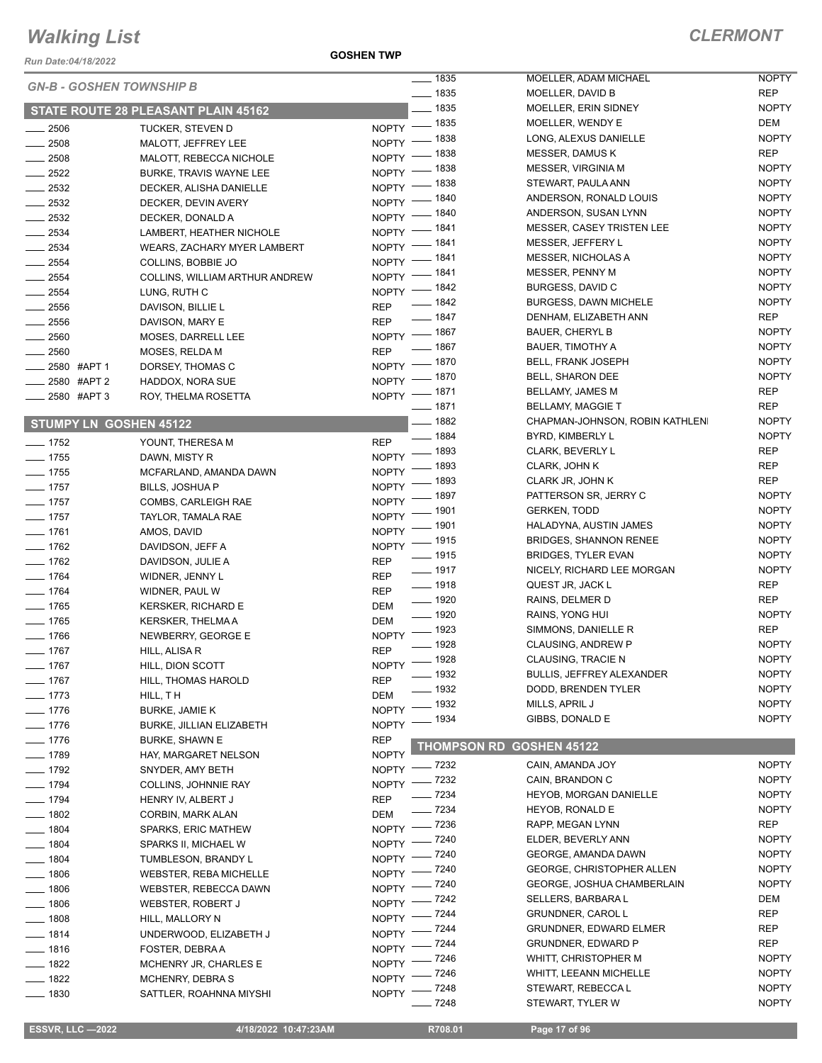# Walking List

**CLERMONT**

Run Date:04/18/2022

**GOSHEN TWP**

## GN-B - GOSHEN TOWNSHIP B

### STATE ROUTE 28 PLEASANT PLAIN 45162

| Number | Name | Party |
|---|---|---|
| 2506 | TUCKER, STEVEN D | NOPTY |
| 2508 | MALOTT, JEFFREY LEE | NOPTY |
| 2508 | MALOTT, REBECCA NICHOLE | NOPTY |
| 2522 | BURKE, TRAVIS WAYNE LEE | NOPTY |
| 2532 | DECKER, ALISHA DANIELLE | NOPTY |
| 2532 | DECKER, DEVIN AVERY | NOPTY |
| 2532 | DECKER, DONALD A | NOPTY |
| 2534 | LAMBERT, HEATHER NICHOLE | NOPTY |
| 2534 | WEARS, ZACHARY MYER LAMBERT | NOPTY |
| 2554 | COLLINS, BOBBIE JO | NOPTY |
| 2554 | COLLINS, WILLIAM ARTHUR ANDREW | NOPTY |
| 2554 | LUNG, RUTH C | NOPTY |
| 2556 | DAVISON, BILLIE L | REP |
| 2556 | DAVISON, MARY E | REP |
| 2560 | MOSES, DARRELL LEE | NOPTY |
| 2560 | MOSES, RELDA M | REP |
| 2580 #APT 1 | DORSEY, THOMAS C | NOPTY |
| 2580 #APT 2 | HADDOX, NORA SUE | NOPTY |
| 2580 #APT 3 | ROY, THELMA ROSETTA | NOPTY |

### STUMPY LN GOSHEN 45122

| Number | Name | Party |
|---|---|---|
| 1752 | YOUNT, THERESA M | REP |
| 1755 | DAWN, MISTY R | NOPTY |
| 1755 | MCFARLAND, AMANDA DAWN | NOPTY |
| 1757 | BILLS, JOSHUA P | NOPTY |
| 1757 | COMBS, CARLEIGH RAE | NOPTY |
| 1757 | TAYLOR, TAMALA RAE | NOPTY |
| 1761 | AMOS, DAVID | NOPTY |
| 1762 | DAVIDSON, JEFF A | NOPTY |
| 1762 | DAVIDSON, JULIE A | REP |
| 1764 | WIDNER, JENNY L | REP |
| 1764 | WIDNER, PAUL W | REP |
| 1765 | KERSKER, RICHARD E | DEM |
| 1765 | KERSKER, THELMA A | DEM |
| 1766 | NEWBERRY, GEORGE E | NOPTY |
| 1767 | HILL, ALISA R | REP |
| 1767 | HILL, DION SCOTT | NOPTY |
| 1767 | HILL, THOMAS HAROLD | REP |
| 1773 | HILL, T H | DEM |
| 1776 | BURKE, JAMIE K | NOPTY |
| 1776 | BURKE, JILLIAN ELIZABETH | NOPTY |
| 1776 | BURKE, SHAWN E | REP |
| 1789 | HAY, MARGARET NELSON | NOPTY |
| 1792 | SNYDER, AMY BETH | NOPTY |
| 1794 | COLLINS, JOHNNIE RAY | NOPTY |
| 1794 | HENRY IV, ALBERT J | REP |
| 1802 | CORBIN, MARK ALAN | DEM |
| 1804 | SPARKS, ERIC MATHEW | NOPTY |
| 1804 | SPARKS II, MICHAEL W | NOPTY |
| 1804 | TUMBLESON, BRANDY L | NOPTY |
| 1806 | WEBSTER, REBA MICHELLE | NOPTY |
| 1806 | WEBSTER, REBECCA DAWN | NOPTY |
| 1806 | WEBSTER, ROBERT J | NOPTY |
| 1808 | HILL, MALLORY N | NOPTY |
| 1814 | UNDERWOOD, ELIZABETH J | NOPTY |
| 1816 | FOSTER, DEBRA A | NOPTY |
| 1822 | MCHENRY JR, CHARLES E | NOPTY |
| 1822 | MCHENRY, DEBRA S | NOPTY |
| 1830 | SATTLER, ROAHNNA MIYSHI | NOPTY |
| 1835 | MOELLER, ADAM MICHAEL | NOPTY |
| 1835 | MOELLER, DAVID B | REP |
| 1835 | MOELLER, ERIN SIDNEY | NOPTY |
| 1835 | MOELLER, WENDY E | DEM |
| 1838 | LONG, ALEXUS DANIELLE | NOPTY |
| 1838 | MESSER, DAMUS K | REP |
| 1838 | MESSER, VIRGINIA M | NOPTY |
| 1838 | STEWART, PAULA ANN | NOPTY |
| 1840 | ANDERSON, RONALD LOUIS | NOPTY |
| 1840 | ANDERSON, SUSAN LYNN | NOPTY |
| 1841 | MESSER, CASEY TRISTEN LEE | NOPTY |
| 1841 | MESSER, JEFFERY L | NOPTY |
| 1841 | MESSER, NICHOLAS A | NOPTY |
| 1841 | MESSER, PENNY M | NOPTY |
| 1842 | BURGESS, DAVID C | NOPTY |
| 1842 | BURGESS, DAWN MICHELE | NOPTY |
| 1847 | DENHAM, ELIZABETH ANN | REP |
| 1867 | BAUER, CHERYL B | NOPTY |
| 1867 | BAUER, TIMOTHY A | NOPTY |
| 1870 | BELL, FRANK JOSEPH | NOPTY |
| 1870 | BELL, SHARON DEE | NOPTY |
| 1871 | BELLAMY, JAMES M | REP |
| 1871 | BELLAMY, MAGGIE T | REP |
| 1882 | CHAPMAN-JOHNSON, ROBIN KATHLENI | NOPTY |
| 1884 | BYRD, KIMBERLY L | NOPTY |
| 1893 | CLARK, BEVERLY L | REP |
| 1893 | CLARK, JOHN K | REP |
| 1893 | CLARK JR, JOHN K | REP |
| 1897 | PATTERSON SR, JERRY C | NOPTY |
| 1901 | GERKEN, TODD | NOPTY |
| 1901 | HALADYNA, AUSTIN JAMES | NOPTY |
| 1915 | BRIDGES, SHANNON RENEE | NOPTY |
| 1915 | BRIDGES, TYLER EVAN | NOPTY |
| 1917 | NICELY, RICHARD LEE MORGAN | NOPTY |
| 1918 | QUEST JR, JACK L | REP |
| 1920 | RAINS, DELMER D | REP |
| 1920 | RAINS, YONG HUI | NOPTY |
| 1923 | SIMMONS, DANIELLE R | REP |
| 1928 | CLAUSING, ANDREW P | NOPTY |
| 1928 | CLAUSING, TRACIE N | NOPTY |
| 1932 | BULLIS, JEFFREY ALEXANDER | NOPTY |
| 1932 | DODD, BRENDEN TYLER | NOPTY |
| 1932 | MILLS, APRIL J | NOPTY |
| 1934 | GIBBS, DONALD E | NOPTY |

### THOMPSON RD GOSHEN 45122

| Number | Name | Party |
|---|---|---|
| 7232 | CAIN, AMANDA JOY | NOPTY |
| 7232 | CAIN, BRANDON C | NOPTY |
| 7234 | HEYOB, MORGAN DANIELLE | NOPTY |
| 7234 | HEYOB, RONALD E | NOPTY |
| 7236 | RAPP, MEGAN LYNN | REP |
| 7240 | ELDER, BEVERLY ANN | NOPTY |
| 7240 | GEORGE, AMANDA DAWN | NOPTY |
| 7240 | GEORGE, CHRISTOPHER ALLEN | NOPTY |
| 7240 | GEORGE, JOSHUA CHAMBERLAIN | NOPTY |
| 7242 | SELLERS, BARBARA L | DEM |
| 7244 | GRUNDNER, CAROL L | REP |
| 7244 | GRUNDNER, EDWARD ELMER | REP |
| 7244 | GRUNDNER, EDWARD P | REP |
| 7246 | WHITT, CHRISTOPHER M | NOPTY |
| 7246 | WHITT, LEEANN MICHELLE | NOPTY |
| 7248 | STEWART, REBECCA L | NOPTY |
| 7248 | STEWART, TYLER W | NOPTY |

ESSVR, LLC —2022 | 4/18/2022 10:47:23AM | R708.01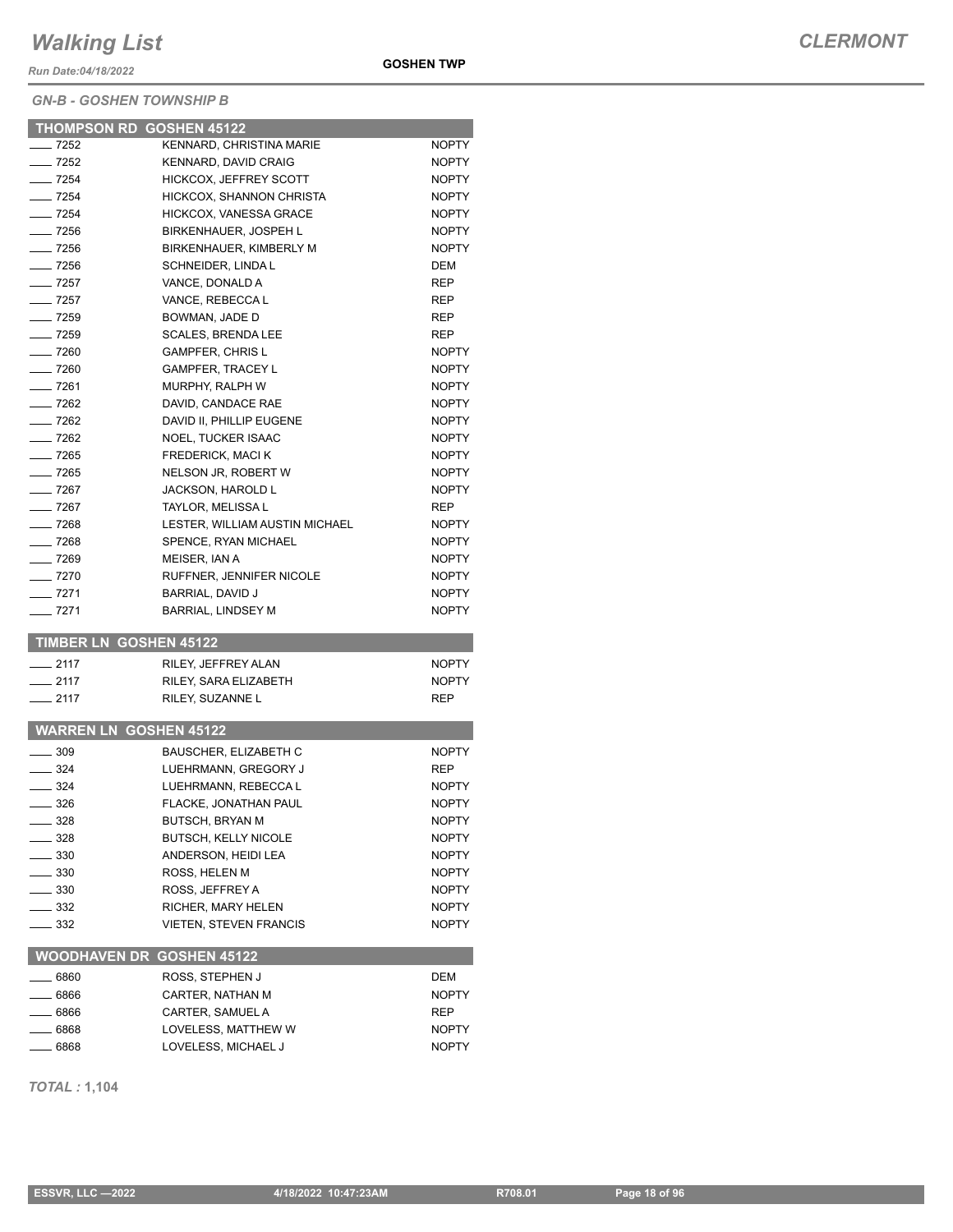# Walking List

**CLERMONT**

*Run Date:04/18/2022*

**GOSHEN TWP**

*GN-B - GOSHEN TOWNSHIP B*

## THOMPSON RD GOSHEN 45122

| | | |
|---|---|---|
| ____ 7252 | KENNARD, CHRISTINA MARIE | NOPTY |
| ____ 7252 | KENNARD, DAVID CRAIG | NOPTY |
| ____ 7254 | HICKCOX, JEFFREY SCOTT | NOPTY |
| ____ 7254 | HICKCOX, SHANNON CHRISTA | NOPTY |
| ____ 7254 | HICKCOX, VANESSA GRACE | NOPTY |
| ____ 7256 | BIRKENHAUER, JOSPEH L | NOPTY |
| ____ 7256 | BIRKENHAUER, KIMBERLY M | NOPTY |
| ____ 7256 | SCHNEIDER, LINDA L | DEM |
| ____ 7257 | VANCE, DONALD A | REP |
| ____ 7257 | VANCE, REBECCA L | REP |
| ____ 7259 | BOWMAN, JADE D | REP |
| ____ 7259 | SCALES, BRENDA LEE | REP |
| ____ 7260 | GAMPFER, CHRIS L | NOPTY |
| ____ 7260 | GAMPFER, TRACEY L | NOPTY |
| ____ 7261 | MURPHY, RALPH W | NOPTY |
| ____ 7262 | DAVID, CANDACE RAE | NOPTY |
| ____ 7262 | DAVID II, PHILLIP EUGENE | NOPTY |
| ____ 7262 | NOEL, TUCKER ISAAC | NOPTY |
| ____ 7265 | FREDERICK, MACI K | NOPTY |
| ____ 7265 | NELSON JR, ROBERT W | NOPTY |
| ____ 7267 | JACKSON, HAROLD L | NOPTY |
| ____ 7267 | TAYLOR, MELISSA L | REP |
| ____ 7268 | LESTER, WILLIAM AUSTIN MICHAEL | NOPTY |
| ____ 7268 | SPENCE, RYAN MICHAEL | NOPTY |
| ____ 7269 | MEISER, IAN A | NOPTY |
| ____ 7270 | RUFFNER, JENNIFER NICOLE | NOPTY |
| ____ 7271 | BARRIAL, DAVID J | NOPTY |
| ____ 7271 | BARRIAL, LINDSEY M | NOPTY |

## TIMBER LN GOSHEN 45122

| | | |
|---|---|---|
| ____ 2117 | RILEY, JEFFREY ALAN | NOPTY |
| ____ 2117 | RILEY, SARA ELIZABETH | NOPTY |
| ____ 2117 | RILEY, SUZANNE L | REP |

## WARREN LN GOSHEN 45122

| | | |
|---|---|---|
| ____ 309 | BAUSCHER, ELIZABETH C | NOPTY |
| ____ 324 | LUEHRMANN, GREGORY J | REP |
| ____ 324 | LUEHRMANN, REBECCA L | NOPTY |
| ____ 326 | FLACKE, JONATHAN PAUL | NOPTY |
| ____ 328 | BUTSCH, BRYAN M | NOPTY |
| ____ 328 | BUTSCH, KELLY NICOLE | NOPTY |
| ____ 330 | ANDERSON, HEIDI LEA | NOPTY |
| ____ 330 | ROSS, HELEN M | NOPTY |
| ____ 330 | ROSS, JEFFREY A | NOPTY |
| ____ 332 | RICHER, MARY HELEN | NOPTY |
| ____ 332 | VIETEN, STEVEN FRANCIS | NOPTY |

## WOODHAVEN DR GOSHEN 45122

| | | |
|---|---|---|
| ____ 6860 | ROSS, STEPHEN J | DEM |
| ____ 6866 | CARTER, NATHAN M | NOPTY |
| ____ 6866 | CARTER, SAMUEL A | REP |
| ____ 6868 | LOVELESS, MATTHEW W | NOPTY |
| ____ 6868 | LOVELESS, MICHAEL J | NOPTY |

*TOTAL :* **1,104**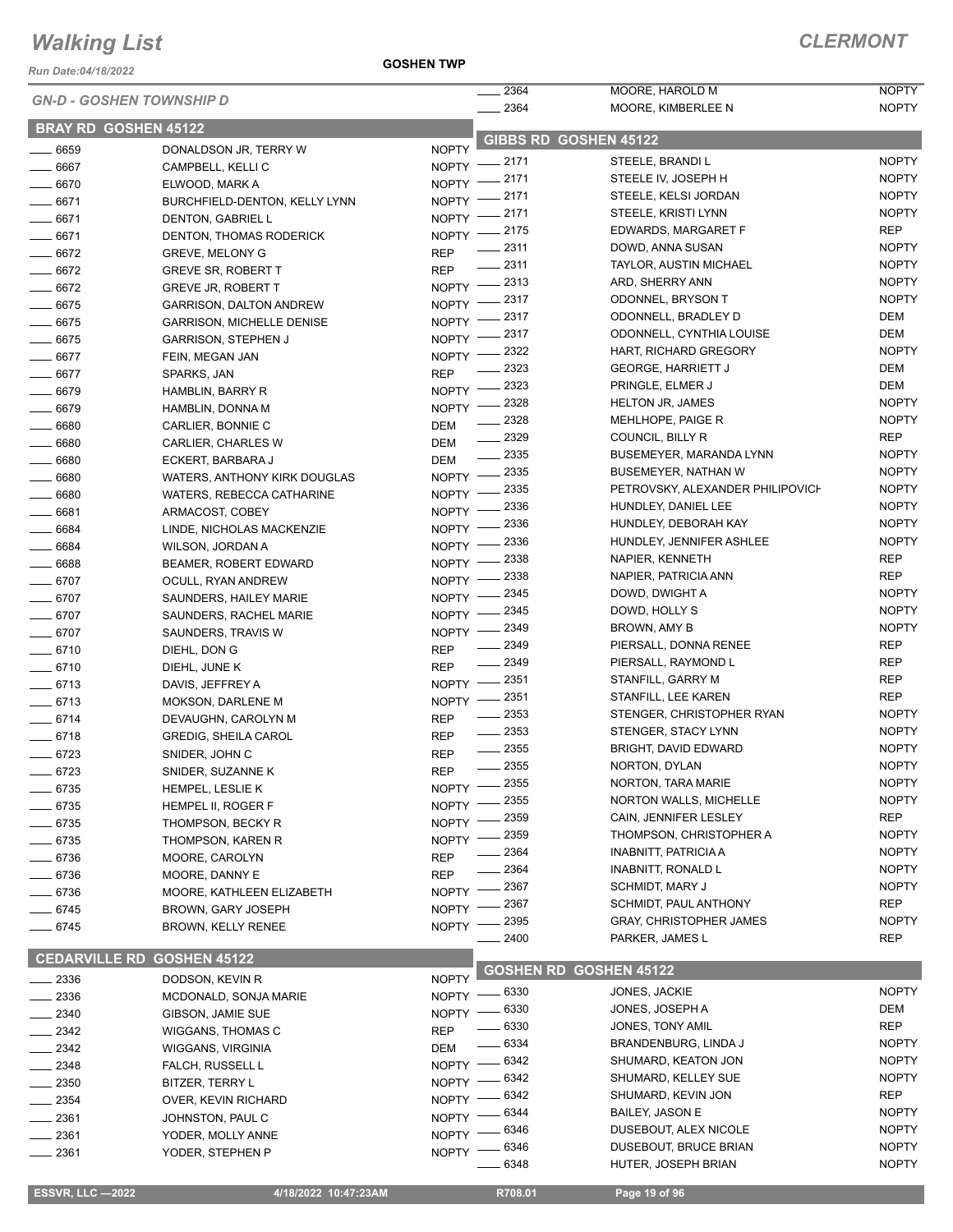# Walking List

**CLERMONT**

Run Date:04/18/2022

GOSHEN TWP

*GN-D - GOSHEN TOWNSHIP D*

## BRAY RD GOSHEN 45122

| No. | Name | Party |
|---|---|---|
| 6659 | DONALDSON JR, TERRY W | NOPTY |
| 6667 | CAMPBELL, KELLI C | NOPTY |
| 6670 | ELWOOD, MARK A | NOPTY |
| 6671 | BURCHFIELD-DENTON, KELLY LYNN | NOPTY |
| 6671 | DENTON, GABRIEL L | NOPTY |
| 6671 | DENTON, THOMAS RODERICK | NOPTY |
| 6672 | GREVE, MELONY G | REP |
| 6672 | GREVE SR, ROBERT T | REP |
| 6672 | GREVE JR, ROBERT T | NOPTY |
| 6675 | GARRISON, DALTON ANDREW | NOPTY |
| 6675 | GARRISON, MICHELLE DENISE | NOPTY |
| 6675 | GARRISON, STEPHEN J | NOPTY |
| 6677 | FEIN, MEGAN JAN | NOPTY |
| 6677 | SPARKS, JAN | REP |
| 6679 | HAMBLIN, BARRY R | NOPTY |
| 6679 | HAMBLIN, DONNA M | NOPTY |
| 6680 | CARLIER, BONNIE C | DEM |
| 6680 | CARLIER, CHARLES W | DEM |
| 6680 | ECKERT, BARBARA J | DEM |
| 6680 | WATERS, ANTHONY KIRK DOUGLAS | NOPTY |
| 6680 | WATERS, REBECCA CATHARINE | NOPTY |
| 6681 | ARMACOST, COBEY | NOPTY |
| 6684 | LINDE, NICHOLAS MACKENZIE | NOPTY |
| 6684 | WILSON, JORDAN A | NOPTY |
| 6688 | BEAMER, ROBERT EDWARD | NOPTY |
| 6707 | OCULL, RYAN ANDREW | NOPTY |
| 6707 | SAUNDERS, HAILEY MARIE | NOPTY |
| 6707 | SAUNDERS, RACHEL MARIE | NOPTY |
| 6707 | SAUNDERS, TRAVIS W | NOPTY |
| 6710 | DIEHL, DON G | REP |
| 6710 | DIEHL, JUNE K | REP |
| 6713 | DAVIS, JEFFREY A | NOPTY |
| 6713 | MOKSON, DARLENE M | NOPTY |
| 6714 | DEVAUGHN, CAROLYN M | REP |
| 6718 | GREDIG, SHEILA CAROL | REP |
| 6723 | SNIDER, JOHN C | REP |
| 6723 | SNIDER, SUZANNE K | REP |
| 6735 | HEMPEL, LESLIE K | NOPTY |
| 6735 | HEMPEL II, ROGER F | NOPTY |
| 6735 | THOMPSON, BECKY R | NOPTY |
| 6735 | THOMPSON, KAREN R | NOPTY |
| 6736 | MOORE, CAROLYN | REP |
| 6736 | MOORE, DANNY E | REP |
| 6736 | MOORE, KATHLEEN ELIZABETH | NOPTY |
| 6745 | BROWN, GARY JOSEPH | NOPTY |
| 6745 | BROWN, KELLY RENEE | NOPTY |

## CEDARVILLE RD GOSHEN 45122

| No. | Name | Party |
|---|---|---|
| 2336 | DODSON, KEVIN R | NOPTY |
| 2336 | MCDONALD, SONJA MARIE | NOPTY |
| 2340 | GIBSON, JAMIE SUE | NOPTY |
| 2342 | WIGGANS, THOMAS C | REP |
| 2342 | WIGGANS, VIRGINIA | DEM |
| 2348 | FALCH, RUSSELL L | NOPTY |
| 2350 | BITZER, TERRY L | NOPTY |
| 2354 | OVER, KEVIN RICHARD | NOPTY |
| 2361 | JOHNSTON, PAUL C | NOPTY |
| 2361 | YODER, MOLLY ANNE | NOPTY |
| 2361 | YODER, STEPHEN P | NOPTY |
| 2364 | MOORE, HAROLD M | NOPTY |
| 2364 | MOORE, KIMBERLEE N | NOPTY |

## GIBBS RD GOSHEN 45122

| No. | Name | Party |
|---|---|---|
| 2171 | STEELE, BRANDI L | NOPTY |
| 2171 | STEELE IV, JOSEPH H | NOPTY |
| 2171 | STEELE, KELSI JORDAN | NOPTY |
| 2171 | STEELE, KRISTI LYNN | NOPTY |
| 2175 | EDWARDS, MARGARET F | REP |
| 2311 | DOWD, ANNA SUSAN | NOPTY |
| 2311 | TAYLOR, AUSTIN MICHAEL | NOPTY |
| 2313 | ARD, SHERRY ANN | NOPTY |
| 2317 | ODONNEL, BRYSON T | NOPTY |
| 2317 | ODONNELL, BRADLEY D | DEM |
| 2317 | ODONNELL, CYNTHIA LOUISE | DEM |
| 2322 | HART, RICHARD GREGORY | NOPTY |
| 2323 | GEORGE, HARRIETT J | DEM |
| 2323 | PRINGLE, ELMER J | DEM |
| 2328 | HELTON JR, JAMES | NOPTY |
| 2328 | MEHLHOPE, PAIGE R | NOPTY |
| 2329 | COUNCIL, BILLY R | REP |
| 2335 | BUSEMEYER, MARANDA LYNN | NOPTY |
| 2335 | BUSEMEYER, NATHAN W | NOPTY |
| 2335 | PETROVSKY, ALEXANDER PHILIPOVICH | NOPTY |
| 2336 | HUNDLEY, DANIEL LEE | NOPTY |
| 2336 | HUNDLEY, DEBORAH KAY | NOPTY |
| 2336 | HUNDLEY, JENNIFER ASHLEE | NOPTY |
| 2338 | NAPIER, KENNETH | REP |
| 2338 | NAPIER, PATRICIA ANN | REP |
| 2345 | DOWD, DWIGHT A | NOPTY |
| 2345 | DOWD, HOLLY S | NOPTY |
| 2349 | BROWN, AMY B | NOPTY |
| 2349 | PIERSALL, DONNA RENEE | REP |
| 2349 | PIERSALL, RAYMOND L | REP |
| 2351 | STANFILL, GARRY M | REP |
| 2351 | STANFILL, LEE KAREN | REP |
| 2353 | STENGER, CHRISTOPHER RYAN | NOPTY |
| 2353 | STENGER, STACY LYNN | NOPTY |
| 2355 | BRIGHT, DAVID EDWARD | NOPTY |
| 2355 | NORTON, DYLAN | NOPTY |
| 2355 | NORTON, TARA MARIE | NOPTY |
| 2355 | NORTON WALLS, MICHELLE | NOPTY |
| 2359 | CAIN, JENNIFER LESLEY | REP |
| 2359 | THOMPSON, CHRISTOPHER A | NOPTY |
| 2364 | INABNITT, PATRICIA A | NOPTY |
| 2364 | INABNITT, RONALD L | NOPTY |
| 2367 | SCHMIDT, MARY J | NOPTY |
| 2367 | SCHMIDT, PAUL ANTHONY | REP |
| 2395 | GRAY, CHRISTOPHER JAMES | NOPTY |
| 2400 | PARKER, JAMES L | REP |

## GOSHEN RD GOSHEN 45122

| No. | Name | Party |
|---|---|---|
| 6330 | JONES, JACKIE | NOPTY |
| 6330 | JONES, JOSEPH A | DEM |
| 6330 | JONES, TONY AMIL | REP |
| 6334 | BRANDENBURG, LINDA J | NOPTY |
| 6342 | SHUMARD, KEATON JON | NOPTY |
| 6342 | SHUMARD, KELLEY SUE | NOPTY |
| 6342 | SHUMARD, KEVIN JON | REP |
| 6344 | BAILEY, JASON E | NOPTY |
| 6346 | DUSEBOUT, ALEX NICOLE | NOPTY |
| 6346 | DUSEBOUT, BRUCE BRIAN | NOPTY |
| 6348 | HUTER, JOSEPH BRIAN | NOPTY |

ESSVR, LLC —2022 | 4/18/2022 10:47:23AM | R708.01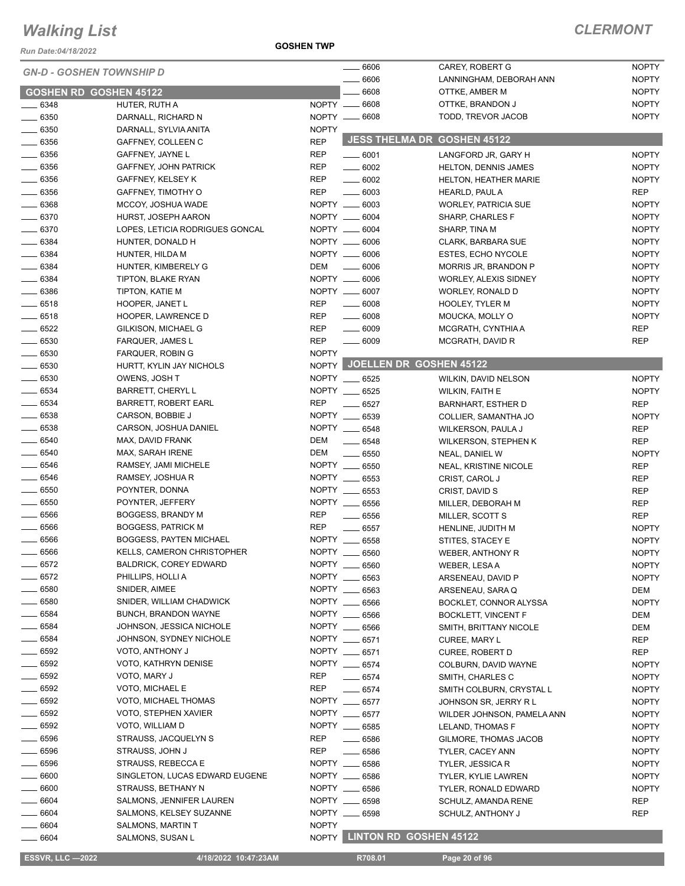# Walking List

**CLERMONT**

Run Date:04/18/2022

**GOSHEN TWP**

## GN-D - GOSHEN TOWNSHIP D

### GOSHEN RD GOSHEN 45122

| No. | Name | Party |
|---|---|---|
| 6348 | HUTER, RUTH A | NOPTY |
| 6350 | DARNALL, RICHARD N | NOPTY |
| 6350 | DARNALL, SYLVIA ANITA | NOPTY |
| 6356 | GAFFNEY, COLLEEN C | REP |
| 6356 | GAFFNEY, JAYNE L | REP |
| 6356 | GAFFNEY, JOHN PATRICK | REP |
| 6356 | GAFFNEY, KELSEY K | REP |
| 6356 | GAFFNEY, TIMOTHY O | REP |
| 6368 | MCCOY, JOSHUA WADE | NOPTY |
| 6370 | HURST, JOSEPH AARON | NOPTY |
| 6370 | LOPES, LETICIA RODRIGUES GONCAL | NOPTY |
| 6384 | HUNTER, DONALD H | NOPTY |
| 6384 | HUNTER, HILDA M | NOPTY |
| 6384 | HUNTER, KIMBERELY G | DEM |
| 6384 | TIPTON, BLAKE RYAN | NOPTY |
| 6386 | TIPTON, KATIE M | NOPTY |
| 6518 | HOOPER, JANET L | REP |
| 6518 | HOOPER, LAWRENCE D | REP |
| 6522 | GILKISON, MICHAEL G | REP |
| 6530 | FARQUER, JAMES L | REP |
| 6530 | FARQUER, ROBIN G | NOPTY |
| 6530 | HURTT, KYLIN JAY NICHOLS | NOPTY |
| 6530 | OWENS, JOSH T | NOPTY |
| 6534 | BARRETT, CHERYL L | NOPTY |
| 6534 | BARRETT, ROBERT EARL | REP |
| 6538 | CARSON, BOBBIE J | NOPTY |
| 6538 | CARSON, JOSHUA DANIEL | NOPTY |
| 6540 | MAX, DAVID FRANK | DEM |
| 6540 | MAX, SARAH IRENE | DEM |
| 6546 | RAMSEY, JAMI MICHELE | NOPTY |
| 6546 | RAMSEY, JOSHUA R | NOPTY |
| 6550 | POYNTER, DONNA | NOPTY |
| 6550 | POYNTER, JEFFERY | NOPTY |
| 6566 | BOGGESS, BRANDY M | REP |
| 6566 | BOGGESS, PATRICK M | REP |
| 6566 | BOGGESS, PAYTEN MICHAEL | NOPTY |
| 6566 | KELLS, CAMERON CHRISTOPHER | NOPTY |
| 6572 | BALDRICK, COREY EDWARD | NOPTY |
| 6572 | PHILLIPS, HOLLI A | NOPTY |
| 6580 | SNIDER, AIMEE | NOPTY |
| 6580 | SNIDER, WILLIAM CHADWICK | NOPTY |
| 6584 | BUNCH, BRANDON WAYNE | NOPTY |
| 6584 | JOHNSON, JESSICA NICHOLE | NOPTY |
| 6584 | JOHNSON, SYDNEY NICHOLE | NOPTY |
| 6592 | VOTO, ANTHONY J | NOPTY |
| 6592 | VOTO, KATHRYN DENISE | NOPTY |
| 6592 | VOTO, MARY J | REP |
| 6592 | VOTO, MICHAEL E | REP |
| 6592 | VOTO, MICHAEL THOMAS | NOPTY |
| 6592 | VOTO, STEPHEN XAVIER | NOPTY |
| 6592 | VOTO, WILLIAM D | NOPTY |
| 6596 | STRAUSS, JACQUELYN S | REP |
| 6596 | STRAUSS, JOHN J | REP |
| 6596 | STRAUSS, REBECCA E | NOPTY |
| 6600 | SINGLETON, LUCAS EDWARD EUGENE | NOPTY |
| 6600 | STRAUSS, BETHANY N | NOPTY |
| 6604 | SALMONS, JENNIFER LAUREN | NOPTY |
| 6604 | SALMONS, KELSEY SUZANNE | NOPTY |
| 6604 | SALMONS, MARTIN T | NOPTY |
| 6604 | SALMONS, SUSAN L | NOPTY |
| 6606 | CAREY, ROBERT G | NOPTY |
| 6606 | LANNINGHAM, DEBORAH ANN | NOPTY |
| 6608 | OTTKE, AMBER M | NOPTY |
| 6608 | OTTKE, BRANDON J | NOPTY |
| 6608 | TODD, TREVOR JACOB | NOPTY |

### JESS THELMA DR GOSHEN 45122

| No. | Name | Party |
|---|---|---|
| 6001 | LANGFORD JR, GARY H | NOPTY |
| 6002 | HELTON, DENNIS JAMES | NOPTY |
| 6002 | HELTON, HEATHER MARIE | NOPTY |
| 6003 | HEARLD, PAUL A | REP |
| 6003 | WORLEY, PATRICIA SUE | NOPTY |
| 6004 | SHARP, CHARLES F | NOPTY |
| 6004 | SHARP, TINA M | NOPTY |
| 6006 | CLARK, BARBARA SUE | NOPTY |
| 6006 | ESTES, ECHO NYCOLE | NOPTY |
| 6006 | MORRIS JR, BRANDON P | NOPTY |
| 6006 | WORLEY, ALEXIS SIDNEY | NOPTY |
| 6007 | WORLEY, RONALD D | NOPTY |
| 6008 | HOOLEY, TYLER M | NOPTY |
| 6008 | MOUCKA, MOLLY O | NOPTY |
| 6009 | MCGRATH, CYNTHIA A | REP |
| 6009 | MCGRATH, DAVID R | REP |

### JOELLEN DR GOSHEN 45122

| No. | Name | Party |
|---|---|---|
| 6525 | WILKIN, DAVID NELSON | NOPTY |
| 6525 | WILKIN, FAITH E | NOPTY |
| 6527 | BARNHART, ESTHER D | REP |
| 6539 | COLLIER, SAMANTHA JO | NOPTY |
| 6548 | WILKERSON, PAULA J | REP |
| 6548 | WILKERSON, STEPHEN K | REP |
| 6550 | NEAL, DANIEL W | NOPTY |
| 6550 | NEAL, KRISTINE NICOLE | REP |
| 6553 | CRIST, CAROL J | REP |
| 6553 | CRIST, DAVID S | REP |
| 6556 | MILLER, DEBORAH M | REP |
| 6556 | MILLER, SCOTT S | REP |
| 6557 | HENLINE, JUDITH M | NOPTY |
| 6558 | STITES, STACEY E | NOPTY |
| 6560 | WEBER, ANTHONY R | NOPTY |
| 6560 | WEBER, LESA A | NOPTY |
| 6563 | ARSENEAU, DAVID P | NOPTY |
| 6563 | ARSENEAU, SARA Q | DEM |
| 6566 | BOCKLET, CONNOR ALYSSA | NOPTY |
| 6566 | BOCKLETT, VINCENT F | DEM |
| 6566 | SMITH, BRITTANY NICOLE | DEM |
| 6571 | CUREE, MARY L | REP |
| 6571 | CUREE, ROBERT D | REP |
| 6574 | COLBURN, DAVID WAYNE | NOPTY |
| 6574 | SMITH, CHARLES C | NOPTY |
| 6574 | SMITH COLBURN, CRYSTAL L | NOPTY |
| 6577 | JOHNSON SR, JERRY R L | NOPTY |
| 6577 | WILDER JOHNSON, PAMELA ANN | NOPTY |
| 6585 | LELAND, THOMAS F | NOPTY |
| 6586 | GILMORE, THOMAS JACOB | NOPTY |
| 6586 | TYLER, CACEY ANN | NOPTY |
| 6586 | TYLER, JESSICA R | NOPTY |
| 6586 | TYLER, KYLIE LAWREN | NOPTY |
| 6586 | TYLER, RONALD EDWARD | NOPTY |
| 6598 | SCHULZ, AMANDA RENE | REP |
| 6598 | SCHULZ, ANTHONY J | REP |

### LINTON RD GOSHEN 45122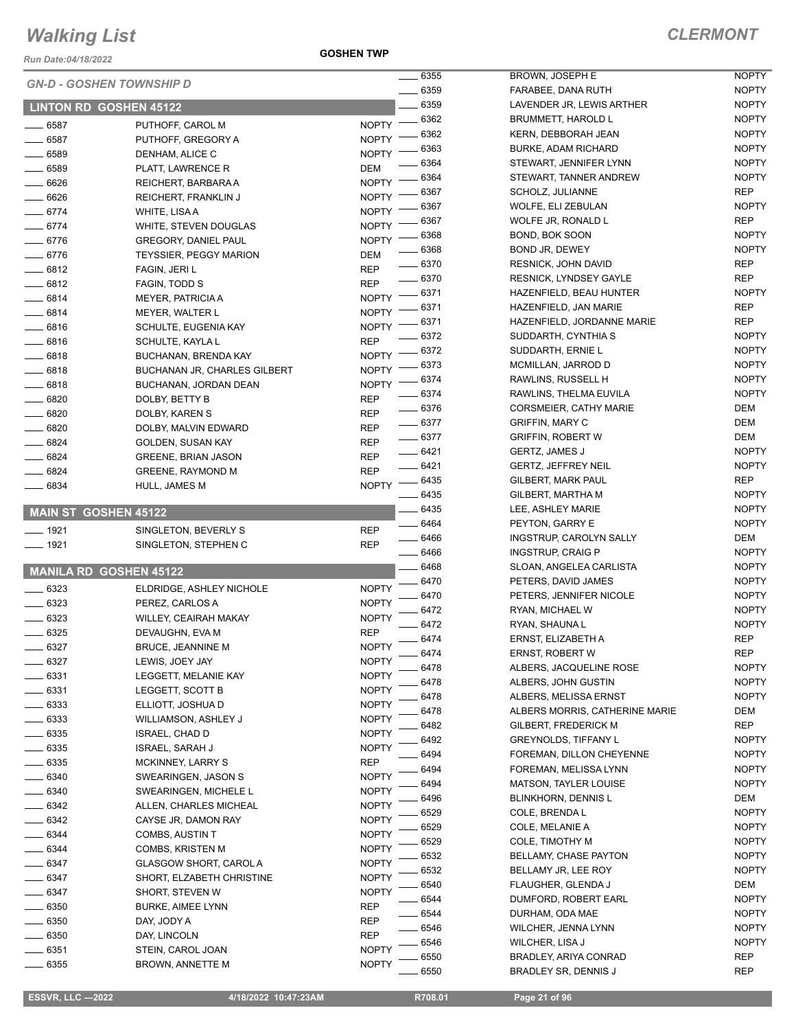# Walking List

**CLERMONT**

**GOSHEN TWP**

*Run Date:04/18/2022*

## GN-D - GOSHEN TOWNSHIP D

### LINTON RD GOSHEN 45122

| No. | Name | Party |
|---|---|---|
| ____ 6587 | PUTHOFF, CAROL M | NOPTY |
| ____ 6587 | PUTHOFF, GREGORY A | NOPTY |
| ____ 6589 | DENHAM, ALICE C | NOPTY |
| ____ 6589 | PLATT, LAWRENCE R | DEM |
| ____ 6626 | REICHERT, BARBARA A | NOPTY |
| ____ 6626 | REICHERT, FRANKLIN J | NOPTY |
| ____ 6774 | WHITE, LISA A | NOPTY |
| ____ 6774 | WHITE, STEVEN DOUGLAS | NOPTY |
| ____ 6776 | GREGORY, DANIEL PAUL | NOPTY |
| ____ 6776 | TEYSSIER, PEGGY MARION | DEM |
| ____ 6812 | FAGIN, JERI L | REP |
| ____ 6812 | FAGIN, TODD S | REP |
| ____ 6814 | MEYER, PATRICIA A | NOPTY |
| ____ 6814 | MEYER, WALTER L | NOPTY |
| ____ 6816 | SCHULTE, EUGENIA KAY | NOPTY |
| ____ 6816 | SCHULTE, KAYLA L | REP |
| ____ 6818 | BUCHANAN, BRENDA KAY | NOPTY |
| ____ 6818 | BUCHANAN JR, CHARLES GILBERT | NOPTY |
| ____ 6818 | BUCHANAN, JORDAN DEAN | NOPTY |
| ____ 6820 | DOLBY, BETTY B | REP |
| ____ 6820 | DOLBY, KAREN S | REP |
| ____ 6820 | DOLBY, MALVIN EDWARD | REP |
| ____ 6824 | GOLDEN, SUSAN KAY | REP |
| ____ 6824 | GREENE, BRIAN JASON | REP |
| ____ 6824 | GREENE, RAYMOND M | REP |
| ____ 6834 | HULL, JAMES M | NOPTY |

### MAIN ST GOSHEN 45122

| No. | Name | Party |
|---|---|---|
| ____ 1921 | SINGLETON, BEVERLY S | REP |
| ____ 1921 | SINGLETON, STEPHEN C | REP |

### MANILA RD GOSHEN 45122

| No. | Name | Party |
|---|---|---|
| ____ 6323 | ELDRIDGE, ASHLEY NICHOLE | NOPTY |
| ____ 6323 | PEREZ, CARLOS A | NOPTY |
| ____ 6323 | WILLEY, CEAIRAH MAKAY | NOPTY |
| ____ 6325 | DEVAUGHN, EVA M | REP |
| ____ 6327 | BRUCE, JEANNINE M | NOPTY |
| ____ 6327 | LEWIS, JOEY JAY | NOPTY |
| ____ 6331 | LEGGETT, MELANIE KAY | NOPTY |
| ____ 6331 | LEGGETT, SCOTT B | NOPTY |
| ____ 6333 | ELLIOTT, JOSHUA D | NOPTY |
| ____ 6333 | WILLIAMSON, ASHLEY J | NOPTY |
| ____ 6335 | ISRAEL, CHAD D | NOPTY |
| ____ 6335 | ISRAEL, SARAH J | NOPTY |
| ____ 6335 | MCKINNEY, LARRY S | REP |
| ____ 6340 | SWEARINGEN, JASON S | NOPTY |
| ____ 6340 | SWEARINGEN, MICHELE L | NOPTY |
| ____ 6342 | ALLEN, CHARLES MICHEAL | NOPTY |
| ____ 6342 | CAYSE JR, DAMON RAY | NOPTY |
| ____ 6344 | COMBS, AUSTIN T | NOPTY |
| ____ 6344 | COMBS, KRISTEN M | NOPTY |
| ____ 6347 | GLASGOW SHORT, CAROL A | NOPTY |
| ____ 6347 | SHORT, ELZABETH CHRISTINE | NOPTY |
| ____ 6347 | SHORT, STEVEN W | NOPTY |
| ____ 6350 | BURKE, AIMEE LYNN | REP |
| ____ 6350 | DAY, JODY A | REP |
| ____ 6350 | DAY, LINCOLN | REP |
| ____ 6351 | STEIN, CAROL JOAN | NOPTY |
| ____ 6355 | BROWN, ANNETTE M | NOPTY |
| ____ 6355 | BROWN, JOSEPH E | NOPTY |
| ____ 6359 | FARABEE, DANA RUTH | NOPTY |
| ____ 6359 | LAVENDER JR, LEWIS ARTHER | NOPTY |
| ____ 6362 | BRUMMETT, HAROLD L | NOPTY |
| ____ 6362 | KERN, DEBBORAH JEAN | NOPTY |
| ____ 6363 | BURKE, ADAM RICHARD | NOPTY |
| ____ 6364 | STEWART, JENNIFER LYNN | NOPTY |
| ____ 6364 | STEWART, TANNER ANDREW | NOPTY |
| ____ 6367 | SCHOLZ, JULIANNE | REP |
| ____ 6367 | WOLFE, ELI ZEBULAN | NOPTY |
| ____ 6367 | WOLFE JR, RONALD L | REP |
| ____ 6368 | BOND, BOK SOON | NOPTY |
| ____ 6368 | BOND JR, DEWEY | NOPTY |
| ____ 6370 | RESNICK, JOHN DAVID | REP |
| ____ 6370 | RESNICK, LYNDSEY GAYLE | REP |
| ____ 6371 | HAZENFIELD, BEAU HUNTER | NOPTY |
| ____ 6371 | HAZENFIELD, JAN MARIE | REP |
| ____ 6371 | HAZENFIELD, JORDANNE MARIE | REP |
| ____ 6372 | SUDDARTH, CYNTHIA S | NOPTY |
| ____ 6372 | SUDDARTH, ERNIE L | NOPTY |
| ____ 6373 | MCMILLAN, JARROD D | NOPTY |
| ____ 6374 | RAWLINS, RUSSELL H | NOPTY |
| ____ 6374 | RAWLINS, THELMA EUVILA | NOPTY |
| ____ 6376 | CORSMEIER, CATHY MARIE | DEM |
| ____ 6377 | GRIFFIN, MARY C | DEM |
| ____ 6377 | GRIFFIN, ROBERT W | DEM |
| ____ 6421 | GERTZ, JAMES J | NOPTY |
| ____ 6421 | GERTZ, JEFFREY NEIL | NOPTY |
| ____ 6435 | GILBERT, MARK PAUL | REP |
| ____ 6435 | GILBERT, MARTHA M | NOPTY |
| ____ 6435 | LEE, ASHLEY MARIE | NOPTY |
| ____ 6464 | PEYTON, GARRY E | NOPTY |
| ____ 6466 | INGSTRUP, CAROLYN SALLY | DEM |
| ____ 6466 | INGSTRUP, CRAIG P | NOPTY |
| ____ 6468 | SLOAN, ANGELEA CARLISTA | NOPTY |
| ____ 6470 | PETERS, DAVID JAMES | NOPTY |
| ____ 6470 | PETERS, JENNIFER NICOLE | NOPTY |
| ____ 6472 | RYAN, MICHAEL W | NOPTY |
| ____ 6472 | RYAN, SHAUNA L | NOPTY |
| ____ 6474 | ERNST, ELIZABETH A | REP |
| ____ 6474 | ERNST, ROBERT W | REP |
| ____ 6478 | ALBERS, JACQUELINE ROSE | NOPTY |
| ____ 6478 | ALBERS, JOHN GUSTIN | NOPTY |
| ____ 6478 | ALBERS, MELISSA ERNST | NOPTY |
| ____ 6478 | ALBERS MORRIS, CATHERINE MARIE | DEM |
| ____ 6482 | GILBERT, FREDERICK M | REP |
| ____ 6492 | GREYNOLDS, TIFFANY L | NOPTY |
| ____ 6494 | FOREMAN, DILLON CHEYENNE | NOPTY |
| ____ 6494 | FOREMAN, MELISSA LYNN | NOPTY |
| ____ 6494 | MATSON, TAYLER LOUISE | NOPTY |
| ____ 6496 | BLINKHORN, DENNIS L | DEM |
| ____ 6529 | COLE, BRENDA L | NOPTY |
| ____ 6529 | COLE, MELANIE A | NOPTY |
| ____ 6529 | COLE, TIMOTHY M | NOPTY |
| ____ 6532 | BELLAMY, CHASE PAYTON | NOPTY |
| ____ 6532 | BELLAMY JR, LEE ROY | NOPTY |
| ____ 6540 | FLAUGHER, GLENDA J | DEM |
| ____ 6544 | DUMFORD, ROBERT EARL | NOPTY |
| ____ 6544 | DURHAM, ODA MAE | NOPTY |
| ____ 6546 | WILCHER, JENNA LYNN | NOPTY |
| ____ 6546 | WILCHER, LISA J | NOPTY |
| ____ 6550 | BRADLEY, ARIYA CONRAD | REP |
| ____ 6550 | BRADLEY SR, DENNIS J | REP |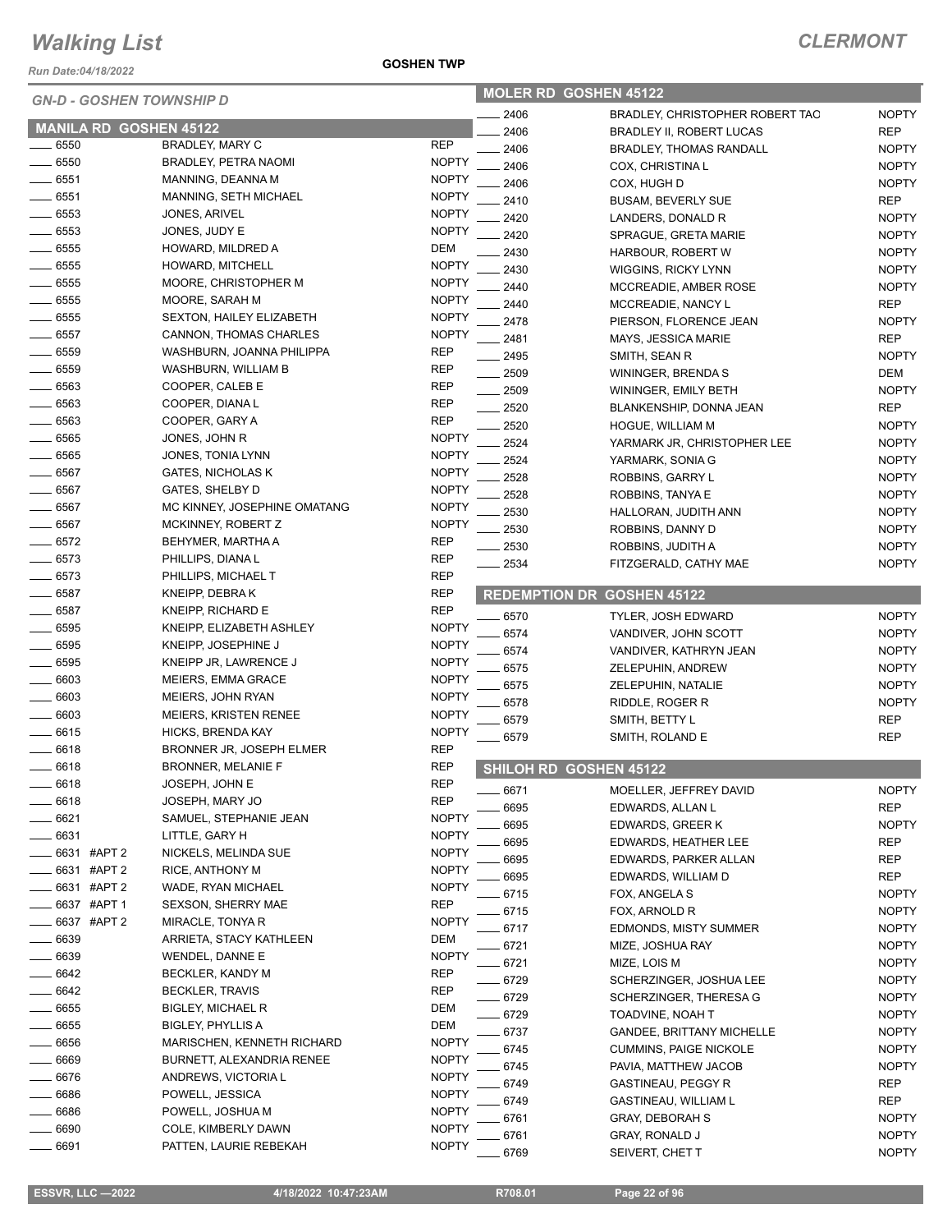# Walking List

## CLERMONT

*Run Date:04/18/2022*

**GOSHEN TWP**

### GN-D - GOSHEN TOWNSHIP D

### MANILA RD GOSHEN 45122

| No. | Name | Party |
|---|---|---|
| 6550 | BRADLEY, MARY C | REP |
| 6550 | BRADLEY, PETRA NAOMI | NOPTY |
| 6551 | MANNING, DEANNA M | NOPTY |
| 6551 | MANNING, SETH MICHAEL | NOPTY |
| 6553 | JONES, ARIVEL | NOPTY |
| 6553 | JONES, JUDY E | NOPTY |
| 6555 | HOWARD, MILDRED A | DEM |
| 6555 | HOWARD, MITCHELL | NOPTY |
| 6555 | MOORE, CHRISTOPHER M | NOPTY |
| 6555 | MOORE, SARAH M | NOPTY |
| 6555 | SEXTON, HAILEY ELIZABETH | NOPTY |
| 6557 | CANNON, THOMAS CHARLES | NOPTY |
| 6559 | WASHBURN, JOANNA PHILIPPA | REP |
| 6559 | WASHBURN, WILLIAM B | REP |
| 6563 | COOPER, CALEB E | REP |
| 6563 | COOPER, DIANA L | REP |
| 6563 | COOPER, GARY A | REP |
| 6565 | JONES, JOHN R | NOPTY |
| 6565 | JONES, TONIA LYNN | NOPTY |
| 6567 | GATES, NICHOLAS K | NOPTY |
| 6567 | GATES, SHELBY D | NOPTY |
| 6567 | MC KINNEY, JOSEPHINE OMATANG | NOPTY |
| 6567 | MCKINNEY, ROBERT Z | NOPTY |
| 6572 | BEHYMER, MARTHA A | REP |
| 6573 | PHILLIPS, DIANA L | REP |
| 6573 | PHILLIPS, MICHAEL T | REP |
| 6587 | KNEIPP, DEBRA K | REP |
| 6587 | KNEIPP, RICHARD E | REP |
| 6595 | KNEIPP, ELIZABETH ASHLEY | NOPTY |
| 6595 | KNEIPP, JOSEPHINE J | NOPTY |
| 6595 | KNEIPP JR, LAWRENCE J | NOPTY |
| 6603 | MEIERS, EMMA GRACE | NOPTY |
| 6603 | MEIERS, JOHN RYAN | NOPTY |
| 6603 | MEIERS, KRISTEN RENEE | NOPTY |
| 6615 | HICKS, BRENDA KAY | NOPTY |
| 6618 | BRONNER JR, JOSEPH ELMER | REP |
| 6618 | BRONNER, MELANIE F | REP |
| 6618 | JOSEPH, JOHN E | REP |
| 6618 | JOSEPH, MARY JO | REP |
| 6621 | SAMUEL, STEPHANIE JEAN | NOPTY |
| 6631 | LITTLE, GARY H | NOPTY |
| 6631 #APT 2 | NICKELS, MELINDA SUE | NOPTY |
| 6631 #APT 2 | RICE, ANTHONY M | NOPTY |
| 6631 #APT 2 | WADE, RYAN MICHAEL | NOPTY |
| 6637 #APT 1 | SEXSON, SHERRY MAE | REP |
| 6637 #APT 2 | MIRACLE, TONYA R | NOPTY |
| 6639 | ARRIETA, STACY KATHLEEN | DEM |
| 6639 | WENDEL, DANNE E | NOPTY |
| 6642 | BECKLER, KANDY M | REP |
| 6642 | BECKLER, TRAVIS | REP |
| 6655 | BIGLEY, MICHAEL R | DEM |
| 6655 | BIGLEY, PHYLLIS A | DEM |
| 6656 | MARISCHEN, KENNETH RICHARD | NOPTY |
| 6669 | BURNETT, ALEXANDRIA RENEE | NOPTY |
| 6676 | ANDREWS, VICTORIA L | NOPTY |
| 6686 | POWELL, JESSICA | NOPTY |
| 6686 | POWELL, JOSHUA M | NOPTY |
| 6690 | COLE, KIMBERLY DAWN | NOPTY |
| 6691 | PATTEN, LAURIE REBEKAH | NOPTY |

### MOLER RD GOSHEN 45122

| No. | Name | Party |
|---|---|---|
| 2406 | BRADLEY, CHRISTOPHER ROBERT TAO | NOPTY |
| 2406 | BRADLEY II, ROBERT LUCAS | REP |
| 2406 | BRADLEY, THOMAS RANDALL | NOPTY |
| 2406 | COX, CHRISTINA L | NOPTY |
| 2406 | COX, HUGH D | NOPTY |
| 2410 | BUSAM, BEVERLY SUE | REP |
| 2420 | LANDERS, DONALD R | NOPTY |
| 2420 | SPRAGUE, GRETA MARIE | NOPTY |
| 2430 | HARBOUR, ROBERT W | NOPTY |
| 2430 | WIGGINS, RICKY LYNN | NOPTY |
| 2440 | MCCREADIE, AMBER ROSE | NOPTY |
| 2440 | MCCREADIE, NANCY L | REP |
| 2478 | PIERSON, FLORENCE JEAN | NOPTY |
| 2481 | MAYS, JESSICA MARIE | REP |
| 2495 | SMITH, SEAN R | NOPTY |
| 2509 | WININGER, BRENDA S | DEM |
| 2509 | WININGER, EMILY BETH | NOPTY |
| 2520 | BLANKENSHIP, DONNA JEAN | REP |
| 2520 | HOGUE, WILLIAM M | NOPTY |
| 2524 | YARMARK JR, CHRISTOPHER LEE | NOPTY |
| 2524 | YARMARK, SONIA G | NOPTY |
| 2528 | ROBBINS, GARRY L | NOPTY |
| 2528 | ROBBINS, TANYA E | NOPTY |
| 2530 | HALLORAN, JUDITH ANN | NOPTY |
| 2530 | ROBBINS, DANNY D | NOPTY |
| 2530 | ROBBINS, JUDITH A | NOPTY |
| 2534 | FITZGERALD, CATHY MAE | NOPTY |

### REDEMPTION DR GOSHEN 45122

| No. | Name | Party |
|---|---|---|
| 6570 | TYLER, JOSH EDWARD | NOPTY |
| 6574 | VANDIVER, JOHN SCOTT | NOPTY |
| 6574 | VANDIVER, KATHRYN JEAN | NOPTY |
| 6575 | ZELEPUHIN, ANDREW | NOPTY |
| 6575 | ZELEPUHIN, NATALIE | NOPTY |
| 6578 | RIDDLE, ROGER R | NOPTY |
| 6579 | SMITH, BETTY L | REP |
| 6579 | SMITH, ROLAND E | REP |

### SHILOH RD GOSHEN 45122

| No. | Name | Party |
|---|---|---|
| 6671 | MOELLER, JEFFREY DAVID | NOPTY |
| 6695 | EDWARDS, ALLAN L | REP |
| 6695 | EDWARDS, GREER K | NOPTY |
| 6695 | EDWARDS, HEATHER LEE | REP |
| 6695 | EDWARDS, PARKER ALLAN | REP |
| 6695 | EDWARDS, WILLIAM D | REP |
| 6715 | FOX, ANGELA S | NOPTY |
| 6715 | FOX, ARNOLD R | NOPTY |
| 6717 | EDMONDS, MISTY SUMMER | NOPTY |
| 6721 | MIZE, JOSHUA RAY | NOPTY |
| 6721 | MIZE, LOIS M | NOPTY |
| 6729 | SCHERZINGER, JOSHUA LEE | NOPTY |
| 6729 | SCHERZINGER, THERESA G | NOPTY |
| 6729 | TOADVINE, NOAH T | NOPTY |
| 6737 | GANDEE, BRITTANY MICHELLE | NOPTY |
| 6745 | CUMMINS, PAIGE NICKOLE | NOPTY |
| 6745 | PAVIA, MATTHEW JACOB | NOPTY |
| 6749 | GASTINEAU, PEGGY R | REP |
| 6749 | GASTINEAU, WILLIAM L | REP |
| 6761 | GRAY, DEBORAH S | NOPTY |
| 6761 | GRAY, RONALD J | NOPTY |
| 6769 | SEIVERT, CHET T | NOPTY |

ESSVR, LLC —2022 | 4/18/2022 10:47:23AM | R708.01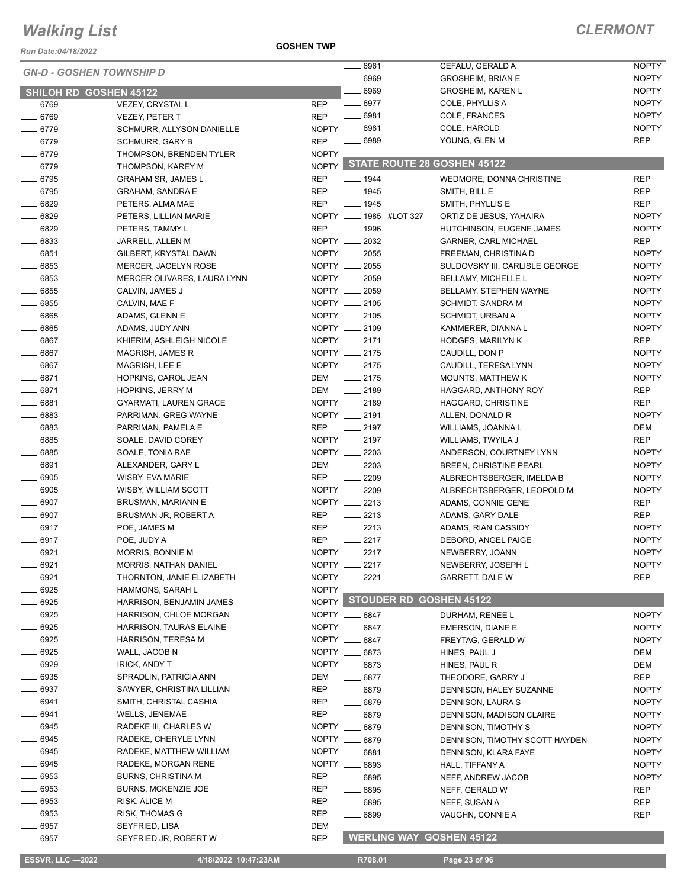# Walking List

## CLERMONT

GOSHEN TWP

Run Date:04/18/2022

### GN-D - GOSHEN TOWNSHIP D

#### SHILOH RD GOSHEN 45122

| | Address | Name | Party |
|---|---|---|---|
| ___ | 6769 | VEZEY, CRYSTAL L | REP |
| ___ | 6769 | VEZEY, PETER T | REP |
| ___ | 6779 | SCHMURR, ALLYSON DANIELLE | NOPTY |
| ___ | 6779 | SCHMURR, GARY B | REP |
| ___ | 6779 | THOMPSON, BRENDEN TYLER | NOPTY |
| ___ | 6779 | THOMPSON, KAREY M | NOPTY |
| ___ | 6795 | GRAHAM SR, JAMES L | REP |
| ___ | 6795 | GRAHAM, SANDRA E | REP |
| ___ | 6829 | PETERS, ALMA MAE | REP |
| ___ | 6829 | PETERS, LILLIAN MARIE | NOPTY |
| ___ | 6829 | PETERS, TAMMY L | REP |
| ___ | 6833 | JARRELL, ALLEN M | NOPTY |
| ___ | 6851 | GILBERT, KRYSTAL DAWN | NOPTY |
| ___ | 6853 | MERCER, JACELYN ROSE | NOPTY |
| ___ | 6853 | MERCER OLIVARES, LAURA LYNN | NOPTY |
| ___ | 6855 | CALVIN, JAMES J | NOPTY |
| ___ | 6855 | CALVIN, MAE F | NOPTY |
| ___ | 6865 | ADAMS, GLENN E | NOPTY |
| ___ | 6865 | ADAMS, JUDY ANN | NOPTY |
| ___ | 6867 | KHIERIM, ASHLEIGH NICOLE | NOPTY |
| ___ | 6867 | MAGRISH, JAMES R | NOPTY |
| ___ | 6867 | MAGRISH, LEE E | NOPTY |
| ___ | 6871 | HOPKINS, CAROL JEAN | DEM |
| ___ | 6871 | HOPKINS, JERRY M | DEM |
| ___ | 6881 | GYARMATI, LAUREN GRACE | NOPTY |
| ___ | 6883 | PARRIMAN, GREG WAYNE | NOPTY |
| ___ | 6883 | PARRIMAN, PAMELA E | REP |
| ___ | 6885 | SOALE, DAVID COREY | NOPTY |
| ___ | 6885 | SOALE, TONIA RAE | NOPTY |
| ___ | 6891 | ALEXANDER, GARY L | DEM |
| ___ | 6905 | WISBY, EVA MARIE | REP |
| ___ | 6905 | WISBY, WILLIAM SCOTT | NOPTY |
| ___ | 6907 | BRUSMAN, MARIANN E | NOPTY |
| ___ | 6907 | BRUSMAN JR, ROBERT A | REP |
| ___ | 6917 | POE, JAMES M | REP |
| ___ | 6917 | POE, JUDY A | REP |
| ___ | 6921 | MORRIS, BONNIE M | NOPTY |
| ___ | 6921 | MORRIS, NATHAN DANIEL | NOPTY |
| ___ | 6921 | THORNTON, JANIE ELIZABETH | NOPTY |
| ___ | 6925 | HAMMONS, SARAH L | NOPTY |
| ___ | 6925 | HARRISON, BENJAMIN JAMES | NOPTY |
| ___ | 6925 | HARRISON, CHLOE MORGAN | NOPTY |
| ___ | 6925 | HARRISON, TAURAS ELAINE | NOPTY |
| ___ | 6925 | HARRISON, TERESA M | NOPTY |
| ___ | 6925 | WALL, JACOB N | NOPTY |
| ___ | 6929 | IRICK, ANDY T | NOPTY |
| ___ | 6935 | SPRADLIN, PATRICIA ANN | DEM |
| ___ | 6937 | SAWYER, CHRISTINA LILLIAN | REP |
| ___ | 6941 | SMITH, CHRISTAL CASHIA | REP |
| ___ | 6941 | WELLS, JENEMAE | REP |
| ___ | 6945 | RADEKE III, CHARLES W | NOPTY |
| ___ | 6945 | RADEKE, CHERYLE LYNN | NOPTY |
| ___ | 6945 | RADEKE, MATTHEW WILLIAM | NOPTY |
| ___ | 6945 | RADEKE, MORGAN RENE | NOPTY |
| ___ | 6953 | BURNS, CHRISTINA M | REP |
| ___ | 6953 | BURNS, MCKENZIE JOE | REP |
| ___ | 6953 | RISK, ALICE M | REP |
| ___ | 6953 | RISK, THOMAS G | REP |
| ___ | 6957 | SEYFRIED, LISA | DEM |
| ___ | 6957 | SEYFRIED JR, ROBERT W | REP |
| ___ | 6961 | CEFALU, GERALD A | NOPTY |
| ___ | 6969 | GROSHEIM, BRIAN E | NOPTY |
| ___ | 6969 | GROSHEIM, KAREN L | NOPTY |
| ___ | 6977 | COLE, PHYLLIS A | NOPTY |
| ___ | 6981 | COLE, FRANCES | NOPTY |
| ___ | 6981 | COLE, HAROLD | NOPTY |
| ___ | 6989 | YOUNG, GLEN M | REP |

#### STATE ROUTE 28 GOSHEN 45122

| | Address | Name | Party |
|---|---|---|---|
| ___ | 1944 | WEDMORE, DONNA CHRISTINE | REP |
| ___ | 1945 | SMITH, BILL E | REP |
| ___ | 1945 | SMITH, PHYLLIS E | REP |
| ___ | 1985 #LOT 327 | ORTIZ DE JESUS, YAHAIRA | NOPTY |
| ___ | 1996 | HUTCHINSON, EUGENE JAMES | NOPTY |
| ___ | 2032 | GARNER, CARL MICHAEL | REP |
| ___ | 2055 | FREEMAN, CHRISTINA D | NOPTY |
| ___ | 2055 | SULDOVSKY III, CARLISLE GEORGE | NOPTY |
| ___ | 2059 | BELLAMY, MICHELLE L | NOPTY |
| ___ | 2059 | BELLAMY, STEPHEN WAYNE | NOPTY |
| ___ | 2105 | SCHMIDT, SANDRA M | NOPTY |
| ___ | 2105 | SCHMIDT, URBAN A | NOPTY |
| ___ | 2109 | KAMMERER, DIANNA L | NOPTY |
| ___ | 2171 | HODGES, MARILYN K | REP |
| ___ | 2175 | CAUDILL, DON P | NOPTY |
| ___ | 2175 | CAUDILL, TERESA LYNN | NOPTY |
| ___ | 2175 | MOUNTS, MATTHEW K | NOPTY |
| ___ | 2189 | HAGGARD, ANTHONY ROY | REP |
| ___ | 2189 | HAGGARD, CHRISTINE | REP |
| ___ | 2191 | ALLEN, DONALD R | NOPTY |
| ___ | 2197 | WILLIAMS, JOANNA L | DEM |
| ___ | 2197 | WILLIAMS, TWYILA J | REP |
| ___ | 2203 | ANDERSON, COURTNEY LYNN | NOPTY |
| ___ | 2203 | BREEN, CHRISTINE PEARL | NOPTY |
| ___ | 2209 | ALBRECHTSBERGER, IMELDA B | NOPTY |
| ___ | 2209 | ALBRECHTSBERGER, LEOPOLD M | NOPTY |
| ___ | 2213 | ADAMS, CONNIE GENE | REP |
| ___ | 2213 | ADAMS, GARY DALE | REP |
| ___ | 2213 | ADAMS, RIAN CASSIDY | NOPTY |
| ___ | 2217 | DEBORD, ANGEL PAIGE | NOPTY |
| ___ | 2217 | NEWBERRY, JOANN | NOPTY |
| ___ | 2217 | NEWBERRY, JOSEPH L | NOPTY |
| ___ | 2221 | GARRETT, DALE W | REP |

#### STOUDER RD GOSHEN 45122

| | Address | Name | Party |
|---|---|---|---|
| ___ | 6847 | DURHAM, RENEE L | NOPTY |
| ___ | 6847 | EMERSON, DIANE E | NOPTY |
| ___ | 6847 | FREYTAG, GERALD W | NOPTY |
| ___ | 6873 | HINES, PAUL J | DEM |
| ___ | 6873 | HINES, PAUL R | DEM |
| ___ | 6877 | THEODORE, GARRY J | REP |
| ___ | 6879 | DENNISON, HALEY SUZANNE | NOPTY |
| ___ | 6879 | DENNISON, LAURA S | NOPTY |
| ___ | 6879 | DENNISON, MADISON CLAIRE | NOPTY |
| ___ | 6879 | DENNISON, TIMOTHY S | NOPTY |
| ___ | 6879 | DENNISON, TIMOTHY SCOTT HAYDEN | NOPTY |
| ___ | 6881 | DENNISON, KLARA FAYE | NOPTY |
| ___ | 6893 | HALL, TIFFANY A | NOPTY |
| ___ | 6895 | NEFF, ANDREW JACOB | NOPTY |
| ___ | 6895 | NEFF, GERALD W | REP |
| ___ | 6895 | NEFF, SUSAN A | REP |
| ___ | 6899 | VAUGHN, CONNIE A | REP |

#### WERLING WAY GOSHEN 45122

ESSVR, LLC —2022 | 4/18/2022 10:47:23AM | R708.01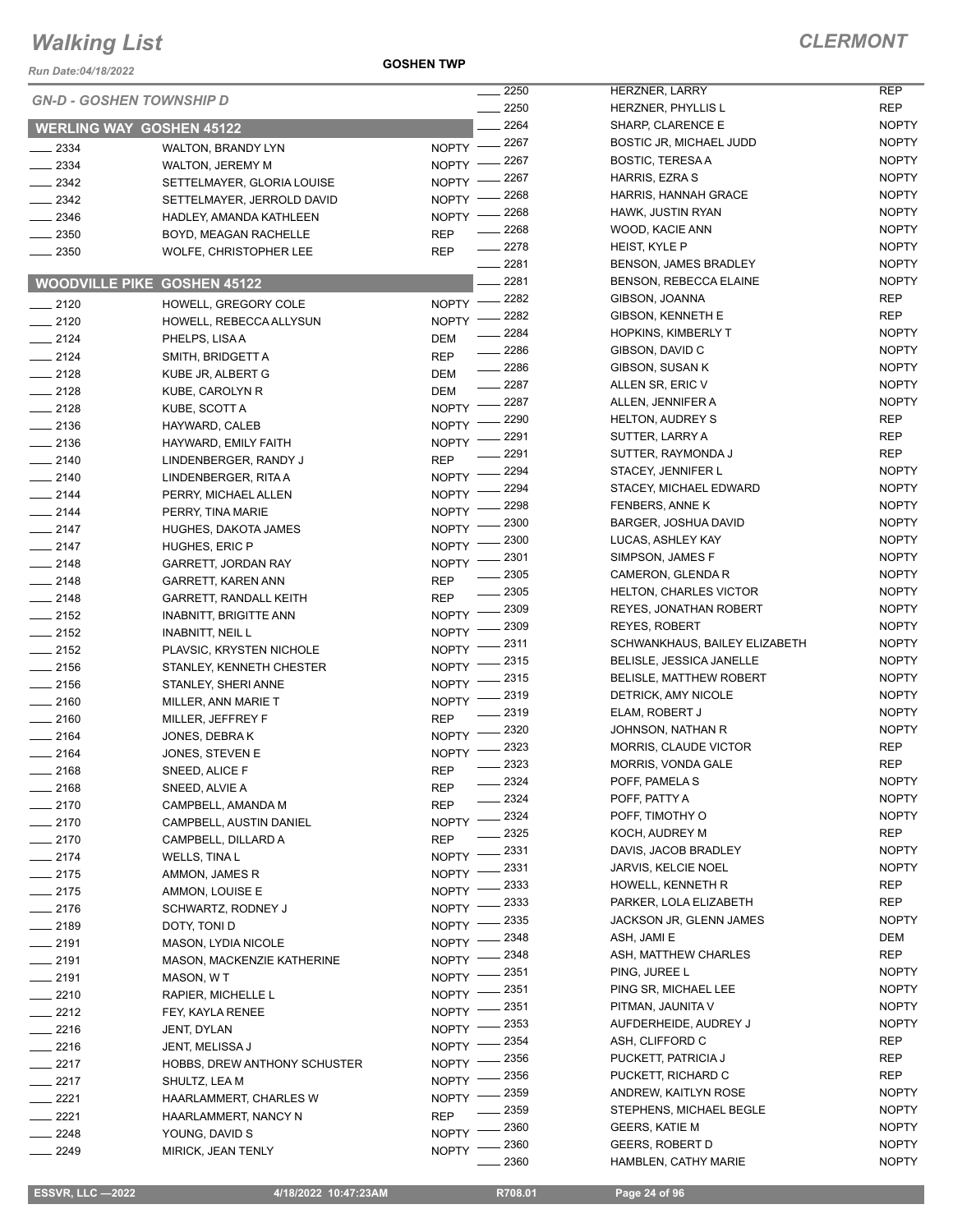# Walking List

**CLERMONT**

Run Date:04/18/2022

**GOSHEN TWP**

*GN-D - GOSHEN TOWNSHIP D*

## WERLING WAY GOSHEN 45122

| No. | Name | Party |
|---|---|---|
| 2334 | WALTON, BRANDY LYN | NOPTY |
| 2334 | WALTON, JEREMY M | NOPTY |
| 2342 | SETTELMAYER, GLORIA LOUISE | NOPTY |
| 2342 | SETTELMAYER, JERROLD DAVID | NOPTY |
| 2346 | HADLEY, AMANDA KATHLEEN | NOPTY |
| 2350 | BOYD, MEAGAN RACHELLE | REP |
| 2350 | WOLFE, CHRISTOPHER LEE | REP |

## WOODVILLE PIKE GOSHEN 45122

| No. | Name | Party |
|---|---|---|
| 2120 | HOWELL, GREGORY COLE | NOPTY |
| 2120 | HOWELL, REBECCA ALLYSUN | NOPTY |
| 2124 | PHELPS, LISA A | DEM |
| 2124 | SMITH, BRIDGETT A | REP |
| 2128 | KUBE JR, ALBERT G | DEM |
| 2128 | KUBE, CAROLYN R | DEM |
| 2128 | KUBE, SCOTT A | NOPTY |
| 2136 | HAYWARD, CALEB | NOPTY |
| 2136 | HAYWARD, EMILY FAITH | NOPTY |
| 2140 | LINDENBERGER, RANDY J | REP |
| 2140 | LINDENBERGER, RITA A | NOPTY |
| 2144 | PERRY, MICHAEL ALLEN | NOPTY |
| 2144 | PERRY, TINA MARIE | NOPTY |
| 2147 | HUGHES, DAKOTA JAMES | NOPTY |
| 2147 | HUGHES, ERIC P | NOPTY |
| 2148 | GARRETT, JORDAN RAY | NOPTY |
| 2148 | GARRETT, KAREN ANN | REP |
| 2148 | GARRETT, RANDALL KEITH | REP |
| 2152 | INABNITT, BRIGITTE ANN | NOPTY |
| 2152 | INABNITT, NEIL L | NOPTY |
| 2152 | PLAVSIC, KRYSTEN NICHOLE | NOPTY |
| 2156 | STANLEY, KENNETH CHESTER | NOPTY |
| 2156 | STANLEY, SHERI ANNE | NOPTY |
| 2160 | MILLER, ANN MARIE T | NOPTY |
| 2160 | MILLER, JEFFREY F | REP |
| 2164 | JONES, DEBRA K | NOPTY |
| 2164 | JONES, STEVEN E | NOPTY |
| 2168 | SNEED, ALICE F | REP |
| 2168 | SNEED, ALVIE A | REP |
| 2170 | CAMPBELL, AMANDA M | REP |
| 2170 | CAMPBELL, AUSTIN DANIEL | NOPTY |
| 2170 | CAMPBELL, DILLARD A | REP |
| 2174 | WELLS, TINA L | NOPTY |
| 2175 | AMMON, JAMES R | NOPTY |
| 2175 | AMMON, LOUISE E | NOPTY |
| 2176 | SCHWARTZ, RODNEY J | NOPTY |
| 2189 | DOTY, TONI D | NOPTY |
| 2191 | MASON, LYDIA NICOLE | NOPTY |
| 2191 | MASON, MACKENZIE KATHERINE | NOPTY |
| 2191 | MASON, W T | NOPTY |
| 2210 | RAPIER, MICHELLE L | NOPTY |
| 2212 | FEY, KAYLA RENEE | NOPTY |
| 2216 | JENT, DYLAN | NOPTY |
| 2216 | JENT, MELISSA J | NOPTY |
| 2217 | HOBBS, DREW ANTHONY SCHUSTER | NOPTY |
| 2217 | SHULTZ, LEA M | NOPTY |
| 2221 | HAARLAMMERT, CHARLES W | NOPTY |
| 2221 | HAARLAMMERT, NANCY N | REP |
| 2248 | YOUNG, DAVID S | NOPTY |
| 2249 | MIRICK, JEAN TENLY | NOPTY |
| 2250 | HERZNER, LARRY | REP |
| 2250 | HERZNER, PHYLLIS L | REP |
| 2264 | SHARP, CLARENCE E | NOPTY |
| 2267 | BOSTIC JR, MICHAEL JUDD | NOPTY |
| 2267 | BOSTIC, TERESA A | NOPTY |
| 2267 | HARRIS, EZRA S | NOPTY |
| 2268 | HARRIS, HANNAH GRACE | NOPTY |
| 2268 | HAWK, JUSTIN RYAN | NOPTY |
| 2268 | WOOD, KACIE ANN | NOPTY |
| 2278 | HEIST, KYLE P | NOPTY |
| 2281 | BENSON, JAMES BRADLEY | NOPTY |
| 2281 | BENSON, REBECCA ELAINE | NOPTY |
| 2282 | GIBSON, JOANNA | REP |
| 2282 | GIBSON, KENNETH E | REP |
| 2284 | HOPKINS, KIMBERLY T | NOPTY |
| 2286 | GIBSON, DAVID C | NOPTY |
| 2286 | GIBSON, SUSAN K | NOPTY |
| 2287 | ALLEN SR, ERIC V | NOPTY |
| 2287 | ALLEN, JENNIFER A | NOPTY |
| 2290 | HELTON, AUDREY S | REP |
| 2291 | SUTTER, LARRY A | REP |
| 2291 | SUTTER, RAYMONDA J | REP |
| 2294 | STACEY, JENNIFER L | NOPTY |
| 2294 | STACEY, MICHAEL EDWARD | NOPTY |
| 2298 | FENBERS, ANNE K | NOPTY |
| 2300 | BARGER, JOSHUA DAVID | NOPTY |
| 2300 | LUCAS, ASHLEY KAY | NOPTY |
| 2301 | SIMPSON, JAMES F | NOPTY |
| 2305 | CAMERON, GLENDA R | NOPTY |
| 2305 | HELTON, CHARLES VICTOR | NOPTY |
| 2309 | REYES, JONATHAN ROBERT | NOPTY |
| 2309 | REYES, ROBERT | NOPTY |
| 2311 | SCHWANKHAUS, BAILEY ELIZABETH | NOPTY |
| 2315 | BELISLE, JESSICA JANELLE | NOPTY |
| 2315 | BELISLE, MATTHEW ROBERT | NOPTY |
| 2319 | DETRICK, AMY NICOLE | NOPTY |
| 2319 | ELAM, ROBERT J | NOPTY |
| 2320 | JOHNSON, NATHAN R | NOPTY |
| 2323 | MORRIS, CLAUDE VICTOR | REP |
| 2323 | MORRIS, VONDA GALE | REP |
| 2324 | POFF, PAMELA S | NOPTY |
| 2324 | POFF, PATTY A | NOPTY |
| 2324 | POFF, TIMOTHY O | NOPTY |
| 2325 | KOCH, AUDREY M | REP |
| 2331 | DAVIS, JACOB BRADLEY | NOPTY |
| 2331 | JARVIS, KELCIE NOEL | NOPTY |
| 2333 | HOWELL, KENNETH R | REP |
| 2333 | PARKER, LOLA ELIZABETH | REP |
| 2335 | JACKSON JR, GLENN JAMES | NOPTY |
| 2348 | ASH, JAMI E | DEM |
| 2348 | ASH, MATTHEW CHARLES | REP |
| 2351 | PING, JUREE L | NOPTY |
| 2351 | PING SR, MICHAEL LEE | NOPTY |
| 2351 | PITMAN, JAUNITA V | NOPTY |
| 2353 | AUFDERHEIDE, AUDREY J | NOPTY |
| 2354 | ASH, CLIFFORD C | REP |
| 2356 | PUCKETT, PATRICIA J | REP |
| 2356 | PUCKETT, RICHARD C | REP |
| 2359 | ANDREW, KAITLYN ROSE | NOPTY |
| 2359 | STEPHENS, MICHAEL BEGLE | NOPTY |
| 2360 | GEERS, KATIE M | NOPTY |
| 2360 | GEERS, ROBERT D | NOPTY |
| 2360 | HAMBLEN, CATHY MARIE | NOPTY |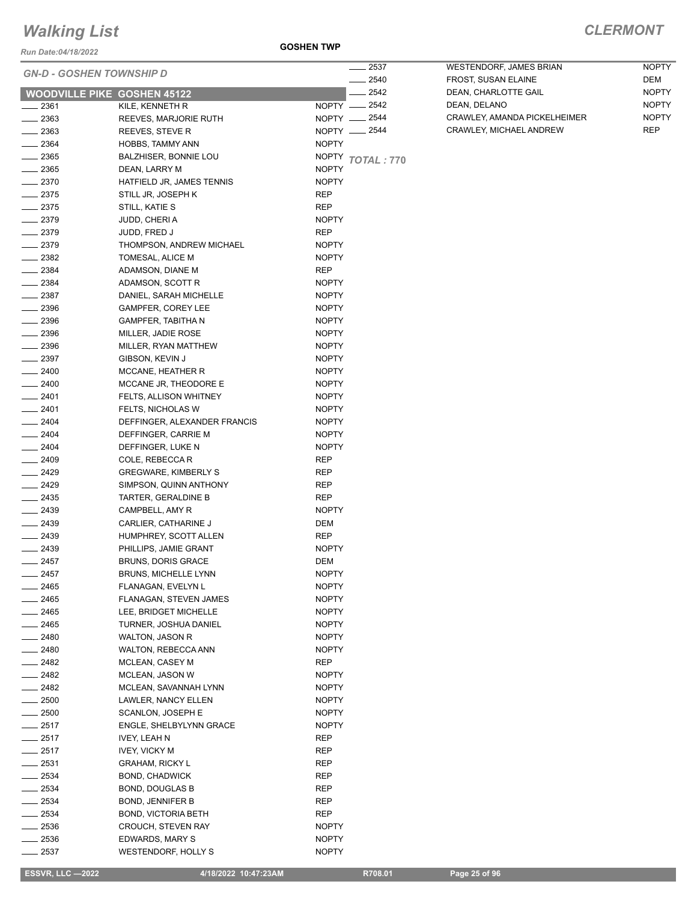# Walking List

## CLERMONT

Run Date:04/18/2022

GOSHEN TWP

### GN-D - GOSHEN TOWNSHIP D

**WOODVILLE PIKE GOSHEN 45122**

| No. | Name | Party |
|---|---|---|
| ____ 2361 | KILE, KENNETH R | NOPTY |
| ____ 2363 | REEVES, MARJORIE RUTH | NOPTY |
| ____ 2363 | REEVES, STEVE R | NOPTY |
| ____ 2364 | HOBBS, TAMMY ANN | NOPTY |
| ____ 2365 | BALZHISER, BONNIE LOU | NOPTY |
| ____ 2365 | DEAN, LARRY M | NOPTY |
| ____ 2370 | HATFIELD JR, JAMES TENNIS | NOPTY |
| ____ 2375 | STILL JR, JOSEPH K | REP |
| ____ 2375 | STILL, KATIE S | REP |
| ____ 2379 | JUDD, CHERI A | NOPTY |
| ____ 2379 | JUDD, FRED J | REP |
| ____ 2379 | THOMPSON, ANDREW MICHAEL | NOPTY |
| ____ 2382 | TOMESAL, ALICE M | NOPTY |
| ____ 2384 | ADAMSON, DIANE M | REP |
| ____ 2384 | ADAMSON, SCOTT R | NOPTY |
| ____ 2387 | DANIEL, SARAH MICHELLE | NOPTY |
| ____ 2396 | GAMPFER, COREY LEE | NOPTY |
| ____ 2396 | GAMPFER, TABITHA N | NOPTY |
| ____ 2396 | MILLER, JADIE ROSE | NOPTY |
| ____ 2396 | MILLER, RYAN MATTHEW | NOPTY |
| ____ 2397 | GIBSON, KEVIN J | NOPTY |
| ____ 2400 | MCCANE, HEATHER R | NOPTY |
| ____ 2400 | MCCANE JR, THEODORE E | NOPTY |
| ____ 2401 | FELTS, ALLISON WHITNEY | NOPTY |
| ____ 2401 | FELTS, NICHOLAS W | NOPTY |
| ____ 2404 | DEFFINGER, ALEXANDER FRANCIS | NOPTY |
| ____ 2404 | DEFFINGER, CARRIE M | NOPTY |
| ____ 2404 | DEFFINGER, LUKE N | NOPTY |
| ____ 2409 | COLE, REBECCA R | REP |
| ____ 2429 | GREGWARE, KIMBERLY S | REP |
| ____ 2429 | SIMPSON, QUINN ANTHONY | REP |
| ____ 2435 | TARTER, GERALDINE B | REP |
| ____ 2439 | CAMPBELL, AMY R | NOPTY |
| ____ 2439 | CARLIER, CATHARINE J | DEM |
| ____ 2439 | HUMPHREY, SCOTT ALLEN | REP |
| ____ 2439 | PHILLIPS, JAMIE GRANT | NOPTY |
| ____ 2457 | BRUNS, DORIS GRACE | DEM |
| ____ 2457 | BRUNS, MICHELLE LYNN | NOPTY |
| ____ 2465 | FLANAGAN, EVELYN L | NOPTY |
| ____ 2465 | FLANAGAN, STEVEN JAMES | NOPTY |
| ____ 2465 | LEE, BRIDGET MICHELLE | NOPTY |
| ____ 2465 | TURNER, JOSHUA DANIEL | NOPTY |
| ____ 2480 | WALTON, JASON R | NOPTY |
| ____ 2480 | WALTON, REBECCA ANN | NOPTY |
| ____ 2482 | MCLEAN, CASEY M | REP |
| ____ 2482 | MCLEAN, JASON W | NOPTY |
| ____ 2482 | MCLEAN, SAVANNAH LYNN | NOPTY |
| ____ 2500 | LAWLER, NANCY ELLEN | NOPTY |
| ____ 2500 | SCANLON, JOSEPH E | NOPTY |
| ____ 2517 | ENGLE, SHELBYLYNN GRACE | NOPTY |
| ____ 2517 | IVEY, LEAH N | REP |
| ____ 2517 | IVEY, VICKY M | REP |
| ____ 2531 | GRAHAM, RICKY L | REP |
| ____ 2534 | BOND, CHADWICK | REP |
| ____ 2534 | BOND, DOUGLAS B | REP |
| ____ 2534 | BOND, JENNIFER B | REP |
| ____ 2534 | BOND, VICTORIA BETH | REP |
| ____ 2536 | CROUCH, STEVEN RAY | NOPTY |
| ____ 2536 | EDWARDS, MARY S | NOPTY |
| ____ 2537 | WESTENDORF, HOLLY S | NOPTY |
| ____ 2537 | WESTENDORF, JAMES BRIAN | NOPTY |
| ____ 2540 | FROST, SUSAN ELAINE | DEM |
| ____ 2542 | DEAN, CHARLOTTE GAIL | NOPTY |
| ____ 2542 | DEAN, DELANO | NOPTY |
| ____ 2544 | CRAWLEY, AMANDA PICKELHEIMER | NOPTY |
| ____ 2544 | CRAWLEY, MICHAEL ANDREW | REP |

**TOTAL : 770**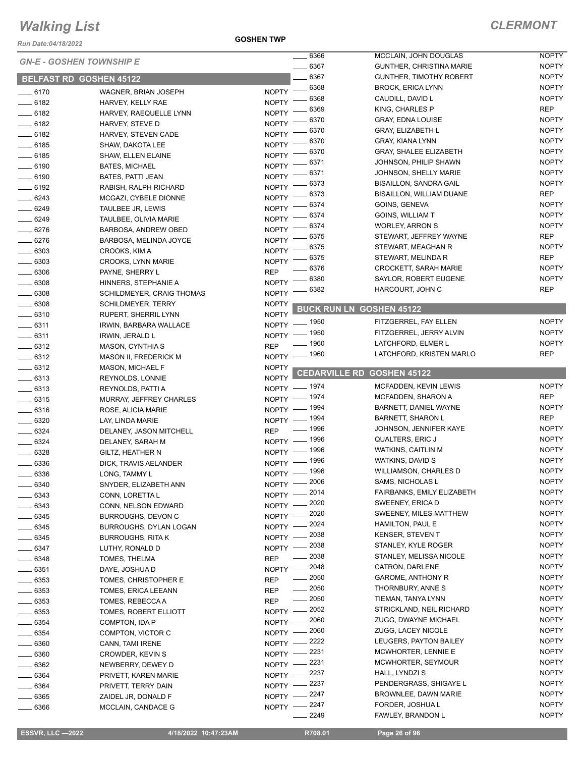# Walking List

## CLERMONT

Run Date:04/18/2022

GOSHEN TWP

### GN-E - GOSHEN TOWNSHIP E

#### BELFAST RD GOSHEN 45122

| No. | Name | Party |
|---|---|---|
| 6170 | WAGNER, BRIAN JOSEPH | NOPTY |
| 6182 | HARVEY, KELLY RAE | NOPTY |
| 6182 | HARVEY, RAEQUELLE LYNN | NOPTY |
| 6182 | HARVEY, STEVE D | NOPTY |
| 6182 | HARVEY, STEVEN CADE | NOPTY |
| 6185 | SHAW, DAKOTA LEE | NOPTY |
| 6185 | SHAW, ELLEN ELAINE | NOPTY |
| 6190 | BATES, MICHAEL | NOPTY |
| 6190 | BATES, PATTI JEAN | NOPTY |
| 6192 | RABISH, RALPH RICHARD | NOPTY |
| 6243 | MCGAZI, CYBELE DIONNE | NOPTY |
| 6249 | TAULBEE JR, LEWIS | NOPTY |
| 6249 | TAULBEE, OLIVIA MARIE | NOPTY |
| 6276 | BARBOSA, ANDREW OBED | NOPTY |
| 6276 | BARBOSA, MELINDA JOYCE | NOPTY |
| 6303 | CROOKS, KIM A | NOPTY |
| 6303 | CROOKS, LYNN MARIE | NOPTY |
| 6306 | PAYNE, SHERRY L | REP |
| 6308 | HINNERS, STEPHANIE A | NOPTY |
| 6308 | SCHILDMEYER, CRAIG THOMAS | NOPTY |
| 6308 | SCHILDMEYER, TERRY | NOPTY |
| 6310 | RUPERT, SHERRIL LYNN | NOPTY |
| 6311 | IRWIN, BARBARA WALLACE | NOPTY |
| 6311 | IRWIN, JERALD L | NOPTY |
| 6312 | MASON, CYNTHIA S | REP |
| 6312 | MASON II, FREDERICK M | NOPTY |
| 6312 | MASON, MICHAEL F | NOPTY |
| 6313 | REYNOLDS, LONNIE | NOPTY |
| 6313 | REYNOLDS, PATTI A | NOPTY |
| 6315 | MURRAY, JEFFREY CHARLES | NOPTY |
| 6316 | ROSE, ALICIA MARIE | NOPTY |
| 6320 | LAY, LINDA MARIE | NOPTY |
| 6324 | DELANEY, JASON MITCHELL | REP |
| 6324 | DELANEY, SARAH M | NOPTY |
| 6328 | GILTZ, HEATHER N | NOPTY |
| 6336 | DICK, TRAVIS AELANDER | NOPTY |
| 6336 | LONG, TAMMY L | NOPTY |
| 6340 | SNYDER, ELIZABETH ANN | NOPTY |
| 6343 | CONN, LORETTA L | NOPTY |
| 6343 | CONN, NELSON EDWARD | NOPTY |
| 6345 | BURROUGHS, DEVON C | NOPTY |
| 6345 | BURROUGHS, DYLAN LOGAN | NOPTY |
| 6345 | BURROUGHS, RITA K | NOPTY |
| 6347 | LUTHY, RONALD D | NOPTY |
| 6348 | TOMES, THELMA | REP |
| 6351 | DAYE, JOSHUA D | NOPTY |
| 6353 | TOMES, CHRISTOPHER E | REP |
| 6353 | TOMES, ERICA LEEANN | REP |
| 6353 | TOMES, REBECCA A | REP |
| 6353 | TOMES, ROBERT ELLIOTT | NOPTY |
| 6354 | COMPTON, IDA P | NOPTY |
| 6354 | COMPTON, VICTOR C | NOPTY |
| 6360 | CANN, TAMI IRENE | NOPTY |
| 6360 | CROWDER, KEVIN S | NOPTY |
| 6362 | NEWBERRY, DEWEY D | NOPTY |
| 6364 | PRIVETT, KAREN MARIE | NOPTY |
| 6364 | PRIVETT, TERRY DAIN | NOPTY |
| 6365 | ZAIDEL JR, DONALD F | NOPTY |
| 6366 | MCCLAIN, CANDACE G | NOPTY |
| 6366 | MCCLAIN, JOHN DOUGLAS | NOPTY |
| 6367 | GUNTHER, CHRISTINA MARIE | NOPTY |
| 6367 | GUNTHER, TIMOTHY ROBERT | NOPTY |
| 6368 | BROCK, ERICA LYNN | NOPTY |
| 6368 | CAUDILL, DAVID L | NOPTY |
| 6369 | KING, CHARLES P | REP |
| 6370 | GRAY, EDNA LOUISE | NOPTY |
| 6370 | GRAY, ELIZABETH L | NOPTY |
| 6370 | GRAY, KIANA LYNN | NOPTY |
| 6370 | GRAY, SHALEE ELIZABETH | NOPTY |
| 6371 | JOHNSON, PHILIP SHAWN | NOPTY |
| 6371 | JOHNSON, SHELLY MARIE | NOPTY |
| 6373 | BISAILLON, SANDRA GAIL | NOPTY |
| 6373 | BISAILLON, WILLIAM DUANE | REP |
| 6374 | GOINS, GENEVA | NOPTY |
| 6374 | GOINS, WILLIAM T | NOPTY |
| 6374 | WORLEY, ARRON S | NOPTY |
| 6375 | STEWART, JEFFREY WAYNE | REP |
| 6375 | STEWART, MEAGHAN R | NOPTY |
| 6375 | STEWART, MELINDA R | REP |
| 6376 | CROCKETT, SARAH MARIE | NOPTY |
| 6380 | SAYLOR, ROBERT EUGENE | NOPTY |
| 6382 | HARCOURT, JOHN C | REP |

#### BUCK RUN LN GOSHEN 45122

| No. | Name | Party |
|---|---|---|
| 1950 | FITZGERREL, FAY ELLEN | NOPTY |
| 1950 | FITZGERREL, JERRY ALVIN | NOPTY |
| 1960 | LATCHFORD, ELMER L | NOPTY |
| 1960 | LATCHFORD, KRISTEN MARLO | REP |

#### CEDARVILLE RD GOSHEN 45122

| No. | Name | Party |
|---|---|---|
| 1974 | MCFADDEN, KEVIN LEWIS | NOPTY |
| 1974 | MCFADDEN, SHARON A | REP |
| 1994 | BARNETT, DANIEL WAYNE | NOPTY |
| 1994 | BARNETT, SHARON L | REP |
| 1996 | JOHNSON, JENNIFER KAYE | NOPTY |
| 1996 | QUALTERS, ERIC J | NOPTY |
| 1996 | WATKINS, CAITLIN M | NOPTY |
| 1996 | WATKINS, DAVID S | NOPTY |
| 1996 | WILLIAMSON, CHARLES D | NOPTY |
| 2006 | SAMS, NICHOLAS L | NOPTY |
| 2014 | FAIRBANKS, EMILY ELIZABETH | NOPTY |
| 2020 | SWEENEY, ERICA D | NOPTY |
| 2020 | SWEENEY, MILES MATTHEW | NOPTY |
| 2024 | HAMILTON, PAUL E | NOPTY |
| 2038 | KENSER, STEVEN T | NOPTY |
| 2038 | STANLEY, KYLE ROGER | NOPTY |
| 2038 | STANLEY, MELISSA NICOLE | NOPTY |
| 2048 | CATRON, DARLENE | NOPTY |
| 2050 | GAROME, ANTHONY R | NOPTY |
| 2050 | THORNBURY, ANNE S | NOPTY |
| 2050 | TIEMAN, TANYA LYNN | NOPTY |
| 2052 | STRICKLAND, NEIL RICHARD | NOPTY |
| 2060 | ZUGG, DWAYNE MICHAEL | NOPTY |
| 2060 | ZUGG, LACEY NICOLE | NOPTY |
| 2222 | LEUGERS, PAYTON BAILEY | NOPTY |
| 2231 | MCWHORTER, LENNIE E | NOPTY |
| 2231 | MCWHORTER, SEYMOUR | NOPTY |
| 2237 | HALL, LYNDZI S | NOPTY |
| 2237 | PENDERGRASS, SHIGAYE L | NOPTY |
| 2247 | BROWNLEE, DAWN MARIE | NOPTY |
| 2247 | FORDER, JOSHUA L | NOPTY |
| 2249 | FAWLEY, BRANDON L | NOPTY |

ESSVR, LLC —2022 4/18/2022 10:47:23AM R708.01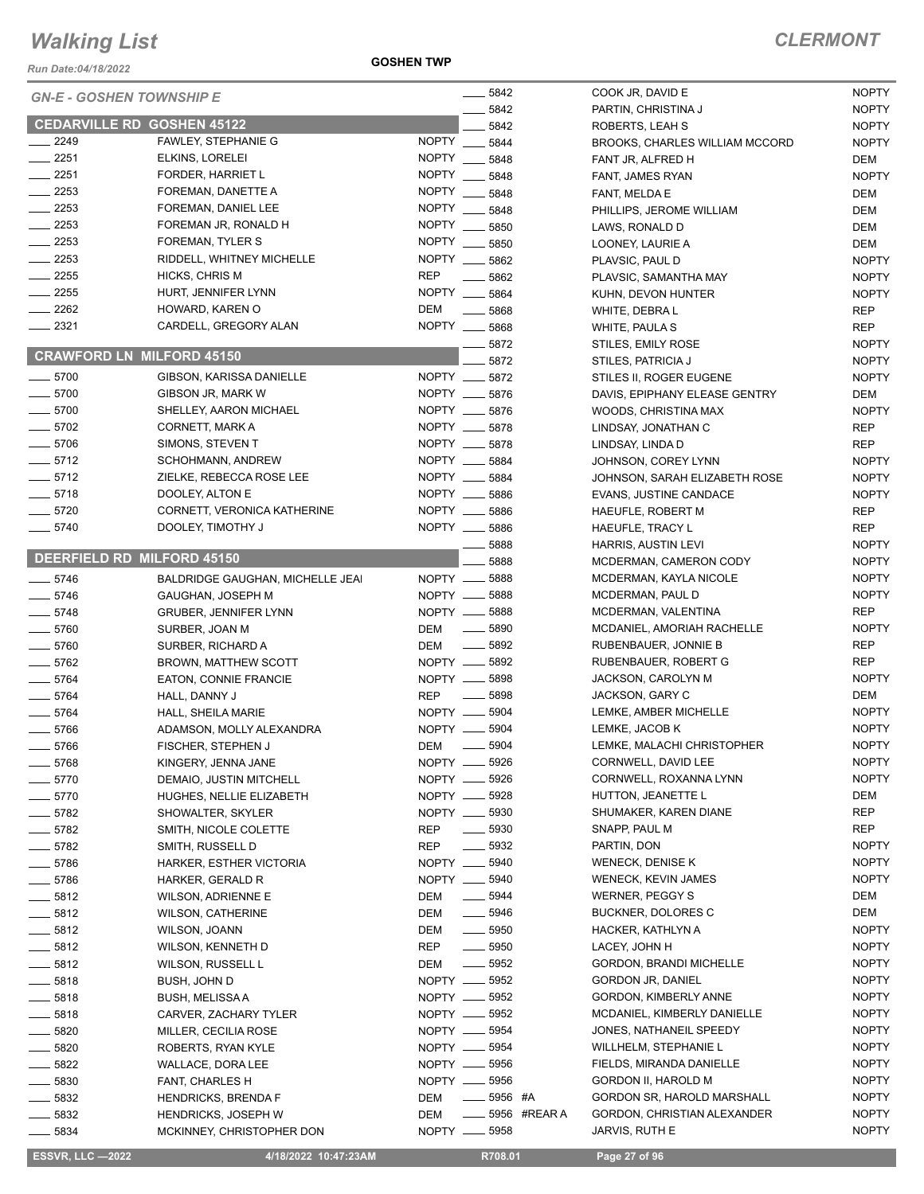# Walking List

**CLERMONT**

*Run Date:04/18/2022*

**GOSHEN TWP**

*GN-E - GOSHEN TOWNSHIP E*

## CEDARVILLE RD GOSHEN 45122

| No. | Name | Party |
|---|---|---|
| ____ 2249 | FAWLEY, STEPHANIE G | NOPTY |
| ____ 2251 | ELKINS, LORELEI | NOPTY |
| ____ 2251 | FORDER, HARRIET L | NOPTY |
| ____ 2253 | FOREMAN, DANETTE A | NOPTY |
| ____ 2253 | FOREMAN, DANIEL LEE | NOPTY |
| ____ 2253 | FOREMAN JR, RONALD H | NOPTY |
| ____ 2253 | FOREMAN, TYLER S | NOPTY |
| ____ 2253 | RIDDELL, WHITNEY MICHELLE | NOPTY |
| ____ 2255 | HICKS, CHRIS M | REP |
| ____ 2255 | HURT, JENNIFER LYNN | NOPTY |
| ____ 2262 | HOWARD, KAREN O | DEM |
| ____ 2321 | CARDELL, GREGORY ALAN | NOPTY |

## CRAWFORD LN MILFORD 45150

| No. | Name | Party |
|---|---|---|
| ____ 5700 | GIBSON, KARISSA DANIELLE | NOPTY |
| ____ 5700 | GIBSON JR, MARK W | NOPTY |
| ____ 5700 | SHELLEY, AARON MICHAEL | NOPTY |
| ____ 5702 | CORNETT, MARK A | NOPTY |
| ____ 5706 | SIMONS, STEVEN T | NOPTY |
| ____ 5712 | SCHOHMANN, ANDREW | NOPTY |
| ____ 5712 | ZIELKE, REBECCA ROSE LEE | NOPTY |
| ____ 5718 | DOOLEY, ALTON E | NOPTY |
| ____ 5720 | CORNETT, VERONICA KATHERINE | NOPTY |
| ____ 5740 | DOOLEY, TIMOTHY J | NOPTY |

## DEERFIELD RD MILFORD 45150

| No. | Name | Party |
|---|---|---|
| ____ 5746 | BALDRIDGE GAUGHAN, MICHELLE JEAI | NOPTY |
| ____ 5746 | GAUGHAN, JOSEPH M | NOPTY |
| ____ 5748 | GRUBER, JENNIFER LYNN | NOPTY |
| ____ 5760 | SURBER, JOAN M | DEM |
| ____ 5760 | SURBER, RICHARD A | DEM |
| ____ 5762 | BROWN, MATTHEW SCOTT | NOPTY |
| ____ 5764 | EATON, CONNIE FRANCIE | NOPTY |
| ____ 5764 | HALL, DANNY J | REP |
| ____ 5764 | HALL, SHEILA MARIE | NOPTY |
| ____ 5766 | ADAMSON, MOLLY ALEXANDRA | NOPTY |
| ____ 5766 | FISCHER, STEPHEN J | DEM |
| ____ 5768 | KINGERY, JENNA JANE | NOPTY |
| ____ 5770 | DEMAIO, JUSTIN MITCHELL | NOPTY |
| ____ 5770 | HUGHES, NELLIE ELIZABETH | NOPTY |
| ____ 5782 | SHOWALTER, SKYLER | NOPTY |
| ____ 5782 | SMITH, NICOLE COLETTE | REP |
| ____ 5782 | SMITH, RUSSELL D | REP |
| ____ 5786 | HARKER, ESTHER VICTORIA | NOPTY |
| ____ 5786 | HARKER, GERALD R | NOPTY |
| ____ 5812 | WILSON, ADRIENNE E | DEM |
| ____ 5812 | WILSON, CATHERINE | DEM |
| ____ 5812 | WILSON, JOANN | DEM |
| ____ 5812 | WILSON, KENNETH D | REP |
| ____ 5812 | WILSON, RUSSELL L | DEM |
| ____ 5818 | BUSH, JOHN D | NOPTY |
| ____ 5818 | BUSH, MELISSA A | NOPTY |
| ____ 5818 | CARVER, ZACHARY TYLER | NOPTY |
| ____ 5820 | MILLER, CECILIA ROSE | NOPTY |
| ____ 5820 | ROBERTS, RYAN KYLE | NOPTY |
| ____ 5822 | WALLACE, DORA LEE | NOPTY |
| ____ 5830 | FANT, CHARLES H | NOPTY |
| ____ 5832 | HENDRICKS, BRENDA F | DEM |
| ____ 5832 | HENDRICKS, JOSEPH W | DEM |
| ____ 5834 | MCKINNEY, CHRISTOPHER DON | NOPTY |
| ____ 5842 | COOK JR, DAVID E | NOPTY |
| ____ 5842 | PARTIN, CHRISTINA J | NOPTY |
| ____ 5842 | ROBERTS, LEAH S | NOPTY |
| ____ 5844 | BROOKS, CHARLES WILLIAM MCCORD | NOPTY |
| ____ 5848 | FANT JR, ALFRED H | DEM |
| ____ 5848 | FANT, JAMES RYAN | NOPTY |
| ____ 5848 | FANT, MELDA E | DEM |
| ____ 5848 | PHILLIPS, JEROME WILLIAM | DEM |
| ____ 5850 | LAWS, RONALD D | DEM |
| ____ 5850 | LOONEY, LAURIE A | DEM |
| ____ 5862 | PLAVSIC, PAUL D | NOPTY |
| ____ 5862 | PLAVSIC, SAMANTHA MAY | NOPTY |
| ____ 5864 | KUHN, DEVON HUNTER | NOPTY |
| ____ 5868 | WHITE, DEBRA L | REP |
| ____ 5868 | WHITE, PAULA S | REP |
| ____ 5872 | STILES, EMILY ROSE | NOPTY |
| ____ 5872 | STILES, PATRICIA J | NOPTY |
| ____ 5872 | STILES II, ROGER EUGENE | NOPTY |
| ____ 5876 | DAVIS, EPIPHANY ELEASE GENTRY | DEM |
| ____ 5876 | WOODS, CHRISTINA MAX | NOPTY |
| ____ 5878 | LINDSAY, JONATHAN C | REP |
| ____ 5878 | LINDSAY, LINDA D | REP |
| ____ 5884 | JOHNSON, COREY LYNN | NOPTY |
| ____ 5884 | JOHNSON, SARAH ELIZABETH ROSE | NOPTY |
| ____ 5886 | EVANS, JUSTINE CANDACE | NOPTY |
| ____ 5886 | HAEUFLE, ROBERT M | REP |
| ____ 5886 | HAEUFLE, TRACY L | REP |
| ____ 5888 | HARRIS, AUSTIN LEVI | NOPTY |
| ____ 5888 | MCDERMAN, CAMERON CODY | NOPTY |
| ____ 5888 | MCDERMAN, KAYLA NICOLE | NOPTY |
| ____ 5888 | MCDERMAN, PAUL D | NOPTY |
| ____ 5888 | MCDERMAN, VALENTINA | REP |
| ____ 5890 | MCDANIEL, AMORIAH RACHELLE | NOPTY |
| ____ 5892 | RUBENBAUER, JONNIE B | REP |
| ____ 5892 | RUBENBAUER, ROBERT G | REP |
| ____ 5898 | JACKSON, CAROLYN M | NOPTY |
| ____ 5898 | JACKSON, GARY C | DEM |
| ____ 5904 | LEMKE, AMBER MICHELLE | NOPTY |
| ____ 5904 | LEMKE, JACOB K | NOPTY |
| ____ 5904 | LEMKE, MALACHI CHRISTOPHER | NOPTY |
| ____ 5926 | CORNWELL, DAVID LEE | NOPTY |
| ____ 5926 | CORNWELL, ROXANNA LYNN | NOPTY |
| ____ 5928 | HUTTON, JEANETTE L | DEM |
| ____ 5930 | SHUMAKER, KAREN DIANE | REP |
| ____ 5930 | SNAPP, PAUL M | REP |
| ____ 5932 | PARTIN, DON | NOPTY |
| ____ 5940 | WENECK, DENISE K | NOPTY |
| ____ 5940 | WENECK, KEVIN JAMES | NOPTY |
| ____ 5944 | WERNER, PEGGY S | DEM |
| ____ 5946 | BUCKNER, DOLORES C | DEM |
| ____ 5950 | HACKER, KATHLYN A | NOPTY |
| ____ 5950 | LACEY, JOHN H | NOPTY |
| ____ 5952 | GORDON, BRANDI MICHELLE | NOPTY |
| ____ 5952 | GORDON JR, DANIEL | NOPTY |
| ____ 5952 | GORDON, KIMBERLY ANNE | NOPTY |
| ____ 5952 | MCDANIEL, KIMBERLY DANIELLE | NOPTY |
| ____ 5954 | JONES, NATHANEIL SPEEDY | NOPTY |
| ____ 5954 | WILLHELM, STEPHANIE L | NOPTY |
| ____ 5956 | FIELDS, MIRANDA DANIELLE | NOPTY |
| ____ 5956 | GORDON II, HAROLD M | NOPTY |
| ____ 5956 #A | GORDON SR, HAROLD MARSHALL | NOPTY |
| ____ 5956 #REAR A | GORDON, CHRISTIAN ALEXANDER | NOPTY |
| ____ 5958 | JARVIS, RUTH E | NOPTY |

ESSVR, LLC —2022 | 4/18/2022 10:47:23AM | R708.01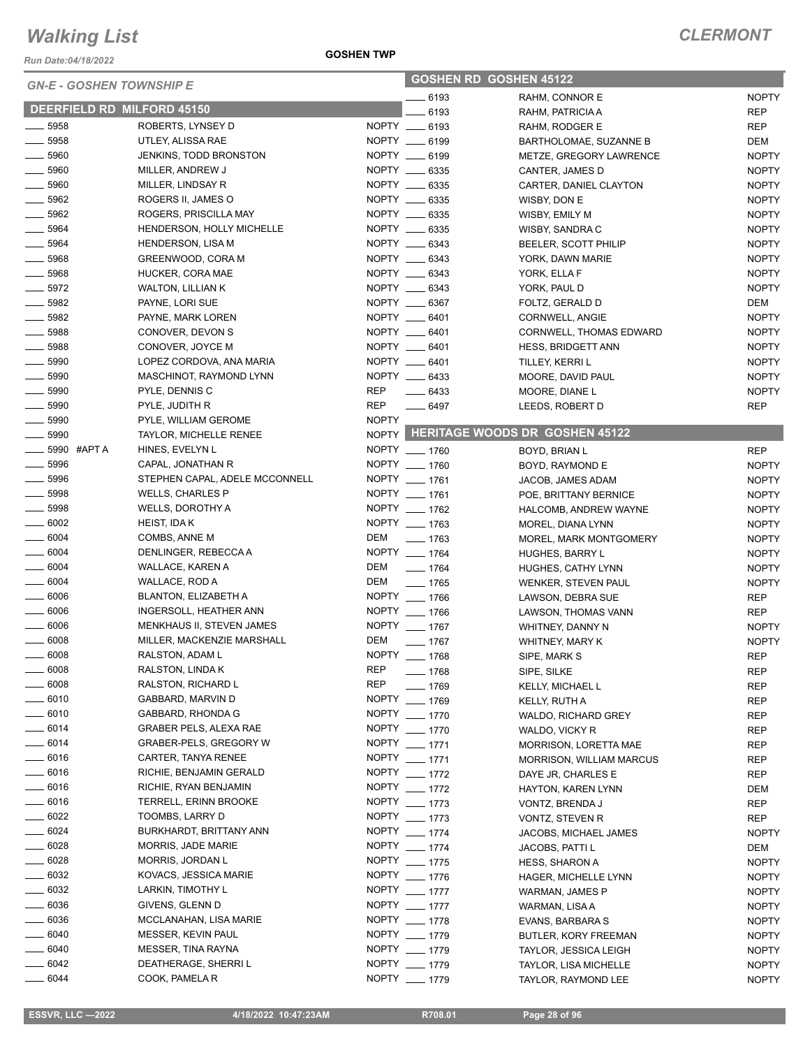# Walking List

**CLERMONT**

Run Date:04/18/2022

**GOSHEN TWP**

## GN-E - GOSHEN TOWNSHIP E

### DEERFIELD RD MILFORD 45150

| No. | Name | Party |
|---|---|---|
| 5958 | ROBERTS, LYNSEY D | NOPTY |
| 5958 | UTLEY, ALISSA RAE | NOPTY |
| 5960 | JENKINS, TODD BRONSTON | NOPTY |
| 5960 | MILLER, ANDREW J | NOPTY |
| 5960 | MILLER, LINDSAY R | NOPTY |
| 5962 | ROGERS II, JAMES O | NOPTY |
| 5962 | ROGERS, PRISCILLA MAY | NOPTY |
| 5964 | HENDERSON, HOLLY MICHELLE | NOPTY |
| 5964 | HENDERSON, LISA M | NOPTY |
| 5968 | GREENWOOD, CORA M | NOPTY |
| 5968 | HUCKER, CORA MAE | NOPTY |
| 5972 | WALTON, LILLIAN K | NOPTY |
| 5982 | PAYNE, LORI SUE | NOPTY |
| 5982 | PAYNE, MARK LOREN | NOPTY |
| 5988 | CONOVER, DEVON S | NOPTY |
| 5988 | CONOVER, JOYCE M | NOPTY |
| 5990 | LOPEZ CORDOVA, ANA MARIA | NOPTY |
| 5990 | MASCHINOT, RAYMOND LYNN | NOPTY |
| 5990 | PYLE, DENNIS C | REP |
| 5990 | PYLE, JUDITH R | REP |
| 5990 | PYLE, WILLIAM GEROME | NOPTY |
| 5990 | TAYLOR, MICHELLE RENEE | NOPTY |
| 5990 #APT A | HINES, EVELYN L | NOPTY |
| 5996 | CAPAL, JONATHAN R | NOPTY |
| 5996 | STEPHEN CAPAL, ADELE MCCONNELL | NOPTY |
| 5998 | WELLS, CHARLES P | NOPTY |
| 5998 | WELLS, DOROTHY A | NOPTY |
| 6002 | HEIST, IDA K | NOPTY |
| 6004 | COMBS, ANNE M | DEM |
| 6004 | DENLINGER, REBECCA A | NOPTY |
| 6004 | WALLACE, KAREN A | DEM |
| 6004 | WALLACE, ROD A | DEM |
| 6006 | BLANTON, ELIZABETH A | NOPTY |
| 6006 | INGERSOLL, HEATHER ANN | NOPTY |
| 6006 | MENKHAUS II, STEVEN JAMES | NOPTY |
| 6008 | MILLER, MACKENZIE MARSHALL | DEM |
| 6008 | RALSTON, ADAM L | NOPTY |
| 6008 | RALSTON, LINDA K | REP |
| 6008 | RALSTON, RICHARD L | REP |
| 6010 | GABBARD, MARVIN D | NOPTY |
| 6010 | GABBARD, RHONDA G | NOPTY |
| 6014 | GRABER PELS, ALEXA RAE | NOPTY |
| 6014 | GRABER-PELS, GREGORY W | NOPTY |
| 6016 | CARTER, TANYA RENEE | NOPTY |
| 6016 | RICHIE, BENJAMIN GERALD | NOPTY |
| 6016 | RICHIE, RYAN BENJAMIN | NOPTY |
| 6016 | TERRELL, ERINN BROOKE | NOPTY |
| 6022 | TOOMBS, LARRY D | NOPTY |
| 6024 | BURKHARDT, BRITTANY ANN | NOPTY |
| 6028 | MORRIS, JADE MARIE | NOPTY |
| 6028 | MORRIS, JORDAN L | NOPTY |
| 6032 | KOVACS, JESSICA MARIE | NOPTY |
| 6032 | LARKIN, TIMOTHY L | NOPTY |
| 6036 | GIVENS, GLENN D | NOPTY |
| 6036 | MCCLANAHAN, LISA MARIE | NOPTY |
| 6040 | MESSER, KEVIN PAUL | NOPTY |
| 6040 | MESSER, TINA RAYNA | NOPTY |
| 6042 | DEATHERAGE, SHERRI L | NOPTY |
| 6044 | COOK, PAMELA R | NOPTY |

### GOSHEN RD GOSHEN 45122

| No. | Name | Party |
|---|---|---|
| 6193 | RAHM, CONNOR E | NOPTY |
| 6193 | RAHM, PATRICIA A | REP |
| 6193 | RAHM, RODGER E | REP |
| 6199 | BARTHOLOMAE, SUZANNE B | DEM |
| 6199 | METZE, GREGORY LAWRENCE | NOPTY |
| 6335 | CANTER, JAMES D | NOPTY |
| 6335 | CARTER, DANIEL CLAYTON | NOPTY |
| 6335 | WISBY, DON E | NOPTY |
| 6335 | WISBY, EMILY M | NOPTY |
| 6335 | WISBY, SANDRA C | NOPTY |
| 6343 | BEELER, SCOTT PHILIP | NOPTY |
| 6343 | YORK, DAWN MARIE | NOPTY |
| 6343 | YORK, ELLA F | NOPTY |
| 6343 | YORK, PAUL D | NOPTY |
| 6367 | FOLTZ, GERALD D | DEM |
| 6401 | CORNWELL, ANGIE | NOPTY |
| 6401 | CORNWELL, THOMAS EDWARD | NOPTY |
| 6401 | HESS, BRIDGETT ANN | NOPTY |
| 6401 | TILLEY, KERRI L | NOPTY |
| 6433 | MOORE, DAVID PAUL | NOPTY |
| 6433 | MOORE, DIANE L | NOPTY |
| 6497 | LEEDS, ROBERT D | REP |

### HERITAGE WOODS DR GOSHEN 45122

| No. | Name | Party |
|---|---|---|
| 1760 | BOYD, BRIAN L | REP |
| 1760 | BOYD, RAYMOND E | NOPTY |
| 1761 | JACOB, JAMES ADAM | NOPTY |
| 1761 | POE, BRITTANY BERNICE | NOPTY |
| 1762 | HALCOMB, ANDREW WAYNE | NOPTY |
| 1763 | MOREL, DIANA LYNN | NOPTY |
| 1763 | MOREL, MARK MONTGOMERY | NOPTY |
| 1764 | HUGHES, BARRY L | NOPTY |
| 1764 | HUGHES, CATHY LYNN | NOPTY |
| 1765 | WENKER, STEVEN PAUL | NOPTY |
| 1766 | LAWSON, DEBRA SUE | REP |
| 1766 | LAWSON, THOMAS VANN | REP |
| 1767 | WHITNEY, DANNY N | NOPTY |
| 1767 | WHITNEY, MARY K | NOPTY |
| 1768 | SIPE, MARK S | REP |
| 1768 | SIPE, SILKE | REP |
| 1769 | KELLY, MICHAEL L | REP |
| 1769 | KELLY, RUTH A | REP |
| 1770 | WALDO, RICHARD GREY | REP |
| 1770 | WALDO, VICKY R | REP |
| 1771 | MORRISON, LORETTA MAE | REP |
| 1771 | MORRISON, WILLIAM MARCUS | REP |
| 1772 | DAYE JR, CHARLES E | REP |
| 1772 | HAYTON, KAREN LYNN | DEM |
| 1773 | VONTZ, BRENDA J | REP |
| 1773 | VONTZ, STEVEN R | REP |
| 1774 | JACOBS, MICHAEL JAMES | NOPTY |
| 1774 | JACOBS, PATTI L | DEM |
| 1775 | HESS, SHARON A | NOPTY |
| 1776 | HAGER, MICHELLE LYNN | NOPTY |
| 1777 | WARMAN, JAMES P | NOPTY |
| 1777 | WARMAN, LISA A | NOPTY |
| 1778 | EVANS, BARBARA S | NOPTY |
| 1779 | BUTLER, KORY FREEMAN | NOPTY |
| 1779 | TAYLOR, JESSICA LEIGH | NOPTY |
| 1779 | TAYLOR, LISA MICHELLE | NOPTY |
| 1779 | TAYLOR, RAYMOND LEE | NOPTY |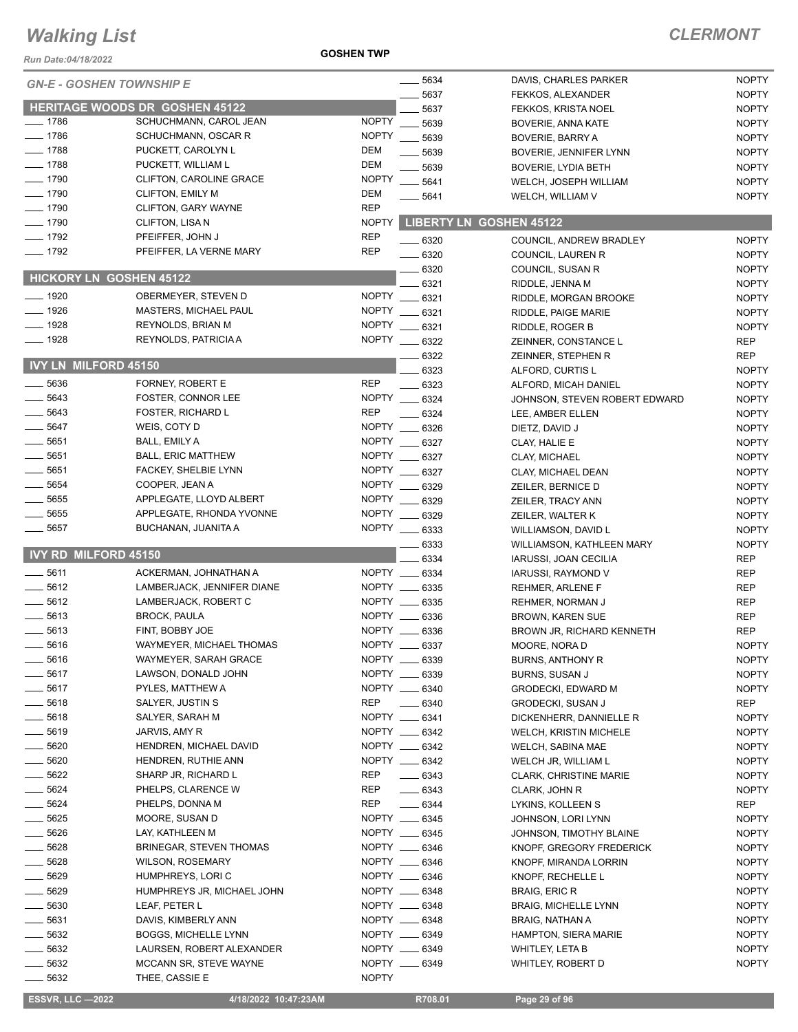# Walking List

**CLERMONT**

Run Date:04/18/2022

GOSHEN TWP

*GN-E - GOSHEN TOWNSHIP E*

## HERITAGE WOODS DR GOSHEN 45122

| No. | Name | Party |
|---|---|---|
| ____ 1786 | SCHUCHMANN, CAROL JEAN | NOPTY |
| ____ 1786 | SCHUCHMANN, OSCAR R | NOPTY |
| ____ 1788 | PUCKETT, CAROLYN L | DEM |
| ____ 1788 | PUCKETT, WILLIAM L | DEM |
| ____ 1790 | CLIFTON, CAROLINE GRACE | NOPTY |
| ____ 1790 | CLIFTON, EMILY M | DEM |
| ____ 1790 | CLIFTON, GARY WAYNE | REP |
| ____ 1790 | CLIFTON, LISA N | NOPTY |
| ____ 1792 | PFEIFFER, JOHN J | REP |
| ____ 1792 | PFEIFFER, LA VERNE MARY | REP |

## HICKORY LN GOSHEN 45122

| No. | Name | Party |
|---|---|---|
| ____ 1920 | OBERMEYER, STEVEN D | NOPTY |
| ____ 1926 | MASTERS, MICHAEL PAUL | NOPTY |
| ____ 1928 | REYNOLDS, BRIAN M | NOPTY |
| ____ 1928 | REYNOLDS, PATRICIA A | NOPTY |

## IVY LN MILFORD 45150

| No. | Name | Party |
|---|---|---|
| ____ 5636 | FORNEY, ROBERT E | REP |
| ____ 5643 | FOSTER, CONNOR LEE | NOPTY |
| ____ 5643 | FOSTER, RICHARD L | REP |
| ____ 5647 | WEIS, COTY D | NOPTY |
| ____ 5651 | BALL, EMILY A | NOPTY |
| ____ 5651 | BALL, ERIC MATTHEW | NOPTY |
| ____ 5651 | FACKEY, SHELBIE LYNN | NOPTY |
| ____ 5654 | COOPER, JEAN A | NOPTY |
| ____ 5655 | APPLEGATE, LLOYD ALBERT | NOPTY |
| ____ 5655 | APPLEGATE, RHONDA YVONNE | NOPTY |
| ____ 5657 | BUCHANAN, JUANITA A | NOPTY |

## IVY RD MILFORD 45150

| No. | Name | Party |
|---|---|---|
| ____ 5611 | ACKERMAN, JOHNATHAN A | NOPTY |
| ____ 5612 | LAMBERJACK, JENNIFER DIANE | NOPTY |
| ____ 5612 | LAMBERJACK, ROBERT C | NOPTY |
| ____ 5613 | BROCK, PAULA | NOPTY |
| ____ 5613 | FINT, BOBBY JOE | NOPTY |
| ____ 5616 | WAYMEYER, MICHAEL THOMAS | NOPTY |
| ____ 5616 | WAYMEYER, SARAH GRACE | NOPTY |
| ____ 5617 | LAWSON, DONALD JOHN | NOPTY |
| ____ 5617 | PYLES, MATTHEW A | NOPTY |
| ____ 5618 | SALYER, JUSTIN S | REP |
| ____ 5618 | SALYER, SARAH M | NOPTY |
| ____ 5619 | JARVIS, AMY R | NOPTY |
| ____ 5620 | HENDREN, MICHAEL DAVID | NOPTY |
| ____ 5620 | HENDREN, RUTHIE ANN | NOPTY |
| ____ 5622 | SHARP JR, RICHARD L | REP |
| ____ 5624 | PHELPS, CLARENCE W | REP |
| ____ 5624 | PHELPS, DONNA M | REP |
| ____ 5625 | MOORE, SUSAN D | NOPTY |
| ____ 5626 | LAY, KATHLEEN M | NOPTY |
| ____ 5628 | BRINEGAR, STEVEN THOMAS | NOPTY |
| ____ 5628 | WILSON, ROSEMARY | NOPTY |
| ____ 5629 | HUMPHREYS, LORI C | NOPTY |
| ____ 5629 | HUMPHREYS JR, MICHAEL JOHN | NOPTY |
| ____ 5630 | LEAF, PETER L | NOPTY |
| ____ 5631 | DAVIS, KIMBERLY ANN | NOPTY |
| ____ 5632 | BOGGS, MICHELLE LYNN | NOPTY |
| ____ 5632 | LAURSEN, ROBERT ALEXANDER | NOPTY |
| ____ 5632 | MCCANN SR, STEVE WAYNE | NOPTY |
| ____ 5632 | THEE, CASSIE E | NOPTY |
| ____ 5634 | DAVIS, CHARLES PARKER | NOPTY |
| ____ 5637 | FEKKOS, ALEXANDER | NOPTY |
| ____ 5637 | FEKKOS, KRISTA NOEL | NOPTY |
| ____ 5639 | BOVERIE, ANNA KATE | NOPTY |
| ____ 5639 | BOVERIE, BARRY A | NOPTY |
| ____ 5639 | BOVERIE, JENNIFER LYNN | NOPTY |
| ____ 5639 | BOVERIE, LYDIA BETH | NOPTY |
| ____ 5641 | WELCH, JOSEPH WILLIAM | NOPTY |
| ____ 5641 | WELCH, WILLIAM V | NOPTY |

## LIBERTY LN GOSHEN 45122

| No. | Name | Party |
|---|---|---|
| ____ 6320 | COUNCIL, ANDREW BRADLEY | NOPTY |
| ____ 6320 | COUNCIL, LAUREN R | NOPTY |
| ____ 6320 | COUNCIL, SUSAN R | NOPTY |
| ____ 6321 | RIDDLE, JENNA M | NOPTY |
| ____ 6321 | RIDDLE, MORGAN BROOKE | NOPTY |
| ____ 6321 | RIDDLE, PAIGE MARIE | NOPTY |
| ____ 6321 | RIDDLE, ROGER B | NOPTY |
| ____ 6322 | ZEINNER, CONSTANCE L | REP |
| ____ 6322 | ZEINNER, STEPHEN R | REP |
| ____ 6323 | ALFORD, CURTIS L | NOPTY |
| ____ 6323 | ALFORD, MICAH DANIEL | NOPTY |
| ____ 6324 | JOHNSON, STEVEN ROBERT EDWARD | NOPTY |
| ____ 6324 | LEE, AMBER ELLEN | NOPTY |
| ____ 6326 | DIETZ, DAVID J | NOPTY |
| ____ 6327 | CLAY, HALIE E | NOPTY |
| ____ 6327 | CLAY, MICHAEL | NOPTY |
| ____ 6327 | CLAY, MICHAEL DEAN | NOPTY |
| ____ 6329 | ZEILER, BERNICE D | NOPTY |
| ____ 6329 | ZEILER, TRACY ANN | NOPTY |
| ____ 6329 | ZEILER, WALTER K | NOPTY |
| ____ 6333 | WILLIAMSON, DAVID L | NOPTY |
| ____ 6333 | WILLIAMSON, KATHLEEN MARY | NOPTY |
| ____ 6334 | IARUSSI, JOAN CECILIA | REP |
| ____ 6334 | IARUSSI, RAYMOND V | REP |
| ____ 6335 | REHMER, ARLENE F | REP |
| ____ 6335 | REHMER, NORMAN J | REP |
| ____ 6336 | BROWN, KAREN SUE | REP |
| ____ 6336 | BROWN JR, RICHARD KENNETH | REP |
| ____ 6337 | MOORE, NORA D | NOPTY |
| ____ 6339 | BURNS, ANTHONY R | NOPTY |
| ____ 6339 | BURNS, SUSAN J | NOPTY |
| ____ 6340 | GRODECKI, EDWARD M | NOPTY |
| ____ 6340 | GRODECKI, SUSAN J | REP |
| ____ 6341 | DICKENHERR, DANNIELLE R | NOPTY |
| ____ 6342 | WELCH, KRISTIN MICHELE | NOPTY |
| ____ 6342 | WELCH, SABINA MAE | NOPTY |
| ____ 6342 | WELCH JR, WILLIAM L | NOPTY |
| ____ 6343 | CLARK, CHRISTINE MARIE | NOPTY |
| ____ 6343 | CLARK, JOHN R | NOPTY |
| ____ 6344 | LYKINS, KOLLEEN S | REP |
| ____ 6345 | JOHNSON, LORI LYNN | NOPTY |
| ____ 6345 | JOHNSON, TIMOTHY BLAINE | NOPTY |
| ____ 6346 | KNOPF, GREGORY FREDERICK | NOPTY |
| ____ 6346 | KNOPF, MIRANDA LORRIN | NOPTY |
| ____ 6346 | KNOPF, RECHELLE L | NOPTY |
| ____ 6348 | BRAIG, ERIC R | NOPTY |
| ____ 6348 | BRAIG, MICHELLE LYNN | NOPTY |
| ____ 6348 | BRAIG, NATHAN A | NOPTY |
| ____ 6349 | HAMPTON, SIERA MARIE | NOPTY |
| ____ 6349 | WHITLEY, LETA B | NOPTY |
| ____ 6349 | WHITLEY, ROBERT D | NOPTY |

ESSVR, LLC —2022 | 4/18/2022 10:47:23AM | R708.01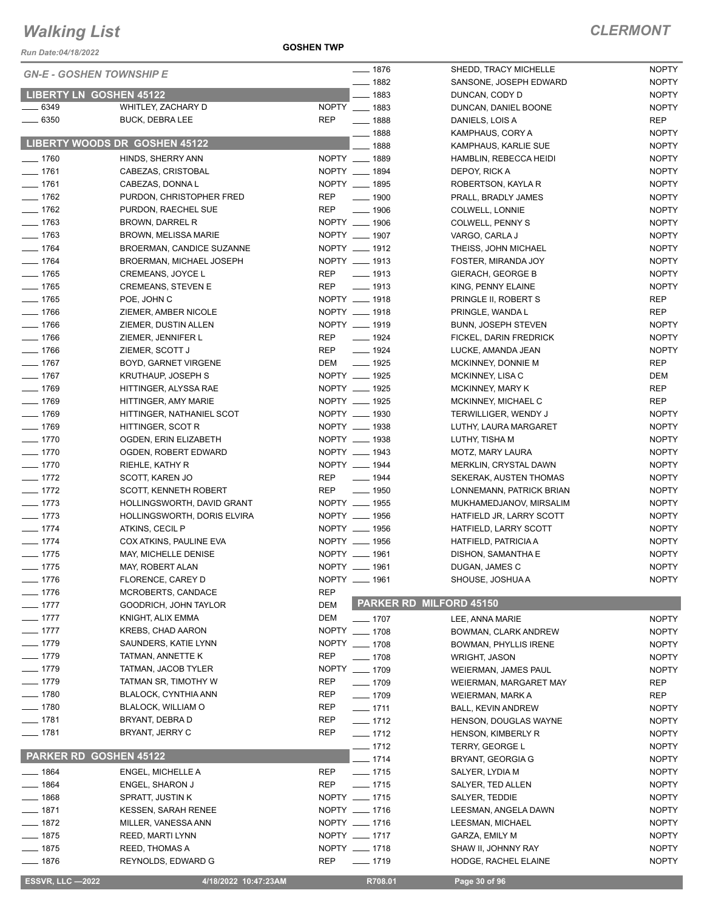# Walking List

## CLERMONT

Run Date:04/18/2022

GOSHEN TWP

### GN-E - GOSHEN TOWNSHIP E

#### LIBERTY LN GOSHEN 45122

| # | Name | Party |
|---|---|---|
| 6349 | WHITLEY, ZACHARY D | NOPTY |
| 6350 | BUCK, DEBRA LEE | REP |

#### LIBERTY WOODS DR GOSHEN 45122

| # | Name | Party |
|---|---|---|
| 1760 | HINDS, SHERRY ANN | NOPTY |
| 1761 | CABEZAS, CRISTOBAL | NOPTY |
| 1761 | CABEZAS, DONNA L | NOPTY |
| 1762 | PURDON, CHRISTOPHER FRED | REP |
| 1762 | PURDON, RAECHEL SUE | REP |
| 1763 | BROWN, DARREL R | NOPTY |
| 1763 | BROWN, MELISSA MARIE | NOPTY |
| 1764 | BROERMAN, CANDICE SUZANNE | NOPTY |
| 1764 | BROERMAN, MICHAEL JOSEPH | NOPTY |
| 1765 | CREMEANS, JOYCE L | REP |
| 1765 | CREMEANS, STEVEN E | REP |
| 1765 | POE, JOHN C | NOPTY |
| 1766 | ZIEMER, AMBER NICOLE | NOPTY |
| 1766 | ZIEMER, DUSTIN ALLEN | NOPTY |
| 1766 | ZIEMER, JENNIFER L | REP |
| 1766 | ZIEMER, SCOTT J | REP |
| 1767 | BOYD, GARNET VIRGENE | DEM |
| 1767 | KRUTHAUP, JOSEPH S | NOPTY |
| 1769 | HITTINGER, ALYSSA RAE | NOPTY |
| 1769 | HITTINGER, AMY MARIE | NOPTY |
| 1769 | HITTINGER, NATHANIEL SCOT | NOPTY |
| 1769 | HITTINGER, SCOT R | NOPTY |
| 1770 | OGDEN, ERIN ELIZABETH | NOPTY |
| 1770 | OGDEN, ROBERT EDWARD | NOPTY |
| 1770 | RIEHLE, KATHY R | NOPTY |
| 1772 | SCOTT, KAREN JO | REP |
| 1772 | SCOTT, KENNETH ROBERT | REP |
| 1773 | HOLLINGSWORTH, DAVID GRANT | NOPTY |
| 1773 | HOLLINGSWORTH, DORIS ELVIRA | NOPTY |
| 1774 | ATKINS, CECIL P | NOPTY |
| 1774 | COX ATKINS, PAULINE EVA | NOPTY |
| 1775 | MAY, MICHELLE DENISE | NOPTY |
| 1775 | MAY, ROBERT ALAN | NOPTY |
| 1776 | FLORENCE, CAREY D | NOPTY |
| 1776 | MCROBERTS, CANDACE | REP |
| 1777 | GOODRICH, JOHN TAYLOR | DEM |
| 1777 | KNIGHT, ALIX EMMA | DEM |
| 1777 | KREBS, CHAD AARON | NOPTY |
| 1779 | SAUNDERS, KATIE LYNN | NOPTY |
| 1779 | TATMAN, ANNETTE K | REP |
| 1779 | TATMAN, JACOB TYLER | NOPTY |
| 1779 | TATMAN SR, TIMOTHY W | REP |
| 1780 | BLALOCK, CYNTHIA ANN | REP |
| 1780 | BLALOCK, WILLIAM O | REP |
| 1781 | BRYANT, DEBRA D | REP |
| 1781 | BRYANT, JERRY C | REP |

#### PARKER RD GOSHEN 45122

| # | Name | Party |
|---|---|---|
| 1864 | ENGEL, MICHELLE A | REP |
| 1864 | ENGEL, SHARON J | REP |
| 1868 | SPRATT, JUSTIN K | NOPTY |
| 1871 | KESSEN, SARAH RENEE | NOPTY |
| 1872 | MILLER, VANESSA ANN | NOPTY |
| 1875 | REED, MARTI LYNN | NOPTY |
| 1875 | REED, THOMAS A | NOPTY |
| 1876 | REYNOLDS, EDWARD G | REP |
| 1876 | SHEDD, TRACY MICHELLE | NOPTY |
| 1882 | SANSONE, JOSEPH EDWARD | NOPTY |
| 1883 | DUNCAN, CODY D | NOPTY |
| 1883 | DUNCAN, DANIEL BOONE | NOPTY |
| 1888 | DANIELS, LOIS A | REP |
| 1888 | KAMPHAUS, CORY A | NOPTY |
| 1888 | KAMPHAUS, KARLIE SUE | NOPTY |
| 1889 | HAMBLIN, REBECCA HEIDI | NOPTY |
| 1894 | DEPOY, RICK A | NOPTY |
| 1895 | ROBERTSON, KAYLA R | NOPTY |
| 1900 | PRALL, BRADLY JAMES | NOPTY |
| 1906 | COLWELL, LONNIE | NOPTY |
| 1906 | COLWELL, PENNY S | NOPTY |
| 1907 | VARGO, CARLA J | NOPTY |
| 1912 | THEISS, JOHN MICHAEL | NOPTY |
| 1913 | FOSTER, MIRANDA JOY | NOPTY |
| 1913 | GIERACH, GEORGE B | NOPTY |
| 1913 | KING, PENNY ELAINE | NOPTY |
| 1918 | PRINGLE II, ROBERT S | REP |
| 1918 | PRINGLE, WANDA L | REP |
| 1919 | BUNN, JOSEPH STEVEN | NOPTY |
| 1924 | FICKEL, DARIN FREDRICK | NOPTY |
| 1924 | LUCKE, AMANDA JEAN | NOPTY |
| 1925 | MCKINNEY, DONNIE M | REP |
| 1925 | MCKINNEY, LISA C | DEM |
| 1925 | MCKINNEY, MARY K | REP |
| 1925 | MCKINNEY, MICHAEL C | REP |
| 1930 | TERWILLIGER, WENDY J | NOPTY |
| 1938 | LUTHY, LAURA MARGARET | NOPTY |
| 1938 | LUTHY, TISHA M | NOPTY |
| 1943 | MOTZ, MARY LAURA | NOPTY |
| 1944 | MERKLIN, CRYSTAL DAWN | NOPTY |
| 1944 | SEKERAK, AUSTEN THOMAS | NOPTY |
| 1950 | LONNEMANN, PATRICK BRIAN | NOPTY |
| 1955 | MUKHAMEDJANOV, MIRSALIM | NOPTY |
| 1956 | HATFIELD JR, LARRY SCOTT | NOPTY |
| 1956 | HATFIELD, LARRY SCOTT | NOPTY |
| 1956 | HATFIELD, PATRICIA A | NOPTY |
| 1961 | DISHON, SAMANTHA E | NOPTY |
| 1961 | DUGAN, JAMES C | NOPTY |
| 1961 | SHOUSE, JOSHUA A | NOPTY |

#### PARKER RD MILFORD 45150

| # | Name | Party |
|---|---|---|
| 1707 | LEE, ANNA MARIE | NOPTY |
| 1708 | BOWMAN, CLARK ANDREW | NOPTY |
| 1708 | BOWMAN, PHYLLIS IRENE | NOPTY |
| 1708 | WRIGHT, JASON | NOPTY |
| 1709 | WEIERMAN, JAMES PAUL | NOPTY |
| 1709 | WEIERMAN, MARGARET MAY | REP |
| 1709 | WEIERMAN, MARK A | REP |
| 1711 | BALL, KEVIN ANDREW | NOPTY |
| 1712 | HENSON, DOUGLAS WAYNE | NOPTY |
| 1712 | HENSON, KIMBERLY R | NOPTY |
| 1712 | TERRY, GEORGE L | NOPTY |
| 1714 | BRYANT, GEORGIA G | NOPTY |
| 1715 | SALYER, LYDIA M | NOPTY |
| 1715 | SALYER, TED ALLEN | NOPTY |
| 1715 | SALYER, TEDDIE | NOPTY |
| 1716 | LEESMAN, ANGELA DAWN | NOPTY |
| 1716 | LEESMAN, MICHAEL | NOPTY |
| 1717 | GARZA, EMILY M | NOPTY |
| 1718 | SHAW II, JOHNNY RAY | NOPTY |
| 1719 | HODGE, RACHEL ELAINE | NOPTY |

ESSVR, LLC —2022 | 4/18/2022 10:47:23AM | R708.01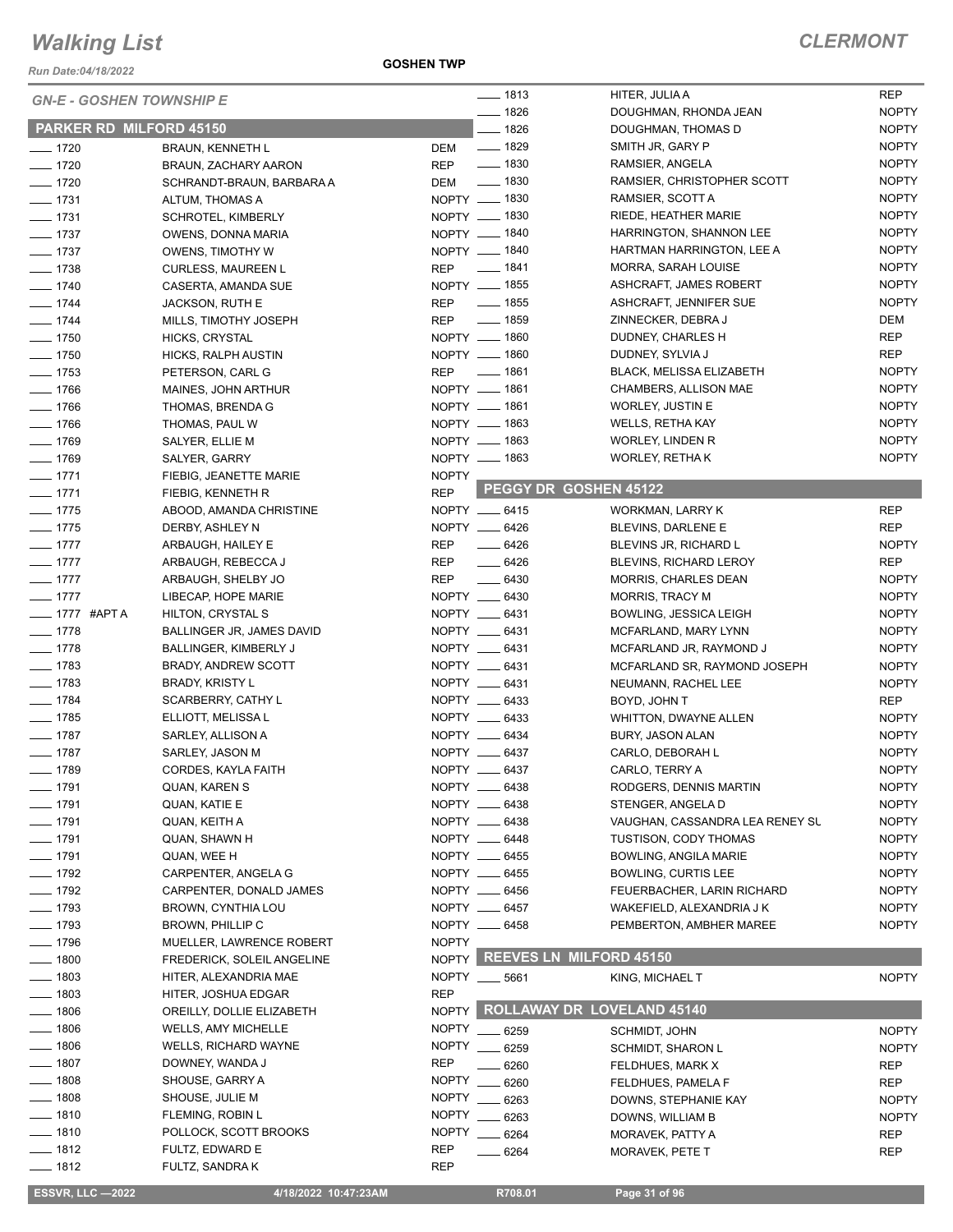# Walking List

## CLERMONT

*Run Date:04/18/2022*

**GOSHEN TWP**

*GN-E - GOSHEN TOWNSHIP E*

### PARKER RD MILFORD 45150

| No. | Name | Party |
|---|---|---|
| ___ 1720 | BRAUN, KENNETH L | DEM |
| ___ 1720 | BRAUN, ZACHARY AARON | REP |
| ___ 1720 | SCHRANDT-BRAUN, BARBARA A | DEM |
| ___ 1731 | ALTUM, THOMAS A | NOPTY |
| ___ 1731 | SCHROTEL, KIMBERLY | NOPTY |
| ___ 1737 | OWENS, DONNA MARIA | NOPTY |
| ___ 1737 | OWENS, TIMOTHY W | NOPTY |
| ___ 1738 | CURLESS, MAUREEN L | REP |
| ___ 1740 | CASERTA, AMANDA SUE | NOPTY |
| ___ 1744 | JACKSON, RUTH E | REP |
| ___ 1744 | MILLS, TIMOTHY JOSEPH | REP |
| ___ 1750 | HICKS, CRYSTAL | NOPTY |
| ___ 1750 | HICKS, RALPH AUSTIN | NOPTY |
| ___ 1753 | PETERSON, CARL G | REP |
| ___ 1766 | MAINES, JOHN ARTHUR | NOPTY |
| ___ 1766 | THOMAS, BRENDA G | NOPTY |
| ___ 1766 | THOMAS, PAUL W | NOPTY |
| ___ 1769 | SALYER, ELLIE M | NOPTY |
| ___ 1769 | SALYER, GARRY | NOPTY |
| ___ 1771 | FIEBIG, JEANETTE MARIE | NOPTY |
| ___ 1771 | FIEBIG, KENNETH R | REP |
| ___ 1775 | ABOOD, AMANDA CHRISTINE | NOPTY |
| ___ 1775 | DERBY, ASHLEY N | NOPTY |
| ___ 1777 | ARBAUGH, HAILEY E | REP |
| ___ 1777 | ARBAUGH, REBECCA J | REP |
| ___ 1777 | ARBAUGH, SHELBY JO | REP |
| ___ 1777 | LIBECAP, HOPE MARIE | NOPTY |
| ___ 1777 #APT A | HILTON, CRYSTAL S | NOPTY |
| ___ 1778 | BALLINGER JR, JAMES DAVID | NOPTY |
| ___ 1778 | BALLINGER, KIMBERLY J | NOPTY |
| ___ 1783 | BRADY, ANDREW SCOTT | NOPTY |
| ___ 1783 | BRADY, KRISTY L | NOPTY |
| ___ 1784 | SCARBERRY, CATHY L | NOPTY |
| ___ 1785 | ELLIOTT, MELISSA L | NOPTY |
| ___ 1787 | SARLEY, ALLISON A | NOPTY |
| ___ 1787 | SARLEY, JASON M | NOPTY |
| ___ 1789 | CORDES, KAYLA FAITH | NOPTY |
| ___ 1791 | QUAN, KAREN S | NOPTY |
| ___ 1791 | QUAN, KATIE E | NOPTY |
| ___ 1791 | QUAN, KEITH A | NOPTY |
| ___ 1791 | QUAN, SHAWN H | NOPTY |
| ___ 1791 | QUAN, WEE H | NOPTY |
| ___ 1792 | CARPENTER, ANGELA G | NOPTY |
| ___ 1792 | CARPENTER, DONALD JAMES | NOPTY |
| ___ 1793 | BROWN, CYNTHIA LOU | NOPTY |
| ___ 1793 | BROWN, PHILLIP C | NOPTY |
| ___ 1796 | MUELLER, LAWRENCE ROBERT | NOPTY |
| ___ 1800 | FREDERICK, SOLEIL ANGELINE | NOPTY |
| ___ 1803 | HITER, ALEXANDRIA MAE | NOPTY |
| ___ 1803 | HITER, JOSHUA EDGAR | REP |
| ___ 1806 | OREILLY, DOLLIE ELIZABETH | NOPTY |
| ___ 1806 | WELLS, AMY MICHELLE | NOPTY |
| ___ 1806 | WELLS, RICHARD WAYNE | NOPTY |
| ___ 1807 | DOWNEY, WANDA J | REP |
| ___ 1808 | SHOUSE, GARRY A | NOPTY |
| ___ 1808 | SHOUSE, JULIE M | NOPTY |
| ___ 1810 | FLEMING, ROBIN L | NOPTY |
| ___ 1810 | POLLOCK, SCOTT BROOKS | NOPTY |
| ___ 1812 | FULTZ, EDWARD E | REP |
| ___ 1812 | FULTZ, SANDRA K | REP |
| ___ 1813 | HITER, JULIA A | REP |
| ___ 1826 | DOUGHMAN, RHONDA JEAN | NOPTY |
| ___ 1826 | DOUGHMAN, THOMAS D | NOPTY |
| ___ 1829 | SMITH JR, GARY P | NOPTY |
| ___ 1830 | RAMSIER, ANGELA | NOPTY |
| ___ 1830 | RAMSIER, CHRISTOPHER SCOTT | NOPTY |
| ___ 1830 | RAMSIER, SCOTT A | NOPTY |
| ___ 1830 | RIEDE, HEATHER MARIE | NOPTY |
| ___ 1840 | HARRINGTON, SHANNON LEE | NOPTY |
| ___ 1840 | HARTMAN HARRINGTON, LEE A | NOPTY |
| ___ 1841 | MORRA, SARAH LOUISE | NOPTY |
| ___ 1855 | ASHCRAFT, JAMES ROBERT | NOPTY |
| ___ 1855 | ASHCRAFT, JENNIFER SUE | NOPTY |
| ___ 1859 | ZINNECKER, DEBRA J | DEM |
| ___ 1860 | DUDNEY, CHARLES H | REP |
| ___ 1860 | DUDNEY, SYLVIA J | REP |
| ___ 1861 | BLACK, MELISSA ELIZABETH | NOPTY |
| ___ 1861 | CHAMBERS, ALLISON MAE | NOPTY |
| ___ 1861 | WORLEY, JUSTIN E | NOPTY |
| ___ 1863 | WELLS, RETHA KAY | NOPTY |
| ___ 1863 | WORLEY, LINDEN R | NOPTY |
| ___ 1863 | WORLEY, RETHA K | NOPTY |

### PEGGY DR GOSHEN 45122

| No. | Name | Party |
|---|---|---|
| ___ 6415 | WORKMAN, LARRY K | REP |
| ___ 6426 | BLEVINS, DARLENE E | REP |
| ___ 6426 | BLEVINS JR, RICHARD L | NOPTY |
| ___ 6426 | BLEVINS, RICHARD LEROY | REP |
| ___ 6430 | MORRIS, CHARLES DEAN | NOPTY |
| ___ 6430 | MORRIS, TRACY M | NOPTY |
| ___ 6431 | BOWLING, JESSICA LEIGH | NOPTY |
| ___ 6431 | MCFARLAND, MARY LYNN | NOPTY |
| ___ 6431 | MCFARLAND JR, RAYMOND J | NOPTY |
| ___ 6431 | MCFARLAND SR, RAYMOND JOSEPH | NOPTY |
| ___ 6431 | NEUMANN, RACHEL LEE | NOPTY |
| ___ 6433 | BOYD, JOHN T | REP |
| ___ 6433 | WHITTON, DWAYNE ALLEN | NOPTY |
| ___ 6434 | BURY, JASON ALAN | NOPTY |
| ___ 6437 | CARLO, DEBORAH L | NOPTY |
| ___ 6437 | CARLO, TERRY A | NOPTY |
| ___ 6438 | RODGERS, DENNIS MARTIN | NOPTY |
| ___ 6438 | STENGER, ANGELA D | NOPTY |
| ___ 6438 | VAUGHAN, CASSANDRA LEA RENEY SL | NOPTY |
| ___ 6448 | TUSTISON, CODY THOMAS | NOPTY |
| ___ 6455 | BOWLING, ANGILA MARIE | NOPTY |
| ___ 6455 | BOWLING, CURTIS LEE | NOPTY |
| ___ 6456 | FEUERBACHER, LARIN RICHARD | NOPTY |
| ___ 6457 | WAKEFIELD, ALEXANDRIA J K | NOPTY |
| ___ 6458 | PEMBERTON, AMBHER MAREE | NOPTY |

### REEVES LN MILFORD 45150

| No. | Name | Party |
|---|---|---|
| ___ 5661 | KING, MICHAEL T | NOPTY |

### ROLLAWAY DR LOVELAND 45140

| No. | Name | Party |
|---|---|---|
| ___ 6259 | SCHMIDT, JOHN | NOPTY |
| ___ 6259 | SCHMIDT, SHARON L | NOPTY |
| ___ 6260 | FELDHUES, MARK X | REP |
| ___ 6260 | FELDHUES, PAMELA F | REP |
| ___ 6263 | DOWNS, STEPHANIE KAY | NOPTY |
| ___ 6263 | DOWNS, WILLIAM B | NOPTY |
| ___ 6264 | MORAVEK, PATTY A | REP |
| ___ 6264 | MORAVEK, PETE T | REP |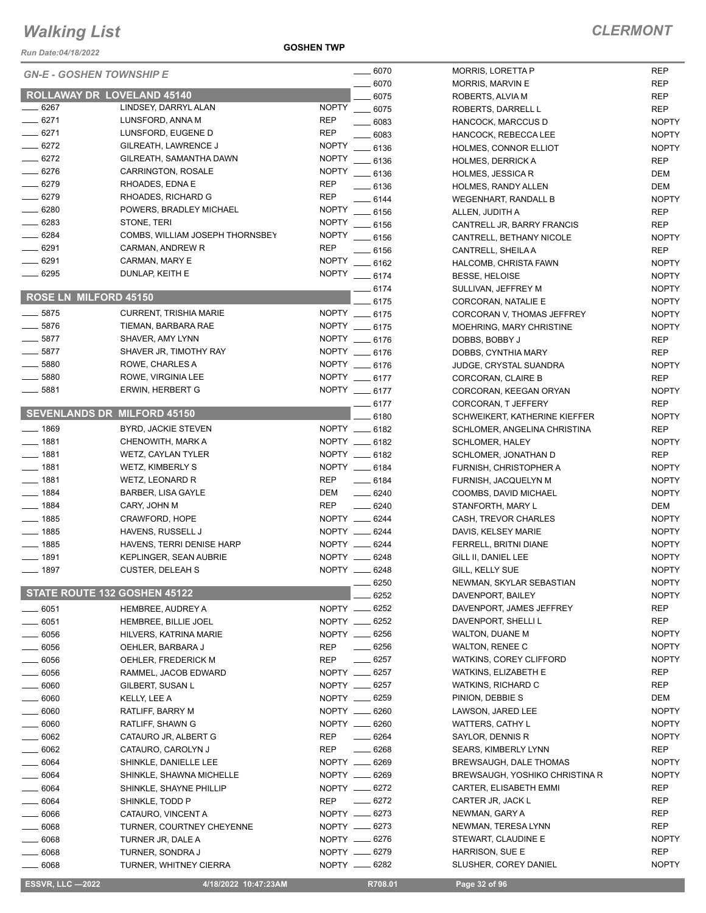# Walking List

## CLERMONT

Run Date:04/18/2022

GOSHEN TWP

### GN-E - GOSHEN TOWNSHIP E

#### ROLLAWAY DR LOVELAND 45140

| No. | Name | Party |
|---|---|---|
| ____ 6267 | LINDSEY, DARRYL ALAN | NOPTY |
| ____ 6271 | LUNSFORD, ANNA M | REP |
| ____ 6271 | LUNSFORD, EUGENE D | REP |
| ____ 6272 | GILREATH, LAWRENCE J | NOPTY |
| ____ 6272 | GILREATH, SAMANTHA DAWN | NOPTY |
| ____ 6276 | CARRINGTON, ROSALE | NOPTY |
| ____ 6279 | RHOADES, EDNA E | REP |
| ____ 6279 | RHOADES, RICHARD G | REP |
| ____ 6280 | POWERS, BRADLEY MICHAEL | NOPTY |
| ____ 6283 | STONE, TERI | NOPTY |
| ____ 6284 | COMBS, WILLIAM JOSEPH THORNSBEY | NOPTY |
| ____ 6291 | CARMAN, ANDREW R | REP |
| ____ 6291 | CARMAN, MARY E | NOPTY |
| ____ 6295 | DUNLAP, KEITH E | NOPTY |

#### ROSE LN MILFORD 45150

| No. | Name | Party |
|---|---|---|
| ____ 5875 | CURRENT, TRISHIA MARIE | NOPTY |
| ____ 5876 | TIEMAN, BARBARA RAE | NOPTY |
| ____ 5877 | SHAVER, AMY LYNN | NOPTY |
| ____ 5877 | SHAVER JR, TIMOTHY RAY | NOPTY |
| ____ 5880 | ROWE, CHARLES A | NOPTY |
| ____ 5880 | ROWE, VIRGINIA LEE | NOPTY |
| ____ 5881 | ERWIN, HERBERT G | NOPTY |

#### SEVENLANDS DR MILFORD 45150

| No. | Name | Party |
|---|---|---|
| ____ 1869 | BYRD, JACKIE STEVEN | NOPTY |
| ____ 1881 | CHENOWITH, MARK A | NOPTY |
| ____ 1881 | WETZ, CAYLAN TYLER | NOPTY |
| ____ 1881 | WETZ, KIMBERLY S | NOPTY |
| ____ 1881 | WETZ, LEONARD R | REP |
| ____ 1884 | BARBER, LISA GAYLE | DEM |
| ____ 1884 | CARY, JOHN M | REP |
| ____ 1885 | CRAWFORD, HOPE | NOPTY |
| ____ 1885 | HAVENS, RUSSELL J | NOPTY |
| ____ 1885 | HAVENS, TERRI DENISE HARP | NOPTY |
| ____ 1891 | KEPLINGER, SEAN AUBRIE | NOPTY |
| ____ 1897 | CUSTER, DELEAH S | NOPTY |

#### STATE ROUTE 132 GOSHEN 45122

| No. | Name | Party |
|---|---|---|
| ____ 6051 | HEMBREE, AUDREY A | NOPTY |
| ____ 6051 | HEMBREE, BILLIE JOEL | NOPTY |
| ____ 6056 | HILVERS, KATRINA MARIE | NOPTY |
| ____ 6056 | OEHLER, BARBARA J | REP |
| ____ 6056 | OEHLER, FREDERICK M | REP |
| ____ 6056 | RAMMEL, JACOB EDWARD | NOPTY |
| ____ 6060 | GILBERT, SUSAN L | NOPTY |
| ____ 6060 | KELLY, LEE A | NOPTY |
| ____ 6060 | RATLIFF, BARRY M | NOPTY |
| ____ 6060 | RATLIFF, SHAWN G | NOPTY |
| ____ 6062 | CATAURO JR, ALBERT G | REP |
| ____ 6062 | CATAURO, CAROLYN J | REP |
| ____ 6064 | SHINKLE, DANIELLE LEE | NOPTY |
| ____ 6064 | SHINKLE, SHAWNA MICHELLE | NOPTY |
| ____ 6064 | SHINKLE, SHAYNE PHILLIP | NOPTY |
| ____ 6064 | SHINKLE, TODD P | REP |
| ____ 6066 | CATAURO, VINCENT A | NOPTY |
| ____ 6068 | TURNER, COURTNEY CHEYENNE | NOPTY |
| ____ 6068 | TURNER JR, DALE A | NOPTY |
| ____ 6068 | TURNER, SONDRA J | NOPTY |
| ____ 6068 | TURNER, WHITNEY CIERRA | NOPTY |
| ____ 6070 | MORRIS, LORETTA P | REP |
| ____ 6070 | MORRIS, MARVIN E | REP |
| ____ 6075 | ROBERTS, ALVIA M | REP |
| ____ 6075 | ROBERTS, DARRELL L | REP |
| ____ 6083 | HANCOCK, MARCCUS D | NOPTY |
| ____ 6083 | HANCOCK, REBECCA LEE | NOPTY |
| ____ 6136 | HOLMES, CONNOR ELLIOT | NOPTY |
| ____ 6136 | HOLMES, DERRICK A | REP |
| ____ 6136 | HOLMES, JESSICA R | DEM |
| ____ 6136 | HOLMES, RANDY ALLEN | DEM |
| ____ 6144 | WEGENHART, RANDALL B | NOPTY |
| ____ 6156 | ALLEN, JUDITH A | REP |
| ____ 6156 | CANTRELL JR, BARRY FRANCIS | REP |
| ____ 6156 | CANTRELL, BETHANY NICOLE | NOPTY |
| ____ 6156 | CANTRELL, SHEILA A | REP |
| ____ 6162 | HALCOMB, CHRISTA FAWN | NOPTY |
| ____ 6174 | BESSE, HELOISE | NOPTY |
| ____ 6174 | SULLIVAN, JEFFREY M | NOPTY |
| ____ 6175 | CORCORAN, NATALIE E | NOPTY |
| ____ 6175 | CORCORAN V, THOMAS JEFFREY | NOPTY |
| ____ 6175 | MOEHRING, MARY CHRISTINE | NOPTY |
| ____ 6176 | DOBBS, BOBBY J | REP |
| ____ 6176 | DOBBS, CYNTHIA MARY | REP |
| ____ 6176 | JUDGE, CRYSTAL SUANDRA | NOPTY |
| ____ 6177 | CORCORAN, CLAIRE B | REP |
| ____ 6177 | CORCORAN, KEEGAN ORYAN | NOPTY |
| ____ 6177 | CORCORAN, T JEFFERY | REP |
| ____ 6180 | SCHWEIKERT, KATHERINE KIEFFER | NOPTY |
| ____ 6182 | SCHLOMER, ANGELINA CHRISTINA | REP |
| ____ 6182 | SCHLOMER, HALEY | NOPTY |
| ____ 6182 | SCHLOMER, JONATHAN D | REP |
| ____ 6184 | FURNISH, CHRISTOPHER A | NOPTY |
| ____ 6184 | FURNISH, JACQUELYN M | NOPTY |
| ____ 6240 | COOMBS, DAVID MICHAEL | NOPTY |
| ____ 6240 | STANFORTH, MARY L | DEM |
| ____ 6244 | CASH, TREVOR CHARLES | NOPTY |
| ____ 6244 | DAVIS, KELSEY MARIE | NOPTY |
| ____ 6244 | FERRELL, BRITNI DIANE | NOPTY |
| ____ 6248 | GILL II, DANIEL LEE | NOPTY |
| ____ 6248 | GILL, KELLY SUE | NOPTY |
| ____ 6250 | NEWMAN, SKYLAR SEBASTIAN | NOPTY |
| ____ 6252 | DAVENPORT, BAILEY | NOPTY |
| ____ 6252 | DAVENPORT, JAMES JEFFREY | REP |
| ____ 6252 | DAVENPORT, SHELLI L | REP |
| ____ 6256 | WALTON, DUANE M | NOPTY |
| ____ 6256 | WALTON, RENEE C | NOPTY |
| ____ 6257 | WATKINS, COREY CLIFFORD | NOPTY |
| ____ 6257 | WATKINS, ELIZABETH E | REP |
| ____ 6257 | WATKINS, RICHARD C | REP |
| ____ 6259 | PINION, DEBBIE S | DEM |
| ____ 6260 | LAWSON, JARED LEE | NOPTY |
| ____ 6260 | WATTERS, CATHY L | NOPTY |
| ____ 6264 | SAYLOR, DENNIS R | NOPTY |
| ____ 6268 | SEARS, KIMBERLY LYNN | REP |
| ____ 6269 | BREWSAUGH, DALE THOMAS | NOPTY |
| ____ 6269 | BREWSAUGH, YOSHIKO CHRISTINA R | NOPTY |
| ____ 6272 | CARTER, ELISABETH EMMI | REP |
| ____ 6272 | CARTER JR, JACK L | REP |
| ____ 6273 | NEWMAN, GARY A | REP |
| ____ 6273 | NEWMAN, TERESA LYNN | REP |
| ____ 6276 | STEWART, CLAUDINE E | NOPTY |
| ____ 6279 | HARRISON, SUE E | REP |
| ____ 6282 | SLUSHER, COREY DANIEL | NOPTY |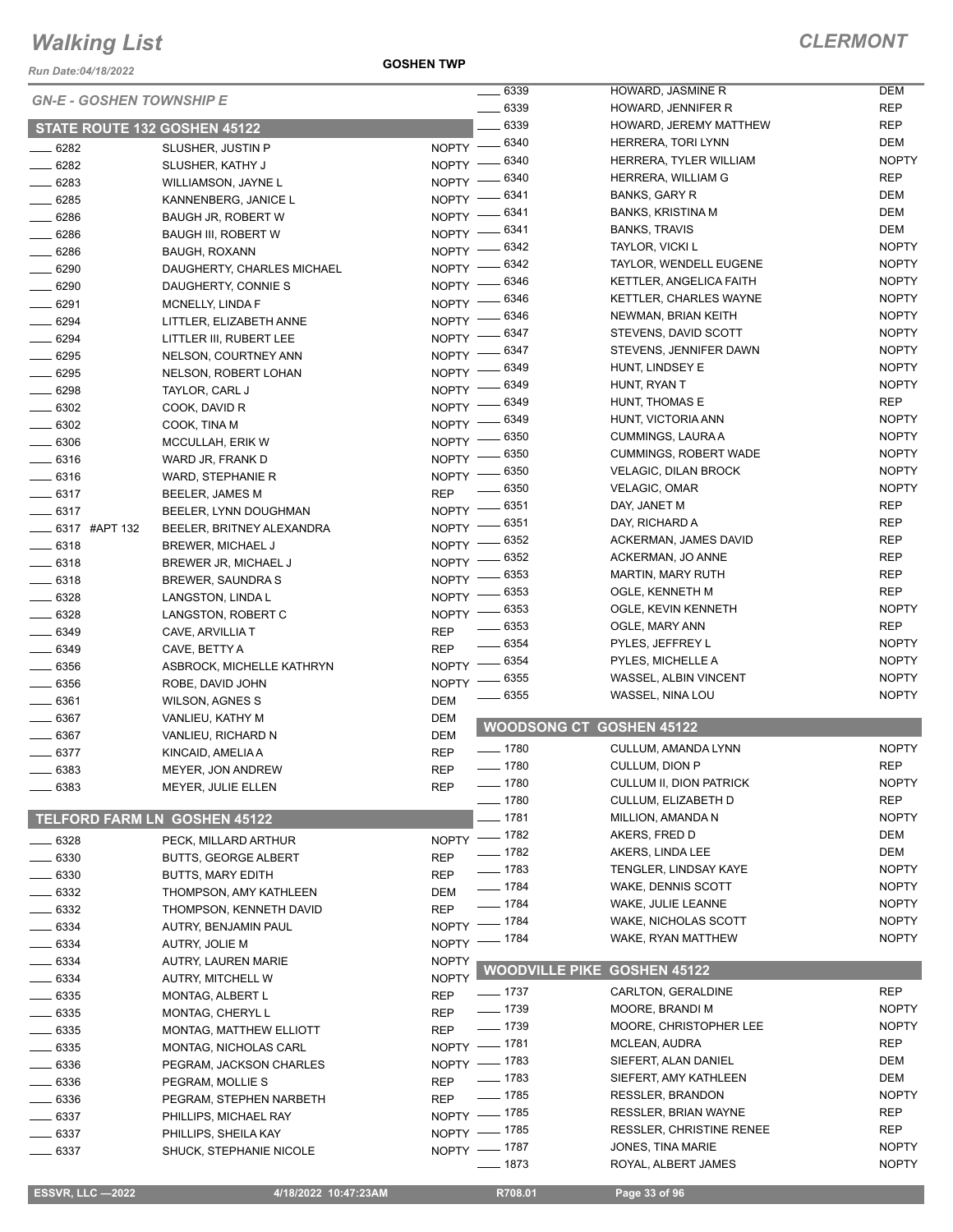# Walking List

**CLERMONT**

Run Date:04/18/2022

**GOSHEN TWP**

*GN-E - GOSHEN TOWNSHIP E*

## STATE ROUTE 132 GOSHEN 45122

| No. | Name | Party |
|---|---|---|
| ____ 6282 | SLUSHER, JUSTIN P | NOPTY |
| ____ 6282 | SLUSHER, KATHY J | NOPTY |
| ____ 6283 | WILLIAMSON, JAYNE L | NOPTY |
| ____ 6285 | KANNENBERG, JANICE L | NOPTY |
| ____ 6286 | BAUGH JR, ROBERT W | NOPTY |
| ____ 6286 | BAUGH III, ROBERT W | NOPTY |
| ____ 6286 | BAUGH, ROXANN | NOPTY |
| ____ 6290 | DAUGHERTY, CHARLES MICHAEL | NOPTY |
| ____ 6290 | DAUGHERTY, CONNIE S | NOPTY |
| ____ 6291 | MCNELLY, LINDA F | NOPTY |
| ____ 6294 | LITTLER, ELIZABETH ANNE | NOPTY |
| ____ 6294 | LITTLER III, ROBERT LEE | NOPTY |
| ____ 6295 | NELSON, COURTNEY ANN | NOPTY |
| ____ 6295 | NELSON, ROBERT LOHAN | NOPTY |
| ____ 6298 | TAYLOR, CARL J | NOPTY |
| ____ 6302 | COOK, DAVID R | NOPTY |
| ____ 6302 | COOK, TINA M | NOPTY |
| ____ 6306 | MCCULLAH, ERIK W | NOPTY |
| ____ 6316 | WARD JR, FRANK D | NOPTY |
| ____ 6316 | WARD, STEPHANIE R | NOPTY |
| ____ 6317 | BEELER, JAMES M | REP |
| ____ 6317 | BEELER, LYNN DOUGHMAN | NOPTY |
| ____ 6317 #APT 132 | BEELER, BRITNEY ALEXANDRA | NOPTY |
| ____ 6318 | BREWER, MICHAEL J | NOPTY |
| ____ 6318 | BREWER JR, MICHAEL J | NOPTY |
| ____ 6318 | BREWER, SAUNDRA S | NOPTY |
| ____ 6328 | LANGSTON, LINDA L | NOPTY |
| ____ 6328 | LANGSTON, ROBERT C | NOPTY |
| ____ 6349 | CAVE, ARVILLIA T | REP |
| ____ 6349 | CAVE, BETTY A | REP |
| ____ 6356 | ASBROCK, MICHELLE KATHRYN | NOPTY |
| ____ 6356 | ROBE, DAVID JOHN | NOPTY |
| ____ 6361 | WILSON, AGNES S | DEM |
| ____ 6367 | VANLIEU, KATHY M | DEM |
| ____ 6367 | VANLIEU, RICHARD N | DEM |
| ____ 6377 | KINCAID, AMELIA A | REP |
| ____ 6383 | MEYER, JON ANDREW | REP |
| ____ 6383 | MEYER, JULIE ELLEN | REP |

## TELFORD FARM LN GOSHEN 45122

| No. | Name | Party |
|---|---|---|
| ____ 6328 | PECK, MILLARD ARTHUR | NOPTY |
| ____ 6330 | BUTTS, GEORGE ALBERT | REP |
| ____ 6330 | BUTTS, MARY EDITH | REP |
| ____ 6332 | THOMPSON, AMY KATHLEEN | DEM |
| ____ 6332 | THOMPSON, KENNETH DAVID | REP |
| ____ 6334 | AUTRY, BENJAMIN PAUL | NOPTY |
| ____ 6334 | AUTRY, JOLIE M | NOPTY |
| ____ 6334 | AUTRY, LAUREN MARIE | NOPTY |
| ____ 6334 | AUTRY, MITCHELL W | NOPTY |
| ____ 6335 | MONTAG, ALBERT L | REP |
| ____ 6335 | MONTAG, CHERYL L | REP |
| ____ 6335 | MONTAG, MATTHEW ELLIOTT | REP |
| ____ 6335 | MONTAG, NICHOLAS CARL | NOPTY |
| ____ 6336 | PEGRAM, JACKSON CHARLES | NOPTY |
| ____ 6336 | PEGRAM, MOLLIE S | REP |
| ____ 6336 | PEGRAM, STEPHEN NARBETH | REP |
| ____ 6337 | PHILLIPS, MICHAEL RAY | NOPTY |
| ____ 6337 | PHILLIPS, SHEILA KAY | NOPTY |
| ____ 6337 | SHUCK, STEPHANIE NICOLE | NOPTY |
| ____ 6339 | HOWARD, JASMINE R | DEM |
| ____ 6339 | HOWARD, JENNIFER R | REP |
| ____ 6339 | HOWARD, JEREMY MATTHEW | REP |
| ____ 6340 | HERRERA, TORI LYNN | DEM |
| ____ 6340 | HERRERA, TYLER WILLIAM | NOPTY |
| ____ 6340 | HERRERA, WILLIAM G | REP |
| ____ 6341 | BANKS, GARY R | DEM |
| ____ 6341 | BANKS, KRISTINA M | DEM |
| ____ 6341 | BANKS, TRAVIS | DEM |
| ____ 6342 | TAYLOR, VICKI L | NOPTY |
| ____ 6342 | TAYLOR, WENDELL EUGENE | NOPTY |
| ____ 6346 | KETTLER, ANGELICA FAITH | NOPTY |
| ____ 6346 | KETTLER, CHARLES WAYNE | NOPTY |
| ____ 6346 | NEWMAN, BRIAN KEITH | NOPTY |
| ____ 6347 | STEVENS, DAVID SCOTT | NOPTY |
| ____ 6347 | STEVENS, JENNIFER DAWN | NOPTY |
| ____ 6349 | HUNT, LINDSEY E | NOPTY |
| ____ 6349 | HUNT, RYAN T | NOPTY |
| ____ 6349 | HUNT, THOMAS E | REP |
| ____ 6349 | HUNT, VICTORIA ANN | NOPTY |
| ____ 6350 | CUMMINGS, LAURA A | NOPTY |
| ____ 6350 | CUMMINGS, ROBERT WADE | NOPTY |
| ____ 6350 | VELAGIC, DILAN BROCK | NOPTY |
| ____ 6350 | VELAGIC, OMAR | NOPTY |
| ____ 6351 | DAY, JANET M | REP |
| ____ 6351 | DAY, RICHARD A | REP |
| ____ 6352 | ACKERMAN, JAMES DAVID | REP |
| ____ 6352 | ACKERMAN, JO ANNE | REP |
| ____ 6353 | MARTIN, MARY RUTH | REP |
| ____ 6353 | OGLE, KENNETH M | REP |
| ____ 6353 | OGLE, KEVIN KENNETH | NOPTY |
| ____ 6353 | OGLE, MARY ANN | REP |
| ____ 6354 | PYLES, JEFFREY L | NOPTY |
| ____ 6354 | PYLES, MICHELLE A | NOPTY |
| ____ 6355 | WASSEL, ALBIN VINCENT | NOPTY |
| ____ 6355 | WASSEL, NINA LOU | NOPTY |

## WOODSONG CT GOSHEN 45122

| No. | Name | Party |
|---|---|---|
| ____ 1780 | CULLUM, AMANDA LYNN | NOPTY |
| ____ 1780 | CULLUM, DION P | REP |
| ____ 1780 | CULLUM II, DION PATRICK | NOPTY |
| ____ 1780 | CULLUM, ELIZABETH D | REP |
| ____ 1781 | MILLION, AMANDA N | NOPTY |
| ____ 1782 | AKERS, FRED D | DEM |
| ____ 1782 | AKERS, LINDA LEE | DEM |
| ____ 1783 | TENGLER, LINDSAY KAYE | NOPTY |
| ____ 1784 | WAKE, DENNIS SCOTT | NOPTY |
| ____ 1784 | WAKE, JULIE LEANNE | NOPTY |
| ____ 1784 | WAKE, NICHOLAS SCOTT | NOPTY |
| ____ 1784 | WAKE, RYAN MATTHEW | NOPTY |

## WOODVILLE PIKE GOSHEN 45122

| No. | Name | Party |
|---|---|---|
| ____ 1737 | CARLTON, GERALDINE | REP |
| ____ 1739 | MOORE, BRANDI M | NOPTY |
| ____ 1739 | MOORE, CHRISTOPHER LEE | NOPTY |
| ____ 1781 | MCLEAN, AUDRA | REP |
| ____ 1783 | SIEFERT, ALAN DANIEL | DEM |
| ____ 1783 | SIEFERT, AMY KATHLEEN | DEM |
| ____ 1785 | RESSLER, BRANDON | NOPTY |
| ____ 1785 | RESSLER, BRIAN WAYNE | REP |
| ____ 1785 | RESSLER, CHRISTINE RENEE | REP |
| ____ 1787 | JONES, TINA MARIE | NOPTY |
| ____ 1873 | ROYAL, ALBERT JAMES | NOPTY |

ESSVR, LLC —2022 &nbsp;&nbsp; 4/18/2022 10:47:23AM &nbsp;&nbsp; R708.01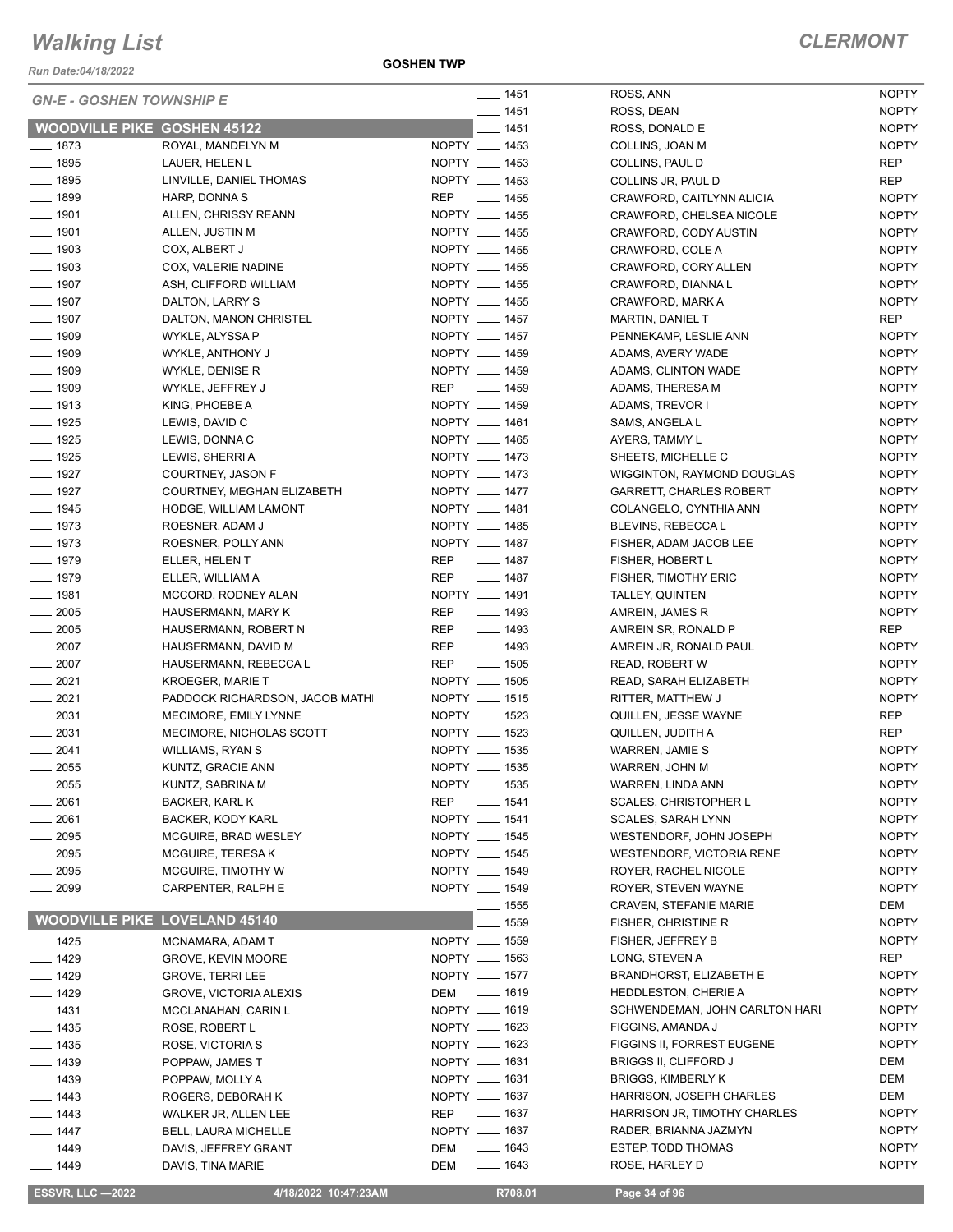# Walking List

**CLERMONT**

Run Date:04/18/2022

**GOSHEN TWP**

## GN-E - GOSHEN TOWNSHIP E

### WOODVILLE PIKE GOSHEN 45122

| No. | Name | Party |
|---|---|---|
| ____ 1873 | ROYAL, MANDELYN M | NOPTY |
| ____ 1895 | LAUER, HELEN L | NOPTY |
| ____ 1895 | LINVILLE, DANIEL THOMAS | NOPTY |
| ____ 1899 | HARP, DONNA S | REP |
| ____ 1901 | ALLEN, CHRISSY REANN | NOPTY |
| ____ 1901 | ALLEN, JUSTIN M | NOPTY |
| ____ 1903 | COX, ALBERT J | NOPTY |
| ____ 1903 | COX, VALERIE NADINE | NOPTY |
| ____ 1907 | ASH, CLIFFORD WILLIAM | NOPTY |
| ____ 1907 | DALTON, LARRY S | NOPTY |
| ____ 1907 | DALTON, MANON CHRISTEL | NOPTY |
| ____ 1909 | WYKLE, ALYSSA P | NOPTY |
| ____ 1909 | WYKLE, ANTHONY J | NOPTY |
| ____ 1909 | WYKLE, DENISE R | NOPTY |
| ____ 1909 | WYKLE, JEFFREY J | REP |
| ____ 1913 | KING, PHOEBE A | NOPTY |
| ____ 1925 | LEWIS, DAVID C | NOPTY |
| ____ 1925 | LEWIS, DONNA C | NOPTY |
| ____ 1925 | LEWIS, SHERRI A | NOPTY |
| ____ 1927 | COURTNEY, JASON F | NOPTY |
| ____ 1927 | COURTNEY, MEGHAN ELIZABETH | NOPTY |
| ____ 1945 | HODGE, WILLIAM LAMONT | NOPTY |
| ____ 1973 | ROESNER, ADAM J | NOPTY |
| ____ 1973 | ROESNER, POLLY ANN | NOPTY |
| ____ 1979 | ELLER, HELEN T | REP |
| ____ 1979 | ELLER, WILLIAM A | REP |
| ____ 1981 | MCCORD, RODNEY ALAN | NOPTY |
| ____ 2005 | HAUSERMANN, MARY K | REP |
| ____ 2005 | HAUSERMANN, ROBERT N | REP |
| ____ 2007 | HAUSERMANN, DAVID M | REP |
| ____ 2007 | HAUSERMANN, REBECCA L | REP |
| ____ 2021 | KROEGER, MARIE T | NOPTY |
| ____ 2021 | PADDOCK RICHARDSON, JACOB MATHI | NOPTY |
| ____ 2031 | MECIMORE, EMILY LYNNE | NOPTY |
| ____ 2031 | MECIMORE, NICHOLAS SCOTT | NOPTY |
| ____ 2041 | WILLIAMS, RYAN S | NOPTY |
| ____ 2055 | KUNTZ, GRACIE ANN | NOPTY |
| ____ 2055 | KUNTZ, SABRINA M | NOPTY |
| ____ 2061 | BACKER, KARL K | REP |
| ____ 2061 | BACKER, KODY KARL | NOPTY |
| ____ 2095 | MCGUIRE, BRAD WESLEY | NOPTY |
| ____ 2095 | MCGUIRE, TERESA K | NOPTY |
| ____ 2095 | MCGUIRE, TIMOTHY W | NOPTY |
| ____ 2099 | CARPENTER, RALPH E | NOPTY |

### WOODVILLE PIKE LOVELAND 45140

| No. | Name | Party |
|---|---|---|
| ____ 1425 | MCNAMARA, ADAM T | NOPTY |
| ____ 1429 | GROVE, KEVIN MOORE | NOPTY |
| ____ 1429 | GROVE, TERRI LEE | NOPTY |
| ____ 1429 | GROVE, VICTORIA ALEXIS | DEM |
| ____ 1431 | MCCLANAHAN, CARIN L | NOPTY |
| ____ 1435 | ROSE, ROBERT L | NOPTY |
| ____ 1435 | ROSE, VICTORIA S | NOPTY |
| ____ 1439 | POPPAW, JAMES T | NOPTY |
| ____ 1439 | POPPAW, MOLLY A | NOPTY |
| ____ 1443 | ROGERS, DEBORAH K | NOPTY |
| ____ 1443 | WALKER JR, ALLEN LEE | REP |
| ____ 1447 | BELL, LAURA MICHELLE | NOPTY |
| ____ 1449 | DAVIS, JEFFREY GRANT | DEM |
| ____ 1449 | DAVIS, TINA MARIE | DEM |
| ____ 1451 | ROSS, ANN | NOPTY |
| ____ 1451 | ROSS, DEAN | NOPTY |
| ____ 1451 | ROSS, DONALD E | NOPTY |
| ____ 1453 | COLLINS, JOAN M | NOPTY |
| ____ 1453 | COLLINS, PAUL D | REP |
| ____ 1453 | COLLINS JR, PAUL D | REP |
| ____ 1455 | CRAWFORD, CAITLYNN ALICIA | NOPTY |
| ____ 1455 | CRAWFORD, CHELSEA NICOLE | NOPTY |
| ____ 1455 | CRAWFORD, CODY AUSTIN | NOPTY |
| ____ 1455 | CRAWFORD, COLE A | NOPTY |
| ____ 1455 | CRAWFORD, CORY ALLEN | NOPTY |
| ____ 1455 | CRAWFORD, DIANNA L | NOPTY |
| ____ 1455 | CRAWFORD, MARK A | NOPTY |
| ____ 1457 | MARTIN, DANIEL T | REP |
| ____ 1457 | PENNEKAMP, LESLIE ANN | NOPTY |
| ____ 1459 | ADAMS, AVERY WADE | NOPTY |
| ____ 1459 | ADAMS, CLINTON WADE | NOPTY |
| ____ 1459 | ADAMS, THERESA M | NOPTY |
| ____ 1459 | ADAMS, TREVOR I | NOPTY |
| ____ 1461 | SAMS, ANGELA L | NOPTY |
| ____ 1465 | AYERS, TAMMY L | NOPTY |
| ____ 1473 | SHEETS, MICHELLE C | NOPTY |
| ____ 1473 | WIGGINTON, RAYMOND DOUGLAS | NOPTY |
| ____ 1477 | GARRETT, CHARLES ROBERT | NOPTY |
| ____ 1481 | COLANGELO, CYNTHIA ANN | NOPTY |
| ____ 1485 | BLEVINS, REBECCA L | NOPTY |
| ____ 1487 | FISHER, ADAM JACOB LEE | NOPTY |
| ____ 1487 | FISHER, HOBERT L | NOPTY |
| ____ 1487 | FISHER, TIMOTHY ERIC | NOPTY |
| ____ 1491 | TALLEY, QUINTEN | NOPTY |
| ____ 1493 | AMREIN, JAMES R | NOPTY |
| ____ 1493 | AMREIN SR, RONALD P | REP |
| ____ 1493 | AMREIN JR, RONALD PAUL | NOPTY |
| ____ 1505 | READ, ROBERT W | NOPTY |
| ____ 1505 | READ, SARAH ELIZABETH | NOPTY |
| ____ 1515 | RITTER, MATTHEW J | NOPTY |
| ____ 1523 | QUILLEN, JESSE WAYNE | REP |
| ____ 1523 | QUILLEN, JUDITH A | REP |
| ____ 1535 | WARREN, JAMIE S | NOPTY |
| ____ 1535 | WARREN, JOHN M | NOPTY |
| ____ 1535 | WARREN, LINDA ANN | NOPTY |
| ____ 1541 | SCALES, CHRISTOPHER L | NOPTY |
| ____ 1541 | SCALES, SARAH LYNN | NOPTY |
| ____ 1545 | WESTENDORF, JOHN JOSEPH | NOPTY |
| ____ 1545 | WESTENDORF, VICTORIA RENE | NOPTY |
| ____ 1549 | ROYER, RACHEL NICOLE | NOPTY |
| ____ 1549 | ROYER, STEVEN WAYNE | NOPTY |
| ____ 1555 | CRAVEN, STEFANIE MARIE | DEM |
| ____ 1559 | FISHER, CHRISTINE R | NOPTY |
| ____ 1559 | FISHER, JEFFREY B | NOPTY |
| ____ 1563 | LONG, STEVEN A | REP |
| ____ 1577 | BRANDHORST, ELIZABETH E | NOPTY |
| ____ 1619 | HEDDLESTON, CHERIE A | NOPTY |
| ____ 1619 | SCHWENDEMAN, JOHN CARLTON HARI | NOPTY |
| ____ 1623 | FIGGINS, AMANDA J | NOPTY |
| ____ 1623 | FIGGINS II, FORREST EUGENE | NOPTY |
| ____ 1631 | BRIGGS II, CLIFFORD J | DEM |
| ____ 1631 | BRIGGS, KIMBERLY K | DEM |
| ____ 1637 | HARRISON, JOSEPH CHARLES | DEM |
| ____ 1637 | HARRISON JR, TIMOTHY CHARLES | NOPTY |
| ____ 1637 | RADER, BRIANNA JAZMYN | NOPTY |
| ____ 1643 | ESTEP, TODD THOMAS | NOPTY |
| ____ 1643 | ROSE, HARLEY D | NOPTY |

ESSVR, LLC —2022 | 4/18/2022 10:47:23AM | R708.01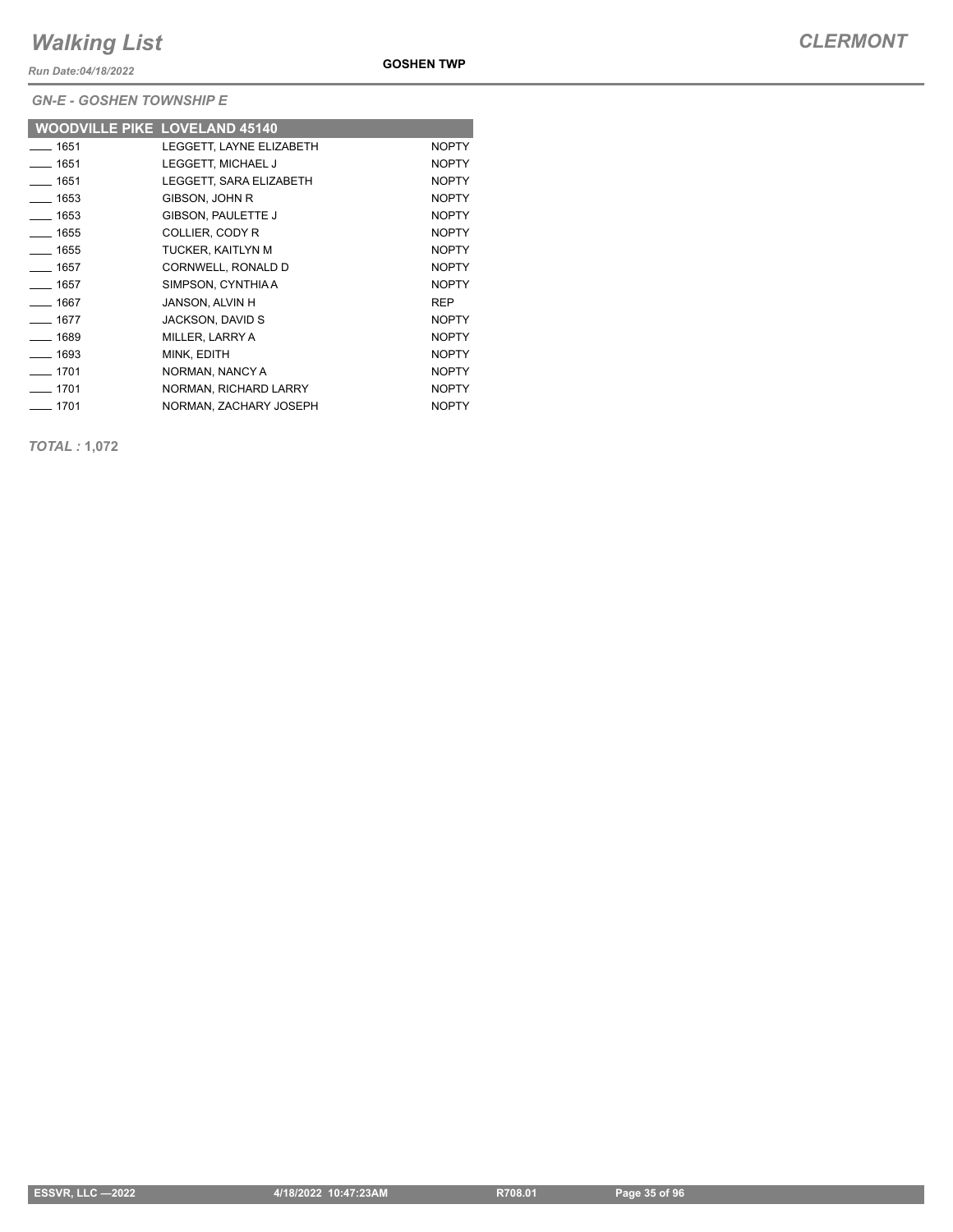*GN-E - GOSHEN TOWNSHIP E*

| WOODVILLE PIKE LOVELAND 45140 | | |
|---|---|---|
| ____ 1651 | LEGGETT, LAYNE ELIZABETH | NOPTY |
| ____ 1651 | LEGGETT, MICHAEL J | NOPTY |
| ____ 1651 | LEGGETT, SARA ELIZABETH | NOPTY |
| ____ 1653 | GIBSON, JOHN R | NOPTY |
| ____ 1653 | GIBSON, PAULETTE J | NOPTY |
| ____ 1655 | COLLIER, CODY R | NOPTY |
| ____ 1655 | TUCKER, KAITLYN M | NOPTY |
| ____ 1657 | CORNWELL, RONALD D | NOPTY |
| ____ 1657 | SIMPSON, CYNTHIA A | NOPTY |
| ____ 1667 | JANSON, ALVIN H | REP |
| ____ 1677 | JACKSON, DAVID S | NOPTY |
| ____ 1689 | MILLER, LARRY A | NOPTY |
| ____ 1693 | MINK, EDITH | NOPTY |
| ____ 1701 | NORMAN, NANCY A | NOPTY |
| ____ 1701 | NORMAN, RICHARD LARRY | NOPTY |
| ____ 1701 | NORMAN, ZACHARY JOSEPH | NOPTY |

***TOTAL :* 1,072**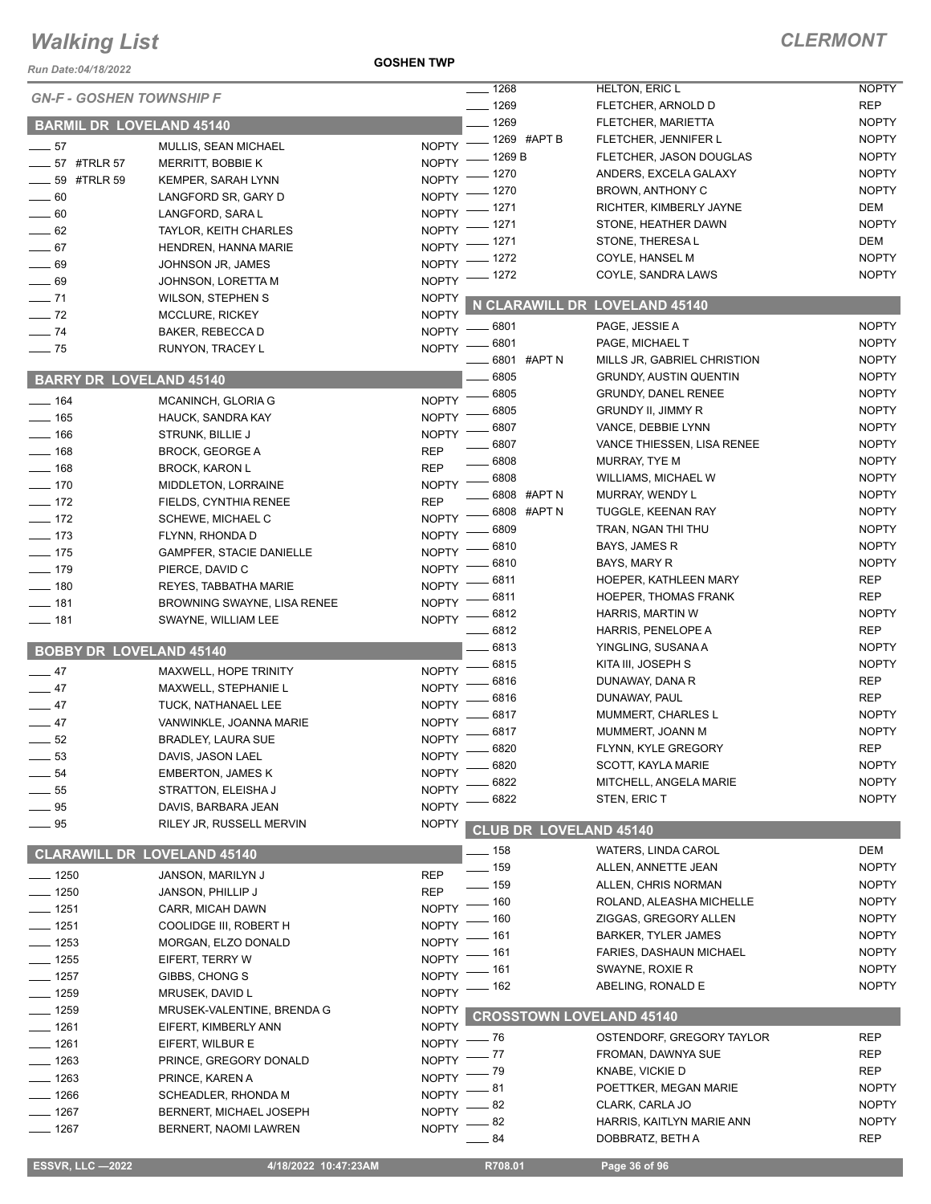# Walking List

## CLERMONT

Run Date:04/18/2022

GOSHEN TWP

### GN-F - GOSHEN TOWNSHIP F

#### BARMIL DR LOVELAND 45140

| No. | Name | Party |
|---|---|---|
| 57 | MULLIS, SEAN MICHAEL | NOPTY |
| 57 #TRLR 57 | MERRITT, BOBBIE K | NOPTY |
| 59 #TRLR 59 | KEMPER, SARAH LYNN | NOPTY |
| 60 | LANGFORD SR, GARY D | NOPTY |
| 60 | LANGFORD, SARA L | NOPTY |
| 62 | TAYLOR, KEITH CHARLES | NOPTY |
| 67 | HENDREN, HANNA MARIE | NOPTY |
| 69 | JOHNSON JR, JAMES | NOPTY |
| 69 | JOHNSON, LORETTA M | NOPTY |
| 71 | WILSON, STEPHEN S | NOPTY |
| 72 | MCCLURE, RICKEY | NOPTY |
| 74 | BAKER, REBECCA D | NOPTY |
| 75 | RUNYON, TRACEY L | NOPTY |

#### BARRY DR LOVELAND 45140

| No. | Name | Party |
|---|---|---|
| 164 | MCANINCH, GLORIA G | NOPTY |
| 165 | HAUCK, SANDRA KAY | NOPTY |
| 166 | STRUNK, BILLIE J | NOPTY |
| 168 | BROCK, GEORGE A | REP |
| 168 | BROCK, KARON L | REP |
| 170 | MIDDLETON, LORRAINE | NOPTY |
| 172 | FIELDS, CYNTHIA RENEE | REP |
| 172 | SCHEWE, MICHAEL C | NOPTY |
| 173 | FLYNN, RHONDA D | NOPTY |
| 175 | GAMPFER, STACIE DANIELLE | NOPTY |
| 179 | PIERCE, DAVID C | NOPTY |
| 180 | REYES, TABBATHA MARIE | NOPTY |
| 181 | BROWNING SWAYNE, LISA RENEE | NOPTY |
| 181 | SWAYNE, WILLIAM LEE | NOPTY |

#### BOBBY DR LOVELAND 45140

| No. | Name | Party |
|---|---|---|
| 47 | MAXWELL, HOPE TRINITY | NOPTY |
| 47 | MAXWELL, STEPHANIE L | NOPTY |
| 47 | TUCK, NATHANAEL LEE | NOPTY |
| 47 | VANWINKLE, JOANNA MARIE | NOPTY |
| 52 | BRADLEY, LAURA SUE | NOPTY |
| 53 | DAVIS, JASON LAEL | NOPTY |
| 54 | EMBERTON, JAMES K | NOPTY |
| 55 | STRATTON, ELEISHA J | NOPTY |
| 95 | DAVIS, BARBARA JEAN | NOPTY |
| 95 | RILEY JR, RUSSELL MERVIN | NOPTY |

#### CLARAWILL DR LOVELAND 45140

| No. | Name | Party |
|---|---|---|
| 1250 | JANSON, MARILYN J | REP |
| 1250 | JANSON, PHILLIP J | REP |
| 1251 | CARR, MICAH DAWN | NOPTY |
| 1251 | COOLIDGE III, ROBERT H | NOPTY |
| 1253 | MORGAN, ELZO DONALD | NOPTY |
| 1255 | EIFERT, TERRY W | NOPTY |
| 1257 | GIBBS, CHONG S | NOPTY |
| 1259 | MRUSEK, DAVID L | NOPTY |
| 1259 | MRUSEK-VALENTINE, BRENDA G | NOPTY |
| 1261 | EIFERT, KIMBERLY ANN | NOPTY |
| 1261 | EIFERT, WILBUR E | NOPTY |
| 1263 | PRINCE, GREGORY DONALD | NOPTY |
| 1263 | PRINCE, KAREN A | NOPTY |
| 1266 | SCHEADLER, RHONDA M | NOPTY |
| 1267 | BERNERT, MICHAEL JOSEPH | NOPTY |
| 1267 | BERNERT, NAOMI LAWREN | NOPTY |
| 1268 | HELTON, ERIC L | NOPTY |
| 1269 | FLETCHER, ARNOLD D | REP |
| 1269 | FLETCHER, MARIETTA | NOPTY |
| 1269 #APT B | FLETCHER, JENNIFER L | NOPTY |
| 1269 B | FLETCHER, JASON DOUGLAS | NOPTY |
| 1270 | ANDERS, EXCELA GALAXY | NOPTY |
| 1270 | BROWN, ANTHONY C | NOPTY |
| 1271 | RICHTER, KIMBERLY JAYNE | DEM |
| 1271 | STONE, HEATHER DAWN | NOPTY |
| 1271 | STONE, THERESA L | DEM |
| 1272 | COYLE, HANSEL M | NOPTY |
| 1272 | COYLE, SANDRA LAWS | NOPTY |

#### N CLARAWILL DR LOVELAND 45140

| No. | Name | Party |
|---|---|---|
| 6801 | PAGE, JESSIE A | NOPTY |
| 6801 | PAGE, MICHAEL T | NOPTY |
| 6801 #APT N | MILLS JR, GABRIEL CHRISTION | NOPTY |
| 6805 | GRUNDY, AUSTIN QUENTIN | NOPTY |
| 6805 | GRUNDY, DANEL RENEE | NOPTY |
| 6805 | GRUNDY II, JIMMY R | NOPTY |
| 6807 | VANCE, DEBBIE LYNN | NOPTY |
| 6807 | VANCE THIESSEN, LISA RENEE | NOPTY |
| 6808 | MURRAY, TYE M | NOPTY |
| 6808 | WILLIAMS, MICHAEL W | NOPTY |
| 6808 #APT N | MURRAY, WENDY L | NOPTY |
| 6808 #APT N | TUGGLE, KEENAN RAY | NOPTY |
| 6809 | TRAN, NGAN THI THU | NOPTY |
| 6810 | BAYS, JAMES R | NOPTY |
| 6810 | BAYS, MARY R | NOPTY |
| 6811 | HOEPER, KATHLEEN MARY | REP |
| 6811 | HOEPER, THOMAS FRANK | REP |
| 6812 | HARRIS, MARTIN W | NOPTY |
| 6812 | HARRIS, PENELOPE A | REP |
| 6813 | YINGLING, SUSANA A | NOPTY |
| 6815 | KITA III, JOSEPH S | NOPTY |
| 6816 | DUNAWAY, DANA R | REP |
| 6816 | DUNAWAY, PAUL | REP |
| 6817 | MUMMERT, CHARLES L | NOPTY |
| 6817 | MUMMERT, JOANN M | NOPTY |
| 6820 | FLYNN, KYLE GREGORY | REP |
| 6820 | SCOTT, KAYLA MARIE | NOPTY |
| 6822 | MITCHELL, ANGELA MARIE | NOPTY |
| 6822 | STEN, ERIC T | NOPTY |

#### CLUB DR LOVELAND 45140

| No. | Name | Party |
|---|---|---|
| 158 | WATERS, LINDA CAROL | DEM |
| 159 | ALLEN, ANNETTE JEAN | NOPTY |
| 159 | ALLEN, CHRIS NORMAN | NOPTY |
| 160 | ROLAND, ALEASHA MICHELLE | NOPTY |
| 160 | ZIGGAS, GREGORY ALLEN | NOPTY |
| 161 | BARKER, TYLER JAMES | NOPTY |
| 161 | FARIES, DASHAUN MICHAEL | NOPTY |
| 161 | SWAYNE, ROXIE R | NOPTY |
| 162 | ABELING, RONALD E | NOPTY |

#### CROSSTOWN LOVELAND 45140

| No. | Name | Party |
|---|---|---|
| 76 | OSTENDORF, GREGORY TAYLOR | REP |
| 77 | FROMAN, DAWNYA SUE | REP |
| 79 | KNABE, VICKIE D | REP |
| 81 | POETTKER, MEGAN MARIE | NOPTY |
| 82 | CLARK, CARLA JO | NOPTY |
| 82 | HARRIS, KAITLYN MARIE ANN | NOPTY |
| 84 | DOBBRATZ, BETH A | REP |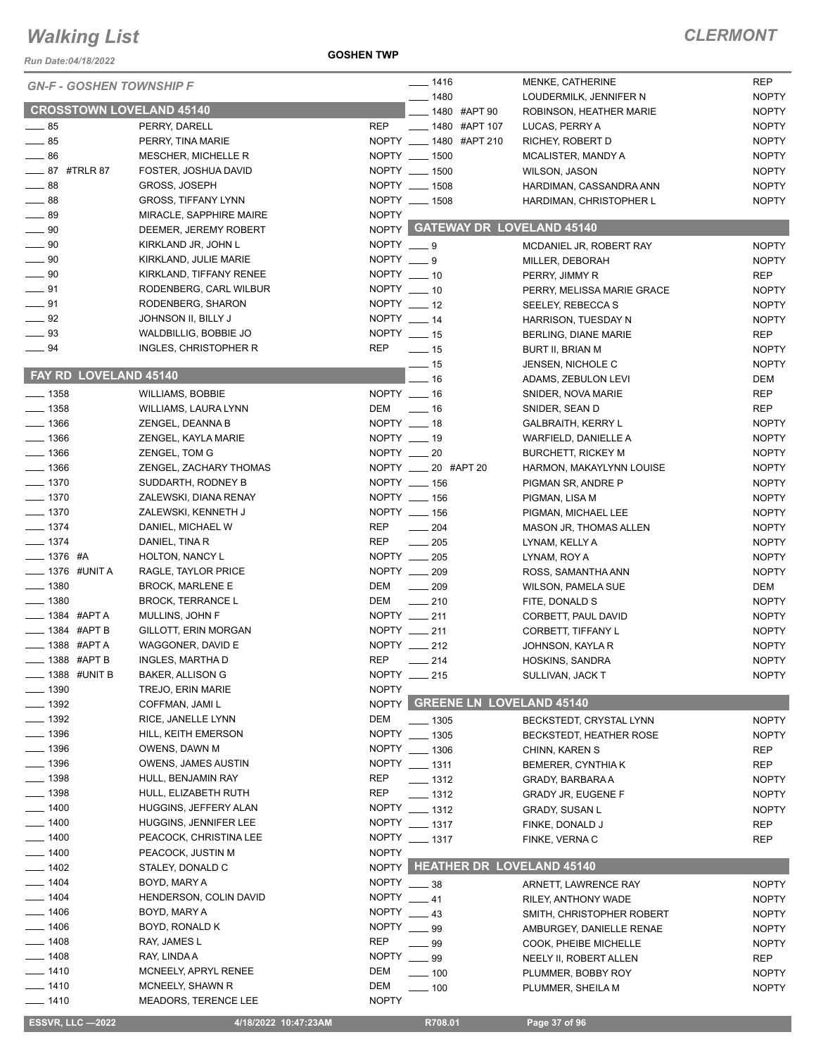# Walking List

**CLERMONT**

Run Date:04/18/2022

**GOSHEN TWP**

## GN-F - GOSHEN TOWNSHIP F

### CROSSTOWN LOVELAND 45140

| No. | Name | Party |
|---|---|---|
| 85 | PERRY, DARELL | REP |
| 85 | PERRY, TINA MARIE | NOPTY |
| 86 | MESCHER, MICHELLE R | NOPTY |
| 87 #TRLR 87 | FOSTER, JOSHUA DAVID | NOPTY |
| 88 | GROSS, JOSEPH | NOPTY |
| 88 | GROSS, TIFFANY LYNN | NOPTY |
| 89 | MIRACLE, SAPPHIRE MAIRE | NOPTY |
| 90 | DEEMER, JEREMY ROBERT | NOPTY |
| 90 | KIRKLAND JR, JOHN L | NOPTY |
| 90 | KIRKLAND, JULIE MARIE | NOPTY |
| 90 | KIRKLAND, TIFFANY RENEE | NOPTY |
| 91 | RODENBERG, CARL WILBUR | NOPTY |
| 91 | RODENBERG, SHARON | NOPTY |
| 92 | JOHNSON II, BILLY J | NOPTY |
| 93 | WALDBILLIG, BOBBIE JO | NOPTY |
| 94 | INGLES, CHRISTOPHER R | REP |

### FAY RD LOVELAND 45140

| No. | Name | Party |
|---|---|---|
| 1358 | WILLIAMS, BOBBIE | NOPTY |
| 1358 | WILLIAMS, LAURA LYNN | DEM |
| 1366 | ZENGEL, DEANNA B | NOPTY |
| 1366 | ZENGEL, KAYLA MARIE | NOPTY |
| 1366 | ZENGEL, TOM G | NOPTY |
| 1366 | ZENGEL, ZACHARY THOMAS | NOPTY |
| 1370 | SUDDARTH, RODNEY B | NOPTY |
| 1370 | ZALEWSKI, DIANA RENAY | NOPTY |
| 1370 | ZALEWSKI, KENNETH J | NOPTY |
| 1374 | DANIEL, MICHAEL W | REP |
| 1374 | DANIEL, TINA R | REP |
| 1376 #A | HOLTON, NANCY L | NOPTY |
| 1376 #UNIT A | RAGLE, TAYLOR PRICE | NOPTY |
| 1380 | BROCK, MARLENE E | DEM |
| 1380 | BROCK, TERRANCE L | DEM |
| 1384 #APT A | MULLINS, JOHN F | NOPTY |
| 1384 #APT B | GILLOTT, ERIN MORGAN | NOPTY |
| 1388 #APT A | WAGGONER, DAVID E | NOPTY |
| 1388 #APT B | INGLES, MARTHA D | REP |
| 1388 #UNIT B | BAKER, ALLISON G | NOPTY |
| 1390 | TREJO, ERIN MARIE | NOPTY |
| 1392 | COFFMAN, JAMI L | NOPTY |
| 1392 | RICE, JANELLE LYNN | DEM |
| 1396 | HILL, KEITH EMERSON | NOPTY |
| 1396 | OWENS, DAWN M | NOPTY |
| 1396 | OWENS, JAMES AUSTIN | NOPTY |
| 1398 | HULL, BENJAMIN RAY | REP |
| 1398 | HULL, ELIZABETH RUTH | REP |
| 1400 | HUGGINS, JEFFERY ALAN | NOPTY |
| 1400 | HUGGINS, JENNIFER LEE | NOPTY |
| 1400 | PEACOCK, CHRISTINA LEE | NOPTY |
| 1400 | PEACOCK, JUSTIN M | NOPTY |
| 1402 | STALEY, DONALD C | NOPTY |
| 1404 | BOYD, MARY A | NOPTY |
| 1404 | HENDERSON, COLIN DAVID | NOPTY |
| 1406 | BOYD, MARY A | NOPTY |
| 1406 | BOYD, RONALD K | NOPTY |
| 1408 | RAY, JAMES L | REP |
| 1408 | RAY, LINDA A | NOPTY |
| 1410 | MCNEELY, APRYL RENEE | DEM |
| 1410 | MCNEELY, SHAWN R | DEM |
| 1410 | MEADORS, TERENCE LEE | NOPTY |
| 1416 | MENKE, CATHERINE | REP |
| 1480 | LOUDERMILK, JENNIFER N | NOPTY |
| 1480 #APT 90 | ROBINSON, HEATHER MARIE | NOPTY |
| 1480 #APT 107 | LUCAS, PERRY A | NOPTY |
| 1480 #APT 210 | RICHEY, ROBERT D | NOPTY |
| 1500 | MCALISTER, MANDY A | NOPTY |
| 1500 | WILSON, JASON | NOPTY |
| 1508 | HARDIMAN, CASSANDRA ANN | NOPTY |
| 1508 | HARDIMAN, CHRISTOPHER L | NOPTY |

### GATEWAY DR LOVELAND 45140

| No. | Name | Party |
|---|---|---|
| 9 | MCDANIEL JR, ROBERT RAY | NOPTY |
| 9 | MILLER, DEBORAH | NOPTY |
| 10 | PERRY, JIMMY R | REP |
| 10 | PERRY, MELISSA MARIE GRACE | NOPTY |
| 12 | SEELEY, REBECCA S | NOPTY |
| 14 | HARRISON, TUESDAY N | NOPTY |
| 15 | BERLING, DIANE MARIE | REP |
| 15 | BURT II, BRIAN M | NOPTY |
| 15 | JENSEN, NICHOLE C | NOPTY |
| 16 | ADAMS, ZEBULON LEVI | DEM |
| 16 | SNIDER, NOVA MARIE | REP |
| 16 | SNIDER, SEAN D | REP |
| 18 | GALBRAITH, KERRY L | NOPTY |
| 19 | WARFIELD, DANIELLE A | NOPTY |
| 20 | BURCHETT, RICKEY M | NOPTY |
| 20 #APT 20 | HARMON, MAKAYLYNN LOUISE | NOPTY |
| 156 | PIGMAN SR, ANDRE P | NOPTY |
| 156 | PIGMAN, LISA M | NOPTY |
| 156 | PIGMAN, MICHAEL LEE | NOPTY |
| 204 | MASON JR, THOMAS ALLEN | NOPTY |
| 205 | LYNAM, KELLY A | NOPTY |
| 205 | LYNAM, ROY A | NOPTY |
| 209 | ROSS, SAMANTHA ANN | NOPTY |
| 209 | WILSON, PAMELA SUE | DEM |
| 210 | FITE, DONALD S | NOPTY |
| 211 | CORBETT, PAUL DAVID | NOPTY |
| 211 | CORBETT, TIFFANY L | NOPTY |
| 212 | JOHNSON, KAYLA R | NOPTY |
| 214 | HOSKINS, SANDRA | NOPTY |
| 215 | SULLIVAN, JACK T | NOPTY |

### GREENE LN LOVELAND 45140

| No. | Name | Party |
|---|---|---|
| 1305 | BECKSTEDT, CRYSTAL LYNN | NOPTY |
| 1305 | BECKSTEDT, HEATHER ROSE | NOPTY |
| 1306 | CHINN, KAREN S | REP |
| 1311 | BEMERER, CYNTHIA K | REP |
| 1312 | GRADY, BARBARA A | NOPTY |
| 1312 | GRADY JR, EUGENE F | NOPTY |
| 1312 | GRADY, SUSAN L | NOPTY |
| 1317 | FINKE, DONALD J | REP |
| 1317 | FINKE, VERNA C | REP |

### HEATHER DR LOVELAND 45140

| No. | Name | Party |
|---|---|---|
| 38 | ARNETT, LAWRENCE RAY | NOPTY |
| 41 | RILEY, ANTHONY WADE | NOPTY |
| 43 | SMITH, CHRISTOPHER ROBERT | NOPTY |
| 99 | AMBURGEY, DANIELLE RENAE | NOPTY |
| 99 | COOK, PHEIBE MICHELLE | NOPTY |
| 99 | NEELY II, ROBERT ALLEN | REP |
| 100 | PLUMMER, BOBBY ROY | NOPTY |
| 100 | PLUMMER, SHEILA M | NOPTY |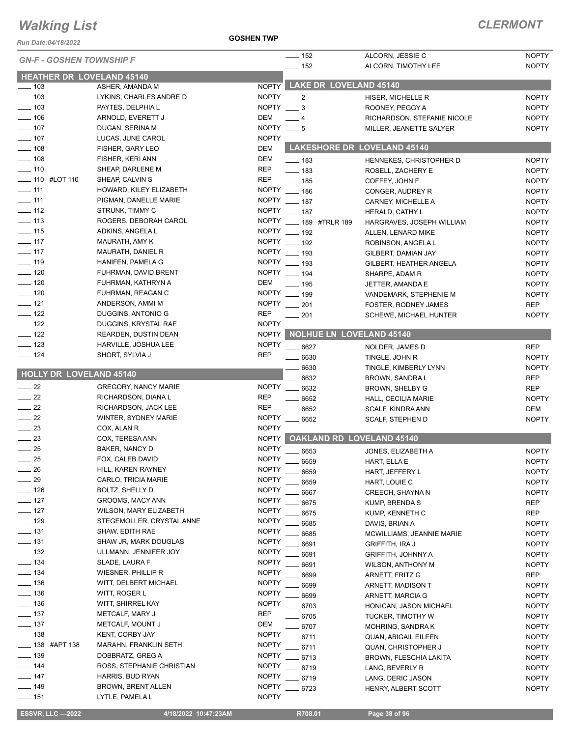# Walking List

**CLERMONT**

Run Date:04/18/2022

**GOSHEN TWP**

## GN-F - GOSHEN TOWNSHIP F

### HEATHER DR LOVELAND 45140

| No. | Name | Party |
|---|---|---|
| 103 | ASHER, AMANDA M | NOPTY |
| 103 | LYKINS, CHARLES ANDRE D | NOPTY |
| 103 | PAYTES, DELPHIA L | NOPTY |
| 106 | ARNOLD, EVERETT J | DEM |
| 107 | DUGAN, SERINA M | NOPTY |
| 107 | LUCAS, JUNE CAROL | NOPTY |
| 108 | FISHER, GARY LEO | DEM |
| 108 | FISHER, KERI ANN | DEM |
| 110 | SHEAP, DARLENE M | REP |
| 110 #LOT 110 | SHEAP, CALVIN S | REP |
| 111 | HOWARD, KILEY ELIZABETH | NOPTY |
| 111 | PIGMAN, DANELLE MARIE | NOPTY |
| 112 | STRUNK, TIMMY C | NOPTY |
| 113 | ROGERS, DEBORAH CAROL | NOPTY |
| 115 | ADKINS, ANGELA L | NOPTY |
| 117 | MAURATH, AMY K | NOPTY |
| 117 | MAURATH, DANIEL R | NOPTY |
| 119 | HANIFEN, PAMELA G | NOPTY |
| 120 | FUHRMAN, DAVID BRENT | NOPTY |
| 120 | FUHRMAN, KATHRYN A | DEM |
| 120 | FUHRMAN, REAGAN C | NOPTY |
| 121 | ANDERSON, AMMI M | NOPTY |
| 122 | DUGGINS, ANTONIO G | REP |
| 122 | DUGGINS, KRYSTAL RAE | NOPTY |
| 122 | REARDEN, DUSTIN DEAN | NOPTY |
| 123 | HARVILLE, JOSHUA LEE | NOPTY |
| 124 | SHORT, SYLVIA J | REP |

### HOLLY DR LOVELAND 45140

| No. | Name | Party |
|---|---|---|
| 22 | GREGORY, NANCY MARIE | NOPTY |
| 22 | RICHARDSON, DIANA L | REP |
| 22 | RICHARDSON, JACK LEE | REP |
| 22 | WINTER, SYDNEY MARIE | NOPTY |
| 23 | COX, ALAN R | NOPTY |
| 23 | COX, TERESA ANN | NOPTY |
| 25 | BAKER, NANCY D | NOPTY |
| 25 | FOX, CALEB DAVID | NOPTY |
| 26 | HILL, KAREN RAYNEY | NOPTY |
| 29 | CARLO, TRICIA MARIE | NOPTY |
| 126 | BOLTZ, SHELLY D | NOPTY |
| 127 | GROOMS, MACY ANN | NOPTY |
| 127 | WILSON, MARY ELIZABETH | NOPTY |
| 129 | STEGEMOLLER, CRYSTAL ANNE | NOPTY |
| 131 | SHAW, EDITH RAE | NOPTY |
| 131 | SHAW JR, MARK DOUGLAS | NOPTY |
| 132 | ULLMANN, JENNIFER JOY | NOPTY |
| 134 | SLADE, LAURA F | NOPTY |
| 134 | WIESNER, PHILLIP R | NOPTY |
| 136 | WITT, DELBERT MICHAEL | NOPTY |
| 136 | WITT, ROGER L | NOPTY |
| 136 | WITT, SHIRREL KAY | NOPTY |
| 137 | METCALF, MARY J | REP |
| 137 | METCALF, MOUNT J | DEM |
| 138 | KENT, CORBY JAY | NOPTY |
| 138 #APT 138 | MARAHN, FRANKLIN SETH | NOPTY |
| 139 | DOBBRATZ, GREG A | NOPTY |
| 144 | ROSS, STEPHANIE CHRISTIAN | NOPTY |
| 147 | HARRIS, BUD RYAN | NOPTY |
| 149 | BROWN, BRENT ALLEN | NOPTY |
| 151 | LYTLE, PAMELA L | NOPTY |
| 152 | ALCORN, JESSIE C | NOPTY |
| 152 | ALCORN, TIMOTHY LEE | NOPTY |

### LAKE DR LOVELAND 45140

| No. | Name | Party |
|---|---|---|
| 2 | HISER, MICHELLE R | NOPTY |
| 3 | ROONEY, PEGGY A | NOPTY |
| 4 | RICHARDSON, STEFANIE NICOLE | NOPTY |
| 5 | MILLER, JEANETTE SALYER | NOPTY |

### LAKESHORE DR LOVELAND 45140

| No. | Name | Party |
|---|---|---|
| 183 | HENNEKES, CHRISTOPHER D | NOPTY |
| 183 | ROSELL, ZACHERY E | NOPTY |
| 185 | COFFEY, JOHN F | NOPTY |
| 186 | CONGER, AUDREY R | NOPTY |
| 187 | CARNEY, MICHELLE A | NOPTY |
| 187 | HERALD, CATHY L | NOPTY |
| 189 #TRLR 189 | HARGRAVES, JOSEPH WILLIAM | NOPTY |
| 192 | ALLEN, LENARD MIKE | NOPTY |
| 192 | ROBINSON, ANGELA L | NOPTY |
| 193 | GILBERT, DAMIAN JAY | NOPTY |
| 193 | GILBERT, HEATHER ANGELA | NOPTY |
| 194 | SHARPE, ADAM R | NOPTY |
| 195 | JETTER, AMANDA E | NOPTY |
| 199 | VANDEMARK, STEPHENIE M | NOPTY |
| 201 | FOSTER, RODNEY JAMES | REP |
| 201 | SCHEWE, MICHAEL HUNTER | NOPTY |

### NOLHUE LN LOVELAND 45140

| No. | Name | Party |
|---|---|---|
| 6627 | NOLDER, JAMES D | REP |
| 6630 | TINGLE, JOHN R | NOPTY |
| 6630 | TINGLE, KIMBERLY LYNN | NOPTY |
| 6632 | BROWN, SANDRA L | REP |
| 6632 | BROWN, SHELBY G | REP |
| 6652 | HALL, CECILIA MARIE | NOPTY |
| 6652 | SCALF, KINDRA ANN | DEM |
| 6652 | SCALF, STEPHEN D | NOPTY |

### OAKLAND RD LOVELAND 45140

| No. | Name | Party |
|---|---|---|
| 6653 | JONES, ELIZABETH A | NOPTY |
| 6659 | HART, ELLA E | NOPTY |
| 6659 | HART, JEFFERY L | NOPTY |
| 6659 | HART, LOUIE C | NOPTY |
| 6667 | CREECH, SHAYNA N | NOPTY |
| 6675 | KUMP, BRENDA S | REP |
| 6675 | KUMP, KENNETH C | REP |
| 6685 | DAVIS, BRIAN A | NOPTY |
| 6685 | MCWILLIAMS, JEANNIE MARIE | NOPTY |
| 6691 | GRIFFITH, IRA J | NOPTY |
| 6691 | GRIFFITH, JOHNNY A | NOPTY |
| 6691 | WILSON, ANTHONY M | NOPTY |
| 6699 | ARNETT, FRITZ G | REP |
| 6699 | ARNETT, MADISON T | NOPTY |
| 6699 | ARNETT, MARCIA G | NOPTY |
| 6703 | HONICAN, JASON MICHAEL | NOPTY |
| 6705 | TUCKER, TIMOTHY W | NOPTY |
| 6707 | MOHRING, SANDRA K | NOPTY |
| 6711 | QUAN, ABIGAIL EILEEN | NOPTY |
| 6711 | QUAN, CHRISTOPHER J | NOPTY |
| 6713 | BROWN, FLESCHIA LAKITA | NOPTY |
| 6719 | LANG, BEVERLY R | NOPTY |
| 6719 | LANG, DERIC JASON | NOPTY |
| 6723 | HENRY, ALBERT SCOTT | NOPTY |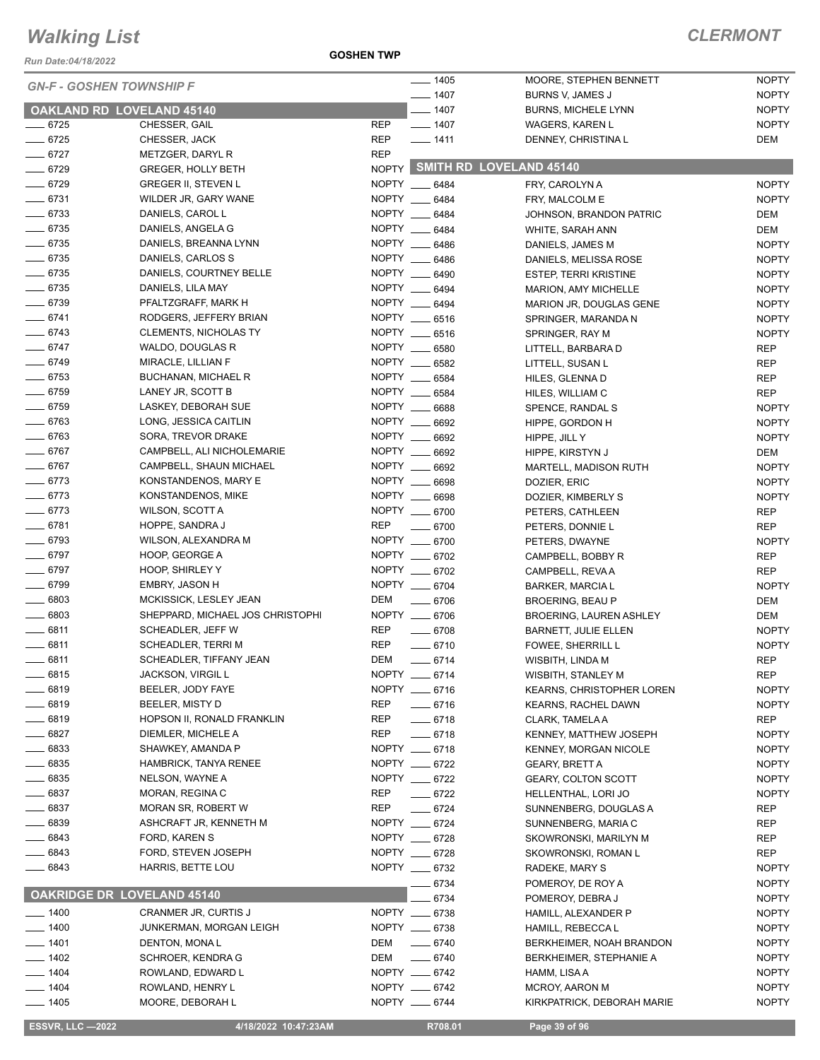# Walking List

## CLERMONT

Run Date:04/18/2022

GOSHEN TWP

### GN-F - GOSHEN TOWNSHIP F

### OAKLAND RD LOVELAND 45140

| No. | Name | Party |
|---|---|---|
| 6725 | CHESSER, GAIL | REP |
| 6725 | CHESSER, JACK | REP |
| 6727 | METZGER, DARYL R | REP |
| 6729 | GREGER, HOLLY BETH | NOPTY |
| 6729 | GREGER II, STEVEN L | NOPTY |
| 6731 | WILDER JR, GARY WANE | NOPTY |
| 6733 | DANIELS, CAROL L | NOPTY |
| 6735 | DANIELS, ANGELA G | NOPTY |
| 6735 | DANIELS, BREANNA LYNN | NOPTY |
| 6735 | DANIELS, CARLOS S | NOPTY |
| 6735 | DANIELS, COURTNEY BELLE | NOPTY |
| 6735 | DANIELS, LILA MAY | NOPTY |
| 6739 | PFALTZGRAFF, MARK H | NOPTY |
| 6741 | RODGERS, JEFFERY BRIAN | NOPTY |
| 6743 | CLEMENTS, NICHOLAS TY | NOPTY |
| 6747 | WALDO, DOUGLAS R | NOPTY |
| 6749 | MIRACLE, LILLIAN F | NOPTY |
| 6753 | BUCHANAN, MICHAEL R | NOPTY |
| 6759 | LANEY JR, SCOTT B | NOPTY |
| 6759 | LASKEY, DEBORAH SUE | NOPTY |
| 6763 | LONG, JESSICA CAITLIN | NOPTY |
| 6763 | SORA, TREVOR DRAKE | NOPTY |
| 6767 | CAMPBELL, ALI NICHOLEMARIE | NOPTY |
| 6767 | CAMPBELL, SHAUN MICHAEL | NOPTY |
| 6773 | KONSTANDENOS, MARY E | NOPTY |
| 6773 | KONSTANDENOS, MIKE | NOPTY |
| 6773 | WILSON, SCOTT A | NOPTY |
| 6781 | HOPPE, SANDRA J | REP |
| 6793 | WILSON, ALEXANDRA M | NOPTY |
| 6797 | HOOP, GEORGE A | NOPTY |
| 6797 | HOOP, SHIRLEY Y | NOPTY |
| 6799 | EMBRY, JASON H | NOPTY |
| 6803 | MCKISSICK, LESLEY JEAN | DEM |
| 6803 | SHEPPARD, MICHAEL JOS CHRISTOPHI | NOPTY |
| 6811 | SCHEADLER, JEFF W | REP |
| 6811 | SCHEADLER, TERRI M | REP |
| 6811 | SCHEADLER, TIFFANY JEAN | DEM |
| 6815 | JACKSON, VIRGIL L | NOPTY |
| 6819 | BEELER, JODY FAYE | NOPTY |
| 6819 | BEELER, MISTY D | REP |
| 6819 | HOPSON II, RONALD FRANKLIN | REP |
| 6827 | DIEMLER, MICHELE A | REP |
| 6833 | SHAWKEY, AMANDA P | NOPTY |
| 6835 | HAMBRICK, TANYA RENEE | NOPTY |
| 6835 | NELSON, WAYNE A | NOPTY |
| 6837 | MORAN, REGINA C | REP |
| 6837 | MORAN SR, ROBERT W | REP |
| 6839 | ASHCRAFT JR, KENNETH M | NOPTY |
| 6843 | FORD, KAREN S | NOPTY |
| 6843 | FORD, STEVEN JOSEPH | NOPTY |
| 6843 | HARRIS, BETTE LOU | NOPTY |

### OAKRIDGE DR LOVELAND 45140

| No. | Name | Party |
|---|---|---|
| 1400 | CRANMER JR, CURTIS J | NOPTY |
| 1400 | JUNKERMAN, MORGAN LEIGH | NOPTY |
| 1401 | DENTON, MONA L | DEM |
| 1402 | SCHROER, KENDRA G | DEM |
| 1404 | ROWLAND, EDWARD L | NOPTY |
| 1404 | ROWLAND, HENRY L | NOPTY |
| 1405 | MOORE, DEBORAH L | NOPTY |
| 1405 | MOORE, STEPHEN BENNETT | NOPTY |
| 1407 | BURNS V, JAMES J | NOPTY |
| 1407 | BURNS, MICHELE LYNN | NOPTY |
| 1407 | WAGERS, KAREN L | NOPTY |
| 1411 | DENNEY, CHRISTINA L | DEM |

### SMITH RD LOVELAND 45140

| No. | Name | Party |
|---|---|---|
| 6484 | FRY, CAROLYN A | NOPTY |
| 6484 | FRY, MALCOLM E | NOPTY |
| 6484 | JOHNSON, BRANDON PATRIC | DEM |
| 6484 | WHITE, SARAH ANN | DEM |
| 6486 | DANIELS, JAMES M | NOPTY |
| 6486 | DANIELS, MELISSA ROSE | NOPTY |
| 6490 | ESTEP, TERRI KRISTINE | NOPTY |
| 6494 | MARION, AMY MICHELLE | NOPTY |
| 6494 | MARION JR, DOUGLAS GENE | NOPTY |
| 6516 | SPRINGER, MARANDA N | NOPTY |
| 6516 | SPRINGER, RAY M | NOPTY |
| 6580 | LITTELL, BARBARA D | REP |
| 6582 | LITTELL, SUSAN L | REP |
| 6584 | HILES, GLENNA D | REP |
| 6584 | HILES, WILLIAM C | REP |
| 6688 | SPENCE, RANDAL S | NOPTY |
| 6692 | HIPPE, GORDON H | NOPTY |
| 6692 | HIPPE, JILL Y | NOPTY |
| 6692 | HIPPE, KIRSTYN J | DEM |
| 6692 | MARTELL, MADISON RUTH | NOPTY |
| 6698 | DOZIER, ERIC | NOPTY |
| 6698 | DOZIER, KIMBERLY S | NOPTY |
| 6700 | PETERS, CATHLEEN | REP |
| 6700 | PETERS, DONNIE L | REP |
| 6700 | PETERS, DWAYNE | NOPTY |
| 6702 | CAMPBELL, BOBBY R | REP |
| 6702 | CAMPBELL, REVA A | REP |
| 6704 | BARKER, MARCIA L | NOPTY |
| 6706 | BROERING, BEAU P | DEM |
| 6706 | BROERING, LAUREN ASHLEY | DEM |
| 6708 | BARNETT, JULIE ELLEN | NOPTY |
| 6710 | FOWEE, SHERRILL L | NOPTY |
| 6714 | WISBITH, LINDA M | REP |
| 6714 | WISBITH, STANLEY M | REP |
| 6716 | KEARNS, CHRISTOPHER LOREN | NOPTY |
| 6716 | KEARNS, RACHEL DAWN | NOPTY |
| 6718 | CLARK, TAMELA A | REP |
| 6718 | KENNEY, MATTHEW JOSEPH | NOPTY |
| 6718 | KENNEY, MORGAN NICOLE | NOPTY |
| 6722 | GEARY, BRETT A | NOPTY |
| 6722 | GEARY, COLTON SCOTT | NOPTY |
| 6722 | HELLENTHAL, LORI JO | NOPTY |
| 6724 | SUNNENBERG, DOUGLAS A | REP |
| 6724 | SUNNENBERG, MARIA C | REP |
| 6728 | SKOWRONSKI, MARILYN M | REP |
| 6728 | SKOWRONSKI, ROMAN L | REP |
| 6732 | RADEKE, MARY S | NOPTY |
| 6734 | POMEROY, DE ROY A | NOPTY |
| 6734 | POMEROY, DEBRA J | NOPTY |
| 6738 | HAMILL, ALEXANDER P | NOPTY |
| 6738 | HAMILL, REBECCA L | NOPTY |
| 6740 | BERKHEIMER, NOAH BRANDON | NOPTY |
| 6740 | BERKHEIMER, STEPHANIE A | NOPTY |
| 6742 | HAMM, LISA A | NOPTY |
| 6742 | MCROY, AARON M | NOPTY |
| 6744 | KIRKPATRICK, DEBORAH MARIE | NOPTY |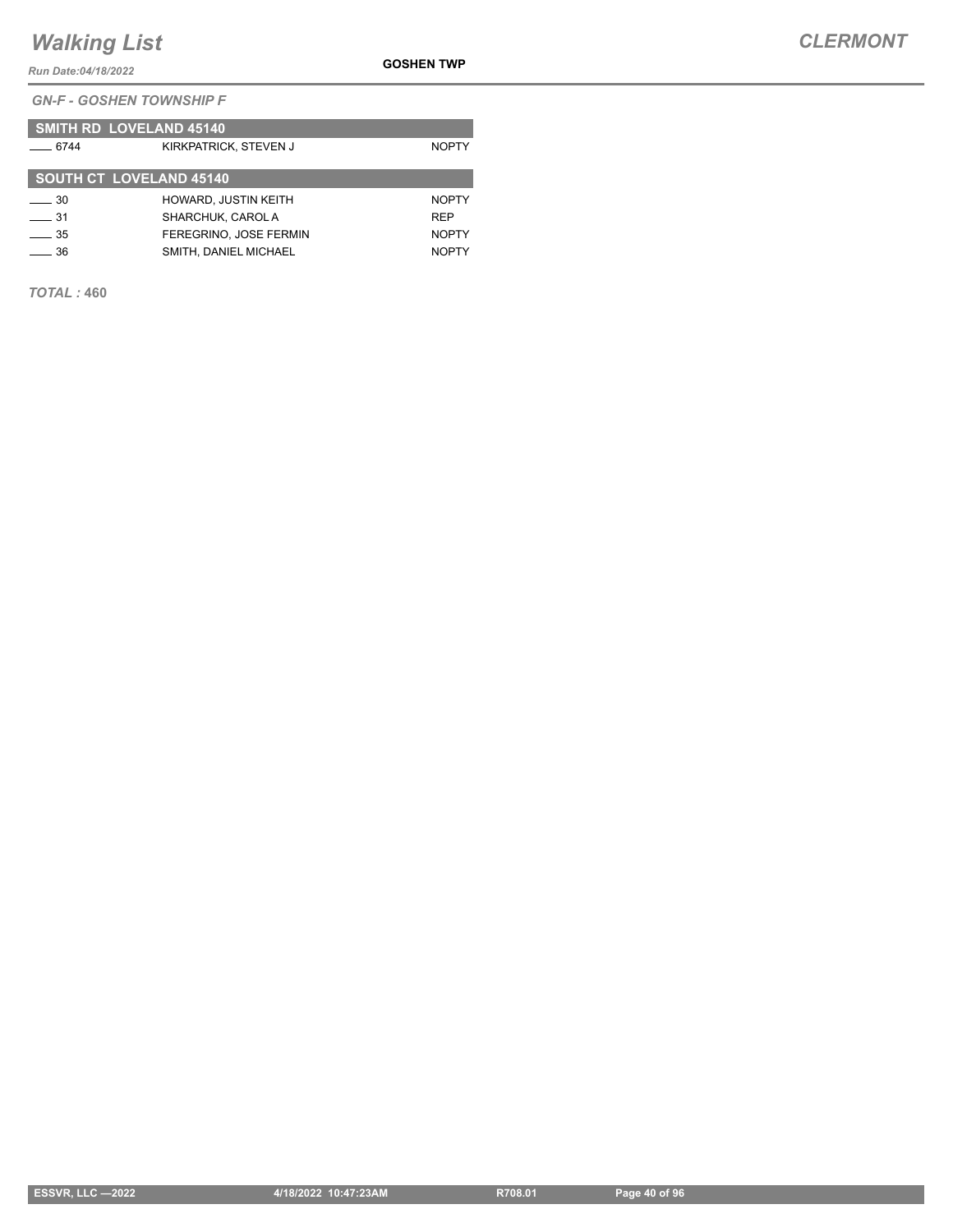*GN-F - GOSHEN TOWNSHIP F*

**SMITH RD LOVELAND 45140**

| | | |
|---|---|---|
| ____ 6744 | KIRKPATRICK, STEVEN J | NOPTY |

**SOUTH CT LOVELAND 45140**

| | | |
|---|---|---|
| ____ 30 | HOWARD, JUSTIN KEITH | NOPTY |
| ____ 31 | SHARCHUK, CAROL A | REP |
| ____ 35 | FEREGRINO, JOSE FERMIN | NOPTY |
| ____ 36 | SMITH, DANIEL MICHAEL | NOPTY |

***TOTAL :* 460**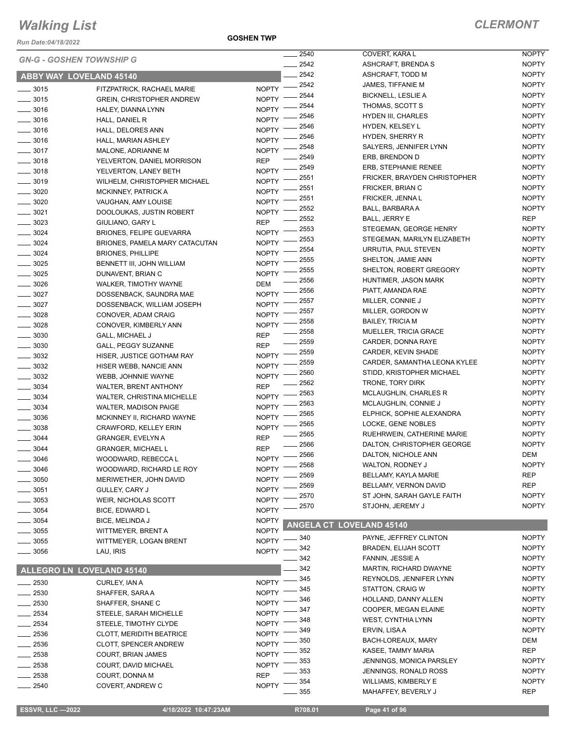# Walking List

## CLERMONT

Run Date:04/18/2022

GOSHEN TWP

### GN-G - GOSHEN TOWNSHIP G

### ABBY WAY LOVELAND 45140

| No. | Name | Party |
|---|---|---|
| 3015 | FITZPATRICK, RACHAEL MARIE | NOPTY |
| 3015 | GREIN, CHRISTOPHER ANDREW | NOPTY |
| 3016 | HALEY, DIANNA LYNN | NOPTY |
| 3016 | HALL, DANIEL R | NOPTY |
| 3016 | HALL, DELORES ANN | NOPTY |
| 3016 | HALL, MARIAN ASHLEY | NOPTY |
| 3017 | MALONE, ADRIANNE M | NOPTY |
| 3018 | YELVERTON, DANIEL MORRISON | REP |
| 3018 | YELVERTON, LANEY BETH | NOPTY |
| 3019 | WILHELM, CHRISTOPHER MICHAEL | NOPTY |
| 3020 | MCKINNEY, PATRICK A | NOPTY |
| 3020 | VAUGHAN, AMY LOUISE | NOPTY |
| 3021 | DOOLOUKAS, JUSTIN ROBERT | NOPTY |
| 3023 | GIULIANO, GARY L | REP |
| 3024 | BRIONES, FELIPE GUEVARRA | NOPTY |
| 3024 | BRIONES, PAMELA MARY CATACUTAN | NOPTY |
| 3024 | BRIONES, PHILLIPE | NOPTY |
| 3025 | BENNETT III, JOHN WILLIAM | NOPTY |
| 3025 | DUNAVENT, BRIAN C | NOPTY |
| 3026 | WALKER, TIMOTHY WAYNE | DEM |
| 3027 | DOSSENBACK, SAUNDRA MAE | NOPTY |
| 3027 | DOSSENBACK, WILLIAM JOSEPH | NOPTY |
| 3028 | CONOVER, ADAM CRAIG | NOPTY |
| 3028 | CONOVER, KIMBERLY ANN | NOPTY |
| 3030 | GALL, MICHAEL J | REP |
| 3030 | GALL, PEGGY SUZANNE | REP |
| 3032 | HISER, JUSTICE GOTHAM RAY | NOPTY |
| 3032 | HISER WEBB, NANCIE ANN | NOPTY |
| 3032 | WEBB, JOHNNIE WAYNE | NOPTY |
| 3034 | WALTER, BRENT ANTHONY | REP |
| 3034 | WALTER, CHRISTINA MICHELLE | NOPTY |
| 3034 | WALTER, MADISON PAIGE | NOPTY |
| 3036 | MCKINNEY II, RICHARD WAYNE | NOPTY |
| 3038 | CRAWFORD, KELLEY ERIN | NOPTY |
| 3044 | GRANGER, EVELYN A | REP |
| 3044 | GRANGER, MICHAEL L | REP |
| 3046 | WOODWARD, REBECCA L | NOPTY |
| 3046 | WOODWARD, RICHARD LE ROY | NOPTY |
| 3050 | MERIWETHER, JOHN DAVID | NOPTY |
| 3051 | GULLEY, CARY J | NOPTY |
| 3053 | WEIR, NICHOLAS SCOTT | NOPTY |
| 3054 | BICE, EDWARD L | NOPTY |
| 3054 | BICE, MELINDA J | NOPTY |
| 3055 | WITTMEYER, BRENT A | NOPTY |
| 3055 | WITTMEYER, LOGAN BRENT | NOPTY |
| 3056 | LAU, IRIS | NOPTY |

### ALLEGRO LN LOVELAND 45140

| No. | Name | Party |
|---|---|---|
| 2530 | CURLEY, IAN A | NOPTY |
| 2530 | SHAFFER, SARA A | NOPTY |
| 2530 | SHAFFER, SHANE C | NOPTY |
| 2534 | STEELE, SARAH MICHELLE | NOPTY |
| 2534 | STEELE, TIMOTHY CLYDE | NOPTY |
| 2536 | CLOTT, MERIDITH BEATRICE | NOPTY |
| 2536 | CLOTT, SPENCER ANDREW | NOPTY |
| 2538 | COURT, BRIAN JAMES | NOPTY |
| 2538 | COURT, DAVID MICHAEL | NOPTY |
| 2538 | COURT, DONNA M | REP |
| 2540 | COVERT, ANDREW C | NOPTY |
| 2540 | COVERT, KARA L | NOPTY |
| 2542 | ASHCRAFT, BRENDA S | NOPTY |
| 2542 | ASHCRAFT, TODD M | NOPTY |
| 2542 | JAMES, TIFFANIE M | NOPTY |
| 2544 | BICKNELL, LESLIE A | NOPTY |
| 2544 | THOMAS, SCOTT S | NOPTY |
| 2546 | HYDEN III, CHARLES | NOPTY |
| 2546 | HYDEN, KELSEY L | NOPTY |
| 2546 | HYDEN, SHERRY R | NOPTY |
| 2548 | SALYERS, JENNIFER LYNN | NOPTY |
| 2549 | ERB, BRENDON D | NOPTY |
| 2549 | ERB, STEPHANIE RENEE | NOPTY |
| 2551 | FRICKER, BRAYDEN CHRISTOPHER | NOPTY |
| 2551 | FRICKER, BRIAN C | NOPTY |
| 2551 | FRICKER, JENNA L | NOPTY |
| 2552 | BALL, BARBARA A | NOPTY |
| 2552 | BALL, JERRY E | REP |
| 2553 | STEGEMAN, GEORGE HENRY | NOPTY |
| 2553 | STEGEMAN, MARILYN ELIZABETH | NOPTY |
| 2554 | URRUTIA, PAUL STEVEN | NOPTY |
| 2555 | SHELTON, JAMIE ANN | NOPTY |
| 2555 | SHELTON, ROBERT GREGORY | NOPTY |
| 2556 | HUNTIMER, JASON MARK | NOPTY |
| 2556 | PIATT, AMANDA RAE | NOPTY |
| 2557 | MILLER, CONNIE J | NOPTY |
| 2557 | MILLER, GORDON W | NOPTY |
| 2558 | BAILEY, TRICIA M | NOPTY |
| 2558 | MUELLER, TRICIA GRACE | NOPTY |
| 2559 | CARDER, DONNA RAYE | NOPTY |
| 2559 | CARDER, KEVIN SHADE | NOPTY |
| 2559 | CARDER, SAMANTHA LEONA KYLEE | NOPTY |
| 2560 | STIDD, KRISTOPHER MICHAEL | NOPTY |
| 2562 | TRONE, TORY DIRK | NOPTY |
| 2563 | MCLAUGHLIN, CHARLES R | NOPTY |
| 2563 | MCLAUGHLIN, CONNIE J | NOPTY |
| 2565 | ELPHICK, SOPHIE ALEXANDRA | NOPTY |
| 2565 | LOCKE, GENE NOBLES | NOPTY |
| 2565 | RUEHRWEIN, CATHERINE MARIE | NOPTY |
| 2566 | DALTON, CHRISTOPHER GEORGE | NOPTY |
| 2566 | DALTON, NICHOLE ANN | DEM |
| 2568 | WALTON, RODNEY J | NOPTY |
| 2569 | BELLAMY, KAYLA MARIE | REP |
| 2569 | BELLAMY, VERNON DAVID | REP |
| 2570 | ST JOHN, SARAH GAYLE FAITH | NOPTY |
| 2570 | STJOHN, JEREMY J | NOPTY |

### ANGELA CT LOVELAND 45140

| No. | Name | Party |
|---|---|---|
| 340 | PAYNE, JEFFREY CLINTON | NOPTY |
| 342 | BRADEN, ELIJAH SCOTT | NOPTY |
| 342 | FANNIN, JESSIE A | NOPTY |
| 342 | MARTIN, RICHARD DWAYNE | NOPTY |
| 345 | REYNOLDS, JENNIFER LYNN | NOPTY |
| 345 | STATTON, CRAIG W | NOPTY |
| 346 | HOLLAND, DANNY ALLEN | NOPTY |
| 347 | COOPER, MEGAN ELAINE | NOPTY |
| 348 | WEST, CYNTHIA LYNN | NOPTY |
| 349 | ERVIN, LISA A | NOPTY |
| 350 | BACH-LOREAUX, MARY | DEM |
| 352 | KASEE, TAMMY MARIA | REP |
| 353 | JENNINGS, MONICA PARSLEY | NOPTY |
| 353 | JENNINGS, RONALD ROSS | NOPTY |
| 354 | WILLIAMS, KIMBERLY E | NOPTY |
| 355 | MAHAFFEY, BEVERLY J | REP |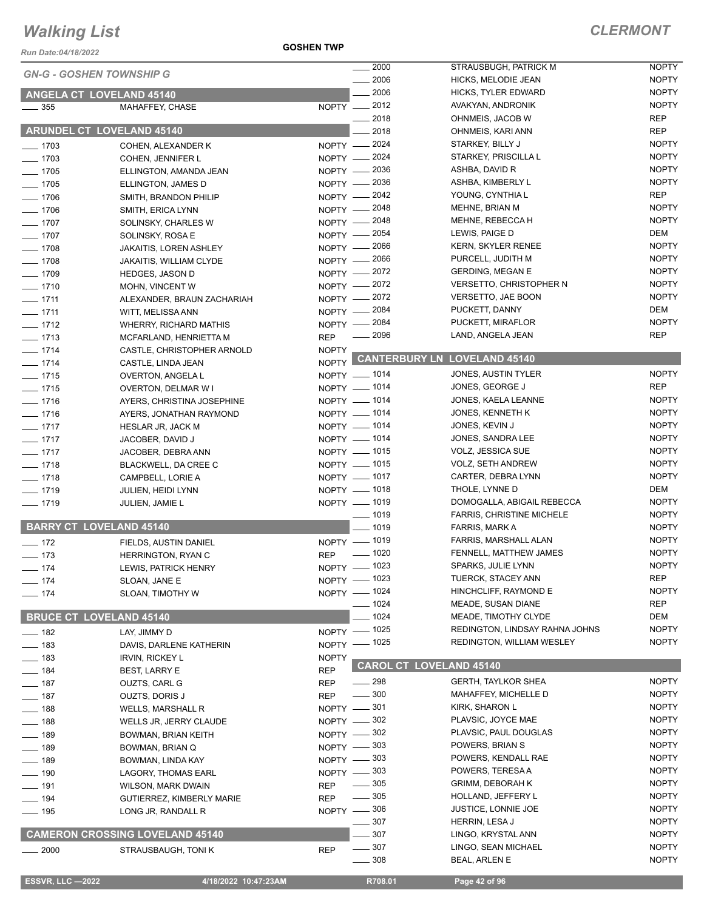# Walking List

**CLERMONT**

Run Date:04/18/2022

**GOSHEN TWP**

*GN-G - GOSHEN TOWNSHIP G*

## ANGELA CT LOVELAND 45140

| No. | Name | Party |
|---|---|---|
| 355 | MAHAFFEY, CHASE | NOPTY |

## ARUNDEL CT LOVELAND 45140

| No. | Name | Party |
|---|---|---|
| 1703 | COHEN, ALEXANDER K | NOPTY |
| 1703 | COHEN, JENNIFER L | NOPTY |
| 1705 | ELLINGTON, AMANDA JEAN | NOPTY |
| 1705 | ELLINGTON, JAMES D | NOPTY |
| 1706 | SMITH, BRANDON PHILIP | NOPTY |
| 1706 | SMITH, ERICA LYNN | NOPTY |
| 1707 | SOLINSKY, CHARLES W | NOPTY |
| 1707 | SOLINSKY, ROSA E | NOPTY |
| 1708 | JAKAITIS, LOREN ASHLEY | NOPTY |
| 1708 | JAKAITIS, WILLIAM CLYDE | NOPTY |
| 1709 | HEDGES, JASON D | NOPTY |
| 1710 | MOHN, VINCENT W | NOPTY |
| 1711 | ALEXANDER, BRAUN ZACHARIAH | NOPTY |
| 1711 | WITT, MELISSA ANN | NOPTY |
| 1712 | WHERRY, RICHARD MATHIS | NOPTY |
| 1713 | MCFARLAND, HENRIETTA M | REP |
| 1714 | CASTLE, CHRISTOPHER ARNOLD | NOPTY |
| 1714 | CASTLE, LINDA JEAN | NOPTY |
| 1715 | OVERTON, ANGELA L | NOPTY |
| 1715 | OVERTON, DELMAR W I | NOPTY |
| 1716 | AYERS, CHRISTINA JOSEPHINE | NOPTY |
| 1716 | AYERS, JONATHAN RAYMOND | NOPTY |
| 1717 | HESLAR JR, JACK M | NOPTY |
| 1717 | JACOBER, DAVID J | NOPTY |
| 1717 | JACOBER, DEBRA ANN | NOPTY |
| 1718 | BLACKWELL, DA CREE C | NOPTY |
| 1718 | CAMPBELL, LORIE A | NOPTY |
| 1719 | JULIEN, HEIDI LYNN | NOPTY |
| 1719 | JULIEN, JAMIE L | NOPTY |

## BARRY CT LOVELAND 45140

| No. | Name | Party |
|---|---|---|
| 172 | FIELDS, AUSTIN DANIEL | NOPTY |
| 173 | HERRINGTON, RYAN C | REP |
| 174 | LEWIS, PATRICK HENRY | NOPTY |
| 174 | SLOAN, JANE E | NOPTY |
| 174 | SLOAN, TIMOTHY W | NOPTY |

## BRUCE CT LOVELAND 45140

| No. | Name | Party |
|---|---|---|
| 182 | LAY, JIMMY D | NOPTY |
| 183 | DAVIS, DARLENE KATHERIN | NOPTY |
| 183 | IRVIN, RICKEY L | NOPTY |
| 184 | BEST, LARRY E | REP |
| 187 | OUZTS, CARL G | REP |
| 187 | OUZTS, DORIS J | REP |
| 188 | WELLS, MARSHALL R | NOPTY |
| 188 | WELLS JR, JERRY CLAUDE | NOPTY |
| 189 | BOWMAN, BRIAN KEITH | NOPTY |
| 189 | BOWMAN, BRIAN Q | NOPTY |
| 189 | BOWMAN, LINDA KAY | NOPTY |
| 190 | LAGORY, THOMAS EARL | NOPTY |
| 191 | WILSON, MARK DWAIN | REP |
| 194 | GUTIERREZ, KIMBERLY MARIE | REP |
| 195 | LONG JR, RANDALL R | NOPTY |

## CAMERON CROSSING LOVELAND 45140

| No. | Name | Party |
|---|---|---|
| 2000 | STRAUSBAUGH, TONI K | REP |
| 2000 | STRAUSBUGH, PATRICK M | NOPTY |
| 2006 | HICKS, MELODIE JEAN | NOPTY |
| 2006 | HICKS, TYLER EDWARD | NOPTY |
| 2012 | AVAKYAN, ANDRONIK | NOPTY |
| 2018 | OHNMEIS, JACOB W | REP |
| 2018 | OHNMEIS, KARI ANN | REP |
| 2024 | STARKEY, BILLY J | NOPTY |
| 2024 | STARKEY, PRISCILLA L | NOPTY |
| 2036 | ASHBA, DAVID R | NOPTY |
| 2036 | ASHBA, KIMBERLY L | NOPTY |
| 2042 | YOUNG, CYNTHIA L | REP |
| 2048 | MEHNE, BRIAN M | NOPTY |
| 2048 | MEHNE, REBECCA H | NOPTY |
| 2054 | LEWIS, PAIGE D | DEM |
| 2066 | KERN, SKYLER RENEE | NOPTY |
| 2066 | PURCELL, JUDITH M | NOPTY |
| 2072 | GERDING, MEGAN E | NOPTY |
| 2072 | VERSETTO, CHRISTOPHER N | NOPTY |
| 2072 | VERSETTO, JAE BOON | NOPTY |
| 2084 | PUCKETT, DANNY | DEM |
| 2084 | PUCKETT, MIRAFLOR | NOPTY |
| 2096 | LAND, ANGELA JEAN | REP |

## CANTERBURY LN LOVELAND 45140

| No. | Name | Party |
|---|---|---|
| 1014 | JONES, AUSTIN TYLER | NOPTY |
| 1014 | JONES, GEORGE J | REP |
| 1014 | JONES, KAELA LEANNE | NOPTY |
| 1014 | JONES, KENNETH K | NOPTY |
| 1014 | JONES, KEVIN J | NOPTY |
| 1014 | JONES, SANDRA LEE | NOPTY |
| 1015 | VOLZ, JESSICA SUE | NOPTY |
| 1015 | VOLZ, SETH ANDREW | NOPTY |
| 1017 | CARTER, DEBRA LYNN | NOPTY |
| 1018 | THOLE, LYNNE D | DEM |
| 1019 | DOMOGALLA, ABIGAIL REBECCA | NOPTY |
| 1019 | FARRIS, CHRISTINE MICHELE | NOPTY |
| 1019 | FARRIS, MARK A | NOPTY |
| 1019 | FARRIS, MARSHALL ALAN | NOPTY |
| 1020 | FENNELL, MATTHEW JAMES | NOPTY |
| 1023 | SPARKS, JULIE LYNN | NOPTY |
| 1023 | TUERCK, STACEY ANN | REP |
| 1024 | HINCHCLIFF, RAYMOND E | NOPTY |
| 1024 | MEADE, SUSAN DIANE | REP |
| 1024 | MEADE, TIMOTHY CLYDE | DEM |
| 1025 | REDINGTON, LINDSAY RAHNA JOHNS | NOPTY |
| 1025 | REDINGTON, WILLIAM WESLEY | NOPTY |

## CAROL CT LOVELAND 45140

| No. | Name | Party |
|---|---|---|
| 298 | GERTH, TAYLKOR SHEA | NOPTY |
| 300 | MAHAFFEY, MICHELLE D | NOPTY |
| 301 | KIRK, SHARON L | NOPTY |
| 302 | PLAVSIC, JOYCE MAE | NOPTY |
| 302 | PLAVSIC, PAUL DOUGLAS | NOPTY |
| 303 | POWERS, BRIAN S | NOPTY |
| 303 | POWERS, KENDALL RAE | NOPTY |
| 303 | POWERS, TERESA A | NOPTY |
| 305 | GRIMM, DEBORAH K | NOPTY |
| 305 | HOLLAND, JEFFERY L | NOPTY |
| 306 | JUSTICE, LONNIE JOE | NOPTY |
| 307 | HERRIN, LESA J | NOPTY |
| 307 | LINGO, KRYSTAL ANN | NOPTY |
| 307 | LINGO, SEAN MICHAEL | NOPTY |
| 308 | BEAL, ARLEN E | NOPTY |

ESSVR, LLC —2022 4/18/2022 10:47:23AM R708.01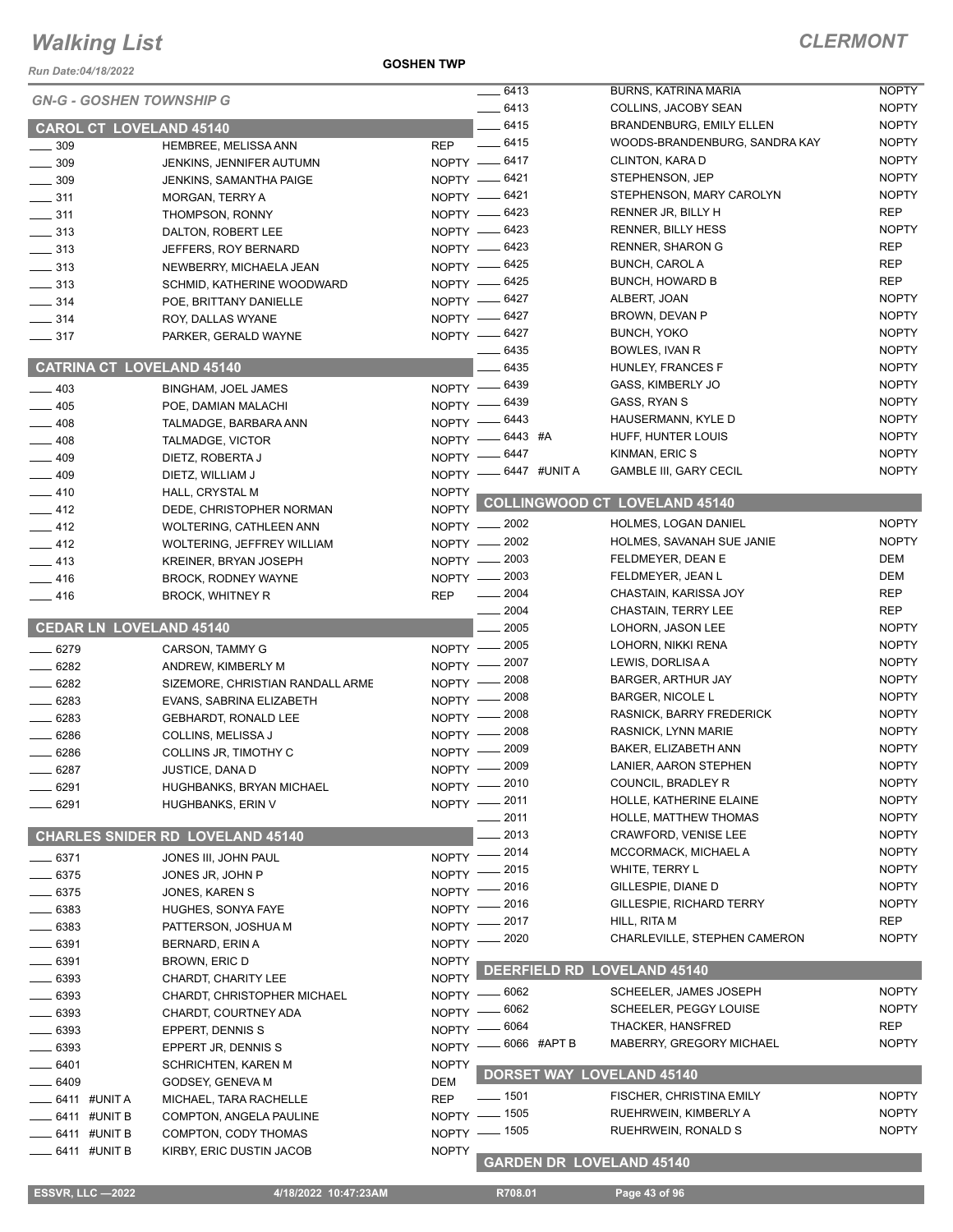# Walking List

## CLERMONT

Run Date:04/18/2022

GOSHEN TWP

*GN-G - GOSHEN TOWNSHIP G*

### CAROL CT LOVELAND 45140

| No. | Name | Party |
|---|---|---|
| 309 | HEMBREE, MELISSA ANN | REP |
| 309 | JENKINS, JENNIFER AUTUMN | NOPTY |
| 309 | JENKINS, SAMANTHA PAIGE | NOPTY |
| 311 | MORGAN, TERRY A | NOPTY |
| 311 | THOMPSON, RONNY | NOPTY |
| 313 | DALTON, ROBERT LEE | NOPTY |
| 313 | JEFFERS, ROY BERNARD | NOPTY |
| 313 | NEWBERRY, MICHAELA JEAN | NOPTY |
| 313 | SCHMID, KATHERINE WOODWARD | NOPTY |
| 314 | POE, BRITTANY DANIELLE | NOPTY |
| 314 | ROY, DALLAS WYANE | NOPTY |
| 317 | PARKER, GERALD WAYNE | NOPTY |

### CATRINA CT LOVELAND 45140

| No. | Name | Party |
|---|---|---|
| 403 | BINGHAM, JOEL JAMES | NOPTY |
| 405 | POE, DAMIAN MALACHI | NOPTY |
| 408 | TALMADGE, BARBARA ANN | NOPTY |
| 408 | TALMADGE, VICTOR | NOPTY |
| 409 | DIETZ, ROBERTA J | NOPTY |
| 409 | DIETZ, WILLIAM J | NOPTY |
| 410 | HALL, CRYSTAL M | NOPTY |
| 412 | DEDE, CHRISTOPHER NORMAN | NOPTY |
| 412 | WOLTERING, CATHLEEN ANN | NOPTY |
| 412 | WOLTERING, JEFFREY WILLIAM | NOPTY |
| 413 | KREINER, BRYAN JOSEPH | NOPTY |
| 416 | BROCK, RODNEY WAYNE | NOPTY |
| 416 | BROCK, WHITNEY R | REP |

### CEDAR LN LOVELAND 45140

| No. | Name | Party |
|---|---|---|
| 6279 | CARSON, TAMMY G | NOPTY |
| 6282 | ANDREW, KIMBERLY M | NOPTY |
| 6282 | SIZEMORE, CHRISTIAN RANDALL ARME | NOPTY |
| 6283 | EVANS, SABRINA ELIZABETH | NOPTY |
| 6283 | GEBHARDT, RONALD LEE | NOPTY |
| 6286 | COLLINS, MELISSA J | NOPTY |
| 6286 | COLLINS JR, TIMOTHY C | NOPTY |
| 6287 | JUSTICE, DANA D | NOPTY |
| 6291 | HUGHBANKS, BRYAN MICHAEL | NOPTY |
| 6291 | HUGHBANKS, ERIN V | NOPTY |

### CHARLES SNIDER RD LOVELAND 45140

| No. | Name | Party |
|---|---|---|
| 6371 | JONES III, JOHN PAUL | NOPTY |
| 6375 | JONES JR, JOHN P | NOPTY |
| 6375 | JONES, KAREN S | NOPTY |
| 6383 | HUGHES, SONYA FAYE | NOPTY |
| 6383 | PATTERSON, JOSHUA M | NOPTY |
| 6391 | BERNARD, ERIN A | NOPTY |
| 6391 | BROWN, ERIC D | NOPTY |
| 6393 | CHARDT, CHARITY LEE | NOPTY |
| 6393 | CHARDT, CHRISTOPHER MICHAEL | NOPTY |
| 6393 | CHARDT, COURTNEY ADA | NOPTY |
| 6393 | EPPERT, DENNIS S | NOPTY |
| 6393 | EPPERT JR, DENNIS S | NOPTY |
| 6401 | SCHRICHTEN, KAREN M | NOPTY |
| 6409 | GODSEY, GENEVA M | DEM |
| 6411 #UNIT A | MICHAEL, TARA RACHELLE | REP |
| 6411 #UNIT B | COMPTON, ANGELA PAULINE | NOPTY |
| 6411 #UNIT B | COMPTON, CODY THOMAS | NOPTY |
| 6411 #UNIT B | KIRBY, ERIC DUSTIN JACOB | NOPTY |
| 6413 | BURNS, KATRINA MARIA | NOPTY |
| 6413 | COLLINS, JACOBY SEAN | NOPTY |
| 6415 | BRANDENBURG, EMILY ELLEN | NOPTY |
| 6415 | WOODS-BRANDENBURG, SANDRA KAY | NOPTY |
| 6417 | CLINTON, KARA D | NOPTY |
| 6421 | STEPHENSON, JEP | NOPTY |
| 6421 | STEPHENSON, MARY CAROLYN | NOPTY |
| 6423 | RENNER JR, BILLY H | REP |
| 6423 | RENNER, BILLY HESS | NOPTY |
| 6423 | RENNER, SHARON G | REP |
| 6425 | BUNCH, CAROL A | REP |
| 6425 | BUNCH, HOWARD B | REP |
| 6427 | ALBERT, JOAN | NOPTY |
| 6427 | BROWN, DEVAN P | NOPTY |
| 6427 | BUNCH, YOKO | NOPTY |
| 6435 | BOWLES, IVAN R | NOPTY |
| 6435 | HUNLEY, FRANCES F | NOPTY |
| 6439 | GASS, KIMBERLY JO | NOPTY |
| 6439 | GASS, RYAN S | NOPTY |
| 6443 | HAUSERMANN, KYLE D | NOPTY |
| 6443 #A | HUFF, HUNTER LOUIS | NOPTY |
| 6447 | KINMAN, ERIC S | NOPTY |
| 6447 #UNIT A | GAMBLE III, GARY CECIL | NOPTY |

### COLLINGWOOD CT LOVELAND 45140

| No. | Name | Party |
|---|---|---|
| 2002 | HOLMES, LOGAN DANIEL | NOPTY |
| 2002 | HOLMES, SAVANAH SUE JANIE | NOPTY |
| 2003 | FELDMEYER, DEAN E | DEM |
| 2003 | FELDMEYER, JEAN L | DEM |
| 2004 | CHASTAIN, KARISSA JOY | REP |
| 2004 | CHASTAIN, TERRY LEE | REP |
| 2005 | LOHORN, JASON LEE | NOPTY |
| 2005 | LOHORN, NIKKI RENA | NOPTY |
| 2007 | LEWIS, DORLISA A | NOPTY |
| 2008 | BARGER, ARTHUR JAY | NOPTY |
| 2008 | BARGER, NICOLE L | NOPTY |
| 2008 | RASNICK, BARRY FREDERICK | NOPTY |
| 2008 | RASNICK, LYNN MARIE | NOPTY |
| 2009 | BAKER, ELIZABETH ANN | NOPTY |
| 2009 | LANIER, AARON STEPHEN | NOPTY |
| 2010 | COUNCIL, BRADLEY R | NOPTY |
| 2011 | HOLLE, KATHERINE ELAINE | NOPTY |
| 2011 | HOLLE, MATTHEW THOMAS | NOPTY |
| 2013 | CRAWFORD, VENISE LEE | NOPTY |
| 2014 | MCCORMACK, MICHAEL A | NOPTY |
| 2015 | WHITE, TERRY L | NOPTY |
| 2016 | GILLESPIE, DIANE D | NOPTY |
| 2016 | GILLESPIE, RICHARD TERRY | NOPTY |
| 2017 | HILL, RITA M | REP |
| 2020 | CHARLEVILLE, STEPHEN CAMERON | NOPTY |

### DEERFIELD RD LOVELAND 45140

| No. | Name | Party |
|---|---|---|
| 6062 | SCHEELER, JAMES JOSEPH | NOPTY |
| 6062 | SCHEELER, PEGGY LOUISE | NOPTY |
| 6064 | THACKER, HANSFRED | REP |
| 6066 #APT B | MABERRY, GREGORY MICHAEL | NOPTY |

### DORSET WAY LOVELAND 45140

| No. | Name | Party |
|---|---|---|
| 1501 | FISCHER, CHRISTINA EMILY | NOPTY |
| 1505 | RUEHRWEIN, KIMBERLY A | NOPTY |
| 1505 | RUEHRWEIN, RONALD S | NOPTY |

### GARDEN DR LOVELAND 45140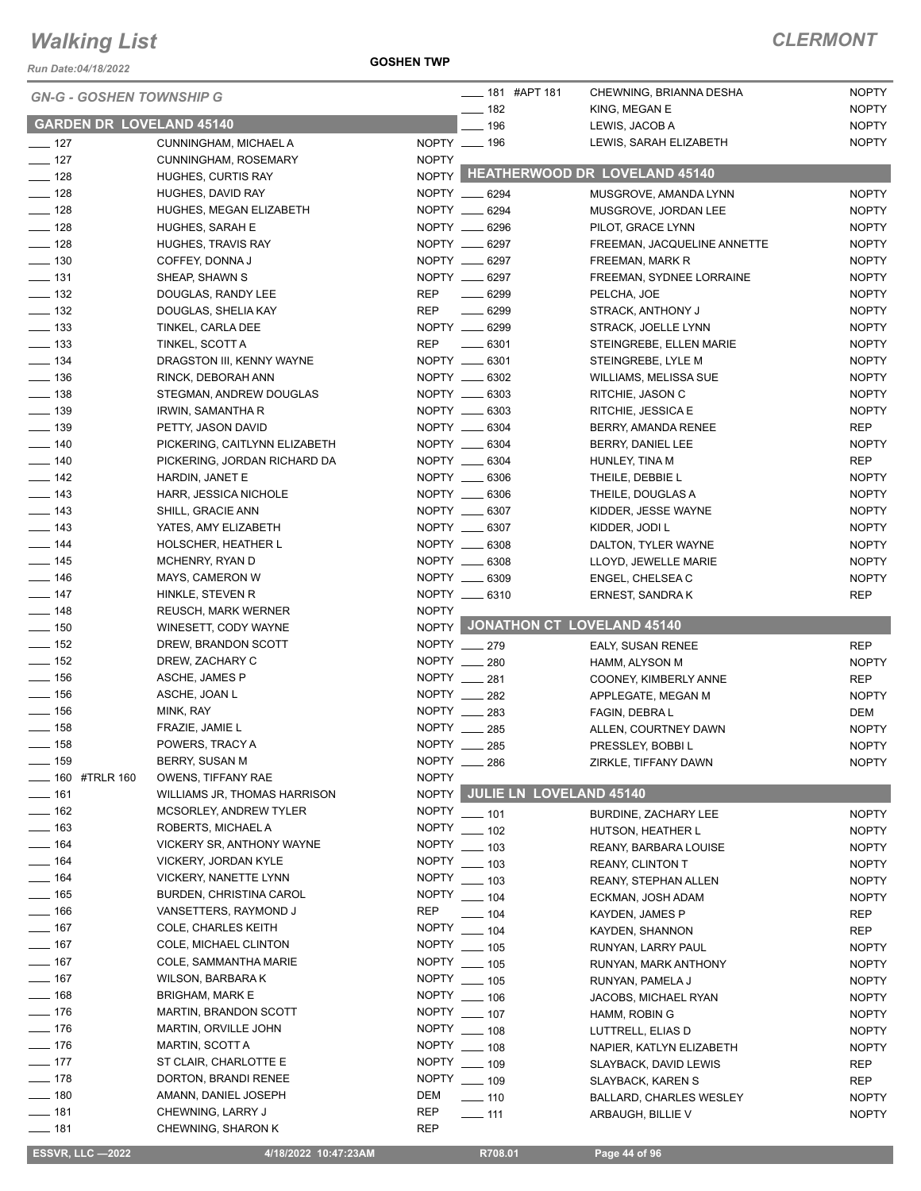# Walking List

**CLERMONT**

Run Date:04/18/2022

**GOSHEN TWP**

## GN-G - GOSHEN TOWNSHIP G

### GARDEN DR LOVELAND 45140

| No. | Name | Party |
|---|---|---|
| ___ 127 | CUNNINGHAM, MICHAEL A | NOPTY |
| ___ 127 | CUNNINGHAM, ROSEMARY | NOPTY |
| ___ 128 | HUGHES, CURTIS RAY | NOPTY |
| ___ 128 | HUGHES, DAVID RAY | NOPTY |
| ___ 128 | HUGHES, MEGAN ELIZABETH | NOPTY |
| ___ 128 | HUGHES, SARAH E | NOPTY |
| ___ 128 | HUGHES, TRAVIS RAY | NOPTY |
| ___ 130 | COFFEY, DONNA J | NOPTY |
| ___ 131 | SHEAP, SHAWN S | NOPTY |
| ___ 132 | DOUGLAS, RANDY LEE | REP |
| ___ 132 | DOUGLAS, SHELIA KAY | REP |
| ___ 133 | TINKEL, CARLA DEE | NOPTY |
| ___ 133 | TINKEL, SCOTT A | REP |
| ___ 134 | DRAGSTON III, KENNY WAYNE | NOPTY |
| ___ 136 | RINCK, DEBORAH ANN | NOPTY |
| ___ 138 | STEGMAN, ANDREW DOUGLAS | NOPTY |
| ___ 139 | IRWIN, SAMANTHA R | NOPTY |
| ___ 139 | PETTY, JASON DAVID | NOPTY |
| ___ 140 | PICKERING, CAITLYNN ELIZABETH | NOPTY |
| ___ 140 | PICKERING, JORDAN RICHARD DA | NOPTY |
| ___ 142 | HARDIN, JANET E | NOPTY |
| ___ 143 | HARR, JESSICA NICHOLE | NOPTY |
| ___ 143 | SHILL, GRACIE ANN | NOPTY |
| ___ 143 | YATES, AMY ELIZABETH | NOPTY |
| ___ 144 | HOLSCHER, HEATHER L | NOPTY |
| ___ 145 | MCHENRY, RYAN D | NOPTY |
| ___ 146 | MAYS, CAMERON W | NOPTY |
| ___ 147 | HINKLE, STEVEN R | NOPTY |
| ___ 148 | REUSCH, MARK WERNER | NOPTY |
| ___ 150 | WINESETT, CODY WAYNE | NOPTY |
| ___ 152 | DREW, BRANDON SCOTT | NOPTY |
| ___ 152 | DREW, ZACHARY C | NOPTY |
| ___ 156 | ASCHE, JAMES P | NOPTY |
| ___ 156 | ASCHE, JOAN L | NOPTY |
| ___ 156 | MINK, RAY | NOPTY |
| ___ 158 | FRAZIE, JAMIE L | NOPTY |
| ___ 158 | POWERS, TRACY A | NOPTY |
| ___ 159 | BERRY, SUSAN M | NOPTY |
| ___ 160 #TRLR 160 | OWENS, TIFFANY RAE | NOPTY |
| ___ 161 | WILLIAMS JR, THOMAS HARRISON | NOPTY |
| ___ 162 | MCSORLEY, ANDREW TYLER | NOPTY |
| ___ 163 | ROBERTS, MICHAEL A | NOPTY |
| ___ 164 | VICKERY SR, ANTHONY WAYNE | NOPTY |
| ___ 164 | VICKERY, JORDAN KYLE | NOPTY |
| ___ 164 | VICKERY, NANETTE LYNN | NOPTY |
| ___ 165 | BURDEN, CHRISTINA CAROL | NOPTY |
| ___ 166 | VANSETTERS, RAYMOND J | REP |
| ___ 167 | COLE, CHARLES KEITH | NOPTY |
| ___ 167 | COLE, MICHAEL CLINTON | NOPTY |
| ___ 167 | COLE, SAMMANTHA MARIE | NOPTY |
| ___ 167 | WILSON, BARBARA K | NOPTY |
| ___ 168 | BRIGHAM, MARK E | NOPTY |
| ___ 176 | MARTIN, BRANDON SCOTT | NOPTY |
| ___ 176 | MARTIN, ORVILLE JOHN | NOPTY |
| ___ 176 | MARTIN, SCOTT A | NOPTY |
| ___ 177 | ST CLAIR, CHARLOTTE E | NOPTY |
| ___ 178 | DORTON, BRANDI RENEE | NOPTY |
| ___ 180 | AMANN, DANIEL JOSEPH | DEM |
| ___ 181 | CHEWNING, LARRY J | REP |
| ___ 181 | CHEWNING, SHARON K | REP |
| ___ 181 #APT 181 | CHEWNING, BRIANNA DESHA | NOPTY |
| ___ 182 | KING, MEGAN E | NOPTY |
| ___ 196 | LEWIS, JACOB A | NOPTY |
| ___ 196 | LEWIS, SARAH ELIZABETH | NOPTY |

### HEATHERWOOD DR LOVELAND 45140

| No. | Name | Party |
|---|---|---|
| ___ 6294 | MUSGROVE, AMANDA LYNN | NOPTY |
| ___ 6294 | MUSGROVE, JORDAN LEE | NOPTY |
| ___ 6296 | PILOT, GRACE LYNN | NOPTY |
| ___ 6297 | FREEMAN, JACQUELINE ANNETTE | NOPTY |
| ___ 6297 | FREEMAN, MARK R | NOPTY |
| ___ 6297 | FREEMAN, SYDNEE LORRAINE | NOPTY |
| ___ 6299 | PELCHA, JOE | NOPTY |
| ___ 6299 | STRACK, ANTHONY J | NOPTY |
| ___ 6299 | STRACK, JOELLE LYNN | NOPTY |
| ___ 6301 | STEINGREBE, ELLEN MARIE | NOPTY |
| ___ 6301 | STEINGREBE, LYLE M | NOPTY |
| ___ 6302 | WILLIAMS, MELISSA SUE | NOPTY |
| ___ 6303 | RITCHIE, JASON C | NOPTY |
| ___ 6303 | RITCHIE, JESSICA E | NOPTY |
| ___ 6304 | BERRY, AMANDA RENEE | REP |
| ___ 6304 | BERRY, DANIEL LEE | NOPTY |
| ___ 6304 | HUNLEY, TINA M | REP |
| ___ 6306 | THEILE, DEBBIE L | NOPTY |
| ___ 6306 | THEILE, DOUGLAS A | NOPTY |
| ___ 6307 | KIDDER, JESSE WAYNE | NOPTY |
| ___ 6307 | KIDDER, JODI L | NOPTY |
| ___ 6308 | DALTON, TYLER WAYNE | NOPTY |
| ___ 6308 | LLOYD, JEWELLE MARIE | NOPTY |
| ___ 6309 | ENGEL, CHELSEA C | NOPTY |
| ___ 6310 | ERNEST, SANDRA K | REP |

### JONATHON CT LOVELAND 45140

| No. | Name | Party |
|---|---|---|
| ___ 279 | EALY, SUSAN RENEE | REP |
| ___ 280 | HAMM, ALYSON M | NOPTY |
| ___ 281 | COONEY, KIMBERLY ANNE | REP |
| ___ 282 | APPLEGATE, MEGAN M | NOPTY |
| ___ 283 | FAGIN, DEBRA L | DEM |
| ___ 285 | ALLEN, COURTNEY DAWN | NOPTY |
| ___ 285 | PRESSLEY, BOBBI L | NOPTY |
| ___ 286 | ZIRKLE, TIFFANY DAWN | NOPTY |

### JULIE LN LOVELAND 45140

| No. | Name | Party |
|---|---|---|
| ___ 101 | BURDINE, ZACHARY LEE | NOPTY |
| ___ 102 | HUTSON, HEATHER L | NOPTY |
| ___ 103 | REANY, BARBARA LOUISE | NOPTY |
| ___ 103 | REANY, CLINTON T | NOPTY |
| ___ 103 | REANY, STEPHAN ALLEN | NOPTY |
| ___ 104 | ECKMAN, JOSH ADAM | NOPTY |
| ___ 104 | KAYDEN, JAMES P | REP |
| ___ 104 | KAYDEN, SHANNON | REP |
| ___ 105 | RUNYAN, LARRY PAUL | NOPTY |
| ___ 105 | RUNYAN, MARK ANTHONY | NOPTY |
| ___ 105 | RUNYAN, PAMELA J | NOPTY |
| ___ 106 | JACOBS, MICHAEL RYAN | NOPTY |
| ___ 107 | HAMM, ROBIN G | NOPTY |
| ___ 108 | LUTTRELL, ELIAS D | NOPTY |
| ___ 108 | NAPIER, KATLYN ELIZABETH | NOPTY |
| ___ 109 | SLAYBACK, DAVID LEWIS | REP |
| ___ 109 | SLAYBACK, KAREN S | REP |
| ___ 110 | BALLARD, CHARLES WESLEY | NOPTY |
| ___ 111 | ARBAUGH, BILLIE V | NOPTY |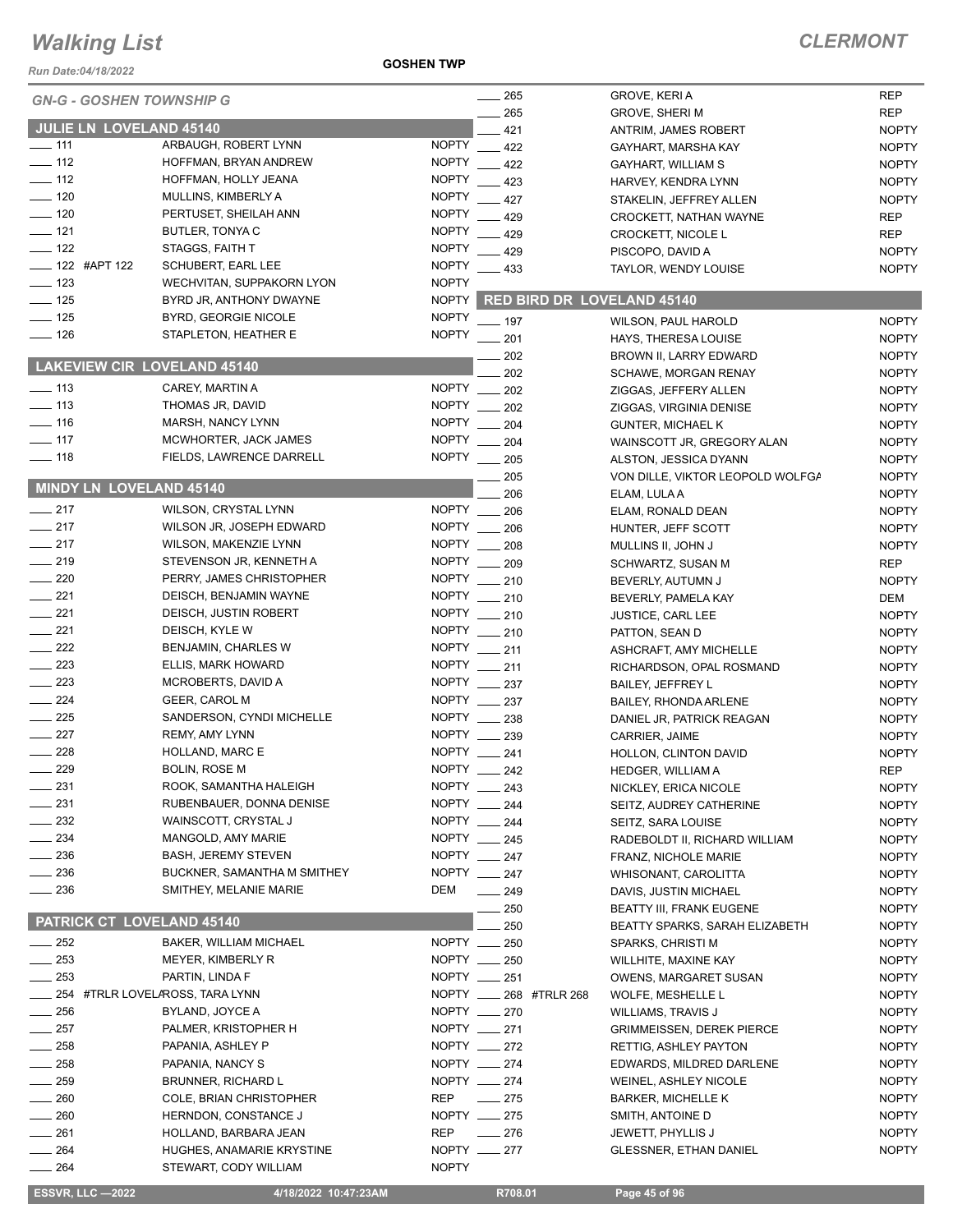# Walking List

## CLERMONT

GOSHEN TWP

Run Date:04/18/2022

### GN-G - GOSHEN TOWNSHIP G

#### JULIE LN LOVELAND 45140

| No. | Name | Party |
|---|---|---|
| ____ 111 | ARBAUGH, ROBERT LYNN | NOPTY |
| ____ 112 | HOFFMAN, BRYAN ANDREW | NOPTY |
| ____ 112 | HOFFMAN, HOLLY JEANA | NOPTY |
| ____ 120 | MULLINS, KIMBERLY A | NOPTY |
| ____ 120 | PERTUSET, SHEILAH ANN | NOPTY |
| ____ 121 | BUTLER, TONYA C | NOPTY |
| ____ 122 | STAGGS, FAITH T | NOPTY |
| ____ 122 #APT 122 | SCHUBERT, EARL LEE | NOPTY |
| ____ 123 | WECHVITAN, SUPPAKORN LYON | NOPTY |
| ____ 125 | BYRD JR, ANTHONY DWAYNE | NOPTY |
| ____ 125 | BYRD, GEORGIE NICOLE | NOPTY |
| ____ 126 | STAPLETON, HEATHER E | NOPTY |

#### LAKEVIEW CIR LOVELAND 45140

| No. | Name | Party |
|---|---|---|
| ____ 113 | CAREY, MARTIN A | NOPTY |
| ____ 113 | THOMAS JR, DAVID | NOPTY |
| ____ 116 | MARSH, NANCY LYNN | NOPTY |
| ____ 117 | MCWHORTER, JACK JAMES | NOPTY |
| ____ 118 | FIELDS, LAWRENCE DARRELL | NOPTY |

#### MINDY LN LOVELAND 45140

| No. | Name | Party |
|---|---|---|
| ____ 217 | WILSON, CRYSTAL LYNN | NOPTY |
| ____ 217 | WILSON JR, JOSEPH EDWARD | NOPTY |
| ____ 217 | WILSON, MAKENZIE LYNN | NOPTY |
| ____ 219 | STEVENSON JR, KENNETH A | NOPTY |
| ____ 220 | PERRY, JAMES CHRISTOPHER | NOPTY |
| ____ 221 | DEISCH, BENJAMIN WAYNE | NOPTY |
| ____ 221 | DEISCH, JUSTIN ROBERT | NOPTY |
| ____ 221 | DEISCH, KYLE W | NOPTY |
| ____ 222 | BENJAMIN, CHARLES W | NOPTY |
| ____ 223 | ELLIS, MARK HOWARD | NOPTY |
| ____ 223 | MCROBERTS, DAVID A | NOPTY |
| ____ 224 | GEER, CAROL M | NOPTY |
| ____ 225 | SANDERSON, CYNDI MICHELLE | NOPTY |
| ____ 227 | REMY, AMY LYNN | NOPTY |
| ____ 228 | HOLLAND, MARC E | NOPTY |
| ____ 229 | BOLIN, ROSE M | NOPTY |
| ____ 231 | ROOK, SAMANTHA HALEIGH | NOPTY |
| ____ 231 | RUBENBAUER, DONNA DENISE | NOPTY |
| ____ 232 | WAINSCOTT, CRYSTAL J | NOPTY |
| ____ 234 | MANGOLD, AMY MARIE | NOPTY |
| ____ 236 | BASH, JEREMY STEVEN | NOPTY |
| ____ 236 | BUCKNER, SAMANTHA M SMITHEY | NOPTY |
| ____ 236 | SMITHEY, MELANIE MARIE | DEM |

#### PATRICK CT LOVELAND 45140

| No. | Name | Party |
|---|---|---|
| ____ 252 | BAKER, WILLIAM MICHAEL | NOPTY |
| ____ 253 | MEYER, KIMBERLY R | NOPTY |
| ____ 253 | PARTIN, LINDA F | NOPTY |
| ____ 254 #TRLR LOVELA | ROSS, TARA LYNN | NOPTY |
| ____ 256 | BYLAND, JOYCE A | NOPTY |
| ____ 257 | PALMER, KRISTOPHER H | NOPTY |
| ____ 258 | PAPANIA, ASHLEY P | NOPTY |
| ____ 258 | PAPANIA, NANCY S | NOPTY |
| ____ 259 | BRUNNER, RICHARD L | NOPTY |
| ____ 260 | COLE, BRIAN CHRISTOPHER | REP |
| ____ 260 | HERNDON, CONSTANCE J | NOPTY |
| ____ 261 | HOLLAND, BARBARA JEAN | REP |
| ____ 264 | HUGHES, ANAMARIE KRYSTINE | NOPTY |
| ____ 264 | STEWART, CODY WILLIAM | NOPTY |
| ____ 265 | GROVE, KERI A | REP |
| ____ 265 | GROVE, SHERI M | REP |
| ____ 421 | ANTRIM, JAMES ROBERT | NOPTY |
| ____ 422 | GAYHART, MARSHA KAY | NOPTY |
| ____ 422 | GAYHART, WILLIAM S | NOPTY |
| ____ 423 | HARVEY, KENDRA LYNN | NOPTY |
| ____ 427 | STAKELIN, JEFFREY ALLEN | NOPTY |
| ____ 429 | CROCKETT, NATHAN WAYNE | REP |
| ____ 429 | CROCKETT, NICOLE L | REP |
| ____ 429 | PISCOPO, DAVID A | NOPTY |
| ____ 433 | TAYLOR, WENDY LOUISE | NOPTY |

#### RED BIRD DR LOVELAND 45140

| No. | Name | Party |
|---|---|---|
| ____ 197 | WILSON, PAUL HAROLD | NOPTY |
| ____ 201 | HAYS, THERESA LOUISE | NOPTY |
| ____ 202 | BROWN II, LARRY EDWARD | NOPTY |
| ____ 202 | SCHAWE, MORGAN RENAY | NOPTY |
| ____ 202 | ZIGGAS, JEFFERY ALLEN | NOPTY |
| ____ 202 | ZIGGAS, VIRGINIA DENISE | NOPTY |
| ____ 204 | GUNTER, MICHAEL K | NOPTY |
| ____ 204 | WAINSCOTT JR, GREGORY ALAN | NOPTY |
| ____ 205 | ALSTON, JESSICA DYANN | NOPTY |
| ____ 205 | VON DILLE, VIKTOR LEOPOLD WOLFGA | NOPTY |
| ____ 206 | ELAM, LULA A | NOPTY |
| ____ 206 | ELAM, RONALD DEAN | NOPTY |
| ____ 206 | HUNTER, JEFF SCOTT | NOPTY |
| ____ 208 | MULLINS II, JOHN J | NOPTY |
| ____ 209 | SCHWARTZ, SUSAN M | REP |
| ____ 210 | BEVERLY, AUTUMN J | NOPTY |
| ____ 210 | BEVERLY, PAMELA KAY | DEM |
| ____ 210 | JUSTICE, CARL LEE | NOPTY |
| ____ 210 | PATTON, SEAN D | NOPTY |
| ____ 211 | ASHCRAFT, AMY MICHELLE | NOPTY |
| ____ 211 | RICHARDSON, OPAL ROSMAND | NOPTY |
| ____ 237 | BAILEY, JEFFREY L | NOPTY |
| ____ 237 | BAILEY, RHONDA ARLENE | NOPTY |
| ____ 238 | DANIEL JR, PATRICK REAGAN | NOPTY |
| ____ 239 | CARRIER, JAIME | NOPTY |
| ____ 241 | HOLLON, CLINTON DAVID | NOPTY |
| ____ 242 | HEDGER, WILLIAM A | REP |
| ____ 243 | NICKLEY, ERICA NICOLE | NOPTY |
| ____ 244 | SEITZ, AUDREY CATHERINE | NOPTY |
| ____ 244 | SEITZ, SARA LOUISE | NOPTY |
| ____ 245 | RADEBOLDT II, RICHARD WILLIAM | NOPTY |
| ____ 247 | FRANZ, NICHOLE MARIE | NOPTY |
| ____ 247 | WHISONANT, CAROLITTA | NOPTY |
| ____ 249 | DAVIS, JUSTIN MICHAEL | NOPTY |
| ____ 250 | BEATTY III, FRANK EUGENE | NOPTY |
| ____ 250 | BEATTY SPARKS, SARAH ELIZABETH | NOPTY |
| ____ 250 | SPARKS, CHRISTI M | NOPTY |
| ____ 250 | WILLHITE, MAXINE KAY | NOPTY |
| ____ 251 | OWENS, MARGARET SUSAN | NOPTY |
| ____ 268 #TRLR 268 | WOLFE, MESHELLE L | NOPTY |
| ____ 270 | WILLIAMS, TRAVIS J | NOPTY |
| ____ 271 | GRIMMEISSEN, DEREK PIERCE | NOPTY |
| ____ 272 | RETTIG, ASHLEY PAYTON | NOPTY |
| ____ 274 | EDWARDS, MILDRED DARLENE | NOPTY |
| ____ 274 | WEINEL, ASHLEY NICOLE | NOPTY |
| ____ 275 | BARKER, MICHELLE K | NOPTY |
| ____ 275 | SMITH, ANTOINE D | NOPTY |
| ____ 276 | JEWETT, PHYLLIS J | NOPTY |
| ____ 277 | GLESSNER, ETHAN DANIEL | NOPTY |

ESSVR, LLC —2022 | 4/18/2022 10:47:23AM | R708.01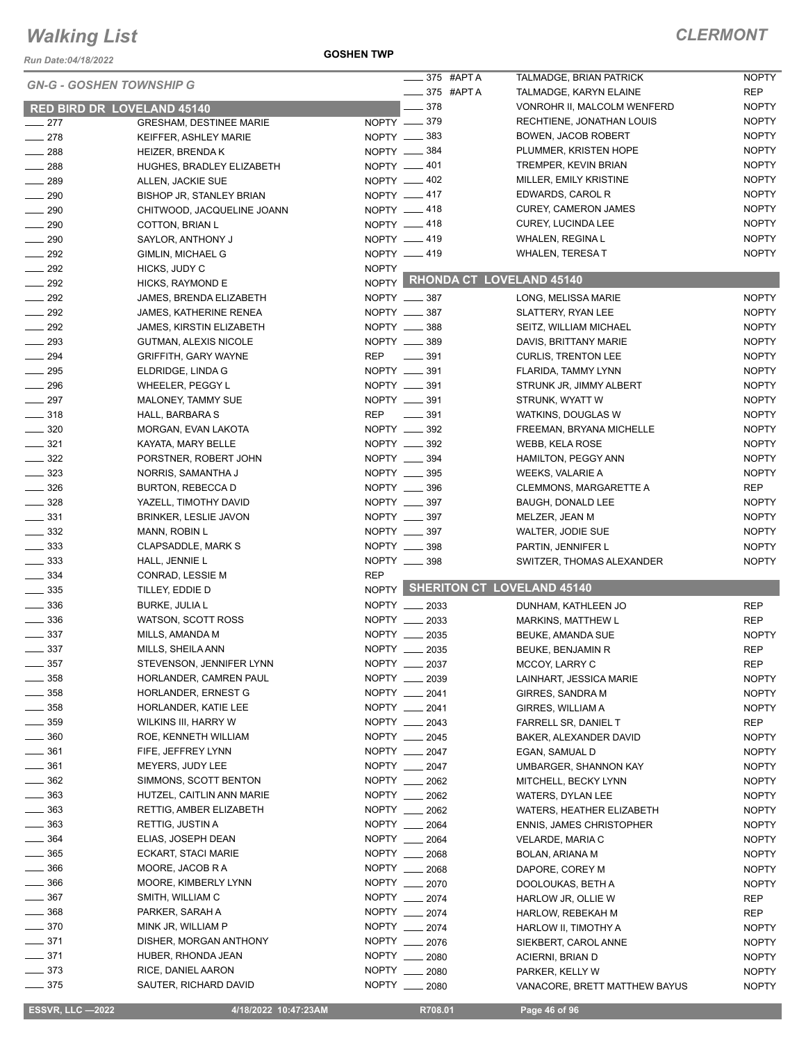# Walking List

## CLERMONT

Run Date:04/18/2022

GOSHEN TWP

### GN-G - GOSHEN TOWNSHIP G

#### RED BIRD DR LOVELAND 45140

| No. | Name | Party |
|---|---|---|
| 277 | GRESHAM, DESTINEE MARIE | NOPTY |
| 278 | KEIFFER, ASHLEY MARIE | NOPTY |
| 288 | HEIZER, BRENDA K | NOPTY |
| 288 | HUGHES, BRADLEY ELIZABETH | NOPTY |
| 289 | ALLEN, JACKIE SUE | NOPTY |
| 290 | BISHOP JR, STANLEY BRIAN | NOPTY |
| 290 | CHITWOOD, JACQUELINE JOANN | NOPTY |
| 290 | COTTON, BRIAN L | NOPTY |
| 290 | SAYLOR, ANTHONY J | NOPTY |
| 292 | GIMLIN, MICHAEL G | NOPTY |
| 292 | HICKS, JUDY C | NOPTY |
| 292 | HICKS, RAYMOND E | NOPTY |
| 292 | JAMES, BRENDA ELIZABETH | NOPTY |
| 292 | JAMES, KATHERINE RENEA | NOPTY |
| 292 | JAMES, KIRSTIN ELIZABETH | NOPTY |
| 293 | GUTMAN, ALEXIS NICOLE | NOPTY |
| 294 | GRIFFITH, GARY WAYNE | REP |
| 295 | ELDRIDGE, LINDA G | NOPTY |
| 296 | WHEELER, PEGGY L | NOPTY |
| 297 | MALONEY, TAMMY SUE | NOPTY |
| 318 | HALL, BARBARA S | REP |
| 320 | MORGAN, EVAN LAKOTA | NOPTY |
| 321 | KAYATA, MARY BELLE | NOPTY |
| 322 | PORSTNER, ROBERT JOHN | NOPTY |
| 323 | NORRIS, SAMANTHA J | NOPTY |
| 326 | BURTON, REBECCA D | NOPTY |
| 328 | YAZELL, TIMOTHY DAVID | NOPTY |
| 331 | BRINKER, LESLIE JAVON | NOPTY |
| 332 | MANN, ROBIN L | NOPTY |
| 333 | CLAPSADDLE, MARK S | NOPTY |
| 333 | HALL, JENNIE L | NOPTY |
| 334 | CONRAD, LESSIE M | REP |
| 335 | TILLEY, EDDIE D | NOPTY |
| 336 | BURKE, JULIA L | NOPTY |
| 336 | WATSON, SCOTT ROSS | NOPTY |
| 337 | MILLS, AMANDA M | NOPTY |
| 337 | MILLS, SHEILA ANN | NOPTY |
| 357 | STEVENSON, JENNIFER LYNN | NOPTY |
| 358 | HORLANDER, CAMREN PAUL | NOPTY |
| 358 | HORLANDER, ERNEST G | NOPTY |
| 358 | HORLANDER, KATIE LEE | NOPTY |
| 359 | WILKINS III, HARRY W | NOPTY |
| 360 | ROE, KENNETH WILLIAM | NOPTY |
| 361 | FIFE, JEFFREY LYNN | NOPTY |
| 361 | MEYERS, JUDY LEE | NOPTY |
| 362 | SIMMONS, SCOTT BENTON | NOPTY |
| 363 | HUTZEL, CAITLIN ANN MARIE | NOPTY |
| 363 | RETTIG, AMBER ELIZABETH | NOPTY |
| 363 | RETTIG, JUSTIN A | NOPTY |
| 364 | ELIAS, JOSEPH DEAN | NOPTY |
| 365 | ECKART, STACI MARIE | NOPTY |
| 366 | MOORE, JACOB R A | NOPTY |
| 366 | MOORE, KIMBERLY LYNN | NOPTY |
| 367 | SMITH, WILLIAM C | NOPTY |
| 368 | PARKER, SARAH A | NOPTY |
| 370 | MINK JR, WILLIAM P | NOPTY |
| 371 | DISHER, MORGAN ANTHONY | NOPTY |
| 371 | HUBER, RHONDA JEAN | NOPTY |
| 373 | RICE, DANIEL AARON | NOPTY |
| 375 | SAUTER, RICHARD DAVID | NOPTY |
| 375 #APT A | TALMADGE, BRIAN PATRICK | NOPTY |
| 375 #APT A | TALMADGE, KARYN ELAINE | REP |
| 378 | VONROHR II, MALCOLM WENFERD | NOPTY |
| 379 | RECHTIENE, JONATHAN LOUIS | NOPTY |
| 383 | BOWEN, JACOB ROBERT | NOPTY |
| 384 | PLUMMER, KRISTEN HOPE | NOPTY |
| 401 | TREMPER, KEVIN BRIAN | NOPTY |
| 402 | MILLER, EMILY KRISTINE | NOPTY |
| 417 | EDWARDS, CAROL R | NOPTY |
| 418 | CUREY, CAMERON JAMES | NOPTY |
| 418 | CUREY, LUCINDA LEE | NOPTY |
| 419 | WHALEN, REGINA L | NOPTY |
| 419 | WHALEN, TERESA T | NOPTY |

#### RHONDA CT LOVELAND 45140

| No. | Name | Party |
|---|---|---|
| 387 | LONG, MELISSA MARIE | NOPTY |
| 387 | SLATTERY, RYAN LEE | NOPTY |
| 388 | SEITZ, WILLIAM MICHAEL | NOPTY |
| 389 | DAVIS, BRITTANY MARIE | NOPTY |
| 391 | CURLIS, TRENTON LEE | NOPTY |
| 391 | FLARIDA, TAMMY LYNN | NOPTY |
| 391 | STRUNK JR, JIMMY ALBERT | NOPTY |
| 391 | STRUNK, WYATT W | NOPTY |
| 391 | WATKINS, DOUGLAS W | NOPTY |
| 392 | FREEMAN, BRYANA MICHELLE | NOPTY |
| 392 | WEBB, KELA ROSE | NOPTY |
| 394 | HAMILTON, PEGGY ANN | NOPTY |
| 395 | WEEKS, VALARIE A | NOPTY |
| 396 | CLEMMONS, MARGARETTE A | REP |
| 397 | BAUGH, DONALD LEE | NOPTY |
| 397 | MELZER, JEAN M | NOPTY |
| 397 | WALTER, JODIE SUE | NOPTY |
| 398 | PARTIN, JENNIFER L | NOPTY |
| 398 | SWITZER, THOMAS ALEXANDER | NOPTY |

#### SHERITON CT LOVELAND 45140

| No. | Name | Party |
|---|---|---|
| 2033 | DUNHAM, KATHLEEN JO | REP |
| 2033 | MARKINS, MATTHEW L | REP |
| 2035 | BEUKE, AMANDA SUE | NOPTY |
| 2035 | BEUKE, BENJAMIN R | REP |
| 2037 | MCCOY, LARRY C | REP |
| 2039 | LAINHART, JESSICA MARIE | NOPTY |
| 2041 | GIRRES, SANDRA M | NOPTY |
| 2041 | GIRRES, WILLIAM A | NOPTY |
| 2043 | FARRELL SR, DANIEL T | REP |
| 2045 | BAKER, ALEXANDER DAVID | NOPTY |
| 2047 | EGAN, SAMUAL D | NOPTY |
| 2047 | UMBARGER, SHANNON KAY | NOPTY |
| 2062 | MITCHELL, BECKY LYNN | NOPTY |
| 2062 | WATERS, DYLAN LEE | NOPTY |
| 2062 | WATERS, HEATHER ELIZABETH | NOPTY |
| 2064 | ENNIS, JAMES CHRISTOPHER | NOPTY |
| 2064 | VELARDE, MARIA C | NOPTY |
| 2068 | BOLAN, ARIANA M | NOPTY |
| 2068 | DAPORE, COREY M | NOPTY |
| 2070 | DOOLOUKAS, BETH A | NOPTY |
| 2074 | HARLOW JR, OLLIE W | REP |
| 2074 | HARLOW, REBEKAH M | REP |
| 2074 | HARLOW II, TIMOTHY A | NOPTY |
| 2076 | SIEKBERT, CAROL ANNE | NOPTY |
| 2080 | ACIERNI, BRIAN D | NOPTY |
| 2080 | PARKER, KELLY W | NOPTY |
| 2080 | VANACORE, BRETT MATTHEW BAYUS | NOPTY |

ESSVR, LLC —2022 | 4/18/2022 10:47:23AM | R708.01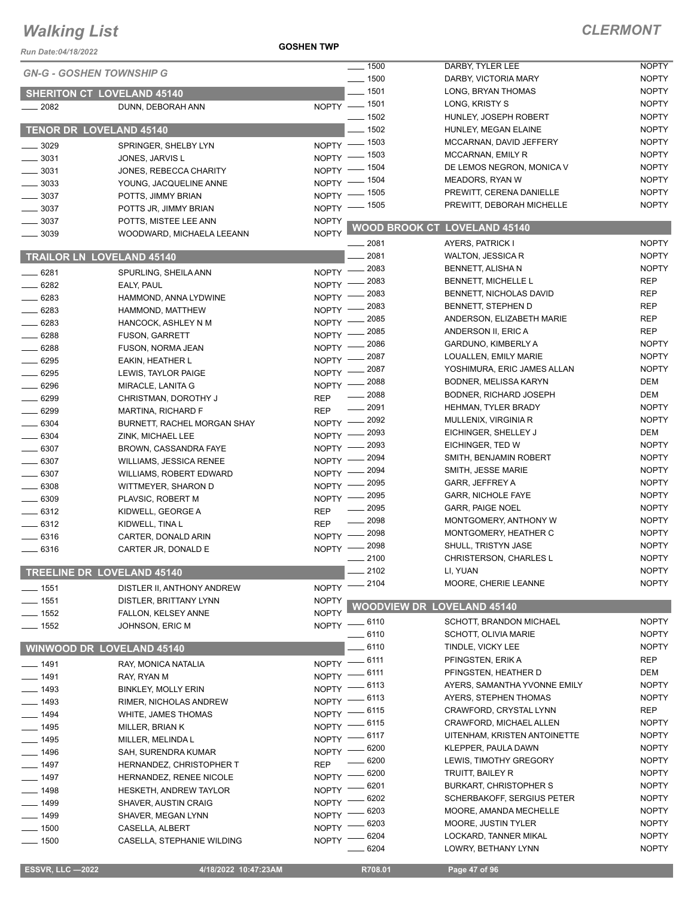# Walking List

**CLERMONT**

**GOSHEN TWP**

*Run Date:04/18/2022*

*GN-G - GOSHEN TOWNSHIP G*

## SHERITON CT LOVELAND 45140

| No. | Name | Party |
|---|---|---|
| 2082 | DUNN, DEBORAH ANN | NOPTY |

## TENOR DR LOVELAND 45140

| No. | Name | Party |
|---|---|---|
| 3029 | SPRINGER, SHELBY LYN | NOPTY |
| 3031 | JONES, JARVIS L | NOPTY |
| 3031 | JONES, REBECCA CHARITY | NOPTY |
| 3033 | YOUNG, JACQUELINE ANNE | NOPTY |
| 3037 | POTTS, JIMMY BRIAN | NOPTY |
| 3037 | POTTS JR, JIMMY BRIAN | NOPTY |
| 3037 | POTTS, MISTEE LEE ANN | NOPTY |
| 3039 | WOODWARD, MICHAELA LEEANN | NOPTY |

## TRAILOR LN LOVELAND 45140

| No. | Name | Party |
|---|---|---|
| 6281 | SPURLING, SHEILA ANN | NOPTY |
| 6282 | EALY, PAUL | NOPTY |
| 6283 | HAMMOND, ANNA LYDWINE | NOPTY |
| 6283 | HAMMOND, MATTHEW | NOPTY |
| 6283 | HANCOCK, ASHLEY N M | NOPTY |
| 6288 | FUSON, GARRETT | NOPTY |
| 6288 | FUSON, NORMA JEAN | NOPTY |
| 6295 | EAKIN, HEATHER L | NOPTY |
| 6295 | LEWIS, TAYLOR PAIGE | NOPTY |
| 6296 | MIRACLE, LANITA G | NOPTY |
| 6299 | CHRISTMAN, DOROTHY J | REP |
| 6299 | MARTINA, RICHARD F | REP |
| 6304 | BURNETT, RACHEL MORGAN SHAY | NOPTY |
| 6304 | ZINK, MICHAEL LEE | NOPTY |
| 6307 | BROWN, CASSANDRA FAYE | NOPTY |
| 6307 | WILLIAMS, JESSICA RENEE | NOPTY |
| 6307 | WILLIAMS, ROBERT EDWARD | NOPTY |
| 6308 | WITTMEYER, SHARON D | NOPTY |
| 6309 | PLAVSIC, ROBERT M | NOPTY |
| 6312 | KIDWELL, GEORGE A | REP |
| 6312 | KIDWELL, TINA L | REP |
| 6316 | CARTER, DONALD ARIN | NOPTY |
| 6316 | CARTER JR, DONALD E | NOPTY |

## TREELINE DR LOVELAND 45140

| No. | Name | Party |
|---|---|---|
| 1551 | DISTLER II, ANTHONY ANDREW | NOPTY |
| 1551 | DISTLER, BRITTANY LYNN | NOPTY |
| 1552 | FALLON, KELSEY ANNE | NOPTY |
| 1552 | JOHNSON, ERIC M | NOPTY |

## WINWOOD DR LOVELAND 45140

| No. | Name | Party |
|---|---|---|
| 1491 | RAY, MONICA NATALIA | NOPTY |
| 1491 | RAY, RYAN M | NOPTY |
| 1493 | BINKLEY, MOLLY ERIN | NOPTY |
| 1493 | RIMER, NICHOLAS ANDREW | NOPTY |
| 1494 | WHITE, JAMES THOMAS | NOPTY |
| 1495 | MILLER, BRIAN K | NOPTY |
| 1495 | MILLER, MELINDA L | NOPTY |
| 1496 | SAH, SURENDRA KUMAR | NOPTY |
| 1497 | HERNANDEZ, CHRISTOPHER T | REP |
| 1497 | HERNANDEZ, RENEE NICOLE | NOPTY |
| 1498 | HESKETH, ANDREW TAYLOR | NOPTY |
| 1499 | SHAVER, AUSTIN CRAIG | NOPTY |
| 1499 | SHAVER, MEGAN LYNN | NOPTY |
| 1500 | CASELLA, ALBERT | NOPTY |
| 1500 | CASELLA, STEPHANIE WILDING | NOPTY |
| 1500 | DARBY, TYLER LEE | NOPTY |
| 1500 | DARBY, VICTORIA MARY | NOPTY |
| 1501 | LONG, BRYAN THOMAS | NOPTY |
| 1501 | LONG, KRISTY S | NOPTY |
| 1502 | HUNLEY, JOSEPH ROBERT | NOPTY |
| 1502 | HUNLEY, MEGAN ELAINE | NOPTY |
| 1503 | MCCARNAN, DAVID JEFFERY | NOPTY |
| 1503 | MCCARNAN, EMILY R | NOPTY |
| 1504 | DE LEMOS NEGRON, MONICA V | NOPTY |
| 1504 | MEADORS, RYAN W | NOPTY |
| 1505 | PREWITT, CERENA DANIELLE | NOPTY |
| 1505 | PREWITT, DEBORAH MICHELLE | NOPTY |

## WOOD BROOK CT LOVELAND 45140

| No. | Name | Party |
|---|---|---|
| 2081 | AYERS, PATRICK I | NOPTY |
| 2081 | WALTON, JESSICA R | NOPTY |
| 2083 | BENNETT, ALISHA N | NOPTY |
| 2083 | BENNETT, MICHELLE L | REP |
| 2083 | BENNETT, NICHOLAS DAVID | REP |
| 2083 | BENNETT, STEPHEN D | REP |
| 2085 | ANDERSON, ELIZABETH MARIE | REP |
| 2085 | ANDERSON II, ERIC A | REP |
| 2086 | GARDUNO, KIMBERLY A | NOPTY |
| 2087 | LOUALLEN, EMILY MARIE | NOPTY |
| 2087 | YOSHIMURA, ERIC JAMES ALLAN | NOPTY |
| 2088 | BODNER, MELISSA KARYN | DEM |
| 2088 | BODNER, RICHARD JOSEPH | DEM |
| 2091 | HEHMAN, TYLER BRADY | NOPTY |
| 2092 | MULLENIX, VIRGINIA R | NOPTY |
| 2093 | EICHINGER, SHELLEY J | DEM |
| 2093 | EICHINGER, TED W | NOPTY |
| 2094 | SMITH, BENJAMIN ROBERT | NOPTY |
| 2094 | SMITH, JESSE MARIE | NOPTY |
| 2095 | GARR, JEFFREY A | NOPTY |
| 2095 | GARR, NICHOLE FAYE | NOPTY |
| 2095 | GARR, PAIGE NOEL | NOPTY |
| 2098 | MONTGOMERY, ANTHONY W | NOPTY |
| 2098 | MONTGOMERY, HEATHER C | NOPTY |
| 2098 | SHULL, TRISTYN JASE | NOPTY |
| 2100 | CHRISTERSON, CHARLES L | NOPTY |
| 2102 | LI, YUAN | NOPTY |
| 2104 | MOORE, CHERIE LEANNE | NOPTY |

## WOODVIEW DR LOVELAND 45140

| No. | Name | Party |
|---|---|---|
| 6110 | SCHOTT, BRANDON MICHAEL | NOPTY |
| 6110 | SCHOTT, OLIVIA MARIE | NOPTY |
| 6110 | TINDLE, VICKY LEE | NOPTY |
| 6111 | PFINGSTEN, ERIK A | REP |
| 6111 | PFINGSTEN, HEATHER D | DEM |
| 6113 | AYERS, SAMANTHA YVONNE EMILY | NOPTY |
| 6113 | AYERS, STEPHEN THOMAS | NOPTY |
| 6115 | CRAWFORD, CRYSTAL LYNN | REP |
| 6115 | CRAWFORD, MICHAEL ALLEN | NOPTY |
| 6117 | UITENHAM, KRISTEN ANTOINETTE | NOPTY |
| 6200 | KLEPPER, PAULA DAWN | NOPTY |
| 6200 | LEWIS, TIMOTHY GREGORY | NOPTY |
| 6200 | TRUITT, BAILEY R | NOPTY |
| 6201 | BURKART, CHRISTOPHER S | NOPTY |
| 6202 | SCHERBAKOFF, SERGIUS PETER | NOPTY |
| 6203 | MOORE, AMANDA MECHELLE | NOPTY |
| 6203 | MOORE, JUSTIN TYLER | NOPTY |
| 6204 | LOCKARD, TANNER MIKAL | NOPTY |
| 6204 | LOWRY, BETHANY LYNN | NOPTY |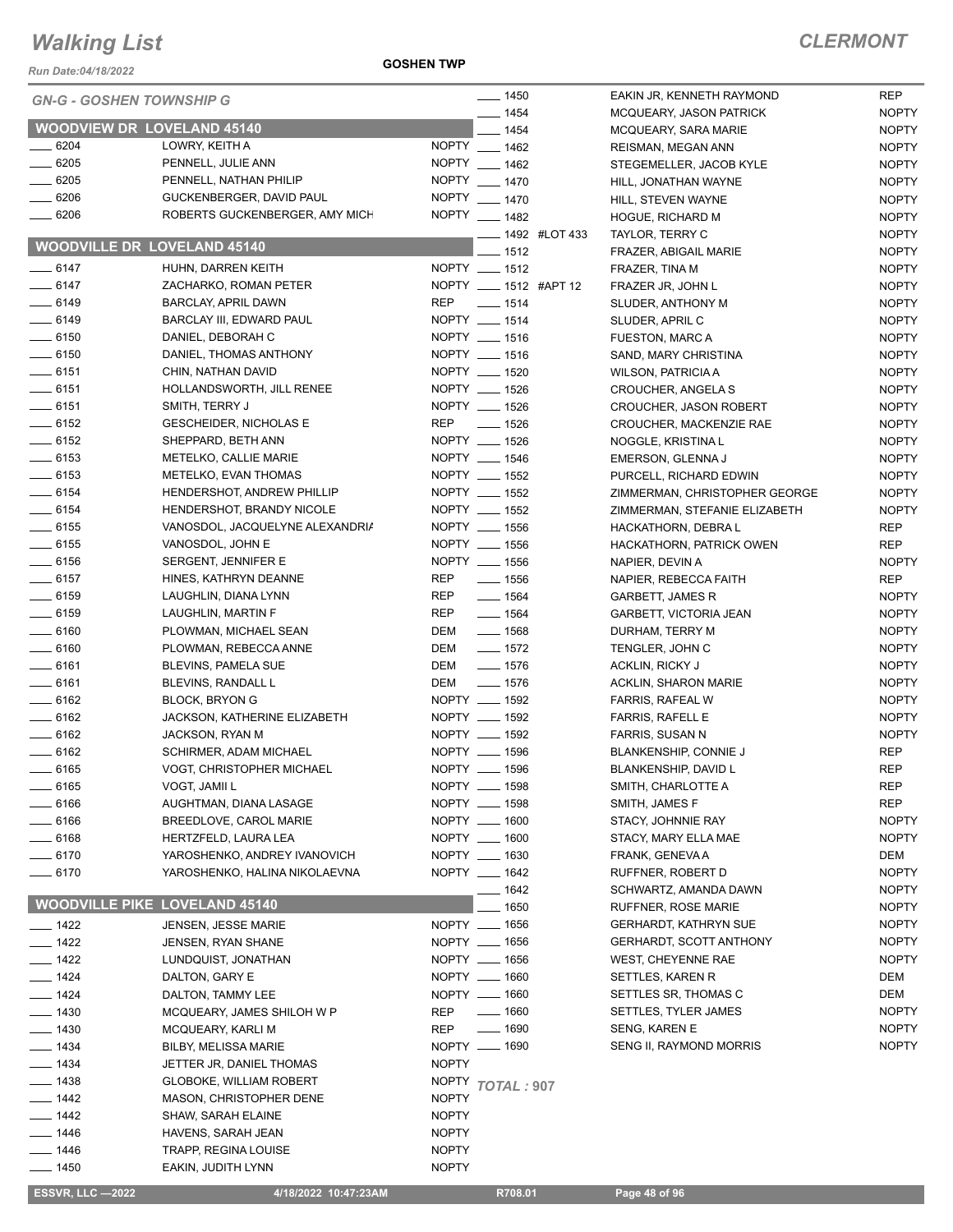# Walking List

## CLERMONT

Run Date:04/18/2022

GOSHEN TWP

### GN-G - GOSHEN TOWNSHIP G

### WOODVIEW DR LOVELAND 45140

| No. | Name | Party |
|---|---|---|
| 6204 | LOWRY, KEITH A | NOPTY |
| 6205 | PENNELL, JULIE ANN | NOPTY |
| 6205 | PENNELL, NATHAN PHILIP | NOPTY |
| 6206 | GUCKENBERGER, DAVID PAUL | NOPTY |
| 6206 | ROBERTS GUCKENBERGER, AMY MICH | NOPTY |

### WOODVILLE DR LOVELAND 45140

| No. | Name | Party |
|---|---|---|
| 6147 | HUHN, DARREN KEITH | NOPTY |
| 6147 | ZACHARKO, ROMAN PETER | NOPTY |
| 6149 | BARCLAY, APRIL DAWN | REP |
| 6149 | BARCLAY III, EDWARD PAUL | NOPTY |
| 6150 | DANIEL, DEBORAH C | NOPTY |
| 6150 | DANIEL, THOMAS ANTHONY | NOPTY |
| 6151 | CHIN, NATHAN DAVID | NOPTY |
| 6151 | HOLLANDSWORTH, JILL RENEE | NOPTY |
| 6151 | SMITH, TERRY J | NOPTY |
| 6152 | GESCHEIDER, NICHOLAS E | REP |
| 6152 | SHEPPARD, BETH ANN | NOPTY |
| 6153 | METELKO, CALLIE MARIE | NOPTY |
| 6153 | METELKO, EVAN THOMAS | NOPTY |
| 6154 | HENDERSHOT, ANDREW PHILLIP | NOPTY |
| 6154 | HENDERSHOT, BRANDY NICOLE | NOPTY |
| 6155 | VANOSDOL, JACQUELYNE ALEXANDRIA | NOPTY |
| 6155 | VANOSDOL, JOHN E | NOPTY |
| 6156 | SERGENT, JENNIFER E | NOPTY |
| 6157 | HINES, KATHRYN DEANNE | REP |
| 6159 | LAUGHLIN, DIANA LYNN | REP |
| 6159 | LAUGHLIN, MARTIN F | REP |
| 6160 | PLOWMAN, MICHAEL SEAN | DEM |
| 6160 | PLOWMAN, REBECCA ANNE | DEM |
| 6161 | BLEVINS, PAMELA SUE | DEM |
| 6161 | BLEVINS, RANDALL L | DEM |
| 6162 | BLOCK, BRYON G | NOPTY |
| 6162 | JACKSON, KATHERINE ELIZABETH | NOPTY |
| 6162 | JACKSON, RYAN M | NOPTY |
| 6162 | SCHIRMER, ADAM MICHAEL | NOPTY |
| 6165 | VOGT, CHRISTOPHER MICHAEL | NOPTY |
| 6165 | VOGT, JAMII L | NOPTY |
| 6166 | AUGHTMAN, DIANA LASAGE | NOPTY |
| 6166 | BREEDLOVE, CAROL MARIE | NOPTY |
| 6168 | HERTZFELD, LAURA LEA | NOPTY |
| 6170 | YAROSHENKO, ANDREY IVANOVICH | NOPTY |
| 6170 | YAROSHENKO, HALINA NIKOLAEVNA | NOPTY |

### WOODVILLE PIKE LOVELAND 45140

| No. | Name | Party |
|---|---|---|
| 1422 | JENSEN, JESSE MARIE | NOPTY |
| 1422 | JENSEN, RYAN SHANE | NOPTY |
| 1422 | LUNDQUIST, JONATHAN | NOPTY |
| 1424 | DALTON, GARY E | NOPTY |
| 1424 | DALTON, TAMMY LEE | NOPTY |
| 1430 | MCQUEARY, JAMES SHILOH W P | REP |
| 1430 | MCQUEARY, KARLI M | REP |
| 1434 | BILBY, MELISSA MARIE | NOPTY |
| 1434 | JETTER JR, DANIEL THOMAS | NOPTY |
| 1438 | GLOBOKE, WILLIAM ROBERT | NOPTY |
| 1442 | MASON, CHRISTOPHER DENE | NOPTY |
| 1442 | SHAW, SARAH ELAINE | NOPTY |
| 1446 | HAVENS, SARAH JEAN | NOPTY |
| 1446 | TRAPP, REGINA LOUISE | NOPTY |
| 1450 | EAKIN, JUDITH LYNN | NOPTY |
| 1450 | EAKIN JR, KENNETH RAYMOND | REP |
| 1454 | MCQUEARY, JASON PATRICK | NOPTY |
| 1454 | MCQUEARY, SARA MARIE | NOPTY |
| 1462 | REISMAN, MEGAN ANN | NOPTY |
| 1462 | STEGEMELLER, JACOB KYLE | NOPTY |
| 1470 | HILL, JONATHAN WAYNE | NOPTY |
| 1470 | HILL, STEVEN WAYNE | NOPTY |
| 1482 | HOGUE, RICHARD M | NOPTY |
| 1492 #LOT 433 | TAYLOR, TERRY C | NOPTY |
| 1512 | FRAZER, ABIGAIL MARIE | NOPTY |
| 1512 | FRAZER, TINA M | NOPTY |
| 1512 #APT 12 | FRAZER JR, JOHN L | NOPTY |
| 1514 | SLUDER, ANTHONY M | NOPTY |
| 1514 | SLUDER, APRIL C | NOPTY |
| 1516 | FUESTON, MARC A | NOPTY |
| 1516 | SAND, MARY CHRISTINA | NOPTY |
| 1520 | WILSON, PATRICIA A | NOPTY |
| 1526 | CROUCHER, ANGELA S | NOPTY |
| 1526 | CROUCHER, JASON ROBERT | NOPTY |
| 1526 | CROUCHER, MACKENZIE RAE | NOPTY |
| 1526 | NOGGLE, KRISTINA L | NOPTY |
| 1546 | EMERSON, GLENNA J | NOPTY |
| 1552 | PURCELL, RICHARD EDWIN | NOPTY |
| 1552 | ZIMMERMAN, CHRISTOPHER GEORGE | NOPTY |
| 1552 | ZIMMERMAN, STEFANIE ELIZABETH | NOPTY |
| 1556 | HACKATHORN, DEBRA L | REP |
| 1556 | HACKATHORN, PATRICK OWEN | REP |
| 1556 | NAPIER, DEVIN A | NOPTY |
| 1556 | NAPIER, REBECCA FAITH | REP |
| 1564 | GARBETT, JAMES R | NOPTY |
| 1564 | GARBETT, VICTORIA JEAN | NOPTY |
| 1568 | DURHAM, TERRY M | NOPTY |
| 1572 | TENGLER, JOHN C | NOPTY |
| 1576 | ACKLIN, RICKY J | NOPTY |
| 1576 | ACKLIN, SHARON MARIE | NOPTY |
| 1592 | FARRIS, RAFEAL W | NOPTY |
| 1592 | FARRIS, RAFELL E | NOPTY |
| 1592 | FARRIS, SUSAN N | NOPTY |
| 1596 | BLANKENSHIP, CONNIE J | REP |
| 1596 | BLANKENSHIP, DAVID L | REP |
| 1598 | SMITH, CHARLOTTE A | REP |
| 1598 | SMITH, JAMES F | REP |
| 1600 | STACY, JOHNNIE RAY | NOPTY |
| 1600 | STACY, MARY ELLA MAE | NOPTY |
| 1630 | FRANK, GENEVA A | DEM |
| 1642 | RUFFNER, ROBERT D | NOPTY |
| 1642 | SCHWARTZ, AMANDA DAWN | NOPTY |
| 1650 | RUFFNER, ROSE MARIE | NOPTY |
| 1656 | GERHARDT, KATHRYN SUE | NOPTY |
| 1656 | GERHARDT, SCOTT ANTHONY | NOPTY |
| 1656 | WEST, CHEYENNE RAE | NOPTY |
| 1660 | SETTLES, KAREN R | DEM |
| 1660 | SETTLES SR, THOMAS C | DEM |
| 1660 | SETTLES, TYLER JAMES | NOPTY |
| 1690 | SENG, KAREN E | NOPTY |
| 1690 | SENG II, RAYMOND MORRIS | NOPTY |

*TOTAL : 907*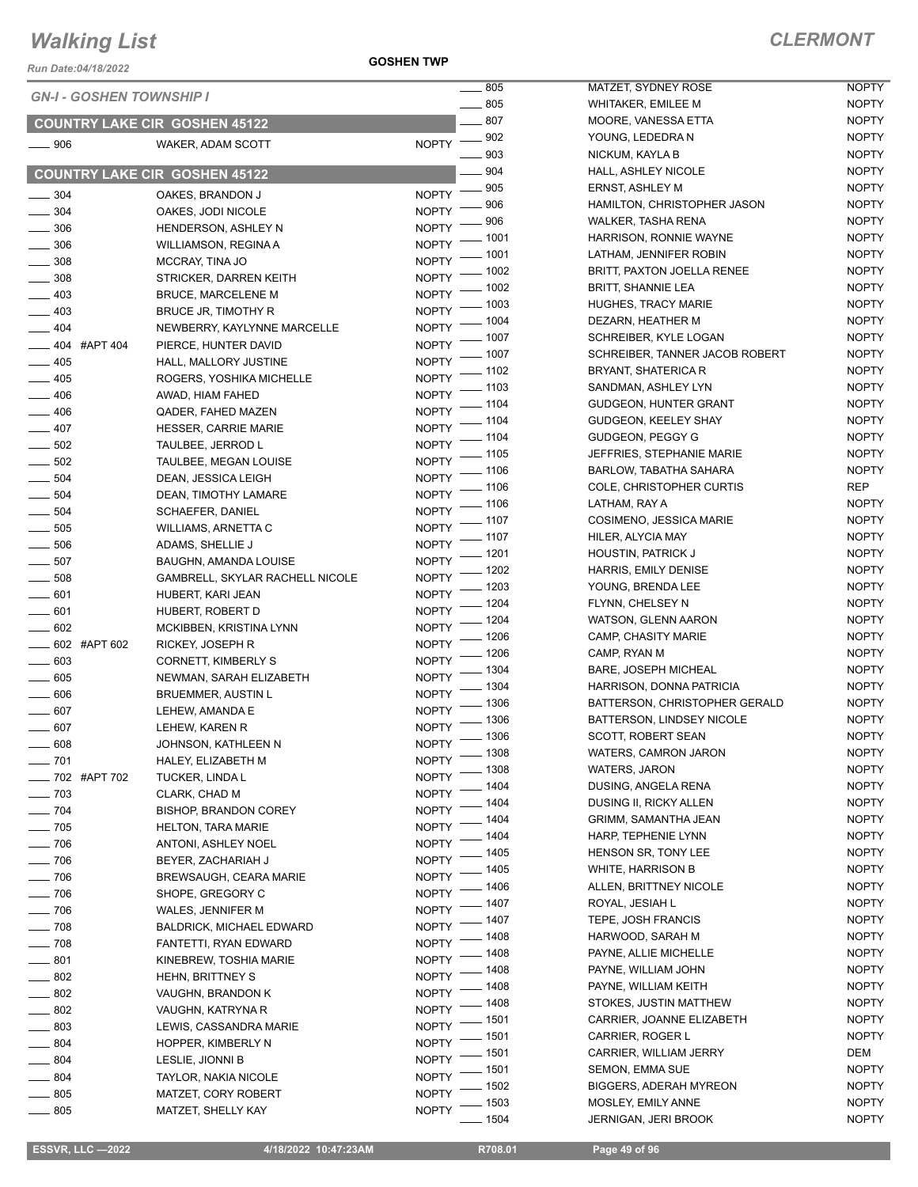# Walking List

**CLERMONT**

Run Date:04/18/2022

**GOSHEN TWP**

## GN-I - GOSHEN TOWNSHIP I

### COUNTRY LAKE CIR GOSHEN 45122

| No. | Name | Party |
|---|---|---|
| ____ 906 | WAKER, ADAM SCOTT | NOPTY |

### COUNTRY LAKE CIR GOSHEN 45122

| No. | Name | Party |
|---|---|---|
| ____ 304 | OAKES, BRANDON J | NOPTY |
| ____ 304 | OAKES, JODI NICOLE | NOPTY |
| ____ 306 | HENDERSON, ASHLEY N | NOPTY |
| ____ 306 | WILLIAMSON, REGINA A | NOPTY |
| ____ 308 | MCCRAY, TINA JO | NOPTY |
| ____ 308 | STRICKER, DARREN KEITH | NOPTY |
| ____ 403 | BRUCE, MARCELENE M | NOPTY |
| ____ 403 | BRUCE JR, TIMOTHY R | NOPTY |
| ____ 404 | NEWBERRY, KAYLYNNE MARCELLE | NOPTY |
| ____ 404 #APT 404 | PIERCE, HUNTER DAVID | NOPTY |
| ____ 405 | HALL, MALLORY JUSTINE | NOPTY |
| ____ 405 | ROGERS, YOSHIKA MICHELLE | NOPTY |
| ____ 406 | AWAD, HIAM FAHED | NOPTY |
| ____ 406 | QADER, FAHED MAZEN | NOPTY |
| ____ 407 | HESSER, CARRIE MARIE | NOPTY |
| ____ 502 | TAULBEE, JERROD L | NOPTY |
| ____ 502 | TAULBEE, MEGAN LOUISE | NOPTY |
| ____ 504 | DEAN, JESSICA LEIGH | NOPTY |
| ____ 504 | DEAN, TIMOTHY LAMARE | NOPTY |
| ____ 504 | SCHAEFER, DANIEL | NOPTY |
| ____ 505 | WILLIAMS, ARNETTA C | NOPTY |
| ____ 506 | ADAMS, SHELLIE J | NOPTY |
| ____ 507 | BAUGHN, AMANDA LOUISE | NOPTY |
| ____ 508 | GAMBRELL, SKYLAR RACHELL NICOLE | NOPTY |
| ____ 601 | HUBERT, KARI JEAN | NOPTY |
| ____ 601 | HUBERT, ROBERT D | NOPTY |
| ____ 602 | MCKIBBEN, KRISTINA LYNN | NOPTY |
| ____ 602 #APT 602 | RICKEY, JOSEPH R | NOPTY |
| ____ 603 | CORNETT, KIMBERLY S | NOPTY |
| ____ 605 | NEWMAN, SARAH ELIZABETH | NOPTY |
| ____ 606 | BRUEMMER, AUSTIN L | NOPTY |
| ____ 607 | LEHEW, AMANDA E | NOPTY |
| ____ 607 | LEHEW, KAREN R | NOPTY |
| ____ 608 | JOHNSON, KATHLEEN N | NOPTY |
| ____ 701 | HALEY, ELIZABETH M | NOPTY |
| ____ 702 #APT 702 | TUCKER, LINDA L | NOPTY |
| ____ 703 | CLARK, CHAD M | NOPTY |
| ____ 704 | BISHOP, BRANDON COREY | NOPTY |
| ____ 705 | HELTON, TARA MARIE | NOPTY |
| ____ 706 | ANTONI, ASHLEY NOEL | NOPTY |
| ____ 706 | BEYER, ZACHARIAH J | NOPTY |
| ____ 706 | BREWSAUGH, CEARA MARIE | NOPTY |
| ____ 706 | SHOPE, GREGORY C | NOPTY |
| ____ 706 | WALES, JENNIFER M | NOPTY |
| ____ 708 | BALDRICK, MICHAEL EDWARD | NOPTY |
| ____ 708 | FANTETTI, RYAN EDWARD | NOPTY |
| ____ 801 | KINEBREW, TOSHIA MARIE | NOPTY |
| ____ 802 | HEHN, BRITTNEY S | NOPTY |
| ____ 802 | VAUGHN, BRANDON K | NOPTY |
| ____ 802 | VAUGHN, KATRYNA R | NOPTY |
| ____ 803 | LEWIS, CASSANDRA MARIE | NOPTY |
| ____ 804 | HOPPER, KIMBERLY N | NOPTY |
| ____ 804 | LESLIE, JIONNI B | NOPTY |
| ____ 804 | TAYLOR, NAKIA NICOLE | NOPTY |
| ____ 805 | MATZET, CORY ROBERT | NOPTY |
| ____ 805 | MATZET, SHELLY KAY | NOPTY |
| ____ 805 | MATZET, SYDNEY ROSE | NOPTY |
| ____ 805 | WHITAKER, EMILEE M | NOPTY |
| ____ 807 | MOORE, VANESSA ETTA | NOPTY |
| ____ 902 | YOUNG, LEDEDRA N | NOPTY |
| ____ 903 | NICKUM, KAYLA B | NOPTY |
| ____ 904 | HALL, ASHLEY NICOLE | NOPTY |
| ____ 905 | ERNST, ASHLEY M | NOPTY |
| ____ 906 | HAMILTON, CHRISTOPHER JASON | NOPTY |
| ____ 906 | WALKER, TASHA RENA | NOPTY |
| ____ 1001 | HARRISON, RONNIE WAYNE | NOPTY |
| ____ 1001 | LATHAM, JENNIFER ROBIN | NOPTY |
| ____ 1002 | BRITT, PAXTON JOELLA RENEE | NOPTY |
| ____ 1002 | BRITT, SHANNIE LEA | NOPTY |
| ____ 1003 | HUGHES, TRACY MARIE | NOPTY |
| ____ 1004 | DEZARN, HEATHER M | NOPTY |
| ____ 1007 | SCHREIBER, KYLE LOGAN | NOPTY |
| ____ 1007 | SCHREIBER, TANNER JACOB ROBERT | NOPTY |
| ____ 1102 | BRYANT, SHATERICA R | NOPTY |
| ____ 1103 | SANDMAN, ASHLEY LYN | NOPTY |
| ____ 1104 | GUDGEON, HUNTER GRANT | NOPTY |
| ____ 1104 | GUDGEON, KEELEY SHAY | NOPTY |
| ____ 1104 | GUDGEON, PEGGY G | NOPTY |
| ____ 1105 | JEFFRIES, STEPHANIE MARIE | NOPTY |
| ____ 1106 | BARLOW, TABATHA SAHARA | NOPTY |
| ____ 1106 | COLE, CHRISTOPHER CURTIS | REP |
| ____ 1106 | LATHAM, RAY A | NOPTY |
| ____ 1107 | COSIMENO, JESSICA MARIE | NOPTY |
| ____ 1107 | HILER, ALYCIA MAY | NOPTY |
| ____ 1201 | HOUSTIN, PATRICK J | NOPTY |
| ____ 1202 | HARRIS, EMILY DENISE | NOPTY |
| ____ 1203 | YOUNG, BRENDA LEE | NOPTY |
| ____ 1204 | FLYNN, CHELSEY N | NOPTY |
| ____ 1204 | WATSON, GLENN AARON | NOPTY |
| ____ 1206 | CAMP, CHASITY MARIE | NOPTY |
| ____ 1206 | CAMP, RYAN M | NOPTY |
| ____ 1304 | BARE, JOSEPH MICHEAL | NOPTY |
| ____ 1304 | HARRISON, DONNA PATRICIA | NOPTY |
| ____ 1306 | BATTERSON, CHRISTOPHER GERALD | NOPTY |
| ____ 1306 | BATTERSON, LINDSEY NICOLE | NOPTY |
| ____ 1306 | SCOTT, ROBERT SEAN | NOPTY |
| ____ 1308 | WATERS, CAMRON JARON | NOPTY |
| ____ 1308 | WATERS, JARON | NOPTY |
| ____ 1404 | DUSING, ANGELA RENA | NOPTY |
| ____ 1404 | DUSING II, RICKY ALLEN | NOPTY |
| ____ 1404 | GRIMM, SAMANTHA JEAN | NOPTY |
| ____ 1404 | HARP, TEPHENIE LYNN | NOPTY |
| ____ 1405 | HENSON SR, TONY LEE | NOPTY |
| ____ 1405 | WHITE, HARRISON B | NOPTY |
| ____ 1406 | ALLEN, BRITTNEY NICOLE | NOPTY |
| ____ 1407 | ROYAL, JESIAH L | NOPTY |
| ____ 1407 | TEPE, JOSH FRANCIS | NOPTY |
| ____ 1408 | HARWOOD, SARAH M | NOPTY |
| ____ 1408 | PAYNE, ALLIE MICHELLE | NOPTY |
| ____ 1408 | PAYNE, WILLIAM JOHN | NOPTY |
| ____ 1408 | PAYNE, WILLIAM KEITH | NOPTY |
| ____ 1408 | STOKES, JUSTIN MATTHEW | NOPTY |
| ____ 1501 | CARRIER, JOANNE ELIZABETH | NOPTY |
| ____ 1501 | CARRIER, ROGER L | NOPTY |
| ____ 1501 | CARRIER, WILLIAM JERRY | DEM |
| ____ 1501 | SEMON, EMMA SUE | NOPTY |
| ____ 1502 | BIGGERS, ADERAH MYREON | NOPTY |
| ____ 1503 | MOSLEY, EMILY ANNE | NOPTY |
| ____ 1504 | JERNIGAN, JERI BROOK | NOPTY |

ESSVR, LLC —2022 | 4/18/2022 10:47:23AM | R708.01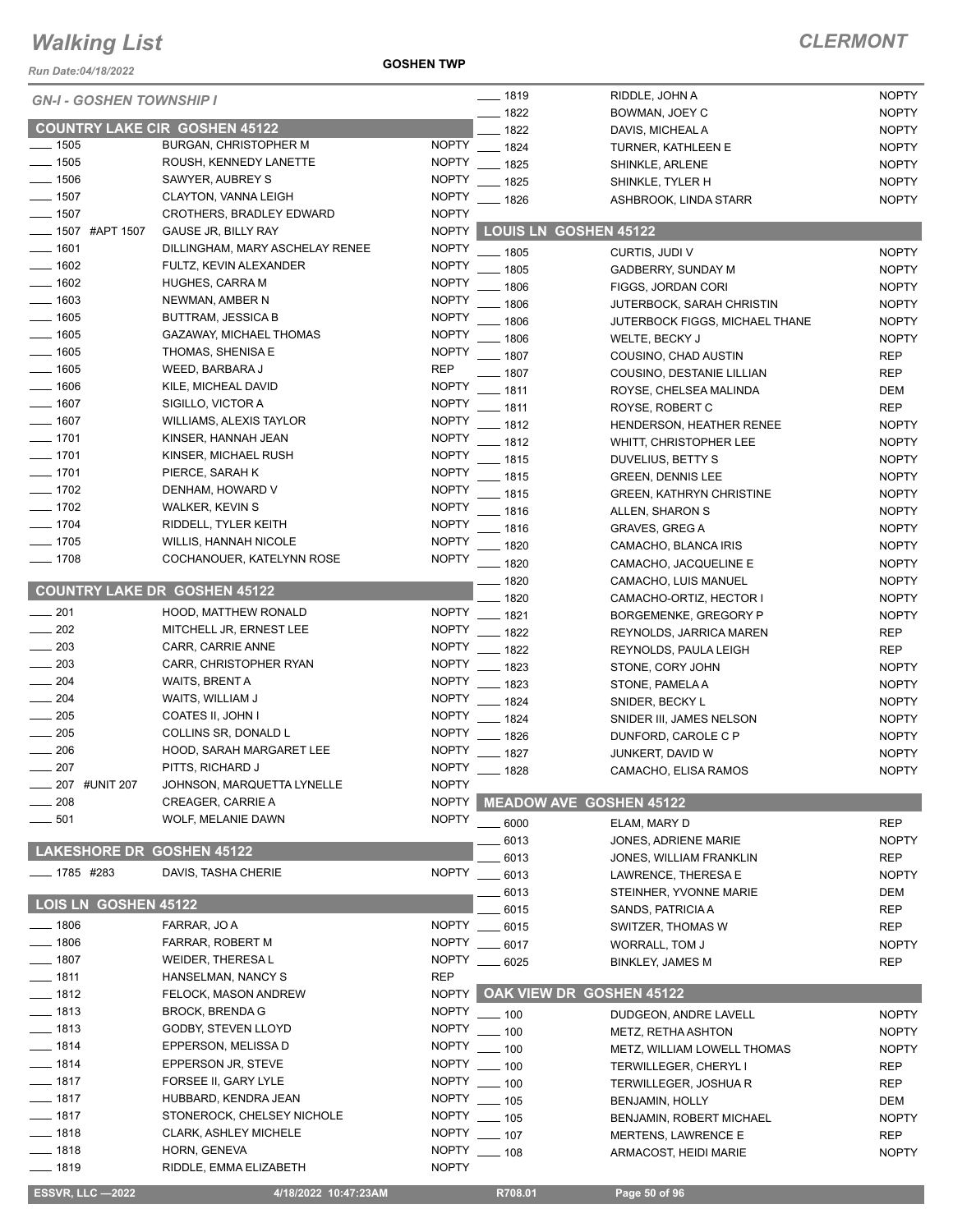# Walking List

**CLERMONT**

Run Date:04/18/2022

**GOSHEN TWP**

*GN-I - GOSHEN TOWNSHIP I*

## COUNTRY LAKE CIR GOSHEN 45122

| | Name | Party |
|---|---|---|
| ____ 1505 | BURGAN, CHRISTOPHER M | NOPTY |
| ____ 1505 | ROUSH, KENNEDY LANETTE | NOPTY |
| ____ 1506 | SAWYER, AUBREY S | NOPTY |
| ____ 1507 | CLAYTON, VANNA LEIGH | NOPTY |
| ____ 1507 | CROTHERS, BRADLEY EDWARD | NOPTY |
| ____ 1507 #APT 1507 | GAUSE JR, BILLY RAY | NOPTY |
| ____ 1601 | DILLINGHAM, MARY ASCHELAY RENEE | NOPTY |
| ____ 1602 | FULTZ, KEVIN ALEXANDER | NOPTY |
| ____ 1602 | HUGHES, CARRA M | NOPTY |
| ____ 1603 | NEWMAN, AMBER N | NOPTY |
| ____ 1605 | BUTTRAM, JESSICA B | NOPTY |
| ____ 1605 | GAZAWAY, MICHAEL THOMAS | NOPTY |
| ____ 1605 | THOMAS, SHENISA E | NOPTY |
| ____ 1605 | WEED, BARBARA J | REP |
| ____ 1606 | KILE, MICHEAL DAVID | NOPTY |
| ____ 1607 | SIGILLO, VICTOR A | NOPTY |
| ____ 1607 | WILLIAMS, ALEXIS TAYLOR | NOPTY |
| ____ 1701 | KINSER, HANNAH JEAN | NOPTY |
| ____ 1701 | KINSER, MICHAEL RUSH | NOPTY |
| ____ 1701 | PIERCE, SARAH K | NOPTY |
| ____ 1702 | DENHAM, HOWARD V | NOPTY |
| ____ 1702 | WALKER, KEVIN S | NOPTY |
| ____ 1704 | RIDDELL, TYLER KEITH | NOPTY |
| ____ 1705 | WILLIS, HANNAH NICOLE | NOPTY |
| ____ 1708 | COCHANOUER, KATELYNN ROSE | NOPTY |

## COUNTRY LAKE DR GOSHEN 45122

| | Name | Party |
|---|---|---|
| ____ 201 | HOOD, MATTHEW RONALD | NOPTY |
| ____ 202 | MITCHELL JR, ERNEST LEE | NOPTY |
| ____ 203 | CARR, CARRIE ANNE | NOPTY |
| ____ 203 | CARR, CHRISTOPHER RYAN | NOPTY |
| ____ 204 | WAITS, BRENT A | NOPTY |
| ____ 204 | WAITS, WILLIAM J | NOPTY |
| ____ 205 | COATES II, JOHN I | NOPTY |
| ____ 205 | COLLINS SR, DONALD L | NOPTY |
| ____ 206 | HOOD, SARAH MARGARET LEE | NOPTY |
| ____ 207 | PITTS, RICHARD J | NOPTY |
| ____ 207 #UNIT 207 | JOHNSON, MARQUETTA LYNELLE | NOPTY |
| ____ 208 | CREAGER, CARRIE A | NOPTY |
| ____ 501 | WOLF, MELANIE DAWN | NOPTY |

## LAKESHORE DR GOSHEN 45122

| | Name | Party |
|---|---|---|
| ____ 1785 #283 | DAVIS, TASHA CHERIE | NOPTY |

## LOIS LN GOSHEN 45122

| | Name | Party |
|---|---|---|
| ____ 1806 | FARRAR, JO A | NOPTY |
| ____ 1806 | FARRAR, ROBERT M | NOPTY |
| ____ 1807 | WEIDER, THERESA L | NOPTY |
| ____ 1811 | HANSELMAN, NANCY S | REP |
| ____ 1812 | FELOCK, MASON ANDREW | NOPTY |
| ____ 1813 | BROCK, BRENDA G | NOPTY |
| ____ 1813 | GODBY, STEVEN LLOYD | NOPTY |
| ____ 1814 | EPPERSON, MELISSA D | NOPTY |
| ____ 1814 | EPPERSON JR, STEVE | NOPTY |
| ____ 1817 | FORSEE II, GARY LYLE | NOPTY |
| ____ 1817 | HUBBARD, KENDRA JEAN | NOPTY |
| ____ 1817 | STONEROCK, CHELSEY NICHOLE | NOPTY |
| ____ 1818 | CLARK, ASHLEY MICHELE | NOPTY |
| ____ 1818 | HORN, GENEVA | NOPTY |
| ____ 1819 | RIDDLE, EMMA ELIZABETH | NOPTY |
| ____ 1819 | RIDDLE, JOHN A | NOPTY |
| ____ 1822 | BOWMAN, JOEY C | NOPTY |
| ____ 1822 | DAVIS, MICHEAL A | NOPTY |
| ____ 1824 | TURNER, KATHLEEN E | NOPTY |
| ____ 1825 | SHINKLE, ARLENE | NOPTY |
| ____ 1825 | SHINKLE, TYLER H | NOPTY |
| ____ 1826 | ASHBROOK, LINDA STARR | NOPTY |

## LOUIS LN GOSHEN 45122

| | Name | Party |
|---|---|---|
| ____ 1805 | CURTIS, JUDI V | NOPTY |
| ____ 1805 | GADBERRY, SUNDAY M | NOPTY |
| ____ 1806 | FIGGS, JORDAN CORI | NOPTY |
| ____ 1806 | JUTERBOCK, SARAH CHRISTIN | NOPTY |
| ____ 1806 | JUTERBOCK FIGGS, MICHAEL THANE | NOPTY |
| ____ 1806 | WELTE, BECKY J | NOPTY |
| ____ 1807 | COUSINO, CHAD AUSTIN | REP |
| ____ 1807 | COUSINO, DESTANIE LILLIAN | REP |
| ____ 1811 | ROYSE, CHELSEA MALINDA | DEM |
| ____ 1811 | ROYSE, ROBERT C | REP |
| ____ 1812 | HENDERSON, HEATHER RENEE | NOPTY |
| ____ 1812 | WHITT, CHRISTOPHER LEE | NOPTY |
| ____ 1815 | DUVELIUS, BETTY S | NOPTY |
| ____ 1815 | GREEN, DENNIS LEE | NOPTY |
| ____ 1815 | GREEN, KATHRYN CHRISTINE | NOPTY |
| ____ 1816 | ALLEN, SHARON S | NOPTY |
| ____ 1816 | GRAVES, GREG A | NOPTY |
| ____ 1820 | CAMACHO, BLANCA IRIS | NOPTY |
| ____ 1820 | CAMACHO, JACQUELINE E | NOPTY |
| ____ 1820 | CAMACHO, LUIS MANUEL | NOPTY |
| ____ 1820 | CAMACHO-ORTIZ, HECTOR I | NOPTY |
| ____ 1821 | BORGEMENKE, GREGORY P | NOPTY |
| ____ 1822 | REYNOLDS, JARRICA MAREN | REP |
| ____ 1822 | REYNOLDS, PAULA LEIGH | REP |
| ____ 1823 | STONE, CORY JOHN | NOPTY |
| ____ 1823 | STONE, PAMELA A | NOPTY |
| ____ 1824 | SNIDER, BECKY L | NOPTY |
| ____ 1824 | SNIDER III, JAMES NELSON | NOPTY |
| ____ 1826 | DUNFORD, CAROLE C P | NOPTY |
| ____ 1827 | JUNKERT, DAVID W | NOPTY |
| ____ 1828 | CAMACHO, ELISA RAMOS | NOPTY |

## MEADOW AVE GOSHEN 45122

| | Name | Party |
|---|---|---|
| ____ 6000 | ELAM, MARY D | REP |
| ____ 6013 | JONES, ADRIENE MARIE | NOPTY |
| ____ 6013 | JONES, WILLIAM FRANKLIN | REP |
| ____ 6013 | LAWRENCE, THERESA E | NOPTY |
| ____ 6013 | STEINHER, YVONNE MARIE | DEM |
| ____ 6015 | SANDS, PATRICIA A | REP |
| ____ 6015 | SWITZER, THOMAS W | REP |
| ____ 6017 | WORRALL, TOM J | NOPTY |
| ____ 6025 | BINKLEY, JAMES M | REP |

## OAK VIEW DR GOSHEN 45122

| | Name | Party |
|---|---|---|
| ____ 100 | DUDGEON, ANDRE LAVELL | NOPTY |
| ____ 100 | METZ, RETHA ASHTON | NOPTY |
| ____ 100 | METZ, WILLIAM LOWELL THOMAS | NOPTY |
| ____ 100 | TERWILLEGER, CHERYL I | REP |
| ____ 100 | TERWILLEGER, JOSHUA R | REP |
| ____ 105 | BENJAMIN, HOLLY | DEM |
| ____ 105 | BENJAMIN, ROBERT MICHAEL | NOPTY |
| ____ 107 | MERTENS, LAWRENCE E | REP |
| ____ 108 | ARMACOST, HEIDI MARIE | NOPTY |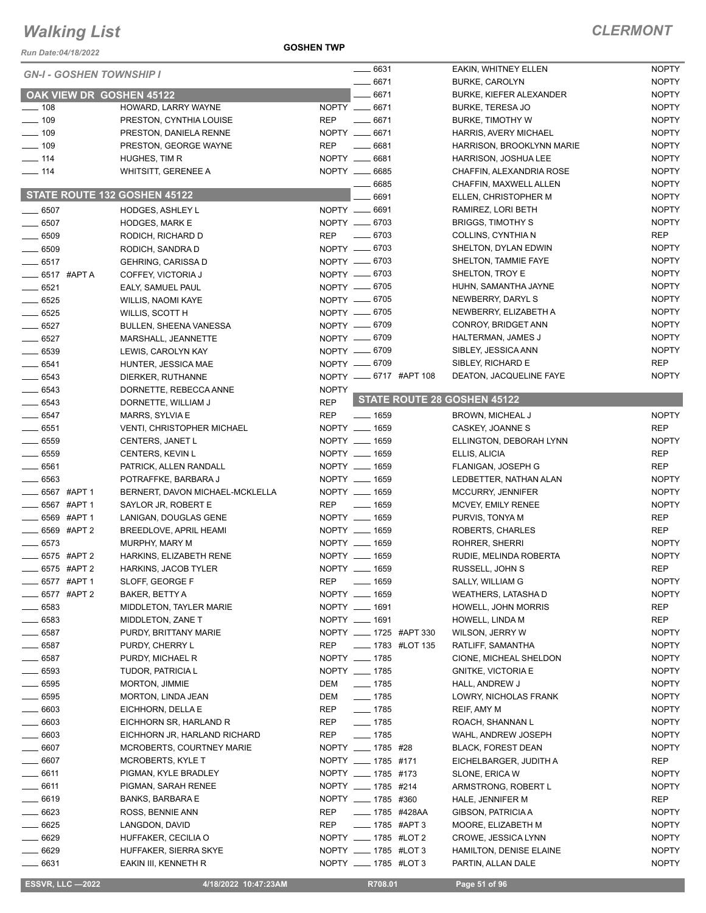# Walking List

## CLERMONT

Run Date:04/18/2022

GOSHEN TWP

### GN-I - GOSHEN TOWNSHIP I

### OAK VIEW DR GOSHEN 45122

| No. | Name | Party |
|---|---|---|
| 108 | HOWARD, LARRY WAYNE | NOPTY |
| 109 | PRESTON, CYNTHIA LOUISE | REP |
| 109 | PRESTON, DANIELA RENNE | NOPTY |
| 109 | PRESTON, GEORGE WAYNE | REP |
| 114 | HUGHES, TIM R | NOPTY |
| 114 | WHITSITT, GERENEE A | NOPTY |

### STATE ROUTE 132 GOSHEN 45122

| No. | Name | Party |
|---|---|---|
| 6507 | HODGES, ASHLEY L | NOPTY |
| 6507 | HODGES, MARK E | NOPTY |
| 6509 | RODICH, RICHARD D | REP |
| 6509 | RODICH, SANDRA D | NOPTY |
| 6517 | GEHRING, CARISSA D | NOPTY |
| 6517 #APT A | COFFEY, VICTORIA J | NOPTY |
| 6521 | EALY, SAMUEL PAUL | NOPTY |
| 6525 | WILLIS, NAOMI KAYE | NOPTY |
| 6525 | WILLIS, SCOTT H | NOPTY |
| 6527 | BULLEN, SHEENA VANESSA | NOPTY |
| 6527 | MARSHALL, JEANNETTE | NOPTY |
| 6539 | LEWIS, CAROLYN KAY | NOPTY |
| 6541 | HUNTER, JESSICA MAE | NOPTY |
| 6543 | DIERKER, RUTHANNE | NOPTY |
| 6543 | DORNETTE, REBECCA ANNE | NOPTY |
| 6543 | DORNETTE, WILLIAM J | REP |
| 6547 | MARRS, SYLVIA E | REP |
| 6551 | VENTI, CHRISTOPHER MICHAEL | NOPTY |
| 6559 | CENTERS, JANET L | NOPTY |
| 6559 | CENTERS, KEVIN L | NOPTY |
| 6561 | PATRICK, ALLEN RANDALL | NOPTY |
| 6563 | POTRAFFKE, BARBARA J | NOPTY |
| 6567 #APT 1 | BERNERT, DAVON MICHAEL-MCKLELLA | NOPTY |
| 6567 #APT 1 | SAYLOR JR, ROBERT E | REP |
| 6569 #APT 1 | LANIGAN, DOUGLAS GENE | NOPTY |
| 6569 #APT 2 | BREEDLOVE, APRIL HEAMI | NOPTY |
| 6573 | MURPHY, MARY M | NOPTY |
| 6575 #APT 2 | HARKINS, ELIZABETH RENE | NOPTY |
| 6575 #APT 2 | HARKINS, JACOB TYLER | NOPTY |
| 6577 #APT 1 | SLOFF, GEORGE F | REP |
| 6577 #APT 2 | BAKER, BETTY A | NOPTY |
| 6583 | MIDDLETON, TAYLER MARIE | NOPTY |
| 6583 | MIDDLETON, ZANE T | NOPTY |
| 6587 | PURDY, BRITTANY MARIE | NOPTY |
| 6587 | PURDY, CHERRY L | REP |
| 6587 | PURDY, MICHAEL R | NOPTY |
| 6593 | TUDOR, PATRICIA L | NOPTY |
| 6595 | MORTON, JIMMIE | DEM |
| 6595 | MORTON, LINDA JEAN | DEM |
| 6603 | EICHHORN, DELLA E | REP |
| 6603 | EICHHORN SR, HARLAND R | REP |
| 6603 | EICHHORN JR, HARLAND RICHARD | REP |
| 6607 | MCROBERTS, COURTNEY MARIE | NOPTY |
| 6607 | MCROBERTS, KYLE T | NOPTY |
| 6611 | PIGMAN, KYLE BRADLEY | NOPTY |
| 6611 | PIGMAN, SARAH RENEE | NOPTY |
| 6619 | BANKS, BARBARA E | NOPTY |
| 6623 | ROSS, BENNIE ANN | REP |
| 6625 | LANGDON, DAVID | REP |
| 6629 | HUFFAKER, CECILIA O | NOPTY |
| 6629 | HUFFAKER, SIERRA SKYE | NOPTY |
| 6631 | EAKIN III, KENNETH R | NOPTY |
| 6631 | EAKIN, WHITNEY ELLEN | NOPTY |
| 6671 | BURKE, CAROLYN | NOPTY |
| 6671 | BURKE, KIEFER ALEXANDER | NOPTY |
| 6671 | BURKE, TERESA JO | NOPTY |
| 6671 | BURKE, TIMOTHY W | NOPTY |
| 6671 | HARRIS, AVERY MICHAEL | NOPTY |
| 6681 | HARRISON, BROOKLYNN MARIE | NOPTY |
| 6681 | HARRISON, JOSHUA LEE | NOPTY |
| 6685 | CHAFFIN, ALEXANDRIA ROSE | NOPTY |
| 6685 | CHAFFIN, MAXWELL ALLEN | NOPTY |
| 6691 | ELLEN, CHRISTOPHER M | NOPTY |
| 6691 | RAMIREZ, LORI BETH | NOPTY |
| 6703 | BRIGGS, TIMOTHY S | NOPTY |
| 6703 | COLLINS, CYNTHIA N | REP |
| 6703 | SHELTON, DYLAN EDWIN | NOPTY |
| 6703 | SHELTON, TAMMIE FAYE | NOPTY |
| 6703 | SHELTON, TROY E | NOPTY |
| 6705 | HUHN, SAMANTHA JAYNE | NOPTY |
| 6705 | NEWBERRY, DARYL S | NOPTY |
| 6705 | NEWBERRY, ELIZABETH A | NOPTY |
| 6709 | CONROY, BRIDGET ANN | NOPTY |
| 6709 | HALTERMAN, JAMES J | NOPTY |
| 6709 | SIBLEY, JESSICA ANN | NOPTY |
| 6709 | SIBLEY, RICHARD E | REP |
| 6717 #APT 108 | DEATON, JACQUELINE FAYE | NOPTY |

### STATE ROUTE 28 GOSHEN 45122

| No. | Name | Party |
|---|---|---|
| 1659 | BROWN, MICHEAL J | NOPTY |
| 1659 | CASKEY, JOANNE S | REP |
| 1659 | ELLINGTON, DEBORAH LYNN | NOPTY |
| 1659 | ELLIS, ALICIA | REP |
| 1659 | FLANIGAN, JOSEPH G | REP |
| 1659 | LEDBETTER, NATHAN ALAN | NOPTY |
| 1659 | MCCURRY, JENNIFER | NOPTY |
| 1659 | MCVEY, EMILY RENEE | NOPTY |
| 1659 | PURVIS, TONYA M | REP |
| 1659 | ROBERTS, CHARLES | REP |
| 1659 | ROHRER, SHERRI | NOPTY |
| 1659 | RUDIE, MELINDA ROBERTA | NOPTY |
| 1659 | RUSSELL, JOHN S | REP |
| 1659 | SALLY, WILLIAM G | NOPTY |
| 1659 | WEATHERS, LATASHA D | NOPTY |
| 1691 | HOWELL, JOHN MORRIS | REP |
| 1691 | HOWELL, LINDA M | REP |
| 1725 #APT 330 | WILSON, JERRY W | NOPTY |
| 1783 #LOT 135 | RATLIFF, SAMANTHA | NOPTY |
| 1785 | CIONE, MICHEAL SHELDON | NOPTY |
| 1785 | GNITKE, VICTORIA E | NOPTY |
| 1785 | HALL, ANDREW J | NOPTY |
| 1785 | LOWRY, NICHOLAS FRANK | NOPTY |
| 1785 | REIF, AMY M | NOPTY |
| 1785 | ROACH, SHANNAN L | NOPTY |
| 1785 | WAHL, ANDREW JOSEPH | NOPTY |
| 1785 #28 | BLACK, FOREST DEAN | NOPTY |
| 1785 #171 | EICHELBARGER, JUDITH A | REP |
| 1785 #173 | SLONE, ERICA W | NOPTY |
| 1785 #214 | ARMSTRONG, ROBERT L | NOPTY |
| 1785 #360 | HALE, JENNIFER M | REP |
| 1785 #428AA | GIBSON, PATRICIA A | NOPTY |
| 1785 #APT 3 | MOORE, ELIZABETH M | NOPTY |
| 1785 #LOT 2 | CROWE, JESSICA LYNN | NOPTY |
| 1785 #LOT 3 | HAMILTON, DENISE ELAINE | NOPTY |
| 1785 #LOT 3 | PARTIN, ALLAN DALE | NOPTY |

ESSVR, LLC —2022 | 4/18/2022 10:47:23AM | R708.01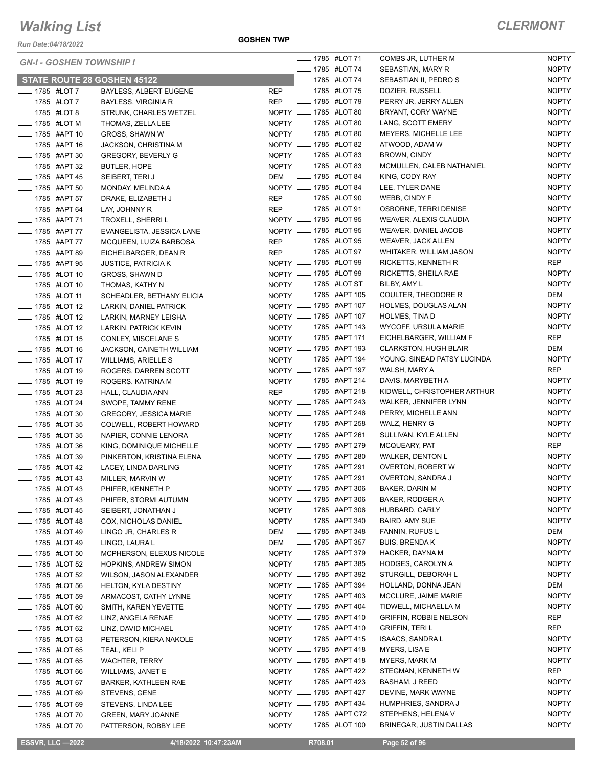# Walking List

## CLERMONT

Run Date:04/18/2022

GOSHEN TWP

### GN-I - GOSHEN TOWNSHIP I

#### STATE ROUTE 28 GOSHEN 45122

| | Number | Unit | Name | Party |
|---|---|---|---|---|
| ____ | 1785 | #LOT 7 | BAYLESS, ALBERT EUGENE | REP |
| ____ | 1785 | #LOT 7 | BAYLESS, VIRGINIA R | REP |
| ____ | 1785 | #LOT 8 | STRUNK, CHARLES WETZEL | NOPTY |
| ____ | 1785 | #LOT M | THOMAS, ZELLA LEE | NOPTY |
| ____ | 1785 | #APT 10 | GROSS, SHAWN W | NOPTY |
| ____ | 1785 | #APT 16 | JACKSON, CHRISTINA M | NOPTY |
| ____ | 1785 | #APT 30 | GREGORY, BEVERLY G | NOPTY |
| ____ | 1785 | #APT 32 | BUTLER, HOPE | NOPTY |
| ____ | 1785 | #APT 45 | SEIBERT, TERI J | DEM |
| ____ | 1785 | #APT 50 | MONDAY, MELINDA A | NOPTY |
| ____ | 1785 | #APT 57 | DRAKE, ELIZABETH J | REP |
| ____ | 1785 | #APT 64 | LAY, JOHNNY R | REP |
| ____ | 1785 | #APT 71 | TROXELL, SHERRI L | NOPTY |
| ____ | 1785 | #APT 77 | EVANGELISTA, JESSICA LANE | NOPTY |
| ____ | 1785 | #APT 77 | MCQUEEN, LUIZA BARBOSA | REP |
| ____ | 1785 | #APT 89 | EICHELBARGER, DEAN R | REP |
| ____ | 1785 | #APT 95 | JUSTICE, PATRICIA K | NOPTY |
| ____ | 1785 | #LOT 10 | GROSS, SHAWN D | NOPTY |
| ____ | 1785 | #LOT 10 | THOMAS, KATHY N | NOPTY |
| ____ | 1785 | #LOT 11 | SCHEADLER, BETHANY ELICIA | NOPTY |
| ____ | 1785 | #LOT 12 | LARKIN, DANIEL PATRICK | NOPTY |
| ____ | 1785 | #LOT 12 | LARKIN, MARNEY LEISHA | NOPTY |
| ____ | 1785 | #LOT 12 | LARKIN, PATRICK KEVIN | NOPTY |
| ____ | 1785 | #LOT 15 | CONLEY, MISCELANE S | NOPTY |
| ____ | 1785 | #LOT 16 | JACKSON, CAINETH WILLIAM | NOPTY |
| ____ | 1785 | #LOT 17 | WILLIAMS, ARIELLE S | NOPTY |
| ____ | 1785 | #LOT 19 | ROGERS, DARREN SCOTT | NOPTY |
| ____ | 1785 | #LOT 19 | ROGERS, KATRINA M | NOPTY |
| ____ | 1785 | #LOT 23 | HALL, CLAUDIA ANN | REP |
| ____ | 1785 | #LOT 24 | SWOPE, TAMMY RENE | NOPTY |
| ____ | 1785 | #LOT 30 | GREGORY, JESSICA MARIE | NOPTY |
| ____ | 1785 | #LOT 35 | COLWELL, ROBERT HOWARD | NOPTY |
| ____ | 1785 | #LOT 35 | NAPIER, CONNIE LENORA | NOPTY |
| ____ | 1785 | #LOT 36 | KING, DOMINIQUE MICHELLE | NOPTY |
| ____ | 1785 | #LOT 39 | PINKERTON, KRISTINA ELENA | NOPTY |
| ____ | 1785 | #LOT 42 | LACEY, LINDA DARLING | NOPTY |
| ____ | 1785 | #LOT 43 | MILLER, MARVIN W | NOPTY |
| ____ | 1785 | #LOT 43 | PHIFER, KENNETH P | NOPTY |
| ____ | 1785 | #LOT 43 | PHIFER, STORMI AUTUMN | NOPTY |
| ____ | 1785 | #LOT 45 | SEIBERT, JONATHAN J | NOPTY |
| ____ | 1785 | #LOT 48 | COX, NICHOLAS DANIEL | NOPTY |
| ____ | 1785 | #LOT 49 | LINGO JR, CHARLES R | DEM |
| ____ | 1785 | #LOT 49 | LINGO, LAURA L | DEM |
| ____ | 1785 | #LOT 50 | MCPHERSON, ELEXUS NICOLE | NOPTY |
| ____ | 1785 | #LOT 52 | HOPKINS, ANDREW SIMON | NOPTY |
| ____ | 1785 | #LOT 52 | WILSON, JASON ALEXANDER | NOPTY |
| ____ | 1785 | #LOT 56 | HELTON, KYLA DESTINY | NOPTY |
| ____ | 1785 | #LOT 59 | ARMACOST, CATHY LYNNE | NOPTY |
| ____ | 1785 | #LOT 60 | SMITH, KAREN YEVETTE | NOPTY |
| ____ | 1785 | #LOT 62 | LINZ, ANGELA RENAE | NOPTY |
| ____ | 1785 | #LOT 62 | LINZ, DAVID MICHAEL | NOPTY |
| ____ | 1785 | #LOT 63 | PETERSON, KIERA NAKOLE | NOPTY |
| ____ | 1785 | #LOT 65 | TEAL, KELI P | NOPTY |
| ____ | 1785 | #LOT 65 | WACHTER, TERRY | NOPTY |
| ____ | 1785 | #LOT 66 | WILLIAMS, JANET E | NOPTY |
| ____ | 1785 | #LOT 67 | BARKER, KATHLEEN RAE | NOPTY |
| ____ | 1785 | #LOT 69 | STEVENS, GENE | NOPTY |
| ____ | 1785 | #LOT 69 | STEVENS, LINDA LEE | NOPTY |
| ____ | 1785 | #LOT 70 | GREEN, MARY JOANNE | NOPTY |
| ____ | 1785 | #LOT 70 | PATTERSON, ROBBY LEE | NOPTY |
| ____ | 1785 | #LOT 71 | COMBS JR, LUTHER M | NOPTY |
| ____ | 1785 | #LOT 74 | SEBASTIAN, MARY R | NOPTY |
| ____ | 1785 | #LOT 74 | SEBASTIAN II, PEDRO S | NOPTY |
| ____ | 1785 | #LOT 75 | DOZIER, RUSSELL | NOPTY |
| ____ | 1785 | #LOT 79 | PERRY JR, JERRY ALLEN | NOPTY |
| ____ | 1785 | #LOT 80 | BRYANT, CORY WAYNE | NOPTY |
| ____ | 1785 | #LOT 80 | LANG, SCOTT EMERY | NOPTY |
| ____ | 1785 | #LOT 80 | MEYERS, MICHELLE LEE | NOPTY |
| ____ | 1785 | #LOT 82 | ATWOOD, ADAM W | NOPTY |
| ____ | 1785 | #LOT 83 | BROWN, CINDY | NOPTY |
| ____ | 1785 | #LOT 83 | MCMULLEN, CALEB NATHANIEL | NOPTY |
| ____ | 1785 | #LOT 84 | KING, CODY RAY | NOPTY |
| ____ | 1785 | #LOT 84 | LEE, TYLER DANE | NOPTY |
| ____ | 1785 | #LOT 90 | WEBB, CINDY F | NOPTY |
| ____ | 1785 | #LOT 91 | OSBORNE, TERRI DENISE | NOPTY |
| ____ | 1785 | #LOT 95 | WEAVER, ALEXIS CLAUDIA | NOPTY |
| ____ | 1785 | #LOT 95 | WEAVER, DANIEL JACOB | NOPTY |
| ____ | 1785 | #LOT 95 | WEAVER, JACK ALLEN | NOPTY |
| ____ | 1785 | #LOT 97 | WHITAKER, WILLIAM JASON | NOPTY |
| ____ | 1785 | #LOT 99 | RICKETTS, KENNETH R | REP |
| ____ | 1785 | #LOT 99 | RICKETTS, SHEILA RAE | NOPTY |
| ____ | 1785 | #LOT ST | BILBY, AMY L | NOPTY |
| ____ | 1785 | #APT 105 | COULTER, THEODORE R | DEM |
| ____ | 1785 | #APT 107 | HOLMES, DOUGLAS ALAN | NOPTY |
| ____ | 1785 | #APT 107 | HOLMES, TINA D | NOPTY |
| ____ | 1785 | #APT 143 | WYCOFF, URSULA MARIE | NOPTY |
| ____ | 1785 | #APT 171 | EICHELBARGER, WILLIAM F | REP |
| ____ | 1785 | #APT 193 | CLARKSTON, HUGH BLAIR | DEM |
| ____ | 1785 | #APT 194 | YOUNG, SINEAD PATSY LUCINDA | NOPTY |
| ____ | 1785 | #APT 197 | WALSH, MARY A | REP |
| ____ | 1785 | #APT 214 | DAVIS, MARYBETH A | NOPTY |
| ____ | 1785 | #APT 218 | KIDWELL, CHRISTOPHER ARTHUR | NOPTY |
| ____ | 1785 | #APT 243 | WALKER, JENNIFER LYNN | NOPTY |
| ____ | 1785 | #APT 246 | PERRY, MICHELLE ANN | NOPTY |
| ____ | 1785 | #APT 258 | WALZ, HENRY G | NOPTY |
| ____ | 1785 | #APT 261 | SULLIVAN, KYLE ALLEN | NOPTY |
| ____ | 1785 | #APT 279 | MCQUEARY, PAT | REP |
| ____ | 1785 | #APT 280 | WALKER, DENTON L | NOPTY |
| ____ | 1785 | #APT 291 | OVERTON, ROBERT W | NOPTY |
| ____ | 1785 | #APT 291 | OVERTON, SANDRA J | NOPTY |
| ____ | 1785 | #APT 306 | BAKER, DARIN M | NOPTY |
| ____ | 1785 | #APT 306 | BAKER, RODGER A | NOPTY |
| ____ | 1785 | #APT 306 | HUBBARD, CARLY | NOPTY |
| ____ | 1785 | #APT 340 | BAIRD, AMY SUE | NOPTY |
| ____ | 1785 | #APT 348 | FANNIN, RUFUS L | DEM |
| ____ | 1785 | #APT 357 | BUIS, BRENDA K | NOPTY |
| ____ | 1785 | #APT 379 | HACKER, DAYNA M | NOPTY |
| ____ | 1785 | #APT 385 | HODGES, CAROLYN A | NOPTY |
| ____ | 1785 | #APT 392 | STURGILL, DEBORAH L | NOPTY |
| ____ | 1785 | #APT 394 | HOLLAND, DONNA JEAN | DEM |
| ____ | 1785 | #APT 403 | MCCLURE, JAIME MARIE | NOPTY |
| ____ | 1785 | #APT 404 | TIDWELL, MICHAELLA M | NOPTY |
| ____ | 1785 | #APT 410 | GRIFFIN, ROBBIE NELSON | REP |
| ____ | 1785 | #APT 410 | GRIFFIN, TERI L | REP |
| ____ | 1785 | #APT 415 | ISAACS, SANDRA L | NOPTY |
| ____ | 1785 | #APT 418 | MYERS, LISA E | NOPTY |
| ____ | 1785 | #APT 418 | MYERS, MARK M | NOPTY |
| ____ | 1785 | #APT 422 | STEGMAN, KENNETH W | REP |
| ____ | 1785 | #APT 423 | BASHAM, J REED | NOPTY |
| ____ | 1785 | #APT 427 | DEVINE, MARK WAYNE | NOPTY |
| ____ | 1785 | #APT 434 | HUMPHRIES, SANDRA J | NOPTY |
| ____ | 1785 | #APT C72 | STEPHENS, HELENA V | NOPTY |
| ____ | 1785 | #LOT 100 | BRINEGAR, JUSTIN DALLAS | NOPTY |

ESSVR, LLC —2022 | 4/18/2022 10:47:23AM | R708.01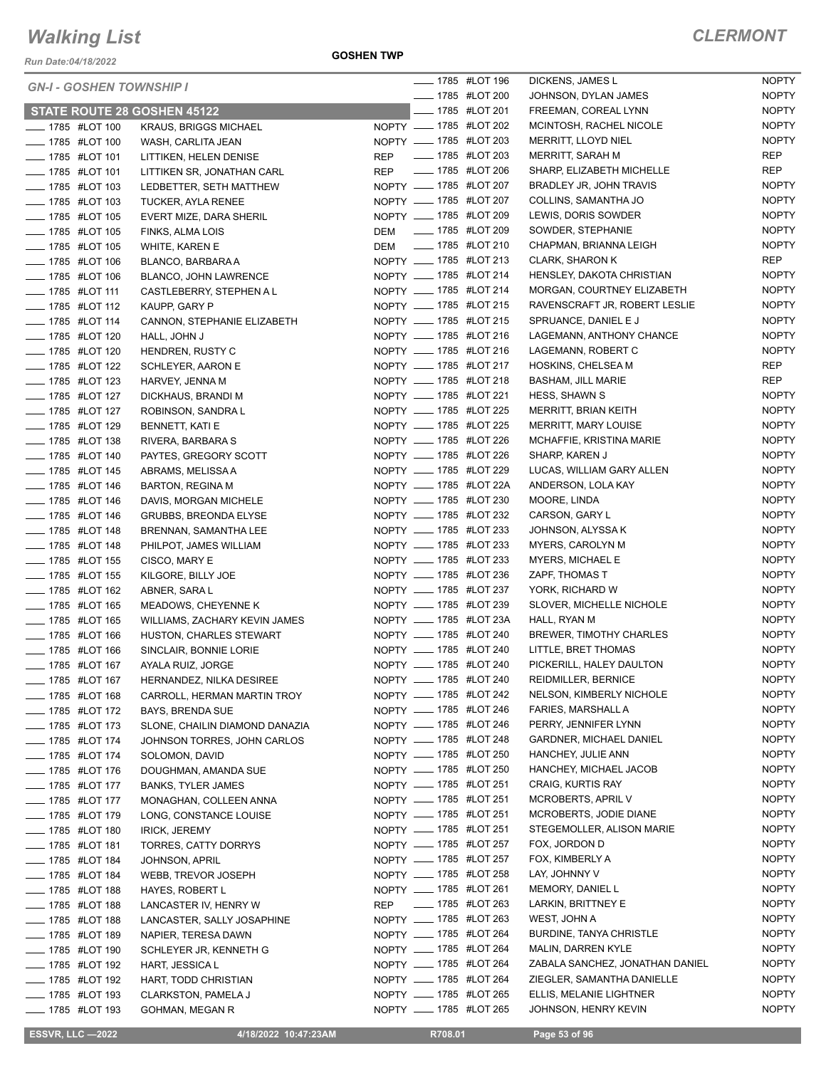# Walking List

## CLERMONT

Run Date:04/18/2022

GOSHEN TWP

### GN-I - GOSHEN TOWNSHIP I

### STATE ROUTE 28 GOSHEN 45122

| | Address | Name | Party |
|---|---|---|---|
| ____ | 1785 #LOT 100 | KRAUS, BRIGGS MICHAEL | NOPTY |
| ____ | 1785 #LOT 100 | WASH, CARLITA JEAN | NOPTY |
| ____ | 1785 #LOT 101 | LITTIKEN, HELEN DENISE | REP |
| ____ | 1785 #LOT 101 | LITTIKEN SR, JONATHAN CARL | REP |
| ____ | 1785 #LOT 103 | LEDBETTER, SETH MATTHEW | NOPTY |
| ____ | 1785 #LOT 103 | TUCKER, AYLA RENEE | NOPTY |
| ____ | 1785 #LOT 105 | EVERT MIZE, DARA SHERIL | NOPTY |
| ____ | 1785 #LOT 105 | FINKS, ALMA LOIS | DEM |
| ____ | 1785 #LOT 105 | WHITE, KAREN E | DEM |
| ____ | 1785 #LOT 106 | BLANCO, BARBARA A | NOPTY |
| ____ | 1785 #LOT 106 | BLANCO, JOHN LAWRENCE | NOPTY |
| ____ | 1785 #LOT 111 | CASTLEBERRY, STEPHEN A L | NOPTY |
| ____ | 1785 #LOT 112 | KAUPP, GARY P | NOPTY |
| ____ | 1785 #LOT 114 | CANNON, STEPHANIE ELIZABETH | NOPTY |
| ____ | 1785 #LOT 120 | HALL, JOHN J | NOPTY |
| ____ | 1785 #LOT 120 | HENDREN, RUSTY C | NOPTY |
| ____ | 1785 #LOT 122 | SCHLEYER, AARON E | NOPTY |
| ____ | 1785 #LOT 123 | HARVEY, JENNA M | NOPTY |
| ____ | 1785 #LOT 127 | DICKHAUS, BRANDI M | NOPTY |
| ____ | 1785 #LOT 127 | ROBINSON, SANDRA L | NOPTY |
| ____ | 1785 #LOT 129 | BENNETT, KATI E | NOPTY |
| ____ | 1785 #LOT 138 | RIVERA, BARBARA S | NOPTY |
| ____ | 1785 #LOT 140 | PAYTES, GREGORY SCOTT | NOPTY |
| ____ | 1785 #LOT 145 | ABRAMS, MELISSA A | NOPTY |
| ____ | 1785 #LOT 146 | BARTON, REGINA M | NOPTY |
| ____ | 1785 #LOT 146 | DAVIS, MORGAN MICHELE | NOPTY |
| ____ | 1785 #LOT 146 | GRUBBS, BREONDA ELYSE | NOPTY |
| ____ | 1785 #LOT 148 | BRENNAN, SAMANTHA LEE | NOPTY |
| ____ | 1785 #LOT 148 | PHILPOT, JAMES WILLIAM | NOPTY |
| ____ | 1785 #LOT 155 | CISCO, MARY E | NOPTY |
| ____ | 1785 #LOT 155 | KILGORE, BILLY JOE | NOPTY |
| ____ | 1785 #LOT 162 | ABNER, SARA L | NOPTY |
| ____ | 1785 #LOT 165 | MEADOWS, CHEYENNE K | NOPTY |
| ____ | 1785 #LOT 165 | WILLIAMS, ZACHARY KEVIN JAMES | NOPTY |
| ____ | 1785 #LOT 166 | HUSTON, CHARLES STEWART | NOPTY |
| ____ | 1785 #LOT 166 | SINCLAIR, BONNIE LORIE | NOPTY |
| ____ | 1785 #LOT 167 | AYALA RUIZ, JORGE | NOPTY |
| ____ | 1785 #LOT 167 | HERNANDEZ, NILKA DESIREE | NOPTY |
| ____ | 1785 #LOT 168 | CARROLL, HERMAN MARTIN TROY | NOPTY |
| ____ | 1785 #LOT 172 | BAYS, BRENDA SUE | NOPTY |
| ____ | 1785 #LOT 173 | SLONE, CHAILIN DIAMOND DANAZIA | NOPTY |
| ____ | 1785 #LOT 174 | JOHNSON TORRES, JOHN CARLOS | NOPTY |
| ____ | 1785 #LOT 174 | SOLOMON, DAVID | NOPTY |
| ____ | 1785 #LOT 176 | DOUGHMAN, AMANDA SUE | NOPTY |
| ____ | 1785 #LOT 177 | BANKS, TYLER JAMES | NOPTY |
| ____ | 1785 #LOT 177 | MONAGHAN, COLLEEN ANNA | NOPTY |
| ____ | 1785 #LOT 179 | LONG, CONSTANCE LOUISE | NOPTY |
| ____ | 1785 #LOT 180 | IRICK, JEREMY | NOPTY |
| ____ | 1785 #LOT 181 | TORRES, CATTY DORRYS | NOPTY |
| ____ | 1785 #LOT 184 | JOHNSON, APRIL | NOPTY |
| ____ | 1785 #LOT 184 | WEBB, TREVOR JOSEPH | NOPTY |
| ____ | 1785 #LOT 188 | HAYES, ROBERT L | NOPTY |
| ____ | 1785 #LOT 188 | LANCASTER IV, HENRY W | REP |
| ____ | 1785 #LOT 188 | LANCASTER, SALLY JOSEPHINE | NOPTY |
| ____ | 1785 #LOT 189 | NAPIER, TERESA DAWN | NOPTY |
| ____ | 1785 #LOT 190 | SCHLEYER JR, KENNETH G | NOPTY |
| ____ | 1785 #LOT 192 | HART, JESSICA L | NOPTY |
| ____ | 1785 #LOT 192 | HART, TODD CHRISTIAN | NOPTY |
| ____ | 1785 #LOT 193 | CLARKSTON, PAMELA J | NOPTY |
| ____ | 1785 #LOT 193 | GOHMAN, MEGAN R | NOPTY |
| ____ | 1785 #LOT 196 | DICKENS, JAMES L | NOPTY |
| ____ | 1785 #LOT 200 | JOHNSON, DYLAN JAMES | NOPTY |
| ____ | 1785 #LOT 201 | FREEMAN, COREAL LYNN | NOPTY |
| ____ | 1785 #LOT 202 | MCINTOSH, RACHEL NICOLE | NOPTY |
| ____ | 1785 #LOT 203 | MERRITT, LLOYD NIEL | NOPTY |
| ____ | 1785 #LOT 203 | MERRITT, SARAH M | REP |
| ____ | 1785 #LOT 206 | SHARP, ELIZABETH MICHELLE | REP |
| ____ | 1785 #LOT 207 | BRADLEY JR, JOHN TRAVIS | NOPTY |
| ____ | 1785 #LOT 207 | COLLINS, SAMANTHA JO | NOPTY |
| ____ | 1785 #LOT 209 | LEWIS, DORIS SOWDER | NOPTY |
| ____ | 1785 #LOT 209 | SOWDER, STEPHANIE | NOPTY |
| ____ | 1785 #LOT 210 | CHAPMAN, BRIANNA LEIGH | NOPTY |
| ____ | 1785 #LOT 213 | CLARK, SHARON K | REP |
| ____ | 1785 #LOT 214 | HENSLEY, DAKOTA CHRISTIAN | NOPTY |
| ____ | 1785 #LOT 214 | MORGAN, COURTNEY ELIZABETH | NOPTY |
| ____ | 1785 #LOT 215 | RAVENSCRAFT JR, ROBERT LESLIE | NOPTY |
| ____ | 1785 #LOT 215 | SPRUANCE, DANIEL E J | NOPTY |
| ____ | 1785 #LOT 216 | LAGEMANN, ANTHONY CHANCE | NOPTY |
| ____ | 1785 #LOT 216 | LAGEMANN, ROBERT C | NOPTY |
| ____ | 1785 #LOT 217 | HOSKINS, CHELSEA M | REP |
| ____ | 1785 #LOT 218 | BASHAM, JILL MARIE | REP |
| ____ | 1785 #LOT 221 | HESS, SHAWN S | NOPTY |
| ____ | 1785 #LOT 225 | MERRITT, BRIAN KEITH | NOPTY |
| ____ | 1785 #LOT 225 | MERRITT, MARY LOUISE | NOPTY |
| ____ | 1785 #LOT 226 | MCHAFFIE, KRISTINA MARIE | NOPTY |
| ____ | 1785 #LOT 226 | SHARP, KAREN J | NOPTY |
| ____ | 1785 #LOT 229 | LUCAS, WILLIAM GARY ALLEN | NOPTY |
| ____ | 1785 #LOT 22A | ANDERSON, LOLA KAY | NOPTY |
| ____ | 1785 #LOT 230 | MOORE, LINDA | NOPTY |
| ____ | 1785 #LOT 232 | CARSON, GARY L | NOPTY |
| ____ | 1785 #LOT 233 | JOHNSON, ALYSSA K | NOPTY |
| ____ | 1785 #LOT 233 | MYERS, CAROLYN M | NOPTY |
| ____ | 1785 #LOT 233 | MYERS, MICHAEL E | NOPTY |
| ____ | 1785 #LOT 236 | ZAPF, THOMAS T | NOPTY |
| ____ | 1785 #LOT 237 | YORK, RICHARD W | NOPTY |
| ____ | 1785 #LOT 239 | SLOVER, MICHELLE NICHOLE | NOPTY |
| ____ | 1785 #LOT 23A | HALL, RYAN M | NOPTY |
| ____ | 1785 #LOT 240 | BREWER, TIMOTHY CHARLES | NOPTY |
| ____ | 1785 #LOT 240 | LITTLE, BRET THOMAS | NOPTY |
| ____ | 1785 #LOT 240 | PICKERILL, HALEY DAULTON | NOPTY |
| ____ | 1785 #LOT 240 | REIDMILLER, BERNICE | NOPTY |
| ____ | 1785 #LOT 242 | NELSON, KIMBERLY NICHOLE | NOPTY |
| ____ | 1785 #LOT 246 | FARIES, MARSHALL A | NOPTY |
| ____ | 1785 #LOT 246 | PERRY, JENNIFER LYNN | NOPTY |
| ____ | 1785 #LOT 248 | GARDNER, MICHAEL DANIEL | NOPTY |
| ____ | 1785 #LOT 250 | HANCHEY, JULIE ANN | NOPTY |
| ____ | 1785 #LOT 250 | HANCHEY, MICHAEL JACOB | NOPTY |
| ____ | 1785 #LOT 251 | CRAIG, KURTIS RAY | NOPTY |
| ____ | 1785 #LOT 251 | MCROBERTS, APRIL V | NOPTY |
| ____ | 1785 #LOT 251 | MCROBERTS, JODIE DIANE | NOPTY |
| ____ | 1785 #LOT 251 | STEGEMOLLER, ALISON MARIE | NOPTY |
| ____ | 1785 #LOT 257 | FOX, JORDON D | NOPTY |
| ____ | 1785 #LOT 257 | FOX, KIMBERLY A | NOPTY |
| ____ | 1785 #LOT 258 | LAY, JOHNNY V | NOPTY |
| ____ | 1785 #LOT 261 | MEMORY, DANIEL L | NOPTY |
| ____ | 1785 #LOT 263 | LARKIN, BRITTNEY E | NOPTY |
| ____ | 1785 #LOT 263 | WEST, JOHN A | NOPTY |
| ____ | 1785 #LOT 264 | BURDINE, TANYA CHRISTLE | NOPTY |
| ____ | 1785 #LOT 264 | MALIN, DARREN KYLE | NOPTY |
| ____ | 1785 #LOT 264 | ZABALA SANCHEZ, JONATHAN DANIEL | NOPTY |
| ____ | 1785 #LOT 264 | ZIEGLER, SAMANTHA DANIELLE | NOPTY |
| ____ | 1785 #LOT 265 | ELLIS, MELANIE LIGHTNER | NOPTY |
| ____ | 1785 #LOT 265 | JOHNSON, HENRY KEVIN | NOPTY |

ESSVR, LLC —2022 | 4/18/2022 10:47:23AM | R708.01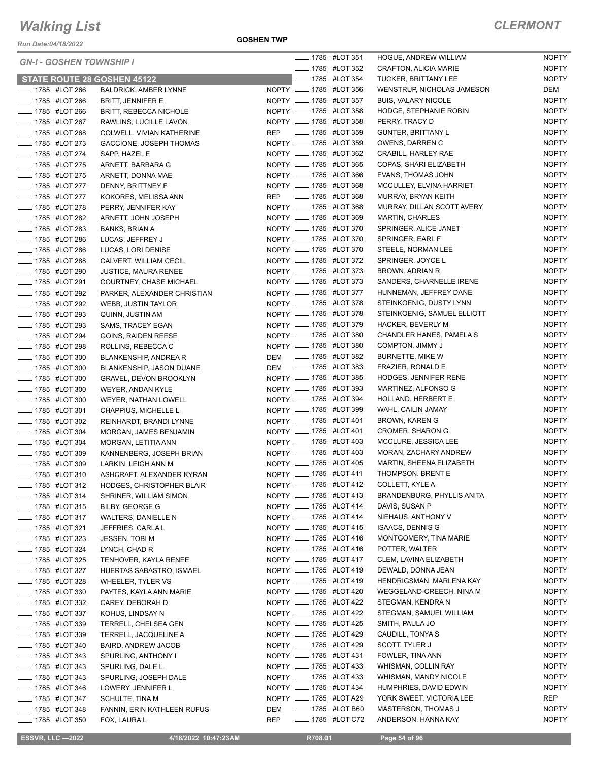# Walking List

**CLERMONT**

Run Date:04/18/2022

**GOSHEN TWP**

*GN-I - GOSHEN TOWNSHIP I*

## STATE ROUTE 28 GOSHEN 45122

| | Address | Lot | Name | Party |
|---|---|---|---|---|
| ____ | 1785 | #LOT 266 | BALDRICK, AMBER LYNNE | NOPTY |
| ____ | 1785 | #LOT 266 | BRITT, JENNIFER E | NOPTY |
| ____ | 1785 | #LOT 266 | BRITT, REBECCA NICHOLE | NOPTY |
| ____ | 1785 | #LOT 267 | RAWLINS, LUCILLE LAVON | NOPTY |
| ____ | 1785 | #LOT 268 | COLWELL, VIVIAN KATHERINE | REP |
| ____ | 1785 | #LOT 273 | GACCIONE, JOSEPH THOMAS | NOPTY |
| ____ | 1785 | #LOT 274 | SAPP, HAZEL E | NOPTY |
| ____ | 1785 | #LOT 275 | ARNETT, BARBARA G | NOPTY |
| ____ | 1785 | #LOT 275 | ARNETT, DONNA MAE | NOPTY |
| ____ | 1785 | #LOT 277 | DENNY, BRITTNEY F | NOPTY |
| ____ | 1785 | #LOT 277 | KOKORES, MELISSA ANN | REP |
| ____ | 1785 | #LOT 278 | PERRY, JENNIFER KAY | NOPTY |
| ____ | 1785 | #LOT 282 | ARNETT, JOHN JOSEPH | NOPTY |
| ____ | 1785 | #LOT 283 | BANKS, BRIAN A | NOPTY |
| ____ | 1785 | #LOT 286 | LUCAS, JEFFREY J | NOPTY |
| ____ | 1785 | #LOT 286 | LUCAS, LORI DENISE | NOPTY |
| ____ | 1785 | #LOT 288 | CALVERT, WILLIAM CECIL | NOPTY |
| ____ | 1785 | #LOT 290 | JUSTICE, MAURA RENEE | NOPTY |
| ____ | 1785 | #LOT 291 | COURTNEY, CHASE MICHAEL | NOPTY |
| ____ | 1785 | #LOT 292 | PARKER, ALEXANDER CHRISTIAN | NOPTY |
| ____ | 1785 | #LOT 292 | WEBB, JUSTIN TAYLOR | NOPTY |
| ____ | 1785 | #LOT 293 | QUINN, JUSTIN AM | NOPTY |
| ____ | 1785 | #LOT 293 | SAMS, TRACEY EGAN | NOPTY |
| ____ | 1785 | #LOT 294 | GOINS, RAIDEN REESE | NOPTY |
| ____ | 1785 | #LOT 298 | ROLLINS, REBECCA C | NOPTY |
| ____ | 1785 | #LOT 300 | BLANKENSHIP, ANDREA R | DEM |
| ____ | 1785 | #LOT 300 | BLANKENSHIP, JASON DUANE | DEM |
| ____ | 1785 | #LOT 300 | GRAVEL, DEVON BROOKLYN | NOPTY |
| ____ | 1785 | #LOT 300 | WEYER, ANDAN KYLE | NOPTY |
| ____ | 1785 | #LOT 300 | WEYER, NATHAN LOWELL | NOPTY |
| ____ | 1785 | #LOT 301 | CHAPPIUS, MICHELLE L | NOPTY |
| ____ | 1785 | #LOT 302 | REINHARDT, BRANDI LYNNE | NOPTY |
| ____ | 1785 | #LOT 304 | MORGAN, JAMES BENJAMIN | NOPTY |
| ____ | 1785 | #LOT 304 | MORGAN, LETITIA ANN | NOPTY |
| ____ | 1785 | #LOT 309 | KANNENBERG, JOSEPH BRIAN | NOPTY |
| ____ | 1785 | #LOT 309 | LARKIN, LEIGH ANN M | NOPTY |
| ____ | 1785 | #LOT 310 | ASHCRAFT, ALEXANDER KYRAN | NOPTY |
| ____ | 1785 | #LOT 312 | HODGES, CHRISTOPHER BLAIR | NOPTY |
| ____ | 1785 | #LOT 314 | SHRINER, WILLIAM SIMON | NOPTY |
| ____ | 1785 | #LOT 315 | BILBY, GEORGE G | NOPTY |
| ____ | 1785 | #LOT 317 | WALTERS, DANIELLE N | NOPTY |
| ____ | 1785 | #LOT 321 | JEFFRIES, CARLA L | NOPTY |
| ____ | 1785 | #LOT 323 | JESSEN, TOBI M | NOPTY |
| ____ | 1785 | #LOT 324 | LYNCH, CHAD R | NOPTY |
| ____ | 1785 | #LOT 325 | TENHOVER, KAYLA RENEE | NOPTY |
| ____ | 1785 | #LOT 327 | HUERTAS SABASTRO, ISMAEL | NOPTY |
| ____ | 1785 | #LOT 328 | WHEELER, TYLER VS | NOPTY |
| ____ | 1785 | #LOT 330 | PAYTES, KAYLA ANN MARIE | NOPTY |
| ____ | 1785 | #LOT 332 | CAREY, DEBORAH D | NOPTY |
| ____ | 1785 | #LOT 337 | KOHUS, LINDSAY N | NOPTY |
| ____ | 1785 | #LOT 339 | TERRELL, CHELSEA GEN | NOPTY |
| ____ | 1785 | #LOT 339 | TERRELL, JACQUELINE A | NOPTY |
| ____ | 1785 | #LOT 340 | BAIRD, ANDREW JACOB | NOPTY |
| ____ | 1785 | #LOT 343 | SPURLING, ANTHONY I | NOPTY |
| ____ | 1785 | #LOT 343 | SPURLING, DALE L | NOPTY |
| ____ | 1785 | #LOT 343 | SPURLING, JOSEPH DALE | NOPTY |
| ____ | 1785 | #LOT 346 | LOWERY, JENNIFER L | NOPTY |
| ____ | 1785 | #LOT 347 | SCHULTE, TINA M | NOPTY |
| ____ | 1785 | #LOT 348 | FANNIN, ERIN KATHLEEN RUFUS | DEM |
| ____ | 1785 | #LOT 350 | FOX, LAURA L | REP |
| ____ | 1785 | #LOT 351 | HOGUE, ANDREW WILLIAM | NOPTY |
| ____ | 1785 | #LOT 352 | CRAFTON, ALICIA MARIE | NOPTY |
| ____ | 1785 | #LOT 354 | TUCKER, BRITTANY LEE | NOPTY |
| ____ | 1785 | #LOT 356 | WENSTRUP, NICHOLAS JAMESON | DEM |
| ____ | 1785 | #LOT 357 | BUIS, VALARY NICOLE | NOPTY |
| ____ | 1785 | #LOT 358 | HODGE, STEPHANIE ROBIN | NOPTY |
| ____ | 1785 | #LOT 358 | PERRY, TRACY D | NOPTY |
| ____ | 1785 | #LOT 359 | GUNTER, BRITTANY L | NOPTY |
| ____ | 1785 | #LOT 359 | OWENS, DARREN C | NOPTY |
| ____ | 1785 | #LOT 362 | CRABILL, HARLEY RAE | NOPTY |
| ____ | 1785 | #LOT 365 | COPAS, SHARI ELIZABETH | NOPTY |
| ____ | 1785 | #LOT 366 | EVANS, THOMAS JOHN | NOPTY |
| ____ | 1785 | #LOT 368 | MCCULLEY, ELVINA HARRIET | NOPTY |
| ____ | 1785 | #LOT 368 | MURRAY, BRYAN KEITH | NOPTY |
| ____ | 1785 | #LOT 368 | MURRAY, DILLAN SCOTT AVERY | NOPTY |
| ____ | 1785 | #LOT 369 | MARTIN, CHARLES | NOPTY |
| ____ | 1785 | #LOT 370 | SPRINGER, ALICE JANET | NOPTY |
| ____ | 1785 | #LOT 370 | SPRINGER, EARL F | NOPTY |
| ____ | 1785 | #LOT 370 | STEELE, NORMAN LEE | NOPTY |
| ____ | 1785 | #LOT 372 | SPRINGER, JOYCE L | NOPTY |
| ____ | 1785 | #LOT 373 | BROWN, ADRIAN R | NOPTY |
| ____ | 1785 | #LOT 373 | SANDERS, CHARNELLE IRENE | NOPTY |
| ____ | 1785 | #LOT 377 | HUNNEMAN, JEFFREY DANE | NOPTY |
| ____ | 1785 | #LOT 378 | STEINKOENIG, DUSTY LYNN | NOPTY |
| ____ | 1785 | #LOT 378 | STEINKOENIG, SAMUEL ELLIOTT | NOPTY |
| ____ | 1785 | #LOT 379 | HACKER, BEVERLY M | NOPTY |
| ____ | 1785 | #LOT 380 | CHANDLER HANES, PAMELA S | NOPTY |
| ____ | 1785 | #LOT 380 | COMPTON, JIMMY J | NOPTY |
| ____ | 1785 | #LOT 382 | BURNETTE, MIKE W | NOPTY |
| ____ | 1785 | #LOT 383 | FRAZIER, RONALD E | NOPTY |
| ____ | 1785 | #LOT 385 | HODGES, JENNIFER RENE | NOPTY |
| ____ | 1785 | #LOT 393 | MARTINEZ, ALFONSO G | NOPTY |
| ____ | 1785 | #LOT 394 | HOLLAND, HERBERT E | NOPTY |
| ____ | 1785 | #LOT 399 | WAHL, CAILIN JAMAY | NOPTY |
| ____ | 1785 | #LOT 401 | BROWN, KAREN G | NOPTY |
| ____ | 1785 | #LOT 401 | CROMER, SHARON G | NOPTY |
| ____ | 1785 | #LOT 403 | MCCLURE, JESSICA LEE | NOPTY |
| ____ | 1785 | #LOT 403 | MORAN, ZACHARY ANDREW | NOPTY |
| ____ | 1785 | #LOT 405 | MARTIN, SHEENA ELIZABETH | NOPTY |
| ____ | 1785 | #LOT 411 | THOMPSON, BRENT E | NOPTY |
| ____ | 1785 | #LOT 412 | COLLETT, KYLE A | NOPTY |
| ____ | 1785 | #LOT 413 | BRANDENBURG, PHYLLIS ANITA | NOPTY |
| ____ | 1785 | #LOT 414 | DAVIS, SUSAN P | NOPTY |
| ____ | 1785 | #LOT 414 | NIEHAUS, ANTHONY V | NOPTY |
| ____ | 1785 | #LOT 415 | ISAACS, DENNIS G | NOPTY |
| ____ | 1785 | #LOT 416 | MONTGOMERY, TINA MARIE | NOPTY |
| ____ | 1785 | #LOT 416 | POTTER, WALTER | NOPTY |
| ____ | 1785 | #LOT 417 | CLEM, LAVINA ELIZABETH | NOPTY |
| ____ | 1785 | #LOT 419 | DEWALD, DONNA JEAN | NOPTY |
| ____ | 1785 | #LOT 419 | HENDRIGSMAN, MARLENA KAY | NOPTY |
| ____ | 1785 | #LOT 420 | WEGGELAND-CREECH, NINA M | NOPTY |
| ____ | 1785 | #LOT 422 | STEGMAN, KENDRA N | NOPTY |
| ____ | 1785 | #LOT 422 | STEGMAN, SAMUEL WILLIAM | NOPTY |
| ____ | 1785 | #LOT 425 | SMITH, PAULA JO | NOPTY |
| ____ | 1785 | #LOT 429 | CAUDILL, TONYA S | NOPTY |
| ____ | 1785 | #LOT 429 | SCOTT, TYLER J | NOPTY |
| ____ | 1785 | #LOT 431 | FOWLER, TINA ANN | NOPTY |
| ____ | 1785 | #LOT 433 | WHISMAN, COLLIN RAY | NOPTY |
| ____ | 1785 | #LOT 433 | WHISMAN, MANDY NICOLE | NOPTY |
| ____ | 1785 | #LOT 434 | HUMPHRIES, DAVID EDWIN | NOPTY |
| ____ | 1785 | #LOT A29 | YORK SWEET, VICTORIA LEE | REP |
| ____ | 1785 | #LOT B60 | MASTERSON, THOMAS J | NOPTY |
| ____ | 1785 | #LOT C72 | ANDERSON, HANNA KAY | NOPTY |

ESSVR, LLC —2022 | 4/18/2022 10:47:23AM | R708.01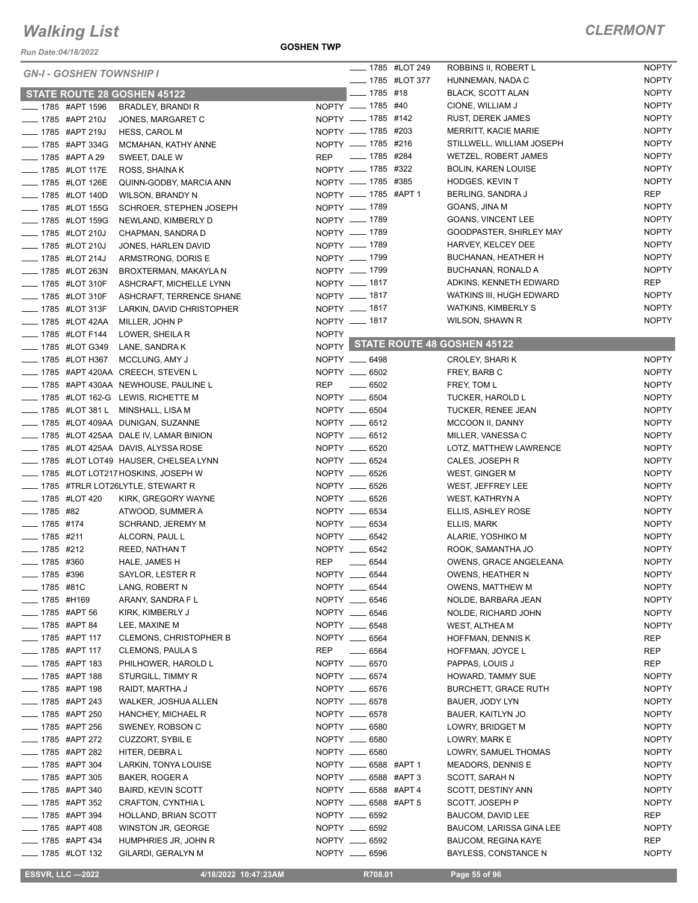# Walking List

**CLERMONT**

Run Date:04/18/2022

**GOSHEN TWP**

## GN-I - GOSHEN TOWNSHIP I

### STATE ROUTE 28 GOSHEN 45122

| Number | Unit | Name | Party |
|---|---|---|---|
| 1785 | #APT 1596 | BRADLEY, BRANDI R | NOPTY |
| 1785 | #APT 210J | JONES, MARGARET C | NOPTY |
| 1785 | #APT 219J | HESS, CAROL M | NOPTY |
| 1785 | #APT 334G | MCMAHAN, KATHY ANNE | NOPTY |
| 1785 | #APT A 29 | SWEET, DALE W | REP |
| 1785 | #LOT 117E | ROSS, SHAINA K | NOPTY |
| 1785 | #LOT 126E | QUINN-GODBY, MARCIA ANN | NOPTY |
| 1785 | #LOT 140D | WILSON, BRANDY N | NOPTY |
| 1785 | #LOT 155G | SCHROER, STEPHEN JOSEPH | NOPTY |
| 1785 | #LOT 159G | NEWLAND, KIMBERLY D | NOPTY |
| 1785 | #LOT 210J | CHAPMAN, SANDRA D | NOPTY |
| 1785 | #LOT 210J | JONES, HARLEN DAVID | NOPTY |
| 1785 | #LOT 214J | ARMSTRONG, DORIS E | NOPTY |
| 1785 | #LOT 263N | BROXTERMAN, MAKAYLA N | NOPTY |
| 1785 | #LOT 310F | ASHCRAFT, MICHELLE LYNN | NOPTY |
| 1785 | #LOT 310F | ASHCRAFT, TERRENCE SHANE | NOPTY |
| 1785 | #LOT 313F | LARKIN, DAVID CHRISTOPHER | NOPTY |
| 1785 | #LOT 42AA | MILLER, JOHN P | NOPTY |
| 1785 | #LOT F144 | LOWER, SHEILA R | NOPTY |
| 1785 | #LOT G349 | LANE, SANDRA K | NOPTY |
| 1785 | #LOT H367 | MCCLUNG, AMY J | NOPTY |
| 1785 | #APT 420AA | CREECH, STEVEN L | NOPTY |
| 1785 | #APT 430AA | NEWHOUSE, PAULINE L | REP |
| 1785 | #LOT 162-G | LEWIS, RICHETTE M | NOPTY |
| 1785 | #LOT 381 L | MINSHALL, LISA M | NOPTY |
| 1785 | #LOT 409AA | DUNIGAN, SUZANNE | NOPTY |
| 1785 | #LOT 425AA | DALE IV, LAMAR BINION | NOPTY |
| 1785 | #LOT 425AA | DAVIS, ALYSSA ROSE | NOPTY |
| 1785 | #LOT LOT49 | HAUSER, CHELSEA LYNN | NOPTY |
| 1785 | #LOT LOT217 | HOSKINS, JOSEPH W | NOPTY |
| 1785 | #TRLR LOT26 | LYTLE, STEWART R | NOPTY |
| 1785 | #LOT 420 | KIRK, GREGORY WAYNE | NOPTY |
| 1785 | #82 | ATWOOD, SUMMER A | NOPTY |
| 1785 | #174 | SCHRAND, JEREMY M | NOPTY |
| 1785 | #211 | ALCORN, PAUL L | NOPTY |
| 1785 | #212 | REED, NATHAN T | NOPTY |
| 1785 | #360 | HALE, JAMES H | REP |
| 1785 | #396 | SAYLOR, LESTER R | NOPTY |
| 1785 | #81C | LANG, ROBERT N | NOPTY |
| 1785 | #H169 | ARANY, SANDRA F L | NOPTY |
| 1785 | #APT 56 | KIRK, KIMBERLY J | NOPTY |
| 1785 | #APT 84 | LEE, MAXINE M | NOPTY |
| 1785 | #APT 117 | CLEMONS, CHRISTOPHER B | NOPTY |
| 1785 | #APT 117 | CLEMONS, PAULA S | REP |
| 1785 | #APT 183 | PHILHOWER, HAROLD L | NOPTY |
| 1785 | #APT 188 | STURGILL, TIMMY R | NOPTY |
| 1785 | #APT 198 | RAIDT, MARTHA J | NOPTY |
| 1785 | #APT 243 | WALKER, JOSHUA ALLEN | NOPTY |
| 1785 | #APT 250 | HANCHEY, MICHAEL R | NOPTY |
| 1785 | #APT 256 | SWENEY, ROBSON C | NOPTY |
| 1785 | #APT 272 | CUZZORT, SYBIL E | NOPTY |
| 1785 | #APT 282 | HITER, DEBRA L | NOPTY |
| 1785 | #APT 304 | LARKIN, TONYA LOUISE | NOPTY |
| 1785 | #APT 305 | BAKER, ROGER A | NOPTY |
| 1785 | #APT 340 | BAIRD, KEVIN SCOTT | NOPTY |
| 1785 | #APT 352 | CRAFTON, CYNTHIA L | NOPTY |
| 1785 | #APT 394 | HOLLAND, BRIAN SCOTT | NOPTY |
| 1785 | #APT 408 | WINSTON JR, GEORGE | NOPTY |
| 1785 | #APT 434 | HUMPHRIES JR, JOHN R | NOPTY |
| 1785 | #LOT 132 | GILARDI, GERALYN M | NOPTY |
| 1785 | #LOT 249 | ROBBINS II, ROBERT L | NOPTY |
| 1785 | #LOT 377 | HUNNEMAN, NADA C | NOPTY |
| 1785 | #18 | BLACK, SCOTT ALAN | NOPTY |
| 1785 | #40 | CIONE, WILLIAM J | NOPTY |
| 1785 | #142 | RUST, DEREK JAMES | NOPTY |
| 1785 | #203 | MERRITT, KACIE MARIE | NOPTY |
| 1785 | #216 | STILLWELL, WILLIAM JOSEPH | NOPTY |
| 1785 | #284 | WETZEL, ROBERT JAMES | NOPTY |
| 1785 | #322 | BOLIN, KAREN LOUISE | NOPTY |
| 1785 | #385 | HODGES, KEVIN T | NOPTY |
| 1785 | #APT 1 | BERLING, SANDRA J | REP |
| 1789 | | GOANS, JINA M | NOPTY |
| 1789 | | GOANS, VINCENT LEE | NOPTY |
| 1789 | | GOODPASTER, SHIRLEY MAY | NOPTY |
| 1789 | | HARVEY, KELCEY DEE | NOPTY |
| 1799 | | BUCHANAN, HEATHER H | NOPTY |
| 1799 | | BUCHANAN, RONALD A | NOPTY |
| 1817 | | ADKINS, KENNETH EDWARD | REP |
| 1817 | | WATKINS III, HUGH EDWARD | NOPTY |
| 1817 | | WATKINS, KIMBERLY S | NOPTY |
| 1817 | | WILSON, SHAWN R | NOPTY |

### STATE ROUTE 48 GOSHEN 45122

| Number | Unit | Name | Party |
|---|---|---|---|
| 6498 | | CROLEY, SHARI K | NOPTY |
| 6502 | | FREY, BARB C | NOPTY |
| 6502 | | FREY, TOM L | NOPTY |
| 6504 | | TUCKER, HAROLD L | NOPTY |
| 6504 | | TUCKER, RENEE JEAN | NOPTY |
| 6512 | | MCCOON II, DANNY | NOPTY |
| 6512 | | MILLER, VANESSA C | NOPTY |
| 6520 | | LOTZ, MATTHEW LAWRENCE | NOPTY |
| 6524 | | CALES, JOSEPH R | NOPTY |
| 6526 | | WEST, GINGER M | NOPTY |
| 6526 | | WEST, JEFFREY LEE | NOPTY |
| 6526 | | WEST, KATHRYN A | NOPTY |
| 6534 | | ELLIS, ASHLEY ROSE | NOPTY |
| 6534 | | ELLIS, MARK | NOPTY |
| 6542 | | ALARIE, YOSHIKO M | NOPTY |
| 6542 | | ROOK, SAMANTHA JO | NOPTY |
| 6544 | | OWENS, GRACE ANGELEANA | NOPTY |
| 6544 | | OWENS, HEATHER N | NOPTY |
| 6544 | | OWENS, MATTHEW M | NOPTY |
| 6546 | | NOLDE, BARBARA JEAN | NOPTY |
| 6546 | | NOLDE, RICHARD JOHN | NOPTY |
| 6548 | | WEST, ALTHEA M | NOPTY |
| 6564 | | HOFFMAN, DENNIS K | REP |
| 6564 | | HOFFMAN, JOYCE L | REP |
| 6570 | | PAPPAS, LOUIS J | REP |
| 6574 | | HOWARD, TAMMY SUE | NOPTY |
| 6576 | | BURCHETT, GRACE RUTH | NOPTY |
| 6578 | | BAUER, JODY LYN | NOPTY |
| 6578 | | BAUER, KAITLYN JO | NOPTY |
| 6580 | | LOWRY, BRIDGET M | NOPTY |
| 6580 | | LOWRY, MARK E | NOPTY |
| 6580 | | LOWRY, SAMUEL THOMAS | NOPTY |
| 6588 | #APT 1 | MEADORS, DENNIS E | NOPTY |
| 6588 | #APT 3 | SCOTT, SARAH N | NOPTY |
| 6588 | #APT 4 | SCOTT, DESTINY ANN | NOPTY |
| 6588 | #APT 5 | SCOTT, JOSEPH P | NOPTY |
| 6592 | | BAUCOM, DAVID LEE | REP |
| 6592 | | BAUCOM, LARISSA GINA LEE | NOPTY |
| 6592 | | BAUCOM, REGINA KAYE | REP |
| 6596 | | BAYLESS, CONSTANCE N | NOPTY |

ESSVR, LLC —2022 | 4/18/2022 10:47:23AM | R708.01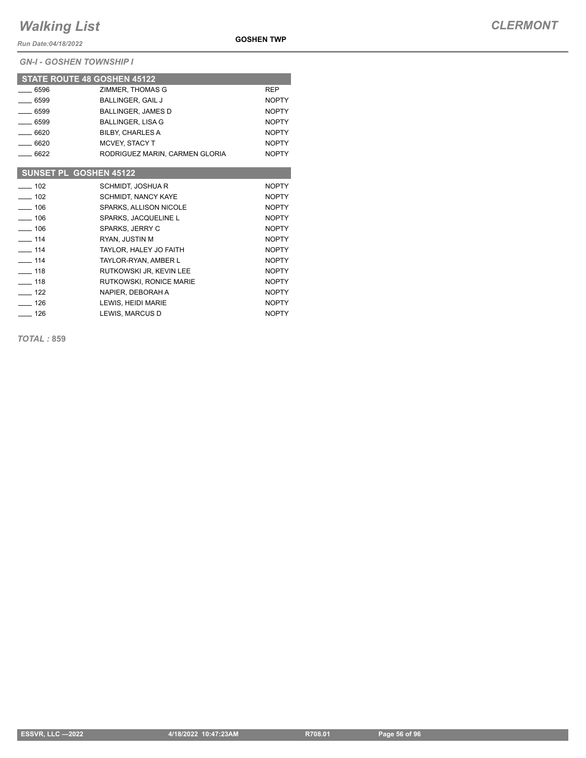# Walking List

*Run Date:04/18/2022*

**GOSHEN TWP**

## CLERMONT

*GN-I - GOSHEN TOWNSHIP I*

### STATE ROUTE 48 GOSHEN 45122

| | | |
|---|---|---|
| ____ 6596 | ZIMMER, THOMAS G | REP |
| ____ 6599 | BALLINGER, GAIL J | NOPTY |
| ____ 6599 | BALLINGER, JAMES D | NOPTY |
| ____ 6599 | BALLINGER, LISA G | NOPTY |
| ____ 6620 | BILBY, CHARLES A | NOPTY |
| ____ 6620 | MCVEY, STACY T | NOPTY |
| ____ 6622 | RODRIGUEZ MARIN, CARMEN GLORIA | NOPTY |

### SUNSET PL GOSHEN 45122

| | | |
|---|---|---|
| ____ 102 | SCHMIDT, JOSHUA R | NOPTY |
| ____ 102 | SCHMIDT, NANCY KAYE | NOPTY |
| ____ 106 | SPARKS, ALLISON NICOLE | NOPTY |
| ____ 106 | SPARKS, JACQUELINE L | NOPTY |
| ____ 106 | SPARKS, JERRY C | NOPTY |
| ____ 114 | RYAN, JUSTIN M | NOPTY |
| ____ 114 | TAYLOR, HALEY JO FAITH | NOPTY |
| ____ 114 | TAYLOR-RYAN, AMBER L | NOPTY |
| ____ 118 | RUTKOWSKI JR, KEVIN LEE | NOPTY |
| ____ 118 | RUTKOWSKI, RONICE MARIE | NOPTY |
| ____ 122 | NAPIER, DEBORAH A | NOPTY |
| ____ 126 | LEWIS, HEIDI MARIE | NOPTY |
| ____ 126 | LEWIS, MARCUS D | NOPTY |

***TOTAL :* 859**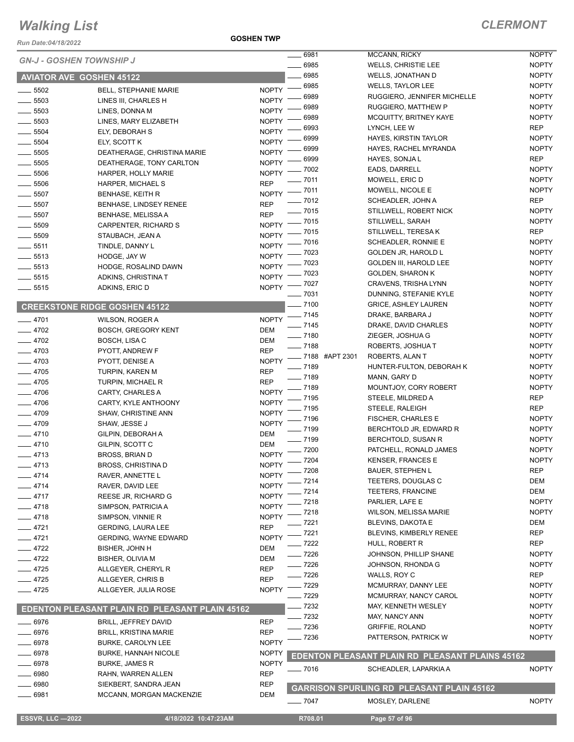# Walking List

## CLERMONT

Run Date:04/18/2022

GOSHEN TWP

### GN-J - GOSHEN TOWNSHIP J

### AVIATOR AVE GOSHEN 45122

| No. | Name | Party |
|---|---|---|
| ____ 5502 | BELL, STEPHANIE MARIE | NOPTY |
| ____ 5503 | LINES III, CHARLES H | NOPTY |
| ____ 5503 | LINES, DONNA M | NOPTY |
| ____ 5503 | LINES, MARY ELIZABETH | NOPTY |
| ____ 5504 | ELY, DEBORAH S | NOPTY |
| ____ 5504 | ELY, SCOTT K | NOPTY |
| ____ 5505 | DEATHERAGE, CHRISTINA MARIE | NOPTY |
| ____ 5505 | DEATHERAGE, TONY CARLTON | NOPTY |
| ____ 5506 | HARPER, HOLLY MARIE | NOPTY |
| ____ 5506 | HARPER, MICHAEL S | REP |
| ____ 5507 | BENHASE, KEITH R | NOPTY |
| ____ 5507 | BENHASE, LINDSEY RENEE | REP |
| ____ 5507 | BENHASE, MELISSA A | REP |
| ____ 5509 | CARPENTER, RICHARD S | NOPTY |
| ____ 5509 | STAUBACH, JEAN A | NOPTY |
| ____ 5511 | TINDLE, DANNY L | NOPTY |
| ____ 5513 | HODGE, JAY W | NOPTY |
| ____ 5513 | HODGE, ROSALIND DAWN | NOPTY |
| ____ 5515 | ADKINS, CHRISTINA T | NOPTY |
| ____ 5515 | ADKINS, ERIC D | NOPTY |

### CREEKSTONE RIDGE GOSHEN 45122

| No. | Name | Party |
|---|---|---|
| ____ 4701 | WILSON, ROGER A | NOPTY |
| ____ 4702 | BOSCH, GREGORY KENT | DEM |
| ____ 4702 | BOSCH, LISA C | DEM |
| ____ 4703 | PYOTT, ANDREW F | REP |
| ____ 4703 | PYOTT, DENISE A | NOPTY |
| ____ 4705 | TURPIN, KAREN M | REP |
| ____ 4705 | TURPIN, MICHAEL R | REP |
| ____ 4706 | CARTY, CHARLES A | NOPTY |
| ____ 4706 | CARTY, KYLE ANTHOONY | NOPTY |
| ____ 4709 | SHAW, CHRISTINE ANN | NOPTY |
| ____ 4709 | SHAW, JESSE J | NOPTY |
| ____ 4710 | GILPIN, DEBORAH A | DEM |
| ____ 4710 | GILPIN, SCOTT C | DEM |
| ____ 4713 | BROSS, BRIAN D | NOPTY |
| ____ 4713 | BROSS, CHRISTINA D | NOPTY |
| ____ 4714 | RAVER, ANNETTE L | NOPTY |
| ____ 4714 | RAVER, DAVID LEE | NOPTY |
| ____ 4717 | REESE JR, RICHARD G | NOPTY |
| ____ 4718 | SIMPSON, PATRICIA A | NOPTY |
| ____ 4718 | SIMPSON, VINNIE R | NOPTY |
| ____ 4721 | GERDING, LAURA LEE | REP |
| ____ 4721 | GERDING, WAYNE EDWARD | NOPTY |
| ____ 4722 | BISHER, JOHN H | DEM |
| ____ 4722 | BISHER, OLIVIA M | DEM |
| ____ 4725 | ALLGEYER, CHERYL R | REP |
| ____ 4725 | ALLGEYER, CHRIS B | REP |
| ____ 4725 | ALLGEYER, JULIA ROSE | NOPTY |

### EDENTON PLEASANT PLAIN RD PLEASANT PLAIN 45162

| No. | Name | Party |
|---|---|---|
| ____ 6976 | BRILL, JEFFREY DAVID | REP |
| ____ 6976 | BRILL, KRISTINA MARIE | REP |
| ____ 6978 | BURKE, CAROLYN LEE | NOPTY |
| ____ 6978 | BURKE, HANNAH NICOLE | NOPTY |
| ____ 6978 | BURKE, JAMES R | NOPTY |
| ____ 6980 | RAHN, WARREN ALLEN | REP |
| ____ 6980 | SIEKBERT, SANDRA JEAN | REP |
| ____ 6981 | MCCANN, MORGAN MACKENZIE | DEM |
| ____ 6981 | MCCANN, RICKY | NOPTY |
| ____ 6985 | WELLS, CHRISTIE LEE | NOPTY |
| ____ 6985 | WELLS, JONATHAN D | NOPTY |
| ____ 6985 | WELLS, TAYLOR LEE | NOPTY |
| ____ 6989 | RUGGIERO, JENNIFER MICHELLE | NOPTY |
| ____ 6989 | RUGGIERO, MATTHEW P | NOPTY |
| ____ 6989 | MCQUITTY, BRITNEY KAYE | NOPTY |
| ____ 6993 | LYNCH, LEE W | REP |
| ____ 6999 | HAYES, KIRSTIN TAYLOR | NOPTY |
| ____ 6999 | HAYES, RACHEL MYRANDA | NOPTY |
| ____ 6999 | HAYES, SONJA L | REP |
| ____ 7002 | EADS, DARRELL | NOPTY |
| ____ 7011 | MOWELL, ERIC D | NOPTY |
| ____ 7011 | MOWELL, NICOLE E | NOPTY |
| ____ 7012 | SCHEADLER, JOHN A | REP |
| ____ 7015 | STILLWELL, ROBERT NICK | NOPTY |
| ____ 7015 | STILLWELL, SARAH | NOPTY |
| ____ 7015 | STILLWELL, TERESA K | REP |
| ____ 7016 | SCHEADLER, RONNIE E | NOPTY |
| ____ 7023 | GOLDEN JR, HAROLD L | NOPTY |
| ____ 7023 | GOLDEN III, HAROLD LEE | NOPTY |
| ____ 7023 | GOLDEN, SHARON K | NOPTY |
| ____ 7027 | CRAVENS, TRISHA LYNN | NOPTY |
| ____ 7031 | DUNNING, STEFANIE KYLE | NOPTY |
| ____ 7100 | GRICE, ASHLEY LAUREN | NOPTY |
| ____ 7145 | DRAKE, BARBARA J | NOPTY |
| ____ 7145 | DRAKE, DAVID CHARLES | NOPTY |
| ____ 7180 | ZIEGER, JOSHUA G | NOPTY |
| ____ 7188 | ROBERTS, JOSHUA T | NOPTY |
| ____ 7188 #APT 2301 | ROBERTS, ALAN T | NOPTY |
| ____ 7189 | HUNTER-FULTON, DEBORAH K | NOPTY |
| ____ 7189 | MANN, GARY D | NOPTY |
| ____ 7189 | MOUNTJOY, CORY ROBERT | NOPTY |
| ____ 7195 | STEELE, MILDRED A | REP |
| ____ 7195 | STEELE, RALEIGH | REP |
| ____ 7196 | FISCHER, CHARLES E | NOPTY |
| ____ 7199 | BERCHTOLD JR, EDWARD R | NOPTY |
| ____ 7199 | BERCHTOLD, SUSAN R | NOPTY |
| ____ 7200 | PATCHELL, RONALD JAMES | NOPTY |
| ____ 7204 | KENSER, FRANCES E | NOPTY |
| ____ 7208 | BAUER, STEPHEN L | REP |
| ____ 7214 | TEETERS, DOUGLAS C | DEM |
| ____ 7214 | TEETERS, FRANCINE | DEM |
| ____ 7218 | PARLIER, LAFE E | NOPTY |
| ____ 7218 | WILSON, MELISSA MARIE | NOPTY |
| ____ 7221 | BLEVINS, DAKOTA E | DEM |
| ____ 7221 | BLEVINS, KIMBERLY RENEE | REP |
| ____ 7222 | HULL, ROBERT R | REP |
| ____ 7226 | JOHNSON, PHILLIP SHANE | NOPTY |
| ____ 7226 | JOHNSON, RHONDA G | NOPTY |
| ____ 7226 | WALLS, ROY C | REP |
| ____ 7229 | MCMURRAY, DANNY LEE | NOPTY |
| ____ 7229 | MCMURRAY, NANCY CAROL | NOPTY |
| ____ 7232 | MAY, KENNETH WESLEY | NOPTY |
| ____ 7232 | MAY, NANCY ANN | NOPTY |
| ____ 7236 | GRIFFIE, ROLAND | NOPTY |
| ____ 7236 | PATTERSON, PATRICK W | NOPTY |

### EDENTON PLEASANT PLAIN RD PLEASANT PLAINS 45162

| No. | Name | Party |
|---|---|---|
| ____ 7016 | SCHEADLER, LAPARKIA A | NOPTY |

### GARRISON SPURLING RD PLEASANT PLAIN 45162

| No. | Name | Party |
|---|---|---|
| ____ 7047 | MOSLEY, DARLENE | NOPTY |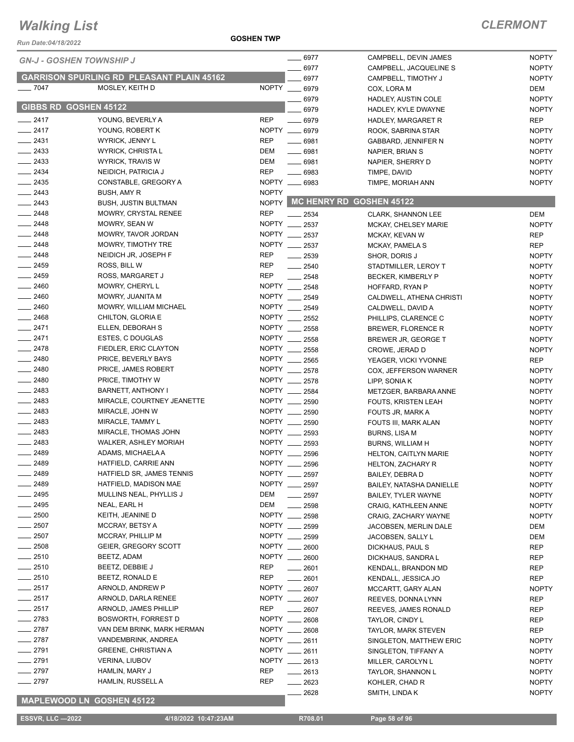# Walking List

**CLERMONT**

Run Date:04/18/2022

**GOSHEN TWP**

*GN-J - GOSHEN TOWNSHIP J*

## GARRISON SPURLING RD PLEASANT PLAIN 45162

| No. | Name | Party |
|---|---|---|
| 7047 | MOSLEY, KEITH D | NOPTY |

## GIBBS RD GOSHEN 45122

| No. | Name | Party |
|---|---|---|
| 2417 | YOUNG, BEVERLY A | REP |
| 2417 | YOUNG, ROBERT K | NOPTY |
| 2431 | WYRICK, JENNY L | REP |
| 2433 | WYRICK, CHRISTA L | DEM |
| 2433 | WYRICK, TRAVIS W | DEM |
| 2434 | NEIDICH, PATRICIA J | REP |
| 2435 | CONSTABLE, GREGORY A | NOPTY |
| 2443 | BUSH, AMY R | NOPTY |
| 2443 | BUSH, JUSTIN BULTMAN | NOPTY |
| 2448 | MOWRY, CRYSTAL RENEE | REP |
| 2448 | MOWRY, SEAN W | NOPTY |
| 2448 | MOWRY, TAVOR JORDAN | NOPTY |
| 2448 | MOWRY, TIMOTHY TRE | NOPTY |
| 2448 | NEIDICH JR, JOSEPH F | REP |
| 2459 | ROSS, BILL W | REP |
| 2459 | ROSS, MARGARET J | REP |
| 2460 | MOWRY, CHERYL L | NOPTY |
| 2460 | MOWRY, JUANITA M | NOPTY |
| 2460 | MOWRY, WILLIAM MICHAEL | NOPTY |
| 2468 | CHILTON, GLORIA E | NOPTY |
| 2471 | ELLEN, DEBORAH S | NOPTY |
| 2471 | ESTES, C DOUGLAS | NOPTY |
| 2478 | FIEDLER, ERIC CLAYTON | NOPTY |
| 2480 | PRICE, BEVERLY BAYS | NOPTY |
| 2480 | PRICE, JAMES ROBERT | NOPTY |
| 2480 | PRICE, TIMOTHY W | NOPTY |
| 2483 | BARNETT, ANTHONY I | NOPTY |
| 2483 | MIRACLE, COURTNEY JEANETTE | NOPTY |
| 2483 | MIRACLE, JOHN W | NOPTY |
| 2483 | MIRACLE, TAMMY L | NOPTY |
| 2483 | MIRACLE, THOMAS JOHN | NOPTY |
| 2483 | WALKER, ASHLEY MORIAH | NOPTY |
| 2489 | ADAMS, MICHAELA A | NOPTY |
| 2489 | HATFIELD, CARRIE ANN | NOPTY |
| 2489 | HATFIELD SR, JAMES TENNIS | NOPTY |
| 2489 | HATFIELD, MADISON MAE | NOPTY |
| 2495 | MULLINS NEAL, PHYLLIS J | DEM |
| 2495 | NEAL, EARL H | DEM |
| 2500 | KEITH, JEANINE D | NOPTY |
| 2507 | MCCRAY, BETSY A | NOPTY |
| 2507 | MCCRAY, PHILLIP M | NOPTY |
| 2508 | GEIER, GREGORY SCOTT | NOPTY |
| 2510 | BEETZ, ADAM | NOPTY |
| 2510 | BEETZ, DEBBIE J | REP |
| 2510 | BEETZ, RONALD E | REP |
| 2517 | ARNOLD, ANDREW P | NOPTY |
| 2517 | ARNOLD, DARLA RENEE | NOPTY |
| 2517 | ARNOLD, JAMES PHILLIP | REP |
| 2783 | BOSWORTH, FORREST D | NOPTY |
| 2787 | VAN DEM BRINK, MARK HERMAN | NOPTY |
| 2787 | VANDEMBRINK, ANDREA | NOPTY |
| 2791 | GREENE, CHRISTIAN A | NOPTY |
| 2791 | VERINA, LIUBOV | NOPTY |
| 2797 | HAMLIN, MARY J | REP |
| 2797 | HAMLIN, RUSSELL A | REP |

## MAPLEWOOD LN GOSHEN 45122

| No. | Name | Party |
|---|---|---|
| 6977 | CAMPBELL, DEVIN JAMES | NOPTY |
| 6977 | CAMPBELL, JACQUELINE S | NOPTY |
| 6977 | CAMPBELL, TIMOTHY J | NOPTY |
| 6979 | COX, LORA M | DEM |
| 6979 | HADLEY, AUSTIN COLE | NOPTY |
| 6979 | HADLEY, KYLE DWAYNE | NOPTY |
| 6979 | HADLEY, MARGARET R | REP |
| 6979 | ROOK, SABRINA STAR | NOPTY |
| 6981 | GABBARD, JENNIFER N | NOPTY |
| 6981 | NAPIER, BRIAN S | NOPTY |
| 6981 | NAPIER, SHERRY D | NOPTY |
| 6983 | TIMPE, DAVID | NOPTY |
| 6983 | TIMPE, MORIAH ANN | NOPTY |

## MC HENRY RD GOSHEN 45122

| No. | Name | Party |
|---|---|---|
| 2534 | CLARK, SHANNON LEE | DEM |
| 2537 | MCKAY, CHELSEY MARIE | NOPTY |
| 2537 | MCKAY, KEVAN W | REP |
| 2537 | MCKAY, PAMELA S | REP |
| 2539 | SHOR, DORIS J | NOPTY |
| 2540 | STADTMILLER, LEROY T | NOPTY |
| 2548 | BECKER, KIMBERLY P | NOPTY |
| 2548 | HOFFARD, RYAN P | NOPTY |
| 2549 | CALDWELL, ATHENA CHRISTI | NOPTY |
| 2549 | CALDWELL, DAVID A | NOPTY |
| 2552 | PHILLIPS, CLARENCE C | NOPTY |
| 2558 | BREWER, FLORENCE R | NOPTY |
| 2558 | BREWER JR, GEORGE T | NOPTY |
| 2558 | CROWE, JERAD D | NOPTY |
| 2565 | YEAGER, VICKI YVONNE | REP |
| 2578 | COX, JEFFERSON WARNER | NOPTY |
| 2578 | LIPP, SONIA K | NOPTY |
| 2584 | METZGER, BARBARA ANNE | NOPTY |
| 2590 | FOUTS, KRISTEN LEAH | NOPTY |
| 2590 | FOUTS JR, MARK A | NOPTY |
| 2590 | FOUTS III, MARK ALAN | NOPTY |
| 2593 | BURNS, LISA M | NOPTY |
| 2593 | BURNS, WILLIAM H | NOPTY |
| 2596 | HELTON, CAITLYN MARIE | NOPTY |
| 2596 | HELTON, ZACHARY R | NOPTY |
| 2597 | BAILEY, DEBRA D | NOPTY |
| 2597 | BAILEY, NATASHA DANIELLE | NOPTY |
| 2597 | BAILEY, TYLER WAYNE | NOPTY |
| 2598 | CRAIG, KATHLEEN ANNE | NOPTY |
| 2598 | CRAIG, ZACHARY WAYNE | NOPTY |
| 2599 | JACOBSEN, MERLIN DALE | DEM |
| 2599 | JACOBSEN, SALLY L | DEM |
| 2600 | DICKHAUS, PAUL S | REP |
| 2600 | DICKHAUS, SANDRA L | REP |
| 2601 | KENDALL, BRANDON MD | REP |
| 2601 | KENDALL, JESSICA JO | REP |
| 2607 | MCCARTT, GARY ALAN | NOPTY |
| 2607 | REEVES, DONNA LYNN | REP |
| 2607 | REEVES, JAMES RONALD | REP |
| 2608 | TAYLOR, CINDY L | REP |
| 2608 | TAYLOR, MARK STEVEN | REP |
| 2611 | SINGLETON, MATTHEW ERIC | NOPTY |
| 2611 | SINGLETON, TIFFANY A | NOPTY |
| 2613 | MILLER, CAROLYN L | NOPTY |
| 2613 | TAYLOR, SHANNON L | NOPTY |
| 2623 | KOHLER, CHAD R | NOPTY |
| 2628 | SMITH, LINDA K | NOPTY |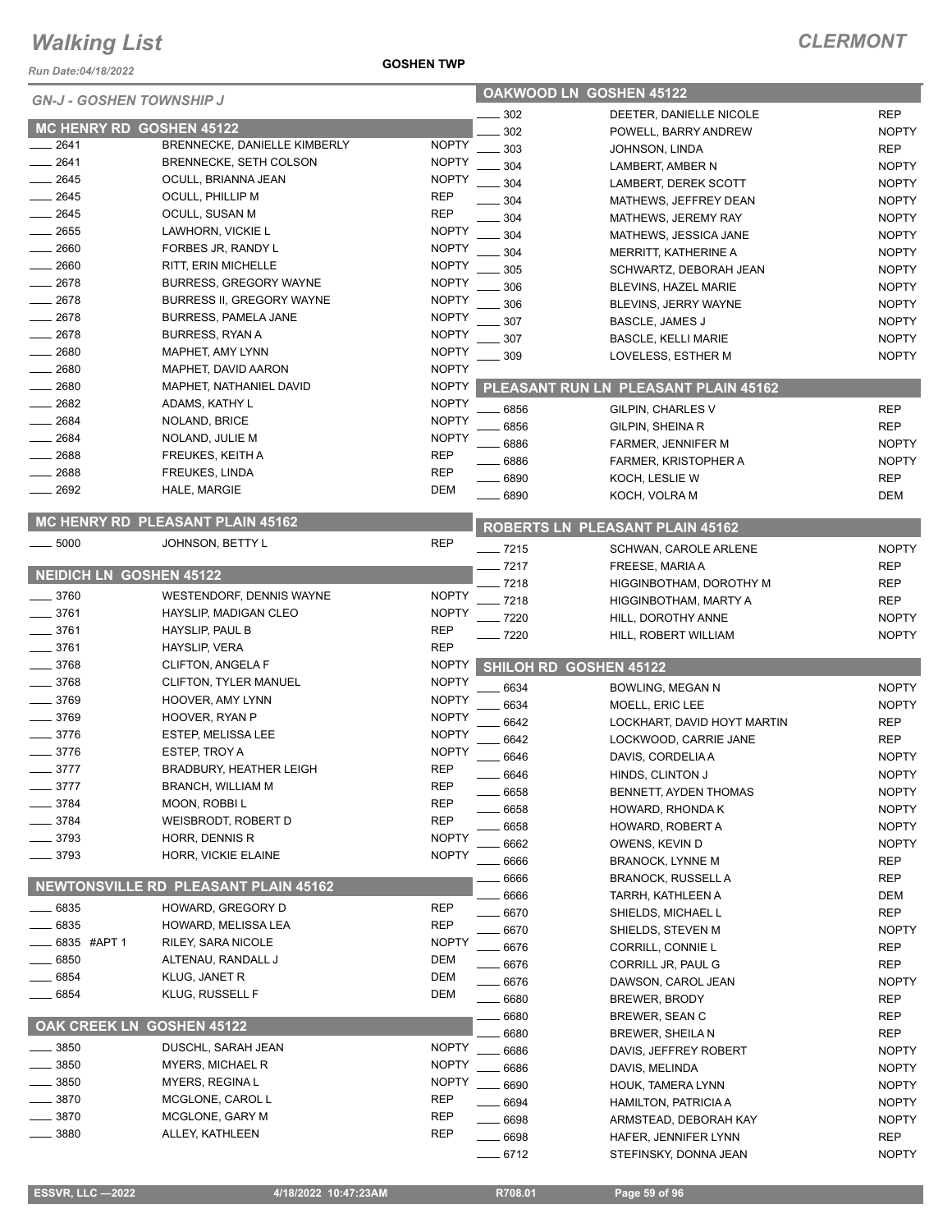# Walking List

**CLERMONT**

Run Date:04/18/2022

**GOSHEN TWP**

*GN-J - GOSHEN TOWNSHIP J*

## MC HENRY RD GOSHEN 45122

| No. | Name | Party |
|---|---|---|
| 2641 | BRENNECKE, DANIELLE KIMBERLY | NOPTY |
| 2641 | BRENNECKE, SETH COLSON | NOPTY |
| 2645 | OCULL, BRIANNA JEAN | NOPTY |
| 2645 | OCULL, PHILLIP M | REP |
| 2645 | OCULL, SUSAN M | REP |
| 2655 | LAWHORN, VICKIE L | NOPTY |
| 2660 | FORBES JR, RANDY L | NOPTY |
| 2660 | RITT, ERIN MICHELLE | NOPTY |
| 2678 | BURRESS, GREGORY WAYNE | NOPTY |
| 2678 | BURRESS II, GREGORY WAYNE | NOPTY |
| 2678 | BURRESS, PAMELA JANE | NOPTY |
| 2678 | BURRESS, RYAN A | NOPTY |
| 2680 | MAPHET, AMY LYNN | NOPTY |
| 2680 | MAPHET, DAVID AARON | NOPTY |
| 2680 | MAPHET, NATHANIEL DAVID | NOPTY |
| 2682 | ADAMS, KATHY L | NOPTY |
| 2684 | NOLAND, BRICE | NOPTY |
| 2684 | NOLAND, JULIE M | NOPTY |
| 2688 | FREUKES, KEITH A | REP |
| 2688 | FREUKES, LINDA | REP |
| 2692 | HALE, MARGIE | DEM |

## MC HENRY RD PLEASANT PLAIN 45162

| No. | Name | Party |
|---|---|---|
| 5000 | JOHNSON, BETTY L | REP |

## NEIDICH LN GOSHEN 45122

| No. | Name | Party |
|---|---|---|
| 3760 | WESTENDORF, DENNIS WAYNE | NOPTY |
| 3761 | HAYSLIP, MADIGAN CLEO | NOPTY |
| 3761 | HAYSLIP, PAUL B | REP |
| 3761 | HAYSLIP, VERA | REP |
| 3768 | CLIFTON, ANGELA F | NOPTY |
| 3768 | CLIFTON, TYLER MANUEL | NOPTY |
| 3769 | HOOVER, AMY LYNN | NOPTY |
| 3769 | HOOVER, RYAN P | NOPTY |
| 3776 | ESTEP, MELISSA LEE | NOPTY |
| 3776 | ESTEP, TROY A | NOPTY |
| 3777 | BRADBURY, HEATHER LEIGH | REP |
| 3777 | BRANCH, WILLIAM M | REP |
| 3784 | MOON, ROBBI L | REP |
| 3784 | WEISBRODT, ROBERT D | REP |
| 3793 | HORR, DENNIS R | NOPTY |
| 3793 | HORR, VICKIE ELAINE | NOPTY |

## NEWTONSVILLE RD PLEASANT PLAIN 45162

| No. | Name | Party |
|---|---|---|
| 6835 | HOWARD, GREGORY D | REP |
| 6835 | HOWARD, MELISSA LEA | REP |
| 6835 #APT 1 | RILEY, SARA NICOLE | NOPTY |
| 6850 | ALTENAU, RANDALL J | DEM |
| 6854 | KLUG, JANET R | DEM |
| 6854 | KLUG, RUSSELL F | DEM |

## OAK CREEK LN GOSHEN 45122

| No. | Name | Party |
|---|---|---|
| 3850 | DUSCHL, SARAH JEAN | NOPTY |
| 3850 | MYERS, MICHAEL R | NOPTY |
| 3850 | MYERS, REGINA L | NOPTY |
| 3870 | MCGLONE, CAROL L | REP |
| 3870 | MCGLONE, GARY M | REP |
| 3880 | ALLEY, KATHLEEN | REP |

## OAKWOOD LN GOSHEN 45122

| No. | Name | Party |
|---|---|---|
| 302 | DEETER, DANIELLE NICOLE | REP |
| 302 | POWELL, BARRY ANDREW | NOPTY |
| 303 | JOHNSON, LINDA | REP |
| 304 | LAMBERT, AMBER N | NOPTY |
| 304 | LAMBERT, DEREK SCOTT | NOPTY |
| 304 | MATHEWS, JEFFREY DEAN | NOPTY |
| 304 | MATHEWS, JEREMY RAY | NOPTY |
| 304 | MATHEWS, JESSICA JANE | NOPTY |
| 304 | MERRITT, KATHERINE A | NOPTY |
| 305 | SCHWARTZ, DEBORAH JEAN | NOPTY |
| 306 | BLEVINS, HAZEL MARIE | NOPTY |
| 306 | BLEVINS, JERRY WAYNE | NOPTY |
| 307 | BASCLE, JAMES J | NOPTY |
| 307 | BASCLE, KELLI MARIE | NOPTY |
| 309 | LOVELESS, ESTHER M | NOPTY |

## PLEASANT RUN LN PLEASANT PLAIN 45162

| No. | Name | Party |
|---|---|---|
| 6856 | GILPIN, CHARLES V | REP |
| 6856 | GILPIN, SHEINA R | REP |
| 6886 | FARMER, JENNIFER M | NOPTY |
| 6886 | FARMER, KRISTOPHER A | NOPTY |
| 6890 | KOCH, LESLIE W | REP |
| 6890 | KOCH, VOLRA M | DEM |

## ROBERTS LN PLEASANT PLAIN 45162

| No. | Name | Party |
|---|---|---|
| 7215 | SCHWAN, CAROLE ARLENE | NOPTY |
| 7217 | FREESE, MARIA A | REP |
| 7218 | HIGGINBOTHAM, DOROTHY M | REP |
| 7218 | HIGGINBOTHAM, MARTY A | REP |
| 7220 | HILL, DOROTHY ANNE | NOPTY |
| 7220 | HILL, ROBERT WILLIAM | NOPTY |

## SHILOH RD GOSHEN 45122

| No. | Name | Party |
|---|---|---|
| 6634 | BOWLING, MEGAN N | NOPTY |
| 6634 | MOELL, ERIC LEE | NOPTY |
| 6642 | LOCKHART, DAVID HOYT MARTIN | REP |
| 6642 | LOCKWOOD, CARRIE JANE | REP |
| 6646 | DAVIS, CORDELIA A | NOPTY |
| 6646 | HINDS, CLINTON J | NOPTY |
| 6658 | BENNETT, AYDEN THOMAS | NOPTY |
| 6658 | HOWARD, RHONDA K | NOPTY |
| 6658 | HOWARD, ROBERT A | NOPTY |
| 6662 | OWENS, KEVIN D | NOPTY |
| 6666 | BRANOCK, LYNNE M | REP |
| 6666 | BRANOCK, RUSSELL A | REP |
| 6666 | TARRH, KATHLEEN A | DEM |
| 6670 | SHIELDS, MICHAEL L | REP |
| 6670 | SHIELDS, STEVEN M | NOPTY |
| 6676 | CORRILL, CONNIE L | REP |
| 6676 | CORRILL JR, PAUL G | REP |
| 6676 | DAWSON, CAROL JEAN | NOPTY |
| 6680 | BREWER, BRODY | REP |
| 6680 | BREWER, SEAN C | REP |
| 6680 | BREWER, SHEILA N | REP |
| 6686 | DAVIS, JEFFREY ROBERT | NOPTY |
| 6686 | DAVIS, MELINDA | NOPTY |
| 6690 | HOUK, TAMERA LYNN | NOPTY |
| 6694 | HAMILTON, PATRICIA A | NOPTY |
| 6698 | ARMSTEAD, DEBORAH KAY | NOPTY |
| 6698 | HAFER, JENNIFER LYNN | REP |
| 6712 | STEFINSKY, DONNA JEAN | NOPTY |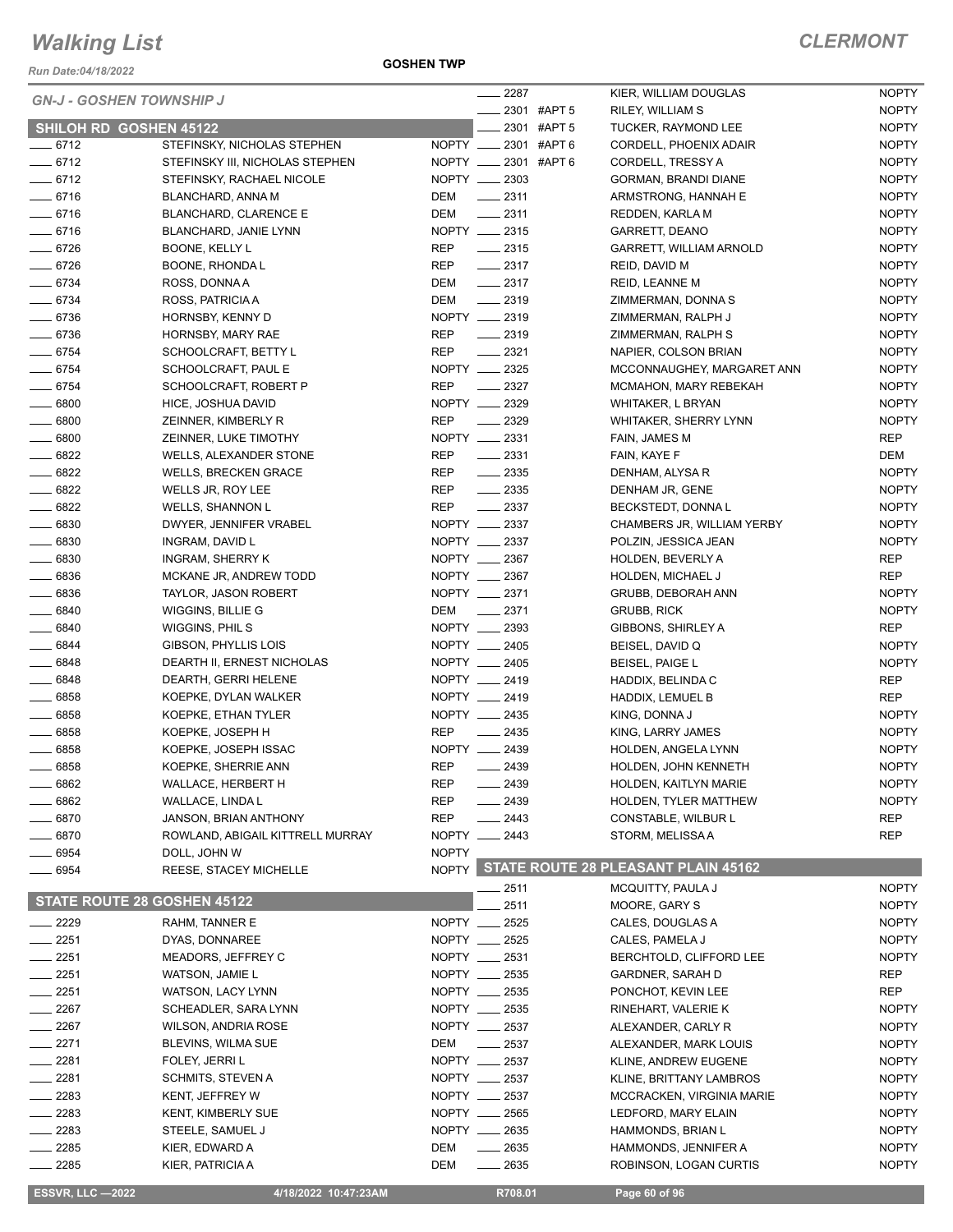# Walking List

**CLERMONT**

Run Date:04/18/2022

**GOSHEN TWP**

## GN-J - GOSHEN TOWNSHIP J

### SHILOH RD GOSHEN 45122

| No. | Name | Party |
|---|---|---|
| 6712 | STEFINSKY, NICHOLAS STEPHEN | NOPTY |
| 6712 | STEFINSKY III, NICHOLAS STEPHEN | NOPTY |
| 6712 | STEFINSKY, RACHAEL NICOLE | NOPTY |
| 6716 | BLANCHARD, ANNA M | DEM |
| 6716 | BLANCHARD, CLARENCE E | DEM |
| 6716 | BLANCHARD, JANIE LYNN | NOPTY |
| 6726 | BOONE, KELLY L | REP |
| 6726 | BOONE, RHONDA L | REP |
| 6734 | ROSS, DONNA A | DEM |
| 6734 | ROSS, PATRICIA A | DEM |
| 6736 | HORNSBY, KENNY D | NOPTY |
| 6736 | HORNSBY, MARY RAE | REP |
| 6754 | SCHOOLCRAFT, BETTY L | REP |
| 6754 | SCHOOLCRAFT, PAUL E | NOPTY |
| 6754 | SCHOOLCRAFT, ROBERT P | REP |
| 6800 | HICE, JOSHUA DAVID | NOPTY |
| 6800 | ZEINNER, KIMBERLY R | REP |
| 6800 | ZEINNER, LUKE TIMOTHY | NOPTY |
| 6822 | WELLS, ALEXANDER STONE | REP |
| 6822 | WELLS, BRECKEN GRACE | REP |
| 6822 | WELLS JR, ROY LEE | REP |
| 6822 | WELLS, SHANNON L | REP |
| 6830 | DWYER, JENNIFER VRABEL | NOPTY |
| 6830 | INGRAM, DAVID L | NOPTY |
| 6830 | INGRAM, SHERRY K | NOPTY |
| 6836 | MCKANE JR, ANDREW TODD | NOPTY |
| 6836 | TAYLOR, JASON ROBERT | NOPTY |
| 6840 | WIGGINS, BILLIE G | DEM |
| 6840 | WIGGINS, PHIL S | NOPTY |
| 6844 | GIBSON, PHYLLIS LOIS | NOPTY |
| 6848 | DEARTH II, ERNEST NICHOLAS | NOPTY |
| 6848 | DEARTH, GERRI HELENE | NOPTY |
| 6858 | KOEPKE, DYLAN WALKER | NOPTY |
| 6858 | KOEPKE, ETHAN TYLER | NOPTY |
| 6858 | KOEPKE, JOSEPH H | REP |
| 6858 | KOEPKE, JOSEPH ISSAC | NOPTY |
| 6858 | KOEPKE, SHERRIE ANN | REP |
| 6862 | WALLACE, HERBERT H | REP |
| 6862 | WALLACE, LINDA L | REP |
| 6870 | JANSON, BRIAN ANTHONY | REP |
| 6870 | ROWLAND, ABIGAIL KITTRELL MURRAY | NOPTY |
| 6954 | DOLL, JOHN W | NOPTY |
| 6954 | REESE, STACEY MICHELLE | NOPTY |

### STATE ROUTE 28 GOSHEN 45122

| No. | Name | Party |
|---|---|---|
| 2229 | RAHM, TANNER E | NOPTY |
| 2251 | DYAS, DONNAREE | NOPTY |
| 2251 | MEADORS, JEFFREY C | NOPTY |
| 2251 | WATSON, JAMIE L | NOPTY |
| 2251 | WATSON, LACY LYNN | NOPTY |
| 2267 | SCHEADLER, SARA LYNN | NOPTY |
| 2267 | WILSON, ANDRIA ROSE | NOPTY |
| 2271 | BLEVINS, WILMA SUE | DEM |
| 2281 | FOLEY, JERRI L | NOPTY |
| 2281 | SCHMITS, STEVEN A | NOPTY |
| 2283 | KENT, JEFFREY W | NOPTY |
| 2283 | KENT, KIMBERLY SUE | NOPTY |
| 2283 | STEELE, SAMUEL J | NOPTY |
| 2285 | KIER, EDWARD A | DEM |
| 2285 | KIER, PATRICIA A | DEM |
| 2287 | KIER, WILLIAM DOUGLAS | NOPTY |
| 2301 #APT 5 | RILEY, WILLIAM S | NOPTY |
| 2301 #APT 5 | TUCKER, RAYMOND LEE | NOPTY |
| 2301 #APT 6 | CORDELL, PHOENIX ADAIR | NOPTY |
| 2301 #APT 6 | CORDELL, TRESSY A | NOPTY |
| 2303 | GORMAN, BRANDI DIANE | NOPTY |
| 2311 | ARMSTRONG, HANNAH E | NOPTY |
| 2311 | REDDEN, KARLA M | NOPTY |
| 2315 | GARRETT, DEANO | NOPTY |
| 2315 | GARRETT, WILLIAM ARNOLD | NOPTY |
| 2317 | REID, DAVID M | NOPTY |
| 2317 | REID, LEANNE M | NOPTY |
| 2319 | ZIMMERMAN, DONNA S | NOPTY |
| 2319 | ZIMMERMAN, RALPH J | NOPTY |
| 2319 | ZIMMERMAN, RALPH S | NOPTY |
| 2321 | NAPIER, COLSON BRIAN | NOPTY |
| 2325 | MCCONNAUGHEY, MARGARET ANN | NOPTY |
| 2327 | MCMAHON, MARY REBEKAH | NOPTY |
| 2329 | WHITAKER, L BRYAN | NOPTY |
| 2329 | WHITAKER, SHERRY LYNN | NOPTY |
| 2331 | FAIN, JAMES M | REP |
| 2331 | FAIN, KAYE F | DEM |
| 2335 | DENHAM, ALYSA R | NOPTY |
| 2335 | DENHAM JR, GENE | NOPTY |
| 2337 | BECKSTEDT, DONNA L | NOPTY |
| 2337 | CHAMBERS JR, WILLIAM YERBY | NOPTY |
| 2337 | POLZIN, JESSICA JEAN | NOPTY |
| 2367 | HOLDEN, BEVERLY A | REP |
| 2367 | HOLDEN, MICHAEL J | REP |
| 2371 | GRUBB, DEBORAH ANN | NOPTY |
| 2371 | GRUBB, RICK | NOPTY |
| 2393 | GIBBONS, SHIRLEY A | REP |
| 2405 | BEISEL, DAVID Q | NOPTY |
| 2405 | BEISEL, PAIGE L | NOPTY |
| 2419 | HADDIX, BELINDA C | REP |
| 2419 | HADDIX, LEMUEL B | REP |
| 2435 | KING, DONNA J | NOPTY |
| 2435 | KING, LARRY JAMES | NOPTY |
| 2439 | HOLDEN, ANGELA LYNN | NOPTY |
| 2439 | HOLDEN, JOHN KENNETH | NOPTY |
| 2439 | HOLDEN, KAITLYN MARIE | NOPTY |
| 2439 | HOLDEN, TYLER MATTHEW | NOPTY |
| 2443 | CONSTABLE, WILBUR L | REP |
| 2443 | STORM, MELISSA A | REP |

### STATE ROUTE 28 PLEASANT PLAIN 45162

| No. | Name | Party |
|---|---|---|
| 2511 | MCQUITTY, PAULA J | NOPTY |
| 2511 | MOORE, GARY S | NOPTY |
| 2525 | CALES, DOUGLAS A | NOPTY |
| 2525 | CALES, PAMELA J | NOPTY |
| 2531 | BERCHTOLD, CLIFFORD LEE | NOPTY |
| 2535 | GARDNER, SARAH D | REP |
| 2535 | PONCHOT, KEVIN LEE | REP |
| 2535 | RINEHART, VALERIE K | NOPTY |
| 2537 | ALEXANDER, CARLY R | NOPTY |
| 2537 | ALEXANDER, MARK LOUIS | NOPTY |
| 2537 | KLINE, ANDREW EUGENE | NOPTY |
| 2537 | KLINE, BRITTANY LAMBROS | NOPTY |
| 2537 | MCCRACKEN, VIRGINIA MARIE | NOPTY |
| 2565 | LEDFORD, MARY ELAIN | NOPTY |
| 2635 | HAMMONDS, BRIAN L | NOPTY |
| 2635 | HAMMONDS, JENNIFER A | NOPTY |
| 2635 | ROBINSON, LOGAN CURTIS | NOPTY |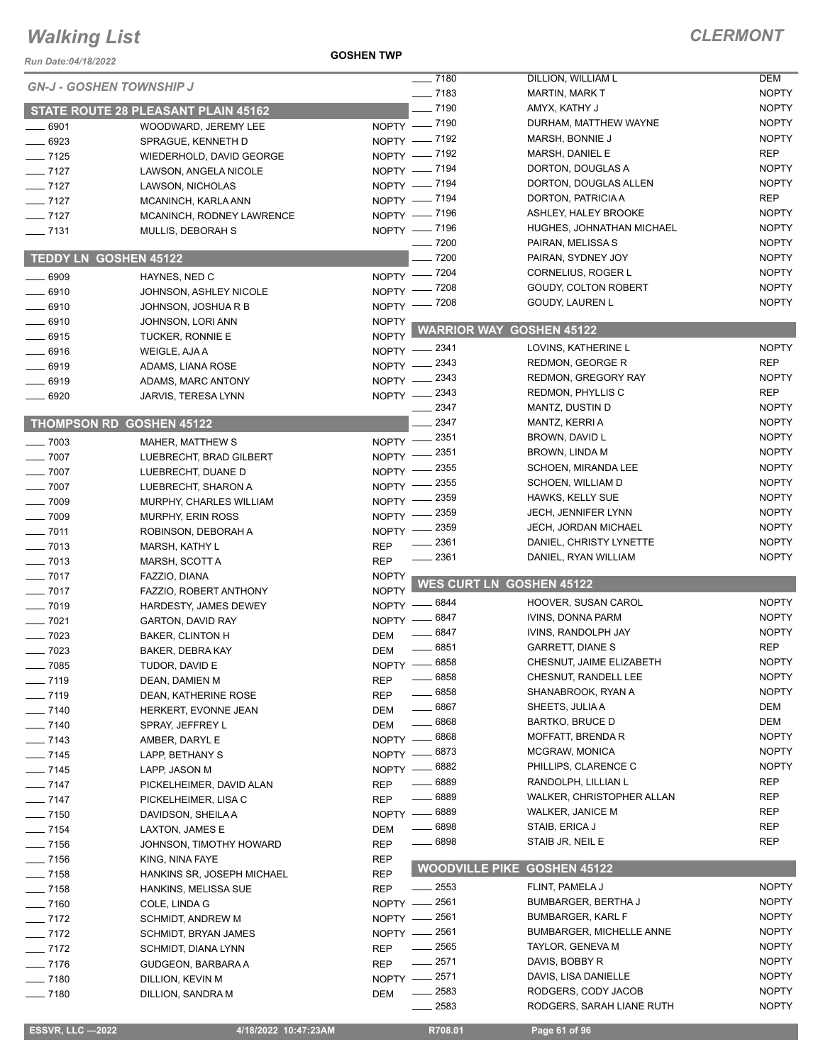# Walking List

**CLERMONT**

Run Date:04/18/2022

**GOSHEN TWP**

## GN-J - GOSHEN TOWNSHIP J

### STATE ROUTE 28 PLEASANT PLAIN 45162

| No. | Name | Party |
|---|---|---|
| 6901 | WOODWARD, JEREMY LEE | NOPTY |
| 6923 | SPRAGUE, KENNETH D | NOPTY |
| 7125 | WIEDERHOLD, DAVID GEORGE | NOPTY |
| 7127 | LAWSON, ANGELA NICOLE | NOPTY |
| 7127 | LAWSON, NICHOLAS | NOPTY |
| 7127 | MCANINCH, KARLA ANN | NOPTY |
| 7127 | MCANINCH, RODNEY LAWRENCE | NOPTY |
| 7131 | MULLIS, DEBORAH S | NOPTY |

### TEDDY LN GOSHEN 45122

| No. | Name | Party |
|---|---|---|
| 6909 | HAYNES, NED C | NOPTY |
| 6910 | JOHNSON, ASHLEY NICOLE | NOPTY |
| 6910 | JOHNSON, JOSHUA R B | NOPTY |
| 6910 | JOHNSON, LORI ANN | NOPTY |
| 6915 | TUCKER, RONNIE E | NOPTY |
| 6916 | WEIGLE, AJA A | NOPTY |
| 6919 | ADAMS, LIANA ROSE | NOPTY |
| 6919 | ADAMS, MARC ANTONY | NOPTY |
| 6920 | JARVIS, TERESA LYNN | NOPTY |

### THOMPSON RD GOSHEN 45122

| No. | Name | Party |
|---|---|---|
| 7003 | MAHER, MATTHEW S | NOPTY |
| 7007 | LUEBRECHT, BRAD GILBERT | NOPTY |
| 7007 | LUEBRECHT, DUANE D | NOPTY |
| 7007 | LUEBRECHT, SHARON A | NOPTY |
| 7009 | MURPHY, CHARLES WILLIAM | NOPTY |
| 7009 | MURPHY, ERIN ROSS | NOPTY |
| 7011 | ROBINSON, DEBORAH A | NOPTY |
| 7013 | MARSH, KATHY L | REP |
| 7013 | MARSH, SCOTT A | REP |
| 7017 | FAZZIO, DIANA | NOPTY |
| 7017 | FAZZIO, ROBERT ANTHONY | NOPTY |
| 7019 | HARDESTY, JAMES DEWEY | NOPTY |
| 7021 | GARTON, DAVID RAY | NOPTY |
| 7023 | BAKER, CLINTON H | DEM |
| 7023 | BAKER, DEBRA KAY | DEM |
| 7085 | TUDOR, DAVID E | NOPTY |
| 7119 | DEAN, DAMIEN M | REP |
| 7119 | DEAN, KATHERINE ROSE | REP |
| 7140 | HERKERT, EVONNE JEAN | DEM |
| 7140 | SPRAY, JEFFREY L | DEM |
| 7143 | AMBER, DARYL E | NOPTY |
| 7145 | LAPP, BETHANY S | NOPTY |
| 7145 | LAPP, JASON M | NOPTY |
| 7147 | PICKELHEIMER, DAVID ALAN | REP |
| 7147 | PICKELHEIMER, LISA C | REP |
| 7150 | DAVIDSON, SHEILA A | NOPTY |
| 7154 | LAXTON, JAMES E | DEM |
| 7156 | JOHNSON, TIMOTHY HOWARD | REP |
| 7156 | KING, NINA FAYE | REP |
| 7158 | HANKINS SR, JOSEPH MICHAEL | REP |
| 7158 | HANKINS, MELISSA SUE | REP |
| 7160 | COLE, LINDA G | NOPTY |
| 7172 | SCHMIDT, ANDREW M | NOPTY |
| 7172 | SCHMIDT, BRYAN JAMES | NOPTY |
| 7172 | SCHMIDT, DIANA LYNN | REP |
| 7176 | GUDGEON, BARBARA A | REP |
| 7180 | DILLION, KEVIN M | NOPTY |
| 7180 | DILLION, SANDRA M | DEM |
| 7180 | DILLION, WILLIAM L | DEM |
| 7183 | MARTIN, MARK T | NOPTY |
| 7190 | AMYX, KATHY J | NOPTY |
| 7190 | DURHAM, MATTHEW WAYNE | NOPTY |
| 7192 | MARSH, BONNIE J | NOPTY |
| 7192 | MARSH, DANIEL E | REP |
| 7194 | DORTON, DOUGLAS A | NOPTY |
| 7194 | DORTON, DOUGLAS ALLEN | NOPTY |
| 7194 | DORTON, PATRICIA A | REP |
| 7196 | ASHLEY, HALEY BROOKE | NOPTY |
| 7196 | HUGHES, JOHNATHAN MICHAEL | NOPTY |
| 7200 | PAIRAN, MELISSA S | NOPTY |
| 7200 | PAIRAN, SYDNEY JOY | NOPTY |
| 7204 | CORNELIUS, ROGER L | NOPTY |
| 7208 | GOUDY, COLTON ROBERT | NOPTY |
| 7208 | GOUDY, LAUREN L | NOPTY |

### WARRIOR WAY GOSHEN 45122

| No. | Name | Party |
|---|---|---|
| 2341 | LOVINS, KATHERINE L | NOPTY |
| 2343 | REDMON, GEORGE R | REP |
| 2343 | REDMON, GREGORY RAY | NOPTY |
| 2343 | REDMON, PHYLLIS C | REP |
| 2347 | MANTZ, DUSTIN D | NOPTY |
| 2347 | MANTZ, KERRI A | NOPTY |
| 2351 | BROWN, DAVID L | NOPTY |
| 2351 | BROWN, LINDA M | NOPTY |
| 2355 | SCHOEN, MIRANDA LEE | NOPTY |
| 2355 | SCHOEN, WILLIAM D | NOPTY |
| 2359 | HAWKS, KELLY SUE | NOPTY |
| 2359 | JECH, JENNIFER LYNN | NOPTY |
| 2359 | JECH, JORDAN MICHAEL | NOPTY |
| 2361 | DANIEL, CHRISTY LYNETTE | NOPTY |
| 2361 | DANIEL, RYAN WILLIAM | NOPTY |

### WES CURT LN GOSHEN 45122

| No. | Name | Party |
|---|---|---|
| 6844 | HOOVER, SUSAN CAROL | NOPTY |
| 6847 | IVINS, DONNA PARM | NOPTY |
| 6847 | IVINS, RANDOLPH JAY | NOPTY |
| 6851 | GARRETT, DIANE S | REP |
| 6858 | CHESNUT, JAIME ELIZABETH | NOPTY |
| 6858 | CHESNUT, RANDELL LEE | NOPTY |
| 6858 | SHANABROOK, RYAN A | NOPTY |
| 6867 | SHEETS, JULIA A | DEM |
| 6868 | BARTKO, BRUCE D | DEM |
| 6868 | MOFFATT, BRENDA R | NOPTY |
| 6873 | MCGRAW, MONICA | NOPTY |
| 6882 | PHILLIPS, CLARENCE C | NOPTY |
| 6889 | RANDOLPH, LILLIAN L | REP |
| 6889 | WALKER, CHRISTOPHER ALLAN | REP |
| 6889 | WALKER, JANICE M | REP |
| 6898 | STAIB, ERICA J | REP |
| 6898 | STAIB JR, NEIL E | REP |

### WOODVILLE PIKE GOSHEN 45122

| No. | Name | Party |
|---|---|---|
| 2553 | FLINT, PAMELA J | NOPTY |
| 2561 | BUMBARGER, BERTHA J | NOPTY |
| 2561 | BUMBARGER, KARL F | NOPTY |
| 2561 | BUMBARGER, MICHELLE ANNE | NOPTY |
| 2565 | TAYLOR, GENEVA M | NOPTY |
| 2571 | DAVIS, BOBBY R | NOPTY |
| 2571 | DAVIS, LISA DANIELLE | NOPTY |
| 2583 | RODGERS, CODY JACOB | NOPTY |
| 2583 | RODGERS, SARAH LIANE RUTH | NOPTY |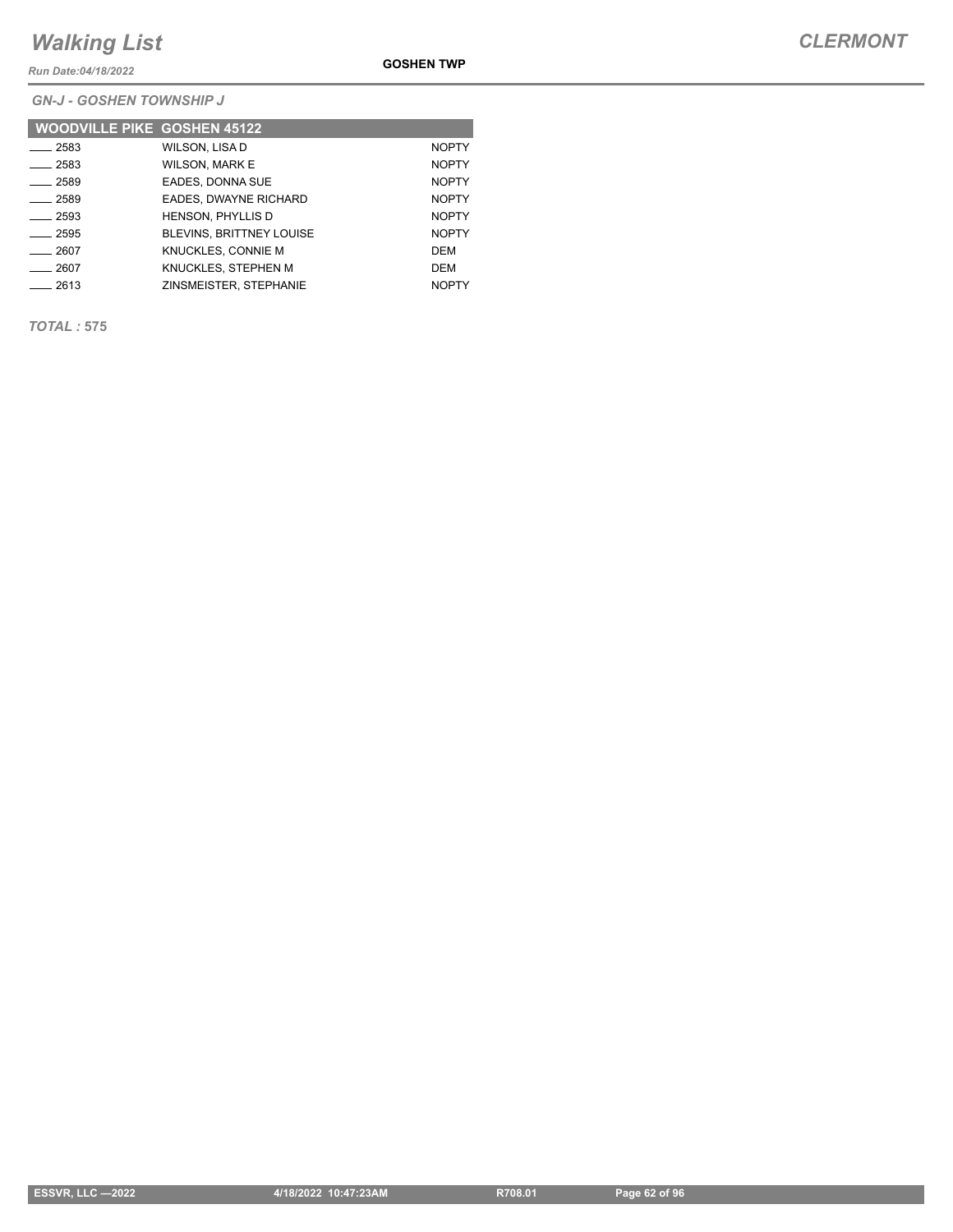# Walking List

**GOSHEN TWP**

*GN-J - GOSHEN TOWNSHIP J*

| WOODVILLE PIKE GOSHEN 45122 | | |
|---|---|---|
| ____ 2583 | WILSON, LISA D | NOPTY |
| ____ 2583 | WILSON, MARK E | NOPTY |
| ____ 2589 | EADES, DONNA SUE | NOPTY |
| ____ 2589 | EADES, DWAYNE RICHARD | NOPTY |
| ____ 2593 | HENSON, PHYLLIS D | NOPTY |
| ____ 2595 | BLEVINS, BRITTNEY LOUISE | NOPTY |
| ____ 2607 | KNUCKLES, CONNIE M | DEM |
| ____ 2607 | KNUCKLES, STEPHEN M | DEM |
| ____ 2613 | ZINSMEISTER, STEPHANIE | NOPTY |

***TOTAL :* 575**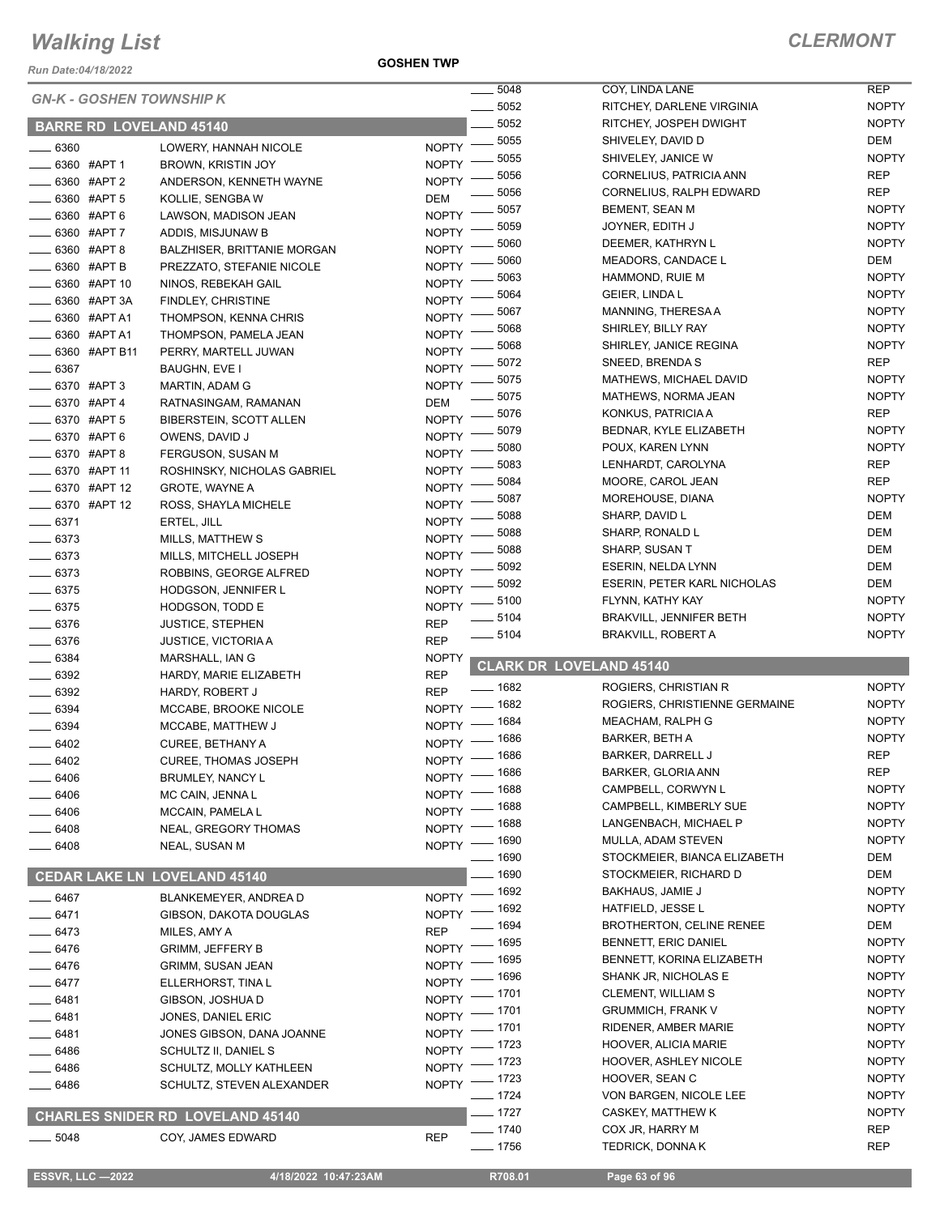# Walking List

## CLERMONT

Run Date:04/18/2022

GOSHEN TWP

### GN-K - GOSHEN TOWNSHIP K

### BARRE RD LOVELAND 45140

| Address | Name | Party |
|---|---|---|
| 6360 | LOWERY, HANNAH NICOLE | NOPTY |
| 6360 #APT 1 | BROWN, KRISTIN JOY | NOPTY |
| 6360 #APT 2 | ANDERSON, KENNETH WAYNE | NOPTY |
| 6360 #APT 5 | KOLLIE, SENGBA W | DEM |
| 6360 #APT 6 | LAWSON, MADISON JEAN | NOPTY |
| 6360 #APT 7 | ADDIS, MISJUNAW B | NOPTY |
| 6360 #APT 8 | BALZHISER, BRITTANIE MORGAN | NOPTY |
| 6360 #APT B | PREZZATO, STEFANIE NICOLE | NOPTY |
| 6360 #APT 10 | NINOS, REBEKAH GAIL | NOPTY |
| 6360 #APT 3A | FINDLEY, CHRISTINE | NOPTY |
| 6360 #APT A1 | THOMPSON, KENNA CHRIS | NOPTY |
| 6360 #APT A1 | THOMPSON, PAMELA JEAN | NOPTY |
| 6360 #APT B11 | PERRY, MARTELL JUWAN | NOPTY |
| 6367 | BAUGHN, EVE I | NOPTY |
| 6370 #APT 3 | MARTIN, ADAM G | NOPTY |
| 6370 #APT 4 | RATNASINGAM, RAMANAN | DEM |
| 6370 #APT 5 | BIBERSTEIN, SCOTT ALLEN | NOPTY |
| 6370 #APT 6 | OWENS, DAVID J | NOPTY |
| 6370 #APT 8 | FERGUSON, SUSAN M | NOPTY |
| 6370 #APT 11 | ROSHINSKY, NICHOLAS GABRIEL | NOPTY |
| 6370 #APT 12 | GROTE, WAYNE A | NOPTY |
| 6370 #APT 12 | ROSS, SHAYLA MICHELE | NOPTY |
| 6371 | ERTEL, JILL | NOPTY |
| 6373 | MILLS, MATTHEW S | NOPTY |
| 6373 | MILLS, MITCHELL JOSEPH | NOPTY |
| 6373 | ROBBINS, GEORGE ALFRED | NOPTY |
| 6375 | HODGSON, JENNIFER L | NOPTY |
| 6375 | HODGSON, TODD E | NOPTY |
| 6376 | JUSTICE, STEPHEN | REP |
| 6376 | JUSTICE, VICTORIA A | REP |
| 6384 | MARSHALL, IAN G | NOPTY |
| 6392 | HARDY, MARIE ELIZABETH | REP |
| 6392 | HARDY, ROBERT J | REP |
| 6394 | MCCABE, BROOKE NICOLE | NOPTY |
| 6394 | MCCABE, MATTHEW J | NOPTY |
| 6402 | CUREE, BETHANY A | NOPTY |
| 6402 | CUREE, THOMAS JOSEPH | NOPTY |
| 6406 | BRUMLEY, NANCY L | NOPTY |
| 6406 | MC CAIN, JENNA L | NOPTY |
| 6406 | MCCAIN, PAMELA L | NOPTY |
| 6408 | NEAL, GREGORY THOMAS | NOPTY |
| 6408 | NEAL, SUSAN M | NOPTY |

### CEDAR LAKE LN LOVELAND 45140

| Address | Name | Party |
|---|---|---|
| 6467 | BLANKEMEYER, ANDREA D | NOPTY |
| 6471 | GIBSON, DAKOTA DOUGLAS | NOPTY |
| 6473 | MILES, AMY A | REP |
| 6476 | GRIMM, JEFFERY B | NOPTY |
| 6476 | GRIMM, SUSAN JEAN | NOPTY |
| 6477 | ELLERHORST, TINA L | NOPTY |
| 6481 | GIBSON, JOSHUA D | NOPTY |
| 6481 | JONES, DANIEL ERIC | NOPTY |
| 6481 | JONES GIBSON, DANA JOANNE | NOPTY |
| 6486 | SCHULTZ II, DANIEL S | NOPTY |
| 6486 | SCHULTZ, MOLLY KATHLEEN | NOPTY |
| 6486 | SCHULTZ, STEVEN ALEXANDER | NOPTY |

### CHARLES SNIDER RD LOVELAND 45140

| Address | Name | Party |
|---|---|---|
| 5048 | COY, JAMES EDWARD | REP |
| 5048 | COY, LINDA LANE | REP |
| 5052 | RITCHEY, DARLENE VIRGINIA | NOPTY |
| 5052 | RITCHEY, JOSPEPH DWIGHT | NOPTY |
| 5055 | SHIVELEY, DAVID D | DEM |
| 5055 | SHIVELEY, JANICE W | NOPTY |
| 5056 | CORNELIUS, PATRICIA ANN | REP |
| 5056 | CORNELIUS, RALPH EDWARD | REP |
| 5057 | BEMENT, SEAN M | NOPTY |
| 5059 | JOYNER, EDITH J | NOPTY |
| 5060 | DEEMER, KATHRYN L | NOPTY |
| 5060 | MEADORS, CANDACE L | DEM |
| 5063 | HAMMOND, RUIE M | NOPTY |
| 5064 | GEIER, LINDA L | NOPTY |
| 5067 | MANNING, THERESA A | NOPTY |
| 5068 | SHIRLEY, BILLY RAY | NOPTY |
| 5068 | SHIRLEY, JANICE REGINA | NOPTY |
| 5072 | SNEED, BRENDA S | REP |
| 5075 | MATHEWS, MICHAEL DAVID | NOPTY |
| 5075 | MATHEWS, NORMA JEAN | NOPTY |
| 5076 | KONKUS, PATRICIA A | REP |
| 5079 | BEDNAR, KYLE ELIZABETH | NOPTY |
| 5080 | POUX, KAREN LYNN | NOPTY |
| 5083 | LENHARDT, CAROLYNA | REP |
| 5084 | MOORE, CAROL JEAN | REP |
| 5087 | MOREHOUSE, DIANA | NOPTY |
| 5088 | SHARP, DAVID L | DEM |
| 5088 | SHARP, RONALD L | DEM |
| 5088 | SHARP, SUSAN T | DEM |
| 5092 | ESERIN, NELDA LYNN | DEM |
| 5092 | ESERIN, PETER KARL NICHOLAS | DEM |
| 5100 | FLYNN, KATHY KAY | NOPTY |
| 5104 | BRAKVILL, JENNIFER BETH | NOPTY |
| 5104 | BRAKVILL, ROBERT A | NOPTY |

### CLARK DR LOVELAND 45140

| Address | Name | Party |
|---|---|---|
| 1682 | ROGIERS, CHRISTIAN R | NOPTY |
| 1682 | ROGIERS, CHRISTIENNE GERMAINE | NOPTY |
| 1684 | MEACHAM, RALPH G | NOPTY |
| 1686 | BARKER, BETH A | NOPTY |
| 1686 | BARKER, DARRELL J | REP |
| 1686 | BARKER, GLORIA ANN | REP |
| 1688 | CAMPBELL, CORWYN L | NOPTY |
| 1688 | CAMPBELL, KIMBERLY SUE | NOPTY |
| 1688 | LANGENBACH, MICHAEL P | NOPTY |
| 1690 | MULLA, ADAM STEVEN | NOPTY |
| 1690 | STOCKMEIER, BIANCA ELIZABETH | DEM |
| 1690 | STOCKMEIER, RICHARD D | DEM |
| 1692 | BAKHAUS, JAMIE J | NOPTY |
| 1692 | HATFIELD, JESSE L | NOPTY |
| 1694 | BROTHERTON, CELINE RENEE | DEM |
| 1695 | BENNETT, ERIC DANIEL | NOPTY |
| 1695 | BENNETT, KORINA ELIZABETH | NOPTY |
| 1696 | SHANK JR, NICHOLAS E | NOPTY |
| 1701 | CLEMENT, WILLIAM S | NOPTY |
| 1701 | GRUMMICH, FRANK V | NOPTY |
| 1701 | RIDENER, AMBER MARIE | NOPTY |
| 1723 | HOOVER, ALICIA MARIE | NOPTY |
| 1723 | HOOVER, ASHLEY NICOLE | NOPTY |
| 1723 | HOOVER, SEAN C | NOPTY |
| 1724 | VON BARGEN, NICOLE LEE | NOPTY |
| 1727 | CASKEY, MATTHEW K | NOPTY |
| 1740 | COX JR, HARRY M | REP |
| 1756 | TEDRICK, DONNA K | REP |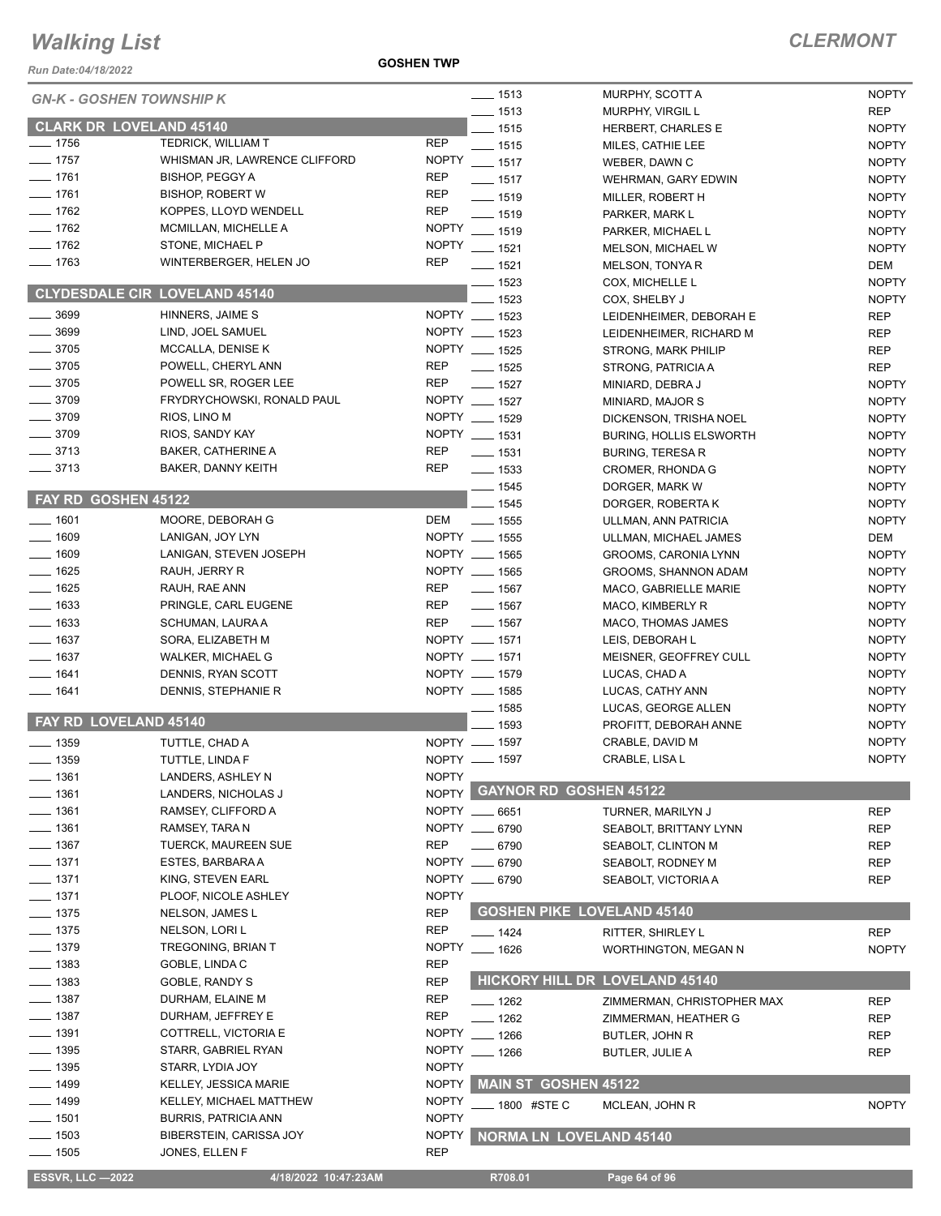# Walking List

**CLERMONT**

Run Date:04/18/2022

**GOSHEN TWP**

## GN-K - GOSHEN TOWNSHIP K

### CLARK DR LOVELAND 45140

| No. | Name | Party |
|---|---|---|
| 1756 | TEDRICK, WILLIAM T | REP |
| 1757 | WHISMAN JR, LAWRENCE CLIFFORD | NOPTY |
| 1761 | BISHOP, PEGGY A | REP |
| 1761 | BISHOP, ROBERT W | REP |
| 1762 | KOPPES, LLOYD WENDELL | REP |
| 1762 | MCMILLAN, MICHELLE A | NOPTY |
| 1762 | STONE, MICHAEL P | NOPTY |
| 1763 | WINTERBERGER, HELEN JO | REP |

### CLYDESDALE CIR LOVELAND 45140

| No. | Name | Party |
|---|---|---|
| 3699 | HINNERS, JAIME S | NOPTY |
| 3699 | LIND, JOEL SAMUEL | NOPTY |
| 3705 | MCCALLA, DENISE K | NOPTY |
| 3705 | POWELL, CHERYL ANN | REP |
| 3705 | POWELL SR, ROGER LEE | REP |
| 3709 | FRYDRYCHOWSKI, RONALD PAUL | NOPTY |
| 3709 | RIOS, LINO M | NOPTY |
| 3709 | RIOS, SANDY KAY | NOPTY |
| 3713 | BAKER, CATHERINE A | REP |
| 3713 | BAKER, DANNY KEITH | REP |

### FAY RD GOSHEN 45122

| No. | Name | Party |
|---|---|---|
| 1601 | MOORE, DEBORAH G | DEM |
| 1609 | LANIGAN, JOY LYN | NOPTY |
| 1609 | LANIGAN, STEVEN JOSEPH | NOPTY |
| 1625 | RAUH, JERRY R | NOPTY |
| 1625 | RAUH, RAE ANN | REP |
| 1633 | PRINGLE, CARL EUGENE | REP |
| 1633 | SCHUMAN, LAURA A | REP |
| 1637 | SORA, ELIZABETH M | NOPTY |
| 1637 | WALKER, MICHAEL G | NOPTY |
| 1641 | DENNIS, RYAN SCOTT | NOPTY |
| 1641 | DENNIS, STEPHANIE R | NOPTY |

### FAY RD LOVELAND 45140

| No. | Name | Party |
|---|---|---|
| 1359 | TUTTLE, CHAD A | NOPTY |
| 1359 | TUTTLE, LINDA F | NOPTY |
| 1361 | LANDERS, ASHLEY N | NOPTY |
| 1361 | LANDERS, NICHOLAS J | NOPTY |
| 1361 | RAMSEY, CLIFFORD A | NOPTY |
| 1361 | RAMSEY, TARA N | NOPTY |
| 1367 | TUERCK, MAUREEN SUE | REP |
| 1371 | ESTES, BARBARA A | NOPTY |
| 1371 | KING, STEVEN EARL | NOPTY |
| 1371 | PLOOF, NICOLE ASHLEY | NOPTY |
| 1375 | NELSON, JAMES L | REP |
| 1375 | NELSON, LORI L | REP |
| 1379 | TREGONING, BRIAN T | NOPTY |
| 1383 | GOBLE, LINDA C | REP |
| 1383 | GOBLE, RANDY S | REP |
| 1387 | DURHAM, ELAINE M | REP |
| 1387 | DURHAM, JEFFREY E | REP |
| 1391 | COTTRELL, VICTORIA E | NOPTY |
| 1395 | STARR, GABRIEL RYAN | NOPTY |
| 1395 | STARR, LYDIA JOY | NOPTY |
| 1499 | KELLEY, JESSICA MARIE | NOPTY |
| 1499 | KELLEY, MICHAEL MATTHEW | NOPTY |
| 1501 | BURRIS, PATRICIA ANN | NOPTY |
| 1503 | BIBERSTEIN, CARISSA JOY | NOPTY |
| 1505 | JONES, ELLEN F | REP |
| 1513 | MURPHY, SCOTT A | NOPTY |
| 1513 | MURPHY, VIRGIL L | REP |
| 1515 | HERBERT, CHARLES E | NOPTY |
| 1515 | MILES, CATHIE LEE | NOPTY |
| 1517 | WEBER, DAWN C | NOPTY |
| 1517 | WEHRMAN, GARY EDWIN | NOPTY |
| 1519 | MILLER, ROBERT H | NOPTY |
| 1519 | PARKER, MARK L | NOPTY |
| 1519 | PARKER, MICHAEL L | NOPTY |
| 1521 | MELSON, MICHAEL W | NOPTY |
| 1521 | MELSON, TONYA R | DEM |
| 1523 | COX, MICHELLE L | NOPTY |
| 1523 | COX, SHELBY J | NOPTY |
| 1523 | LEIDENHEIMER, DEBORAH E | REP |
| 1523 | LEIDENHEIMER, RICHARD M | REP |
| 1525 | STRONG, MARK PHILIP | REP |
| 1525 | STRONG, PATRICIA A | REP |
| 1527 | MINIARD, DEBRA J | NOPTY |
| 1527 | MINIARD, MAJOR S | NOPTY |
| 1529 | DICKENSON, TRISHA NOEL | NOPTY |
| 1531 | BURING, HOLLIS ELSWORTH | NOPTY |
| 1531 | BURING, TERESA R | NOPTY |
| 1533 | CROMER, RHONDA G | NOPTY |
| 1545 | DORGER, MARK W | NOPTY |
| 1545 | DORGER, ROBERTA K | NOPTY |
| 1555 | ULLMAN, ANN PATRICIA | NOPTY |
| 1555 | ULLMAN, MICHAEL JAMES | DEM |
| 1565 | GROOMS, CARONIA LYNN | NOPTY |
| 1565 | GROOMS, SHANNON ADAM | NOPTY |
| 1567 | MACO, GABRIELLE MARIE | NOPTY |
| 1567 | MACO, KIMBERLY R | NOPTY |
| 1567 | MACO, THOMAS JAMES | NOPTY |
| 1571 | LEIS, DEBORAH L | NOPTY |
| 1571 | MEISNER, GEOFFREY CULL | NOPTY |
| 1579 | LUCAS, CHAD A | NOPTY |
| 1585 | LUCAS, CATHY ANN | NOPTY |
| 1585 | LUCAS, GEORGE ALLEN | NOPTY |
| 1593 | PROFITT, DEBORAH ANNE | NOPTY |
| 1597 | CRABLE, DAVID M | NOPTY |
| 1597 | CRABLE, LISA L | NOPTY |

### GAYNOR RD GOSHEN 45122

| No. | Name | Party |
|---|---|---|
| 6651 | TURNER, MARILYN J | REP |
| 6790 | SEABOLT, BRITTANY LYNN | REP |
| 6790 | SEABOLT, CLINTON M | REP |
| 6790 | SEABOLT, RODNEY M | REP |
| 6790 | SEABOLT, VICTORIA A | REP |

### GOSHEN PIKE LOVELAND 45140

| No. | Name | Party |
|---|---|---|
| 1424 | RITTER, SHIRLEY L | REP |
| 1626 | WORTHINGTON, MEGAN N | NOPTY |

### HICKORY HILL DR LOVELAND 45140

| No. | Name | Party |
|---|---|---|
| 1262 | ZIMMERMAN, CHRISTOPHER MAX | REP |
| 1262 | ZIMMERMAN, HEATHER G | REP |
| 1266 | BUTLER, JOHN R | REP |
| 1266 | BUTLER, JULIE A | REP |

### MAIN ST GOSHEN 45122

| No. | Name | Party |
|---|---|---|
| 1800 #STE C | MCLEAN, JOHN R | NOPTY |

### NORMA LN LOVELAND 45140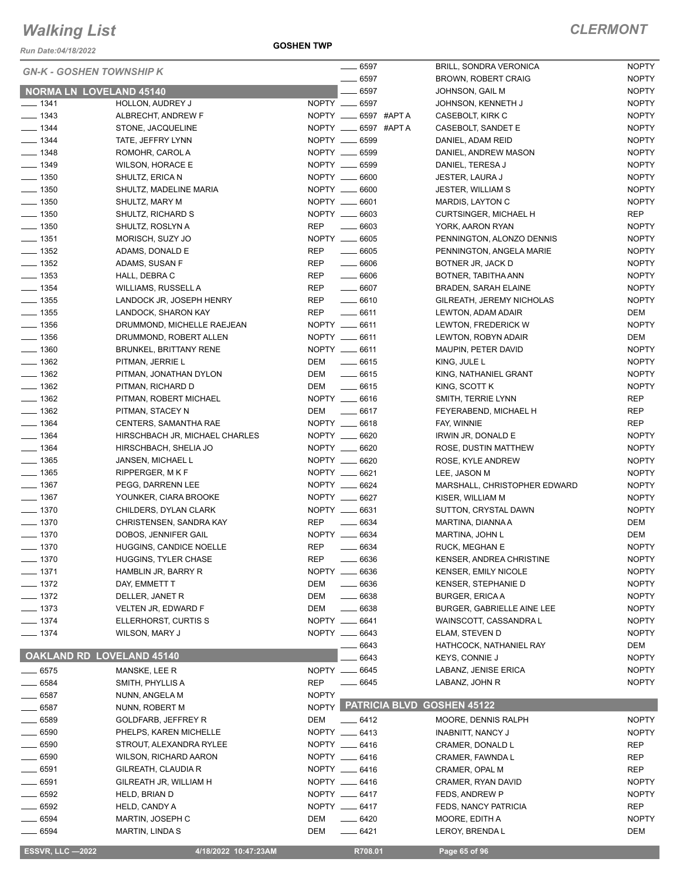# Walking List

**CLERMONT**

Run Date:04/18/2022

**GOSHEN TWP**

*GN-K - GOSHEN TOWNSHIP K*

## NORMA LN LOVELAND 45140

| No. | Name | Party |
|---|---|---|
| 1341 | HOLLON, AUDREY J | NOPTY |
| 1343 | ALBRECHT, ANDREW F | NOPTY |
| 1344 | STONE, JACQUELINE | NOPTY |
| 1344 | TATE, JEFFRY LYNN | NOPTY |
| 1348 | ROMOHR, CAROL A | NOPTY |
| 1349 | WILSON, HORACE E | NOPTY |
| 1350 | SHULTZ, ERICA N | NOPTY |
| 1350 | SHULTZ, MADELINE MARIA | NOPTY |
| 1350 | SHULTZ, MARY M | NOPTY |
| 1350 | SHULTZ, RICHARD S | NOPTY |
| 1350 | SHULTZ, ROSLYN A | REP |
| 1351 | MORISCH, SUZY JO | NOPTY |
| 1352 | ADAMS, DONALD E | REP |
| 1352 | ADAMS, SUSAN F | REP |
| 1353 | HALL, DEBRA C | REP |
| 1354 | WILLIAMS, RUSSELL A | REP |
| 1355 | LANDOCK JR, JOSEPH HENRY | REP |
| 1355 | LANDOCK, SHARON KAY | REP |
| 1356 | DRUMMOND, MICHELLE RAEJEAN | NOPTY |
| 1356 | DRUMMOND, ROBERT ALLEN | NOPTY |
| 1360 | BRUNKEL, BRITTANY RENE | NOPTY |
| 1362 | PITMAN, JERRIE L | DEM |
| 1362 | PITMAN, JONATHAN DYLON | DEM |
| 1362 | PITMAN, RICHARD D | DEM |
| 1362 | PITMAN, ROBERT MICHAEL | NOPTY |
| 1362 | PITMAN, STACEY N | DEM |
| 1364 | CENTERS, SAMANTHA RAE | NOPTY |
| 1364 | HIRSCHBACH JR, MICHAEL CHARLES | NOPTY |
| 1364 | HIRSCHBACH, SHELIA JO | NOPTY |
| 1365 | JANSEN, MICHAEL L | NOPTY |
| 1365 | RIPPERGER, M K F | NOPTY |
| 1367 | PEGG, DARRENN LEE | NOPTY |
| 1367 | YOUNKER, CIARA BROOKE | NOPTY |
| 1370 | CHILDERS, DYLAN CLARK | NOPTY |
| 1370 | CHRISTENSEN, SANDRA KAY | REP |
| 1370 | DOBOS, JENNIFER GAIL | NOPTY |
| 1370 | HUGGINS, CANDICE NOELLE | REP |
| 1370 | HUGGINS, TYLER CHASE | REP |
| 1371 | HAMBLIN JR, BARRY R | NOPTY |
| 1372 | DAY, EMMETT T | DEM |
| 1372 | DELLER, JANET R | DEM |
| 1373 | VELTEN JR, EDWARD F | DEM |
| 1374 | ELLERHORST, CURTIS S | NOPTY |
| 1374 | WILSON, MARY J | NOPTY |

## OAKLAND RD LOVELAND 45140

| No. | Name | Party |
|---|---|---|
| 6575 | MANSKE, LEE R | NOPTY |
| 6584 | SMITH, PHYLLIS A | REP |
| 6587 | NUNN, ANGELA M | NOPTY |
| 6587 | NUNN, ROBERT M | NOPTY |
| 6589 | GOLDFARB, JEFFREY R | DEM |
| 6590 | PHELPS, KAREN MICHELLE | NOPTY |
| 6590 | STROUT, ALEXANDRA RYLEE | NOPTY |
| 6590 | WILSON, RICHARD AARON | NOPTY |
| 6591 | GILREATH, CLAUDIA R | NOPTY |
| 6591 | GILREATH JR, WILLIAM H | NOPTY |
| 6592 | HELD, BRIAN D | NOPTY |
| 6592 | HELD, CANDY A | NOPTY |
| 6594 | MARTIN, JOSEPH C | DEM |
| 6594 | MARTIN, LINDA S | DEM |
| 6597 | BRILL, SONDRA VERONICA | NOPTY |
| 6597 | BROWN, ROBERT CRAIG | NOPTY |
| 6597 | JOHNSON, GAIL M | NOPTY |
| 6597 | JOHNSON, KENNETH J | NOPTY |
| 6597 #APT A | CASEBOLT, KIRK C | NOPTY |
| 6597 #APT A | CASEBOLT, SANDET E | NOPTY |
| 6599 | DANIEL, ADAM REID | NOPTY |
| 6599 | DANIEL, ANDREW MASON | NOPTY |
| 6599 | DANIEL, TERESA J | NOPTY |
| 6600 | JESTER, LAURA J | NOPTY |
| 6600 | JESTER, WILLIAM S | NOPTY |
| 6601 | MARDIS, LAYTON C | NOPTY |
| 6603 | CURTSINGER, MICHAEL H | REP |
| 6603 | YORK, AARON RYAN | NOPTY |
| 6605 | PENNINGTON, ALONZO DENNIS | NOPTY |
| 6605 | PENNINGTON, ANGELA MARIE | NOPTY |
| 6606 | BOTNER JR, JACK D | NOPTY |
| 6606 | BOTNER, TABITHA ANN | NOPTY |
| 6607 | BRADEN, SARAH ELAINE | NOPTY |
| 6610 | GILREATH, JEREMY NICHOLAS | NOPTY |
| 6611 | LEWTON, ADAM ADAIR | DEM |
| 6611 | LEWTON, FREDERICK W | NOPTY |
| 6611 | LEWTON, ROBYN ADAIR | DEM |
| 6611 | MAUPIN, PETER DAVID | NOPTY |
| 6615 | KING, JULE L | NOPTY |
| 6615 | KING, NATHANIEL GRANT | NOPTY |
| 6615 | KING, SCOTT K | NOPTY |
| 6616 | SMITH, TERRIE LYNN | REP |
| 6617 | FEYERABEND, MICHAEL H | REP |
| 6618 | FAY, WINNIE | REP |
| 6620 | IRWIN JR, DONALD E | NOPTY |
| 6620 | ROSE, DUSTIN MATTHEW | NOPTY |
| 6620 | ROSE, KYLE ANDREW | NOPTY |
| 6621 | LEE, JASON M | NOPTY |
| 6624 | MARSHALL, CHRISTOPHER EDWARD | NOPTY |
| 6627 | KISER, WILLIAM M | NOPTY |
| 6631 | SUTTON, CRYSTAL DAWN | NOPTY |
| 6634 | MARTINA, DIANNA A | DEM |
| 6634 | MARTINA, JOHN L | DEM |
| 6634 | RUCK, MEGHAN E | NOPTY |
| 6636 | KENSER, ANDREA CHRISTINE | NOPTY |
| 6636 | KENSER, EMILY NICOLE | NOPTY |
| 6636 | KENSER, STEPHANIE D | NOPTY |
| 6638 | BURGER, ERICA A | NOPTY |
| 6638 | BURGER, GABRIELLE AINE LEE | NOPTY |
| 6641 | WAINSCOTT, CASSANDRA L | NOPTY |
| 6643 | ELAM, STEVEN D | NOPTY |
| 6643 | HATHCOCK, NATHANIEL RAY | DEM |
| 6643 | KEYS, CONNIE J | NOPTY |
| 6645 | LABANZ, JENISE ERICA | NOPTY |
| 6645 | LABANZ, JOHN R | NOPTY |

## PATRICIA BLVD GOSHEN 45122

| No. | Name | Party |
|---|---|---|
| 6412 | MOORE, DENNIS RALPH | NOPTY |
| 6413 | INABNITT, NANCY J | NOPTY |
| 6416 | CRAMER, DONALD L | REP |
| 6416 | CRAMER, FAWNDA L | REP |
| 6416 | CRAMER, OPAL M | REP |
| 6416 | CRAMER, RYAN DAVID | NOPTY |
| 6417 | FEDS, ANDREW P | NOPTY |
| 6417 | FEDS, NANCY PATRICIA | REP |
| 6420 | MOORE, EDITH A | NOPTY |
| 6421 | LEROY, BRENDA L | DEM |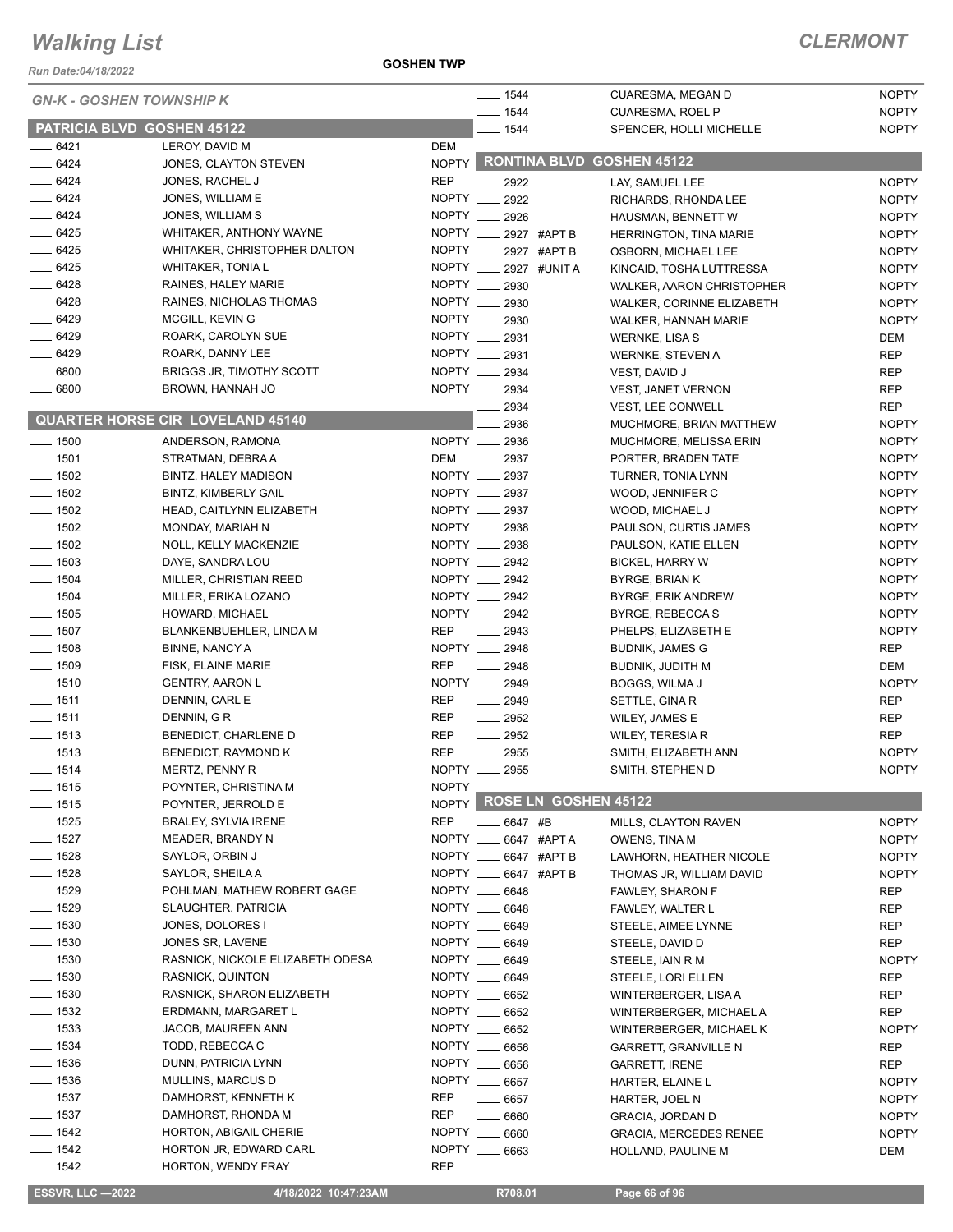# Walking List

## CLERMONT

Run Date:04/18/2022

GOSHEN TWP

### GN-K - GOSHEN TOWNSHIP K

### PATRICIA BLVD GOSHEN 45122

| No. | Name | Party |
|---|---|---|
| ____ 6421 | LEROY, DAVID M | DEM |
| ____ 6424 | JONES, CLAYTON STEVEN | NOPTY |
| ____ 6424 | JONES, RACHEL J | REP |
| ____ 6424 | JONES, WILLIAM E | NOPTY |
| ____ 6424 | JONES, WILLIAM S | NOPTY |
| ____ 6425 | WHITAKER, ANTHONY WAYNE | NOPTY |
| ____ 6425 | WHITAKER, CHRISTOPHER DALTON | NOPTY |
| ____ 6425 | WHITAKER, TONIA L | NOPTY |
| ____ 6428 | RAINES, HALEY MARIE | NOPTY |
| ____ 6428 | RAINES, NICHOLAS THOMAS | NOPTY |
| ____ 6429 | MCGILL, KEVIN G | NOPTY |
| ____ 6429 | ROARK, CAROLYN SUE | NOPTY |
| ____ 6429 | ROARK, DANNY LEE | NOPTY |
| ____ 6800 | BRIGGS JR, TIMOTHY SCOTT | NOPTY |
| ____ 6800 | BROWN, HANNAH JO | NOPTY |

### QUARTER HORSE CIR LOVELAND 45140

| No. | Name | Party |
|---|---|---|
| ____ 1500 | ANDERSON, RAMONA | NOPTY |
| ____ 1501 | STRATMAN, DEBRA A | DEM |
| ____ 1502 | BINTZ, HALEY MADISON | NOPTY |
| ____ 1502 | BINTZ, KIMBERLY GAIL | NOPTY |
| ____ 1502 | HEAD, CAITLYNN ELIZABETH | NOPTY |
| ____ 1502 | MONDAY, MARIAH N | NOPTY |
| ____ 1502 | NOLL, KELLY MACKENZIE | NOPTY |
| ____ 1503 | DAYE, SANDRA LOU | NOPTY |
| ____ 1504 | MILLER, CHRISTIAN REED | NOPTY |
| ____ 1504 | MILLER, ERIKA LOZANO | NOPTY |
| ____ 1505 | HOWARD, MICHAEL | NOPTY |
| ____ 1507 | BLANKENBUEHLER, LINDA M | REP |
| ____ 1508 | BINNE, NANCY A | NOPTY |
| ____ 1509 | FISK, ELAINE MARIE | REP |
| ____ 1510 | GENTRY, AARON L | NOPTY |
| ____ 1511 | DENNIN, CARL E | REP |
| ____ 1511 | DENNIN, G R | REP |
| ____ 1513 | BENEDICT, CHARLENE D | REP |
| ____ 1513 | BENEDICT, RAYMOND K | REP |
| ____ 1514 | MERTZ, PENNY R | NOPTY |
| ____ 1515 | POYNTER, CHRISTINA M | NOPTY |
| ____ 1515 | POYNTER, JERROLD E | NOPTY |
| ____ 1525 | BRALEY, SYLVIA IRENE | REP |
| ____ 1527 | MEADER, BRANDY N | NOPTY |
| ____ 1528 | SAYLOR, ORBIN J | NOPTY |
| ____ 1528 | SAYLOR, SHEILA A | NOPTY |
| ____ 1529 | POHLMAN, MATHEW ROBERT GAGE | NOPTY |
| ____ 1529 | SLAUGHTER, PATRICIA | NOPTY |
| ____ 1530 | JONES, DOLORES I | NOPTY |
| ____ 1530 | JONES SR, LAVENE | NOPTY |
| ____ 1530 | RASNICK, NICKOLE ELIZABETH ODESA | NOPTY |
| ____ 1530 | RASNICK, QUINTON | NOPTY |
| ____ 1530 | RASNICK, SHARON ELIZABETH | NOPTY |
| ____ 1532 | ERDMANN, MARGARET L | NOPTY |
| ____ 1533 | JACOB, MAUREEN ANN | NOPTY |
| ____ 1534 | TODD, REBECCA C | NOPTY |
| ____ 1536 | DUNN, PATRICIA LYNN | NOPTY |
| ____ 1536 | MULLINS, MARCUS D | NOPTY |
| ____ 1537 | DAMHORST, KENNETH K | REP |
| ____ 1537 | DAMHORST, RHONDA M | REP |
| ____ 1542 | HORTON, ABIGAIL CHERIE | NOPTY |
| ____ 1542 | HORTON JR, EDWARD CARL | NOPTY |
| ____ 1542 | HORTON, WENDY FRAY | REP |
| ____ 1544 | CUARESMA, MEGAN D | NOPTY |
| ____ 1544 | CUARESMA, ROEL P | NOPTY |
| ____ 1544 | SPENCER, HOLLI MICHELLE | NOPTY |

### RONTINA BLVD GOSHEN 45122

| No. | Name | Party |
|---|---|---|
| ____ 2922 | LAY, SAMUEL LEE | NOPTY |
| ____ 2922 | RICHARDS, RHONDA LEE | NOPTY |
| ____ 2926 | HAUSMAN, BENNETT W | NOPTY |
| ____ 2927 #APT B | HERRINGTON, TINA MARIE | NOPTY |
| ____ 2927 #APT B | OSBORN, MICHAEL LEE | NOPTY |
| ____ 2927 #UNIT A | KINCAID, TOSHA LUTTRESSA | NOPTY |
| ____ 2930 | WALKER, AARON CHRISTOPHER | NOPTY |
| ____ 2930 | WALKER, CORINNE ELIZABETH | NOPTY |
| ____ 2930 | WALKER, HANNAH MARIE | NOPTY |
| ____ 2931 | WERNKE, LISA S | DEM |
| ____ 2931 | WERNKE, STEVEN A | REP |
| ____ 2934 | VEST, DAVID J | REP |
| ____ 2934 | VEST, JANET VERNON | REP |
| ____ 2934 | VEST, LEE CONWELL | REP |
| ____ 2936 | MUCHMORE, BRIAN MATTHEW | NOPTY |
| ____ 2936 | MUCHMORE, MELISSA ERIN | NOPTY |
| ____ 2937 | PORTER, BRADEN TATE | NOPTY |
| ____ 2937 | TURNER, TONIA LYNN | NOPTY |
| ____ 2937 | WOOD, JENNIFER C | NOPTY |
| ____ 2937 | WOOD, MICHAEL J | NOPTY |
| ____ 2938 | PAULSON, CURTIS JAMES | NOPTY |
| ____ 2938 | PAULSON, KATIE ELLEN | NOPTY |
| ____ 2942 | BICKEL, HARRY W | NOPTY |
| ____ 2942 | BYRGE, BRIAN K | NOPTY |
| ____ 2942 | BYRGE, ERIK ANDREW | NOPTY |
| ____ 2942 | BYRGE, REBECCA S | NOPTY |
| ____ 2943 | PHELPS, ELIZABETH E | NOPTY |
| ____ 2948 | BUDNIK, JAMES G | REP |
| ____ 2948 | BUDNIK, JUDITH M | DEM |
| ____ 2949 | BOGGS, WILMA J | NOPTY |
| ____ 2949 | SETTLE, GINA R | REP |
| ____ 2952 | WILEY, JAMES E | REP |
| ____ 2952 | WILEY, TERESIA R | REP |
| ____ 2955 | SMITH, ELIZABETH ANN | NOPTY |
| ____ 2955 | SMITH, STEPHEN D | NOPTY |

### ROSE LN GOSHEN 45122

| No. | Name | Party |
|---|---|---|
| ____ 6647 #B | MILLS, CLAYTON RAVEN | NOPTY |
| ____ 6647 #APT A | OWENS, TINA M | NOPTY |
| ____ 6647 #APT B | LAWHORN, HEATHER NICOLE | NOPTY |
| ____ 6647 #APT B | THOMAS JR, WILLIAM DAVID | NOPTY |
| ____ 6648 | FAWLEY, SHARON F | REP |
| ____ 6648 | FAWLEY, WALTER L | REP |
| ____ 6649 | STEELE, AIMEE LYNNE | REP |
| ____ 6649 | STEELE, DAVID D | REP |
| ____ 6649 | STEELE, IAIN R M | NOPTY |
| ____ 6649 | STEELE, LORI ELLEN | REP |
| ____ 6652 | WINTERBERGER, LISA A | REP |
| ____ 6652 | WINTERBERGER, MICHAEL A | REP |
| ____ 6652 | WINTERBERGER, MICHAEL K | NOPTY |
| ____ 6656 | GARRETT, GRANVILLE N | REP |
| ____ 6656 | GARRETT, IRENE | REP |
| ____ 6657 | HARTER, ELAINE L | NOPTY |
| ____ 6657 | HARTER, JOEL N | NOPTY |
| ____ 6660 | GRACIA, JORDAN D | NOPTY |
| ____ 6660 | GRACIA, MERCEDES RENEE | NOPTY |
| ____ 6663 | HOLLAND, PAULINE M | DEM |

ESSVR, LLC —2022 | 4/18/2022 10:47:23AM | R708.01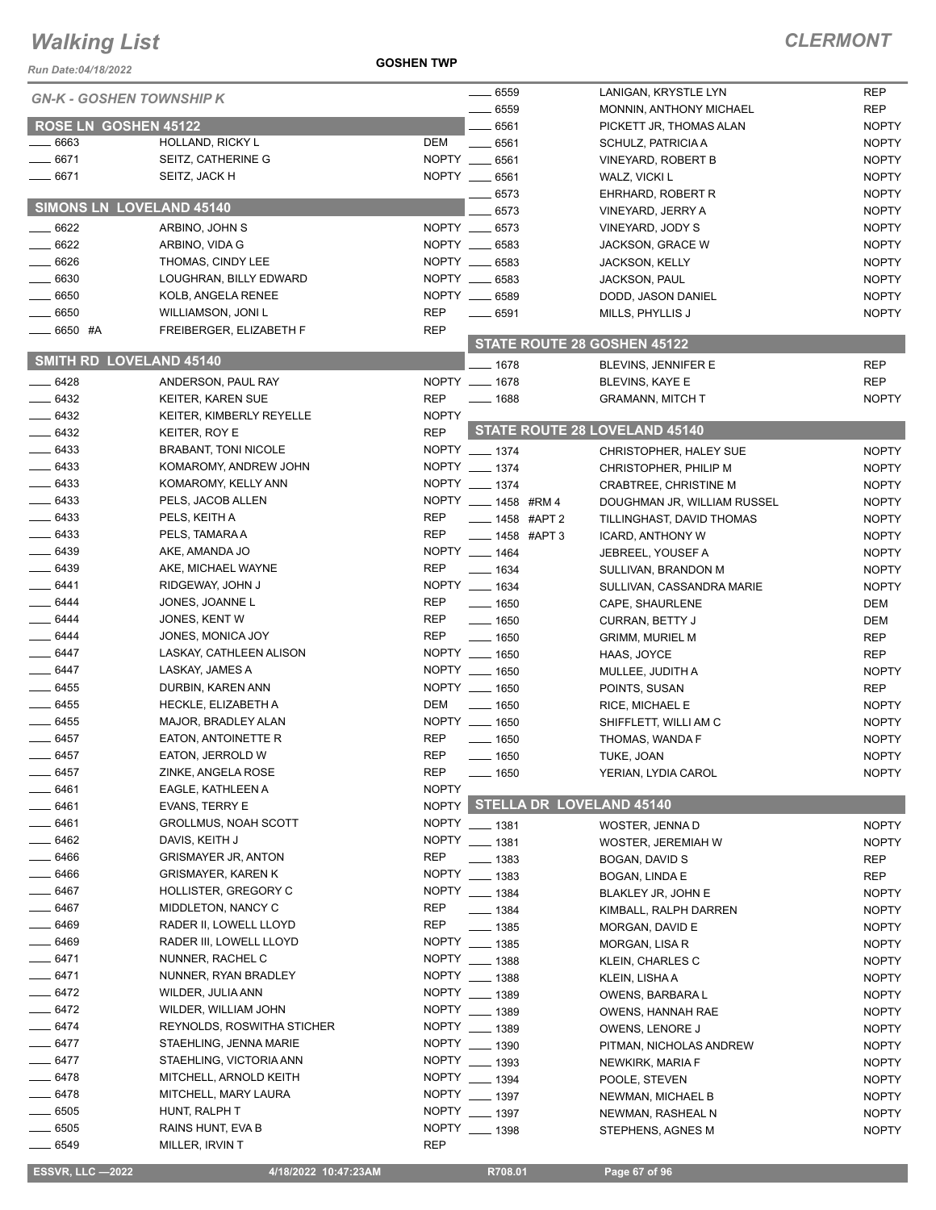# Walking List

## CLERMONT

GOSHEN TWP

Run Date:04/18/2022

### GN-K - GOSHEN TOWNSHIP K

#### ROSE LN GOSHEN 45122

| | | |
|---|---|---|
| 6663 | HOLLAND, RICKY L | DEM |
| 6671 | SEITZ, CATHERINE G | NOPTY |
| 6671 | SEITZ, JACK H | NOPTY |

#### SIMONS LN LOVELAND 45140

| | | |
|---|---|---|
| 6622 | ARBINO, JOHN S | NOPTY |
| 6622 | ARBINO, VIDA G | NOPTY |
| 6626 | THOMAS, CINDY LEE | NOPTY |
| 6630 | LOUGHRAN, BILLY EDWARD | NOPTY |
| 6650 | KOLB, ANGELA RENEE | NOPTY |
| 6650 | WILLIAMSON, JONI L | REP |
| 6650 #A | FREIBERGER, ELIZABETH F | REP |

#### SMITH RD LOVELAND 45140

| | | |
|---|---|---|
| 6428 | ANDERSON, PAUL RAY | NOPTY |
| 6432 | KEITER, KAREN SUE | REP |
| 6432 | KEITER, KIMBERLY REYELLE | NOPTY |
| 6432 | KEITER, ROY E | REP |
| 6433 | BRABANT, TONI NICOLE | NOPTY |
| 6433 | KOMAROMY, ANDREW JOHN | NOPTY |
| 6433 | KOMAROMY, KELLY ANN | NOPTY |
| 6433 | PELS, JACOB ALLEN | NOPTY |
| 6433 | PELS, KEITH A | REP |
| 6433 | PELS, TAMARA A | REP |
| 6439 | AKE, AMANDA JO | NOPTY |
| 6439 | AKE, MICHAEL WAYNE | REP |
| 6441 | RIDGEWAY, JOHN J | NOPTY |
| 6444 | JONES, JOANNE L | REP |
| 6444 | JONES, KENT W | REP |
| 6444 | JONES, MONICA JOY | REP |
| 6447 | LASKAY, CATHLEEN ALISON | NOPTY |
| 6447 | LASKAY, JAMES A | NOPTY |
| 6455 | DURBIN, KAREN ANN | NOPTY |
| 6455 | HECKLE, ELIZABETH A | DEM |
| 6455 | MAJOR, BRADLEY ALAN | NOPTY |
| 6457 | EATON, ANTOINETTE R | REP |
| 6457 | EATON, JERROLD W | REP |
| 6457 | ZINKE, ANGELA ROSE | REP |
| 6461 | EAGLE, KATHLEEN A | NOPTY |
| 6461 | EVANS, TERRY E | NOPTY |
| 6461 | GROLLMUS, NOAH SCOTT | NOPTY |
| 6462 | DAVIS, KEITH J | NOPTY |
| 6466 | GRISMAYER JR, ANTON | REP |
| 6466 | GRISMAYER, KAREN K | NOPTY |
| 6467 | HOLLISTER, GREGORY C | NOPTY |
| 6467 | MIDDLETON, NANCY C | REP |
| 6469 | RADER II, LOWELL LLOYD | REP |
| 6469 | RADER III, LOWELL LLOYD | NOPTY |
| 6471 | NUNNER, RACHEL C | NOPTY |
| 6471 | NUNNER, RYAN BRADLEY | NOPTY |
| 6472 | WILDER, JULIA ANN | NOPTY |
| 6472 | WILDER, WILLIAM JOHN | NOPTY |
| 6474 | REYNOLDS, ROSWITHA STICHER | NOPTY |
| 6477 | STAEHLING, JENNA MARIE | NOPTY |
| 6477 | STAEHLING, VICTORIA ANN | NOPTY |
| 6478 | MITCHELL, ARNOLD KEITH | NOPTY |
| 6478 | MITCHELL, MARY LAURA | NOPTY |
| 6505 | HUNT, RALPH T | NOPTY |
| 6505 | RAINS HUNT, EVA B | NOPTY |
| 6549 | MILLER, IRVIN T | REP |
| 6559 | LANIGAN, KRYSTLE LYN | REP |
| 6559 | MONNIN, ANTHONY MICHAEL | REP |
| 6561 | PICKETT JR, THOMAS ALAN | NOPTY |
| 6561 | SCHULZ, PATRICIA A | NOPTY |
| 6561 | VINEYARD, ROBERT B | NOPTY |
| 6561 | WALZ, VICKI L | NOPTY |
| 6573 | EHRHARD, ROBERT R | NOPTY |
| 6573 | VINEYARD, JERRY A | NOPTY |
| 6573 | VINEYARD, JODY S | NOPTY |
| 6583 | JACKSON, GRACE W | NOPTY |
| 6583 | JACKSON, KELLY | NOPTY |
| 6583 | JACKSON, PAUL | NOPTY |
| 6589 | DODD, JASON DANIEL | NOPTY |
| 6591 | MILLS, PHYLLIS J | NOPTY |

#### STATE ROUTE 28 GOSHEN 45122

| | | |
|---|---|---|
| 1678 | BLEVINS, JENNIFER E | REP |
| 1678 | BLEVINS, KAYE E | REP |
| 1688 | GRAMANN, MITCH T | NOPTY |

#### STATE ROUTE 28 LOVELAND 45140

| | | |
|---|---|---|
| 1374 | CHRISTOPHER, HALEY SUE | NOPTY |
| 1374 | CHRISTOPHER, PHILIP M | NOPTY |
| 1374 | CRABTREE, CHRISTINE M | NOPTY |
| 1458 #RM 4 | DOUGHMAN JR, WILLIAM RUSSEL | NOPTY |
| 1458 #APT 2 | TILLINGHAST, DAVID THOMAS | NOPTY |
| 1458 #APT 3 | ICARD, ANTHONY W | NOPTY |
| 1464 | JEBREEL, YOUSEF A | NOPTY |
| 1634 | SULLIVAN, BRANDON M | NOPTY |
| 1634 | SULLIVAN, CASSANDRA MARIE | NOPTY |
| 1650 | CAPE, SHAURLENE | DEM |
| 1650 | CURRAN, BETTY J | DEM |
| 1650 | GRIMM, MURIEL M | REP |
| 1650 | HAAS, JOYCE | REP |
| 1650 | MULLEE, JUDITH A | NOPTY |
| 1650 | POINTS, SUSAN | REP |
| 1650 | RICE, MICHAEL E | NOPTY |
| 1650 | SHIFFLETT, WILLI AM C | NOPTY |
| 1650 | THOMAS, WANDA F | NOPTY |
| 1650 | TUKE, JOAN | NOPTY |
| 1650 | YERIAN, LYDIA CAROL | NOPTY |

#### STELLA DR LOVELAND 45140

| | | |
|---|---|---|
| 1381 | WOSTER, JENNA D | NOPTY |
| 1381 | WOSTER, JEREMIAH W | NOPTY |
| 1383 | BOGAN, DAVID S | REP |
| 1383 | BOGAN, LINDA E | REP |
| 1384 | BLAKLEY JR, JOHN E | NOPTY |
| 1384 | KIMBALL, RALPH DARREN | NOPTY |
| 1385 | MORGAN, DAVID E | NOPTY |
| 1385 | MORGAN, LISA R | NOPTY |
| 1388 | KLEIN, CHARLES C | NOPTY |
| 1388 | KLEIN, LISHA A | NOPTY |
| 1389 | OWENS, BARBARA L | NOPTY |
| 1389 | OWENS, HANNAH RAE | NOPTY |
| 1389 | OWENS, LENORE J | NOPTY |
| 1390 | PITMAN, NICHOLAS ANDREW | NOPTY |
| 1393 | NEWKIRK, MARIA F | NOPTY |
| 1394 | POOLE, STEVEN | NOPTY |
| 1397 | NEWMAN, MICHAEL B | NOPTY |
| 1397 | NEWMAN, RASHEAL N | NOPTY |
| 1398 | STEPHENS, AGNES M | NOPTY |

ESSVR, LLC —2022 | 4/18/2022 10:47:23AM | R708.01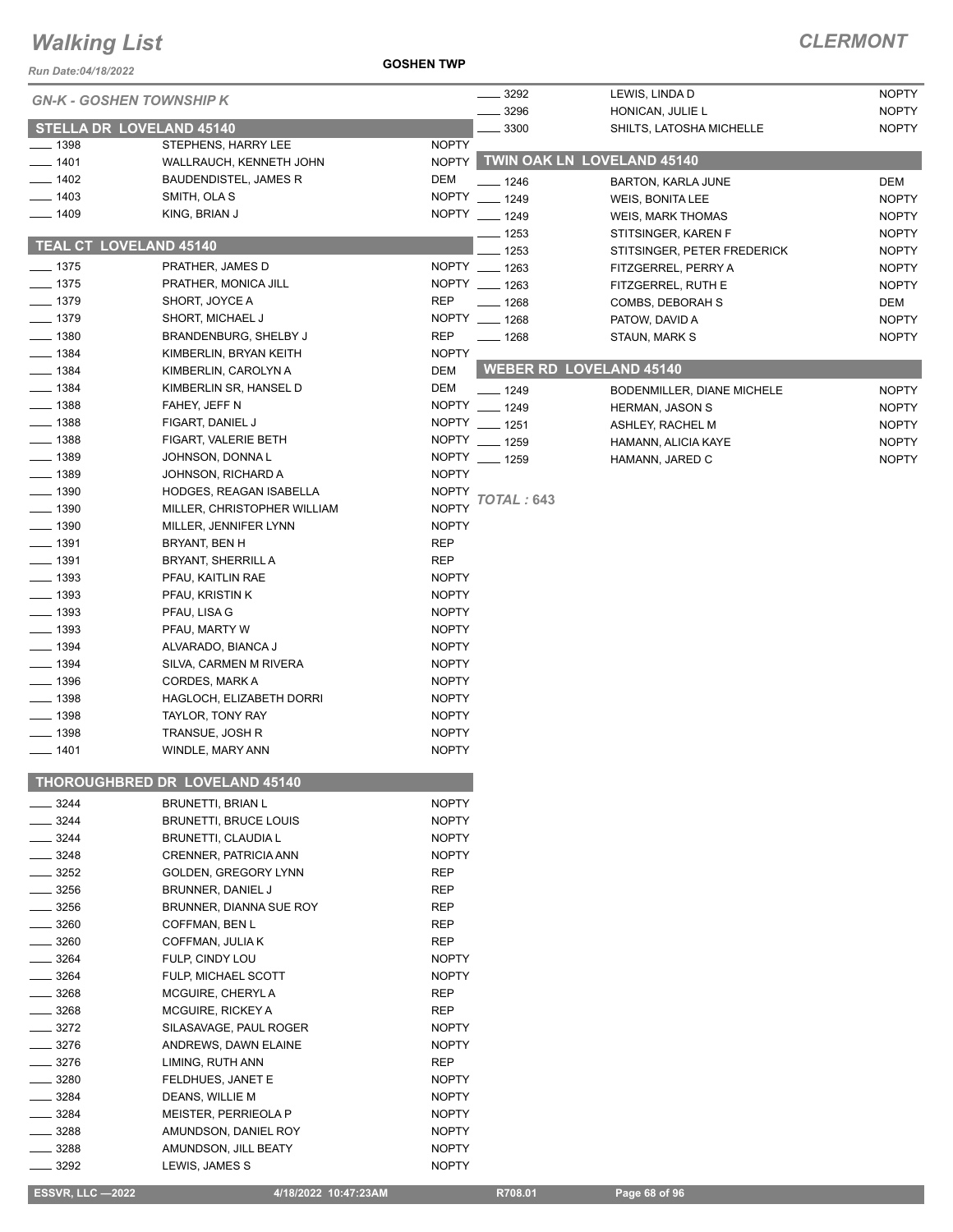# Walking List

## CLERMONT

*Run Date:04/18/2022*

**GOSHEN TWP**

*GN-K - GOSHEN TOWNSHIP K*

### STELLA DR LOVELAND 45140

| | | |
|---|---|---|
| ____ 1398 | STEPHENS, HARRY LEE | NOPTY |
| ____ 1401 | WALLRAUCH, KENNETH JOHN | NOPTY |
| ____ 1402 | BAUDENDISTEL, JAMES R | DEM |
| ____ 1403 | SMITH, OLA S | NOPTY |
| ____ 1409 | KING, BRIAN J | NOPTY |

### TEAL CT LOVELAND 45140

| | | |
|---|---|---|
| ____ 1375 | PRATHER, JAMES D | NOPTY |
| ____ 1375 | PRATHER, MONICA JILL | NOPTY |
| ____ 1379 | SHORT, JOYCE A | REP |
| ____ 1379 | SHORT, MICHAEL J | NOPTY |
| ____ 1380 | BRANDENBURG, SHELBY J | REP |
| ____ 1384 | KIMBERLIN, BRYAN KEITH | NOPTY |
| ____ 1384 | KIMBERLIN, CAROLYN A | DEM |
| ____ 1384 | KIMBERLIN SR, HANSEL D | DEM |
| ____ 1388 | FAHEY, JEFF N | NOPTY |
| ____ 1388 | FIGART, DANIEL J | NOPTY |
| ____ 1388 | FIGART, VALERIE BETH | NOPTY |
| ____ 1389 | JOHNSON, DONNA L | NOPTY |
| ____ 1389 | JOHNSON, RICHARD A | NOPTY |
| ____ 1390 | HODGES, REAGAN ISABELLA | NOPTY |
| ____ 1390 | MILLER, CHRISTOPHER WILLIAM | NOPTY |
| ____ 1390 | MILLER, JENNIFER LYNN | NOPTY |
| ____ 1391 | BRYANT, BEN H | REP |
| ____ 1391 | BRYANT, SHERRILL A | REP |
| ____ 1393 | PFAU, KAITLIN RAE | NOPTY |
| ____ 1393 | PFAU, KRISTIN K | NOPTY |
| ____ 1393 | PFAU, LISA G | NOPTY |
| ____ 1393 | PFAU, MARTY W | NOPTY |
| ____ 1394 | ALVARADO, BIANCA J | NOPTY |
| ____ 1394 | SILVA, CARMEN M RIVERA | NOPTY |
| ____ 1396 | CORDES, MARK A | NOPTY |
| ____ 1398 | HAGLOCH, ELIZABETH DORRI | NOPTY |
| ____ 1398 | TAYLOR, TONY RAY | NOPTY |
| ____ 1398 | TRANSUE, JOSH R | NOPTY |
| ____ 1401 | WINDLE, MARY ANN | NOPTY |

### THOROUGHBRED DR LOVELAND 45140

| | | |
|---|---|---|
| ____ 3244 | BRUNETTI, BRIAN L | NOPTY |
| ____ 3244 | BRUNETTI, BRUCE LOUIS | NOPTY |
| ____ 3244 | BRUNETTI, CLAUDIA L | NOPTY |
| ____ 3248 | CRENNER, PATRICIA ANN | NOPTY |
| ____ 3252 | GOLDEN, GREGORY LYNN | REP |
| ____ 3256 | BRUNNER, DANIEL J | REP |
| ____ 3256 | BRUNNER, DIANNA SUE ROY | REP |
| ____ 3260 | COFFMAN, BEN L | REP |
| ____ 3260 | COFFMAN, JULIA K | REP |
| ____ 3264 | FULP, CINDY LOU | NOPTY |
| ____ 3264 | FULP, MICHAEL SCOTT | NOPTY |
| ____ 3268 | MCGUIRE, CHERYL A | REP |
| ____ 3268 | MCGUIRE, RICKEY A | REP |
| ____ 3272 | SILASAVAGE, PAUL ROGER | NOPTY |
| ____ 3276 | ANDREWS, DAWN ELAINE | NOPTY |
| ____ 3276 | LIMING, RUTH ANN | REP |
| ____ 3280 | FELDHUES, JANET E | NOPTY |
| ____ 3284 | DEANS, WILLIE M | NOPTY |
| ____ 3284 | MEISTER, PERRIEOLA P | NOPTY |
| ____ 3288 | AMUNDSON, DANIEL ROY | NOPTY |
| ____ 3288 | AMUNDSON, JILL BEATY | NOPTY |
| ____ 3292 | LEWIS, JAMES S | NOPTY |
| ____ 3292 | LEWIS, LINDA D | NOPTY |
| ____ 3296 | HONICAN, JULIE L | NOPTY |
| ____ 3300 | SHILTS, LATOSHA MICHELLE | NOPTY |

### TWIN OAK LN LOVELAND 45140

| | | |
|---|---|---|
| ____ 1246 | BARTON, KARLA JUNE | DEM |
| ____ 1249 | WEIS, BONITA LEE | NOPTY |
| ____ 1249 | WEIS, MARK THOMAS | NOPTY |
| ____ 1253 | STITSINGER, KAREN F | NOPTY |
| ____ 1253 | STITSINGER, PETER FREDERICK | NOPTY |
| ____ 1263 | FITZGERREL, PERRY A | NOPTY |
| ____ 1263 | FITZGERREL, RUTH E | NOPTY |
| ____ 1268 | COMBS, DEBORAH S | DEM |
| ____ 1268 | PATOW, DAVID A | NOPTY |
| ____ 1268 | STAUN, MARK S | NOPTY |

### WEBER RD LOVELAND 45140

| | | |
|---|---|---|
| ____ 1249 | BODENMILLER, DIANE MICHELE | NOPTY |
| ____ 1249 | HERMAN, JASON S | NOPTY |
| ____ 1251 | ASHLEY, RACHEL M | NOPTY |
| ____ 1259 | HAMANN, ALICIA KAYE | NOPTY |
| ____ 1259 | HAMANN, JARED C | NOPTY |

***TOTAL : 643***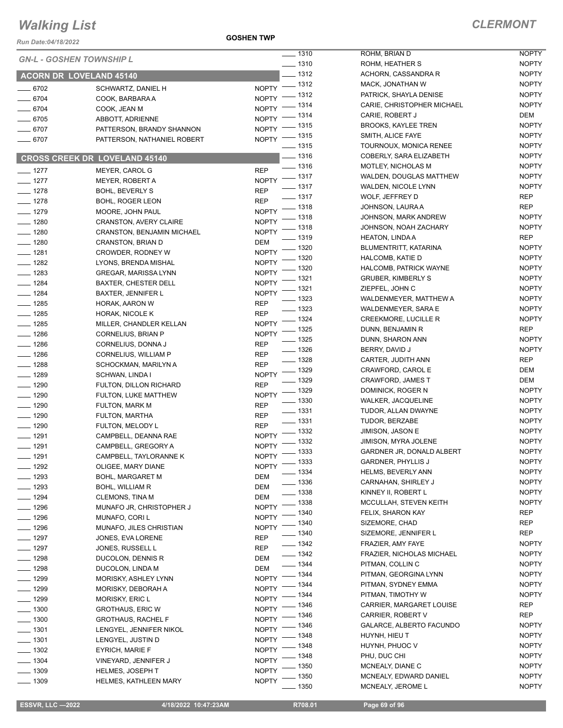# Walking List

## CLERMONT

Run Date:04/18/2022

GOSHEN TWP

### GN-L - GOSHEN TOWNSHIP L

### ACORN DR LOVELAND 45140

| No. | Name | Party |
|---|---|---|
| 6702 | SCHWARTZ, DANIEL H | NOPTY |
| 6704 | COOK, BARBARA A | NOPTY |
| 6704 | COOK, JEAN M | NOPTY |
| 6705 | ABBOTT, ADRIENNE | NOPTY |
| 6707 | PATTERSON, BRANDY SHANNON | NOPTY |
| 6707 | PATTERSON, NATHANIEL ROBERT | NOPTY |

### CROSS CREEK DR LOVELAND 45140

| No. | Name | Party |
|---|---|---|
| 1277 | MEYER, CAROL G | REP |
| 1277 | MEYER, ROBERT A | NOPTY |
| 1278 | BOHL, BEVERLY S | REP |
| 1278 | BOHL, ROGER LEON | REP |
| 1279 | MOORE, JOHN PAUL | NOPTY |
| 1280 | CRANSTON, AVERY CLAIRE | NOPTY |
| 1280 | CRANSTON, BENJAMIN MICHAEL | NOPTY |
| 1280 | CRANSTON, BRIAN D | DEM |
| 1281 | CROWDER, RODNEY W | NOPTY |
| 1282 | LYONS, BRENDA MISHAL | NOPTY |
| 1283 | GREGAR, MARISSA LYNN | NOPTY |
| 1284 | BAXTER, CHESTER DELL | NOPTY |
| 1284 | BAXTER, JENNIFER L | NOPTY |
| 1285 | HORAK, AARON W | REP |
| 1285 | HORAK, NICOLE K | REP |
| 1285 | MILLER, CHANDLER KELLAN | NOPTY |
| 1286 | CORNELIUS, BRIAN P | NOPTY |
| 1286 | CORNELIUS, DONNA J | REP |
| 1286 | CORNELIUS, WILLIAM P | REP |
| 1288 | SCHOCKMAN, MARILYN A | REP |
| 1289 | SCHWAN, LINDA I | NOPTY |
| 1290 | FULTON, DILLON RICHARD | REP |
| 1290 | FULTON, LUKE MATTHEW | NOPTY |
| 1290 | FULTON, MARK M | REP |
| 1290 | FULTON, MARTHA | REP |
| 1290 | FULTON, MELODY L | REP |
| 1291 | CAMPBELL, DEANNA RAE | NOPTY |
| 1291 | CAMPBELL, GREGORY A | NOPTY |
| 1291 | CAMPBELL, TAYLORANNE K | NOPTY |
| 1292 | OLIGEE, MARY DIANE | NOPTY |
| 1293 | BOHL, MARGARET M | DEM |
| 1293 | BOHL, WILLIAM R | DEM |
| 1294 | CLEMONS, TINA M | DEM |
| 1296 | MUNAFO JR, CHRISTOPHER J | NOPTY |
| 1296 | MUNAFO, CORI L | NOPTY |
| 1296 | MUNAFO, JILES CHRISTIAN | NOPTY |
| 1297 | JONES, EVA LORENE | REP |
| 1297 | JONES, RUSSELL L | REP |
| 1298 | DUCOLON, DENNIS R | DEM |
| 1298 | DUCOLON, LINDA M | DEM |
| 1299 | MORISKY, ASHLEY LYNN | NOPTY |
| 1299 | MORISKY, DEBORAH A | NOPTY |
| 1299 | MORISKY, ERIC L | NOPTY |
| 1300 | GROTHAUS, ERIC W | NOPTY |
| 1300 | GROTHAUS, RACHEL F | NOPTY |
| 1301 | LENGYEL, JENNIFER NIKOL | NOPTY |
| 1301 | LENGYEL, JUSTIN D | NOPTY |
| 1302 | EYRICH, MARIE F | NOPTY |
| 1304 | VINEYARD, JENNIFER J | NOPTY |
| 1309 | HELMES, JOSEPH T | NOPTY |
| 1309 | HELMES, KATHLEEN MARY | NOPTY |
| 1310 | ROHM, BRIAN D | NOPTY |
| 1310 | ROHM, HEATHER S | NOPTY |
| 1312 | ACHORN, CASSANDRA R | NOPTY |
| 1312 | MACK, JONATHAN W | NOPTY |
| 1312 | PATRICK, SHAYLA DENISE | NOPTY |
| 1314 | CARIE, CHRISTOPHER MICHAEL | NOPTY |
| 1314 | CARIE, ROBERT J | DEM |
| 1315 | BROOKS, KAYLEE TREN | NOPTY |
| 1315 | SMITH, ALICE FAYE | NOPTY |
| 1315 | TOURNOUX, MONICA RENEE | NOPTY |
| 1316 | COBERLY, SARA ELIZABETH | NOPTY |
| 1316 | MOTLEY, NICHOLAS M | NOPTY |
| 1317 | WALDEN, DOUGLAS MATTHEW | NOPTY |
| 1317 | WALDEN, NICOLE LYNN | NOPTY |
| 1317 | WOLF, JEFFREY D | REP |
| 1318 | JOHNSON, LAURA A | REP |
| 1318 | JOHNSON, MARK ANDREW | NOPTY |
| 1318 | JOHNSON, NOAH ZACHARY | NOPTY |
| 1319 | HEATON, LINDA A | REP |
| 1320 | BLUMENTRITT, KATARINA | NOPTY |
| 1320 | HALCOMB, KATIE D | NOPTY |
| 1320 | HALCOMB, PATRICK WAYNE | NOPTY |
| 1321 | GRUBER, KIMBERLY S | NOPTY |
| 1321 | ZIEPFEL, JOHN C | NOPTY |
| 1323 | WALDENMEYER, MATTHEW A | NOPTY |
| 1323 | WALDENMEYER, SARA E | NOPTY |
| 1324 | CREEKMORE, LUCILLE R | NOPTY |
| 1325 | DUNN, BENJAMIN R | REP |
| 1325 | DUNN, SHARON ANN | NOPTY |
| 1326 | BERRY, DAVID J | NOPTY |
| 1328 | CARTER, JUDITH ANN | REP |
| 1329 | CRAWFORD, CAROL E | DEM |
| 1329 | CRAWFORD, JAMES T | DEM |
| 1329 | DOMINICK, ROGER N | NOPTY |
| 1330 | WALKER, JACQUELINE | NOPTY |
| 1331 | TUDOR, ALLAN DWAYNE | NOPTY |
| 1331 | TUDOR, BERZABE | NOPTY |
| 1332 | JIMISON, JASON E | NOPTY |
| 1332 | JIMISON, MYRA JOLENE | NOPTY |
| 1333 | GARDNER JR, DONALD ALBERT | NOPTY |
| 1333 | GARDNER, PHYLLIS J | NOPTY |
| 1334 | HELMS, BEVERLY ANN | NOPTY |
| 1336 | CARNAHAN, SHIRLEY J | NOPTY |
| 1338 | KINNEY II, ROBERT L | NOPTY |
| 1338 | MCCULLAH, STEVEN KEITH | NOPTY |
| 1340 | FELIX, SHARON KAY | REP |
| 1340 | SIZEMORE, CHAD | REP |
| 1340 | SIZEMORE, JENNIFER L | REP |
| 1342 | FRAZIER, AMY FAYE | NOPTY |
| 1342 | FRAZIER, NICHOLAS MICHAEL | NOPTY |
| 1344 | PITMAN, COLLIN C | NOPTY |
| 1344 | PITMAN, GEORGINA LYNN | NOPTY |
| 1344 | PITMAN, SYDNEY EMMA | NOPTY |
| 1344 | PITMAN, TIMOTHY W | NOPTY |
| 1346 | CARRIER, MARGARET LOUISE | REP |
| 1346 | CARRIER, ROBERT V | REP |
| 1346 | GALARCE, ALBERTO FACUNDO | NOPTY |
| 1348 | HUYNH, HIEU T | NOPTY |
| 1348 | HUYNH, PHUOC V | NOPTY |
| 1348 | PHU, DUC CHI | NOPTY |
| 1350 | MCNEALY, DIANE C | NOPTY |
| 1350 | MCNEALY, EDWARD DANIEL | NOPTY |
| 1350 | MCNEALY, JEROME L | NOPTY |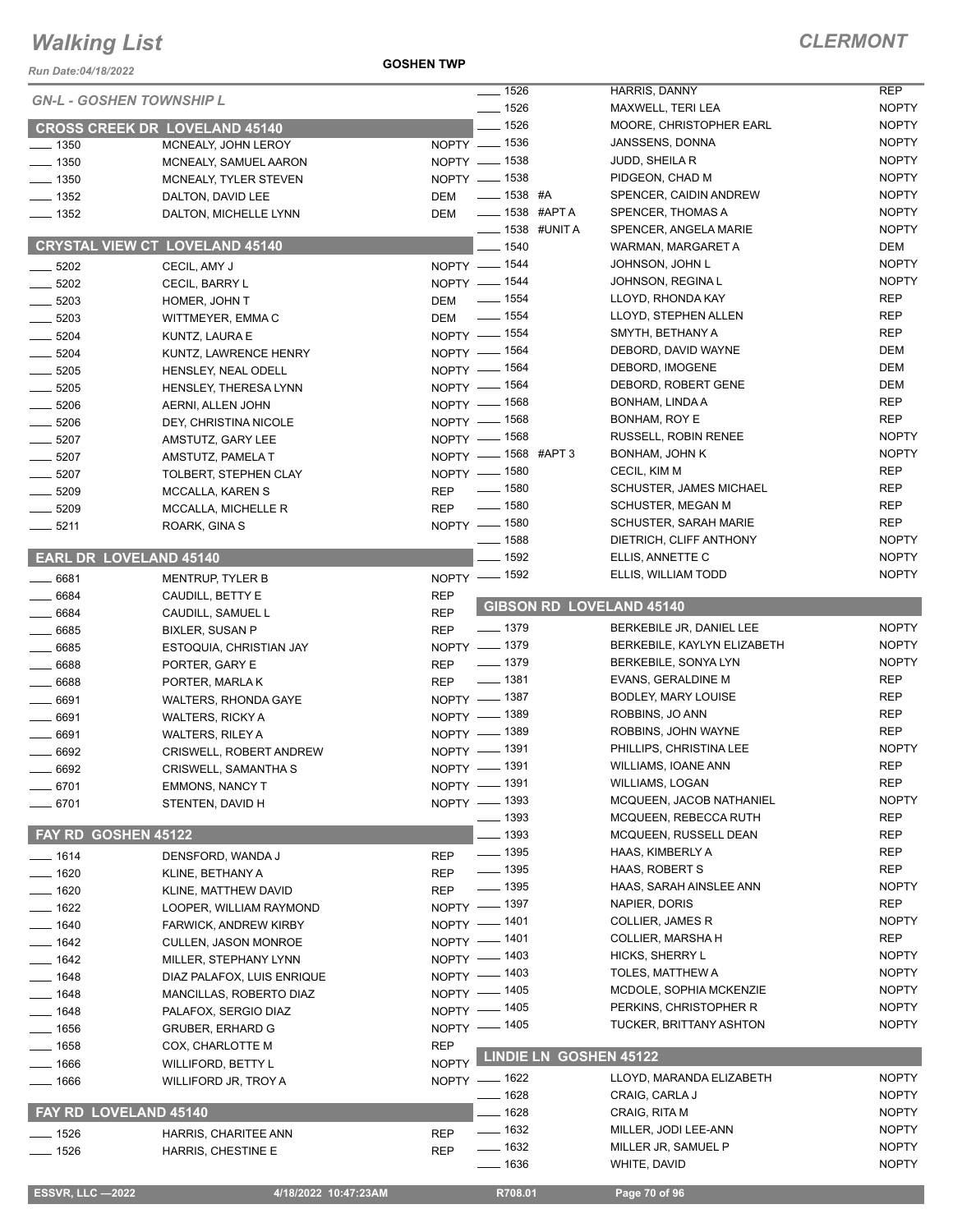# Walking List

## CLERMONT

Run Date:04/18/2022

GOSHEN TWP

### GN-L - GOSHEN TOWNSHIP L

#### CROSS CREEK DR LOVELAND 45140

| No. | Name | Party |
|---|---|---|
| 1350 | MCNEALY, JOHN LEROY | NOPTY |
| 1350 | MCNEALY, SAMUEL AARON | NOPTY |
| 1350 | MCNEALY, TYLER STEVEN | NOPTY |
| 1352 | DALTON, DAVID LEE | DEM |
| 1352 | DALTON, MICHELLE LYNN | DEM |

#### CRYSTAL VIEW CT LOVELAND 45140

| No. | Name | Party |
|---|---|---|
| 5202 | CECIL, AMY J | NOPTY |
| 5202 | CECIL, BARRY L | NOPTY |
| 5203 | HOMER, JOHN T | DEM |
| 5203 | WITTMEYER, EMMA C | DEM |
| 5204 | KUNTZ, LAURA E | NOPTY |
| 5204 | KUNTZ, LAWRENCE HENRY | NOPTY |
| 5205 | HENSLEY, NEAL ODELL | NOPTY |
| 5205 | HENSLEY, THERESA LYNN | NOPTY |
| 5206 | AERNI, ALLEN JOHN | NOPTY |
| 5206 | DEY, CHRISTINA NICOLE | NOPTY |
| 5207 | AMSTUTZ, GARY LEE | NOPTY |
| 5207 | AMSTUTZ, PAMELA T | NOPTY |
| 5207 | TOLBERT, STEPHEN CLAY | NOPTY |
| 5209 | MCCALLA, KAREN S | REP |
| 5209 | MCCALLA, MICHELLE R | REP |
| 5211 | ROARK, GINA S | NOPTY |

#### EARL DR LOVELAND 45140

| No. | Name | Party |
|---|---|---|
| 6681 | MENTRUP, TYLER B | NOPTY |
| 6684 | CAUDILL, BETTY E | REP |
| 6684 | CAUDILL, SAMUEL L | REP |
| 6685 | BIXLER, SUSAN P | REP |
| 6685 | ESTOQUIA, CHRISTIAN JAY | NOPTY |
| 6688 | PORTER, GARY E | REP |
| 6688 | PORTER, MARLA K | REP |
| 6691 | WALTERS, RHONDA GAYE | NOPTY |
| 6691 | WALTERS, RICKY A | NOPTY |
| 6691 | WALTERS, RILEY A | NOPTY |
| 6692 | CRISWELL, ROBERT ANDREW | NOPTY |
| 6692 | CRISWELL, SAMANTHA S | NOPTY |
| 6701 | EMMONS, NANCY T | NOPTY |
| 6701 | STENTEN, DAVID H | NOPTY |

#### FAY RD GOSHEN 45122

| No. | Name | Party |
|---|---|---|
| 1614 | DENSFORD, WANDA J | REP |
| 1620 | KLINE, BETHANY A | REP |
| 1620 | KLINE, MATTHEW DAVID | REP |
| 1622 | LOOPER, WILLIAM RAYMOND | NOPTY |
| 1640 | FARWICK, ANDREW KIRBY | NOPTY |
| 1642 | CULLEN, JASON MONROE | NOPTY |
| 1642 | MILLER, STEPHANY LYNN | NOPTY |
| 1648 | DIAZ PALAFOX, LUIS ENRIQUE | NOPTY |
| 1648 | MANCILLAS, ROBERTO DIAZ | NOPTY |
| 1648 | PALAFOX, SERGIO DIAZ | NOPTY |
| 1656 | GRUBER, ERHARD G | NOPTY |
| 1658 | COX, CHARLOTTE M | REP |
| 1666 | WILLIFORD, BETTY L | NOPTY |
| 1666 | WILLIFORD JR, TROY A | NOPTY |

#### FAY RD LOVELAND 45140

| No. | Name | Party |
|---|---|---|
| 1526 | HARRIS, CHARITEE ANN | REP |
| 1526 | HARRIS, CHESTINE E | REP |
| 1526 | HARRIS, DANNY | REP |
| 1526 | MAXWELL, TERI LEA | NOPTY |
| 1526 | MOORE, CHRISTOPHER EARL | NOPTY |
| 1536 | JANSSENS, DONNA | NOPTY |
| 1538 | JUDD, SHEILA R | NOPTY |
| 1538 | PIDGEON, CHAD M | NOPTY |
| 1538 #A | SPENCER, CAIDIN ANDREW | NOPTY |
| 1538 #APT A | SPENCER, THOMAS A | NOPTY |
| 1538 #UNIT A | SPENCER, ANGELA MARIE | NOPTY |
| 1540 | WARMAN, MARGARET A | DEM |
| 1544 | JOHNSON, JOHN L | NOPTY |
| 1544 | JOHNSON, REGINA L | NOPTY |
| 1554 | LLOYD, RHONDA KAY | REP |
| 1554 | LLOYD, STEPHEN ALLEN | REP |
| 1554 | SMYTH, BETHANY A | REP |
| 1564 | DEBORD, DAVID WAYNE | DEM |
| 1564 | DEBORD, IMOGENE | DEM |
| 1564 | DEBORD, ROBERT GENE | DEM |
| 1568 | BONHAM, LINDA A | REP |
| 1568 | BONHAM, ROY E | REP |
| 1568 | RUSSELL, ROBIN RENEE | NOPTY |
| 1568 #APT 3 | BONHAM, JOHN K | NOPTY |
| 1580 | CECIL, KIM M | REP |
| 1580 | SCHUSTER, JAMES MICHAEL | REP |
| 1580 | SCHUSTER, MEGAN M | REP |
| 1580 | SCHUSTER, SARAH MARIE | REP |
| 1588 | DIETRICH, CLIFF ANTHONY | NOPTY |
| 1592 | ELLIS, ANNETTE C | NOPTY |
| 1592 | ELLIS, WILLIAM TODD | NOPTY |

#### GIBSON RD LOVELAND 45140

| No. | Name | Party |
|---|---|---|
| 1379 | BERKEBILE JR, DANIEL LEE | NOPTY |
| 1379 | BERKEBILE, KAYLYN ELIZABETH | NOPTY |
| 1379 | BERKEBILE, SONYA LYN | NOPTY |
| 1381 | EVANS, GERALDINE M | REP |
| 1387 | BODLEY, MARY LOUISE | REP |
| 1389 | ROBBINS, JO ANN | REP |
| 1389 | ROBBINS, JOHN WAYNE | REP |
| 1391 | PHILLIPS, CHRISTINA LEE | NOPTY |
| 1391 | WILLIAMS, IOANE ANN | REP |
| 1391 | WILLIAMS, LOGAN | REP |
| 1393 | MCQUEEN, JACOB NATHANIEL | NOPTY |
| 1393 | MCQUEEN, REBECCA RUTH | REP |
| 1393 | MCQUEEN, RUSSELL DEAN | REP |
| 1395 | HAAS, KIMBERLY A | REP |
| 1395 | HAAS, ROBERT S | REP |
| 1395 | HAAS, SARAH AINSLEE ANN | NOPTY |
| 1397 | NAPIER, DORIS | REP |
| 1401 | COLLIER, JAMES R | NOPTY |
| 1401 | COLLIER, MARSHA H | REP |
| 1403 | HICKS, SHERRY L | NOPTY |
| 1403 | TOLES, MATTHEW A | NOPTY |
| 1405 | MCDOLE, SOPHIA MCKENZIE | NOPTY |
| 1405 | PERKINS, CHRISTOPHER R | NOPTY |
| 1405 | TUCKER, BRITTANY ASHTON | NOPTY |

#### LINDIE LN GOSHEN 45122

| No. | Name | Party |
|---|---|---|
| 1622 | LLOYD, MARANDA ELIZABETH | NOPTY |
| 1628 | CRAIG, CARLA J | NOPTY |
| 1628 | CRAIG, RITA M | NOPTY |
| 1632 | MILLER, JODI LEE-ANN | NOPTY |
| 1632 | MILLER JR, SAMUEL P | NOPTY |
| 1636 | WHITE, DAVID | NOPTY |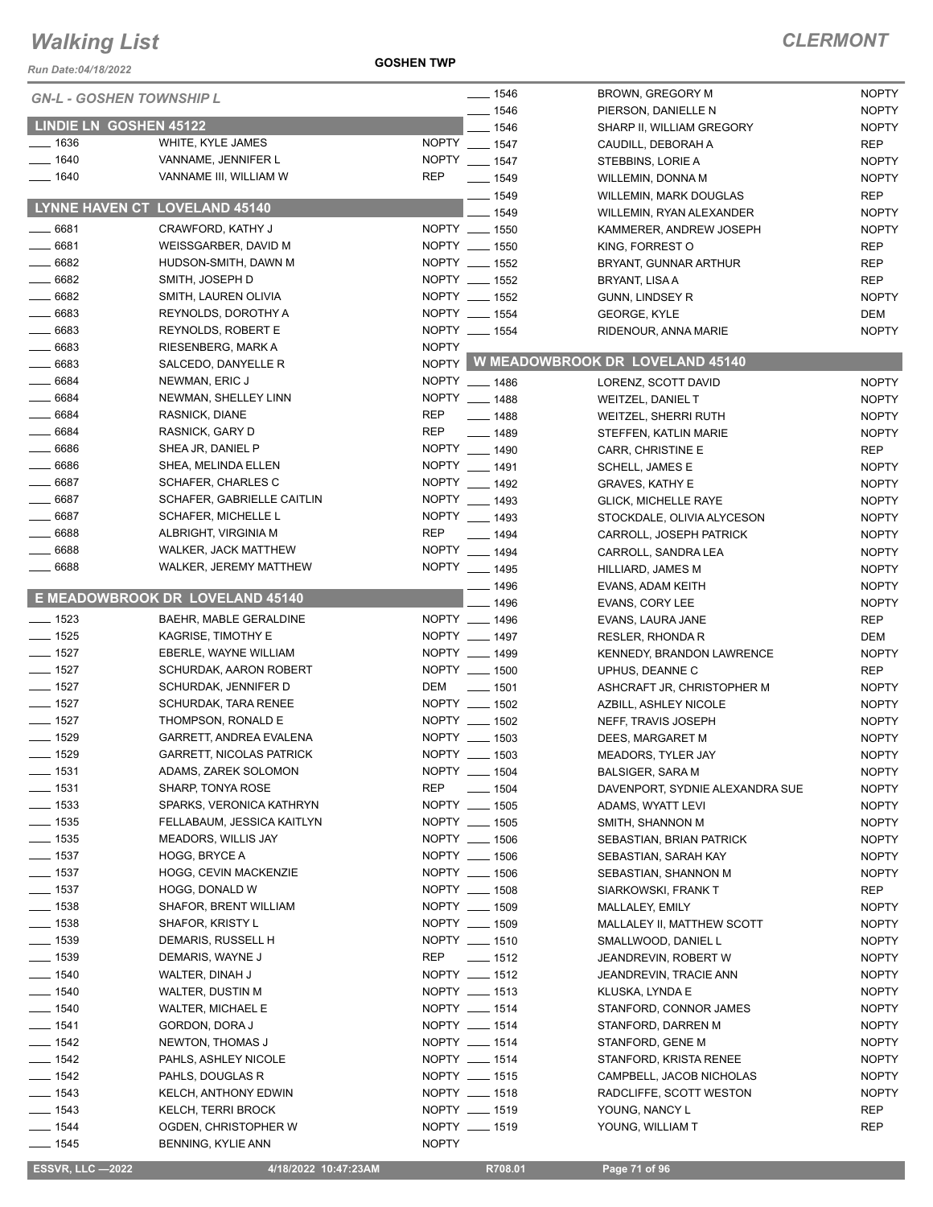# Walking List

**CLERMONT**

Run Date:04/18/2022

GOSHEN TWP

*GN-L - GOSHEN TOWNSHIP L*

## LINDIE LN GOSHEN 45122

| No. | Name | Party |
|---|---|---|
| 1636 | WHITE, KYLE JAMES | NOPTY |
| 1640 | VANNAME, JENNIFER L | NOPTY |
| 1640 | VANNAME III, WILLIAM W | REP |

## LYNNE HAVEN CT LOVELAND 45140

| No. | Name | Party |
|---|---|---|
| 6681 | CRAWFORD, KATHY J | NOPTY |
| 6681 | WEISSGARBER, DAVID M | NOPTY |
| 6682 | HUDSON-SMITH, DAWN M | NOPTY |
| 6682 | SMITH, JOSEPH D | NOPTY |
| 6682 | SMITH, LAUREN OLIVIA | NOPTY |
| 6683 | REYNOLDS, DOROTHY A | NOPTY |
| 6683 | REYNOLDS, ROBERT E | NOPTY |
| 6683 | RIESENBERG, MARK A | NOPTY |
| 6683 | SALCEDO, DANYELLE R | NOPTY |
| 6684 | NEWMAN, ERIC J | NOPTY |
| 6684 | NEWMAN, SHELLEY LINN | NOPTY |
| 6684 | RASNICK, DIANE | REP |
| 6684 | RASNICK, GARY D | REP |
| 6686 | SHEA JR, DANIEL P | NOPTY |
| 6686 | SHEA, MELINDA ELLEN | NOPTY |
| 6687 | SCHAFER, CHARLES C | NOPTY |
| 6687 | SCHAFER, GABRIELLE CAITLIN | NOPTY |
| 6687 | SCHAFER, MICHELLE L | NOPTY |
| 6688 | ALBRIGHT, VIRGINIA M | REP |
| 6688 | WALKER, JACK MATTHEW | NOPTY |
| 6688 | WALKER, JEREMY MATTHEW | NOPTY |

## E MEADOWBROOK DR LOVELAND 45140

| No. | Name | Party |
|---|---|---|
| 1523 | BAEHR, MABLE GERALDINE | NOPTY |
| 1525 | KAGRISE, TIMOTHY E | NOPTY |
| 1527 | EBERLE, WAYNE WILLIAM | NOPTY |
| 1527 | SCHURDAK, AARON ROBERT | NOPTY |
| 1527 | SCHURDAK, JENNIFER D | DEM |
| 1527 | SCHURDAK, TARA RENEE | NOPTY |
| 1527 | THOMPSON, RONALD E | NOPTY |
| 1529 | GARRETT, ANDREA EVALENA | NOPTY |
| 1529 | GARRETT, NICOLAS PATRICK | NOPTY |
| 1531 | ADAMS, ZAREK SOLOMON | NOPTY |
| 1531 | SHARP, TONYA ROSE | REP |
| 1533 | SPARKS, VERONICA KATHRYN | NOPTY |
| 1535 | FELLABAUM, JESSICA KAITLYN | NOPTY |
| 1535 | MEADORS, WILLIS JAY | NOPTY |
| 1537 | HOGG, BRYCE A | NOPTY |
| 1537 | HOGG, CEVIN MACKENZIE | NOPTY |
| 1537 | HOGG, DONALD W | NOPTY |
| 1538 | SHAFOR, BRENT WILLIAM | NOPTY |
| 1538 | SHAFOR, KRISTY L | NOPTY |
| 1539 | DEMARIS, RUSSELL H | NOPTY |
| 1539 | DEMARIS, WAYNE J | REP |
| 1540 | WALTER, DINAH J | NOPTY |
| 1540 | WALTER, DUSTIN M | NOPTY |
| 1540 | WALTER, MICHAEL E | NOPTY |
| 1541 | GORDON, DORA J | NOPTY |
| 1542 | NEWTON, THOMAS J | NOPTY |
| 1542 | PAHLS, ASHLEY NICOLE | NOPTY |
| 1542 | PAHLS, DOUGLAS R | NOPTY |
| 1543 | KELCH, ANTHONY EDWIN | NOPTY |
| 1543 | KELCH, TERRI BROCK | NOPTY |
| 1544 | OGDEN, CHRISTOPHER W | NOPTY |
| 1545 | BENNING, KYLIE ANN | NOPTY |
| 1546 | BROWN, GREGORY M | NOPTY |
| 1546 | PIERSON, DANIELLE N | NOPTY |
| 1546 | SHARP II, WILLIAM GREGORY | NOPTY |
| 1547 | CAUDILL, DEBORAH A | REP |
| 1547 | STEBBINS, LORIE A | NOPTY |
| 1549 | WILLEMIN, DONNA M | NOPTY |
| 1549 | WILLEMIN, MARK DOUGLAS | REP |
| 1549 | WILLEMIN, RYAN ALEXANDER | NOPTY |
| 1550 | KAMMERER, ANDREW JOSEPH | NOPTY |
| 1550 | KING, FORREST O | REP |
| 1552 | BRYANT, GUNNAR ARTHUR | REP |
| 1552 | BRYANT, LISA A | REP |
| 1552 | GUNN, LINDSEY R | NOPTY |
| 1554 | GEORGE, KYLE | DEM |
| 1554 | RIDENOUR, ANNA MARIE | NOPTY |

## W MEADOWBROOK DR LOVELAND 45140

| No. | Name | Party |
|---|---|---|
| 1486 | LORENZ, SCOTT DAVID | NOPTY |
| 1488 | WEITZEL, DANIEL T | NOPTY |
| 1488 | WEITZEL, SHERRI RUTH | NOPTY |
| 1489 | STEFFEN, KATLIN MARIE | NOPTY |
| 1490 | CARR, CHRISTINE E | REP |
| 1491 | SCHELL, JAMES E | NOPTY |
| 1492 | GRAVES, KATHY E | NOPTY |
| 1493 | GLICK, MICHELLE RAYE | NOPTY |
| 1493 | STOCKDALE, OLIVIA ALYCESON | NOPTY |
| 1494 | CARROLL, JOSEPH PATRICK | NOPTY |
| 1494 | CARROLL, SANDRA LEA | NOPTY |
| 1495 | HILLIARD, JAMES M | NOPTY |
| 1496 | EVANS, ADAM KEITH | NOPTY |
| 1496 | EVANS, CORY LEE | NOPTY |
| 1496 | EVANS, LAURA JANE | REP |
| 1497 | RESLER, RHONDA R | DEM |
| 1499 | KENNEDY, BRANDON LAWRENCE | NOPTY |
| 1500 | UPHUS, DEANNE C | REP |
| 1501 | ASHCRAFT JR, CHRISTOPHER M | NOPTY |
| 1502 | AZBILL, ASHLEY NICOLE | NOPTY |
| 1502 | NEFF, TRAVIS JOSEPH | NOPTY |
| 1503 | DEES, MARGARET M | NOPTY |
| 1503 | MEADORS, TYLER JAY | NOPTY |
| 1504 | BALSIGER, SARA M | NOPTY |
| 1504 | DAVENPORT, SYDNIE ALEXANDRA SUE | NOPTY |
| 1505 | ADAMS, WYATT LEVI | NOPTY |
| 1505 | SMITH, SHANNON M | NOPTY |
| 1506 | SEBASTIAN, BRIAN PATRICK | NOPTY |
| 1506 | SEBASTIAN, SARAH KAY | NOPTY |
| 1506 | SEBASTIAN, SHANNON M | NOPTY |
| 1508 | SIARKOWSKI, FRANK T | REP |
| 1509 | MALLALEY, EMILY | NOPTY |
| 1509 | MALLALEY II, MATTHEW SCOTT | NOPTY |
| 1510 | SMALLWOOD, DANIEL L | NOPTY |
| 1512 | JEANDREVIN, ROBERT W | NOPTY |
| 1512 | JEANDREVIN, TRACIE ANN | NOPTY |
| 1513 | KLUSKA, LYNDA E | NOPTY |
| 1514 | STANFORD, CONNOR JAMES | NOPTY |
| 1514 | STANFORD, DARREN M | NOPTY |
| 1514 | STANFORD, GENE M | NOPTY |
| 1514 | STANFORD, KRISTA RENEE | NOPTY |
| 1515 | CAMPBELL, JACOB NICHOLAS | NOPTY |
| 1518 | RADCLIFFE, SCOTT WESTON | NOPTY |
| 1519 | YOUNG, NANCY L | REP |
| 1519 | YOUNG, WILLIAM T | REP |

ESSVR, LLC —2022 | 4/18/2022 10:47:23AM | R708.01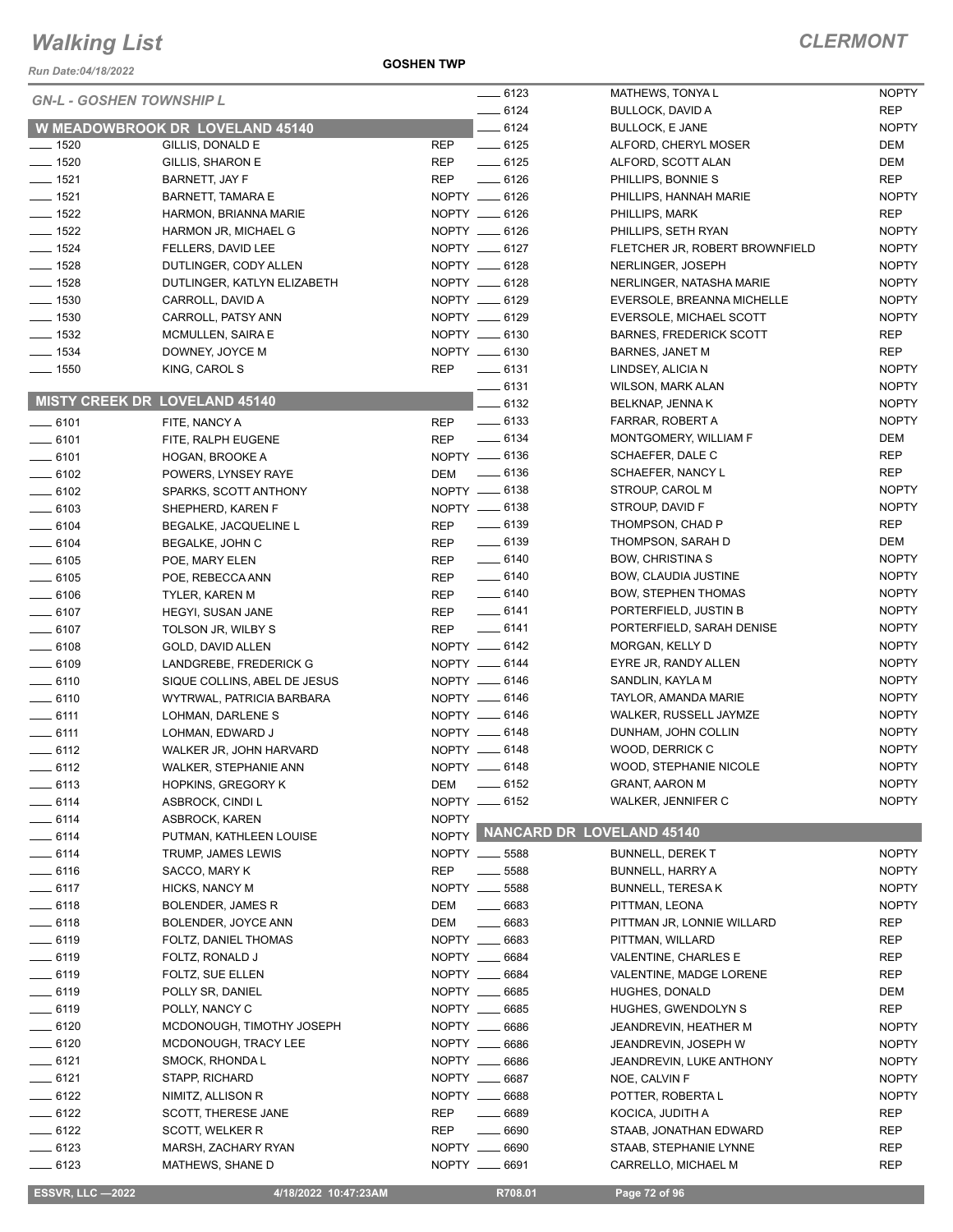# Walking List

## CLERMONT

Run Date:04/18/2022

GOSHEN TWP

### GN-L - GOSHEN TOWNSHIP L

### W MEADOWBROOK DR LOVELAND 45140

| No. | Name | Party |
|---|---|---|
| ____ 1520 | GILLIS, DONALD E | REP |
| ____ 1520 | GILLIS, SHARON E | REP |
| ____ 1521 | BARNETT, JAY F | REP |
| ____ 1521 | BARNETT, TAMARA E | NOPTY |
| ____ 1522 | HARMON, BRIANNA MARIE | NOPTY |
| ____ 1522 | HARMON JR, MICHAEL G | NOPTY |
| ____ 1524 | FELLERS, DAVID LEE | NOPTY |
| ____ 1528 | DUTLINGER, CODY ALLEN | NOPTY |
| ____ 1528 | DUTLINGER, KATLYN ELIZABETH | NOPTY |
| ____ 1530 | CARROLL, DAVID A | NOPTY |
| ____ 1530 | CARROLL, PATSY ANN | NOPTY |
| ____ 1532 | MCMULLEN, SAIRA E | NOPTY |
| ____ 1534 | DOWNEY, JOYCE M | NOPTY |
| ____ 1550 | KING, CAROL S | REP |

### MISTY CREEK DR LOVELAND 45140

| No. | Name | Party |
|---|---|---|
| ____ 6101 | FITE, NANCY A | REP |
| ____ 6101 | FITE, RALPH EUGENE | REP |
| ____ 6101 | HOGAN, BROOKE A | NOPTY |
| ____ 6102 | POWERS, LYNSEY RAYE | DEM |
| ____ 6102 | SPARKS, SCOTT ANTHONY | NOPTY |
| ____ 6103 | SHEPHERD, KAREN F | NOPTY |
| ____ 6104 | BEGALKE, JACQUELINE L | REP |
| ____ 6104 | BEGALKE, JOHN C | REP |
| ____ 6105 | POE, MARY ELEN | REP |
| ____ 6105 | POE, REBECCA ANN | REP |
| ____ 6106 | TYLER, KAREN M | REP |
| ____ 6107 | HEGYI, SUSAN JANE | REP |
| ____ 6107 | TOLSON JR, WILBY S | REP |
| ____ 6108 | GOLD, DAVID ALLEN | NOPTY |
| ____ 6109 | LANDGREBE, FREDERICK G | NOPTY |
| ____ 6110 | SIQUE COLLINS, ABEL DE JESUS | NOPTY |
| ____ 6110 | WYTRWAL, PATRICIA BARBARA | NOPTY |
| ____ 6111 | LOHMAN, DARLENE S | NOPTY |
| ____ 6111 | LOHMAN, EDWARD J | NOPTY |
| ____ 6112 | WALKER JR, JOHN HARVARD | NOPTY |
| ____ 6112 | WALKER, STEPHANIE ANN | NOPTY |
| ____ 6113 | HOPKINS, GREGORY K | DEM |
| ____ 6114 | ASBROCK, CINDI L | NOPTY |
| ____ 6114 | ASBROCK, KAREN | NOPTY |
| ____ 6114 | PUTMAN, KATHLEEN LOUISE | NOPTY |
| ____ 6114 | TRUMP, JAMES LEWIS | NOPTY |
| ____ 6116 | SACCO, MARY K | REP |
| ____ 6117 | HICKS, NANCY M | NOPTY |
| ____ 6118 | BOLENDER, JAMES R | DEM |
| ____ 6118 | BOLENDER, JOYCE ANN | DEM |
| ____ 6119 | FOLTZ, DANIEL THOMAS | NOPTY |
| ____ 6119 | FOLTZ, RONALD J | NOPTY |
| ____ 6119 | FOLTZ, SUE ELLEN | NOPTY |
| ____ 6119 | POLLY SR, DANIEL | NOPTY |
| ____ 6119 | POLLY, NANCY C | NOPTY |
| ____ 6120 | MCDONOUGH, TIMOTHY JOSEPH | NOPTY |
| ____ 6120 | MCDONOUGH, TRACY LEE | NOPTY |
| ____ 6121 | SMOCK, RHONDA L | NOPTY |
| ____ 6121 | STAPP, RICHARD | NOPTY |
| ____ 6122 | NIMITZ, ALLISON R | NOPTY |
| ____ 6122 | SCOTT, THERESE JANE | REP |
| ____ 6122 | SCOTT, WELKER R | REP |
| ____ 6123 | MARSH, ZACHARY RYAN | NOPTY |
| ____ 6123 | MATHEWS, SHANE D | NOPTY |
| ____ 6123 | MATHEWS, TONYA L | NOPTY |
| ____ 6124 | BULLOCK, DAVID A | REP |
| ____ 6124 | BULLOCK, E JANE | NOPTY |
| ____ 6125 | ALFORD, CHERYL MOSER | DEM |
| ____ 6125 | ALFORD, SCOTT ALAN | DEM |
| ____ 6126 | PHILLIPS, BONNIE S | REP |
| ____ 6126 | PHILLIPS, HANNAH MARIE | NOPTY |
| ____ 6126 | PHILLIPS, MARK | REP |
| ____ 6126 | PHILLIPS, SETH RYAN | NOPTY |
| ____ 6127 | FLETCHER JR, ROBERT BROWNFIELD | NOPTY |
| ____ 6128 | NERLINGER, JOSEPH | NOPTY |
| ____ 6128 | NERLINGER, NATASHA MARIE | NOPTY |
| ____ 6129 | EVERSOLE, BREANNA MICHELLE | NOPTY |
| ____ 6129 | EVERSOLE, MICHAEL SCOTT | NOPTY |
| ____ 6130 | BARNES, FREDERICK SCOTT | REP |
| ____ 6130 | BARNES, JANET M | REP |
| ____ 6131 | LINDSEY, ALICIA N | NOPTY |
| ____ 6131 | WILSON, MARK ALAN | NOPTY |
| ____ 6132 | BELKNAP, JENNA K | NOPTY |
| ____ 6133 | FARRAR, ROBERT A | NOPTY |
| ____ 6134 | MONTGOMERY, WILLIAM F | DEM |
| ____ 6136 | SCHAEFER, DALE C | REP |
| ____ 6136 | SCHAEFER, NANCY L | REP |
| ____ 6138 | STROUP, CAROL M | NOPTY |
| ____ 6138 | STROUP, DAVID F | NOPTY |
| ____ 6139 | THOMPSON, CHAD P | REP |
| ____ 6139 | THOMPSON, SARAH D | DEM |
| ____ 6140 | BOW, CHRISTINA S | NOPTY |
| ____ 6140 | BOW, CLAUDIA JUSTINE | NOPTY |
| ____ 6140 | BOW, STEPHEN THOMAS | NOPTY |
| ____ 6141 | PORTERFIELD, JUSTIN B | NOPTY |
| ____ 6141 | PORTERFIELD, SARAH DENISE | NOPTY |
| ____ 6142 | MORGAN, KELLY D | NOPTY |
| ____ 6144 | EYRE JR, RANDY ALLEN | NOPTY |
| ____ 6146 | SANDLIN, KAYLA M | NOPTY |
| ____ 6146 | TAYLOR, AMANDA MARIE | NOPTY |
| ____ 6146 | WALKER, RUSSELL JAYMZE | NOPTY |
| ____ 6148 | DUNHAM, JOHN COLLIN | NOPTY |
| ____ 6148 | WOOD, DERRICK C | NOPTY |
| ____ 6148 | WOOD, STEPHANIE NICOLE | NOPTY |
| ____ 6152 | GRANT, AARON M | NOPTY |
| ____ 6152 | WALKER, JENNIFER C | NOPTY |

### NANCARD DR LOVELAND 45140

| No. | Name | Party |
|---|---|---|
| ____ 5588 | BUNNELL, DEREK T | NOPTY |
| ____ 5588 | BUNNELL, HARRY A | NOPTY |
| ____ 5588 | BUNNELL, TERESA K | NOPTY |
| ____ 6683 | PITTMAN, LEONA | NOPTY |
| ____ 6683 | PITTMAN JR, LONNIE WILLARD | REP |
| ____ 6683 | PITTMAN, WILLARD | REP |
| ____ 6684 | VALENTINE, CHARLES E | REP |
| ____ 6684 | VALENTINE, MADGE LORENE | REP |
| ____ 6685 | HUGHES, DONALD | DEM |
| ____ 6685 | HUGHES, GWENDOLYN S | REP |
| ____ 6686 | JEANDREVIN, HEATHER M | NOPTY |
| ____ 6686 | JEANDREVIN, JOSEPH W | NOPTY |
| ____ 6686 | JEANDREVIN, LUKE ANTHONY | NOPTY |
| ____ 6687 | NOE, CALVIN F | NOPTY |
| ____ 6688 | POTTER, ROBERTA L | NOPTY |
| ____ 6689 | KOCICA, JUDITH A | REP |
| ____ 6690 | STAAB, JONATHAN EDWARD | REP |
| ____ 6690 | STAAB, STEPHANIE LYNNE | REP |
| ____ 6691 | CARRELLO, MICHAEL M | REP |

ESSVR, LLC —2022 | 4/18/2022 10:47:23AM | R708.01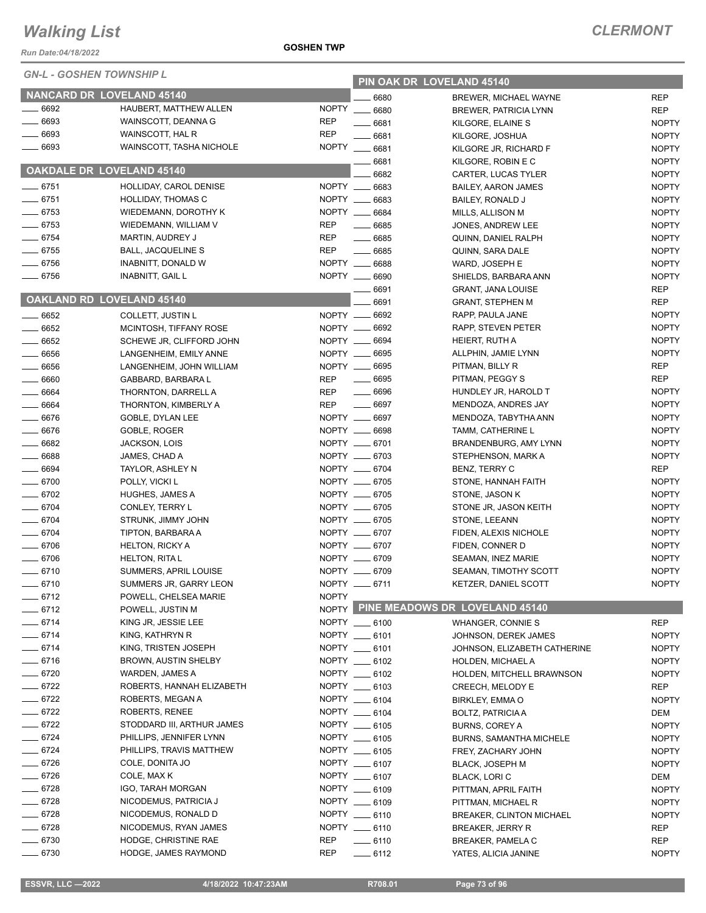# Walking List

**CLERMONT**

Run Date:04/18/2022

**GOSHEN TWP**

*GN-L - GOSHEN TOWNSHIP L*

## NANCARD DR LOVELAND 45140

| No. | Name | Party |
|---|---|---|
| 6692 | HAUBERT, MATTHEW ALLEN | NOPTY |
| 6693 | WAINSCOTT, DEANNA G | REP |
| 6693 | WAINSCOTT, HAL R | REP |
| 6693 | WAINSCOTT, TASHA NICHOLE | NOPTY |

## OAKDALE DR LOVELAND 45140

| No. | Name | Party |
|---|---|---|
| 6751 | HOLLIDAY, CAROL DENISE | NOPTY |
| 6751 | HOLLIDAY, THOMAS C | NOPTY |
| 6753 | WIEDEMANN, DOROTHY K | NOPTY |
| 6753 | WIEDEMANN, WILLIAM V | REP |
| 6754 | MARTIN, AUDREY J | REP |
| 6755 | BALL, JACQUELINE S | REP |
| 6756 | INABNITT, DONALD W | NOPTY |
| 6756 | INABNITT, GAIL L | NOPTY |

## OAKLAND RD LOVELAND 45140

| No. | Name | Party |
|---|---|---|
| 6652 | COLLETT, JUSTIN L | NOPTY |
| 6652 | MCINTOSH, TIFFANY ROSE | NOPTY |
| 6652 | SCHEWE JR, CLIFFORD JOHN | NOPTY |
| 6656 | LANGENHEIM, EMILY ANNE | NOPTY |
| 6656 | LANGENHEIM, JOHN WILLIAM | NOPTY |
| 6660 | GABBARD, BARBARA L | REP |
| 6664 | THORNTON, DARRELL A | REP |
| 6664 | THORNTON, KIMBERLY A | REP |
| 6676 | GOBLE, DYLAN LEE | NOPTY |
| 6676 | GOBLE, ROGER | NOPTY |
| 6682 | JACKSON, LOIS | NOPTY |
| 6688 | JAMES, CHAD A | NOPTY |
| 6694 | TAYLOR, ASHLEY N | NOPTY |
| 6700 | POLLY, VICKI L | NOPTY |
| 6702 | HUGHES, JAMES A | NOPTY |
| 6704 | CONLEY, TERRY L | NOPTY |
| 6704 | STRUNK, JIMMY JOHN | NOPTY |
| 6704 | TIPTON, BARBARA A | NOPTY |
| 6706 | HELTON, RICKY A | NOPTY |
| 6706 | HELTON, RITA L | NOPTY |
| 6710 | SUMMERS, APRIL LOUISE | NOPTY |
| 6710 | SUMMERS JR, GARRY LEON | NOPTY |
| 6712 | POWELL, CHELSEA MARIE | NOPTY |
| 6712 | POWELL, JUSTIN M | NOPTY |
| 6714 | KING JR, JESSIE LEE | NOPTY |
| 6714 | KING, KATHRYN R | NOPTY |
| 6714 | KING, TRISTEN JOSEPH | NOPTY |
| 6716 | BROWN, AUSTIN SHELBY | NOPTY |
| 6720 | WARDEN, JAMES A | NOPTY |
| 6722 | ROBERTS, HANNAH ELIZABETH | NOPTY |
| 6722 | ROBERTS, MEGAN A | NOPTY |
| 6722 | ROBERTS, RENEE | NOPTY |
| 6722 | STODDARD III, ARTHUR JAMES | NOPTY |
| 6724 | PHILLIPS, JENNIFER LYNN | NOPTY |
| 6724 | PHILLIPS, TRAVIS MATTHEW | NOPTY |
| 6726 | COLE, DONITA JO | NOPTY |
| 6726 | COLE, MAX K | NOPTY |
| 6728 | IGO, TARAH MORGAN | NOPTY |
| 6728 | NICODEMUS, PATRICIA J | NOPTY |
| 6728 | NICODEMUS, RONALD D | NOPTY |
| 6728 | NICODEMUS, RYAN JAMES | NOPTY |
| 6730 | HODGE, CHRISTINE RAE | REP |
| 6730 | HODGE, JAMES RAYMOND | REP |

## PIN OAK DR LOVELAND 45140

| No. | Name | Party |
|---|---|---|
| 6680 | BREWER, MICHAEL WAYNE | REP |
| 6680 | BREWER, PATRICIA LYNN | REP |
| 6681 | KILGORE, ELAINE S | NOPTY |
| 6681 | KILGORE, JOSHUA | NOPTY |
| 6681 | KILGORE JR, RICHARD F | NOPTY |
| 6681 | KILGORE, ROBIN E C | NOPTY |
| 6682 | CARTER, LUCAS TYLER | NOPTY |
| 6683 | BAILEY, AARON JAMES | NOPTY |
| 6683 | BAILEY, RONALD J | NOPTY |
| 6684 | MILLS, ALLISON M | NOPTY |
| 6685 | JONES, ANDREW LEE | NOPTY |
| 6685 | QUINN, DANIEL RALPH | NOPTY |
| 6685 | QUINN, SARA DALE | NOPTY |
| 6688 | WARD, JOSEPH E | NOPTY |
| 6690 | SHIELDS, BARBARA ANN | NOPTY |
| 6691 | GRANT, JANA LOUISE | REP |
| 6691 | GRANT, STEPHEN M | REP |
| 6692 | RAPP, PAULA JANE | NOPTY |
| 6692 | RAPP, STEVEN PETER | NOPTY |
| 6694 | HEIERT, RUTH A | NOPTY |
| 6695 | ALLPHIN, JAMIE LYNN | NOPTY |
| 6695 | PITMAN, BILLY R | REP |
| 6695 | PITMAN, PEGGY S | REP |
| 6696 | HUNDLEY JR, HAROLD T | NOPTY |
| 6697 | MENDOZA, ANDRES JAY | NOPTY |
| 6697 | MENDOZA, TABYTHA ANN | NOPTY |
| 6698 | TAMM, CATHERINE L | NOPTY |
| 6701 | BRANDENBURG, AMY LYNN | NOPTY |
| 6703 | STEPHENSON, MARK A | NOPTY |
| 6704 | BENZ, TERRY C | REP |
| 6705 | STONE, HANNAH FAITH | NOPTY |
| 6705 | STONE, JASON K | NOPTY |
| 6705 | STONE JR, JASON KEITH | NOPTY |
| 6705 | STONE, LEEANN | NOPTY |
| 6707 | FIDEN, ALEXIS NICHOLE | NOPTY |
| 6707 | FIDEN, CONNER D | NOPTY |
| 6709 | SEAMAN, INEZ MARIE | NOPTY |
| 6709 | SEAMAN, TIMOTHY SCOTT | NOPTY |
| 6711 | KETZER, DANIEL SCOTT | NOPTY |

## PINE MEADOWS DR LOVELAND 45140

| No. | Name | Party |
|---|---|---|
| 6100 | WHANGER, CONNIE S | REP |
| 6101 | JOHNSON, DEREK JAMES | NOPTY |
| 6101 | JOHNSON, ELIZABETH CATHERINE | NOPTY |
| 6102 | HOLDEN, MICHAEL A | NOPTY |
| 6102 | HOLDEN, MITCHELL BRAWNSON | NOPTY |
| 6103 | CREECH, MELODY E | REP |
| 6104 | BIRKLEY, EMMA O | NOPTY |
| 6104 | BOLTZ, PATRICIA A | DEM |
| 6105 | BURNS, COREY A | NOPTY |
| 6105 | BURNS, SAMANTHA MICHELE | NOPTY |
| 6105 | FREY, ZACHARY JOHN | NOPTY |
| 6107 | BLACK, JOSEPH M | NOPTY |
| 6107 | BLACK, LORI C | DEM |
| 6109 | PITTMAN, APRIL FAITH | NOPTY |
| 6109 | PITTMAN, MICHAEL R | NOPTY |
| 6110 | BREAKER, CLINTON MICHAEL | NOPTY |
| 6110 | BREAKER, JERRY R | REP |
| 6110 | BREAKER, PAMELA C | REP |
| 6112 | YATES, ALICIA JANINE | NOPTY |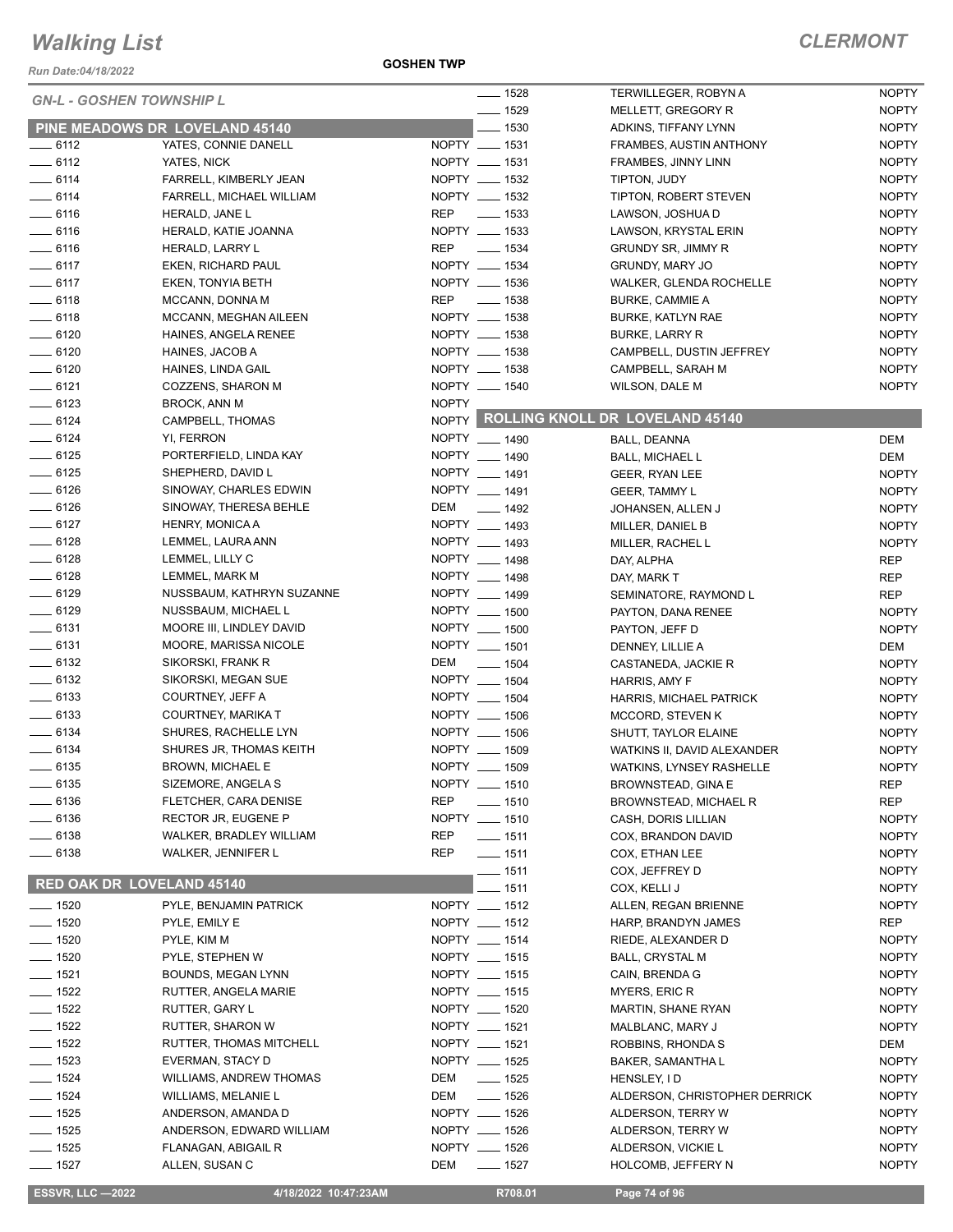# Walking List

**CLERMONT**

Run Date:04/18/2022

**GOSHEN TWP**

*GN-L - GOSHEN TOWNSHIP L*

## PINE MEADOWS DR LOVELAND 45140

| No. | Name | Party |
|---|---|---|
| ____ 6112 | YATES, CONNIE DANELL | NOPTY |
| ____ 6112 | YATES, NICK | NOPTY |
| ____ 6114 | FARRELL, KIMBERLY JEAN | NOPTY |
| ____ 6114 | FARRELL, MICHAEL WILLIAM | NOPTY |
| ____ 6116 | HERALD, JANE L | REP |
| ____ 6116 | HERALD, KATIE JOANNA | NOPTY |
| ____ 6116 | HERALD, LARRY L | REP |
| ____ 6117 | EKEN, RICHARD PAUL | NOPTY |
| ____ 6117 | EKEN, TONYIA BETH | NOPTY |
| ____ 6118 | MCCANN, DONNA M | REP |
| ____ 6118 | MCCANN, MEGHAN AILEEN | NOPTY |
| ____ 6120 | HAINES, ANGELA RENEE | NOPTY |
| ____ 6120 | HAINES, JACOB A | NOPTY |
| ____ 6120 | HAINES, LINDA GAIL | NOPTY |
| ____ 6121 | COZZENS, SHARON M | NOPTY |
| ____ 6123 | BROCK, ANN M | NOPTY |
| ____ 6124 | CAMPBELL, THOMAS | NOPTY |
| ____ 6124 | YI, FERRON | NOPTY |
| ____ 6125 | PORTERFIELD, LINDA KAY | NOPTY |
| ____ 6125 | SHEPHERD, DAVID L | NOPTY |
| ____ 6126 | SINOWAY, CHARLES EDWIN | NOPTY |
| ____ 6126 | SINOWAY, THERESA BEHLE | DEM |
| ____ 6127 | HENRY, MONICA A | NOPTY |
| ____ 6128 | LEMMEL, LAURA ANN | NOPTY |
| ____ 6128 | LEMMEL, LILLY C | NOPTY |
| ____ 6128 | LEMMEL, MARK M | NOPTY |
| ____ 6129 | NUSSBAUM, KATHRYN SUZANNE | NOPTY |
| ____ 6129 | NUSSBAUM, MICHAEL L | NOPTY |
| ____ 6131 | MOORE III, LINDLEY DAVID | NOPTY |
| ____ 6131 | MOORE, MARISSA NICOLE | NOPTY |
| ____ 6132 | SIKORSKI, FRANK R | DEM |
| ____ 6132 | SIKORSKI, MEGAN SUE | NOPTY |
| ____ 6133 | COURTNEY, JEFF A | NOPTY |
| ____ 6133 | COURTNEY, MARIKA T | NOPTY |
| ____ 6134 | SHURES, RACHELLE LYN | NOPTY |
| ____ 6134 | SHURES JR, THOMAS KEITH | NOPTY |
| ____ 6135 | BROWN, MICHAEL E | NOPTY |
| ____ 6135 | SIZEMORE, ANGELA S | NOPTY |
| ____ 6136 | FLETCHER, CARA DENISE | REP |
| ____ 6136 | RECTOR JR, EUGENE P | NOPTY |
| ____ 6138 | WALKER, BRADLEY WILLIAM | REP |
| ____ 6138 | WALKER, JENNIFER L | REP |

## RED OAK DR LOVELAND 45140

| No. | Name | Party |
|---|---|---|
| ____ 1520 | PYLE, BENJAMIN PATRICK | NOPTY |
| ____ 1520 | PYLE, EMILY E | NOPTY |
| ____ 1520 | PYLE, KIM M | NOPTY |
| ____ 1520 | PYLE, STEPHEN W | NOPTY |
| ____ 1521 | BOUNDS, MEGAN LYNN | NOPTY |
| ____ 1522 | RUTTER, ANGELA MARIE | NOPTY |
| ____ 1522 | RUTTER, GARY L | NOPTY |
| ____ 1522 | RUTTER, SHARON W | NOPTY |
| ____ 1522 | RUTTER, THOMAS MITCHELL | NOPTY |
| ____ 1523 | EVERMAN, STACY D | NOPTY |
| ____ 1524 | WILLIAMS, ANDREW THOMAS | DEM |
| ____ 1524 | WILLIAMS, MELANIE L | DEM |
| ____ 1525 | ANDERSON, AMANDA D | NOPTY |
| ____ 1525 | ANDERSON, EDWARD WILLIAM | NOPTY |
| ____ 1525 | FLANAGAN, ABIGAIL R | NOPTY |
| ____ 1527 | ALLEN, SUSAN C | DEM |
| ____ 1528 | TERWILLEGER, ROBYN A | NOPTY |
| ____ 1529 | MELLETT, GREGORY R | NOPTY |
| ____ 1530 | ADKINS, TIFFANY LYNN | NOPTY |
| ____ 1531 | FRAMBES, AUSTIN ANTHONY | NOPTY |
| ____ 1531 | FRAMBES, JINNY LINN | NOPTY |
| ____ 1532 | TIPTON, JUDY | NOPTY |
| ____ 1532 | TIPTON, ROBERT STEVEN | NOPTY |
| ____ 1533 | LAWSON, JOSHUA D | NOPTY |
| ____ 1533 | LAWSON, KRYSTAL ERIN | NOPTY |
| ____ 1534 | GRUNDY SR, JIMMY R | NOPTY |
| ____ 1534 | GRUNDY, MARY JO | NOPTY |
| ____ 1536 | WALKER, GLENDA ROCHELLE | NOPTY |
| ____ 1538 | BURKE, CAMMIE A | NOPTY |
| ____ 1538 | BURKE, KATLYN RAE | NOPTY |
| ____ 1538 | BURKE, LARRY R | NOPTY |
| ____ 1538 | CAMPBELL, DUSTIN JEFFREY | NOPTY |
| ____ 1538 | CAMPBELL, SARAH M | NOPTY |
| ____ 1540 | WILSON, DALE M | NOPTY |

## ROLLING KNOLL DR LOVELAND 45140

| No. | Name | Party |
|---|---|---|
| ____ 1490 | BALL, DEANNA | DEM |
| ____ 1490 | BALL, MICHAEL L | DEM |
| ____ 1491 | GEER, RYAN LEE | NOPTY |
| ____ 1491 | GEER, TAMMY L | NOPTY |
| ____ 1492 | JOHANSEN, ALLEN J | NOPTY |
| ____ 1493 | MILLER, DANIEL B | NOPTY |
| ____ 1493 | MILLER, RACHEL L | NOPTY |
| ____ 1498 | DAY, ALPHA | REP |
| ____ 1498 | DAY, MARK T | REP |
| ____ 1499 | SEMINATORE, RAYMOND L | REP |
| ____ 1500 | PAYTON, DANA RENEE | NOPTY |
| ____ 1500 | PAYTON, JEFF D | NOPTY |
| ____ 1501 | DENNEY, LILLIE A | DEM |
| ____ 1504 | CASTANEDA, JACKIE R | NOPTY |
| ____ 1504 | HARRIS, AMY F | NOPTY |
| ____ 1504 | HARRIS, MICHAEL PATRICK | NOPTY |
| ____ 1506 | MCCORD, STEVEN K | NOPTY |
| ____ 1506 | SHUTT, TAYLOR ELAINE | NOPTY |
| ____ 1509 | WATKINS II, DAVID ALEXANDER | NOPTY |
| ____ 1509 | WATKINS, LYNSEY RASHELLE | NOPTY |
| ____ 1510 | BROWNSTEAD, GINA E | REP |
| ____ 1510 | BROWNSTEAD, MICHAEL R | REP |
| ____ 1510 | CASH, DORIS LILLIAN | NOPTY |
| ____ 1511 | COX, BRANDON DAVID | NOPTY |
| ____ 1511 | COX, ETHAN LEE | NOPTY |
| ____ 1511 | COX, JEFFREY D | NOPTY |
| ____ 1511 | COX, KELLI J | NOPTY |
| ____ 1512 | ALLEN, REGAN BRIENNE | NOPTY |
| ____ 1512 | HARP, BRANDYN JAMES | REP |
| ____ 1514 | RIEDE, ALEXANDER D | NOPTY |
| ____ 1515 | BALL, CRYSTAL M | NOPTY |
| ____ 1515 | CAIN, BRENDA G | NOPTY |
| ____ 1515 | MYERS, ERIC R | NOPTY |
| ____ 1520 | MARTIN, SHANE RYAN | NOPTY |
| ____ 1521 | MALBLANC, MARY J | NOPTY |
| ____ 1521 | ROBBINS, RHONDA S | DEM |
| ____ 1525 | BAKER, SAMANTHA L | NOPTY |
| ____ 1525 | HENSLEY, I D | NOPTY |
| ____ 1526 | ALDERSON, CHRISTOPHER DERRICK | NOPTY |
| ____ 1526 | ALDERSON, TERRY W | NOPTY |
| ____ 1526 | ALDERSON, TERRY W | NOPTY |
| ____ 1526 | ALDERSON, VICKIE L | NOPTY |
| ____ 1527 | HOLCOMB, JEFFERY N | NOPTY |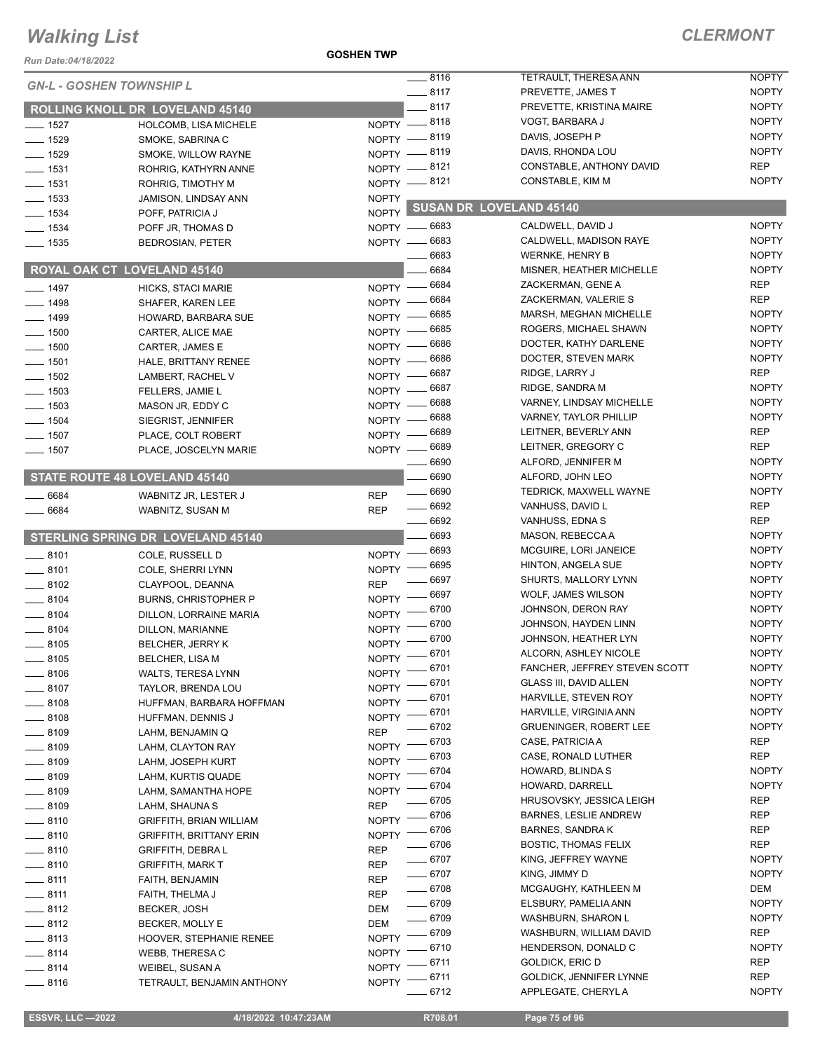# Walking List

**CLERMONT**

**GOSHEN TWP**

Run Date:04/18/2022

*GN-L - GOSHEN TOWNSHIP L*

## ROLLING KNOLL DR LOVELAND 45140

| No. | Name | Party |
|---|---|---|
| 1527 | HOLCOMB, LISA MICHELE | NOPTY |
| 1529 | SMOKE, SABRINA C | NOPTY |
| 1529 | SMOKE, WILLOW RAYNE | NOPTY |
| 1531 | ROHRIG, KATHYRN ANNE | NOPTY |
| 1531 | ROHRIG, TIMOTHY M | NOPTY |
| 1533 | JAMISON, LINDSAY ANN | NOPTY |
| 1534 | POFF, PATRICIA J | NOPTY |
| 1534 | POFF JR, THOMAS D | NOPTY |
| 1535 | BEDROSIAN, PETER | NOPTY |

## ROYAL OAK CT LOVELAND 45140

| No. | Name | Party |
|---|---|---|
| 1497 | HICKS, STACI MARIE | NOPTY |
| 1498 | SHAFER, KAREN LEE | NOPTY |
| 1499 | HOWARD, BARBARA SUE | NOPTY |
| 1500 | CARTER, ALICE MAE | NOPTY |
| 1500 | CARTER, JAMES E | NOPTY |
| 1501 | HALE, BRITTANY RENEE | NOPTY |
| 1502 | LAMBERT, RACHEL V | NOPTY |
| 1503 | FELLERS, JAMIE L | NOPTY |
| 1503 | MASON JR, EDDY C | NOPTY |
| 1504 | SIEGRIST, JENNIFER | NOPTY |
| 1507 | PLACE, COLT ROBERT | NOPTY |
| 1507 | PLACE, JOSCELYN MARIE | NOPTY |

## STATE ROUTE 48 LOVELAND 45140

| No. | Name | Party |
|---|---|---|
| 6684 | WABNITZ JR, LESTER J | REP |
| 6684 | WABNITZ, SUSAN M | REP |

## STERLING SPRING DR LOVELAND 45140

| No. | Name | Party |
|---|---|---|
| 8101 | COLE, RUSSELL D | NOPTY |
| 8101 | COLE, SHERRI LYNN | NOPTY |
| 8102 | CLAYPOOL, DEANNA | REP |
| 8104 | BURNS, CHRISTOPHER P | NOPTY |
| 8104 | DILLON, LORRAINE MARIA | NOPTY |
| 8104 | DILLON, MARIANNE | NOPTY |
| 8105 | BELCHER, JERRY K | NOPTY |
| 8105 | BELCHER, LISA M | NOPTY |
| 8106 | WALTS, TERESA LYNN | NOPTY |
| 8107 | TAYLOR, BRENDA LOU | NOPTY |
| 8108 | HUFFMAN, BARBARA HOFFMAN | NOPTY |
| 8108 | HUFFMAN, DENNIS J | NOPTY |
| 8109 | LAHM, BENJAMIN Q | REP |
| 8109 | LAHM, CLAYTON RAY | NOPTY |
| 8109 | LAHM, JOSEPH KURT | NOPTY |
| 8109 | LAHM, KURTIS QUADE | NOPTY |
| 8109 | LAHM, SAMANTHA HOPE | NOPTY |
| 8109 | LAHM, SHAUNA S | REP |
| 8110 | GRIFFITH, BRIAN WILLIAM | NOPTY |
| 8110 | GRIFFITH, BRITTANY ERIN | NOPTY |
| 8110 | GRIFFITH, DEBRA L | REP |
| 8110 | GRIFFITH, MARK T | REP |
| 8111 | FAITH, BENJAMIN | REP |
| 8111 | FAITH, THELMA J | REP |
| 8112 | BECKER, JOSH | DEM |
| 8112 | BECKER, MOLLY E | DEM |
| 8113 | HOOVER, STEPHANIE RENEE | NOPTY |
| 8114 | WEBB, THERESA C | NOPTY |
| 8114 | WEIBEL, SUSAN A | NOPTY |
| 8116 | TETRAULT, BENJAMIN ANTHONY | NOPTY |
| 8116 | TETRAULT, THERESA ANN | NOPTY |
| 8117 | PREVETTE, JAMES T | NOPTY |
| 8117 | PREVETTE, KRISTINA MAIRE | NOPTY |
| 8118 | VOGT, BARBARA J | NOPTY |
| 8119 | DAVIS, JOSEPH P | NOPTY |
| 8119 | DAVIS, RHONDA LOU | NOPTY |
| 8121 | CONSTABLE, ANTHONY DAVID | REP |
| 8121 | CONSTABLE, KIM M | NOPTY |

## SUSAN DR LOVELAND 45140

| No. | Name | Party |
|---|---|---|
| 6683 | CALDWELL, DAVID J | NOPTY |
| 6683 | CALDWELL, MADISON RAYE | NOPTY |
| 6683 | WERNKE, HENRY B | NOPTY |
| 6684 | MISNER, HEATHER MICHELLE | NOPTY |
| 6684 | ZACKERMAN, GENE A | REP |
| 6684 | ZACKERMAN, VALERIE S | REP |
| 6685 | MARSH, MEGHAN MICHELLE | NOPTY |
| 6685 | ROGERS, MICHAEL SHAWN | NOPTY |
| 6686 | DOCTER, KATHY DARLENE | NOPTY |
| 6686 | DOCTER, STEVEN MARK | NOPTY |
| 6687 | RIDGE, LARRY J | REP |
| 6687 | RIDGE, SANDRA M | NOPTY |
| 6688 | VARNEY, LINDSAY MICHELLE | NOPTY |
| 6688 | VARNEY, TAYLOR PHILLIP | NOPTY |
| 6689 | LEITNER, BEVERLY ANN | REP |
| 6689 | LEITNER, GREGORY C | REP |
| 6690 | ALFORD, JENNIFER M | NOPTY |
| 6690 | ALFORD, JOHN LEO | NOPTY |
| 6690 | TEDRICK, MAXWELL WAYNE | NOPTY |
| 6692 | VANHUSS, DAVID L | REP |
| 6692 | VANHUSS, EDNA S | REP |
| 6693 | MASON, REBECCA A | NOPTY |
| 6693 | MCGUIRE, LORI JANEICE | NOPTY |
| 6695 | HINTON, ANGELA SUE | NOPTY |
| 6697 | SHURTS, MALLORY LYNN | NOPTY |
| 6697 | WOLF, JAMES WILSON | NOPTY |
| 6700 | JOHNSON, DERON RAY | NOPTY |
| 6700 | JOHNSON, HAYDEN LINN | NOPTY |
| 6700 | JOHNSON, HEATHER LYN | NOPTY |
| 6701 | ALCORN, ASHLEY NICOLE | NOPTY |
| 6701 | FANCHER, JEFFREY STEVEN SCOTT | NOPTY |
| 6701 | GLASS III, DAVID ALLEN | NOPTY |
| 6701 | HARVILLE, STEVEN ROY | NOPTY |
| 6701 | HARVILLE, VIRGINIA ANN | NOPTY |
| 6702 | GRUENINGER, ROBERT LEE | NOPTY |
| 6703 | CASE, PATRICIA A | REP |
| 6703 | CASE, RONALD LUTHER | REP |
| 6704 | HOWARD, BLINDA S | NOPTY |
| 6704 | HOWARD, DARRELL | NOPTY |
| 6705 | HRUSOVSKY, JESSICA LEIGH | REP |
| 6706 | BARNES, LESLIE ANDREW | REP |
| 6706 | BARNES, SANDRA K | REP |
| 6706 | BOSTIC, THOMAS FELIX | REP |
| 6707 | KING, JEFFREY WAYNE | NOPTY |
| 6707 | KING, JIMMY D | NOPTY |
| 6708 | MCGAUGHY, KATHLEEN M | DEM |
| 6709 | ELSBURY, PAMELIA ANN | NOPTY |
| 6709 | WASHBURN, SHARON L | NOPTY |
| 6709 | WASHBURN, WILLIAM DAVID | REP |
| 6710 | HENDERSON, DONALD C | NOPTY |
| 6711 | GOLDICK, ERIC D | REP |
| 6711 | GOLDICK, JENNIFER LYNNE | REP |
| 6712 | APPLEGATE, CHERYL A | NOPTY |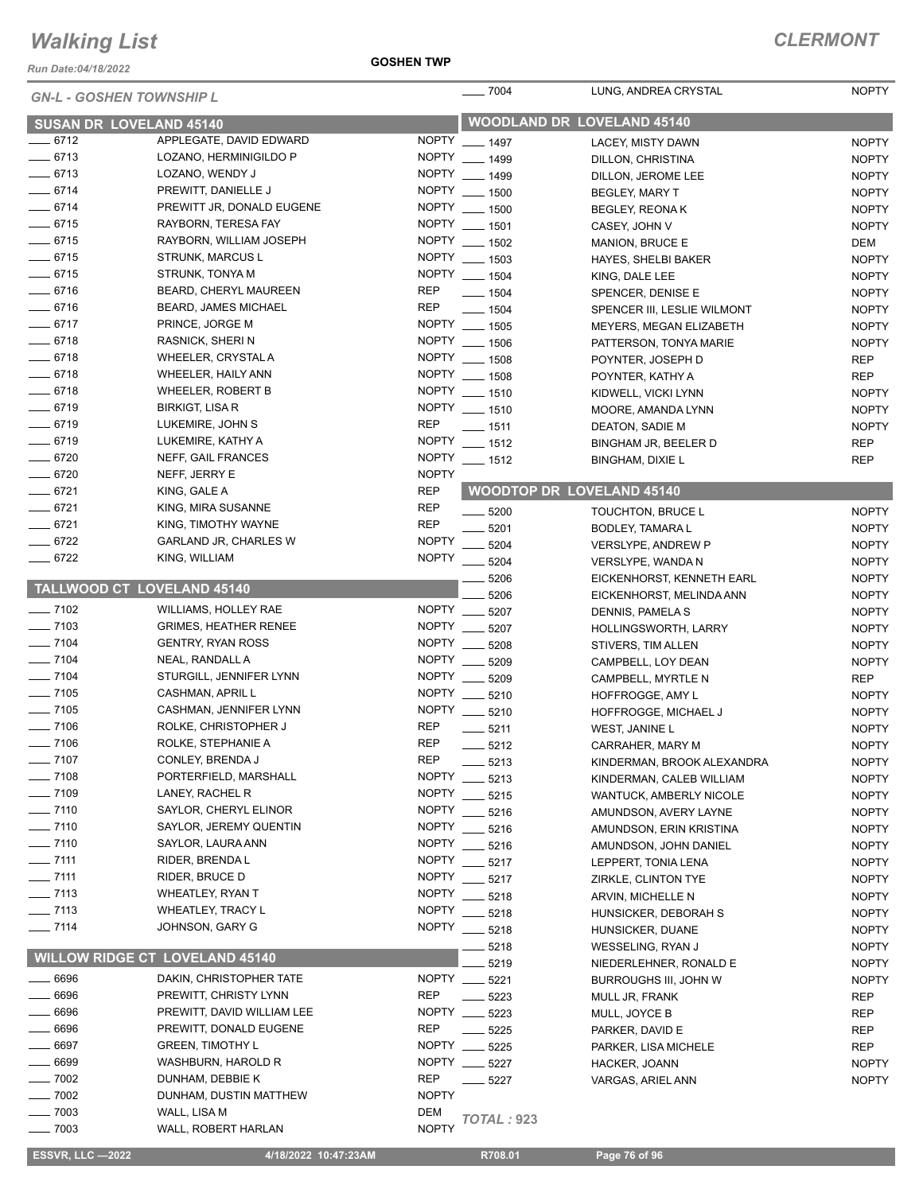# Walking List

**CLERMONT**

Run Date:04/18/2022

GOSHEN TWP

*GN-L - GOSHEN TOWNSHIP L*

## SUSAN DR LOVELAND 45140

| No. | Name | Party |
|---|---|---|
| 6712 | APPLEGATE, DAVID EDWARD | NOPTY |
| 6713 | LOZANO, HERMINIGILDO P | NOPTY |
| 6713 | LOZANO, WENDY J | NOPTY |
| 6714 | PREWITT, DANIELLE J | NOPTY |
| 6714 | PREWITT JR, DONALD EUGENE | NOPTY |
| 6715 | RAYBORN, TERESA FAY | NOPTY |
| 6715 | RAYBORN, WILLIAM JOSEPH | NOPTY |
| 6715 | STRUNK, MARCUS L | NOPTY |
| 6715 | STRUNK, TONYA M | NOPTY |
| 6716 | BEARD, CHERYL MAUREEN | REP |
| 6716 | BEARD, JAMES MICHAEL | REP |
| 6717 | PRINCE, JORGE M | NOPTY |
| 6718 | RASNICK, SHERI N | NOPTY |
| 6718 | WHEELER, CRYSTAL A | NOPTY |
| 6718 | WHEELER, HAILY ANN | NOPTY |
| 6718 | WHEELER, ROBERT B | NOPTY |
| 6719 | BIRKIGT, LISA R | NOPTY |
| 6719 | LUKEMIRE, JOHN S | REP |
| 6719 | LUKEMIRE, KATHY A | NOPTY |
| 6720 | NEFF, GAIL FRANCES | NOPTY |
| 6720 | NEFF, JERRY E | NOPTY |
| 6721 | KING, GALE A | REP |
| 6721 | KING, MIRA SUSANNE | REP |
| 6721 | KING, TIMOTHY WAYNE | REP |
| 6722 | GARLAND JR, CHARLES W | NOPTY |
| 6722 | KING, WILLIAM | NOPTY |

## TALLWOOD CT LOVELAND 45140

| No. | Name | Party |
|---|---|---|
| 7102 | WILLIAMS, HOLLEY RAE | NOPTY |
| 7103 | GRIMES, HEATHER RENEE | NOPTY |
| 7104 | GENTRY, RYAN ROSS | NOPTY |
| 7104 | NEAL, RANDALL A | NOPTY |
| 7104 | STURGILL, JENNIFER LYNN | NOPTY |
| 7105 | CASHMAN, APRIL L | NOPTY |
| 7105 | CASHMAN, JENNIFER LYNN | NOPTY |
| 7106 | ROLKE, CHRISTOPHER J | REP |
| 7106 | ROLKE, STEPHANIE A | REP |
| 7107 | CONLEY, BRENDA J | REP |
| 7108 | PORTERFIELD, MARSHALL | NOPTY |
| 7109 | LANEY, RACHEL R | NOPTY |
| 7110 | SAYLOR, CHERYL ELINOR | NOPTY |
| 7110 | SAYLOR, JEREMY QUENTIN | NOPTY |
| 7110 | SAYLOR, LAURA ANN | NOPTY |
| 7111 | RIDER, BRENDA L | NOPTY |
| 7111 | RIDER, BRUCE D | NOPTY |
| 7113 | WHEATLEY, RYAN T | NOPTY |
| 7113 | WHEATLEY, TRACY L | NOPTY |
| 7114 | JOHNSON, GARY G | NOPTY |

## WILLOW RIDGE CT LOVELAND 45140

| No. | Name | Party |
|---|---|---|
| 6696 | DAKIN, CHRISTOPHER TATE | NOPTY |
| 6696 | PREWITT, CHRISTY LYNN | REP |
| 6696 | PREWITT, DAVID WILLIAM LEE | NOPTY |
| 6696 | PREWITT, DONALD EUGENE | REP |
| 6697 | GREEN, TIMOTHY L | NOPTY |
| 6699 | WASHBURN, HAROLD R | NOPTY |
| 7002 | DUNHAM, DEBBIE K | REP |
| 7002 | DUNHAM, DUSTIN MATTHEW | NOPTY |
| 7003 | WALL, LISA M | DEM |
| 7003 | WALL, ROBERT HARLAN | NOPTY |
| 7004 | LUNG, ANDREA CRYSTAL | NOPTY |

## WOODLAND DR LOVELAND 45140

| No. | Name | Party |
|---|---|---|
| 1497 | LACEY, MISTY DAWN | NOPTY |
| 1499 | DILLON, CHRISTINA | NOPTY |
| 1499 | DILLON, JEROME LEE | NOPTY |
| 1500 | BEGLEY, MARY T | NOPTY |
| 1500 | BEGLEY, REONA K | NOPTY |
| 1501 | CASEY, JOHN V | NOPTY |
| 1502 | MANION, BRUCE E | DEM |
| 1503 | HAYES, SHELBI BAKER | NOPTY |
| 1504 | KING, DALE LEE | NOPTY |
| 1504 | SPENCER, DENISE E | NOPTY |
| 1504 | SPENCER III, LESLIE WILMONT | NOPTY |
| 1505 | MEYERS, MEGAN ELIZABETH | NOPTY |
| 1506 | PATTERSON, TONYA MARIE | NOPTY |
| 1508 | POYNTER, JOSEPH D | REP |
| 1508 | POYNTER, KATHY A | REP |
| 1510 | KIDWELL, VICKI LYNN | NOPTY |
| 1510 | MOORE, AMANDA LYNN | NOPTY |
| 1511 | DEATON, SADIE M | NOPTY |
| 1512 | BINGHAM JR, BEELER D | REP |
| 1512 | BINGHAM, DIXIE L | REP |

## WOODTOP DR LOVELAND 45140

| No. | Name | Party |
|---|---|---|
| 5200 | TOUCHTON, BRUCE L | NOPTY |
| 5201 | BODLEY, TAMARA L | NOPTY |
| 5204 | VERSLYPE, ANDREW P | NOPTY |
| 5204 | VERSLYPE, WANDA N | NOPTY |
| 5206 | EICKENHORST, KENNETH EARL | NOPTY |
| 5206 | EICKENHORST, MELINDA ANN | NOPTY |
| 5207 | DENNIS, PAMELA S | NOPTY |
| 5207 | HOLLINGSWORTH, LARRY | NOPTY |
| 5208 | STIVERS, TIM ALLEN | NOPTY |
| 5209 | CAMPBELL, LOY DEAN | NOPTY |
| 5209 | CAMPBELL, MYRTLE N | REP |
| 5210 | HOFFROGGE, AMY L | NOPTY |
| 5210 | HOFFROGGE, MICHAEL J | NOPTY |
| 5211 | WEST, JANINE L | NOPTY |
| 5212 | CARRAHER, MARY M | NOPTY |
| 5213 | KINDERMAN, BROOK ALEXANDRA | NOPTY |
| 5213 | KINDERMAN, CALEB WILLIAM | NOPTY |
| 5215 | WANTUCK, AMBERLY NICOLE | NOPTY |
| 5216 | AMUNDSON, AVERY LAYNE | NOPTY |
| 5216 | AMUNDSON, ERIN KRISTINA | NOPTY |
| 5216 | AMUNDSON, JOHN DANIEL | NOPTY |
| 5217 | LEPPERT, TONIA LENA | NOPTY |
| 5217 | ZIRKLE, CLINTON TYE | NOPTY |
| 5218 | ARVIN, MICHELLE N | NOPTY |
| 5218 | HUNSICKER, DEBORAH S | NOPTY |
| 5218 | HUNSICKER, DUANE | NOPTY |
| 5218 | WESSELING, RYAN J | NOPTY |
| 5219 | NIEDERLEHNER, RONALD E | NOPTY |
| 5221 | BURROUGHS III, JOHN W | NOPTY |
| 5223 | MULL JR, FRANK | REP |
| 5223 | MULL, JOYCE B | REP |
| 5225 | PARKER, DAVID E | REP |
| 5225 | PARKER, LISA MICHELE | REP |
| 5227 | HACKER, JOANN | NOPTY |
| 5227 | VARGAS, ARIEL ANN | NOPTY |

*TOTAL : 923*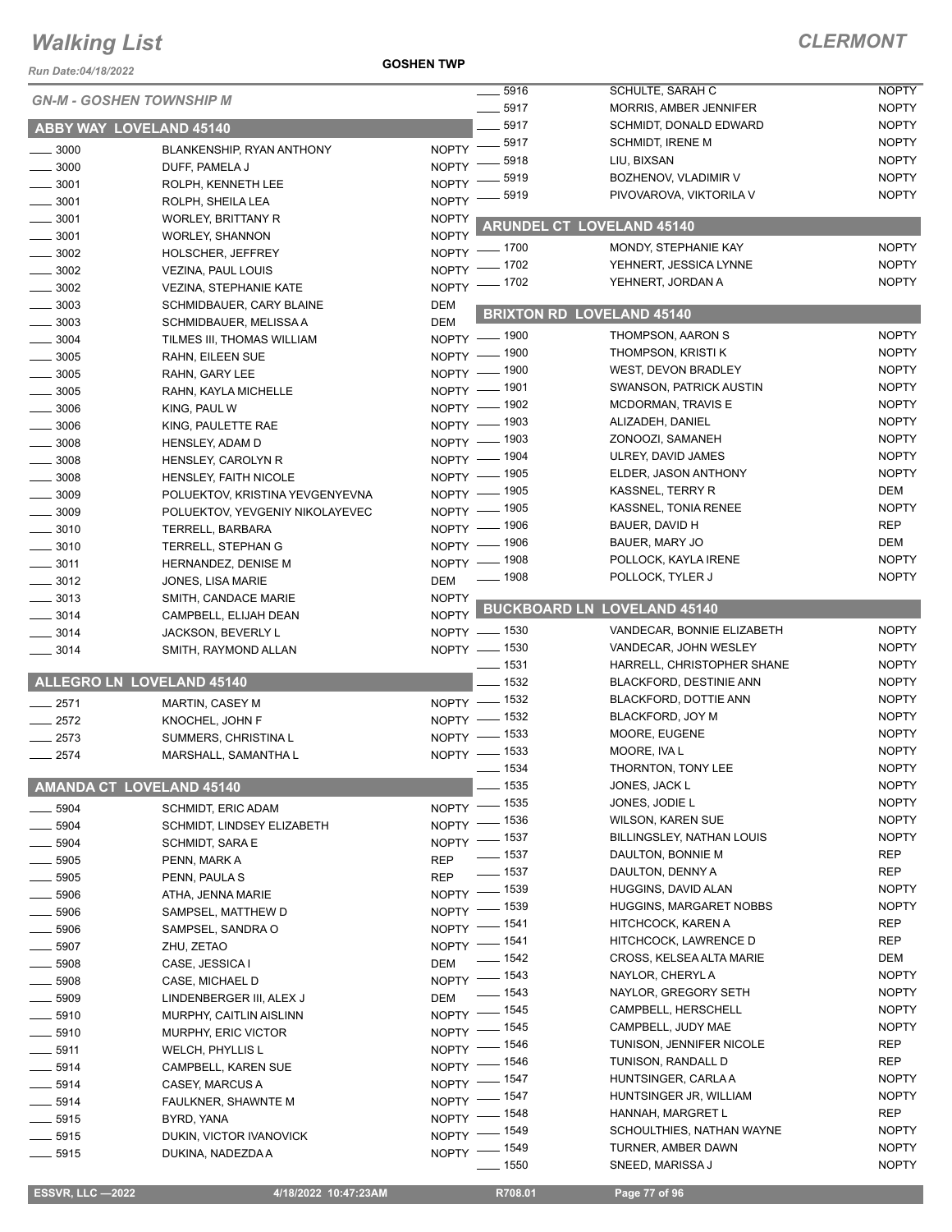# Walking List

## CLERMONT

Run Date:04/18/2022

GOSHEN TWP

GN-M - GOSHEN TOWNSHIP M

### ABBY WAY LOVELAND 45140

| No. | Name | Party |
|---|---|---|
| 3000 | BLANKENSHIP, RYAN ANTHONY | NOPTY |
| 3000 | DUFF, PAMELA J | NOPTY |
| 3001 | ROLPH, KENNETH LEE | NOPTY |
| 3001 | ROLPH, SHEILA LEA | NOPTY |
| 3001 | WORLEY, BRITTANY R | NOPTY |
| 3001 | WORLEY, SHANNON | NOPTY |
| 3002 | HOLSCHER, JEFFREY | NOPTY |
| 3002 | VEZINA, PAUL LOUIS | NOPTY |
| 3002 | VEZINA, STEPHANIE KATE | NOPTY |
| 3003 | SCHMIDBAUER, CARY BLAINE | DEM |
| 3003 | SCHMIDBAUER, MELISSA A | DEM |
| 3004 | TILMES III, THOMAS WILLIAM | NOPTY |
| 3005 | RAHN, EILEEN SUE | NOPTY |
| 3005 | RAHN, GARY LEE | NOPTY |
| 3005 | RAHN, KAYLA MICHELLE | NOPTY |
| 3006 | KING, PAUL W | NOPTY |
| 3006 | KING, PAULETTE RAE | NOPTY |
| 3008 | HENSLEY, ADAM D | NOPTY |
| 3008 | HENSLEY, CAROLYN R | NOPTY |
| 3008 | HENSLEY, FAITH NICOLE | NOPTY |
| 3009 | POLUEKTOV, KRISTINA YEVGENYEVNA | NOPTY |
| 3009 | POLUEKTOV, YEVGENIY NIKOLAYEVEC | NOPTY |
| 3010 | TERRELL, BARBARA | NOPTY |
| 3010 | TERRELL, STEPHAN G | NOPTY |
| 3011 | HERNANDEZ, DENISE M | NOPTY |
| 3012 | JONES, LISA MARIE | DEM |
| 3013 | SMITH, CANDACE MARIE | NOPTY |
| 3014 | CAMPBELL, ELIJAH DEAN | NOPTY |
| 3014 | JACKSON, BEVERLY L | NOPTY |
| 3014 | SMITH, RAYMOND ALLAN | NOPTY |

### ALLEGRO LN LOVELAND 45140

| No. | Name | Party |
|---|---|---|
| 2571 | MARTIN, CASEY M | NOPTY |
| 2572 | KNOCHEL, JOHN F | NOPTY |
| 2573 | SUMMERS, CHRISTINA L | NOPTY |
| 2574 | MARSHALL, SAMANTHA L | NOPTY |

### AMANDA CT LOVELAND 45140

| No. | Name | Party |
|---|---|---|
| 5904 | SCHMIDT, ERIC ADAM | NOPTY |
| 5904 | SCHMIDT, LINDSEY ELIZABETH | NOPTY |
| 5904 | SCHMIDT, SARA E | NOPTY |
| 5905 | PENN, MARK A | REP |
| 5905 | PENN, PAULA S | REP |
| 5906 | ATHA, JENNA MARIE | NOPTY |
| 5906 | SAMPSEL, MATTHEW D | NOPTY |
| 5906 | SAMPSEL, SANDRA O | NOPTY |
| 5907 | ZHU, ZETAO | NOPTY |
| 5908 | CASE, JESSICA I | DEM |
| 5908 | CASE, MICHAEL D | NOPTY |
| 5909 | LINDENBERGER III, ALEX J | DEM |
| 5910 | MURPHY, CAITLIN AISLINN | NOPTY |
| 5910 | MURPHY, ERIC VICTOR | NOPTY |
| 5911 | WELCH, PHYLLIS L | NOPTY |
| 5914 | CAMPBELL, KAREN SUE | NOPTY |
| 5914 | CASEY, MARCUS A | NOPTY |
| 5914 | FAULKNER, SHAWNTE M | NOPTY |
| 5915 | BYRD, YANA | NOPTY |
| 5915 | DUKIN, VICTOR IVANOVICK | NOPTY |
| 5915 | DUKINA, NADEZDA A | NOPTY |
| 5916 | SCHULTE, SARAH C | NOPTY |
| 5917 | MORRIS, AMBER JENNIFER | NOPTY |
| 5917 | SCHMIDT, DONALD EDWARD | NOPTY |
| 5917 | SCHMIDT, IRENE M | NOPTY |
| 5918 | LIU, BIXSAN | NOPTY |
| 5919 | BOZHENOV, VLADIMIR V | NOPTY |
| 5919 | PIVOVAROVA, VIKTORILA V | NOPTY |

### ARUNDEL CT LOVELAND 45140

| No. | Name | Party |
|---|---|---|
| 1700 | MONDY, STEPHANIE KAY | NOPTY |
| 1702 | YEHNERT, JESSICA LYNNE | NOPTY |
| 1702 | YEHNERT, JORDAN A | NOPTY |

### BRIXTON RD LOVELAND 45140

| No. | Name | Party |
|---|---|---|
| 1900 | THOMPSON, AARON S | NOPTY |
| 1900 | THOMPSON, KRISTI K | NOPTY |
| 1900 | WEST, DEVON BRADLEY | NOPTY |
| 1901 | SWANSON, PATRICK AUSTIN | NOPTY |
| 1902 | MCDORMAN, TRAVIS E | NOPTY |
| 1903 | ALIZADEH, DANIEL | NOPTY |
| 1903 | ZONOOZI, SAMANEH | NOPTY |
| 1904 | ULREY, DAVID JAMES | NOPTY |
| 1905 | ELDER, JASON ANTHONY | NOPTY |
| 1905 | KASSNEL, TERRY R | DEM |
| 1905 | KASSNEL, TONIA RENEE | NOPTY |
| 1906 | BAUER, DAVID H | REP |
| 1906 | BAUER, MARY JO | DEM |
| 1908 | POLLOCK, KAYLA IRENE | NOPTY |
| 1908 | POLLOCK, TYLER J | NOPTY |

### BUCKBOARD LN LOVELAND 45140

| No. | Name | Party |
|---|---|---|
| 1530 | VANDECAR, BONNIE ELIZABETH | NOPTY |
| 1530 | VANDECAR, JOHN WESLEY | NOPTY |
| 1531 | HARRELL, CHRISTOPHER SHANE | NOPTY |
| 1532 | BLACKFORD, DESTINIE ANN | NOPTY |
| 1532 | BLACKFORD, DOTTIE ANN | NOPTY |
| 1532 | BLACKFORD, JOY M | NOPTY |
| 1533 | MOORE, EUGENE | NOPTY |
| 1533 | MOORE, IVA L | NOPTY |
| 1534 | THORNTON, TONY LEE | NOPTY |
| 1535 | JONES, JACK L | NOPTY |
| 1535 | JONES, JODIE L | NOPTY |
| 1536 | WILSON, KAREN SUE | NOPTY |
| 1537 | BILLINGSLEY, NATHAN LOUIS | NOPTY |
| 1537 | DAULTON, BONNIE M | REP |
| 1537 | DAULTON, DENNY A | REP |
| 1539 | HUGGINS, DAVID ALAN | NOPTY |
| 1539 | HUGGINS, MARGARET NOBBS | NOPTY |
| 1541 | HITCHCOCK, KAREN A | REP |
| 1541 | HITCHCOCK, LAWRENCE D | REP |
| 1542 | CROSS, KELSEA ALTA MARIE | DEM |
| 1543 | NAYLOR, CHERYL A | NOPTY |
| 1543 | NAYLOR, GREGORY SETH | NOPTY |
| 1545 | CAMPBELL, HERSCHELL | NOPTY |
| 1545 | CAMPBELL, JUDY MAE | NOPTY |
| 1546 | TUNISON, JENNIFER NICOLE | REP |
| 1546 | TUNISON, RANDALL D | REP |
| 1547 | HUNTSINGER, CARLA A | NOPTY |
| 1547 | HUNTSINGER JR, WILLIAM | NOPTY |
| 1548 | HANNAH, MARGRET L | REP |
| 1549 | SCHOULTHIES, NATHAN WAYNE | NOPTY |
| 1549 | TURNER, AMBER DAWN | NOPTY |
| 1550 | SNEED, MARISSA J | NOPTY |

ESSVR, LLC —2022 | 4/18/2022 10:47:23AM | R708.01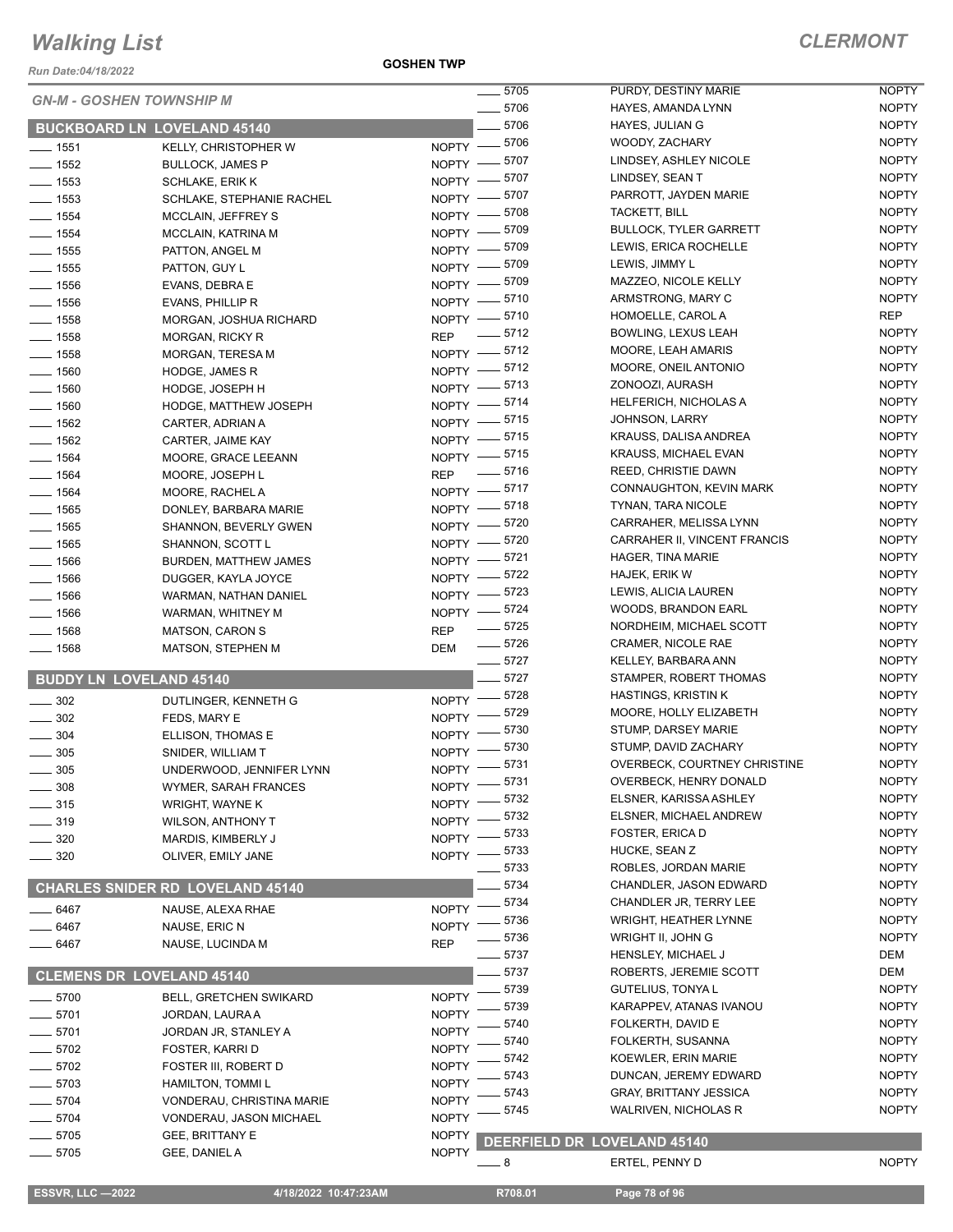# Walking List

**CLERMONT**

Run Date:04/18/2022

**GOSHEN TWP**

*GN-M - GOSHEN TOWNSHIP M*

## BUCKBOARD LN LOVELAND 45140

| No. | Name | Party |
|---|---|---|
| 1551 | KELLY, CHRISTOPHER W | NOPTY |
| 1552 | BULLOCK, JAMES P | NOPTY |
| 1553 | SCHLAKE, ERIK K | NOPTY |
| 1553 | SCHLAKE, STEPHANIE RACHEL | NOPTY |
| 1554 | MCCLAIN, JEFFREY S | NOPTY |
| 1554 | MCCLAIN, KATRINA M | NOPTY |
| 1555 | PATTON, ANGEL M | NOPTY |
| 1555 | PATTON, GUY L | NOPTY |
| 1556 | EVANS, DEBRA E | NOPTY |
| 1556 | EVANS, PHILLIP R | NOPTY |
| 1558 | MORGAN, JOSHUA RICHARD | NOPTY |
| 1558 | MORGAN, RICKY R | REP |
| 1558 | MORGAN, TERESA M | NOPTY |
| 1560 | HODGE, JAMES R | NOPTY |
| 1560 | HODGE, JOSEPH H | NOPTY |
| 1560 | HODGE, MATTHEW JOSEPH | NOPTY |
| 1562 | CARTER, ADRIAN A | NOPTY |
| 1562 | CARTER, JAIME KAY | NOPTY |
| 1564 | MOORE, GRACE LEEANN | NOPTY |
| 1564 | MOORE, JOSEPH L | REP |
| 1564 | MOORE, RACHEL A | NOPTY |
| 1565 | DONLEY, BARBARA MARIE | NOPTY |
| 1565 | SHANNON, BEVERLY GWEN | NOPTY |
| 1565 | SHANNON, SCOTT L | NOPTY |
| 1566 | BURDEN, MATTHEW JAMES | NOPTY |
| 1566 | DUGGER, KAYLA JOYCE | NOPTY |
| 1566 | WARMAN, NATHAN DANIEL | NOPTY |
| 1566 | WARMAN, WHITNEY M | NOPTY |
| 1568 | MATSON, CARON S | REP |
| 1568 | MATSON, STEPHEN M | DEM |

## BUDDY LN LOVELAND 45140

| No. | Name | Party |
|---|---|---|
| 302 | DUTLINGER, KENNETH G | NOPTY |
| 302 | FEDS, MARY E | NOPTY |
| 304 | ELLISON, THOMAS E | NOPTY |
| 305 | SNIDER, WILLIAM T | NOPTY |
| 305 | UNDERWOOD, JENNIFER LYNN | NOPTY |
| 308 | WYMER, SARAH FRANCES | NOPTY |
| 315 | WRIGHT, WAYNE K | NOPTY |
| 319 | WILSON, ANTHONY T | NOPTY |
| 320 | MARDIS, KIMBERLY J | NOPTY |
| 320 | OLIVER, EMILY JANE | NOPTY |

## CHARLES SNIDER RD LOVELAND 45140

| No. | Name | Party |
|---|---|---|
| 6467 | NAUSE, ALEXA RHAE | NOPTY |
| 6467 | NAUSE, ERIC N | NOPTY |
| 6467 | NAUSE, LUCINDA M | REP |

## CLEMENS DR LOVELAND 45140

| No. | Name | Party |
|---|---|---|
| 5700 | BELL, GRETCHEN SWIKARD | NOPTY |
| 5701 | JORDAN, LAURA A | NOPTY |
| 5701 | JORDAN JR, STANLEY A | NOPTY |
| 5702 | FOSTER, KARRI D | NOPTY |
| 5702 | FOSTER III, ROBERT D | NOPTY |
| 5703 | HAMILTON, TOMMI L | NOPTY |
| 5704 | VONDERAU, CHRISTINA MARIE | NOPTY |
| 5704 | VONDERAU, JASON MICHAEL | NOPTY |
| 5705 | GEE, BRITTANY E | NOPTY |
| 5705 | GEE, DANIEL A | NOPTY |
| 5705 | PURDY, DESTINY MARIE | NOPTY |
| 5706 | HAYES, AMANDA LYNN | NOPTY |
| 5706 | HAYES, JULIAN G | NOPTY |
| 5706 | WOODY, ZACHARY | NOPTY |
| 5707 | LINDSEY, ASHLEY NICOLE | NOPTY |
| 5707 | LINDSEY, SEAN T | NOPTY |
| 5707 | PARROTT, JAYDEN MARIE | NOPTY |
| 5708 | TACKETT, BILL | NOPTY |
| 5709 | BULLOCK, TYLER GARRETT | NOPTY |
| 5709 | LEWIS, ERICA ROCHELLE | NOPTY |
| 5709 | LEWIS, JIMMY L | NOPTY |
| 5709 | MAZZEO, NICOLE KELLY | NOPTY |
| 5710 | ARMSTRONG, MARY C | NOPTY |
| 5710 | HOMOELLE, CAROL A | REP |
| 5712 | BOWLING, LEXUS LEAH | NOPTY |
| 5712 | MOORE, LEAH AMARIS | NOPTY |
| 5712 | MOORE, ONEIL ANTONIO | NOPTY |
| 5713 | ZONOOZI, AURASH | NOPTY |
| 5714 | HELFERICH, NICHOLAS A | NOPTY |
| 5715 | JOHNSON, LARRY | NOPTY |
| 5715 | KRAUSS, DALISA ANDREA | NOPTY |
| 5715 | KRAUSS, MICHAEL EVAN | NOPTY |
| 5716 | REED, CHRISTIE DAWN | NOPTY |
| 5717 | CONNAUGHTON, KEVIN MARK | NOPTY |
| 5718 | TYNAN, TARA NICOLE | NOPTY |
| 5720 | CARRAHER, MELISSA LYNN | NOPTY |
| 5720 | CARRAHER II, VINCENT FRANCIS | NOPTY |
| 5721 | HAGER, TINA MARIE | NOPTY |
| 5722 | HAJEK, ERIK W | NOPTY |
| 5723 | LEWIS, ALICIA LAUREN | NOPTY |
| 5724 | WOODS, BRANDON EARL | NOPTY |
| 5725 | NORDHEIM, MICHAEL SCOTT | NOPTY |
| 5726 | CRAMER, NICOLE RAE | NOPTY |
| 5727 | KELLEY, BARBARA ANN | NOPTY |
| 5727 | STAMPER, ROBERT THOMAS | NOPTY |
| 5728 | HASTINGS, KRISTIN K | NOPTY |
| 5729 | MOORE, HOLLY ELIZABETH | NOPTY |
| 5730 | STUMP, DARSEY MARIE | NOPTY |
| 5730 | STUMP, DAVID ZACHARY | NOPTY |
| 5731 | OVERBECK, COURTNEY CHRISTINE | NOPTY |
| 5731 | OVERBECK, HENRY DONALD | NOPTY |
| 5732 | ELSNER, KARISSA ASHLEY | NOPTY |
| 5732 | ELSNER, MICHAEL ANDREW | NOPTY |
| 5733 | FOSTER, ERICA D | NOPTY |
| 5733 | HUCKE, SEAN Z | NOPTY |
| 5733 | ROBLES, JORDAN MARIE | NOPTY |
| 5734 | CHANDLER, JASON EDWARD | NOPTY |
| 5734 | CHANDLER JR, TERRY LEE | NOPTY |
| 5736 | WRIGHT, HEATHER LYNNE | NOPTY |
| 5736 | WRIGHT II, JOHN G | NOPTY |
| 5737 | HENSLEY, MICHAEL J | DEM |
| 5737 | ROBERTS, JEREMIE SCOTT | DEM |
| 5739 | GUTELIUS, TONYA L | NOPTY |
| 5739 | KARAPPEV, ATANAS IVANOU | NOPTY |
| 5740 | FOLKERTH, DAVID E | NOPTY |
| 5740 | FOLKERTH, SUSANNA | NOPTY |
| 5742 | KOEWLER, ERIN MARIE | NOPTY |
| 5743 | DUNCAN, JEREMY EDWARD | NOPTY |
| 5743 | GRAY, BRITTANY JESSICA | NOPTY |
| 5745 | WALRIVEN, NICHOLAS R | NOPTY |

## DEERFIELD DR LOVELAND 45140

| No. | Name | Party |
|---|---|---|
| 8 | ERTEL, PENNY D | NOPTY |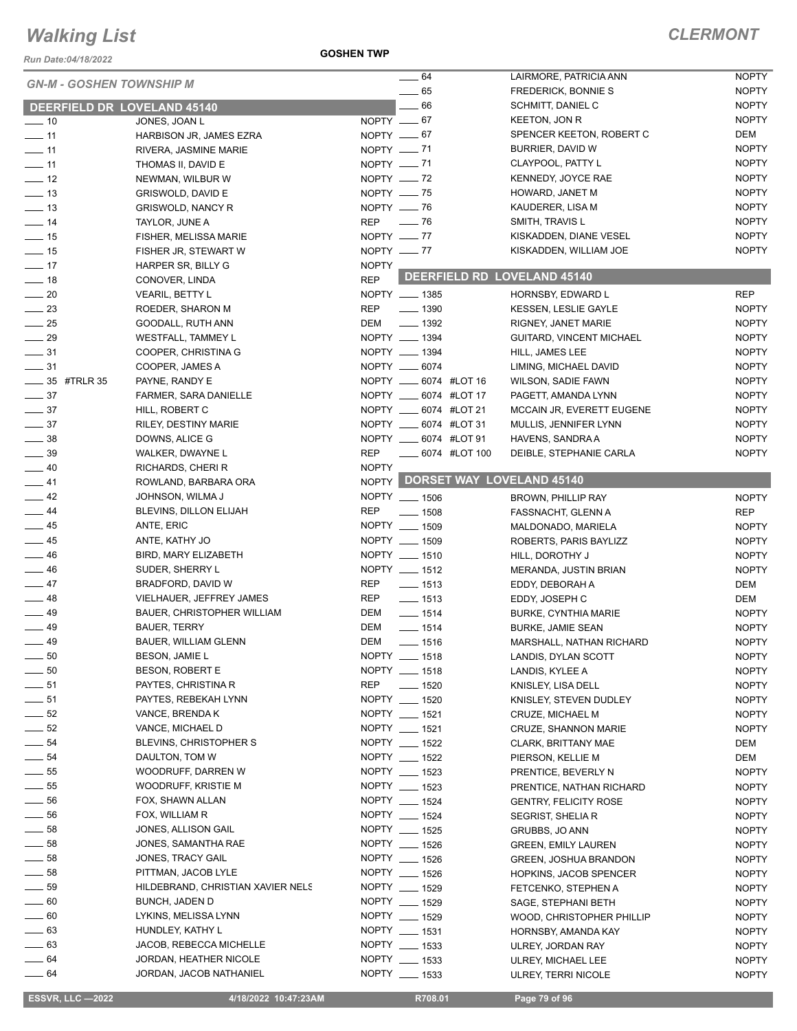# Walking List

## CLERMONT

Run Date:04/18/2022

GOSHEN TWP

### GN-M - GOSHEN TOWNSHIP M

### DEERFIELD DR LOVELAND 45140

| No. | Name | Party |
|---|---|---|
| ____ 10 | JONES, JOAN L | NOPTY |
| ____ 11 | HARBISON JR, JAMES EZRA | NOPTY |
| ____ 11 | RIVERA, JASMINE MARIE | NOPTY |
| ____ 11 | THOMAS II, DAVID E | NOPTY |
| ____ 12 | NEWMAN, WILBUR W | NOPTY |
| ____ 13 | GRISWOLD, DAVID E | NOPTY |
| ____ 13 | GRISWOLD, NANCY R | NOPTY |
| ____ 14 | TAYLOR, JUNE A | REP |
| ____ 15 | FISHER, MELISSA MARIE | NOPTY |
| ____ 15 | FISHER JR, STEWART W | NOPTY |
| ____ 17 | HARPER SR, BILLY G | NOPTY |
| ____ 18 | CONOVER, LINDA | REP |
| ____ 20 | VEARIL, BETTY L | NOPTY |
| ____ 23 | ROEDER, SHARON M | REP |
| ____ 25 | GOODALL, RUTH ANN | DEM |
| ____ 29 | WESTFALL, TAMMEY L | NOPTY |
| ____ 31 | COOPER, CHRISTINA G | NOPTY |
| ____ 31 | COOPER, JAMES A | NOPTY |
| ____ 35 #TRLR 35 | PAYNE, RANDY E | NOPTY |
| ____ 37 | FARMER, SARA DANIELLE | NOPTY |
| ____ 37 | HILL, ROBERT C | NOPTY |
| ____ 37 | RILEY, DESTINY MARIE | NOPTY |
| ____ 38 | DOWNS, ALICE G | NOPTY |
| ____ 39 | WALKER, DWAYNE L | REP |
| ____ 40 | RICHARDS, CHERI R | NOPTY |
| ____ 41 | ROWLAND, BARBARA ORA | NOPTY |
| ____ 42 | JOHNSON, WILMA J | NOPTY |
| ____ 44 | BLEVINS, DILLON ELIJAH | REP |
| ____ 45 | ANTE, ERIC | NOPTY |
| ____ 45 | ANTE, KATHY JO | NOPTY |
| ____ 46 | BIRD, MARY ELIZABETH | NOPTY |
| ____ 46 | SUDER, SHERRY L | NOPTY |
| ____ 47 | BRADFORD, DAVID W | REP |
| ____ 48 | VIELHAUER, JEFFREY JAMES | REP |
| ____ 49 | BAUER, CHRISTOPHER WILLIAM | DEM |
| ____ 49 | BAUER, TERRY | DEM |
| ____ 49 | BAUER, WILLIAM GLENN | DEM |
| ____ 50 | BESON, JAMIE L | NOPTY |
| ____ 50 | BESON, ROBERT E | NOPTY |
| ____ 51 | PAYTES, CHRISTINA R | REP |
| ____ 51 | PAYTES, REBEKAH LYNN | NOPTY |
| ____ 52 | VANCE, BRENDA K | NOPTY |
| ____ 52 | VANCE, MICHAEL D | NOPTY |
| ____ 54 | BLEVINS, CHRISTOPHER S | NOPTY |
| ____ 54 | DAULTON, TOM W | NOPTY |
| ____ 55 | WOODRUFF, DARREN W | NOPTY |
| ____ 55 | WOODRUFF, KRISTIE M | NOPTY |
| ____ 56 | FOX, SHAWN ALLAN | NOPTY |
| ____ 56 | FOX, WILLIAM R | NOPTY |
| ____ 58 | JONES, ALLISON GAIL | NOPTY |
| ____ 58 | JONES, SAMANTHA RAE | NOPTY |
| ____ 58 | JONES, TRACY GAIL | NOPTY |
| ____ 58 | PITTMAN, JACOB LYLE | NOPTY |
| ____ 59 | HILDEBRAND, CHRISTIAN XAVIER NELS | NOPTY |
| ____ 60 | BUNCH, JADEN D | NOPTY |
| ____ 60 | LYKINS, MELISSA LYNN | NOPTY |
| ____ 63 | HUNDLEY, KATHY L | NOPTY |
| ____ 63 | JACOB, REBECCA MICHELLE | NOPTY |
| ____ 64 | JORDAN, HEATHER NICOLE | NOPTY |
| ____ 64 | JORDAN, JACOB NATHANIEL | NOPTY |
| ____ 64 | LAIRMORE, PATRICIA ANN | NOPTY |
| ____ 65 | FREDERICK, BONNIE S | NOPTY |
| ____ 66 | SCHMITT, DANIEL C | NOPTY |
| ____ 67 | KEETON, JON R | NOPTY |
| ____ 67 | SPENCER KEETON, ROBERT C | DEM |
| ____ 71 | BURRIER, DAVID W | NOPTY |
| ____ 71 | CLAYPOOL, PATTY L | NOPTY |
| ____ 72 | KENNEDY, JOYCE RAE | NOPTY |
| ____ 75 | HOWARD, JANET M | NOPTY |
| ____ 76 | KAUDERER, LISA M | NOPTY |
| ____ 76 | SMITH, TRAVIS L | NOPTY |
| ____ 77 | KISKADDEN, DIANE VESEL | NOPTY |
| ____ 77 | KISKADDEN, WILLIAM JOE | NOPTY |

### DEERFIELD RD LOVELAND 45140

| No. | Name | Party |
|---|---|---|
| ____ 1385 | HORNSBY, EDWARD L | REP |
| ____ 1390 | KESSEN, LESLIE GAYLE | NOPTY |
| ____ 1392 | RIGNEY, JANET MARIE | NOPTY |
| ____ 1394 | GUITARD, VINCENT MICHAEL | NOPTY |
| ____ 1394 | HILL, JAMES LEE | NOPTY |
| ____ 6074 | LIMING, MICHAEL DAVID | NOPTY |
| ____ 6074 #LOT 16 | WILSON, SADIE FAWN | NOPTY |
| ____ 6074 #LOT 17 | PAGETT, AMANDA LYNN | NOPTY |
| ____ 6074 #LOT 21 | MCCAIN JR, EVERETT EUGENE | NOPTY |
| ____ 6074 #LOT 31 | MULLIS, JENNIFER LYNN | NOPTY |
| ____ 6074 #LOT 91 | HAVENS, SANDRA A | NOPTY |
| ____ 6074 #LOT 100 | DEIBLE, STEPHANIE CARLA | NOPTY |

### DORSET WAY LOVELAND 45140

| No. | Name | Party |
|---|---|---|
| ____ 1506 | BROWN, PHILLIP RAY | NOPTY |
| ____ 1508 | FASSNACHT, GLENN A | REP |
| ____ 1509 | MALDONADO, MARIELA | NOPTY |
| ____ 1509 | ROBERTS, PARIS BAYLIZZ | NOPTY |
| ____ 1510 | HILL, DOROTHY J | NOPTY |
| ____ 1512 | MERANDA, JUSTIN BRIAN | NOPTY |
| ____ 1513 | EDDY, DEBORAH A | DEM |
| ____ 1513 | EDDY, JOSEPH C | DEM |
| ____ 1514 | BURKE, CYNTHIA MARIE | NOPTY |
| ____ 1514 | BURKE, JAMIE SEAN | NOPTY |
| ____ 1516 | MARSHALL, NATHAN RICHARD | NOPTY |
| ____ 1518 | LANDIS, DYLAN SCOTT | NOPTY |
| ____ 1518 | LANDIS, KYLEE A | NOPTY |
| ____ 1520 | KNISLEY, LISA DELL | NOPTY |
| ____ 1520 | KNISLEY, STEVEN DUDLEY | NOPTY |
| ____ 1521 | CRUZE, MICHAEL M | NOPTY |
| ____ 1521 | CRUZE, SHANNON MARIE | NOPTY |
| ____ 1522 | CLARK, BRITTANY MAE | DEM |
| ____ 1522 | PIERSON, KELLIE M | DEM |
| ____ 1523 | PRENTICE, BEVERLY N | NOPTY |
| ____ 1523 | PRENTICE, NATHAN RICHARD | NOPTY |
| ____ 1524 | GENTRY, FELICITY ROSE | NOPTY |
| ____ 1524 | SEGRIST, SHELIA R | NOPTY |
| ____ 1525 | GRUBBS, JO ANN | NOPTY |
| ____ 1526 | GREEN, EMILY LAUREN | NOPTY |
| ____ 1526 | GREEN, JOSHUA BRANDON | NOPTY |
| ____ 1526 | HOPKINS, JACOB SPENCER | NOPTY |
| ____ 1529 | FETCENKO, STEPHEN A | NOPTY |
| ____ 1529 | SAGE, STEPHANI BETH | NOPTY |
| ____ 1529 | WOOD, CHRISTOPHER PHILLIP | NOPTY |
| ____ 1531 | HORNSBY, AMANDA KAY | NOPTY |
| ____ 1533 | ULREY, JORDAN RAY | NOPTY |
| ____ 1533 | ULREY, MICHAEL LEE | NOPTY |
| ____ 1533 | ULREY, TERRI NICOLE | NOPTY |

ESSVR, LLC —2022 | 4/18/2022 10:47:23AM | R708.01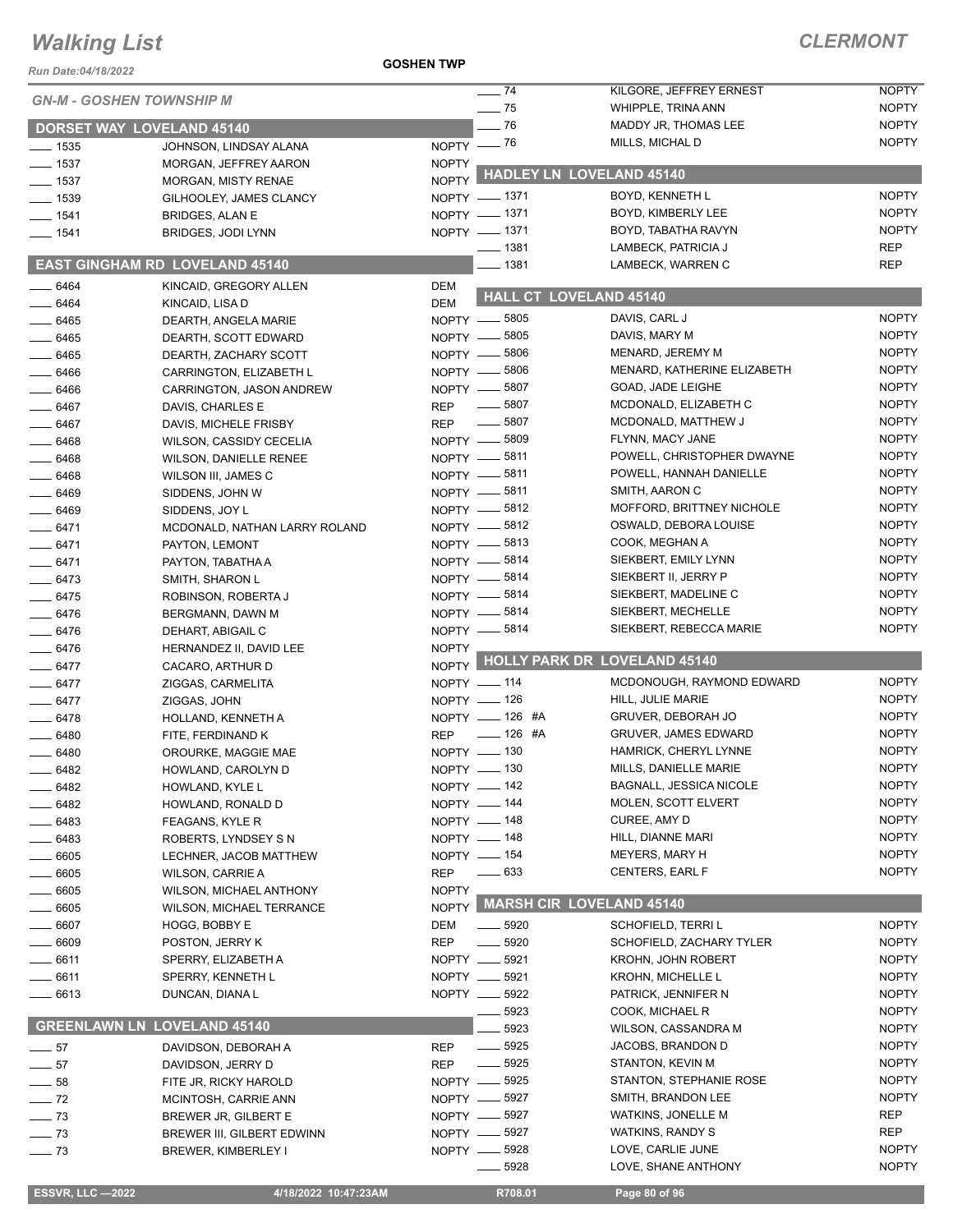# Walking List

**GOSHEN TWP**

**CLERMONT**

Run Date:04/18/2022

*GN-M - GOSHEN TOWNSHIP M*

## DORSET WAY LOVELAND 45140

| No. | Name | Party |
|---|---|---|
| ___ 1535 | JOHNSON, LINDSAY ALANA | NOPTY |
| ___ 1537 | MORGAN, JEFFREY AARON | NOPTY |
| ___ 1537 | MORGAN, MISTY RENAE | NOPTY |
| ___ 1539 | GILHOOLEY, JAMES CLANCY | NOPTY |
| ___ 1541 | BRIDGES, ALAN E | NOPTY |
| ___ 1541 | BRIDGES, JODI LYNN | NOPTY |

## EAST GINGHAM RD LOVELAND 45140

| No. | Name | Party |
|---|---|---|
| ___ 6464 | KINCAID, GREGORY ALLEN | DEM |
| ___ 6464 | KINCAID, LISA D | DEM |
| ___ 6465 | DEARTH, ANGELA MARIE | NOPTY |
| ___ 6465 | DEARTH, SCOTT EDWARD | NOPTY |
| ___ 6465 | DEARTH, ZACHARY SCOTT | NOPTY |
| ___ 6466 | CARRINGTON, ELIZABETH L | NOPTY |
| ___ 6466 | CARRINGTON, JASON ANDREW | NOPTY |
| ___ 6467 | DAVIS, CHARLES E | REP |
| ___ 6467 | DAVIS, MICHELE FRISBY | REP |
| ___ 6468 | WILSON, CASSIDY CECELIA | NOPTY |
| ___ 6468 | WILSON, DANIELLE RENEE | NOPTY |
| ___ 6468 | WILSON III, JAMES C | NOPTY |
| ___ 6469 | SIDDENS, JOHN W | NOPTY |
| ___ 6469 | SIDDENS, JOY L | NOPTY |
| ___ 6471 | MCDONALD, NATHAN LARRY ROLAND | NOPTY |
| ___ 6471 | PAYTON, LEMONT | NOPTY |
| ___ 6471 | PAYTON, TABATHA A | NOPTY |
| ___ 6473 | SMITH, SHARON L | NOPTY |
| ___ 6475 | ROBINSON, ROBERTA J | NOPTY |
| ___ 6476 | BERGMANN, DAWN M | NOPTY |
| ___ 6476 | DEHART, ABIGAIL C | NOPTY |
| ___ 6476 | HERNANDEZ II, DAVID LEE | NOPTY |
| ___ 6477 | CACARO, ARTHUR D | NOPTY |
| ___ 6477 | ZIGGAS, CARMELITA | NOPTY |
| ___ 6477 | ZIGGAS, JOHN | NOPTY |
| ___ 6478 | HOLLAND, KENNETH A | NOPTY |
| ___ 6480 | FITE, FERDINAND K | REP |
| ___ 6480 | OROURKE, MAGGIE MAE | NOPTY |
| ___ 6482 | HOWLAND, CAROLYN D | NOPTY |
| ___ 6482 | HOWLAND, KYLE L | NOPTY |
| ___ 6482 | HOWLAND, RONALD D | NOPTY |
| ___ 6483 | FEAGANS, KYLE R | NOPTY |
| ___ 6483 | ROBERTS, LYNDSEY S N | NOPTY |
| ___ 6605 | LECHNER, JACOB MATTHEW | NOPTY |
| ___ 6605 | WILSON, CARRIE A | REP |
| ___ 6605 | WILSON, MICHAEL ANTHONY | NOPTY |
| ___ 6605 | WILSON, MICHAEL TERRANCE | NOPTY |
| ___ 6607 | HOGG, BOBBY E | DEM |
| ___ 6609 | POSTON, JERRY K | REP |
| ___ 6611 | SPERRY, ELIZABETH A | NOPTY |
| ___ 6611 | SPERRY, KENNETH L | NOPTY |
| ___ 6613 | DUNCAN, DIANA L | NOPTY |

## GREENLAWN LN LOVELAND 45140

| No. | Name | Party |
|---|---|---|
| ___ 57 | DAVIDSON, DEBORAH A | REP |
| ___ 57 | DAVIDSON, JERRY D | REP |
| ___ 58 | FITE JR, RICKY HAROLD | NOPTY |
| ___ 72 | MCINTOSH, CARRIE ANN | NOPTY |
| ___ 73 | BREWER JR, GILBERT E | NOPTY |
| ___ 73 | BREWER III, GILBERT EDWINN | NOPTY |
| ___ 73 | BREWER, KIMBERLEY I | NOPTY |
| ___ 74 | KILGORE, JEFFREY ERNEST | NOPTY |
| ___ 75 | WHIPPLE, TRINA ANN | NOPTY |
| ___ 76 | MADDY JR, THOMAS LEE | NOPTY |
| ___ 76 | MILLS, MICHAL D | NOPTY |

## HADLEY LN LOVELAND 45140

| No. | Name | Party |
|---|---|---|
| ___ 1371 | BOYD, KENNETH L | NOPTY |
| ___ 1371 | BOYD, KIMBERLY LEE | NOPTY |
| ___ 1371 | BOYD, TABATHA RAVYN | NOPTY |
| ___ 1381 | LAMBECK, PATRICIA J | REP |
| ___ 1381 | LAMBECK, WARREN C | REP |

## HALL CT LOVELAND 45140

| No. | Name | Party |
|---|---|---|
| ___ 5805 | DAVIS, CARL J | NOPTY |
| ___ 5805 | DAVIS, MARY M | NOPTY |
| ___ 5806 | MENARD, JEREMY M | NOPTY |
| ___ 5806 | MENARD, KATHERINE ELIZABETH | NOPTY |
| ___ 5807 | GOAD, JADE LEIGHE | NOPTY |
| ___ 5807 | MCDONALD, ELIZABETH C | NOPTY |
| ___ 5807 | MCDONALD, MATTHEW J | NOPTY |
| ___ 5809 | FLYNN, MACY JANE | NOPTY |
| ___ 5811 | POWELL, CHRISTOPHER DWAYNE | NOPTY |
| ___ 5811 | POWELL, HANNAH DANIELLE | NOPTY |
| ___ 5811 | SMITH, AARON C | NOPTY |
| ___ 5812 | MOFFORD, BRITTNEY NICHOLE | NOPTY |
| ___ 5812 | OSWALD, DEBORA LOUISE | NOPTY |
| ___ 5813 | COOK, MEGHAN A | NOPTY |
| ___ 5814 | SIEKBERT, EMILY LYNN | NOPTY |
| ___ 5814 | SIEKBERT II, JERRY P | NOPTY |
| ___ 5814 | SIEKBERT, MADELINE C | NOPTY |
| ___ 5814 | SIEKBERT, MECHELLE | NOPTY |
| ___ 5814 | SIEKBERT, REBECCA MARIE | NOPTY |

## HOLLY PARK DR LOVELAND 45140

| No. | Name | Party |
|---|---|---|
| ___ 114 | MCDONOUGH, RAYMOND EDWARD | NOPTY |
| ___ 126 | HILL, JULIE MARIE | NOPTY |
| ___ 126 #A | GRUVER, DEBORAH JO | NOPTY |
| ___ 126 #A | GRUVER, JAMES EDWARD | NOPTY |
| ___ 130 | HAMRICK, CHERYL LYNNE | NOPTY |
| ___ 130 | MILLS, DANIELLE MARIE | NOPTY |
| ___ 142 | BAGNALL, JESSICA NICOLE | NOPTY |
| ___ 144 | MOLEN, SCOTT ELVERT | NOPTY |
| ___ 148 | CUREE, AMY D | NOPTY |
| ___ 148 | HILL, DIANNE MARI | NOPTY |
| ___ 154 | MEYERS, MARY H | NOPTY |
| ___ 633 | CENTERS, EARL F | NOPTY |

## MARSH CIR LOVELAND 45140

| No. | Name | Party |
|---|---|---|
| ___ 5920 | SCHOFIELD, TERRI L | NOPTY |
| ___ 5920 | SCHOFIELD, ZACHARY TYLER | NOPTY |
| ___ 5921 | KROHN, JOHN ROBERT | NOPTY |
| ___ 5921 | KROHN, MICHELLE L | NOPTY |
| ___ 5922 | PATRICK, JENNIFER N | NOPTY |
| ___ 5923 | COOK, MICHAEL R | NOPTY |
| ___ 5923 | WILSON, CASSANDRA M | NOPTY |
| ___ 5925 | JACOBS, BRANDON D | NOPTY |
| ___ 5925 | STANTON, KEVIN M | NOPTY |
| ___ 5925 | STANTON, STEPHANIE ROSE | NOPTY |
| ___ 5927 | SMITH, BRANDON LEE | NOPTY |
| ___ 5927 | WATKINS, JONELLE M | REP |
| ___ 5927 | WATKINS, RANDY S | REP |
| ___ 5928 | LOVE, CARLIE JUNE | NOPTY |
| ___ 5928 | LOVE, SHANE ANTHONY | NOPTY |

ESSVR, LLC —2022 4/18/2022 10:47:23AM R708.01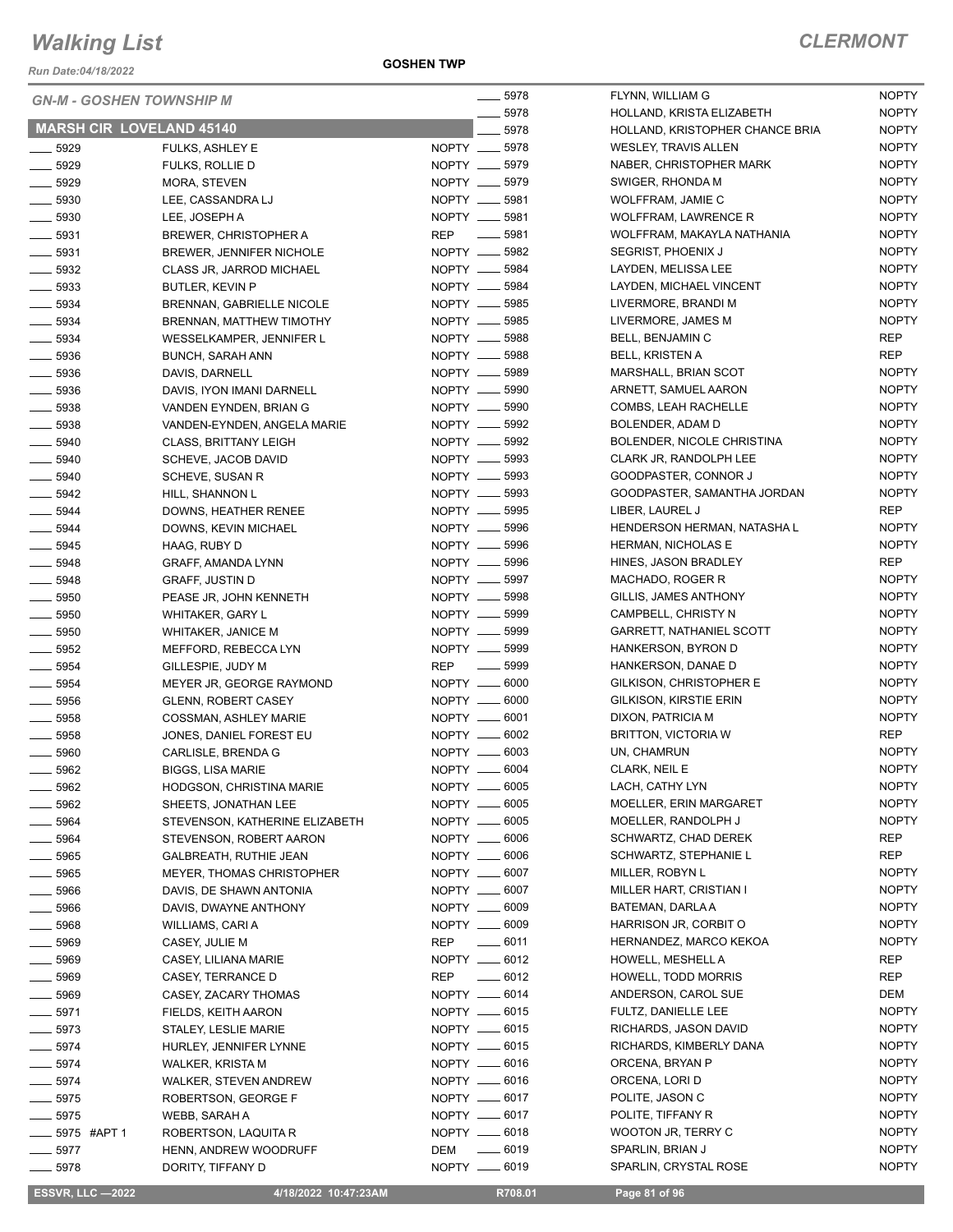# Walking List

**CLERMONT**

Run Date:04/18/2022

**GOSHEN TWP**

*GN-M - GOSHEN TOWNSHIP M*

## MARSH CIR LOVELAND 45140

| No. | Name | Party |
|---|---|---|
| ____ 5929 | FULKS, ASHLEY E | NOPTY |
| ____ 5929 | FULKS, ROLLIE D | NOPTY |
| ____ 5929 | MORA, STEVEN | NOPTY |
| ____ 5930 | LEE, CASSANDRA LJ | NOPTY |
| ____ 5930 | LEE, JOSEPH A | NOPTY |
| ____ 5931 | BREWER, CHRISTOPHER A | REP |
| ____ 5931 | BREWER, JENNIFER NICHOLE | NOPTY |
| ____ 5932 | CLASS JR, JARROD MICHAEL | NOPTY |
| ____ 5933 | BUTLER, KEVIN P | NOPTY |
| ____ 5934 | BRENNAN, GABRIELLE NICOLE | NOPTY |
| ____ 5934 | BRENNAN, MATTHEW TIMOTHY | NOPTY |
| ____ 5934 | WESSELKAMPER, JENNIFER L | NOPTY |
| ____ 5936 | BUNCH, SARAH ANN | NOPTY |
| ____ 5936 | DAVIS, DARNELL | NOPTY |
| ____ 5936 | DAVIS, IYON IMANI DARNELL | NOPTY |
| ____ 5938 | VANDEN EYNDEN, BRIAN G | NOPTY |
| ____ 5938 | VANDEN-EYNDEN, ANGELA MARIE | NOPTY |
| ____ 5940 | CLASS, BRITTANY LEIGH | NOPTY |
| ____ 5940 | SCHEVE, JACOB DAVID | NOPTY |
| ____ 5940 | SCHEVE, SUSAN R | NOPTY |
| ____ 5942 | HILL, SHANNON L | NOPTY |
| ____ 5944 | DOWNS, HEATHER RENEE | NOPTY |
| ____ 5944 | DOWNS, KEVIN MICHAEL | NOPTY |
| ____ 5945 | HAAG, RUBY D | NOPTY |
| ____ 5948 | GRAFF, AMANDA LYNN | NOPTY |
| ____ 5948 | GRAFF, JUSTIN D | NOPTY |
| ____ 5950 | PEASE JR, JOHN KENNETH | NOPTY |
| ____ 5950 | WHITAKER, GARY L | NOPTY |
| ____ 5950 | WHITAKER, JANICE M | NOPTY |
| ____ 5952 | MEFFORD, REBECCA LYN | NOPTY |
| ____ 5954 | GILLESPIE, JUDY M | REP |
| ____ 5954 | MEYER JR, GEORGE RAYMOND | NOPTY |
| ____ 5956 | GLENN, ROBERT CASEY | NOPTY |
| ____ 5958 | COSSMAN, ASHLEY MARIE | NOPTY |
| ____ 5958 | JONES, DANIEL FOREST EU | NOPTY |
| ____ 5960 | CARLISLE, BRENDA G | NOPTY |
| ____ 5962 | BIGGS, LISA MARIE | NOPTY |
| ____ 5962 | HODGSON, CHRISTINA MARIE | NOPTY |
| ____ 5962 | SHEETS, JONATHAN LEE | NOPTY |
| ____ 5964 | STEVENSON, KATHERINE ELIZABETH | NOPTY |
| ____ 5964 | STEVENSON, ROBERT AARON | NOPTY |
| ____ 5965 | GALBREATH, RUTHIE JEAN | NOPTY |
| ____ 5965 | MEYER, THOMAS CHRISTOPHER | NOPTY |
| ____ 5966 | DAVIS, DE SHAWN ANTONIA | NOPTY |
| ____ 5966 | DAVIS, DWAYNE ANTHONY | NOPTY |
| ____ 5968 | WILLIAMS, CARI A | NOPTY |
| ____ 5969 | CASEY, JULIE M | REP |
| ____ 5969 | CASEY, LILIANA MARIE | NOPTY |
| ____ 5969 | CASEY, TERRANCE D | REP |
| ____ 5969 | CASEY, ZACARY THOMAS | NOPTY |
| ____ 5971 | FIELDS, KEITH AARON | NOPTY |
| ____ 5973 | STALEY, LESLIE MARIE | NOPTY |
| ____ 5974 | HURLEY, JENNIFER LYNNE | NOPTY |
| ____ 5974 | WALKER, KRISTA M | NOPTY |
| ____ 5974 | WALKER, STEVEN ANDREW | NOPTY |
| ____ 5975 | ROBERTSON, GEORGE F | NOPTY |
| ____ 5975 | WEBB, SARAH A | NOPTY |
| ____ 5975 #APT 1 | ROBERTSON, LAQUITA R | NOPTY |
| ____ 5977 | HENN, ANDREW WOODRUFF | DEM |
| ____ 5978 | DORITY, TIFFANY D | NOPTY |
| ____ 5978 | FLYNN, WILLIAM G | NOPTY |
| ____ 5978 | HOLLAND, KRISTA ELIZABETH | NOPTY |
| ____ 5978 | HOLLAND, KRISTOPHER CHANCE BRIA | NOPTY |
| ____ 5978 | WESLEY, TRAVIS ALLEN | NOPTY |
| ____ 5979 | NABER, CHRISTOPHER MARK | NOPTY |
| ____ 5979 | SWIGER, RHONDA M | NOPTY |
| ____ 5981 | WOLFFRAM, JAMIE C | NOPTY |
| ____ 5981 | WOLFFRAM, LAWRENCE R | NOPTY |
| ____ 5981 | WOLFFRAM, MAKAYLA NATHANIA | NOPTY |
| ____ 5982 | SEGRIST, PHOENIX J | NOPTY |
| ____ 5984 | LAYDEN, MELISSA LEE | NOPTY |
| ____ 5984 | LAYDEN, MICHAEL VINCENT | NOPTY |
| ____ 5985 | LIVERMORE, BRANDI M | NOPTY |
| ____ 5985 | LIVERMORE, JAMES M | NOPTY |
| ____ 5988 | BELL, BENJAMIN C | REP |
| ____ 5988 | BELL, KRISTEN A | REP |
| ____ 5989 | MARSHALL, BRIAN SCOT | NOPTY |
| ____ 5990 | ARNETT, SAMUEL AARON | NOPTY |
| ____ 5990 | COMBS, LEAH RACHELLE | NOPTY |
| ____ 5992 | BOLENDER, ADAM D | NOPTY |
| ____ 5992 | BOLENDER, NICOLE CHRISTINA | NOPTY |
| ____ 5993 | CLARK JR, RANDOLPH LEE | NOPTY |
| ____ 5993 | GOODPASTER, CONNOR J | NOPTY |
| ____ 5993 | GOODPASTER, SAMANTHA JORDAN | NOPTY |
| ____ 5995 | LIBER, LAUREL J | REP |
| ____ 5996 | HENDERSON HERMAN, NATASHA L | NOPTY |
| ____ 5996 | HERMAN, NICHOLAS E | NOPTY |
| ____ 5996 | HINES, JASON BRADLEY | REP |
| ____ 5997 | MACHADO, ROGER R | NOPTY |
| ____ 5998 | GILLIS, JAMES ANTHONY | NOPTY |
| ____ 5999 | CAMPBELL, CHRISTY N | NOPTY |
| ____ 5999 | GARRETT, NATHANIEL SCOTT | NOPTY |
| ____ 5999 | HANKERSON, BYRON D | NOPTY |
| ____ 5999 | HANKERSON, DANAE D | NOPTY |
| ____ 6000 | GILKISON, CHRISTOPHER E | NOPTY |
| ____ 6000 | GILKISON, KIRSTIE ERIN | NOPTY |
| ____ 6001 | DIXON, PATRICIA M | NOPTY |
| ____ 6002 | BRITTON, VICTORIA W | REP |
| ____ 6003 | UN, CHAMRUN | NOPTY |
| ____ 6004 | CLARK, NEIL E | NOPTY |
| ____ 6005 | LACH, CATHY LYN | NOPTY |
| ____ 6005 | MOELLER, ERIN MARGARET | NOPTY |
| ____ 6005 | MOELLER, RANDOLPH J | NOPTY |
| ____ 6006 | SCHWARTZ, CHAD DEREK | REP |
| ____ 6006 | SCHWARTZ, STEPHANIE L | REP |
| ____ 6007 | MILLER, ROBYN L | NOPTY |
| ____ 6007 | MILLER HART, CRISTIAN I | NOPTY |
| ____ 6009 | BATEMAN, DARLA A | NOPTY |
| ____ 6009 | HARRISON JR, CORBIT O | NOPTY |
| ____ 6011 | HERNANDEZ, MARCO KEKOA | NOPTY |
| ____ 6012 | HOWELL, MESHELL A | REP |
| ____ 6012 | HOWELL, TODD MORRIS | REP |
| ____ 6014 | ANDERSON, CAROL SUE | DEM |
| ____ 6015 | FULTZ, DANIELLE LEE | NOPTY |
| ____ 6015 | RICHARDS, JASON DAVID | NOPTY |
| ____ 6015 | RICHARDS, KIMBERLY DANA | NOPTY |
| ____ 6016 | ORCENA, BRYAN P | NOPTY |
| ____ 6016 | ORCENA, LORI D | NOPTY |
| ____ 6017 | POLITE, JASON C | NOPTY |
| ____ 6017 | POLITE, TIFFANY R | NOPTY |
| ____ 6018 | WOOTON JR, TERRY C | NOPTY |
| ____ 6019 | SPARLIN, BRIAN J | NOPTY |
| ____ 6019 | SPARLIN, CRYSTAL ROSE | NOPTY |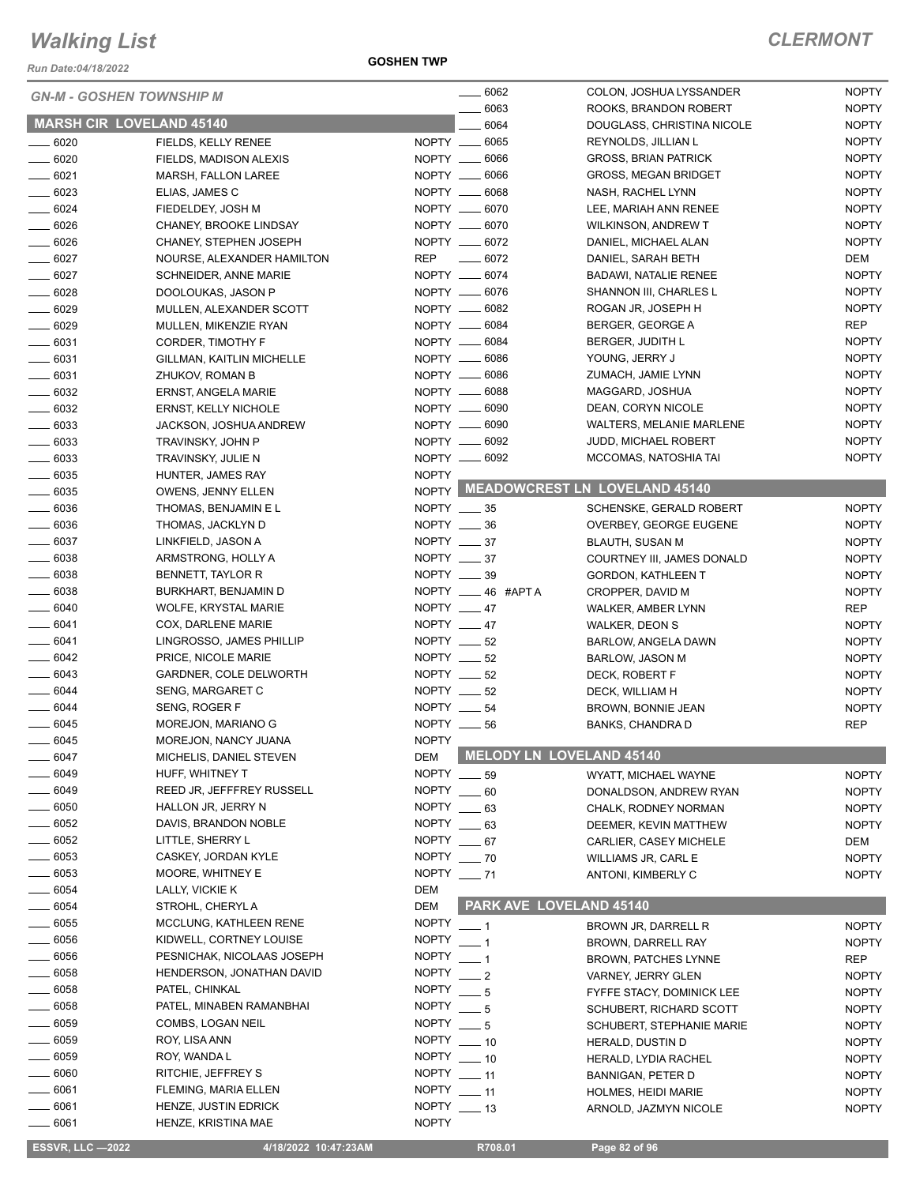# Walking List

**CLERMONT**

Run Date:04/18/2022

**GOSHEN TWP**

*GN-M - GOSHEN TOWNSHIP M*

## MARSH CIR LOVELAND 45140

| No. | Name | Party |
|---|---|---|
| ___ 6020 | FIELDS, KELLY RENEE | NOPTY |
| ___ 6020 | FIELDS, MADISON ALEXIS | NOPTY |
| ___ 6021 | MARSH, FALLON LAREE | NOPTY |
| ___ 6023 | ELIAS, JAMES C | NOPTY |
| ___ 6024 | FIEDELDEY, JOSH M | NOPTY |
| ___ 6026 | CHANEY, BROOKE LINDSAY | NOPTY |
| ___ 6026 | CHANEY, STEPHEN JOSEPH | NOPTY |
| ___ 6027 | NOURSE, ALEXANDER HAMILTON | REP |
| ___ 6027 | SCHNEIDER, ANNE MARIE | NOPTY |
| ___ 6028 | DOOLOUKAS, JASON P | NOPTY |
| ___ 6029 | MULLEN, ALEXANDER SCOTT | NOPTY |
| ___ 6029 | MULLEN, MIKENZIE RYAN | NOPTY |
| ___ 6031 | CORDER, TIMOTHY F | NOPTY |
| ___ 6031 | GILLMAN, KAITLIN MICHELLE | NOPTY |
| ___ 6031 | ZHUKOV, ROMAN B | NOPTY |
| ___ 6032 | ERNST, ANGELA MARIE | NOPTY |
| ___ 6032 | ERNST, KELLY NICHOLE | NOPTY |
| ___ 6033 | JACKSON, JOSHUA ANDREW | NOPTY |
| ___ 6033 | TRAVINSKY, JOHN P | NOPTY |
| ___ 6033 | TRAVINSKY, JULIE N | NOPTY |
| ___ 6035 | HUNTER, JAMES RAY | NOPTY |
| ___ 6035 | OWENS, JENNY ELLEN | NOPTY |
| ___ 6036 | THOMAS, BENJAMIN E L | NOPTY |
| ___ 6036 | THOMAS, JACKLYN D | NOPTY |
| ___ 6037 | LINKFIELD, JASON A | NOPTY |
| ___ 6038 | ARMSTRONG, HOLLY A | NOPTY |
| ___ 6038 | BENNETT, TAYLOR R | NOPTY |
| ___ 6038 | BURKHART, BENJAMIN D | NOPTY |
| ___ 6040 | WOLFE, KRYSTAL MARIE | NOPTY |
| ___ 6041 | COX, DARLENE MARIE | NOPTY |
| ___ 6041 | LINGROSSO, JAMES PHILLIP | NOPTY |
| ___ 6042 | PRICE, NICOLE MARIE | NOPTY |
| ___ 6043 | GARDNER, COLE DELWORTH | NOPTY |
| ___ 6044 | SENG, MARGARET C | NOPTY |
| ___ 6044 | SENG, ROGER F | NOPTY |
| ___ 6045 | MOREJON, MARIANO G | NOPTY |
| ___ 6045 | MOREJON, NANCY JUANA | NOPTY |
| ___ 6047 | MICHELIS, DANIEL STEVEN | DEM |
| ___ 6049 | HUFF, WHITNEY T | NOPTY |
| ___ 6049 | REED JR, JEFFFREY RUSSELL | NOPTY |
| ___ 6050 | HALLON JR, JERRY N | NOPTY |
| ___ 6052 | DAVIS, BRANDON NOBLE | NOPTY |
| ___ 6052 | LITTLE, SHERRY L | NOPTY |
| ___ 6053 | CASKEY, JORDAN KYLE | NOPTY |
| ___ 6053 | MOORE, WHITNEY E | NOPTY |
| ___ 6054 | LALLY, VICKIE K | DEM |
| ___ 6054 | STROHL, CHERYL A | DEM |
| ___ 6055 | MCCLUNG, KATHLEEN RENE | NOPTY |
| ___ 6056 | KIDWELL, CORTNEY LOUISE | NOPTY |
| ___ 6056 | PESNICHAK, NICOLAAS JOSEPH | NOPTY |
| ___ 6058 | HENDERSON, JONATHAN DAVID | NOPTY |
| ___ 6058 | PATEL, CHINKAL | NOPTY |
| ___ 6058 | PATEL, MINABEN RAMANBHAI | NOPTY |
| ___ 6059 | COMBS, LOGAN NEIL | NOPTY |
| ___ 6059 | ROY, LISA ANN | NOPTY |
| ___ 6059 | ROY, WANDA L | NOPTY |
| ___ 6060 | RITCHIE, JEFFREY S | NOPTY |
| ___ 6061 | FLEMING, MARIA ELLEN | NOPTY |
| ___ 6061 | HENZE, JUSTIN EDRICK | NOPTY |
| ___ 6061 | HENZE, KRISTINA MAE | NOPTY |
| ___ 6062 | COLON, JOSHUA LYSSANDER | NOPTY |
| ___ 6063 | ROOKS, BRANDON ROBERT | NOPTY |
| ___ 6064 | DOUGLASS, CHRISTINA NICOLE | NOPTY |
| ___ 6065 | REYNOLDS, JILLIAN L | NOPTY |
| ___ 6066 | GROSS, BRIAN PATRICK | NOPTY |
| ___ 6066 | GROSS, MEGAN BRIDGET | NOPTY |
| ___ 6068 | NASH, RACHEL LYNN | NOPTY |
| ___ 6070 | LEE, MARIAH ANN RENEE | NOPTY |
| ___ 6070 | WILKINSON, ANDREW T | NOPTY |
| ___ 6072 | DANIEL, MICHAEL ALAN | NOPTY |
| ___ 6072 | DANIEL, SARAH BETH | DEM |
| ___ 6074 | BADAWI, NATALIE RENEE | NOPTY |
| ___ 6076 | SHANNON III, CHARLES L | NOPTY |
| ___ 6082 | ROGAN JR, JOSEPH H | NOPTY |
| ___ 6084 | BERGER, GEORGE A | REP |
| ___ 6084 | BERGER, JUDITH L | NOPTY |
| ___ 6086 | YOUNG, JERRY J | NOPTY |
| ___ 6086 | ZUMACH, JAMIE LYNN | NOPTY |
| ___ 6088 | MAGGARD, JOSHUA | NOPTY |
| ___ 6090 | DEAN, CORYN NICOLE | NOPTY |
| ___ 6090 | WALTERS, MELANIE MARLENE | NOPTY |
| ___ 6092 | JUDD, MICHAEL ROBERT | NOPTY |
| ___ 6092 | MCCOMAS, NATOSHIA TAI | NOPTY |

## MEADOWCREST LN LOVELAND 45140

| No. | Name | Party |
|---|---|---|
| ___ 35 | SCHENSKE, GERALD ROBERT | NOPTY |
| ___ 36 | OVERBEY, GEORGE EUGENE | NOPTY |
| ___ 37 | BLAUTH, SUSAN M | NOPTY |
| ___ 37 | COURTNEY III, JAMES DONALD | NOPTY |
| ___ 39 | GORDON, KATHLEEN T | NOPTY |
| ___ 46 #APT A | CROPPER, DAVID M | NOPTY |
| ___ 47 | WALKER, AMBER LYNN | REP |
| ___ 47 | WALKER, DEON S | NOPTY |
| ___ 52 | BARLOW, ANGELA DAWN | NOPTY |
| ___ 52 | BARLOW, JASON M | NOPTY |
| ___ 52 | DECK, ROBERT F | NOPTY |
| ___ 52 | DECK, WILLIAM H | NOPTY |
| ___ 54 | BROWN, BONNIE JEAN | NOPTY |
| ___ 56 | BANKS, CHANDRA D | REP |

## MELODY LN LOVELAND 45140

| No. | Name | Party |
|---|---|---|
| ___ 59 | WYATT, MICHAEL WAYNE | NOPTY |
| ___ 60 | DONALDSON, ANDREW RYAN | NOPTY |
| ___ 63 | CHALK, RODNEY NORMAN | NOPTY |
| ___ 63 | DEEMER, KEVIN MATTHEW | NOPTY |
| ___ 67 | CARLIER, CASEY MICHELE | DEM |
| ___ 70 | WILLIAMS JR, CARL E | NOPTY |
| ___ 71 | ANTONI, KIMBERLY C | NOPTY |

## PARK AVE LOVELAND 45140

| No. | Name | Party |
|---|---|---|
| ___ 1 | BROWN JR, DARRELL R | NOPTY |
| ___ 1 | BROWN, DARRELL RAY | NOPTY |
| ___ 1 | BROWN, PATCHES LYNNE | REP |
| ___ 2 | VARNEY, JERRY GLEN | NOPTY |
| ___ 5 | FYFFE STACY, DOMINICK LEE | NOPTY |
| ___ 5 | SCHUBERT, RICHARD SCOTT | NOPTY |
| ___ 5 | SCHUBERT, STEPHANIE MARIE | NOPTY |
| ___ 10 | HERALD, DUSTIN D | NOPTY |
| ___ 10 | HERALD, LYDIA RACHEL | NOPTY |
| ___ 11 | BANNIGAN, PETER D | NOPTY |
| ___ 11 | HOLMES, HEIDI MARIE | NOPTY |
| ___ 13 | ARNOLD, JAZMYN NICOLE | NOPTY |

ESSVR, LLC —2022 | 4/18/2022 10:47:23AM | R708.01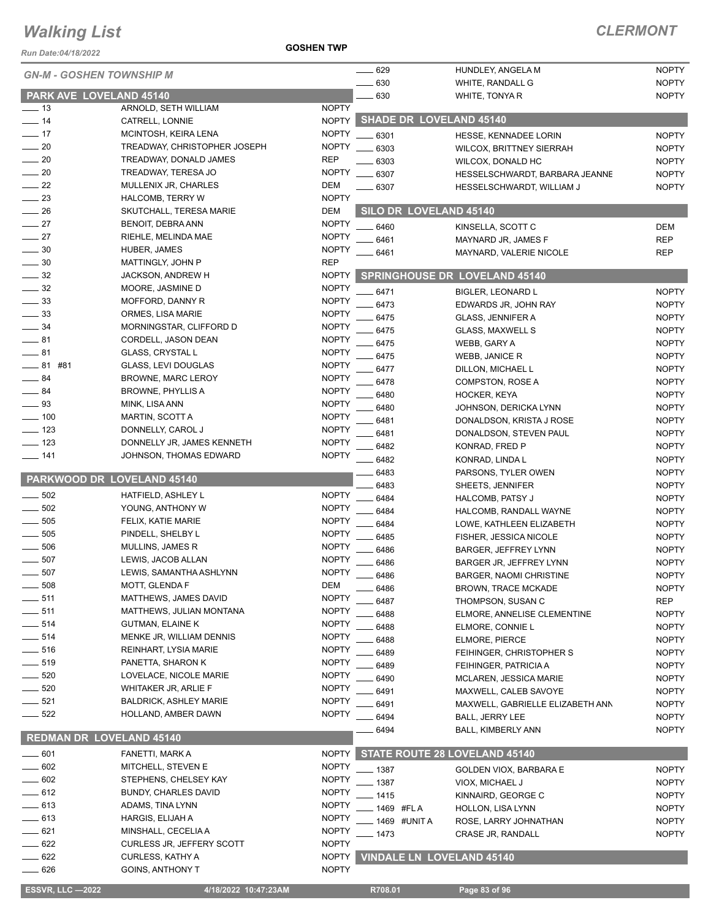# Walking List

**CLERMONT**

*Run Date:04/18/2022*

**GOSHEN TWP**

## GN-M - GOSHEN TOWNSHIP M

### PARK AVE LOVELAND 45140

| No. | Name | Party |
|---|---|---|
| 13 | ARNOLD, SETH WILLIAM | NOPTY |
| 14 | CATRELL, LONNIE | NOPTY |
| 17 | MCINTOSH, KEIRA LENA | NOPTY |
| 20 | TREADWAY, CHRISTOPHER JOSEPH | NOPTY |
| 20 | TREADWAY, DONALD JAMES | REP |
| 20 | TREADWAY, TERESA JO | NOPTY |
| 22 | MULLENIX JR, CHARLES | DEM |
| 23 | HALCOMB, TERRY W | NOPTY |
| 26 | SKUTCHALL, TERESA MARIE | DEM |
| 27 | BENOIT, DEBRA ANN | NOPTY |
| 27 | RIEHLE, MELINDA MAE | NOPTY |
| 30 | HUBER, JAMES | NOPTY |
| 30 | MATTINGLY, JOHN P | REP |
| 32 | JACKSON, ANDREW H | NOPTY |
| 32 | MOORE, JASMINE D | NOPTY |
| 33 | MOFFORD, DANNY R | NOPTY |
| 33 | ORMES, LISA MARIE | NOPTY |
| 34 | MORNINGSTAR, CLIFFORD D | NOPTY |
| 81 | CORDELL, JASON DEAN | NOPTY |
| 81 | GLASS, CRYSTAL L | NOPTY |
| 81 #81 | GLASS, LEVI DOUGLAS | NOPTY |
| 84 | BROWNE, MARC LEROY | NOPTY |
| 84 | BROWNE, PHYLLIS A | NOPTY |
| 93 | MINK, LISA ANN | NOPTY |
| 100 | MARTIN, SCOTT A | NOPTY |
| 123 | DONNELLY, CAROL J | NOPTY |
| 123 | DONNELLY JR, JAMES KENNETH | NOPTY |
| 141 | JOHNSON, THOMAS EDWARD | NOPTY |

### PARKWOOD DR LOVELAND 45140

| No. | Name | Party |
|---|---|---|
| 502 | HATFIELD, ASHLEY L | NOPTY |
| 502 | YOUNG, ANTHONY W | NOPTY |
| 505 | FELIX, KATIE MARIE | NOPTY |
| 505 | PINDELL, SHELBY L | NOPTY |
| 506 | MULLINS, JAMES R | NOPTY |
| 507 | LEWIS, JACOB ALLAN | NOPTY |
| 507 | LEWIS, SAMANTHA ASHLYNN | NOPTY |
| 508 | MOTT, GLENDA F | DEM |
| 511 | MATTHEWS, JAMES DAVID | NOPTY |
| 511 | MATTHEWS, JULIAN MONTANA | NOPTY |
| 514 | GUTMAN, ELAINE K | NOPTY |
| 514 | MENKE JR, WILLIAM DENNIS | NOPTY |
| 516 | REINHART, LYSIA MARIE | NOPTY |
| 519 | PANETTA, SHARON K | NOPTY |
| 520 | LOVELACE, NICOLE MARIE | NOPTY |
| 520 | WHITAKER JR, ARLIE F | NOPTY |
| 521 | BALDRICK, ASHLEY MARIE | NOPTY |
| 522 | HOLLAND, AMBER DAWN | NOPTY |

### REDMAN DR LOVELAND 45140

| No. | Name | Party |
|---|---|---|
| 601 | FANETTI, MARK A | NOPTY |
| 602 | MITCHELL, STEVEN E | NOPTY |
| 602 | STEPHENS, CHELSEY KAY | NOPTY |
| 612 | BUNDY, CHARLES DAVID | NOPTY |
| 613 | ADAMS, TINA LYNN | NOPTY |
| 613 | HARGIS, ELIJAH A | NOPTY |
| 621 | MINSHALL, CECELIA A | NOPTY |
| 622 | CURLESS JR, JEFFERY SCOTT | NOPTY |
| 622 | CURLESS, KATHY A | NOPTY |
| 626 | GOINS, ANTHONY T | NOPTY |
| 629 | HUNDLEY, ANGELA M | NOPTY |
| 630 | WHITE, RANDALL G | NOPTY |
| 630 | WHITE, TONYA R | NOPTY |

### SHADE DR LOVELAND 45140

| No. | Name | Party |
|---|---|---|
| 6301 | HESSE, KENNADEE LORIN | NOPTY |
| 6303 | WILCOX, BRITTNEY SIERRAH | NOPTY |
| 6303 | WILCOX, DONALD HC | NOPTY |
| 6307 | HESSELSCHWARDT, BARBARA JEANNE | NOPTY |
| 6307 | HESSELSCHWARDT, WILLIAM J | NOPTY |

### SILO DR LOVELAND 45140

| No. | Name | Party |
|---|---|---|
| 6460 | KINSELLA, SCOTT C | DEM |
| 6461 | MAYNARD JR, JAMES F | REP |
| 6461 | MAYNARD, VALERIE NICOLE | REP |

### SPRINGHOUSE DR LOVELAND 45140

| No. | Name | Party |
|---|---|---|
| 6471 | BIGLER, LEONARD L | NOPTY |
| 6473 | EDWARDS JR, JOHN RAY | NOPTY |
| 6475 | GLASS, JENNIFER A | NOPTY |
| 6475 | GLASS, MAXWELL S | NOPTY |
| 6475 | WEBB, GARY A | NOPTY |
| 6475 | WEBB, JANICE R | NOPTY |
| 6477 | DILLON, MICHAEL L | NOPTY |
| 6478 | COMPSTON, ROSE A | NOPTY |
| 6480 | HOCKER, KEYA | NOPTY |
| 6480 | JOHNSON, DERICKA LYNN | NOPTY |
| 6481 | DONALDSON, KRISTA J ROSE | NOPTY |
| 6481 | DONALDSON, STEVEN PAUL | NOPTY |
| 6482 | KONRAD, FRED P | NOPTY |
| 6482 | KONRAD, LINDA L | NOPTY |
| 6483 | PARSONS, TYLER OWEN | NOPTY |
| 6483 | SHEETS, JENNIFER | NOPTY |
| 6484 | HALCOMB, PATSY J | NOPTY |
| 6484 | HALCOMB, RANDALL WAYNE | NOPTY |
| 6484 | LOWE, KATHLEEN ELIZABETH | NOPTY |
| 6485 | FISHER, JESSICA NICOLE | NOPTY |
| 6486 | BARGER, JEFFREY LYNN | NOPTY |
| 6486 | BARGER JR, JEFFREY LYNN | NOPTY |
| 6486 | BARGER, NAOMI CHRISTINE | NOPTY |
| 6486 | BROWN, TRACE MCKADE | NOPTY |
| 6487 | THOMPSON, SUSAN C | REP |
| 6488 | ELMORE, ANNELISE CLEMENTINE | NOPTY |
| 6488 | ELMORE, CONNIE L | NOPTY |
| 6488 | ELMORE, PIERCE | NOPTY |
| 6489 | FEIHINGER, CHRISTOPHER S | NOPTY |
| 6489 | FEIHINGER, PATRICIA A | NOPTY |
| 6490 | MCLAREN, JESSICA MARIE | NOPTY |
| 6491 | MAXWELL, CALEB SAVOYE | NOPTY |
| 6491 | MAXWELL, GABRIELLE ELIZABETH ANN | NOPTY |
| 6494 | BALL, JERRY LEE | NOPTY |
| 6494 | BALL, KIMBERLY ANN | NOPTY |

### STATE ROUTE 28 LOVELAND 45140

| No. | Name | Party |
|---|---|---|
| 1387 | GOLDEN VIOX, BARBARA E | NOPTY |
| 1387 | VIOX, MICHAEL J | NOPTY |
| 1415 | KINNAIRD, GEORGE C | NOPTY |
| 1469 #FL A | HOLLON, LISA LYNN | NOPTY |
| 1469 #UNIT A | ROSE, LARRY JOHNATHAN | NOPTY |
| 1473 | CRASE JR, RANDALL | NOPTY |

### VINDALE LN LOVELAND 45140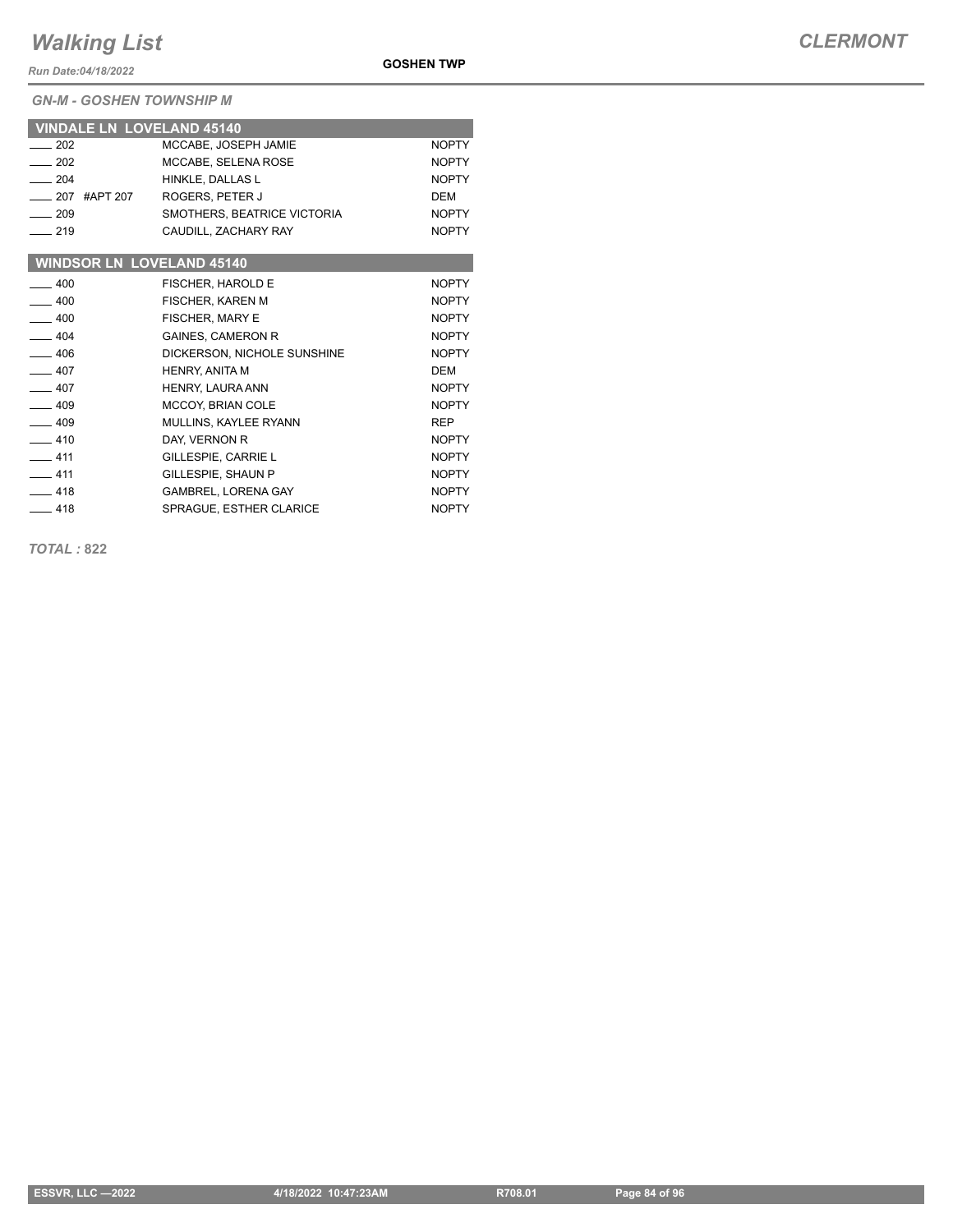*GN-M - GOSHEN TOWNSHIP M*

| VINDALE LN LOVELAND 45140 | | |
|---|---|---|
| ____ 202 | MCCABE, JOSEPH JAMIE | NOPTY |
| ____ 202 | MCCABE, SELENA ROSE | NOPTY |
| ____ 204 | HINKLE, DALLAS L | NOPTY |
| ____ 207 #APT 207 | ROGERS, PETER J | DEM |
| ____ 209 | SMOTHERS, BEATRICE VICTORIA | NOPTY |
| ____ 219 | CAUDILL, ZACHARY RAY | NOPTY |

| WINDSOR LN LOVELAND 45140 | | |
|---|---|---|
| ____ 400 | FISCHER, HAROLD E | NOPTY |
| ____ 400 | FISCHER, KAREN M | NOPTY |
| ____ 400 | FISCHER, MARY E | NOPTY |
| ____ 404 | GAINES, CAMERON R | NOPTY |
| ____ 406 | DICKERSON, NICHOLE SUNSHINE | NOPTY |
| ____ 407 | HENRY, ANITA M | DEM |
| ____ 407 | HENRY, LAURA ANN | NOPTY |
| ____ 409 | MCCOY, BRIAN COLE | NOPTY |
| ____ 409 | MULLINS, KAYLEE RYANN | REP |
| ____ 410 | DAY, VERNON R | NOPTY |
| ____ 411 | GILLESPIE, CARRIE L | NOPTY |
| ____ 411 | GILLESPIE, SHAUN P | NOPTY |
| ____ 418 | GAMBREL, LORENA GAY | NOPTY |
| ____ 418 | SPRAGUE, ESTHER CLARICE | NOPTY |

***TOTAL :* 822**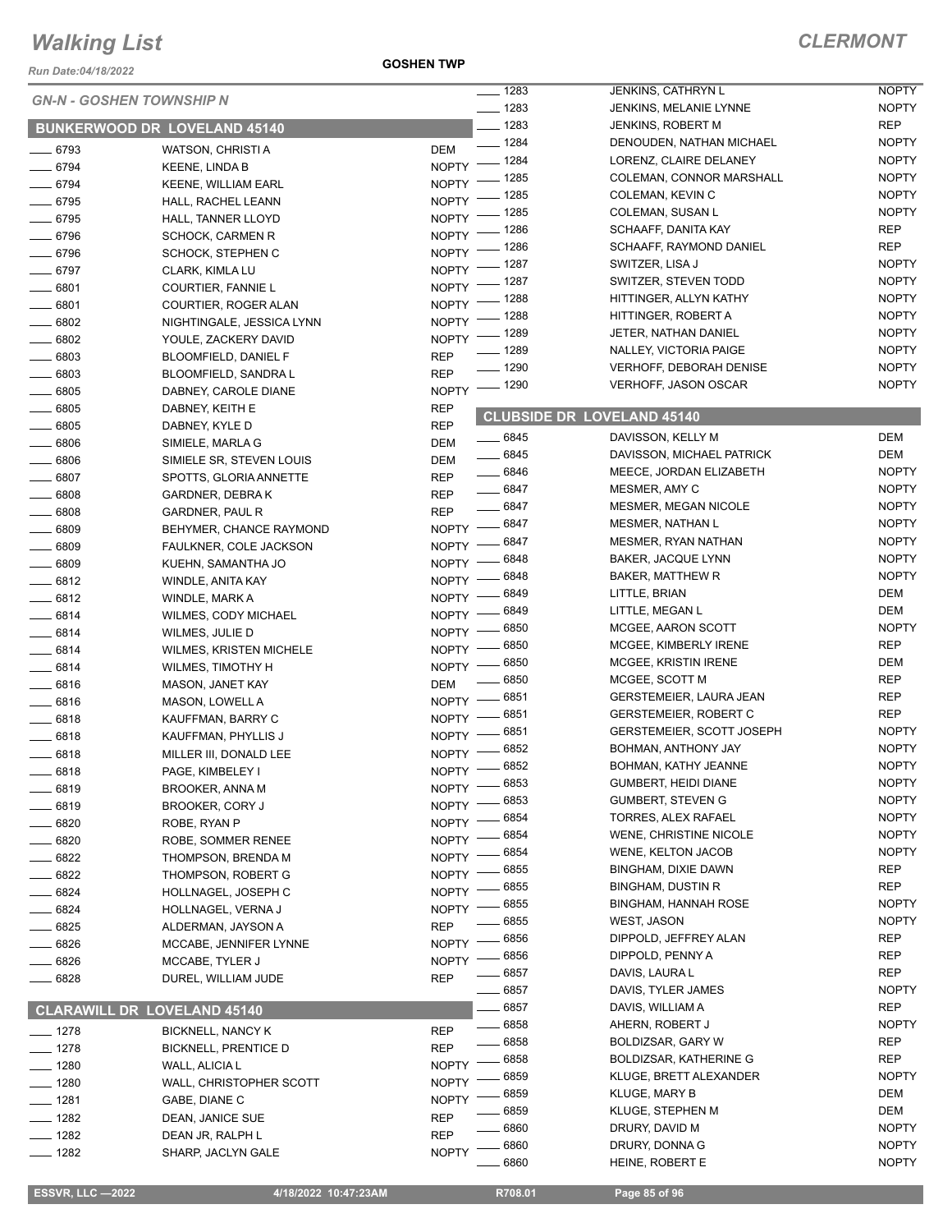# Walking List

## CLERMONT

Run Date:04/18/2022

GOSHEN TWP

### GN-N - GOSHEN TOWNSHIP N

### BUNKERWOOD DR LOVELAND 45140

| No. | Name | Party |
|---|---|---|
| 6793 | WATSON, CHRISTI A | DEM |
| 6794 | KEENE, LINDA B | NOPTY |
| 6794 | KEENE, WILLIAM EARL | NOPTY |
| 6795 | HALL, RACHEL LEANN | NOPTY |
| 6795 | HALL, TANNER LLOYD | NOPTY |
| 6796 | SCHOCK, CARMEN R | NOPTY |
| 6796 | SCHOCK, STEPHEN C | NOPTY |
| 6797 | CLARK, KIMLA LU | NOPTY |
| 6801 | COURTIER, FANNIE L | NOPTY |
| 6801 | COURTIER, ROGER ALAN | NOPTY |
| 6802 | NIGHTINGALE, JESSICA LYNN | NOPTY |
| 6802 | YOULE, ZACKERY DAVID | NOPTY |
| 6803 | BLOOMFIELD, DANIEL F | REP |
| 6803 | BLOOMFIELD, SANDRA L | REP |
| 6805 | DABNEY, CAROLE DIANE | NOPTY |
| 6805 | DABNEY, KEITH E | REP |
| 6805 | DABNEY, KYLE D | REP |
| 6806 | SIMIELE, MARLA G | DEM |
| 6806 | SIMIELE SR, STEVEN LOUIS | DEM |
| 6807 | SPOTTS, GLORIA ANNETTE | REP |
| 6808 | GARDNER, DEBRA K | REP |
| 6808 | GARDNER, PAUL R | REP |
| 6809 | BEHYMER, CHANCE RAYMOND | NOPTY |
| 6809 | FAULKNER, COLE JACKSON | NOPTY |
| 6809 | KUEHN, SAMANTHA JO | NOPTY |
| 6812 | WINDLE, ANITA KAY | NOPTY |
| 6812 | WINDLE, MARK A | NOPTY |
| 6814 | WILMES, CODY MICHAEL | NOPTY |
| 6814 | WILMES, JULIE D | NOPTY |
| 6814 | WILMES, KRISTEN MICHELE | NOPTY |
| 6814 | WILMES, TIMOTHY H | NOPTY |
| 6816 | MASON, JANET KAY | DEM |
| 6816 | MASON, LOWELL A | NOPTY |
| 6818 | KAUFFMAN, BARRY C | NOPTY |
| 6818 | KAUFFMAN, PHYLLIS J | NOPTY |
| 6818 | MILLER III, DONALD LEE | NOPTY |
| 6818 | PAGE, KIMBELEY I | NOPTY |
| 6819 | BROOKER, ANNA M | NOPTY |
| 6819 | BROOKER, CORY J | NOPTY |
| 6820 | ROBE, RYAN P | NOPTY |
| 6820 | ROBE, SOMMER RENEE | NOPTY |
| 6822 | THOMPSON, BRENDA M | NOPTY |
| 6822 | THOMPSON, ROBERT G | NOPTY |
| 6824 | HOLLNAGEL, JOSEPH C | NOPTY |
| 6824 | HOLLNAGEL, VERNA J | NOPTY |
| 6825 | ALDERMAN, JAYSON A | REP |
| 6826 | MCCABE, JENNIFER LYNNE | NOPTY |
| 6826 | MCCABE, TYLER J | NOPTY |
| 6828 | DUREL, WILLIAM JUDE | REP |

### CLARAWILL DR LOVELAND 45140

| No. | Name | Party |
|---|---|---|
| 1278 | BICKNELL, NANCY K | REP |
| 1278 | BICKNELL, PRENTICE D | REP |
| 1280 | WALL, ALICIA L | NOPTY |
| 1280 | WALL, CHRISTOPHER SCOTT | NOPTY |
| 1281 | GABE, DIANE C | NOPTY |
| 1282 | DEAN, JANICE SUE | REP |
| 1282 | DEAN JR, RALPH L | REP |
| 1282 | SHARP, JACLYN GALE | NOPTY |
| 1283 | JENKINS, CATHRYN L | NOPTY |
| 1283 | JENKINS, MELANIE LYNNE | NOPTY |
| 1283 | JENKINS, ROBERT M | REP |
| 1284 | DENOUDEN, NATHAN MICHAEL | NOPTY |
| 1284 | LORENZ, CLAIRE DELANEY | NOPTY |
| 1285 | COLEMAN, CONNOR MARSHALL | NOPTY |
| 1285 | COLEMAN, KEVIN C | NOPTY |
| 1285 | COLEMAN, SUSAN L | NOPTY |
| 1286 | SCHAAFF, DANITA KAY | REP |
| 1286 | SCHAAFF, RAYMOND DANIEL | REP |
| 1287 | SWITZER, LISA J | NOPTY |
| 1287 | SWITZER, STEVEN TODD | NOPTY |
| 1288 | HITTINGER, ALLYN KATHY | NOPTY |
| 1288 | HITTINGER, ROBERT A | NOPTY |
| 1289 | JETER, NATHAN DANIEL | NOPTY |
| 1289 | NALLEY, VICTORIA PAIGE | NOPTY |
| 1290 | VERHOFF, DEBORAH DENISE | NOPTY |
| 1290 | VERHOFF, JASON OSCAR | NOPTY |

### CLUBSIDE DR LOVELAND 45140

| No. | Name | Party |
|---|---|---|
| 6845 | DAVISSON, KELLY M | DEM |
| 6845 | DAVISSON, MICHAEL PATRICK | DEM |
| 6846 | MEECE, JORDAN ELIZABETH | NOPTY |
| 6847 | MESMER, AMY C | NOPTY |
| 6847 | MESMER, MEGAN NICOLE | NOPTY |
| 6847 | MESMER, NATHAN L | NOPTY |
| 6847 | MESMER, RYAN NATHAN | NOPTY |
| 6848 | BAKER, JACQUE LYNN | NOPTY |
| 6848 | BAKER, MATTHEW R | NOPTY |
| 6849 | LITTLE, BRIAN | DEM |
| 6849 | LITTLE, MEGAN L | DEM |
| 6850 | MCGEE, AARON SCOTT | NOPTY |
| 6850 | MCGEE, KIMBERLY IRENE | REP |
| 6850 | MCGEE, KRISTIN IRENE | DEM |
| 6850 | MCGEE, SCOTT M | REP |
| 6851 | GERSTEMEIER, LAURA JEAN | REP |
| 6851 | GERSTEMEIER, ROBERT C | REP |
| 6851 | GERSTEMEIER, SCOTT JOSEPH | NOPTY |
| 6852 | BOHMAN, ANTHONY JAY | NOPTY |
| 6852 | BOHMAN, KATHY JEANNE | NOPTY |
| 6853 | GUMBERT, HEIDI DIANE | NOPTY |
| 6853 | GUMBERT, STEVEN G | NOPTY |
| 6854 | TORRES, ALEX RAFAEL | NOPTY |
| 6854 | WENE, CHRISTINE NICOLE | NOPTY |
| 6854 | WENE, KELTON JACOB | NOPTY |
| 6855 | BINGHAM, DIXIE DAWN | REP |
| 6855 | BINGHAM, DUSTIN R | REP |
| 6855 | BINGHAM, HANNAH ROSE | NOPTY |
| 6855 | WEST, JASON | NOPTY |
| 6856 | DIPPOLD, JEFFREY ALAN | REP |
| 6856 | DIPPOLD, PENNY A | REP |
| 6857 | DAVIS, LAURA L | REP |
| 6857 | DAVIS, TYLER JAMES | NOPTY |
| 6857 | DAVIS, WILLIAM A | REP |
| 6858 | AHERN, ROBERT J | NOPTY |
| 6858 | BOLDIZSAR, GARY W | REP |
| 6858 | BOLDIZSAR, KATHERINE G | REP |
| 6859 | KLUGE, BRETT ALEXANDER | NOPTY |
| 6859 | KLUGE, MARY B | DEM |
| 6859 | KLUGE, STEPHEN M | DEM |
| 6860 | DRURY, DAVID M | NOPTY |
| 6860 | DRURY, DONNA G | NOPTY |
| 6860 | HEINE, ROBERT E | NOPTY |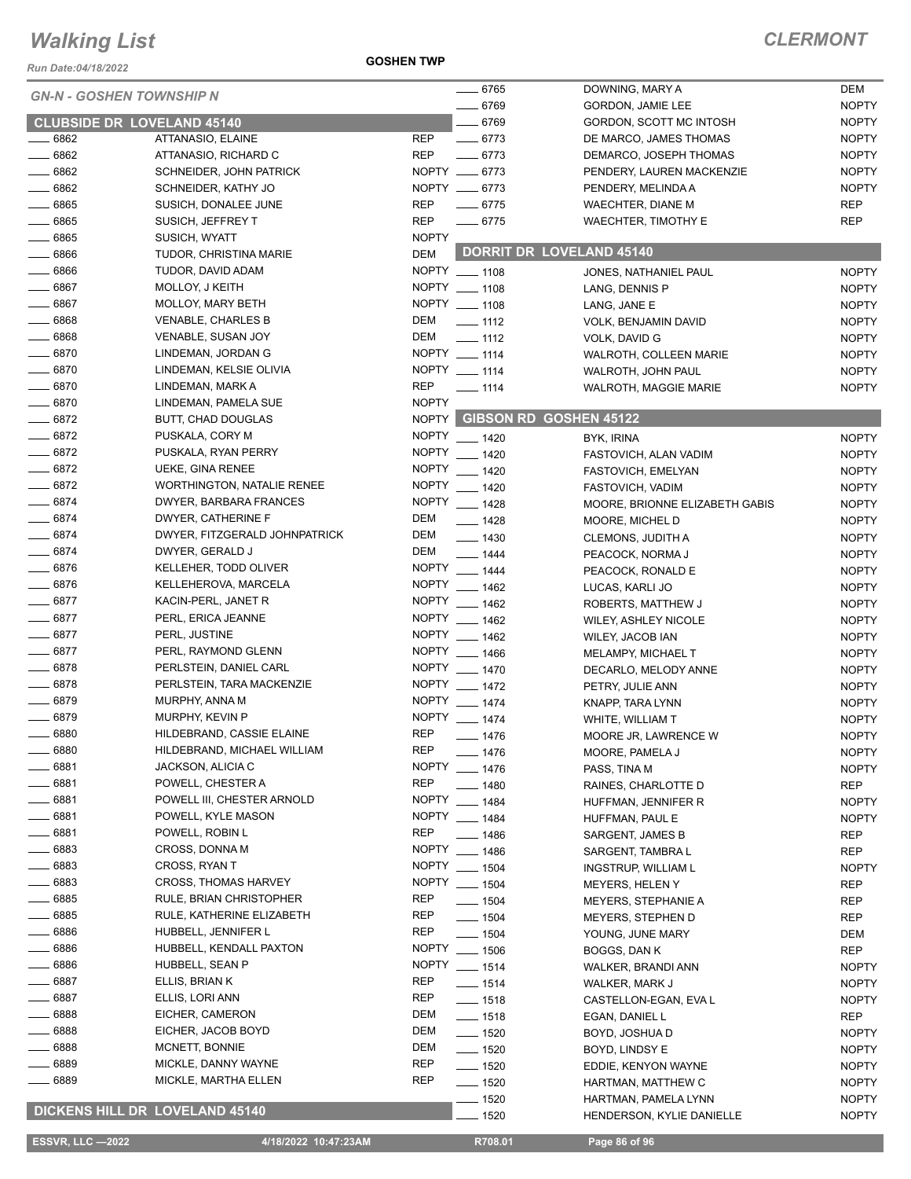# Walking List

## CLERMONT

Run Date:04/18/2022

GOSHEN TWP

### GN-N - GOSHEN TOWNSHIP N

### CLUBSIDE DR LOVELAND 45140

| No. | Name | Party |
|---|---|---|
| 6862 | ATTANASIO, ELAINE | REP |
| 6862 | ATTANASIO, RICHARD C | REP |
| 6862 | SCHNEIDER, JOHN PATRICK | NOPTY |
| 6862 | SCHNEIDER, KATHY JO | NOPTY |
| 6865 | SUSICH, DONALEE JUNE | REP |
| 6865 | SUSICH, JEFFREY T | REP |
| 6865 | SUSICH, WYATT | NOPTY |
| 6866 | TUDOR, CHRISTINA MARIE | DEM |
| 6866 | TUDOR, DAVID ADAM | NOPTY |
| 6867 | MOLLOY, J KEITH | NOPTY |
| 6867 | MOLLOY, MARY BETH | NOPTY |
| 6868 | VENABLE, CHARLES B | DEM |
| 6868 | VENABLE, SUSAN JOY | DEM |
| 6870 | LINDEMAN, JORDAN G | NOPTY |
| 6870 | LINDEMAN, KELSIE OLIVIA | NOPTY |
| 6870 | LINDEMAN, MARK A | REP |
| 6870 | LINDEMAN, PAMELA SUE | NOPTY |
| 6872 | BUTT, CHAD DOUGLAS | NOPTY |
| 6872 | PUSKALA, CORY M | NOPTY |
| 6872 | PUSKALA, RYAN PERRY | NOPTY |
| 6872 | UEKE, GINA RENEE | NOPTY |
| 6872 | WORTHINGTON, NATALIE RENEE | NOPTY |
| 6874 | DWYER, BARBARA FRANCES | NOPTY |
| 6874 | DWYER, CATHERINE F | DEM |
| 6874 | DWYER, FITZGERALD JOHNPATRICK | DEM |
| 6874 | DWYER, GERALD J | DEM |
| 6876 | KELLEHER, TODD OLIVER | NOPTY |
| 6876 | KELLEHEROVA, MARCELA | NOPTY |
| 6877 | KACIN-PERL, JANET R | NOPTY |
| 6877 | PERL, ERICA JEANNE | NOPTY |
| 6877 | PERL, JUSTINE | NOPTY |
| 6877 | PERL, RAYMOND GLENN | NOPTY |
| 6878 | PERLSTEIN, DANIEL CARL | NOPTY |
| 6878 | PERLSTEIN, TARA MACKENZIE | NOPTY |
| 6879 | MURPHY, ANNA M | NOPTY |
| 6879 | MURPHY, KEVIN P | NOPTY |
| 6880 | HILDEBRAND, CASSIE ELAINE | REP |
| 6880 | HILDEBRAND, MICHAEL WILLIAM | REP |
| 6881 | JACKSON, ALICIA C | NOPTY |
| 6881 | POWELL, CHESTER A | REP |
| 6881 | POWELL III, CHESTER ARNOLD | NOPTY |
| 6881 | POWELL, KYLE MASON | NOPTY |
| 6881 | POWELL, ROBIN L | REP |
| 6883 | CROSS, DONNA M | NOPTY |
| 6883 | CROSS, RYAN T | NOPTY |
| 6883 | CROSS, THOMAS HARVEY | NOPTY |
| 6885 | RULE, BRIAN CHRISTOPHER | REP |
| 6885 | RULE, KATHERINE ELIZABETH | REP |
| 6886 | HUBBELL, JENNIFER L | REP |
| 6886 | HUBBELL, KENDALL PAXTON | NOPTY |
| 6886 | HUBBELL, SEAN P | NOPTY |
| 6887 | ELLIS, BRIAN K | REP |
| 6887 | ELLIS, LORI ANN | REP |
| 6888 | EICHER, CAMERON | DEM |
| 6888 | EICHER, JACOB BOYD | DEM |
| 6888 | MCNETT, BONNIE | DEM |
| 6889 | MICKLE, DANNY WAYNE | REP |
| 6889 | MICKLE, MARTHA ELLEN | REP |

### DICKENS HILL DR LOVELAND 45140

| No. | Name | Party |
|---|---|---|
| 6765 | DOWNING, MARY A | DEM |
| 6769 | GORDON, JAMIE LEE | NOPTY |
| 6769 | GORDON, SCOTT MC INTOSH | NOPTY |
| 6773 | DE MARCO, JAMES THOMAS | NOPTY |
| 6773 | DEMARCO, JOSEPH THOMAS | NOPTY |
| 6773 | PENDERY, LAUREN MACKENZIE | NOPTY |
| 6773 | PENDERY, MELINDA A | NOPTY |
| 6775 | WAECHTER, DIANE M | REP |
| 6775 | WAECHTER, TIMOTHY E | REP |

### DORRIT DR LOVELAND 45140

| No. | Name | Party |
|---|---|---|
| 1108 | JONES, NATHANIEL PAUL | NOPTY |
| 1108 | LANG, DENNIS P | NOPTY |
| 1108 | LANG, JANE E | NOPTY |
| 1112 | VOLK, BENJAMIN DAVID | NOPTY |
| 1112 | VOLK, DAVID G | NOPTY |
| 1114 | WALROTH, COLLEEN MARIE | NOPTY |
| 1114 | WALROTH, JOHN PAUL | NOPTY |
| 1114 | WALROTH, MAGGIE MARIE | NOPTY |

### GIBSON RD GOSHEN 45122

| No. | Name | Party |
|---|---|---|
| 1420 | BYK, IRINA | NOPTY |
| 1420 | FASTOVICH, ALAN VADIM | NOPTY |
| 1420 | FASTOVICH, EMELYAN | NOPTY |
| 1420 | FASTOVICH, VADIM | NOPTY |
| 1428 | MOORE, BRIONNE ELIZABETH GABIS | NOPTY |
| 1428 | MOORE, MICHEL D | NOPTY |
| 1430 | CLEMONS, JUDITH A | NOPTY |
| 1444 | PEACOCK, NORMA J | NOPTY |
| 1444 | PEACOCK, RONALD E | NOPTY |
| 1462 | LUCAS, KARLI JO | NOPTY |
| 1462 | ROBERTS, MATTHEW J | NOPTY |
| 1462 | WILEY, ASHLEY NICOLE | NOPTY |
| 1462 | WILEY, JACOB IAN | NOPTY |
| 1466 | MELAMPY, MICHAEL T | NOPTY |
| 1470 | DECARLO, MELODY ANNE | NOPTY |
| 1472 | PETRY, JULIE ANN | NOPTY |
| 1474 | KNAPP, TARA LYNN | NOPTY |
| 1474 | WHITE, WILLIAM T | NOPTY |
| 1476 | MOORE JR, LAWRENCE W | NOPTY |
| 1476 | MOORE, PAMELA J | NOPTY |
| 1476 | PASS, TINA M | NOPTY |
| 1480 | RAINES, CHARLOTTE D | REP |
| 1484 | HUFFMAN, JENNIFER R | NOPTY |
| 1484 | HUFFMAN, PAUL E | NOPTY |
| 1486 | SARGENT, JAMES B | REP |
| 1486 | SARGENT, TAMBRA L | REP |
| 1504 | INGSTRUP, WILLIAM L | NOPTY |
| 1504 | MEYERS, HELEN Y | REP |
| 1504 | MEYERS, STEPHANIE A | REP |
| 1504 | MEYERS, STEPHEN D | REP |
| 1504 | YOUNG, JUNE MARY | DEM |
| 1506 | BOGGS, DAN K | REP |
| 1514 | WALKER, BRANDI ANN | NOPTY |
| 1514 | WALKER, MARK J | NOPTY |
| 1518 | CASTELLON-EGAN, EVA L | NOPTY |
| 1518 | EGAN, DANIEL L | REP |
| 1520 | BOYD, JOSHUA D | NOPTY |
| 1520 | BOYD, LINDSY E | NOPTY |
| 1520 | EDDIE, KENYON WAYNE | NOPTY |
| 1520 | HARTMAN, MATTHEW C | NOPTY |
| 1520 | HARTMAN, PAMELA LYNN | NOPTY |
| 1520 | HENDERSON, KYLIE DANIELLE | NOPTY |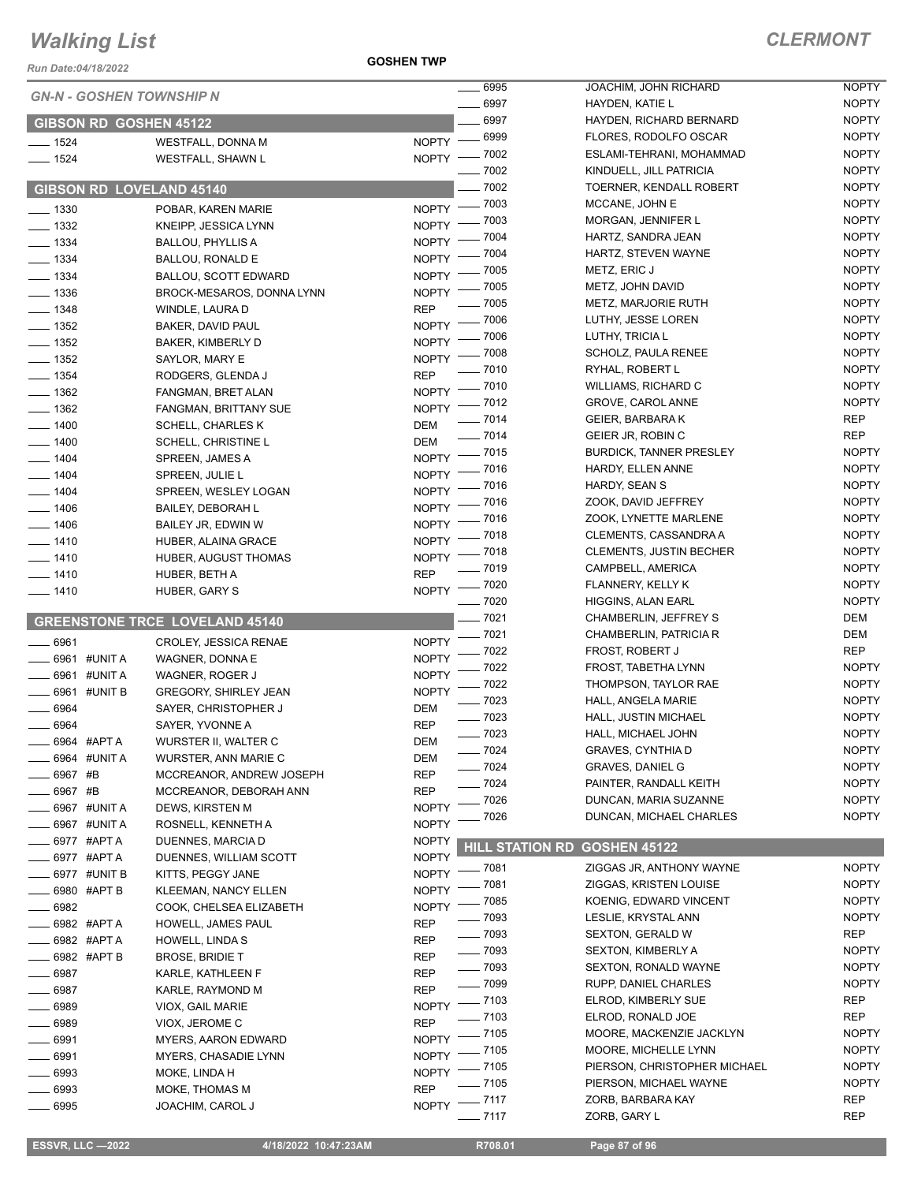# Walking List

## CLERMONT

Run Date:04/18/2022

GOSHEN TWP

### GN-N - GOSHEN TOWNSHIP N

### GIBSON RD GOSHEN 45122

| No. | Name | Party |
|---|---|---|
| 1524 | WESTFALL, DONNA M | NOPTY |
| 1524 | WESTFALL, SHAWN L | NOPTY |

### GIBSON RD LOVELAND 45140

| No. | Name | Party |
|---|---|---|
| 1330 | POBAR, KAREN MARIE | NOPTY |
| 1332 | KNEIPP, JESSICA LYNN | NOPTY |
| 1334 | BALLOU, PHYLLIS A | NOPTY |
| 1334 | BALLOU, RONALD E | NOPTY |
| 1334 | BALLOU, SCOTT EDWARD | NOPTY |
| 1336 | BROCK-MESAROS, DONNA LYNN | NOPTY |
| 1348 | WINDLE, LAURA D | REP |
| 1352 | BAKER, DAVID PAUL | NOPTY |
| 1352 | BAKER, KIMBERLY D | NOPTY |
| 1352 | SAYLOR, MARY E | NOPTY |
| 1354 | RODGERS, GLENDA J | REP |
| 1362 | FANGMAN, BRET ALAN | NOPTY |
| 1362 | FANGMAN, BRITTANY SUE | NOPTY |
| 1400 | SCHELL, CHARLES K | DEM |
| 1400 | SCHELL, CHRISTINE L | DEM |
| 1404 | SPREEN, JAMES A | NOPTY |
| 1404 | SPREEN, JULIE L | NOPTY |
| 1404 | SPREEN, WESLEY LOGAN | NOPTY |
| 1406 | BAILEY, DEBORAH L | NOPTY |
| 1406 | BAILEY JR, EDWIN W | NOPTY |
| 1410 | HUBER, ALAINA GRACE | NOPTY |
| 1410 | HUBER, AUGUST THOMAS | NOPTY |
| 1410 | HUBER, BETH A | REP |
| 1410 | HUBER, GARY S | NOPTY |

### GREENSTONE TRCE LOVELAND 45140

| No. | Name | Party |
|---|---|---|
| 6961 | CROLEY, JESSICA RENAE | NOPTY |
| 6961 #UNIT A | WAGNER, DONNA E | NOPTY |
| 6961 #UNIT A | WAGNER, ROGER J | NOPTY |
| 6961 #UNIT B | GREGORY, SHIRLEY JEAN | NOPTY |
| 6964 | SAYER, CHRISTOPHER J | DEM |
| 6964 | SAYER, YVONNE A | REP |
| 6964 #APT A | WURSTER II, WALTER C | DEM |
| 6964 #UNIT A | WURSTER, ANN MARIE C | DEM |
| 6967 #B | MCCREANOR, ANDREW JOSEPH | REP |
| 6967 #B | MCCREANOR, DEBORAH ANN | REP |
| 6967 #UNIT A | DEWS, KIRSTEN M | NOPTY |
| 6967 #UNIT A | ROSNELL, KENNETH A | NOPTY |
| 6977 #APT A | DUENNES, MARCIA D | NOPTY |
| 6977 #APT A | DUENNES, WILLIAM SCOTT | NOPTY |
| 6977 #UNIT B | KITTS, PEGGY JANE | NOPTY |
| 6980 #APT B | KLEEMAN, NANCY ELLEN | NOPTY |
| 6982 | COOK, CHELSEA ELIZABETH | NOPTY |
| 6982 #APT A | HOWELL, JAMES PAUL | REP |
| 6982 #APT A | HOWELL, LINDA S | REP |
| 6982 #APT B | BROSE, BRIDIE T | REP |
| 6987 | KARLE, KATHLEEN F | REP |
| 6987 | KARLE, RAYMOND M | REP |
| 6989 | VIOX, GAIL MARIE | NOPTY |
| 6989 | VIOX, JEROME C | REP |
| 6991 | MYERS, AARON EDWARD | NOPTY |
| 6991 | MYERS, CHASADIE LYNN | NOPTY |
| 6993 | MOKE, LINDA H | NOPTY |
| 6993 | MOKE, THOMAS M | REP |
| 6995 | JOACHIM, CAROL J | NOPTY |
| 6995 | JOACHIM, JOHN RICHARD | NOPTY |
| 6997 | HAYDEN, KATIE L | NOPTY |
| 6997 | HAYDEN, RICHARD BERNARD | NOPTY |
| 6999 | FLORES, RODOLFO OSCAR | NOPTY |
| 7002 | ESLAMI-TEHRANI, MOHAMMAD | NOPTY |
| 7002 | KINDUELL, JILL PATRICIA | NOPTY |
| 7002 | TOERNER, KENDALL ROBERT | NOPTY |
| 7003 | MCCANE, JOHN E | NOPTY |
| 7003 | MORGAN, JENNIFER L | NOPTY |
| 7004 | HARTZ, SANDRA JEAN | NOPTY |
| 7004 | HARTZ, STEVEN WAYNE | NOPTY |
| 7005 | METZ, ERIC J | NOPTY |
| 7005 | METZ, JOHN DAVID | NOPTY |
| 7005 | METZ, MARJORIE RUTH | NOPTY |
| 7006 | LUTHY, JESSE LOREN | NOPTY |
| 7006 | LUTHY, TRICIA L | NOPTY |
| 7008 | SCHOLZ, PAULA RENEE | NOPTY |
| 7010 | RYHAL, ROBERT L | NOPTY |
| 7010 | WILLIAMS, RICHARD C | NOPTY |
| 7012 | GROVE, CAROL ANNE | NOPTY |
| 7014 | GEIER, BARBARA K | REP |
| 7014 | GEIER JR, ROBIN C | REP |
| 7015 | BURDICK, TANNER PRESLEY | NOPTY |
| 7016 | HARDY, ELLEN ANNE | NOPTY |
| 7016 | HARDY, SEAN S | NOPTY |
| 7016 | ZOOK, DAVID JEFFREY | NOPTY |
| 7016 | ZOOK, LYNETTE MARLENE | NOPTY |
| 7018 | CLEMENTS, CASSANDRA A | NOPTY |
| 7018 | CLEMENTS, JUSTIN BECHER | NOPTY |
| 7019 | CAMPBELL, AMERICA | NOPTY |
| 7020 | FLANNERY, KELLY K | NOPTY |
| 7020 | HIGGINS, ALAN EARL | NOPTY |
| 7021 | CHAMBERLIN, JEFFREY S | DEM |
| 7021 | CHAMBERLIN, PATRICIA R | DEM |
| 7022 | FROST, ROBERT J | REP |
| 7022 | FROST, TABETHA LYNN | NOPTY |
| 7022 | THOMPSON, TAYLOR RAE | NOPTY |
| 7023 | HALL, ANGELA MARIE | NOPTY |
| 7023 | HALL, JUSTIN MICHAEL | NOPTY |
| 7023 | HALL, MICHAEL JOHN | NOPTY |
| 7024 | GRAVES, CYNTHIA D | NOPTY |
| 7024 | GRAVES, DANIEL G | NOPTY |
| 7024 | PAINTER, RANDALL KEITH | NOPTY |
| 7026 | DUNCAN, MARIA SUZANNE | NOPTY |
| 7026 | DUNCAN, MICHAEL CHARLES | NOPTY |

### HILL STATION RD GOSHEN 45122

| No. | Name | Party |
|---|---|---|
| 7081 | ZIGGAS JR, ANTHONY WAYNE | NOPTY |
| 7081 | ZIGGAS, KRISTEN LOUISE | NOPTY |
| 7085 | KOENIG, EDWARD VINCENT | NOPTY |
| 7093 | LESLIE, KRYSTAL ANN | NOPTY |
| 7093 | SEXTON, GERALD W | REP |
| 7093 | SEXTON, KIMBERLY A | NOPTY |
| 7093 | SEXTON, RONALD WAYNE | NOPTY |
| 7099 | RUPP, DANIEL CHARLES | NOPTY |
| 7103 | ELROD, KIMBERLY SUE | REP |
| 7103 | ELROD, RONALD JOE | REP |
| 7105 | MOORE, MACKENZIE JACKLYN | NOPTY |
| 7105 | MOORE, MICHELLE LYNN | NOPTY |
| 7105 | PIERSON, CHRISTOPHER MICHAEL | NOPTY |
| 7105 | PIERSON, MICHAEL WAYNE | NOPTY |
| 7117 | ZORB, BARBARA KAY | REP |
| 7117 | ZORB, GARY L | REP |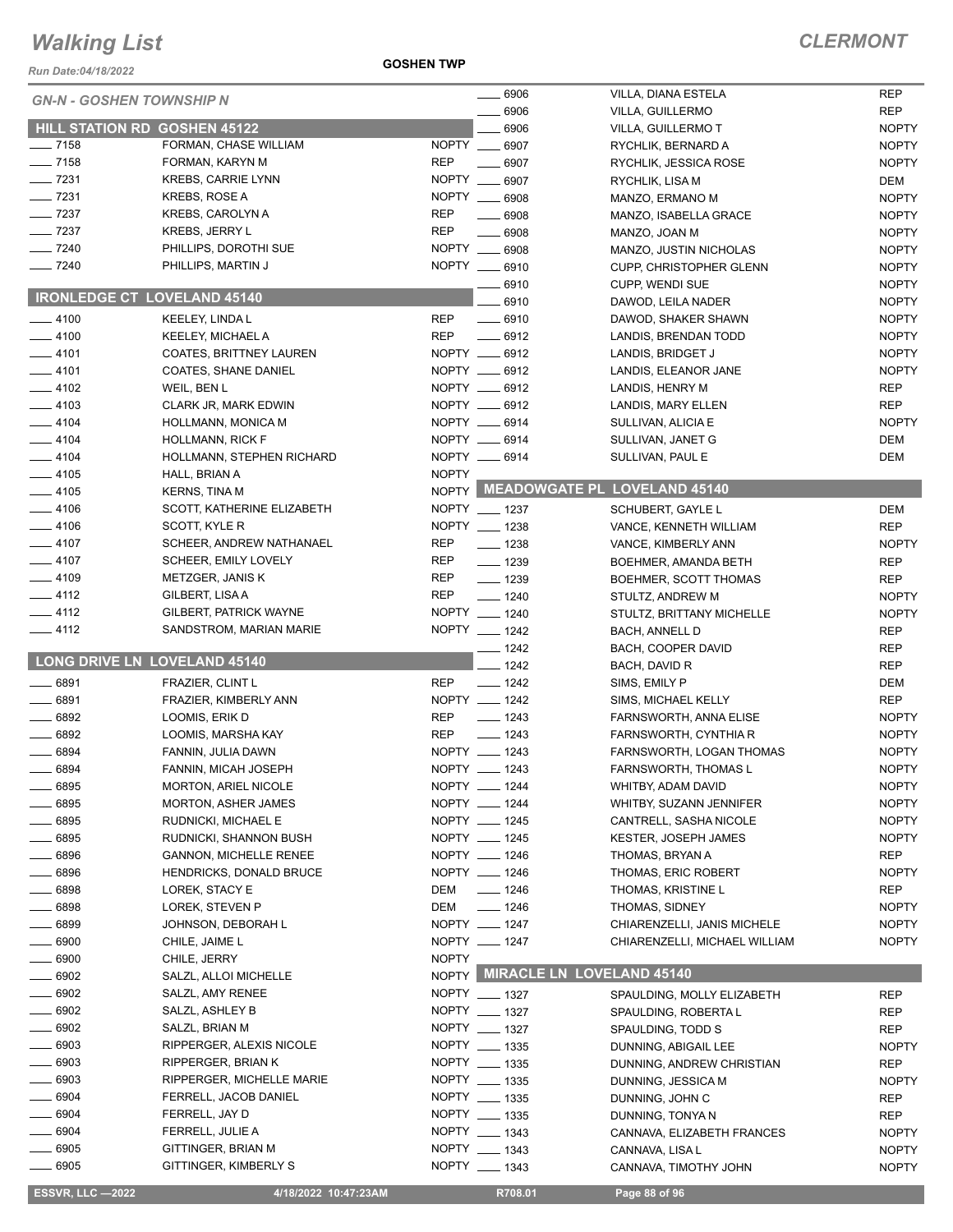# Walking List

## CLERMONT

Run Date:04/18/2022

GOSHEN TWP

### GN-N - GOSHEN TOWNSHIP N

#### HILL STATION RD GOSHEN 45122

| No. | Name | Party |
|---|---|---|
| 7158 | FORMAN, CHASE WILLIAM | NOPTY |
| 7158 | FORMAN, KARYN M | REP |
| 7231 | KREBS, CARRIE LYNN | NOPTY |
| 7231 | KREBS, ROSE A | NOPTY |
| 7237 | KREBS, CAROLYN A | REP |
| 7237 | KREBS, JERRY L | REP |
| 7240 | PHILLIPS, DOROTHI SUE | NOPTY |
| 7240 | PHILLIPS, MARTIN J | NOPTY |

#### IRONLEDGE CT LOVELAND 45140

| No. | Name | Party |
|---|---|---|
| 4100 | KEELEY, LINDA L | REP |
| 4100 | KEELEY, MICHAEL A | REP |
| 4101 | COATES, BRITTNEY LAUREN | NOPTY |
| 4101 | COATES, SHANE DANIEL | NOPTY |
| 4102 | WEIL, BEN L | NOPTY |
| 4103 | CLARK JR, MARK EDWIN | NOPTY |
| 4104 | HOLLMANN, MONICA M | NOPTY |
| 4104 | HOLLMANN, RICK F | NOPTY |
| 4104 | HOLLMANN, STEPHEN RICHARD | NOPTY |
| 4105 | HALL, BRIAN A | NOPTY |
| 4105 | KERNS, TINA M | NOPTY |
| 4106 | SCOTT, KATHERINE ELIZABETH | NOPTY |
| 4106 | SCOTT, KYLE R | NOPTY |
| 4107 | SCHEER, ANDREW NATHANAEL | REP |
| 4107 | SCHEER, EMILY LOVELY | REP |
| 4109 | METZGER, JANIS K | REP |
| 4112 | GILBERT, LISA A | REP |
| 4112 | GILBERT, PATRICK WAYNE | NOPTY |
| 4112 | SANDSTROM, MARIAN MARIE | NOPTY |

#### LONG DRIVE LN LOVELAND 45140

| No. | Name | Party |
|---|---|---|
| 6891 | FRAZIER, CLINT L | REP |
| 6891 | FRAZIER, KIMBERLY ANN | NOPTY |
| 6892 | LOOMIS, ERIK D | REP |
| 6892 | LOOMIS, MARSHA KAY | REP |
| 6894 | FANNIN, JULIA DAWN | NOPTY |
| 6894 | FANNIN, MICAH JOSEPH | NOPTY |
| 6895 | MORTON, ARIEL NICOLE | NOPTY |
| 6895 | MORTON, ASHER JAMES | NOPTY |
| 6895 | RUDNICKI, MICHAEL E | NOPTY |
| 6895 | RUDNICKI, SHANNON BUSH | NOPTY |
| 6896 | GANNON, MICHELLE RENEE | NOPTY |
| 6896 | HENDRICKS, DONALD BRUCE | NOPTY |
| 6898 | LOREK, STACY E | DEM |
| 6898 | LOREK, STEVEN P | DEM |
| 6899 | JOHNSON, DEBORAH L | NOPTY |
| 6900 | CHILE, JAIME L | NOPTY |
| 6900 | CHILE, JERRY | NOPTY |
| 6902 | SALZL, ALLOI MICHELLE | NOPTY |
| 6902 | SALZL, AMY RENEE | NOPTY |
| 6902 | SALZL, ASHLEY B | NOPTY |
| 6902 | SALZL, BRIAN M | NOPTY |
| 6903 | RIPPERGER, ALEXIS NICOLE | NOPTY |
| 6903 | RIPPERGER, BRIAN K | NOPTY |
| 6903 | RIPPERGER, MICHELLE MARIE | NOPTY |
| 6904 | FERRELL, JACOB DANIEL | NOPTY |
| 6904 | FERRELL, JAY D | NOPTY |
| 6904 | FERRELL, JULIE A | NOPTY |
| 6905 | GITTINGER, BRIAN M | NOPTY |
| 6905 | GITTINGER, KIMBERLY S | NOPTY |
| 6906 | VILLA, DIANA ESTELA | REP |
| 6906 | VILLA, GUILLERMO | REP |
| 6906 | VILLA, GUILLERMO T | NOPTY |
| 6907 | RYCHLIK, BERNARD A | NOPTY |
| 6907 | RYCHLIK, JESSICA ROSE | NOPTY |
| 6907 | RYCHLIK, LISA M | DEM |
| 6908 | MANZO, ERMANO M | NOPTY |
| 6908 | MANZO, ISABELLA GRACE | NOPTY |
| 6908 | MANZO, JOAN M | NOPTY |
| 6908 | MANZO, JUSTIN NICHOLAS | NOPTY |
| 6910 | CUPP, CHRISTOPHER GLENN | NOPTY |
| 6910 | CUPP, WENDI SUE | NOPTY |
| 6910 | DAWOD, LEILA NADER | NOPTY |
| 6910 | DAWOD, SHAKER SHAWN | NOPTY |
| 6912 | LANDIS, BRENDAN TODD | NOPTY |
| 6912 | LANDIS, BRIDGET J | NOPTY |
| 6912 | LANDIS, ELEANOR JANE | NOPTY |
| 6912 | LANDIS, HENRY M | REP |
| 6912 | LANDIS, MARY ELLEN | REP |
| 6914 | SULLIVAN, ALICIA E | NOPTY |
| 6914 | SULLIVAN, JANET G | DEM |
| 6914 | SULLIVAN, PAUL E | DEM |

#### MEADOWGATE PL LOVELAND 45140

| No. | Name | Party |
|---|---|---|
| 1237 | SCHUBERT, GAYLE L | DEM |
| 1238 | VANCE, KENNETH WILLIAM | REP |
| 1238 | VANCE, KIMBERLY ANN | NOPTY |
| 1239 | BOEHMER, AMANDA BETH | REP |
| 1239 | BOEHMER, SCOTT THOMAS | REP |
| 1240 | STULTZ, ANDREW M | NOPTY |
| 1240 | STULTZ, BRITTANY MICHELLE | NOPTY |
| 1242 | BACH, ANNELL D | REP |
| 1242 | BACH, COOPER DAVID | REP |
| 1242 | BACH, DAVID R | REP |
| 1242 | SIMS, EMILY P | DEM |
| 1242 | SIMS, MICHAEL KELLY | REP |
| 1243 | FARNSWORTH, ANNA ELISE | NOPTY |
| 1243 | FARNSWORTH, CYNTHIA R | NOPTY |
| 1243 | FARNSWORTH, LOGAN THOMAS | NOPTY |
| 1243 | FARNSWORTH, THOMAS L | NOPTY |
| 1244 | WHITBY, ADAM DAVID | NOPTY |
| 1244 | WHITBY, SUZANN JENNIFER | NOPTY |
| 1245 | CANTRELL, SASHA NICOLE | NOPTY |
| 1245 | KESTER, JOSEPH JAMES | NOPTY |
| 1246 | THOMAS, BRYAN A | REP |
| 1246 | THOMAS, ERIC ROBERT | NOPTY |
| 1246 | THOMAS, KRISTINE L | REP |
| 1246 | THOMAS, SIDNEY | NOPTY |
| 1247 | CHIARENZELLI, JANIS MICHELE | NOPTY |
| 1247 | CHIARENZELLI, MICHAEL WILLIAM | NOPTY |

#### MIRACLE LN LOVELAND 45140

| No. | Name | Party |
|---|---|---|
| 1327 | SPAULDING, MOLLY ELIZABETH | REP |
| 1327 | SPAULDING, ROBERTA L | REP |
| 1327 | SPAULDING, TODD S | REP |
| 1335 | DUNNING, ABIGAIL LEE | NOPTY |
| 1335 | DUNNING, ANDREW CHRISTIAN | REP |
| 1335 | DUNNING, JESSICA M | NOPTY |
| 1335 | DUNNING, JOHN C | REP |
| 1335 | DUNNING, TONYA N | REP |
| 1343 | CANNAVA, ELIZABETH FRANCES | NOPTY |
| 1343 | CANNAVA, LISA L | NOPTY |
| 1343 | CANNAVA, TIMOTHY JOHN | NOPTY |

ESSVR, LLC —2022 4/18/2022 10:47:23AM R708.01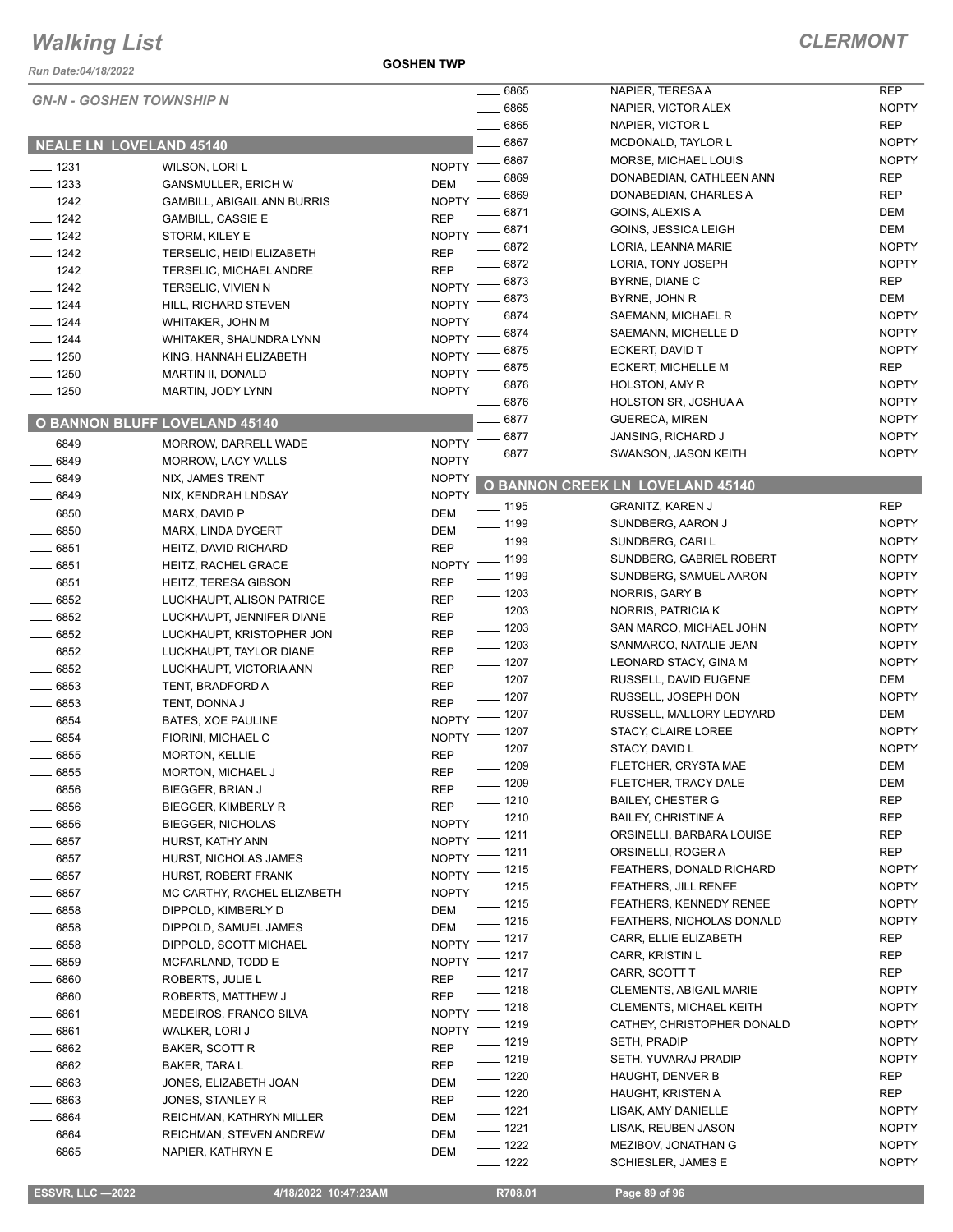# Walking List

**CLERMONT**

Run Date:04/18/2022

GOSHEN TWP

*GN-N - GOSHEN TOWNSHIP N*

## NEALE LN LOVELAND 45140

| # | Name | Party |
|---|---|---|
| 1231 | WILSON, LORI L | NOPTY |
| 1233 | GANSMULLER, ERICH W | DEM |
| 1242 | GAMBILL, ABIGAIL ANN BURRIS | NOPTY |
| 1242 | GAMBILL, CASSIE E | REP |
| 1242 | STORM, KILEY E | NOPTY |
| 1242 | TERSELIC, HEIDI ELIZABETH | REP |
| 1242 | TERSELIC, MICHAEL ANDRE | REP |
| 1242 | TERSELIC, VIVIEN N | NOPTY |
| 1244 | HILL, RICHARD STEVEN | NOPTY |
| 1244 | WHITAKER, JOHN M | NOPTY |
| 1244 | WHITAKER, SHAUNDRA LYNN | NOPTY |
| 1250 | KING, HANNAH ELIZABETH | NOPTY |
| 1250 | MARTIN II, DONALD | NOPTY |
| 1250 | MARTIN, JODY LYNN | NOPTY |

## O BANNON BLUFF LOVELAND 45140

| # | Name | Party |
|---|---|---|
| 6849 | MORROW, DARRELL WADE | NOPTY |
| 6849 | MORROW, LACY VALLS | NOPTY |
| 6849 | NIX, JAMES TRENT | NOPTY |
| 6849 | NIX, KENDRAH LNDSAY | NOPTY |
| 6850 | MARX, DAVID P | DEM |
| 6850 | MARX, LINDA DYGERT | DEM |
| 6851 | HEITZ, DAVID RICHARD | REP |
| 6851 | HEITZ, RACHEL GRACE | NOPTY |
| 6851 | HEITZ, TERESA GIBSON | REP |
| 6852 | LUCKHAUPT, ALISON PATRICE | REP |
| 6852 | LUCKHAUPT, JENNIFER DIANE | REP |
| 6852 | LUCKHAUPT, KRISTOPHER JON | REP |
| 6852 | LUCKHAUPT, TAYLOR DIANE | REP |
| 6852 | LUCKHAUPT, VICTORIA ANN | REP |
| 6853 | TENT, BRADFORD A | REP |
| 6853 | TENT, DONNA J | REP |
| 6854 | BATES, XOE PAULINE | NOPTY |
| 6854 | FIORINI, MICHAEL C | NOPTY |
| 6855 | MORTON, KELLIE | REP |
| 6855 | MORTON, MICHAEL J | REP |
| 6856 | BIEGGER, BRIAN J | REP |
| 6856 | BIEGGER, KIMBERLY R | REP |
| 6856 | BIEGGER, NICHOLAS | NOPTY |
| 6857 | HURST, KATHY ANN | NOPTY |
| 6857 | HURST, NICHOLAS JAMES | NOPTY |
| 6857 | HURST, ROBERT FRANK | NOPTY |
| 6857 | MC CARTHY, RACHEL ELIZABETH | NOPTY |
| 6858 | DIPPOLD, KIMBERLY D | DEM |
| 6858 | DIPPOLD, SAMUEL JAMES | DEM |
| 6858 | DIPPOLD, SCOTT MICHAEL | NOPTY |
| 6859 | MCFARLAND, TODD E | NOPTY |
| 6860 | ROBERTS, JULIE L | REP |
| 6860 | ROBERTS, MATTHEW J | REP |
| 6861 | MEDEIROS, FRANCO SILVA | NOPTY |
| 6861 | WALKER, LORI J | NOPTY |
| 6862 | BAKER, SCOTT R | REP |
| 6862 | BAKER, TARA L | REP |
| 6863 | JONES, ELIZABETH JOAN | DEM |
| 6863 | JONES, STANLEY R | REP |
| 6864 | REICHMAN, KATHRYN MILLER | DEM |
| 6864 | REICHMAN, STEVEN ANDREW | DEM |
| 6865 | NAPIER, KATHRYN E | DEM |
| 6865 | NAPIER, TERESA A | REP |
| 6865 | NAPIER, VICTOR ALEX | NOPTY |
| 6865 | NAPIER, VICTOR L | REP |
| 6867 | MCDONALD, TAYLOR L | NOPTY |
| 6867 | MORSE, MICHAEL LOUIS | NOPTY |
| 6869 | DONABEDIAN, CATHLEEN ANN | REP |
| 6869 | DONABEDIAN, CHARLES A | REP |
| 6871 | GOINS, ALEXIS A | DEM |
| 6871 | GOINS, JESSICA LEIGH | DEM |
| 6872 | LORIA, LEANNA MARIE | NOPTY |
| 6872 | LORIA, TONY JOSEPH | NOPTY |
| 6873 | BYRNE, DIANE C | REP |
| 6873 | BYRNE, JOHN R | DEM |
| 6874 | SAEMANN, MICHAEL R | NOPTY |
| 6874 | SAEMANN, MICHELLE D | NOPTY |
| 6875 | ECKERT, DAVID T | NOPTY |
| 6875 | ECKERT, MICHELLE M | REP |
| 6876 | HOLSTON, AMY R | NOPTY |
| 6876 | HOLSTON SR, JOSHUA A | NOPTY |
| 6877 | GUERECA, MIREN | NOPTY |
| 6877 | JANSING, RICHARD J | NOPTY |
| 6877 | SWANSON, JASON KEITH | NOPTY |

## O BANNON CREEK LN LOVELAND 45140

| # | Name | Party |
|---|---|---|
| 1195 | GRANITZ, KAREN J | REP |
| 1199 | SUNDBERG, AARON J | NOPTY |
| 1199 | SUNDBERG, CARI L | NOPTY |
| 1199 | SUNDBERG, GABRIEL ROBERT | NOPTY |
| 1199 | SUNDBERG, SAMUEL AARON | NOPTY |
| 1203 | NORRIS, GARY B | NOPTY |
| 1203 | NORRIS, PATRICIA K | NOPTY |
| 1203 | SAN MARCO, MICHAEL JOHN | NOPTY |
| 1203 | SANMARCO, NATALIE JEAN | NOPTY |
| 1207 | LEONARD STACY, GINA M | NOPTY |
| 1207 | RUSSELL, DAVID EUGENE | DEM |
| 1207 | RUSSELL, JOSEPH DON | NOPTY |
| 1207 | RUSSELL, MALLORY LEDYARD | DEM |
| 1207 | STACY, CLAIRE LOREE | NOPTY |
| 1207 | STACY, DAVID L | NOPTY |
| 1209 | FLETCHER, CRYSTA MAE | DEM |
| 1209 | FLETCHER, TRACY DALE | DEM |
| 1210 | BAILEY, CHESTER G | REP |
| 1210 | BAILEY, CHRISTINE A | REP |
| 1211 | ORSINELLI, BARBARA LOUISE | REP |
| 1211 | ORSINELLI, ROGER A | REP |
| 1215 | FEATHERS, DONALD RICHARD | NOPTY |
| 1215 | FEATHERS, JILL RENEE | NOPTY |
| 1215 | FEATHERS, KENNEDY RENEE | NOPTY |
| 1215 | FEATHERS, NICHOLAS DONALD | NOPTY |
| 1217 | CARR, ELLIE ELIZABETH | REP |
| 1217 | CARR, KRISTIN L | REP |
| 1217 | CARR, SCOTT T | REP |
| 1218 | CLEMENTS, ABIGAIL MARIE | NOPTY |
| 1218 | CLEMENTS, MICHAEL KEITH | NOPTY |
| 1219 | CATHEY, CHRISTOPHER DONALD | NOPTY |
| 1219 | SETH, PRADIP | NOPTY |
| 1219 | SETH, YUVARAJ PRADIP | NOPTY |
| 1220 | HAUGHT, DENVER B | REP |
| 1220 | HAUGHT, KRISTEN A | REP |
| 1221 | LISAK, AMY DANIELLE | NOPTY |
| 1221 | LISAK, REUBEN JASON | NOPTY |
| 1222 | MEZIBOV, JONATHAN G | NOPTY |
| 1222 | SCHIESLER, JAMES E | NOPTY |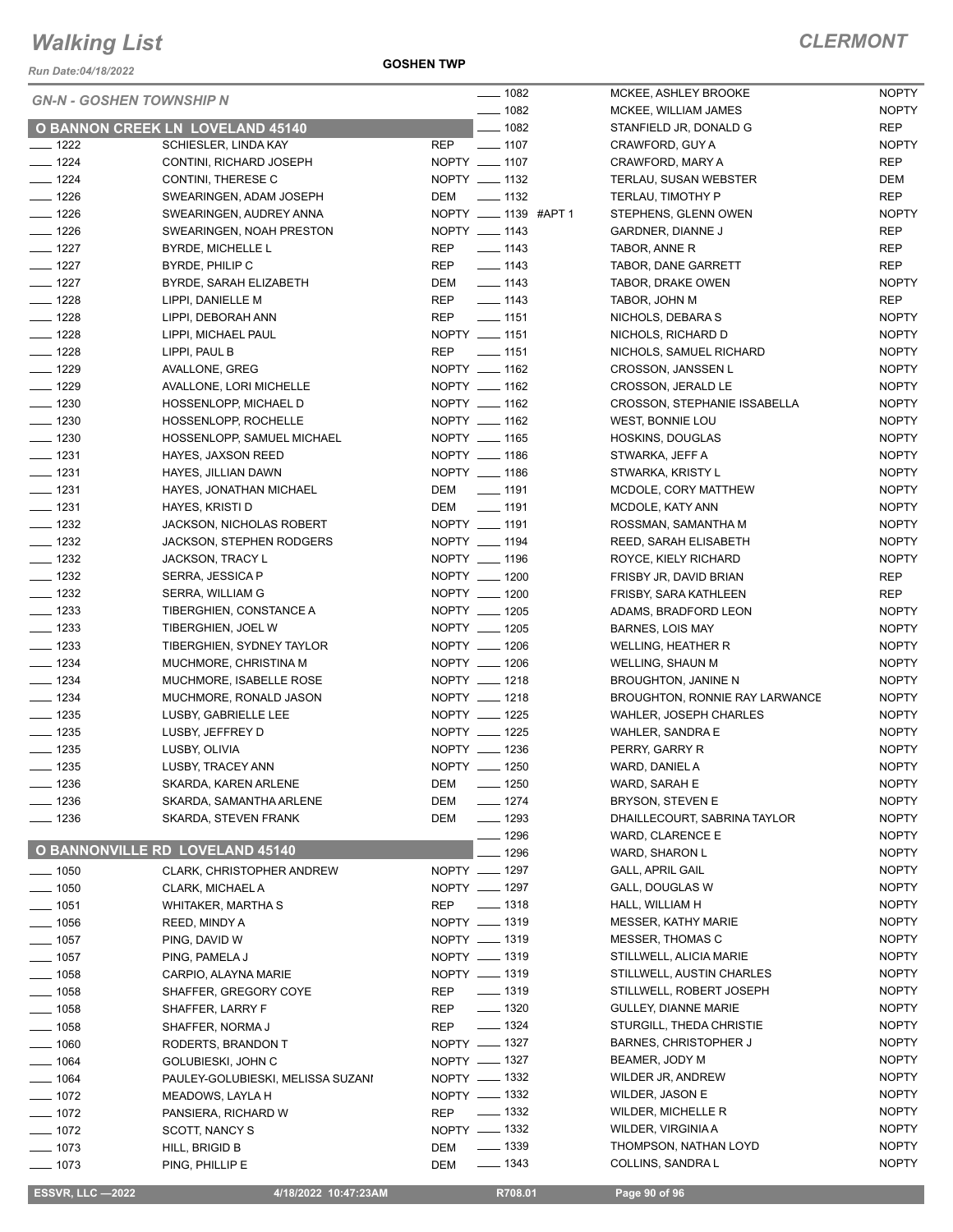# Walking List

## CLERMONT

Run Date:04/18/2022

GOSHEN TWP

### GN-N - GOSHEN TOWNSHIP N

#### O BANNON CREEK LN LOVELAND 45140

| No. | Name | Party |
|---|---|---|
| ____ 1222 | SCHIESLER, LINDA KAY | REP |
| ____ 1224 | CONTINI, RICHARD JOSEPH | NOPTY |
| ____ 1224 | CONTINI, THERESE C | NOPTY |
| ____ 1226 | SWEARINGEN, ADAM JOSEPH | DEM |
| ____ 1226 | SWEARINGEN, AUDREY ANNA | NOPTY |
| ____ 1226 | SWEARINGEN, NOAH PRESTON | NOPTY |
| ____ 1227 | BYRDE, MICHELLE L | REP |
| ____ 1227 | BYRDE, PHILIP C | REP |
| ____ 1227 | BYRDE, SARAH ELIZABETH | DEM |
| ____ 1228 | LIPPI, DANIELLE M | REP |
| ____ 1228 | LIPPI, DEBORAH ANN | REP |
| ____ 1228 | LIPPI, MICHAEL PAUL | NOPTY |
| ____ 1228 | LIPPI, PAUL B | REP |
| ____ 1229 | AVALLONE, GREG | NOPTY |
| ____ 1229 | AVALLONE, LORI MICHELLE | NOPTY |
| ____ 1230 | HOSSENLOPP, MICHAEL D | NOPTY |
| ____ 1230 | HOSSENLOPP, ROCHELLE | NOPTY |
| ____ 1230 | HOSSENLOPP, SAMUEL MICHAEL | NOPTY |
| ____ 1231 | HAYES, JAXSON REED | NOPTY |
| ____ 1231 | HAYES, JILLIAN DAWN | NOPTY |
| ____ 1231 | HAYES, JONATHAN MICHAEL | DEM |
| ____ 1231 | HAYES, KRISTI D | DEM |
| ____ 1232 | JACKSON, NICHOLAS ROBERT | NOPTY |
| ____ 1232 | JACKSON, STEPHEN RODGERS | NOPTY |
| ____ 1232 | JACKSON, TRACY L | NOPTY |
| ____ 1232 | SERRA, JESSICA P | NOPTY |
| ____ 1232 | SERRA, WILLIAM G | NOPTY |
| ____ 1233 | TIBERGHIEN, CONSTANCE A | NOPTY |
| ____ 1233 | TIBERGHIEN, JOEL W | NOPTY |
| ____ 1233 | TIBERGHIEN, SYDNEY TAYLOR | NOPTY |
| ____ 1234 | MUCHMORE, CHRISTINA M | NOPTY |
| ____ 1234 | MUCHMORE, ISABELLE ROSE | NOPTY |
| ____ 1234 | MUCHMORE, RONALD JASON | NOPTY |
| ____ 1235 | LUSBY, GABRIELLE LEE | NOPTY |
| ____ 1235 | LUSBY, JEFFREY D | NOPTY |
| ____ 1235 | LUSBY, OLIVIA | NOPTY |
| ____ 1235 | LUSBY, TRACEY ANN | NOPTY |
| ____ 1236 | SKARDA, KAREN ARLENE | DEM |
| ____ 1236 | SKARDA, SAMANTHA ARLENE | DEM |
| ____ 1236 | SKARDA, STEVEN FRANK | DEM |

#### O BANNONVILLE RD LOVELAND 45140

| No. | Name | Party |
|---|---|---|
| ____ 1050 | CLARK, CHRISTOPHER ANDREW | NOPTY |
| ____ 1050 | CLARK, MICHAEL A | NOPTY |
| ____ 1051 | WHITAKER, MARTHA S | REP |
| ____ 1056 | REED, MINDY A | NOPTY |
| ____ 1057 | PING, DAVID W | NOPTY |
| ____ 1057 | PING, PAMELA J | NOPTY |
| ____ 1058 | CARPIO, ALAYNA MARIE | NOPTY |
| ____ 1058 | SHAFFER, GREGORY COYE | REP |
| ____ 1058 | SHAFFER, LARRY F | REP |
| ____ 1058 | SHAFFER, NORMA J | REP |
| ____ 1060 | RODERTS, BRANDON T | NOPTY |
| ____ 1064 | GOLUBIESKI, JOHN C | NOPTY |
| ____ 1064 | PAULEY-GOLUBIESKI, MELISSA SUZANI | NOPTY |
| ____ 1072 | MEADOWS, LAYLA H | NOPTY |
| ____ 1072 | PANSIERA, RICHARD W | REP |
| ____ 1072 | SCOTT, NANCY S | NOPTY |
| ____ 1073 | HILL, BRIGID B | DEM |
| ____ 1073 | PING, PHILLIP E | DEM |
| ____ 1082 | MCKEE, ASHLEY BROOKE | NOPTY |
| ____ 1082 | MCKEE, WILLIAM JAMES | NOPTY |
| ____ 1082 | STANFIELD JR, DONALD G | REP |
| ____ 1107 | CRAWFORD, GUY A | NOPTY |
| ____ 1107 | CRAWFORD, MARY A | REP |
| ____ 1132 | TERLAU, SUSAN WEBSTER | DEM |
| ____ 1132 | TERLAU, TIMOTHY P | REP |
| ____ 1139 #APT 1 | STEPHENS, GLENN OWEN | NOPTY |
| ____ 1143 | GARDNER, DIANNE J | REP |
| ____ 1143 | TABOR, ANNE R | REP |
| ____ 1143 | TABOR, DANE GARRETT | REP |
| ____ 1143 | TABOR, DRAKE OWEN | NOPTY |
| ____ 1143 | TABOR, JOHN M | REP |
| ____ 1151 | NICHOLS, DEBARA S | NOPTY |
| ____ 1151 | NICHOLS, RICHARD D | NOPTY |
| ____ 1151 | NICHOLS, SAMUEL RICHARD | NOPTY |
| ____ 1162 | CROSSON, JANSSEN L | NOPTY |
| ____ 1162 | CROSSON, JERALD LE | NOPTY |
| ____ 1162 | CROSSON, STEPHANIE ISSABELLA | NOPTY |
| ____ 1162 | WEST, BONNIE LOU | NOPTY |
| ____ 1165 | HOSKINS, DOUGLAS | NOPTY |
| ____ 1186 | STWARKA, JEFF A | NOPTY |
| ____ 1186 | STWARKA, KRISTY L | NOPTY |
| ____ 1191 | MCDOLE, CORY MATTHEW | NOPTY |
| ____ 1191 | MCDOLE, KATY ANN | NOPTY |
| ____ 1191 | ROSSMAN, SAMANTHA M | NOPTY |
| ____ 1194 | REED, SARAH ELISABETH | NOPTY |
| ____ 1196 | ROYCE, KIELY RICHARD | NOPTY |
| ____ 1200 | FRISBY JR, DAVID BRIAN | REP |
| ____ 1200 | FRISBY, SARA KATHLEEN | REP |
| ____ 1205 | ADAMS, BRADFORD LEON | NOPTY |
| ____ 1205 | BARNES, LOIS MAY | NOPTY |
| ____ 1206 | WELLING, HEATHER R | NOPTY |
| ____ 1206 | WELLING, SHAUN M | NOPTY |
| ____ 1218 | BROUGHTON, JANINE N | NOPTY |
| ____ 1218 | BROUGHTON, RONNIE RAY LARWANCE | NOPTY |
| ____ 1225 | WAHLER, JOSEPH CHARLES | NOPTY |
| ____ 1225 | WAHLER, SANDRA E | NOPTY |
| ____ 1236 | PERRY, GARRY R | NOPTY |
| ____ 1250 | WARD, DANIEL A | NOPTY |
| ____ 1250 | WARD, SARAH E | NOPTY |
| ____ 1274 | BRYSON, STEVEN E | NOPTY |
| ____ 1293 | DHAILLECOURT, SABRINA TAYLOR | NOPTY |
| ____ 1296 | WARD, CLARENCE E | NOPTY |
| ____ 1296 | WARD, SHARON L | NOPTY |
| ____ 1297 | GALL, APRIL GAIL | NOPTY |
| ____ 1297 | GALL, DOUGLAS W | NOPTY |
| ____ 1318 | HALL, WILLIAM H | NOPTY |
| ____ 1319 | MESSER, KATHY MARIE | NOPTY |
| ____ 1319 | MESSER, THOMAS C | NOPTY |
| ____ 1319 | STILLWELL, ALICIA MARIE | NOPTY |
| ____ 1319 | STILLWELL, AUSTIN CHARLES | NOPTY |
| ____ 1319 | STILLWELL, ROBERT JOSEPH | NOPTY |
| ____ 1320 | GULLEY, DIANNE MARIE | NOPTY |
| ____ 1324 | STURGILL, THEDA CHRISTIE | NOPTY |
| ____ 1327 | BARNES, CHRISTOPHER J | NOPTY |
| ____ 1327 | BEAMER, JODY M | NOPTY |
| ____ 1332 | WILDER JR, ANDREW | NOPTY |
| ____ 1332 | WILDER, JASON E | NOPTY |
| ____ 1332 | WILDER, MICHELLE R | NOPTY |
| ____ 1332 | WILDER, VIRGINIA A | NOPTY |
| ____ 1339 | THOMPSON, NATHAN LOYD | NOPTY |
| ____ 1343 | COLLINS, SANDRA L | NOPTY |

ESSVR, LLC —2022    4/18/2022 10:47:23AM    R708.01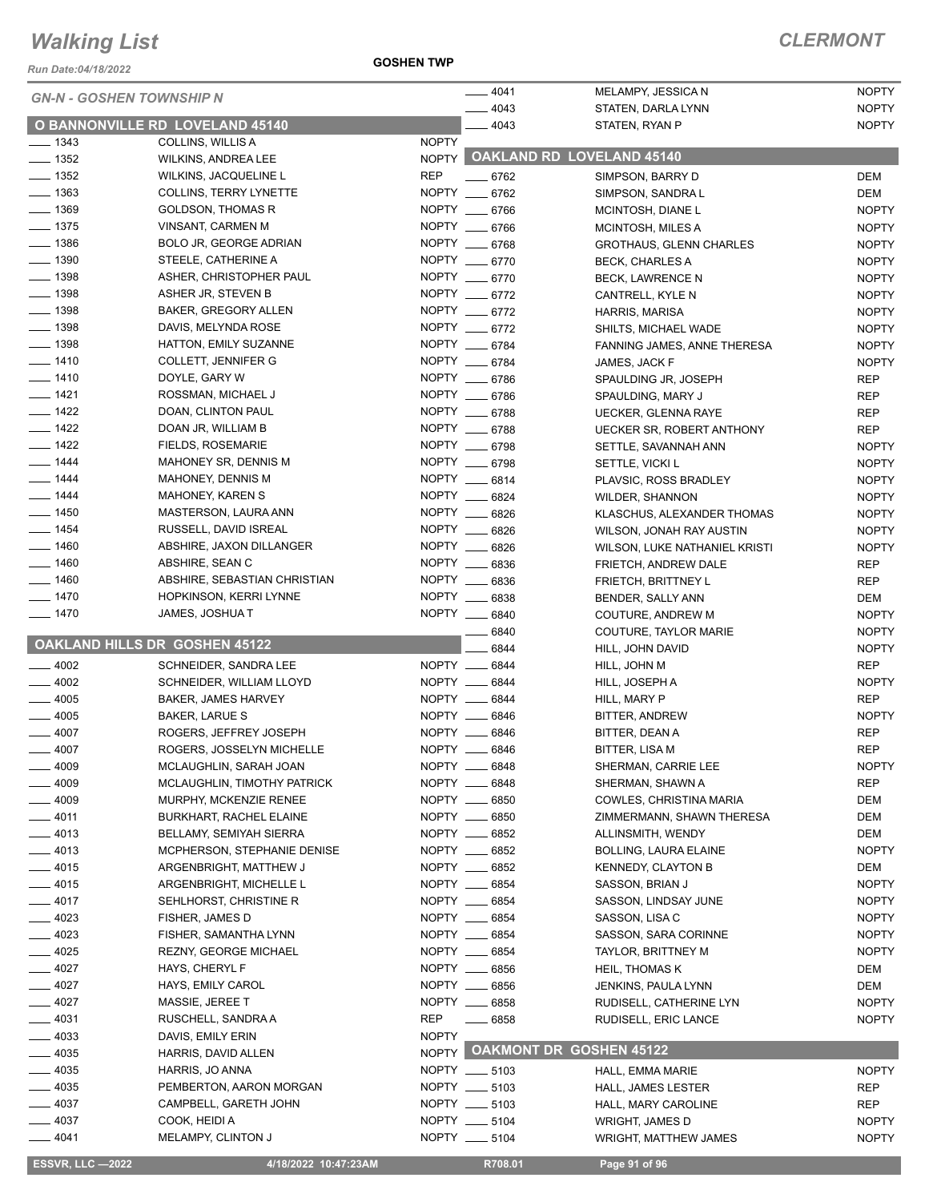# Walking List

**CLERMONT**

Run Date:04/18/2022

**GOSHEN TWP**

*GN-N - GOSHEN TOWNSHIP N*

## O BANNONVILLE RD LOVELAND 45140

| No. | Name | Party |
|---|---|---|
| 1343 | COLLINS, WILLIS A | NOPTY |
| 1352 | WILKINS, ANDREA LEE | NOPTY |
| 1352 | WILKINS, JACQUELINE L | REP |
| 1363 | COLLINS, TERRY LYNETTE | NOPTY |
| 1369 | GOLDSON, THOMAS R | NOPTY |
| 1375 | VINSANT, CARMEN M | NOPTY |
| 1386 | BOLO JR, GEORGE ADRIAN | NOPTY |
| 1390 | STEELE, CATHERINE A | NOPTY |
| 1398 | ASHER, CHRISTOPHER PAUL | NOPTY |
| 1398 | ASHER JR, STEVEN B | NOPTY |
| 1398 | BAKER, GREGORY ALLEN | NOPTY |
| 1398 | DAVIS, MELYNDA ROSE | NOPTY |
| 1398 | HATTON, EMILY SUZANNE | NOPTY |
| 1410 | COLLETT, JENNIFER G | NOPTY |
| 1410 | DOYLE, GARY W | NOPTY |
| 1421 | ROSSMAN, MICHAEL J | NOPTY |
| 1422 | DOAN, CLINTON PAUL | NOPTY |
| 1422 | DOAN JR, WILLIAM B | NOPTY |
| 1422 | FIELDS, ROSEMARIE | NOPTY |
| 1444 | MAHONEY SR, DENNIS M | NOPTY |
| 1444 | MAHONEY, DENNIS M | NOPTY |
| 1444 | MAHONEY, KAREN S | NOPTY |
| 1450 | MASTERSON, LAURA ANN | NOPTY |
| 1454 | RUSSELL, DAVID ISREAL | NOPTY |
| 1460 | ABSHIRE, JAXON DILLANGER | NOPTY |
| 1460 | ABSHIRE, SEAN C | NOPTY |
| 1460 | ABSHIRE, SEBASTIAN CHRISTIAN | NOPTY |
| 1470 | HOPKINSON, KERRI LYNNE | NOPTY |
| 1470 | JAMES, JOSHUA T | NOPTY |

## OAKLAND HILLS DR GOSHEN 45122

| No. | Name | Party |
|---|---|---|
| 4002 | SCHNEIDER, SANDRA LEE | NOPTY |
| 4002 | SCHNEIDER, WILLIAM LLOYD | NOPTY |
| 4005 | BAKER, JAMES HARVEY | NOPTY |
| 4005 | BAKER, LARUE S | NOPTY |
| 4007 | ROGERS, JEFFREY JOSEPH | NOPTY |
| 4007 | ROGERS, JOSSELYN MICHELLE | NOPTY |
| 4009 | MCLAUGHLIN, SARAH JOAN | NOPTY |
| 4009 | MCLAUGHLIN, TIMOTHY PATRICK | NOPTY |
| 4009 | MURPHY, MCKENZIE RENEE | NOPTY |
| 4011 | BURKHART, RACHEL ELAINE | NOPTY |
| 4013 | BELLAMY, SEMIYAH SIERRA | NOPTY |
| 4013 | MCPHERSON, STEPHANIE DENISE | NOPTY |
| 4015 | ARGENBRIGHT, MATTHEW J | NOPTY |
| 4015 | ARGENBRIGHT, MICHELLE L | NOPTY |
| 4017 | SEHLHORST, CHRISTINE R | NOPTY |
| 4023 | FISHER, JAMES D | NOPTY |
| 4023 | FISHER, SAMANTHA LYNN | NOPTY |
| 4025 | REZNY, GEORGE MICHAEL | NOPTY |
| 4027 | HAYS, CHERYL F | NOPTY |
| 4027 | HAYS, EMILY CAROL | NOPTY |
| 4027 | MASSIE, JEREE T | NOPTY |
| 4031 | RUSCHELL, SANDRA A | REP |
| 4033 | DAVIS, EMILY ERIN | NOPTY |
| 4035 | HARRIS, DAVID ALLEN | NOPTY |
| 4035 | HARRIS, JO ANNA | NOPTY |
| 4035 | PEMBERTON, AARON MORGAN | NOPTY |
| 4037 | CAMPBELL, GARETH JOHN | NOPTY |
| 4037 | COOK, HEIDI A | NOPTY |
| 4041 | MELAMPY, CLINTON J | NOPTY |
| 4041 | MELAMPY, JESSICA N | NOPTY |
| 4043 | STATEN, DARLA LYNN | NOPTY |
| 4043 | STATEN, RYAN P | NOPTY |

## OAKLAND RD LOVELAND 45140

| No. | Name | Party |
|---|---|---|
| 6762 | SIMPSON, BARRY D | DEM |
| 6762 | SIMPSON, SANDRA L | DEM |
| 6766 | MCINTOSH, DIANE L | NOPTY |
| 6766 | MCINTOSH, MILES A | NOPTY |
| 6768 | GROTHAUS, GLENN CHARLES | NOPTY |
| 6770 | BECK, CHARLES A | NOPTY |
| 6770 | BECK, LAWRENCE N | NOPTY |
| 6772 | CANTRELL, KYLE N | NOPTY |
| 6772 | HARRIS, MARISA | NOPTY |
| 6772 | SHILTS, MICHAEL WADE | NOPTY |
| 6784 | FANNING JAMES, ANNE THERESA | NOPTY |
| 6784 | JAMES, JACK F | NOPTY |
| 6786 | SPAULDING JR, JOSEPH | REP |
| 6786 | SPAULDING, MARY J | REP |
| 6788 | UECKER, GLENNA RAYE | REP |
| 6788 | UECKER SR, ROBERT ANTHONY | REP |
| 6798 | SETTLE, SAVANNAH ANN | NOPTY |
| 6798 | SETTLE, VICKI L | NOPTY |
| 6814 | PLAVSIC, ROSS BRADLEY | NOPTY |
| 6824 | WILDER, SHANNON | NOPTY |
| 6826 | KLASCHUS, ALEXANDER THOMAS | NOPTY |
| 6826 | WILSON, JONAH RAY AUSTIN | NOPTY |
| 6826 | WILSON, LUKE NATHANIEL KRISTI | NOPTY |
| 6836 | FRIETCH, ANDREW DALE | REP |
| 6836 | FRIETCH, BRITTNEY L | REP |
| 6838 | BENDER, SALLY ANN | DEM |
| 6840 | COUTURE, ANDREW M | NOPTY |
| 6840 | COUTURE, TAYLOR MARIE | NOPTY |
| 6844 | HILL, JOHN DAVID | NOPTY |
| 6844 | HILL, JOHN M | REP |
| 6844 | HILL, JOSEPH A | NOPTY |
| 6844 | HILL, MARY P | REP |
| 6846 | BITTER, ANDREW | NOPTY |
| 6846 | BITTER, DEAN A | REP |
| 6846 | BITTER, LISA M | REP |
| 6848 | SHERMAN, CARRIE LEE | NOPTY |
| 6848 | SHERMAN, SHAWN A | REP |
| 6850 | COWLES, CHRISTINA MARIA | DEM |
| 6850 | ZIMMERMANN, SHAWN THERESA | DEM |
| 6852 | ALLINSMITH, WENDY | DEM |
| 6852 | BOLLING, LAURA ELAINE | NOPTY |
| 6852 | KENNEDY, CLAYTON B | DEM |
| 6854 | SASSON, BRIAN J | NOPTY |
| 6854 | SASSON, LINDSAY JUNE | NOPTY |
| 6854 | SASSON, LISA C | NOPTY |
| 6854 | SASSON, SARA CORINNE | NOPTY |
| 6854 | TAYLOR, BRITTNEY M | NOPTY |
| 6856 | HEIL, THOMAS K | DEM |
| 6856 | JENKINS, PAULA LYNN | DEM |
| 6858 | RUDISELL, CATHERINE LYN | NOPTY |
| 6858 | RUDISELL, ERIC LANCE | NOPTY |

## OAKMONT DR GOSHEN 45122

| No. | Name | Party |
|---|---|---|
| 5103 | HALL, EMMA MARIE | NOPTY |
| 5103 | HALL, JAMES LESTER | REP |
| 5103 | HALL, MARY CAROLINE | REP |
| 5104 | WRIGHT, JAMES D | NOPTY |
| 5104 | WRIGHT, MATTHEW JAMES | NOPTY |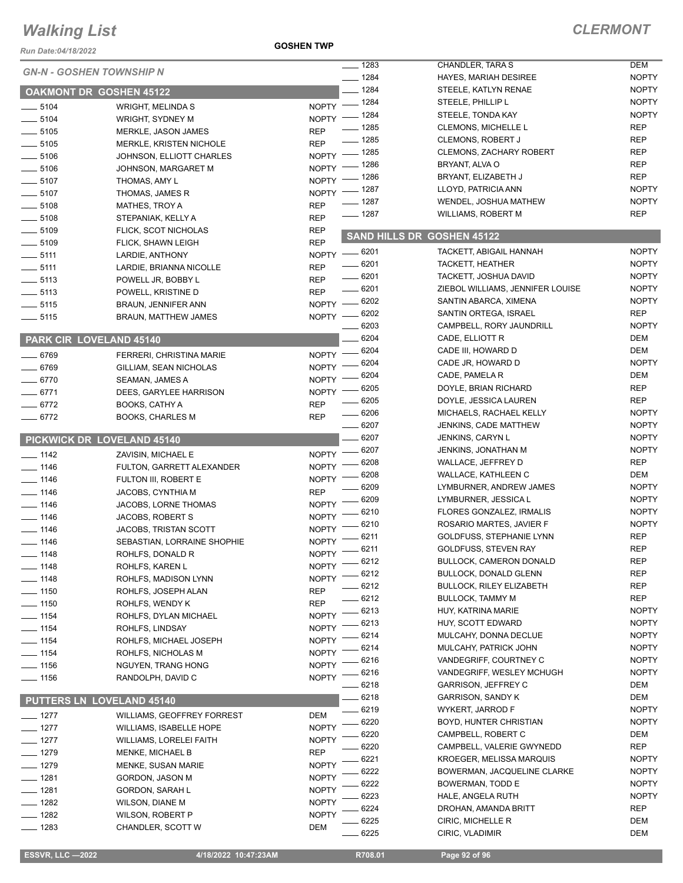# Walking List

**CLERMONT**

Run Date:04/18/2022

GOSHEN TWP

## GN-N - GOSHEN TOWNSHIP N

### OAKMONT DR GOSHEN 45122

| No. | Name | Party |
|---|---|---|
| 5104 | WRIGHT, MELINDA S | NOPTY |
| 5104 | WRIGHT, SYDNEY M | NOPTY |
| 5105 | MERKLE, JASON JAMES | REP |
| 5105 | MERKLE, KRISTEN NICHOLE | REP |
| 5106 | JOHNSON, ELLIOTT CHARLES | NOPTY |
| 5106 | JOHNSON, MARGARET M | NOPTY |
| 5107 | THOMAS, AMY L | NOPTY |
| 5107 | THOMAS, JAMES R | NOPTY |
| 5108 | MATHES, TROY A | REP |
| 5108 | STEPANIAK, KELLY A | REP |
| 5109 | FLICK, SCOT NICHOLAS | REP |
| 5109 | FLICK, SHAWN LEIGH | REP |
| 5111 | LARDIE, ANTHONY | NOPTY |
| 5111 | LARDIE, BRIANNA NICOLLE | REP |
| 5113 | POWELL JR, BOBBY L | REP |
| 5113 | POWELL, KRISTINE D | REP |
| 5115 | BRAUN, JENNIFER ANN | NOPTY |
| 5115 | BRAUN, MATTHEW JAMES | NOPTY |

### PARK CIR LOVELAND 45140

| No. | Name | Party |
|---|---|---|
| 6769 | FERRERI, CHRISTINA MARIE | NOPTY |
| 6769 | GILLIAM, SEAN NICHOLAS | NOPTY |
| 6770 | SEAMAN, JAMES A | NOPTY |
| 6771 | DEES, GARYLEE HARRISON | NOPTY |
| 6772 | BOOKS, CATHY A | REP |
| 6772 | BOOKS, CHARLES M | REP |

### PICKWICK DR LOVELAND 45140

| No. | Name | Party |
|---|---|---|
| 1142 | ZAVISIN, MICHAEL E | NOPTY |
| 1146 | FULTON, GARRETT ALEXANDER | NOPTY |
| 1146 | FULTON III, ROBERT E | NOPTY |
| 1146 | JACOBS, CYNTHIA M | REP |
| 1146 | JACOBS, LORNE THOMAS | NOPTY |
| 1146 | JACOBS, ROBERT S | NOPTY |
| 1146 | JACOBS, TRISTAN SCOTT | NOPTY |
| 1146 | SEBASTIAN, LORRAINE SHOPHIE | NOPTY |
| 1148 | ROHLFS, DONALD R | NOPTY |
| 1148 | ROHLFS, KAREN L | NOPTY |
| 1148 | ROHLFS, MADISON LYNN | NOPTY |
| 1150 | ROHLFS, JOSEPH ALAN | REP |
| 1150 | ROHLFS, WENDY K | REP |
| 1154 | ROHLFS, DYLAN MICHAEL | NOPTY |
| 1154 | ROHLFS, LINDSAY | NOPTY |
| 1154 | ROHLFS, MICHAEL JOSEPH | NOPTY |
| 1154 | ROHLFS, NICHOLAS M | NOPTY |
| 1156 | NGUYEN, TRANG HONG | NOPTY |
| 1156 | RANDOLPH, DAVID C | NOPTY |

### PUTTERS LN LOVELAND 45140

| No. | Name | Party |
|---|---|---|
| 1277 | WILLIAMS, GEOFFREY FORREST | DEM |
| 1277 | WILLIAMS, ISABELLE HOPE | NOPTY |
| 1277 | WILLIAMS, LORELEI FAITH | NOPTY |
| 1279 | MENKE, MICHAEL B | REP |
| 1279 | MENKE, SUSAN MARIE | NOPTY |
| 1281 | GORDON, JASON M | NOPTY |
| 1281 | GORDON, SARAH L | NOPTY |
| 1282 | WILSON, DIANE M | NOPTY |
| 1282 | WILSON, ROBERT P | NOPTY |
| 1283 | CHANDLER, SCOTT W | DEM |
| 1283 | CHANDLER, TARA S | DEM |
| 1284 | HAYES, MARIAH DESIREE | NOPTY |
| 1284 | STEELE, KATLYN RENAE | NOPTY |
| 1284 | STEELE, PHILLIP L | NOPTY |
| 1284 | STEELE, TONDA KAY | NOPTY |
| 1285 | CLEMONS, MICHELLE L | REP |
| 1285 | CLEMONS, ROBERT J | REP |
| 1285 | CLEMONS, ZACHARY ROBERT | REP |
| 1286 | BRYANT, ALVA O | REP |
| 1286 | BRYANT, ELIZABETH J | REP |
| 1287 | LLOYD, PATRICIA ANN | NOPTY |
| 1287 | WENDEL, JOSHUA MATHEW | NOPTY |
| 1287 | WILLIAMS, ROBERT M | REP |

### SAND HILLS DR GOSHEN 45122

| No. | Name | Party |
|---|---|---|
| 6201 | TACKETT, ABIGAIL HANNAH | NOPTY |
| 6201 | TACKETT, HEATHER | NOPTY |
| 6201 | TACKETT, JOSHUA DAVID | NOPTY |
| 6201 | ZIEBOL WILLIAMS, JENNIFER LOUISE | NOPTY |
| 6202 | SANTIN ABARCA, XIMENA | NOPTY |
| 6202 | SANTIN ORTEGA, ISRAEL | REP |
| 6203 | CAMPBELL, RORY JAUNDRILL | NOPTY |
| 6204 | CADE, ELLIOTT R | DEM |
| 6204 | CADE III, HOWARD D | DEM |
| 6204 | CADE JR, HOWARD D | NOPTY |
| 6204 | CADE, PAMELA R | DEM |
| 6205 | DOYLE, BRIAN RICHARD | REP |
| 6205 | DOYLE, JESSICA LAUREN | REP |
| 6206 | MICHAELS, RACHAEL KELLY | NOPTY |
| 6207 | JENKINS, CADE MATTHEW | NOPTY |
| 6207 | JENKINS, CARYN L | NOPTY |
| 6207 | JENKINS, JONATHAN M | NOPTY |
| 6208 | WALLACE, JEFFREY D | REP |
| 6208 | WALLACE, KATHLEEN C | DEM |
| 6209 | LYMBURNER, ANDREW JAMES | NOPTY |
| 6209 | LYMBURNER, JESSICA L | NOPTY |
| 6210 | FLORES GONZALEZ, IRMALIS | NOPTY |
| 6210 | ROSARIO MARTES, JAVIER F | NOPTY |
| 6211 | GOLDFUSS, STEPHANIE LYNN | REP |
| 6211 | GOLDFUSS, STEVEN RAY | REP |
| 6212 | BULLOCK, CAMERON DONALD | REP |
| 6212 | BULLOCK, DONALD GLENN | REP |
| 6212 | BULLOCK, RILEY ELIZABETH | REP |
| 6212 | BULLOCK, TAMMY M | REP |
| 6213 | HUY, KATRINA MARIE | NOPTY |
| 6213 | HUY, SCOTT EDWARD | NOPTY |
| 6214 | MULCAHY, DONNA DECLUE | NOPTY |
| 6214 | MULCAHY, PATRICK JOHN | NOPTY |
| 6216 | VANDEGRIFF, COURTNEY C | NOPTY |
| 6216 | VANDEGRIFF, WESLEY MCHUGH | NOPTY |
| 6218 | GARRISON, JEFFREY C | DEM |
| 6218 | GARRISON, SANDY K | DEM |
| 6219 | WYKERT, JARROD F | NOPTY |
| 6220 | BOYD, HUNTER CHRISTIAN | NOPTY |
| 6220 | CAMPBELL, ROBERT C | DEM |
| 6220 | CAMPBELL, VALERIE GWYNEDD | REP |
| 6221 | KROEGER, MELISSA MARQUIS | NOPTY |
| 6222 | BOWERMAN, JACQUELINE CLARKE | NOPTY |
| 6222 | BOWERMAN, TODD E | NOPTY |
| 6223 | HALE, ANGELA RUTH | NOPTY |
| 6224 | DROHAN, AMANDA BRITT | REP |
| 6225 | CIRIC, MICHELLE R | DEM |
| 6225 | CIRIC, VLADIMIR | DEM |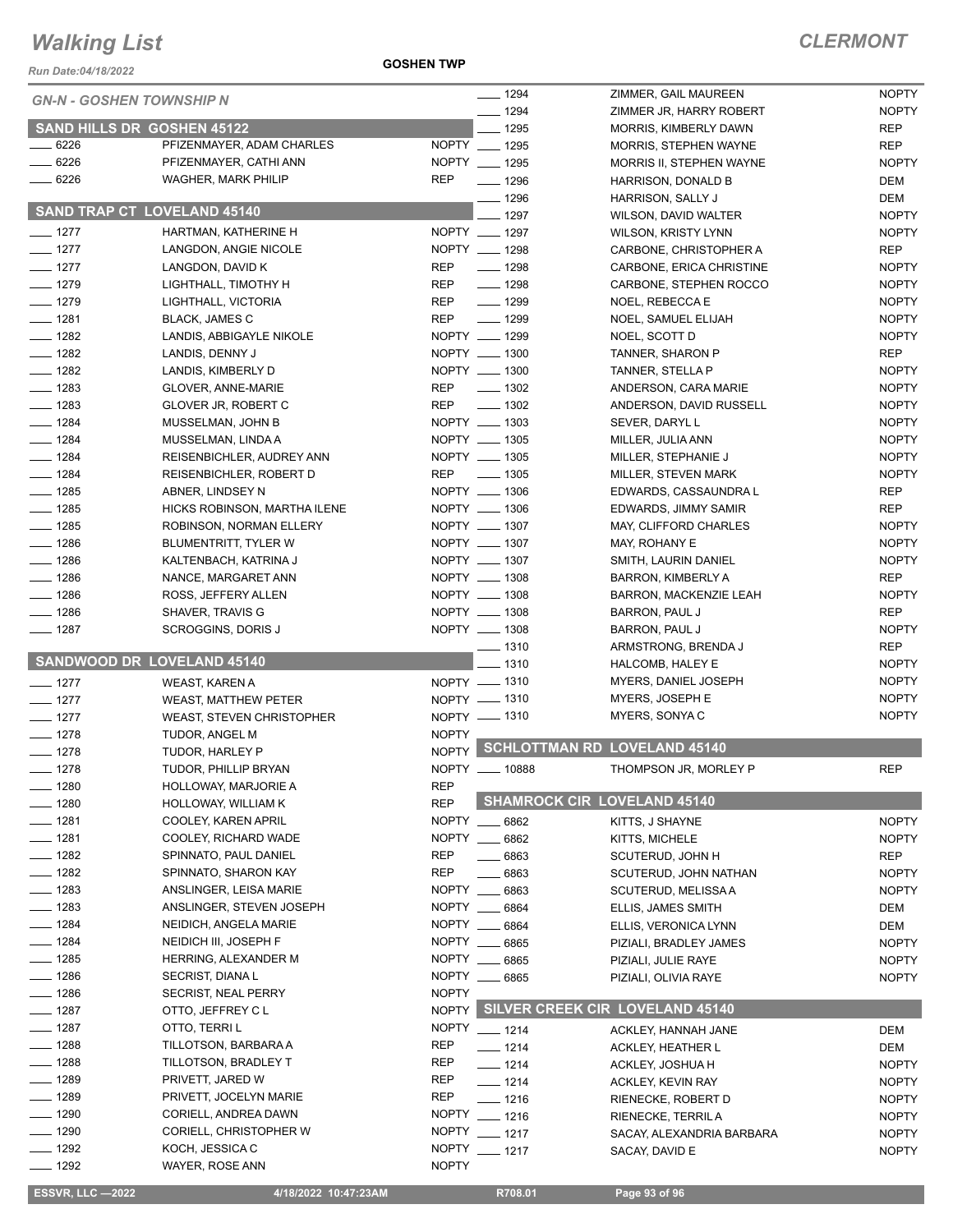# Walking List

**CLERMONT**

Run Date:04/18/2022

GOSHEN TWP

## GN-N - GOSHEN TOWNSHIP N

### SAND HILLS DR GOSHEN 45122

| No. | Name | Party |
|---|---|---|
| 6226 | PFIZENMAYER, ADAM CHARLES | NOPTY |
| 6226 | PFIZENMAYER, CATHI ANN | NOPTY |
| 6226 | WAGHER, MARK PHILIP | REP |

### SAND TRAP CT LOVELAND 45140

| No. | Name | Party |
|---|---|---|
| 1277 | HARTMAN, KATHERINE H | NOPTY |
| 1277 | LANGDON, ANGIE NICOLE | NOPTY |
| 1277 | LANGDON, DAVID K | REP |
| 1279 | LIGHTHALL, TIMOTHY H | REP |
| 1279 | LIGHTHALL, VICTORIA | REP |
| 1281 | BLACK, JAMES C | REP |
| 1282 | LANDIS, ABBIGAYLE NIKOLE | NOPTY |
| 1282 | LANDIS, DENNY J | NOPTY |
| 1282 | LANDIS, KIMBERLY D | NOPTY |
| 1283 | GLOVER, ANNE-MARIE | REP |
| 1283 | GLOVER JR, ROBERT C | REP |
| 1284 | MUSSELMAN, JOHN B | NOPTY |
| 1284 | MUSSELMAN, LINDA A | NOPTY |
| 1284 | REISENBICHLER, AUDREY ANN | NOPTY |
| 1284 | REISENBICHLER, ROBERT D | REP |
| 1285 | ABNER, LINDSEY N | NOPTY |
| 1285 | HICKS ROBINSON, MARTHA ILENE | NOPTY |
| 1285 | ROBINSON, NORMAN ELLERY | NOPTY |
| 1286 | BLUMENTRITT, TYLER W | NOPTY |
| 1286 | KALTENBACH, KATRINA J | NOPTY |
| 1286 | NANCE, MARGARET ANN | NOPTY |
| 1286 | ROSS, JEFFERY ALLEN | NOPTY |
| 1286 | SHAVER, TRAVIS G | NOPTY |
| 1287 | SCROGGINS, DORIS J | NOPTY |

### SANDWOOD DR LOVELAND 45140

| No. | Name | Party |
|---|---|---|
| 1277 | WEAST, KAREN A | NOPTY |
| 1277 | WEAST, MATTHEW PETER | NOPTY |
| 1277 | WEAST, STEVEN CHRISTOPHER | NOPTY |
| 1278 | TUDOR, ANGEL M | NOPTY |
| 1278 | TUDOR, HARLEY P | NOPTY |
| 1278 | TUDOR, PHILLIP BRYAN | NOPTY |
| 1280 | HOLLOWAY, MARJORIE A | REP |
| 1280 | HOLLOWAY, WILLIAM K | REP |
| 1281 | COOLEY, KAREN APRIL | NOPTY |
| 1281 | COOLEY, RICHARD WADE | NOPTY |
| 1282 | SPINNATO, PAUL DANIEL | REP |
| 1282 | SPINNATO, SHARON KAY | REP |
| 1283 | ANSLINGER, LEISA MARIE | NOPTY |
| 1283 | ANSLINGER, STEVEN JOSEPH | NOPTY |
| 1284 | NEIDICH, ANGELA MARIE | NOPTY |
| 1284 | NEIDICH III, JOSEPH F | NOPTY |
| 1285 | HERRING, ALEXANDER M | NOPTY |
| 1286 | SECRIST, DIANA L | NOPTY |
| 1286 | SECRIST, NEAL PERRY | NOPTY |
| 1287 | OTTO, JEFFREY C L | NOPTY |
| 1287 | OTTO, TERRI L | NOPTY |
| 1288 | TILLOTSON, BARBARA A | REP |
| 1288 | TILLOTSON, BRADLEY T | REP |
| 1289 | PRIVETT, JARED W | REP |
| 1289 | PRIVETT, JOCELYN MARIE | REP |
| 1290 | CORIELL, ANDREA DAWN | NOPTY |
| 1290 | CORIELL, CHRISTOPHER W | NOPTY |
| 1292 | KOCH, JESSICA C | NOPTY |
| 1292 | WAYER, ROSE ANN | NOPTY |
| 1294 | ZIMMER, GAIL MAUREEN | NOPTY |
| 1294 | ZIMMER JR, HARRY ROBERT | NOPTY |
| 1295 | MORRIS, KIMBERLY DAWN | REP |
| 1295 | MORRIS, STEPHEN WAYNE | REP |
| 1295 | MORRIS II, STEPHEN WAYNE | NOPTY |
| 1296 | HARRISON, DONALD B | DEM |
| 1296 | HARRISON, SALLY J | DEM |
| 1297 | WILSON, DAVID WALTER | NOPTY |
| 1297 | WILSON, KRISTY LYNN | NOPTY |
| 1298 | CARBONE, CHRISTOPHER A | REP |
| 1298 | CARBONE, ERICA CHRISTINE | NOPTY |
| 1298 | CARBONE, STEPHEN ROCCO | NOPTY |
| 1299 | NOEL, REBECCA E | NOPTY |
| 1299 | NOEL, SAMUEL ELIJAH | NOPTY |
| 1299 | NOEL, SCOTT D | NOPTY |
| 1300 | TANNER, SHARON P | REP |
| 1300 | TANNER, STELLA P | NOPTY |
| 1302 | ANDERSON, CARA MARIE | NOPTY |
| 1302 | ANDERSON, DAVID RUSSELL | NOPTY |
| 1303 | SEVER, DARYL L | NOPTY |
| 1305 | MILLER, JULIA ANN | NOPTY |
| 1305 | MILLER, STEPHANIE J | NOPTY |
| 1305 | MILLER, STEVEN MARK | NOPTY |
| 1306 | EDWARDS, CASSAUNDRA L | REP |
| 1306 | EDWARDS, JIMMY SAMIR | REP |
| 1307 | MAY, CLIFFORD CHARLES | NOPTY |
| 1307 | MAY, ROHANY E | NOPTY |
| 1307 | SMITH, LAURIN DANIEL | NOPTY |
| 1308 | BARRON, KIMBERLY A | REP |
| 1308 | BARRON, MACKENZIE LEAH | NOPTY |
| 1308 | BARRON, PAUL J | REP |
| 1308 | BARRON, PAUL J | NOPTY |
| 1310 | ARMSTRONG, BRENDA J | REP |
| 1310 | HALCOMB, HALEY E | NOPTY |
| 1310 | MYERS, DANIEL JOSEPH | NOPTY |
| 1310 | MYERS, JOSEPH E | NOPTY |
| 1310 | MYERS, SONYA C | NOPTY |

### SCHLOTTMAN RD LOVELAND 45140

| No. | Name | Party |
|---|---|---|
| 10888 | THOMPSON JR, MORLEY P | REP |

### SHAMROCK CIR LOVELAND 45140

| No. | Name | Party |
|---|---|---|
| 6862 | KITTS, J SHAYNE | NOPTY |
| 6862 | KITTS, MICHELE | NOPTY |
| 6863 | SCUTERUD, JOHN H | REP |
| 6863 | SCUTERUD, JOHN NATHAN | NOPTY |
| 6863 | SCUTERUD, MELISSA A | NOPTY |
| 6864 | ELLIS, JAMES SMITH | DEM |
| 6864 | ELLIS, VERONICA LYNN | DEM |
| 6865 | PIZIALI, BRADLEY JAMES | NOPTY |
| 6865 | PIZIALI, JULIE RAYE | NOPTY |
| 6865 | PIZIALI, OLIVIA RAYE | NOPTY |

### SILVER CREEK CIR LOVELAND 45140

| No. | Name | Party |
|---|---|---|
| 1214 | ACKLEY, HANNAH JANE | DEM |
| 1214 | ACKLEY, HEATHER L | DEM |
| 1214 | ACKLEY, JOSHUA H | NOPTY |
| 1214 | ACKLEY, KEVIN RAY | NOPTY |
| 1216 | RIENECKE, ROBERT D | NOPTY |
| 1216 | RIENECKE, TERRIL A | NOPTY |
| 1217 | SACAY, ALEXANDRIA BARBARA | NOPTY |
| 1217 | SACAY, DAVID E | NOPTY |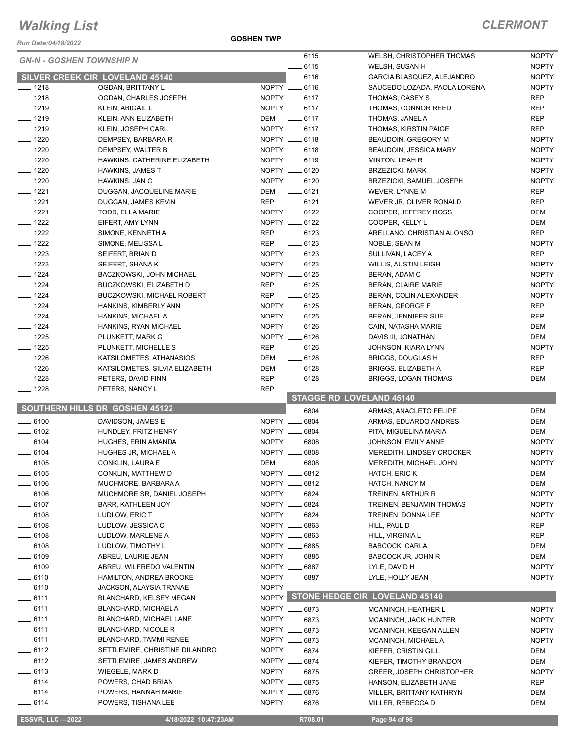# Walking List

## CLERMONT

Run Date:04/18/2022

GOSHEN TWP

### GN-N - GOSHEN TOWNSHIP N

### SILVER CREEK CIR LOVELAND 45140

| No. | Name | Party |
|---|---|---|
| 1218 | OGDAN, BRITTANY L | NOPTY |
| 1218 | OGDAN, CHARLES JOSEPH | NOPTY |
| 1219 | KLEIN, ABIGAIL L | NOPTY |
| 1219 | KLEIN, ANN ELIZABETH | DEM |
| 1219 | KLEIN, JOSEPH CARL | NOPTY |
| 1220 | DEMPSEY, BARBARA R | NOPTY |
| 1220 | DEMPSEY, WALTER B | NOPTY |
| 1220 | HAWKINS, CATHERINE ELIZABETH | NOPTY |
| 1220 | HAWKINS, JAMES T | NOPTY |
| 1220 | HAWKINS, JAN C | NOPTY |
| 1221 | DUGGAN, JACQUELINE MARIE | DEM |
| 1221 | DUGGAN, JAMES KEVIN | REP |
| 1221 | TODD, ELLA MARIE | NOPTY |
| 1222 | EIFERT, AMY LYNN | NOPTY |
| 1222 | SIMONE, KENNETH A | REP |
| 1222 | SIMONE, MELISSA L | REP |
| 1223 | SEIFERT, BRIAN D | NOPTY |
| 1223 | SEIFERT, SHANA K | NOPTY |
| 1224 | BACZKOWSKI, JOHN MICHAEL | NOPTY |
| 1224 | BUCZKOWSKI, ELIZABETH D | REP |
| 1224 | BUCZKOWSKI, MICHAEL ROBERT | REP |
| 1224 | HANKINS, KIMBERLY ANN | NOPTY |
| 1224 | HANKINS, MICHAEL A | NOPTY |
| 1224 | HANKINS, RYAN MICHAEL | NOPTY |
| 1225 | PLUNKETT, MARK G | NOPTY |
| 1225 | PLUNKETT, MICHELLE S | REP |
| 1226 | KATSILOMETES, ATHANASIOS | DEM |
| 1226 | KATSILOMETES, SILVIA ELIZABETH | DEM |
| 1228 | PETERS, DAVID FINN | REP |
| 1228 | PETERS, NANCY L | REP |

### SOUTHERN HILLS DR GOSHEN 45122

| No. | Name | Party |
|---|---|---|
| 6100 | DAVIDSON, JAMES E | NOPTY |
| 6102 | HUNDLEY, FRITZ HENRY | NOPTY |
| 6104 | HUGHES, ERIN AMANDA | NOPTY |
| 6104 | HUGHES JR, MICHAEL A | NOPTY |
| 6105 | CONKLIN, LAURA E | DEM |
| 6105 | CONKLIN, MATTHEW D | NOPTY |
| 6106 | MUCHMORE, BARBARA A | NOPTY |
| 6106 | MUCHMORE SR, DANIEL JOSEPH | NOPTY |
| 6107 | BARR, KATHLEEN JOY | NOPTY |
| 6108 | LUDLOW, ERIC T | NOPTY |
| 6108 | LUDLOW, JESSICA C | NOPTY |
| 6108 | LUDLOW, MARLENE A | NOPTY |
| 6108 | LUDLOW, TIMOTHY L | NOPTY |
| 6109 | ABREU, LAURIE JEAN | NOPTY |
| 6109 | ABREU, WILFREDO VALENTIN | NOPTY |
| 6110 | HAMILTON, ANDREA BROOKE | NOPTY |
| 6110 | JACKSON, ALAYSIA TRANAE | NOPTY |
| 6111 | BLANCHARD, KELSEY MEGAN | NOPTY |
| 6111 | BLANCHARD, MICHAEL A | NOPTY |
| 6111 | BLANCHARD, MICHAEL LANE | NOPTY |
| 6111 | BLANCHARD, NICOLE R | NOPTY |
| 6111 | BLANCHARD, TAMMI RENEE | NOPTY |
| 6112 | SETTLEMIRE, CHRISTINE DILANDRO | NOPTY |
| 6112 | SETTLEMIRE, JAMES ANDREW | NOPTY |
| 6113 | WIEGELE, MARK D | NOPTY |
| 6114 | POWERS, CHAD BRIAN | NOPTY |
| 6114 | POWERS, HANNAH MARIE | NOPTY |
| 6114 | POWERS, TISHANA LEE | NOPTY |
| 6115 | WELSH, CHRISTOPHER THOMAS | NOPTY |
| 6115 | WELSH, SUSAN H | NOPTY |
| 6116 | GARCIA BLASQUEZ, ALEJANDRO | NOPTY |
| 6116 | SAUCEDO LOZADA, PAOLA LORENA | NOPTY |
| 6117 | THOMAS, CASEY S | REP |
| 6117 | THOMAS, CONNOR REED | REP |
| 6117 | THOMAS, JANEL A | REP |
| 6117 | THOMAS, KIRSTIN PAIGE | REP |
| 6118 | BEAUDOIN, GREGORY M | NOPTY |
| 6118 | BEAUDOIN, JESSICA MARY | NOPTY |
| 6119 | MINTON, LEAH R | NOPTY |
| 6120 | BRZEZICKI, MARK | NOPTY |
| 6120 | BRZEZICKI, SAMUEL JOSEPH | NOPTY |
| 6121 | WEVER, LYNNE M | REP |
| 6121 | WEVER JR, OLIVER RONALD | REP |
| 6122 | COOPER, JEFFREY ROSS | DEM |
| 6122 | COOPER, KELLY L | DEM |
| 6123 | ARELLANO, CHRISTIAN ALONSO | REP |
| 6123 | NOBLE, SEAN M | NOPTY |
| 6123 | SULLIVAN, LACEY A | REP |
| 6123 | WILLIS, AUSTIN LEIGH | NOPTY |
| 6125 | BERAN, ADAM C | NOPTY |
| 6125 | BERAN, CLAIRE MARIE | NOPTY |
| 6125 | BERAN, COLIN ALEXANDER | NOPTY |
| 6125 | BERAN, GEORGE F | REP |
| 6125 | BERAN, JENNIFER SUE | REP |
| 6126 | CAIN, NATASHA MARIE | DEM |
| 6126 | DAVIS III, JONATHAN | DEM |
| 6126 | JOHNSON, KIARA LYNN | NOPTY |
| 6128 | BRIGGS, DOUGLAS H | REP |
| 6128 | BRIGGS, ELIZABETH A | REP |
| 6128 | BRIGGS, LOGAN THOMAS | DEM |

### STAGGE RD LOVELAND 45140

| No. | Name | Party |
|---|---|---|
| 6804 | ARMAS, ANACLETO FELIPE | DEM |
| 6804 | ARMAS, EDUARDO ANDRES | DEM |
| 6804 | PITA, MIGUELINA MARIA | DEM |
| 6808 | JOHNSON, EMILY ANNE | NOPTY |
| 6808 | MEREDITH, LINDSEY CROCKER | NOPTY |
| 6808 | MEREDITH, MICHAEL JOHN | NOPTY |
| 6812 | HATCH, ERIC K | DEM |
| 6812 | HATCH, NANCY M | DEM |
| 6824 | TREINEN, ARTHUR R | NOPTY |
| 6824 | TREINEN, BENJAMIN THOMAS | NOPTY |
| 6824 | TREINEN, DONNA LEE | NOPTY |
| 6863 | HILL, PAUL D | REP |
| 6863 | HILL, VIRGINIA L | REP |
| 6885 | BABCOCK, CARLA | DEM |
| 6885 | BABCOCK JR, JOHN R | DEM |
| 6887 | LYLE, DAVID H | NOPTY |
| 6887 | LYLE, HOLLY JEAN | NOPTY |

### STONE HEDGE CIR LOVELAND 45140

| No. | Name | Party |
|---|---|---|
| 6873 | MCANINCH, HEATHER L | NOPTY |
| 6873 | MCANINCH, JACK HUNTER | NOPTY |
| 6873 | MCANINCH, KEEGAN ALLEN | NOPTY |
| 6873 | MCANINCH, MICHAEL A | NOPTY |
| 6874 | KIEFER, CRISTIN GILL | DEM |
| 6874 | KIEFER, TIMOTHY BRANDON | DEM |
| 6875 | GREER, JOSEPH CHRISTOPHER | NOPTY |
| 6875 | HANSON, ELIZABETH JANE | REP |
| 6876 | MILLER, BRITTANY KATHRYN | DEM |
| 6876 | MILLER, REBECCA D | DEM |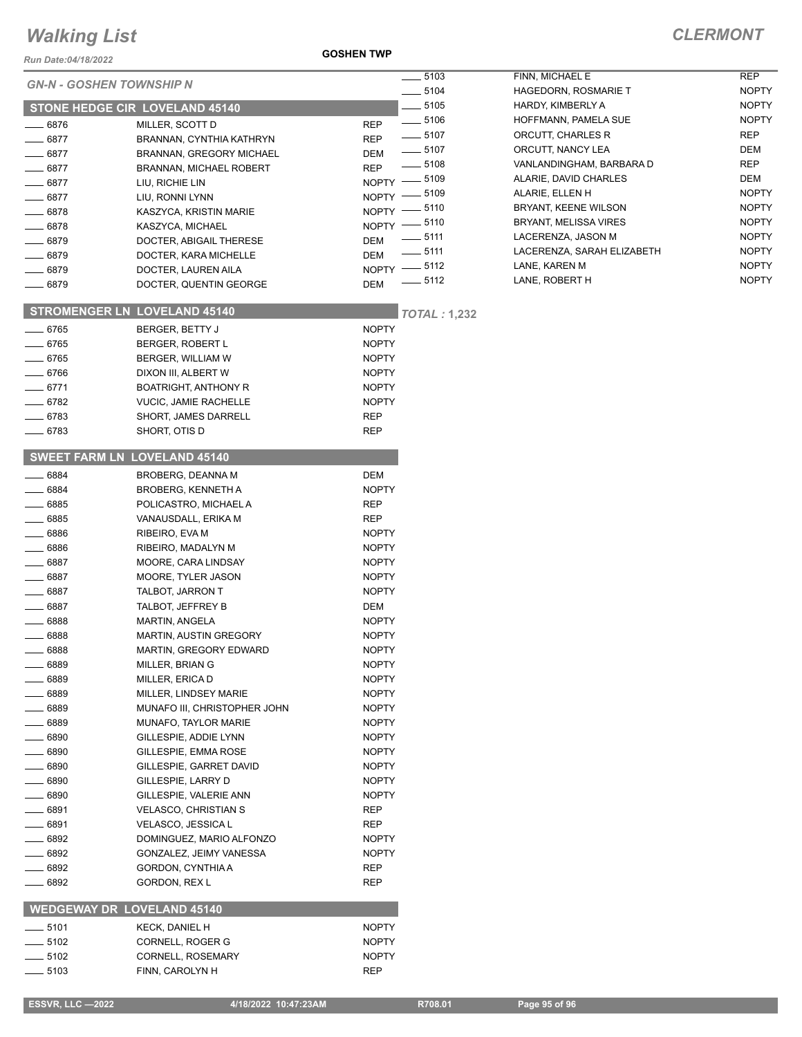# Walking List

**CLERMONT**

Run Date:04/18/2022

**GOSHEN TWP**

## GN-N - GOSHEN TOWNSHIP N

### STONE HEDGE CIR LOVELAND 45140

| No. | Name | Party |
|---|---|---|
| 6876 | MILLER, SCOTT D | REP |
| 6877 | BRANNAN, CYNTHIA KATHRYN | REP |
| 6877 | BRANNAN, GREGORY MICHAEL | DEM |
| 6877 | BRANNAN, MICHAEL ROBERT | REP |
| 6877 | LIU, RICHIE LIN | NOPTY |
| 6877 | LIU, RONNI LYNN | NOPTY |
| 6878 | KASZYCA, KRISTIN MARIE | NOPTY |
| 6878 | KASZYCA, MICHAEL | NOPTY |
| 6879 | DOCTER, ABIGAIL THERESE | DEM |
| 6879 | DOCTER, KARA MICHELLE | DEM |
| 6879 | DOCTER, LAUREN AILA | NOPTY |
| 6879 | DOCTER, QUENTIN GEORGE | DEM |

### STROMENGER LN LOVELAND 45140

| No. | Name | Party |
|---|---|---|
| 6765 | BERGER, BETTY J | NOPTY |
| 6765 | BERGER, ROBERT L | NOPTY |
| 6765 | BERGER, WILLIAM W | NOPTY |
| 6766 | DIXON III, ALBERT W | NOPTY |
| 6771 | BOATRIGHT, ANTHONY R | NOPTY |
| 6782 | VUCIC, JAMIE RACHELLE | NOPTY |
| 6783 | SHORT, JAMES DARRELL | REP |
| 6783 | SHORT, OTIS D | REP |

### SWEET FARM LN LOVELAND 45140

| No. | Name | Party |
|---|---|---|
| 6884 | BROBERG, DEANNA M | DEM |
| 6884 | BROBERG, KENNETH A | NOPTY |
| 6885 | POLICASTRO, MICHAEL A | REP |
| 6885 | VANAUSDALL, ERIKA M | REP |
| 6886 | RIBEIRO, EVA M | NOPTY |
| 6886 | RIBEIRO, MADALYN M | NOPTY |
| 6887 | MOORE, CARA LINDSAY | NOPTY |
| 6887 | MOORE, TYLER JASON | NOPTY |
| 6887 | TALBOT, JARRON T | NOPTY |
| 6887 | TALBOT, JEFFREY B | DEM |
| 6888 | MARTIN, ANGELA | NOPTY |
| 6888 | MARTIN, AUSTIN GREGORY | NOPTY |
| 6888 | MARTIN, GREGORY EDWARD | NOPTY |
| 6889 | MILLER, BRIAN G | NOPTY |
| 6889 | MILLER, ERICA D | NOPTY |
| 6889 | MILLER, LINDSEY MARIE | NOPTY |
| 6889 | MUNAFO III, CHRISTOPHER JOHN | NOPTY |
| 6889 | MUNAFO, TAYLOR MARIE | NOPTY |
| 6890 | GILLESPIE, ADDIE LYNN | NOPTY |
| 6890 | GILLESPIE, EMMA ROSE | NOPTY |
| 6890 | GILLESPIE, GARRET DAVID | NOPTY |
| 6890 | GILLESPIE, LARRY D | NOPTY |
| 6890 | GILLESPIE, VALERIE ANN | NOPTY |
| 6891 | VELASCO, CHRISTIAN S | REP |
| 6891 | VELASCO, JESSICA L | REP |
| 6892 | DOMINGUEZ, MARIO ALFONZO | NOPTY |
| 6892 | GONZALEZ, JEIMY VANESSA | NOPTY |
| 6892 | GORDON, CYNTHIA A | REP |
| 6892 | GORDON, REX L | REP |

### WEDGEWAY DR LOVELAND 45140

| No. | Name | Party |
|---|---|---|
| 5101 | KECK, DANIEL H | NOPTY |
| 5102 | CORNELL, ROGER G | NOPTY |
| 5102 | CORNELL, ROSEMARY | NOPTY |
| 5103 | FINN, CAROLYN H | REP |
| 5103 | FINN, MICHAEL E | REP |
| 5104 | HAGEDORN, ROSMARIE T | NOPTY |
| 5105 | HARDY, KIMBERLY A | NOPTY |
| 5106 | HOFFMANN, PAMELA SUE | NOPTY |
| 5107 | ORCUTT, CHARLES R | REP |
| 5107 | ORCUTT, NANCY LEA | DEM |
| 5108 | VANLANDINGHAM, BARBARA D | REP |
| 5109 | ALARIE, DAVID CHARLES | DEM |
| 5109 | ALARIE, ELLEN H | NOPTY |
| 5110 | BRYANT, KEENE WILSON | NOPTY |
| 5110 | BRYANT, MELISSA VIRES | NOPTY |
| 5111 | LACERENZA, JASON M | NOPTY |
| 5111 | LACERENZA, SARAH ELIZABETH | NOPTY |
| 5112 | LANE, KAREN M | NOPTY |
| 5112 | LANE, ROBERT H | NOPTY |

*TOTAL : 1,232*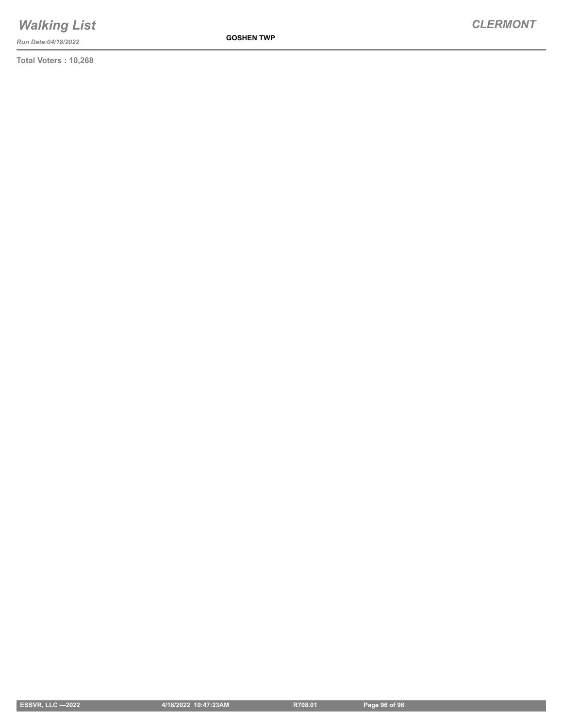**Total Voters : 10,268**